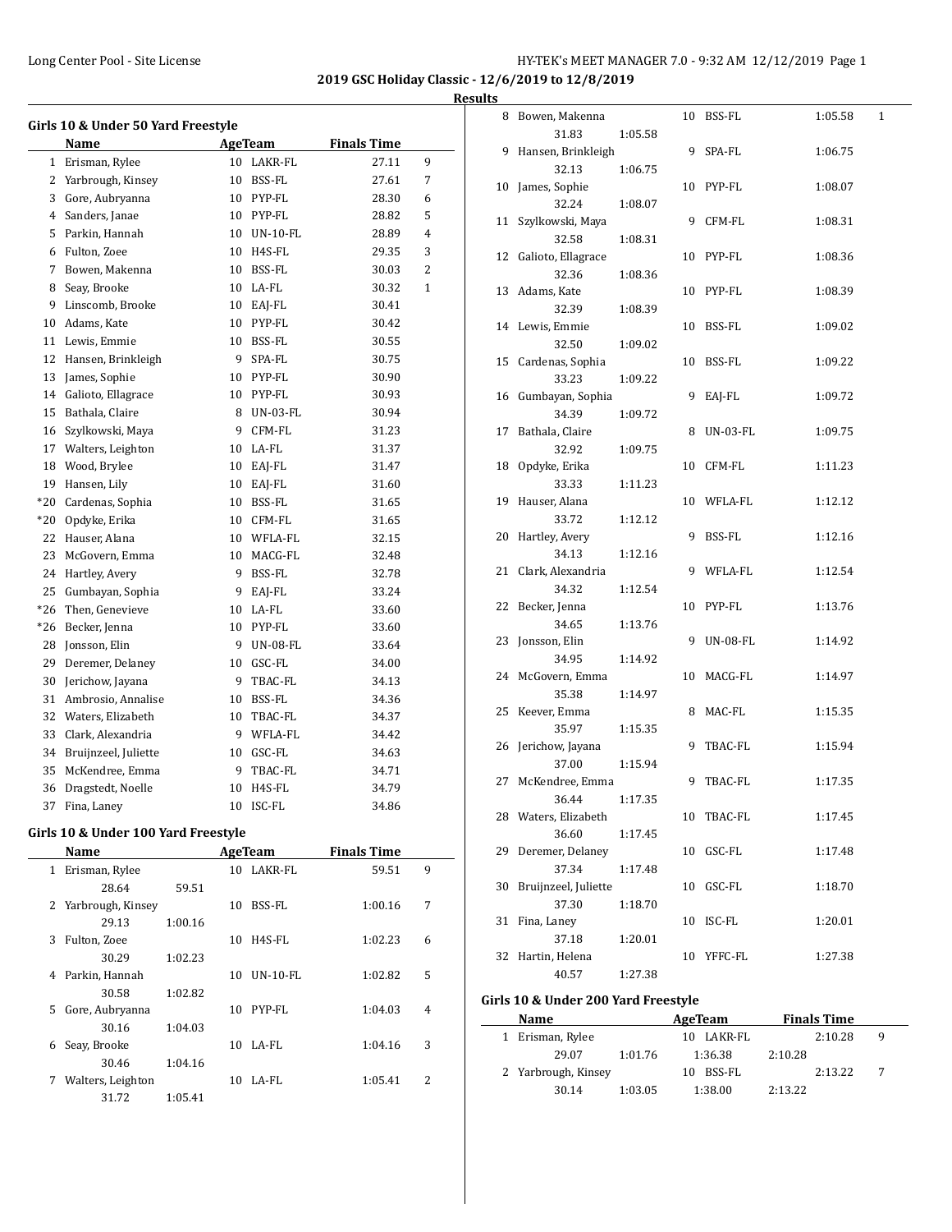## 2019 GSC Holiday Classic - 12/6/2019 to 12/8/2019

### Results

#### Girls 10 & Under 50 Yard Freestyle

| | Name | Age | Team | Finals Time | Points |
|---|---|---|---|---|---|
| 1 | Erisman, Rylee | 10 | LAKR-FL | 27.11 | 9 |
| 2 | Yarbrough, Kinsey | 10 | BSS-FL | 27.61 | 7 |
| 3 | Gore, Aubryanna | 10 | PYP-FL | 28.30 | 6 |
| 4 | Sanders, Janae | 10 | PYP-FL | 28.82 | 5 |
| 5 | Parkin, Hannah | 10 | UN-10-FL | 28.89 | 4 |
| 6 | Fulton, Zoee | 10 | H4S-FL | 29.35 | 3 |
| 7 | Bowen, Makenna | 10 | BSS-FL | 30.03 | 2 |
| 8 | Seay, Brooke | 10 | LA-FL | 30.32 | 1 |
| 9 | Linscomb, Brooke | 10 | EAJ-FL | 30.41 | |
| 10 | Adams, Kate | 10 | PYP-FL | 30.42 | |
| 11 | Lewis, Emmie | 10 | BSS-FL | 30.55 | |
| 12 | Hansen, Brinkleigh | 9 | SPA-FL | 30.75 | |
| 13 | James, Sophie | 10 | PYP-FL | 30.90 | |
| 14 | Galioto, Ellagrace | 10 | PYP-FL | 30.93 | |
| 15 | Bathala, Claire | 8 | UN-03-FL | 30.94 | |
| 16 | Szylkowski, Maya | 9 | CFM-FL | 31.23 | |
| 17 | Walters, Leighton | 10 | LA-FL | 31.37 | |
| 18 | Wood, Brylee | 10 | EAJ-FL | 31.47 | |
| 19 | Hansen, Lily | 10 | EAJ-FL | 31.60 | |
| *20 | Cardenas, Sophia | 10 | BSS-FL | 31.65 | |
| *20 | Opdyke, Erika | 10 | CFM-FL | 31.65 | |
| 22 | Hauser, Alana | 10 | WFLA-FL | 32.15 | |
| 23 | McGovern, Emma | 10 | MACG-FL | 32.48 | |
| 24 | Hartley, Avery | 9 | BSS-FL | 32.78 | |
| 25 | Gumbayan, Sophia | 9 | EAJ-FL | 33.24 | |
| *26 | Then, Genevieve | 10 | LA-FL | 33.60 | |
| *26 | Becker, Jenna | 10 | PYP-FL | 33.60 | |
| 28 | Jonsson, Elin | 9 | UN-08-FL | 33.64 | |
| 29 | Deremer, Delaney | 10 | GSC-FL | 34.00 | |
| 30 | Jerichow, Jayana | 9 | TBAC-FL | 34.13 | |
| 31 | Ambrosio, Annalise | 10 | BSS-FL | 34.36 | |
| 32 | Waters, Elizabeth | 10 | TBAC-FL | 34.37 | |
| 33 | Clark, Alexandria | 9 | WFLA-FL | 34.42 | |
| 34 | Bruijnzeel, Juliette | 10 | GSC-FL | 34.63 | |
| 35 | McKendree, Emma | 9 | TBAC-FL | 34.71 | |
| 36 | Dragstedt, Noelle | 10 | H4S-FL | 34.79 | |
| 37 | Fina, Laney | 10 | ISC-FL | 34.86 | |

#### Girls 10 & Under 100 Yard Freestyle

| | Name | Age | Team | Finals Time | Points | Splits |
|---|---|---|---|---|---|---|
| 1 | Erisman, Rylee | 10 | LAKR-FL | 59.51 | 9 | 28.64, 59.51 |
| 2 | Yarbrough, Kinsey | 10 | BSS-FL | 1:00.16 | 7 | 29.13, 1:00.16 |
| 3 | Fulton, Zoee | 10 | H4S-FL | 1:02.23 | 6 | 30.29, 1:02.23 |
| 4 | Parkin, Hannah | 10 | UN-10-FL | 1:02.82 | 5 | 30.58, 1:02.82 |
| 5 | Gore, Aubryanna | 10 | PYP-FL | 1:04.03 | 4 | 30.16, 1:04.03 |
| 6 | Seay, Brooke | 10 | LA-FL | 1:04.16 | 3 | 30.46, 1:04.16 |
| 7 | Walters, Leighton | 10 | LA-FL | 1:05.41 | 2 | 31.72, 1:05.41 |
| 8 | Bowen, Makenna | 10 | BSS-FL | 1:05.58 | 1 | 31.83, 1:05.58 |
| 9 | Hansen, Brinkleigh | 9 | SPA-FL | 1:06.75 | | 32.13, 1:06.75 |
| 10 | James, Sophie | 10 | PYP-FL | 1:08.07 | | 32.24, 1:08.07 |
| 11 | Szylkowski, Maya | 9 | CFM-FL | 1:08.31 | | 32.58, 1:08.31 |
| 12 | Galioto, Ellagrace | 10 | PYP-FL | 1:08.36 | | 32.36, 1:08.36 |
| 13 | Adams, Kate | 10 | PYP-FL | 1:08.39 | | 32.39, 1:08.39 |
| 14 | Lewis, Emmie | 10 | BSS-FL | 1:09.02 | | 32.50, 1:09.02 |
| 15 | Cardenas, Sophia | 10 | BSS-FL | 1:09.22 | | 33.23, 1:09.22 |
| 16 | Gumbayan, Sophia | 9 | EAJ-FL | 1:09.72 | | 34.39, 1:09.72 |
| 17 | Bathala, Claire | 8 | UN-03-FL | 1:09.75 | | 32.92, 1:09.75 |
| 18 | Opdyke, Erika | 10 | CFM-FL | 1:11.23 | | 33.33, 1:11.23 |
| 19 | Hauser, Alana | 10 | WFLA-FL | 1:12.12 | | 33.72, 1:12.12 |
| 20 | Hartley, Avery | 9 | BSS-FL | 1:12.16 | | 34.13, 1:12.16 |
| 21 | Clark, Alexandria | 9 | WFLA-FL | 1:12.54 | | 34.32, 1:12.54 |
| 22 | Becker, Jenna | 10 | PYP-FL | 1:13.76 | | 34.65, 1:13.76 |
| 23 | Jonsson, Elin | 9 | UN-08-FL | 1:14.92 | | 34.95, 1:14.92 |
| 24 | McGovern, Emma | 10 | MACG-FL | 1:14.97 | | 35.38, 1:14.97 |
| 25 | Keever, Emma | 8 | MAC-FL | 1:15.35 | | 35.97, 1:15.35 |
| 26 | Jerichow, Jayana | 9 | TBAC-FL | 1:15.94 | | 37.00, 1:15.94 |
| 27 | McKendree, Emma | 9 | TBAC-FL | 1:17.35 | | 36.44, 1:17.35 |
| 28 | Waters, Elizabeth | 10 | TBAC-FL | 1:17.45 | | 36.60, 1:17.45 |
| 29 | Deremer, Delaney | 10 | GSC-FL | 1:17.48 | | 37.34, 1:17.48 |
| 30 | Bruijnzeel, Juliette | 10 | GSC-FL | 1:18.70 | | 37.30, 1:18.70 |
| 31 | Fina, Laney | 10 | ISC-FL | 1:20.01 | | 37.18, 1:20.01 |
| 32 | Hartin, Helena | 10 | YFFC-FL | 1:27.38 | | 40.57, 1:27.38 |

#### Girls 10 & Under 200 Yard Freestyle

| | Name | Age | Team | Finals Time | Points | Splits |
|---|---|---|---|---|---|---|
| 1 | Erisman, Rylee | 10 | LAKR-FL | 2:10.28 | 9 | 29.07, 1:01.76, 1:36.38, 2:10.28 |
| 2 | Yarbrough, Kinsey | 10 | BSS-FL | 2:13.22 | 7 | 30.14, 1:03.05, 1:38.00, 2:13.22 |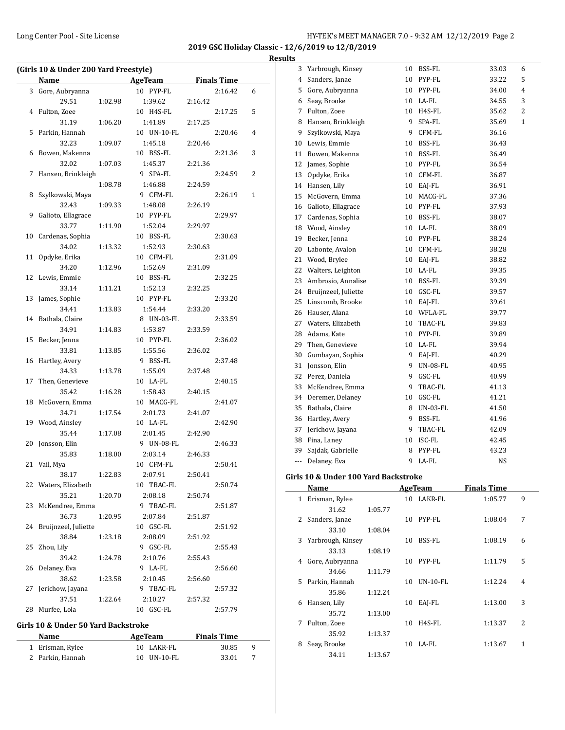## 2019 GSC Holiday Classic - 12/6/2019 to 12/8/2019

### Results

### (Girls 10 & Under 200 Yard Freestyle)

| | Name | AgeTeam | | Finals Time | |
|---|---|---|---|---|---|
| 3 | Gore, Aubryanna | 10 | PYP-FL | 2:16.42 | 6 |
| | 29.51 / 1:02.98 / 1:39.62 / 2:16.42 | | | | |
| 4 | Fulton, Zoee | 10 | H4S-FL | 2:17.25 | 5 |
| | 31.19 / 1:06.20 / 1:41.89 / 2:17.25 | | | | |
| 5 | Parkin, Hannah | 10 | UN-10-FL | 2:20.46 | 4 |
| | 32.23 / 1:09.07 / 1:45.18 / 2:20.46 | | | | |
| 6 | Bowen, Makenna | 10 | BSS-FL | 2:21.36 | 3 |
| | 32.02 / 1:07.03 / 1:45.37 / 2:21.36 | | | | |
| 7 | Hansen, Brinkleigh | 9 | SPA-FL | 2:24.59 | 2 |
| | 1:08.78 / 1:46.88 / 2:24.59 | | | | |
| 8 | Szylkowski, Maya | 9 | CFM-FL | 2:26.19 | 1 |
| | 32.43 / 1:09.33 / 1:48.08 / 2:26.19 | | | | |
| 9 | Galioto, Ellagrace | 10 | PYP-FL | 2:29.97 | |
| | 33.77 / 1:11.90 / 1:52.04 / 2:29.97 | | | | |
| 10 | Cardenas, Sophia | 10 | BSS-FL | 2:30.63 | |
| | 34.02 / 1:13.32 / 1:52.93 / 2:30.63 | | | | |
| 11 | Opdyke, Erika | 10 | CFM-FL | 2:31.09 | |
| | 34.20 / 1:12.96 / 1:52.69 / 2:31.09 | | | | |
| 12 | Lewis, Emmie | 10 | BSS-FL | 2:32.25 | |
| | 33.14 / 1:11.21 / 1:52.13 / 2:32.25 | | | | |
| 13 | James, Sophie | 10 | PYP-FL | 2:33.20 | |
| | 34.41 / 1:13.83 / 1:54.44 / 2:33.20 | | | | |
| 14 | Bathala, Claire | 8 | UN-03-FL | 2:33.59 | |
| | 34.91 / 1:14.83 / 1:53.87 / 2:33.59 | | | | |
| 15 | Becker, Jenna | 10 | PYP-FL | 2:36.02 | |
| | 33.81 / 1:13.85 / 1:55.56 / 2:36.02 | | | | |
| 16 | Hartley, Avery | 9 | BSS-FL | 2:37.48 | |
| | 34.33 / 1:13.78 / 1:55.09 / 2:37.48 | | | | |
| 17 | Then, Genevieve | 10 | LA-FL | 2:40.15 | |
| | 35.42 / 1:16.28 / 1:58.43 / 2:40.15 | | | | |
| 18 | McGovern, Emma | 10 | MACG-FL | 2:41.07 | |
| | 34.71 / 1:17.54 / 2:01.73 / 2:41.07 | | | | |
| 19 | Wood, Ainsley | 10 | LA-FL | 2:42.90 | |
| | 35.44 / 1:17.08 / 2:01.45 / 2:42.90 | | | | |
| 20 | Jonsson, Elin | 9 | UN-08-FL | 2:46.33 | |
| | 35.83 / 1:18.00 / 2:03.14 / 2:46.33 | | | | |
| 21 | Vail, Mya | 10 | CFM-FL | 2:50.41 | |
| | 38.17 / 1:22.83 / 2:07.91 / 2:50.41 | | | | |
| 22 | Waters, Elizabeth | 10 | TBAC-FL | 2:50.74 | |
| | 35.21 / 1:20.70 / 2:08.18 / 2:50.74 | | | | |
| 23 | McKendree, Emma | 9 | TBAC-FL | 2:51.87 | |
| | 36.73 / 1:20.95 / 2:07.84 / 2:51.87 | | | | |
| 24 | Bruijnzeel, Juliette | 10 | GSC-FL | 2:51.92 | |
| | 38.84 / 1:23.18 / 2:08.09 / 2:51.92 | | | | |
| 25 | Zhou, Lily | 9 | GSC-FL | 2:55.43 | |
| | 39.42 / 1:24.78 / 2:10.76 / 2:55.43 | | | | |
| 26 | Delaney, Eva | 9 | LA-FL | 2:56.60 | |
| | 38.62 / 1:23.58 / 2:10.45 / 2:56.60 | | | | |
| 27 | Jerichow, Jayana | 9 | TBAC-FL | 2:57.32 | |
| | 37.51 / 1:22.64 / 2:10.27 / 2:57.32 | | | | |
| 28 | Murfee, Lola | 10 | GSC-FL | 2:57.79 | |

### Girls 10 & Under 50 Yard Backstroke

| | Name | AgeTeam | | Finals Time | |
|---|---|---|---|---|---|
| 1 | Erisman, Rylee | 10 | LAKR-FL | 30.85 | 9 |
| 2 | Parkin, Hannah | 10 | UN-10-FL | 33.01 | 7 |
| 3 | Yarbrough, Kinsey | 10 | BSS-FL | 33.03 | 6 |
| 4 | Sanders, Janae | 10 | PYP-FL | 33.22 | 5 |
| 5 | Gore, Aubryanna | 10 | PYP-FL | 34.00 | 4 |
| 6 | Seay, Brooke | 10 | LA-FL | 34.55 | 3 |
| 7 | Fulton, Zoee | 10 | H4S-FL | 35.62 | 2 |
| 8 | Hansen, Brinkleigh | 9 | SPA-FL | 35.69 | 1 |
| 9 | Szylkowski, Maya | 9 | CFM-FL | 36.16 | |
| 10 | Lewis, Emmie | 10 | BSS-FL | 36.43 | |
| 11 | Bowen, Makenna | 10 | BSS-FL | 36.49 | |
| 12 | James, Sophie | 10 | PYP-FL | 36.54 | |
| 13 | Opdyke, Erika | 10 | CFM-FL | 36.87 | |
| 14 | Hansen, Lily | 10 | EAJ-FL | 36.91 | |
| 15 | McGovern, Emma | 10 | MACG-FL | 37.36 | |
| 16 | Galioto, Ellagrace | 10 | PYP-FL | 37.93 | |
| 17 | Cardenas, Sophia | 10 | BSS-FL | 38.07 | |
| 18 | Wood, Ainsley | 10 | LA-FL | 38.09 | |
| 19 | Becker, Jenna | 10 | PYP-FL | 38.24 | |
| 20 | Labonte, Avalon | 10 | CFM-FL | 38.28 | |
| 21 | Wood, Brylee | 10 | EAJ-FL | 38.82 | |
| 22 | Walters, Leighton | 10 | LA-FL | 39.35 | |
| 23 | Ambrosio, Annalise | 10 | BSS-FL | 39.39 | |
| 24 | Bruijnzeel, Juliette | 10 | GSC-FL | 39.57 | |
| 25 | Linscomb, Brooke | 10 | EAJ-FL | 39.61 | |
| 26 | Hauser, Alana | 10 | WFLA-FL | 39.77 | |
| 27 | Waters, Elizabeth | 10 | TBAC-FL | 39.83 | |
| 28 | Adams, Kate | 10 | PYP-FL | 39.89 | |
| 29 | Then, Genevieve | 10 | LA-FL | 39.94 | |
| 30 | Gumbayan, Sophia | 9 | EAJ-FL | 40.29 | |
| 31 | Jonsson, Elin | 9 | UN-08-FL | 40.95 | |
| 32 | Perez, Daniela | 9 | GSC-FL | 40.99 | |
| 33 | McKendree, Emma | 9 | TBAC-FL | 41.13 | |
| 34 | Deremer, Delaney | 10 | GSC-FL | 41.21 | |
| 35 | Bathala, Claire | 8 | UN-03-FL | 41.50 | |
| 36 | Hartley, Avery | 9 | BSS-FL | 41.96 | |
| 37 | Jerichow, Jayana | 9 | TBAC-FL | 42.09 | |
| 38 | Fina, Laney | 10 | ISC-FL | 42.45 | |
| 39 | Sajdak, Gabrielle | 8 | PYP-FL | 43.23 | |
| --- | Delaney, Eva | 9 | LA-FL | NS | |

### Girls 10 & Under 100 Yard Backstroke

| | Name | AgeTeam | | Finals Time | |
|---|---|---|---|---|---|
| 1 | Erisman, Rylee | 10 | LAKR-FL | 1:05.77 | 9 |
| | 31.62 / 1:05.77 | | | | |
| 2 | Sanders, Janae | 10 | PYP-FL | 1:08.04 | 7 |
| | 33.10 / 1:08.04 | | | | |
| 3 | Yarbrough, Kinsey | 10 | BSS-FL | 1:08.19 | 6 |
| | 33.13 / 1:08.19 | | | | |
| 4 | Gore, Aubryanna | 10 | PYP-FL | 1:11.79 | 5 |
| | 34.66 / 1:11.79 | | | | |
| 5 | Parkin, Hannah | 10 | UN-10-FL | 1:12.24 | 4 |
| | 35.86 / 1:12.24 | | | | |
| 6 | Hansen, Lily | 10 | EAJ-FL | 1:13.00 | 3 |
| | 35.72 / 1:13.00 | | | | |
| 7 | Fulton, Zoee | 10 | H4S-FL | 1:13.37 | 2 |
| | 35.92 / 1:13.37 | | | | |
| 8 | Seay, Brooke | 10 | LA-FL | 1:13.67 | 1 |
| | 34.11 / 1:13.67 | | | | |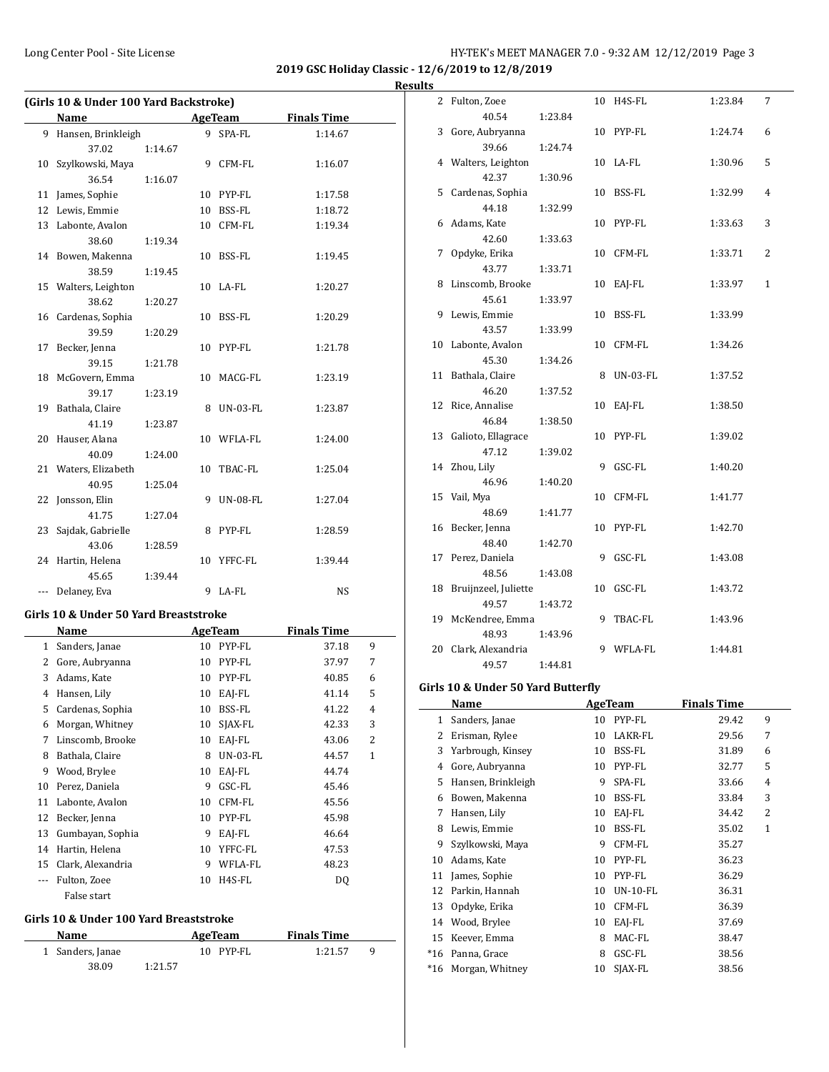**2019 GSC Holiday Classic - 12/6/2019 to 12/8/2019**

**Results**

### (Girls 10 & Under 100 Yard Backstroke)

| | Name | Age | Team | Finals Time | |
|---|---|---|---|---|---|
| 9 | Hansen, Brinkleigh | 9 | SPA-FL | 1:14.67 | |
| | 37.02 1:14.67 | | | | |
| 10 | Szylkowski, Maya | 9 | CFM-FL | 1:16.07 | |
| | 36.54 1:16.07 | | | | |
| 11 | James, Sophie | 10 | PYP-FL | 1:17.58 | |
| 12 | Lewis, Emmie | 10 | BSS-FL | 1:18.72 | |
| 13 | Labonte, Avalon | 10 | CFM-FL | 1:19.34 | |
| | 38.60 1:19.34 | | | | |
| 14 | Bowen, Makenna | 10 | BSS-FL | 1:19.45 | |
| | 38.59 1:19.45 | | | | |
| 15 | Walters, Leighton | 10 | LA-FL | 1:20.27 | |
| | 38.62 1:20.27 | | | | |
| 16 | Cardenas, Sophia | 10 | BSS-FL | 1:20.29 | |
| | 39.59 1:20.29 | | | | |
| 17 | Becker, Jenna | 10 | PYP-FL | 1:21.78 | |
| | 39.15 1:21.78 | | | | |
| 18 | McGovern, Emma | 10 | MACG-FL | 1:23.19 | |
| | 39.17 1:23.19 | | | | |
| 19 | Bathala, Claire | 8 | UN-03-FL | 1:23.87 | |
| | 41.19 1:23.87 | | | | |
| 20 | Hauser, Alana | 10 | WFLA-FL | 1:24.00 | |
| | 40.09 1:24.00 | | | | |
| 21 | Waters, Elizabeth | 10 | TBAC-FL | 1:25.04 | |
| | 40.95 1:25.04 | | | | |
| 22 | Jonsson, Elin | 9 | UN-08-FL | 1:27.04 | |
| | 41.75 1:27.04 | | | | |
| 23 | Sajdak, Gabrielle | 8 | PYP-FL | 1:28.59 | |
| | 43.06 1:28.59 | | | | |
| 24 | Hartin, Helena | 10 | YFFC-FL | 1:39.44 | |
| | 45.65 1:39.44 | | | | |
| --- | Delaney, Eva | 9 | LA-FL | NS | |

### Girls 10 & Under 50 Yard Breaststroke

| | Name | Age | Team | Finals Time | |
|---|---|---|---|---|---|
| 1 | Sanders, Janae | 10 | PYP-FL | 37.18 | 9 |
| 2 | Gore, Aubryanna | 10 | PYP-FL | 37.97 | 7 |
| 3 | Adams, Kate | 10 | PYP-FL | 40.85 | 6 |
| 4 | Hansen, Lily | 10 | EAJ-FL | 41.14 | 5 |
| 5 | Cardenas, Sophia | 10 | BSS-FL | 41.22 | 4 |
| 6 | Morgan, Whitney | 10 | SJAX-FL | 42.33 | 3 |
| 7 | Linscomb, Brooke | 10 | EAJ-FL | 43.06 | 2 |
| 8 | Bathala, Claire | 8 | UN-03-FL | 44.57 | 1 |
| 9 | Wood, Brylee | 10 | EAJ-FL | 44.74 | |
| 10 | Perez, Daniela | 9 | GSC-FL | 45.46 | |
| 11 | Labonte, Avalon | 10 | CFM-FL | 45.56 | |
| 12 | Becker, Jenna | 10 | PYP-FL | 45.98 | |
| 13 | Gumbayan, Sophia | 9 | EAJ-FL | 46.64 | |
| 14 | Hartin, Helena | 10 | YFFC-FL | 47.53 | |
| 15 | Clark, Alexandria | 9 | WFLA-FL | 48.23 | |
| --- | Fulton, Zoee | 10 | H4S-FL | DQ | |
| | False start | | | | |

### Girls 10 & Under 100 Yard Breaststroke

| | Name | Age | Team | Finals Time | |
|---|---|---|---|---|---|
| 1 | Sanders, Janae | 10 | PYP-FL | 1:21.57 | 9 |
| | 38.09 1:21.57 | | | | |
| 2 | Fulton, Zoee | 10 | H4S-FL | 1:23.84 | 7 |
| | 40.54 1:23.84 | | | | |
| 3 | Gore, Aubryanna | 10 | PYP-FL | 1:24.74 | 6 |
| | 39.66 1:24.74 | | | | |
| 4 | Walters, Leighton | 10 | LA-FL | 1:30.96 | 5 |
| | 42.37 1:30.96 | | | | |
| 5 | Cardenas, Sophia | 10 | BSS-FL | 1:32.99 | 4 |
| | 44.18 1:32.99 | | | | |
| 6 | Adams, Kate | 10 | PYP-FL | 1:33.63 | 3 |
| | 42.60 1:33.63 | | | | |
| 7 | Opdyke, Erika | 10 | CFM-FL | 1:33.71 | 2 |
| | 43.77 1:33.71 | | | | |
| 8 | Linscomb, Brooke | 10 | EAJ-FL | 1:33.97 | 1 |
| | 45.61 1:33.97 | | | | |
| 9 | Lewis, Emmie | 10 | BSS-FL | 1:33.99 | |
| | 43.57 1:33.99 | | | | |
| 10 | Labonte, Avalon | 10 | CFM-FL | 1:34.26 | |
| | 45.30 1:34.26 | | | | |
| 11 | Bathala, Claire | 8 | UN-03-FL | 1:37.52 | |
| | 46.20 1:37.52 | | | | |
| 12 | Rice, Annalise | 10 | EAJ-FL | 1:38.50 | |
| | 46.84 1:38.50 | | | | |
| 13 | Galioto, Ellagrace | 10 | PYP-FL | 1:39.02 | |
| | 47.12 1:39.02 | | | | |
| 14 | Zhou, Lily | 9 | GSC-FL | 1:40.20 | |
| | 46.96 1:40.20 | | | | |
| 15 | Vail, Mya | 10 | CFM-FL | 1:41.77 | |
| | 48.69 1:41.77 | | | | |
| 16 | Becker, Jenna | 10 | PYP-FL | 1:42.70 | |
| | 48.40 1:42.70 | | | | |
| 17 | Perez, Daniela | 9 | GSC-FL | 1:43.08 | |
| | 48.56 1:43.08 | | | | |
| 18 | Bruijnzeel, Juliette | 10 | GSC-FL | 1:43.72 | |
| | 49.57 1:43.72 | | | | |
| 19 | McKendree, Emma | 9 | TBAC-FL | 1:43.96 | |
| | 48.93 1:43.96 | | | | |
| 20 | Clark, Alexandria | 9 | WFLA-FL | 1:44.81 | |
| | 49.57 1:44.81 | | | | |

### Girls 10 & Under 50 Yard Butterfly

| | Name | Age | Team | Finals Time | |
|---|---|---|---|---|---|
| 1 | Sanders, Janae | 10 | PYP-FL | 29.42 | 9 |
| 2 | Erisman, Rylee | 10 | LAKR-FL | 29.56 | 7 |
| 3 | Yarbrough, Kinsey | 10 | BSS-FL | 31.89 | 6 |
| 4 | Gore, Aubryanna | 10 | PYP-FL | 32.77 | 5 |
| 5 | Hansen, Brinkleigh | 9 | SPA-FL | 33.66 | 4 |
| 6 | Bowen, Makenna | 10 | BSS-FL | 33.84 | 3 |
| 7 | Hansen, Lily | 10 | EAJ-FL | 34.42 | 2 |
| 8 | Lewis, Emmie | 10 | BSS-FL | 35.02 | 1 |
| 9 | Szylkowski, Maya | 9 | CFM-FL | 35.27 | |
| 10 | Adams, Kate | 10 | PYP-FL | 36.23 | |
| 11 | James, Sophie | 10 | PYP-FL | 36.29 | |
| 12 | Parkin, Hannah | 10 | UN-10-FL | 36.31 | |
| 13 | Opdyke, Erika | 10 | CFM-FL | 36.39 | |
| 14 | Wood, Brylee | 10 | EAJ-FL | 37.69 | |
| 15 | Keever, Emma | 8 | MAC-FL | 38.47 | |
| *16 | Panna, Grace | 8 | GSC-FL | 38.56 | |
| *16 | Morgan, Whitney | 10 | SJAX-FL | 38.56 | |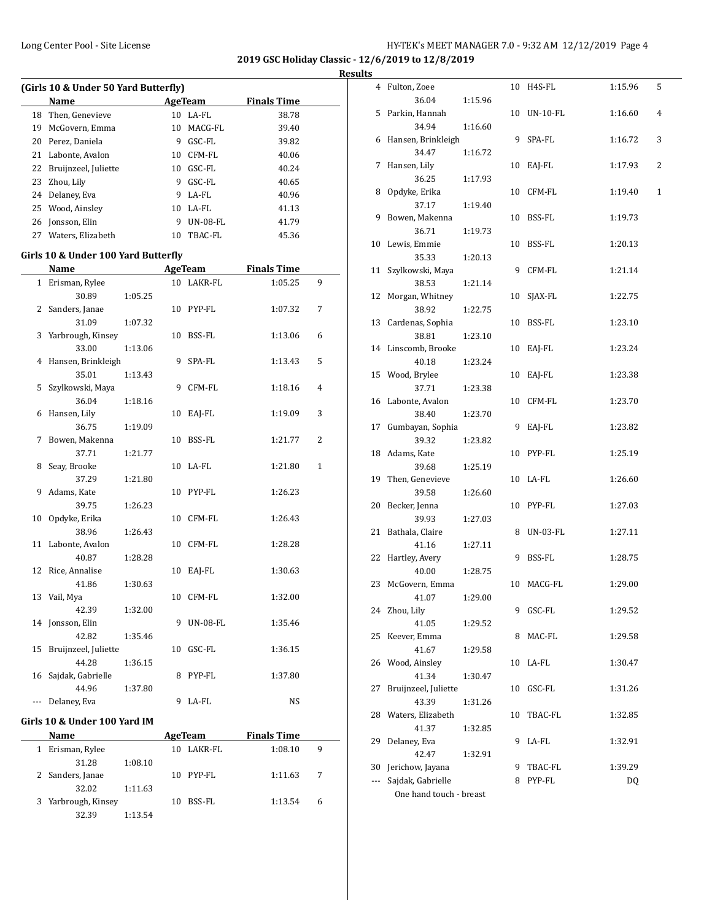## 2019 GSC Holiday Classic - 12/6/2019 to 12/8/2019

### Results

#### (Girls 10 & Under 50 Yard Butterfly)

| | Name | Age | Team | Finals Time |
|---|---|---|---|---|
| 18 | Then, Genevieve | 10 | LA-FL | 38.78 |
| 19 | McGovern, Emma | 10 | MACG-FL | 39.40 |
| 20 | Perez, Daniela | 9 | GSC-FL | 39.82 |
| 21 | Labonte, Avalon | 10 | CFM-FL | 40.06 |
| 22 | Bruijnzeel, Juliette | 10 | GSC-FL | 40.24 |
| 23 | Zhou, Lily | 9 | GSC-FL | 40.65 |
| 24 | Delaney, Eva | 9 | LA-FL | 40.96 |
| 25 | Wood, Ainsley | 10 | LA-FL | 41.13 |
| 26 | Jonsson, Elin | 9 | UN-08-FL | 41.79 |
| 27 | Waters, Elizabeth | 10 | TBAC-FL | 45.36 |

#### Girls 10 & Under 100 Yard Butterfly

| | Name | Age | Team | Finals Time | Points |
|---|---|---|---|---|---|
| 1 | Erisman, Rylee | 10 | LAKR-FL | 1:05.25 | 9 |
| | 30.89 1:05.25 | | | | |
| 2 | Sanders, Janae | 10 | PYP-FL | 1:07.32 | 7 |
| | 31.09 1:07.32 | | | | |
| 3 | Yarbrough, Kinsey | 10 | BSS-FL | 1:13.06 | 6 |
| | 33.00 1:13.06 | | | | |
| 4 | Hansen, Brinkleigh | 9 | SPA-FL | 1:13.43 | 5 |
| | 35.01 1:13.43 | | | | |
| 5 | Szylkowski, Maya | 9 | CFM-FL | 1:18.16 | 4 |
| | 36.04 1:18.16 | | | | |
| 6 | Hansen, Lily | 10 | EAJ-FL | 1:19.09 | 3 |
| | 36.75 1:19.09 | | | | |
| 7 | Bowen, Makenna | 10 | BSS-FL | 1:21.77 | 2 |
| | 37.71 1:21.77 | | | | |
| 8 | Seay, Brooke | 10 | LA-FL | 1:21.80 | 1 |
| | 37.29 1:21.80 | | | | |
| 9 | Adams, Kate | 10 | PYP-FL | 1:26.23 | |
| | 39.75 1:26.23 | | | | |
| 10 | Opdyke, Erika | 10 | CFM-FL | 1:26.43 | |
| | 38.96 1:26.43 | | | | |
| 11 | Labonte, Avalon | 10 | CFM-FL | 1:28.28 | |
| | 40.87 1:28.28 | | | | |
| 12 | Rice, Annalise | 10 | EAJ-FL | 1:30.63 | |
| | 41.86 1:30.63 | | | | |
| 13 | Vail, Mya | 10 | CFM-FL | 1:32.00 | |
| | 42.39 1:32.00 | | | | |
| 14 | Jonsson, Elin | 9 | UN-08-FL | 1:35.46 | |
| | 42.82 1:35.46 | | | | |
| 15 | Bruijnzeel, Juliette | 10 | GSC-FL | 1:36.15 | |
| | 44.28 1:36.15 | | | | |
| 16 | Sajdak, Gabrielle | 8 | PYP-FL | 1:37.80 | |
| | 44.96 1:37.80 | | | | |
| --- | Delaney, Eva | 9 | LA-FL | NS | |

#### Girls 10 & Under 100 Yard IM

| | Name | Age | Team | Finals Time | Points |
|---|---|---|---|---|---|
| 1 | Erisman, Rylee | 10 | LAKR-FL | 1:08.10 | 9 |
| | 31.28 1:08.10 | | | | |
| 2 | Sanders, Janae | 10 | PYP-FL | 1:11.63 | 7 |
| | 32.02 1:11.63 | | | | |
| 3 | Yarbrough, Kinsey | 10 | BSS-FL | 1:13.54 | 6 |
| | 32.39 1:13.54 | | | | |
| 4 | Fulton, Zoee | 10 | H4S-FL | 1:15.96 | 5 |
| | 36.04 1:15.96 | | | | |
| 5 | Parkin, Hannah | 10 | UN-10-FL | 1:16.60 | 4 |
| | 34.94 1:16.60 | | | | |
| 6 | Hansen, Brinkleigh | 9 | SPA-FL | 1:16.72 | 3 |
| | 34.47 1:16.72 | | | | |
| 7 | Hansen, Lily | 10 | EAJ-FL | 1:17.93 | 2 |
| | 36.25 1:17.93 | | | | |
| 8 | Opdyke, Erika | 10 | CFM-FL | 1:19.40 | 1 |
| | 37.17 1:19.40 | | | | |
| 9 | Bowen, Makenna | 10 | BSS-FL | 1:19.73 | |
| | 36.71 1:19.73 | | | | |
| 10 | Lewis, Emmie | 10 | BSS-FL | 1:20.13 | |
| | 35.33 1:20.13 | | | | |
| 11 | Szylkowski, Maya | 9 | CFM-FL | 1:21.14 | |
| | 38.53 1:21.14 | | | | |
| 12 | Morgan, Whitney | 10 | SJAX-FL | 1:22.75 | |
| | 38.92 1:22.75 | | | | |
| 13 | Cardenas, Sophia | 10 | BSS-FL | 1:23.10 | |
| | 38.81 1:23.10 | | | | |
| 14 | Linscomb, Brooke | 10 | EAJ-FL | 1:23.24 | |
| | 40.18 1:23.24 | | | | |
| 15 | Wood, Brylee | 10 | EAJ-FL | 1:23.38 | |
| | 37.71 1:23.38 | | | | |
| 16 | Labonte, Avalon | 10 | CFM-FL | 1:23.70 | |
| | 38.40 1:23.70 | | | | |
| 17 | Gumbayan, Sophia | 9 | EAJ-FL | 1:23.82 | |
| | 39.32 1:23.82 | | | | |
| 18 | Adams, Kate | 10 | PYP-FL | 1:25.19 | |
| | 39.68 1:25.19 | | | | |
| 19 | Then, Genevieve | 10 | LA-FL | 1:26.60 | |
| | 39.58 1:26.60 | | | | |
| 20 | Becker, Jenna | 10 | PYP-FL | 1:27.03 | |
| | 39.93 1:27.03 | | | | |
| 21 | Bathala, Claire | 8 | UN-03-FL | 1:27.11 | |
| | 41.16 1:27.11 | | | | |
| 22 | Hartley, Avery | 9 | BSS-FL | 1:28.75 | |
| | 40.00 1:28.75 | | | | |
| 23 | McGovern, Emma | 10 | MACG-FL | 1:29.00 | |
| | 41.07 1:29.00 | | | | |
| 24 | Zhou, Lily | 9 | GSC-FL | 1:29.52 | |
| | 41.05 1:29.52 | | | | |
| 25 | Keever, Emma | 8 | MAC-FL | 1:29.58 | |
| | 41.67 1:29.58 | | | | |
| 26 | Wood, Ainsley | 10 | LA-FL | 1:30.47 | |
| | 41.34 1:30.47 | | | | |
| 27 | Bruijnzeel, Juliette | 10 | GSC-FL | 1:31.26 | |
| | 43.39 1:31.26 | | | | |
| 28 | Waters, Elizabeth | 10 | TBAC-FL | 1:32.85 | |
| | 41.37 1:32.85 | | | | |
| 29 | Delaney, Eva | 9 | LA-FL | 1:32.91 | |
| | 42.47 1:32.91 | | | | |
| 30 | Jerichow, Jayana | 9 | TBAC-FL | 1:39.29 | |
| --- | Sajdak, Gabrielle | 8 | PYP-FL | DQ | |
| | One hand touch - breast | | | | |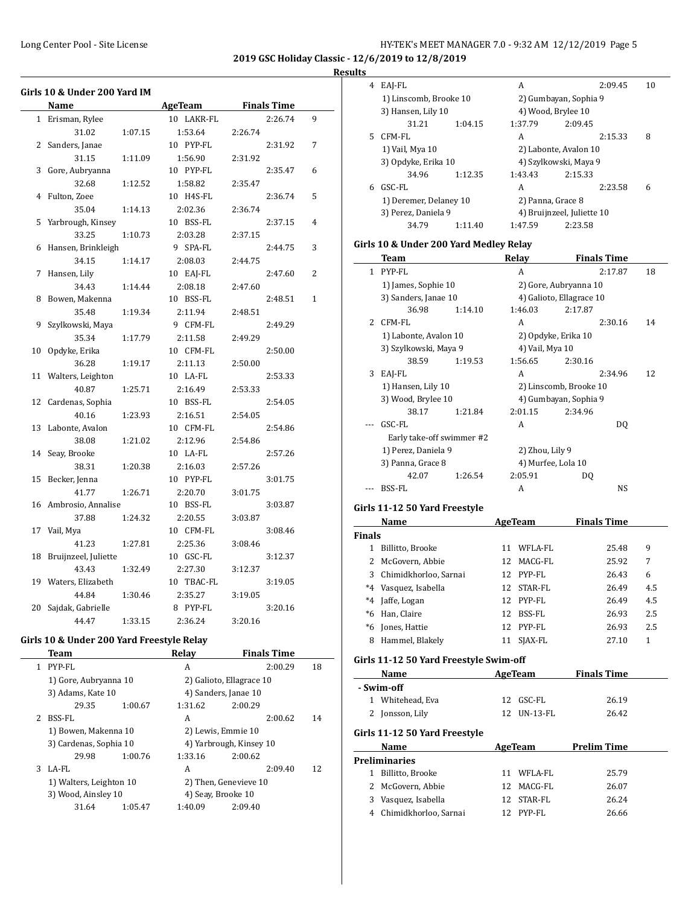# 2019 GSC Holiday Classic - 12/6/2019 to 12/8/2019

## Results

### Girls 10 & Under 200 Yard IM

| | Name | AgeTeam | | Finals Time | |
|---|---|---|---|---|---|
| 1 | Erisman, Rylee | 10 | LAKR-FL | 2:26.74 | 9 |
| | 31.02 | 1:07.15 | 1:53.64 | 2:26.74 | |
| 2 | Sanders, Janae | 10 | PYP-FL | 2:31.92 | 7 |
| | 31.15 | 1:11.09 | 1:56.90 | 2:31.92 | |
| 3 | Gore, Aubryanna | 10 | PYP-FL | 2:35.47 | 6 |
| | 32.68 | 1:12.52 | 1:58.82 | 2:35.47 | |
| 4 | Fulton, Zoee | 10 | H4S-FL | 2:36.74 | 5 |
| | 35.04 | 1:14.13 | 2:02.36 | 2:36.74 | |
| 5 | Yarbrough, Kinsey | 10 | BSS-FL | 2:37.15 | 4 |
| | 33.25 | 1:10.73 | 2:03.28 | 2:37.15 | |
| 6 | Hansen, Brinkleigh | 9 | SPA-FL | 2:44.75 | 3 |
| | 34.15 | 1:14.17 | 2:08.03 | 2:44.75 | |
| 7 | Hansen, Lily | 10 | EAJ-FL | 2:47.60 | 2 |
| | 34.43 | 1:14.44 | 2:08.18 | 2:47.60 | |
| 8 | Bowen, Makenna | 10 | BSS-FL | 2:48.51 | 1 |
| | 35.48 | 1:19.34 | 2:11.94 | 2:48.51 | |
| 9 | Szylkowski, Maya | 9 | CFM-FL | 2:49.29 | |
| | 35.34 | 1:17.79 | 2:11.58 | 2:49.29 | |
| 10 | Opdyke, Erika | 10 | CFM-FL | 2:50.00 | |
| | 36.28 | 1:19.17 | 2:11.13 | 2:50.00 | |
| 11 | Walters, Leighton | 10 | LA-FL | 2:53.33 | |
| | 40.87 | 1:25.71 | 2:16.49 | 2:53.33 | |
| 12 | Cardenas, Sophia | 10 | BSS-FL | 2:54.05 | |
| | 40.16 | 1:23.93 | 2:16.51 | 2:54.05 | |
| 13 | Labonte, Avalon | 10 | CFM-FL | 2:54.86 | |
| | 38.08 | 1:21.02 | 2:12.96 | 2:54.86 | |
| 14 | Seay, Brooke | 10 | LA-FL | 2:57.26 | |
| | 38.31 | 1:20.38 | 2:16.03 | 2:57.26 | |
| 15 | Becker, Jenna | 10 | PYP-FL | 3:01.75 | |
| | 41.77 | 1:26.71 | 2:20.70 | 3:01.75 | |
| 16 | Ambrosio, Annalise | 10 | BSS-FL | 3:03.87 | |
| | 37.88 | 1:24.32 | 2:20.55 | 3:03.87 | |
| 17 | Vail, Mya | 10 | CFM-FL | 3:08.46 | |
| | 41.23 | 1:27.81 | 2:25.36 | 3:08.46 | |
| 18 | Bruijnzeel, Juliette | 10 | GSC-FL | 3:12.37 | |
| | 43.43 | 1:32.49 | 2:27.30 | 3:12.37 | |
| 19 | Waters, Elizabeth | 10 | TBAC-FL | 3:19.05 | |
| | 44.84 | 1:30.46 | 2:35.27 | 3:19.05 | |
| 20 | Sajdak, Gabrielle | 8 | PYP-FL | 3:20.16 | |
| | 44.47 | 1:33.15 | 2:36.24 | 3:20.16 | |

### Girls 10 & Under 200 Yard Freestyle Relay

| | Team | | Relay | Finals Time | |
|---|---|---|---|---|---|
| 1 | PYP-FL | | A | 2:00.29 | 18 |
| | 1) Gore, Aubryanna 10 | | 2) Galioto, Ellagrace 10 | | |
| | 3) Adams, Kate 10 | | 4) Sanders, Janae 10 | | |
| | 29.35 | 1:00.67 | 1:31.62 | 2:00.29 | |
| 2 | BSS-FL | | A | 2:00.62 | 14 |
| | 1) Bowen, Makenna 10 | | 2) Lewis, Emmie 10 | | |
| | 3) Cardenas, Sophia 10 | | 4) Yarbrough, Kinsey 10 | | |
| | 29.98 | 1:00.76 | 1:33.16 | 2:00.62 | |
| 3 | LA-FL | | A | 2:09.40 | 12 |
| | 1) Walters, Leighton 10 | | 2) Then, Genevieve 10 | | |
| | 3) Wood, Ainsley 10 | | 4) Seay, Brooke 10 | | |
| | 31.64 | 1:05.47 | 1:40.09 | 2:09.40 | |
| 4 | EAJ-FL | | A | 2:09.45 | 10 |
| | 1) Linscomb, Brooke 10 | | 2) Gumbayan, Sophia 9 | | |
| | 3) Hansen, Lily 10 | | 4) Wood, Brylee 10 | | |
| | 31.21 | 1:04.15 | 1:37.79 | 2:09.45 | |
| 5 | CFM-FL | | A | 2:15.33 | 8 |
| | 1) Vail, Mya 10 | | 2) Labonte, Avalon 10 | | |
| | 3) Opdyke, Erika 10 | | 4) Szylkowski, Maya 9 | | |
| | 34.96 | 1:12.35 | 1:43.43 | 2:15.33 | |
| 6 | GSC-FL | | A | 2:23.58 | 6 |
| | 1) Deremer, Delaney 10 | | 2) Panna, Grace 8 | | |
| | 3) Perez, Daniela 9 | | 4) Bruijnzeel, Juliette 10 | | |
| | 34.79 | 1:11.40 | 1:47.59 | 2:23.58 | |

### Girls 10 & Under 200 Yard Medley Relay

| | Team | | Relay | Finals Time | |
|---|---|---|---|---|---|
| 1 | PYP-FL | | A | 2:17.87 | 18 |
| | 1) James, Sophie 10 | | 2) Gore, Aubryanna 10 | | |
| | 3) Sanders, Janae 10 | | 4) Galioto, Ellagrace 10 | | |
| | 36.98 | 1:14.10 | 1:46.03 | 2:17.87 | |
| 2 | CFM-FL | | A | 2:30.16 | 14 |
| | 1) Labonte, Avalon 10 | | 2) Opdyke, Erika 10 | | |
| | 3) Szylkowski, Maya 9 | | 4) Vail, Mya 10 | | |
| | 38.59 | 1:19.53 | 1:56.65 | 2:30.16 | |
| 3 | EAJ-FL | | A | 2:34.96 | 12 |
| | 1) Hansen, Lily 10 | | 2) Linscomb, Brooke 10 | | |
| | 3) Wood, Brylee 10 | | 4) Gumbayan, Sophia 9 | | |
| | 38.17 | 1:21.84 | 2:01.15 | 2:34.96 | |
| --- | GSC-FL | | A | DQ | |
| | Early take-off swimmer #2 | | | | |
| | 1) Perez, Daniela 9 | | 2) Zhou, Lily 9 | | |
| | 3) Panna, Grace 8 | | 4) Murfee, Lola 10 | | |
| | 42.07 | 1:26.54 | 2:05.91 | DQ | |
| --- | BSS-FL | | A | NS | |

### Girls 11-12 50 Yard Freestyle

| | Name | AgeTeam | | Finals Time | |
|---|---|---|---|---|---|
| **Finals** | | | | | |
| 1 | Billitto, Brooke | 11 | WFLA-FL | 25.48 | 9 |
| 2 | McGovern, Abbie | 12 | MACG-FL | 25.92 | 7 |
| 3 | Chimidkhorloo, Sarnai | 12 | PYP-FL | 26.43 | 6 |
| *4 | Vasquez, Isabella | 12 | STAR-FL | 26.49 | 4.5 |
| *4 | Jaffe, Logan | 12 | PYP-FL | 26.49 | 4.5 |
| *6 | Han, Claire | 12 | BSS-FL | 26.93 | 2.5 |
| *6 | Jones, Hattie | 12 | PYP-FL | 26.93 | 2.5 |
| 8 | Hammel, Blakely | 11 | SJAX-FL | 27.10 | 1 |

### Girls 11-12 50 Yard Freestyle Swim-off

| | Name | AgeTeam | | Finals Time |
|---|---|---|---|---|
| **- Swim-off** | | | | |
| 1 | Whitehead, Eva | 12 | GSC-FL | 26.19 |
| 2 | Jonsson, Lily | 12 | UN-13-FL | 26.42 |

### Girls 11-12 50 Yard Freestyle

| | Name | AgeTeam | | Prelim Time |
|---|---|---|---|---|
| **Preliminaries** | | | | |
| 1 | Billitto, Brooke | 11 | WFLA-FL | 25.79 |
| 2 | McGovern, Abbie | 12 | MACG-FL | 26.07 |
| 3 | Vasquez, Isabella | 12 | STAR-FL | 26.24 |
| 4 | Chimidkhorloo, Sarnai | 12 | PYP-FL | 26.66 |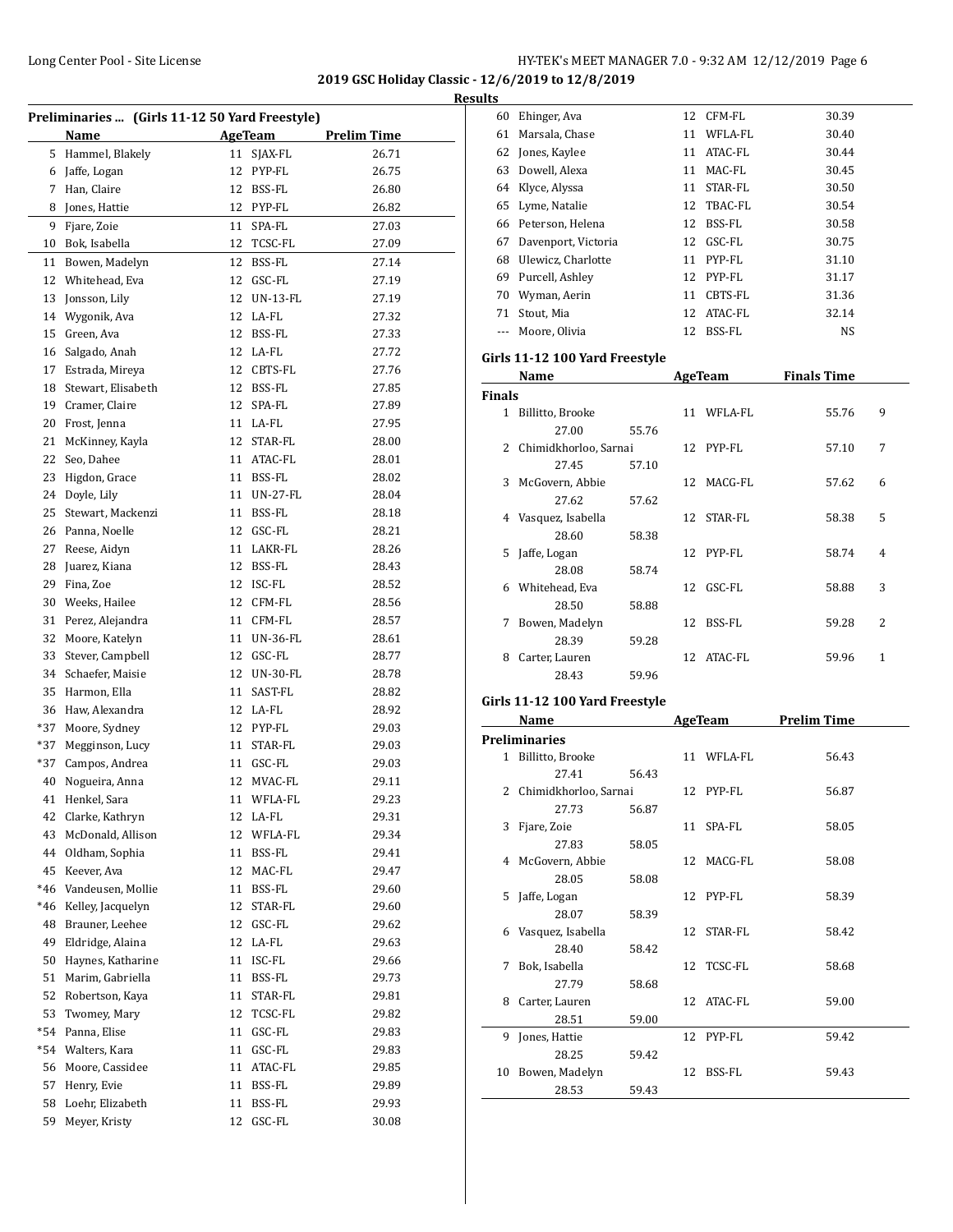2019 GSC Holiday Classic - 12/6/2019 to 12/8/2019

Results

### Preliminaries ... (Girls 11-12 50 Yard Freestyle)

| | Name | Age | Team | Prelim Time |
|---|---|---|---|---|
| 5 | Hammel, Blakely | 11 | SJAX-FL | 26.71 |
| 6 | Jaffe, Logan | 12 | PYP-FL | 26.75 |
| 7 | Han, Claire | 12 | BSS-FL | 26.80 |
| 8 | Jones, Hattie | 12 | PYP-FL | 26.82 |
| 9 | Fjare, Zoie | 11 | SPA-FL | 27.03 |
| 10 | Bok, Isabella | 12 | TCSC-FL | 27.09 |
| 11 | Bowen, Madelyn | 12 | BSS-FL | 27.14 |
| 12 | Whitehead, Eva | 12 | GSC-FL | 27.19 |
| 13 | Jonsson, Lily | 12 | UN-13-FL | 27.19 |
| 14 | Wygonik, Ava | 12 | LA-FL | 27.32 |
| 15 | Green, Ava | 12 | BSS-FL | 27.33 |
| 16 | Salgado, Anah | 12 | LA-FL | 27.72 |
| 17 | Estrada, Mireya | 12 | CBTS-FL | 27.76 |
| 18 | Stewart, Elisabeth | 12 | BSS-FL | 27.85 |
| 19 | Cramer, Claire | 12 | SPA-FL | 27.89 |
| 20 | Frost, Jenna | 11 | LA-FL | 27.95 |
| 21 | McKinney, Kayla | 12 | STAR-FL | 28.00 |
| 22 | Seo, Dahee | 11 | ATAC-FL | 28.01 |
| 23 | Higdon, Grace | 11 | BSS-FL | 28.02 |
| 24 | Doyle, Lily | 11 | UN-27-FL | 28.04 |
| 25 | Stewart, Mackenzi | 11 | BSS-FL | 28.18 |
| 26 | Panna, Noelle | 12 | GSC-FL | 28.21 |
| 27 | Reese, Aidyn | 11 | LAKR-FL | 28.26 |
| 28 | Juarez, Kiana | 12 | BSS-FL | 28.43 |
| 29 | Fina, Zoe | 12 | ISC-FL | 28.52 |
| 30 | Weeks, Hailee | 12 | CFM-FL | 28.56 |
| 31 | Perez, Alejandra | 11 | CFM-FL | 28.57 |
| 32 | Moore, Katelyn | 11 | UN-36-FL | 28.61 |
| 33 | Stever, Campbell | 12 | GSC-FL | 28.77 |
| 34 | Schaefer, Maisie | 12 | UN-30-FL | 28.78 |
| 35 | Harmon, Ella | 11 | SAST-FL | 28.82 |
| 36 | Haw, Alexandra | 12 | LA-FL | 28.92 |
| *37 | Moore, Sydney | 12 | PYP-FL | 29.03 |
| *37 | Megginson, Lucy | 11 | STAR-FL | 29.03 |
| *37 | Campos, Andrea | 11 | GSC-FL | 29.03 |
| 40 | Nogueira, Anna | 12 | MVAC-FL | 29.11 |
| 41 | Henkel, Sara | 11 | WFLA-FL | 29.23 |
| 42 | Clarke, Kathryn | 12 | LA-FL | 29.31 |
| 43 | McDonald, Allison | 12 | WFLA-FL | 29.34 |
| 44 | Oldham, Sophia | 11 | BSS-FL | 29.41 |
| 45 | Keever, Ava | 12 | MAC-FL | 29.47 |
| *46 | Vandeusen, Mollie | 11 | BSS-FL | 29.60 |
| *46 | Kelley, Jacquelyn | 12 | STAR-FL | 29.60 |
| 48 | Brauner, Leehee | 12 | GSC-FL | 29.62 |
| 49 | Eldridge, Alaina | 12 | LA-FL | 29.63 |
| 50 | Haynes, Katharine | 11 | ISC-FL | 29.66 |
| 51 | Marim, Gabriella | 11 | BSS-FL | 29.73 |
| 52 | Robertson, Kaya | 11 | STAR-FL | 29.81 |
| 53 | Twomey, Mary | 12 | TCSC-FL | 29.82 |
| *54 | Panna, Elise | 11 | GSC-FL | 29.83 |
| *54 | Walters, Kara | 11 | GSC-FL | 29.83 |
| 56 | Moore, Cassidee | 11 | ATAC-FL | 29.85 |
| 57 | Henry, Evie | 11 | BSS-FL | 29.89 |
| 58 | Loehr, Elizabeth | 11 | BSS-FL | 29.93 |
| 59 | Meyer, Kristy | 12 | GSC-FL | 30.08 |
| 60 | Ehinger, Ava | 12 | CFM-FL | 30.39 |
| 61 | Marsala, Chase | 11 | WFLA-FL | 30.40 |
| 62 | Jones, Kaylee | 11 | ATAC-FL | 30.44 |
| 63 | Dowell, Alexa | 11 | MAC-FL | 30.45 |
| 64 | Klyce, Alyssa | 11 | STAR-FL | 30.50 |
| 65 | Lyme, Natalie | 12 | TBAC-FL | 30.54 |
| 66 | Peterson, Helena | 12 | BSS-FL | 30.58 |
| 67 | Davenport, Victoria | 12 | GSC-FL | 30.75 |
| 68 | Ulewicz, Charlotte | 11 | PYP-FL | 31.10 |
| 69 | Purcell, Ashley | 12 | PYP-FL | 31.17 |
| 70 | Wyman, Aerin | 11 | CBTS-FL | 31.36 |
| 71 | Stout, Mia | 12 | ATAC-FL | 32.14 |
| --- | Moore, Olivia | 12 | BSS-FL | NS |

### Girls 11-12 100 Yard Freestyle

**Finals**

| | Name | Age | Team | Finals Time | Points |
|---|---|---|---|---|---|
| 1 | Billitto, Brooke | 11 | WFLA-FL | 55.76 | 9 |
| | 27.00 55.76 | | | | |
| 2 | Chimidkhorloo, Sarnai | 12 | PYP-FL | 57.10 | 7 |
| | 27.45 57.10 | | | | |
| 3 | McGovern, Abbie | 12 | MACG-FL | 57.62 | 6 |
| | 27.62 57.62 | | | | |
| 4 | Vasquez, Isabella | 12 | STAR-FL | 58.38 | 5 |
| | 28.60 58.38 | | | | |
| 5 | Jaffe, Logan | 12 | PYP-FL | 58.74 | 4 |
| | 28.08 58.74 | | | | |
| 6 | Whitehead, Eva | 12 | GSC-FL | 58.88 | 3 |
| | 28.50 58.88 | | | | |
| 7 | Bowen, Madelyn | 12 | BSS-FL | 59.28 | 2 |
| | 28.39 59.28 | | | | |
| 8 | Carter, Lauren | 12 | ATAC-FL | 59.96 | 1 |
| | 28.43 59.96 | | | | |

### Girls 11-12 100 Yard Freestyle

**Preliminaries**

| | Name | Age | Team | Prelim Time |
|---|---|---|---|---|
| 1 | Billitto, Brooke | 11 | WFLA-FL | 56.43 |
| | 27.41 56.43 | | | |
| 2 | Chimidkhorloo, Sarnai | 12 | PYP-FL | 56.87 |
| | 27.73 56.87 | | | |
| 3 | Fjare, Zoie | 11 | SPA-FL | 58.05 |
| | 27.83 58.05 | | | |
| 4 | McGovern, Abbie | 12 | MACG-FL | 58.08 |
| | 28.05 58.08 | | | |
| 5 | Jaffe, Logan | 12 | PYP-FL | 58.39 |
| | 28.07 58.39 | | | |
| 6 | Vasquez, Isabella | 12 | STAR-FL | 58.42 |
| | 28.40 58.42 | | | |
| 7 | Bok, Isabella | 12 | TCSC-FL | 58.68 |
| | 27.79 58.68 | | | |
| 8 | Carter, Lauren | 12 | ATAC-FL | 59.00 |
| | 28.51 59.00 | | | |
| 9 | Jones, Hattie | 12 | PYP-FL | 59.42 |
| | 28.25 59.42 | | | |
| 10 | Bowen, Madelyn | 12 | BSS-FL | 59.43 |
| | 28.53 59.43 | | | |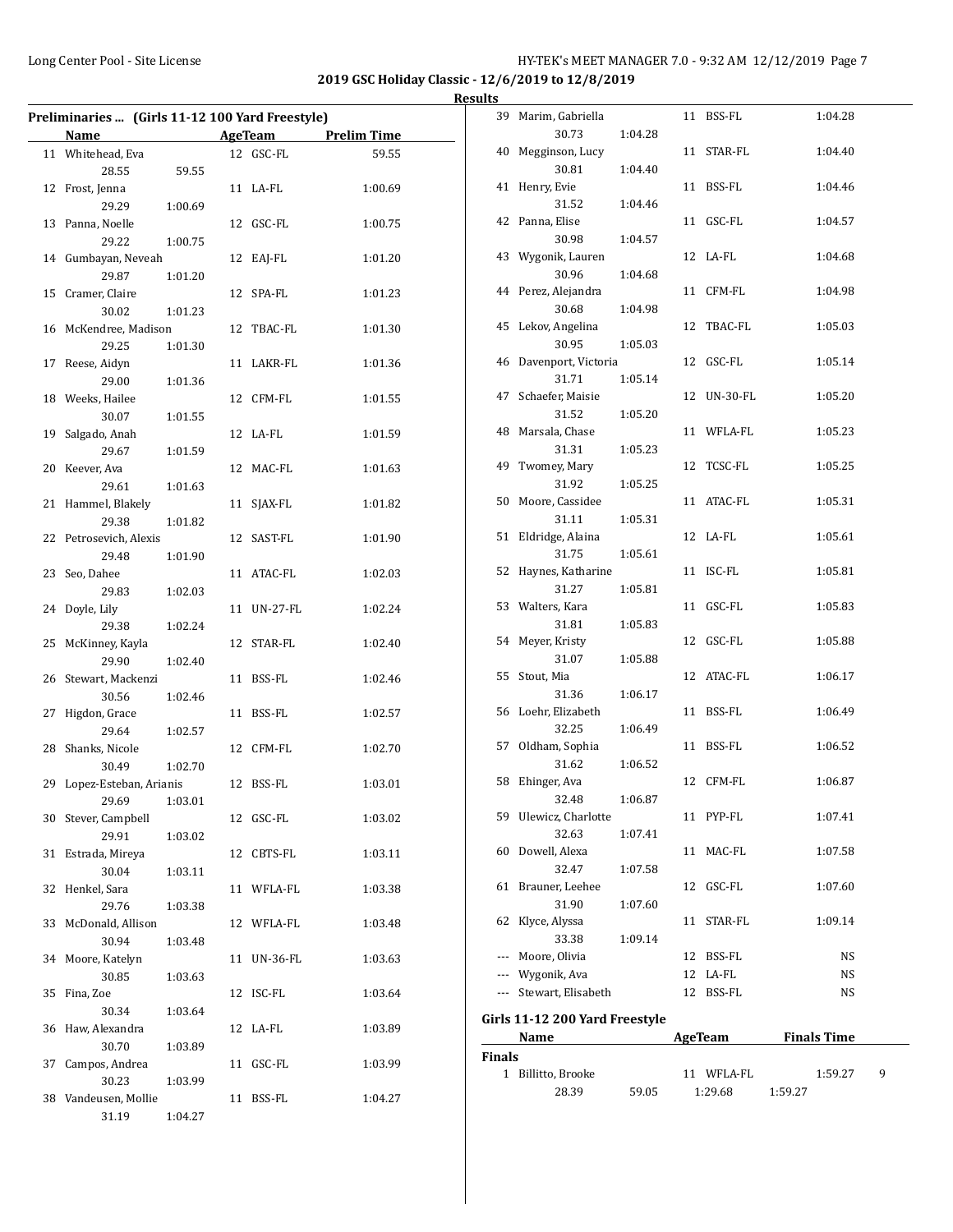**2019 GSC Holiday Classic - 12/6/2019 to 12/8/2019**

**Results**

### Preliminaries ... (Girls 11-12 100 Yard Freestyle)

| | Name | Age | Team | Prelim Time |
|---|---|---|---|---|
| 11 | Whitehead, Eva | 12 | GSC-FL | 59.55 |
| | 28.55 59.55 | | | |
| 12 | Frost, Jenna | 11 | LA-FL | 1:00.69 |
| | 29.29 1:00.69 | | | |
| 13 | Panna, Noelle | 12 | GSC-FL | 1:00.75 |
| | 29.22 1:00.75 | | | |
| 14 | Gumbayan, Neveah | 12 | EAJ-FL | 1:01.20 |
| | 29.87 1:01.20 | | | |
| 15 | Cramer, Claire | 12 | SPA-FL | 1:01.23 |
| | 30.02 1:01.23 | | | |
| 16 | McKendree, Madison | 12 | TBAC-FL | 1:01.30 |
| | 29.25 1:01.30 | | | |
| 17 | Reese, Aidyn | 11 | LAKR-FL | 1:01.36 |
| | 29.00 1:01.36 | | | |
| 18 | Weeks, Hailee | 12 | CFM-FL | 1:01.55 |
| | 30.07 1:01.55 | | | |
| 19 | Salgado, Anah | 12 | LA-FL | 1:01.59 |
| | 29.67 1:01.59 | | | |
| 20 | Keever, Ava | 12 | MAC-FL | 1:01.63 |
| | 29.61 1:01.63 | | | |
| 21 | Hammel, Blakely | 11 | SJAX-FL | 1:01.82 |
| | 29.38 1:01.82 | | | |
| 22 | Petrosevich, Alexis | 12 | SAST-FL | 1:01.90 |
| | 29.48 1:01.90 | | | |
| 23 | Seo, Dahee | 11 | ATAC-FL | 1:02.03 |
| | 29.83 1:02.03 | | | |
| 24 | Doyle, Lily | 11 | UN-27-FL | 1:02.24 |
| | 29.38 1:02.24 | | | |
| 25 | McKinney, Kayla | 12 | STAR-FL | 1:02.40 |
| | 29.90 1:02.40 | | | |
| 26 | Stewart, Mackenzi | 11 | BSS-FL | 1:02.46 |
| | 30.56 1:02.46 | | | |
| 27 | Higdon, Grace | 11 | BSS-FL | 1:02.57 |
| | 29.64 1:02.57 | | | |
| 28 | Shanks, Nicole | 12 | CFM-FL | 1:02.70 |
| | 30.49 1:02.70 | | | |
| 29 | Lopez-Esteban, Arianis | 12 | BSS-FL | 1:03.01 |
| | 29.69 1:03.01 | | | |
| 30 | Stever, Campbell | 12 | GSC-FL | 1:03.02 |
| | 29.91 1:03.02 | | | |
| 31 | Estrada, Mireya | 12 | CBTS-FL | 1:03.11 |
| | 30.04 1:03.11 | | | |
| 32 | Henkel, Sara | 11 | WFLA-FL | 1:03.38 |
| | 29.76 1:03.38 | | | |
| 33 | McDonald, Allison | 12 | WFLA-FL | 1:03.48 |
| | 30.94 1:03.48 | | | |
| 34 | Moore, Katelyn | 11 | UN-36-FL | 1:03.63 |
| | 30.85 1:03.63 | | | |
| 35 | Fina, Zoe | 12 | ISC-FL | 1:03.64 |
| | 30.34 1:03.64 | | | |
| 36 | Haw, Alexandra | 12 | LA-FL | 1:03.89 |
| | 30.70 1:03.89 | | | |
| 37 | Campos, Andrea | 11 | GSC-FL | 1:03.99 |
| | 30.23 1:03.99 | | | |
| 38 | Vandeusen, Mollie | 11 | BSS-FL | 1:04.27 |
| | 31.19 1:04.27 | | | |
| 39 | Marim, Gabriella | 11 | BSS-FL | 1:04.28 |
| | 30.73 1:04.28 | | | |
| 40 | Megginson, Lucy | 11 | STAR-FL | 1:04.40 |
| | 30.81 1:04.40 | | | |
| 41 | Henry, Evie | 11 | BSS-FL | 1:04.46 |
| | 31.52 1:04.46 | | | |
| 42 | Panna, Elise | 11 | GSC-FL | 1:04.57 |
| | 30.98 1:04.57 | | | |
| 43 | Wygonik, Lauren | 12 | LA-FL | 1:04.68 |
| | 30.96 1:04.68 | | | |
| 44 | Perez, Alejandra | 11 | CFM-FL | 1:04.98 |
| | 30.68 1:04.98 | | | |
| 45 | Lekov, Angelina | 12 | TBAC-FL | 1:05.03 |
| | 30.95 1:05.03 | | | |
| 46 | Davenport, Victoria | 12 | GSC-FL | 1:05.14 |
| | 31.71 1:05.14 | | | |
| 47 | Schaefer, Maisie | 12 | UN-30-FL | 1:05.20 |
| | 31.52 1:05.20 | | | |
| 48 | Marsala, Chase | 11 | WFLA-FL | 1:05.23 |
| | 31.31 1:05.23 | | | |
| 49 | Twomey, Mary | 12 | TCSC-FL | 1:05.25 |
| | 31.92 1:05.25 | | | |
| 50 | Moore, Cassidee | 11 | ATAC-FL | 1:05.31 |
| | 31.11 1:05.31 | | | |
| 51 | Eldridge, Alaina | 12 | LA-FL | 1:05.61 |
| | 31.75 1:05.61 | | | |
| 52 | Haynes, Katharine | 11 | ISC-FL | 1:05.81 |
| | 31.27 1:05.81 | | | |
| 53 | Walters, Kara | 11 | GSC-FL | 1:05.83 |
| | 31.81 1:05.83 | | | |
| 54 | Meyer, Kristy | 12 | GSC-FL | 1:05.88 |
| | 31.07 1:05.88 | | | |
| 55 | Stout, Mia | 12 | ATAC-FL | 1:06.17 |
| | 31.36 1:06.17 | | | |
| 56 | Loehr, Elizabeth | 11 | BSS-FL | 1:06.49 |
| | 32.25 1:06.49 | | | |
| 57 | Oldham, Sophia | 11 | BSS-FL | 1:06.52 |
| | 31.62 1:06.52 | | | |
| 58 | Ehinger, Ava | 12 | CFM-FL | 1:06.87 |
| | 32.48 1:06.87 | | | |
| 59 | Ulewicz, Charlotte | 11 | PYP-FL | 1:07.41 |
| | 32.63 1:07.41 | | | |
| 60 | Dowell, Alexa | 11 | MAC-FL | 1:07.58 |
| | 32.47 1:07.58 | | | |
| 61 | Brauner, Leehee | 12 | GSC-FL | 1:07.60 |
| | 31.90 1:07.60 | | | |
| 62 | Klyce, Alyssa | 11 | STAR-FL | 1:09.14 |
| | 33.38 1:09.14 | | | |
| --- | Moore, Olivia | 12 | BSS-FL | NS |
| --- | Wygonik, Ava | 12 | LA-FL | NS |
| --- | Stewart, Elisabeth | 12 | BSS-FL | NS |

### Girls 11-12 200 Yard Freestyle

| | Name | Age | Team | Finals Time | Points |
|---|---|---|---|---|---|
| **Finals** | | | | | |
| 1 | Billitto, Brooke | 11 | WFLA-FL | 1:59.27 | 9 |
| | 28.39 59.05 1:29.68 1:59.27 | | | | |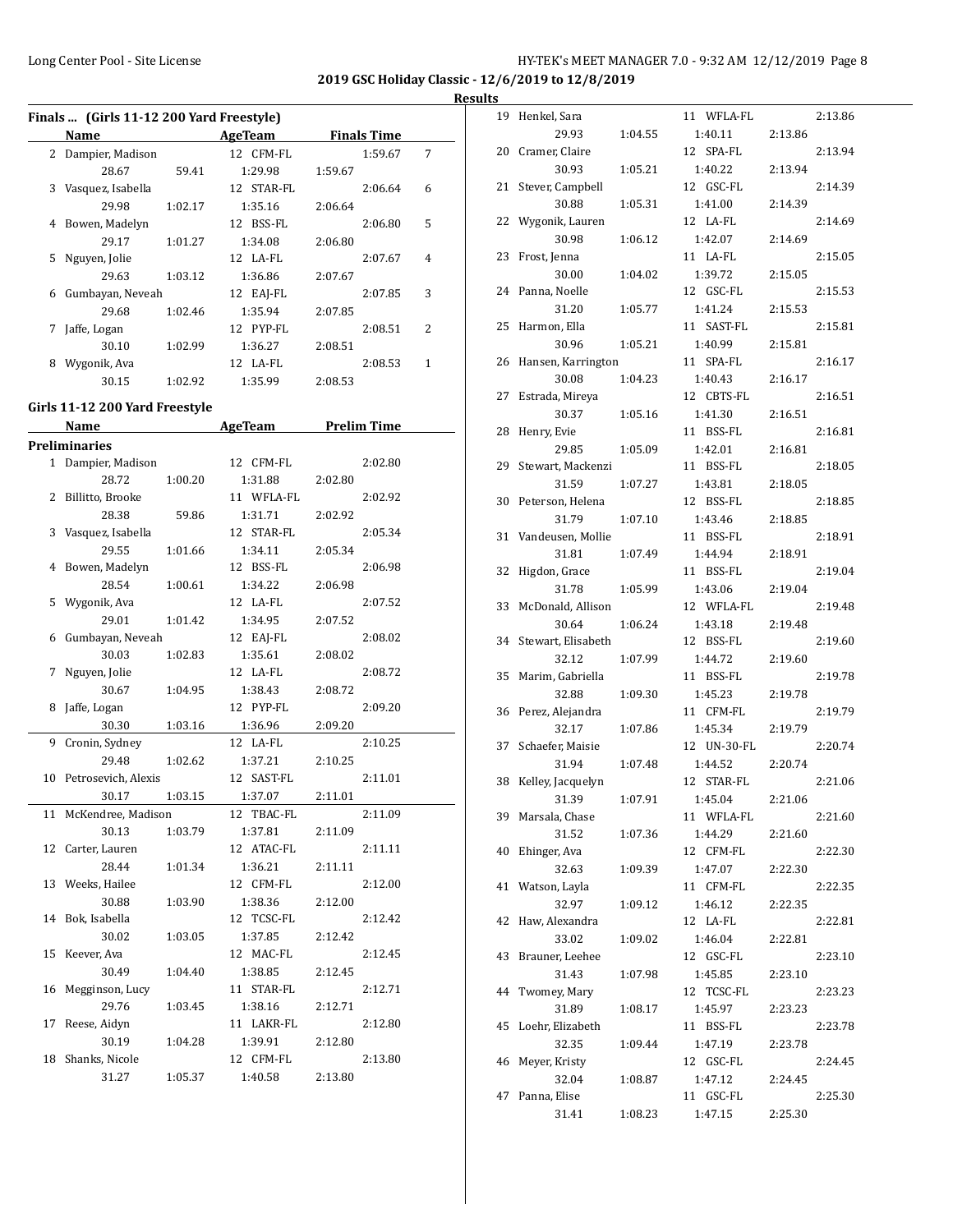2019 GSC Holiday Classic - 12/6/2019 to 12/8/2019

**Results**

### Finals ... (Girls 11-12 200 Yard Freestyle)

| | Name | Age | Team | Finals Time | Points |
|---|---|---|---|---|---|
| 2 | Dampier, Madison | 12 | CFM-FL | 1:59.67 | 7 |
| | 28.67 | 59.41 | 1:29.98 | 1:59.67 | |
| 3 | Vasquez, Isabella | 12 | STAR-FL | 2:06.64 | 6 |
| | 29.98 | 1:02.17 | 1:35.16 | 2:06.64 | |
| 4 | Bowen, Madelyn | 12 | BSS-FL | 2:06.80 | 5 |
| | 29.17 | 1:01.27 | 1:34.08 | 2:06.80 | |
| 5 | Nguyen, Jolie | 12 | LA-FL | 2:07.67 | 4 |
| | 29.63 | 1:03.12 | 1:36.86 | 2:07.67 | |
| 6 | Gumbayan, Neveah | 12 | EAJ-FL | 2:07.85 | 3 |
| | 29.68 | 1:02.46 | 1:35.94 | 2:07.85 | |
| 7 | Jaffe, Logan | 12 | PYP-FL | 2:08.51 | 2 |
| | 30.10 | 1:02.99 | 1:36.27 | 2:08.51 | |
| 8 | Wygonik, Ava | 12 | LA-FL | 2:08.53 | 1 |
| | 30.15 | 1:02.92 | 1:35.99 | 2:08.53 | |

### Girls 11-12 200 Yard Freestyle

**Preliminaries**

| | Name | Age | Team | Prelim Time |
|---|---|---|---|---|
| 1 | Dampier, Madison | 12 | CFM-FL | 2:02.80 |
| | 28.72 | 1:00.20 | 1:31.88 | 2:02.80 |
| 2 | Billitto, Brooke | 11 | WFLA-FL | 2:02.92 |
| | 28.38 | 59.86 | 1:31.71 | 2:02.92 |
| 3 | Vasquez, Isabella | 12 | STAR-FL | 2:05.34 |
| | 29.55 | 1:01.66 | 1:34.11 | 2:05.34 |
| 4 | Bowen, Madelyn | 12 | BSS-FL | 2:06.98 |
| | 28.54 | 1:00.61 | 1:34.22 | 2:06.98 |
| 5 | Wygonik, Ava | 12 | LA-FL | 2:07.52 |
| | 29.01 | 1:01.42 | 1:34.95 | 2:07.52 |
| 6 | Gumbayan, Neveah | 12 | EAJ-FL | 2:08.02 |
| | 30.03 | 1:02.83 | 1:35.61 | 2:08.02 |
| 7 | Nguyen, Jolie | 12 | LA-FL | 2:08.72 |
| | 30.67 | 1:04.95 | 1:38.43 | 2:08.72 |
| 8 | Jaffe, Logan | 12 | PYP-FL | 2:09.20 |
| | 30.30 | 1:03.16 | 1:36.96 | 2:09.20 |
| 9 | Cronin, Sydney | 12 | LA-FL | 2:10.25 |
| | 29.48 | 1:02.62 | 1:37.21 | 2:10.25 |
| 10 | Petrosevich, Alexis | 12 | SAST-FL | 2:11.01 |
| | 30.17 | 1:03.15 | 1:37.07 | 2:11.01 |
| 11 | McKendree, Madison | 12 | TBAC-FL | 2:11.09 |
| | 30.13 | 1:03.79 | 1:37.81 | 2:11.09 |
| 12 | Carter, Lauren | 12 | ATAC-FL | 2:11.11 |
| | 28.44 | 1:01.34 | 1:36.21 | 2:11.11 |
| 13 | Weeks, Hailee | 12 | CFM-FL | 2:12.00 |
| | 30.88 | 1:03.90 | 1:38.36 | 2:12.00 |
| 14 | Bok, Isabella | 12 | TCSC-FL | 2:12.42 |
| | 30.02 | 1:03.05 | 1:37.85 | 2:12.42 |
| 15 | Keever, Ava | 12 | MAC-FL | 2:12.45 |
| | 30.49 | 1:04.40 | 1:38.85 | 2:12.45 |
| 16 | Megginson, Lucy | 11 | STAR-FL | 2:12.71 |
| | 29.76 | 1:03.45 | 1:38.16 | 2:12.71 |
| 17 | Reese, Aidyn | 11 | LAKR-FL | 2:12.80 |
| | 30.19 | 1:04.28 | 1:39.91 | 2:12.80 |
| 18 | Shanks, Nicole | 12 | CFM-FL | 2:13.80 |
| | 31.27 | 1:05.37 | 1:40.58 | 2:13.80 |
| 19 | Henkel, Sara | 11 | WFLA-FL | 2:13.86 |
| | 29.93 | 1:04.55 | 1:40.11 | 2:13.86 |
| 20 | Cramer, Claire | 12 | SPA-FL | 2:13.94 |
| | 30.93 | 1:05.21 | 1:40.22 | 2:13.94 |
| 21 | Stever, Campbell | 12 | GSC-FL | 2:14.39 |
| | 30.88 | 1:05.31 | 1:41.00 | 2:14.39 |
| 22 | Wygonik, Lauren | 12 | LA-FL | 2:14.69 |
| | 30.98 | 1:06.12 | 1:42.07 | 2:14.69 |
| 23 | Frost, Jenna | 11 | LA-FL | 2:15.05 |
| | 30.00 | 1:04.02 | 1:39.72 | 2:15.05 |
| 24 | Panna, Noelle | 12 | GSC-FL | 2:15.53 |
| | 31.20 | 1:05.77 | 1:41.24 | 2:15.53 |
| 25 | Harmon, Ella | 11 | SAST-FL | 2:15.81 |
| | 30.96 | 1:05.21 | 1:40.99 | 2:15.81 |
| 26 | Hansen, Karrington | 11 | SPA-FL | 2:16.17 |
| | 30.08 | 1:04.23 | 1:40.43 | 2:16.17 |
| 27 | Estrada, Mireya | 12 | CBTS-FL | 2:16.51 |
| | 30.37 | 1:05.16 | 1:41.30 | 2:16.51 |
| 28 | Henry, Evie | 11 | BSS-FL | 2:16.81 |
| | 29.85 | 1:05.09 | 1:42.01 | 2:16.81 |
| 29 | Stewart, Mackenzi | 11 | BSS-FL | 2:18.05 |
| | 31.59 | 1:07.27 | 1:43.81 | 2:18.05 |
| 30 | Peterson, Helena | 12 | BSS-FL | 2:18.85 |
| | 31.79 | 1:07.10 | 1:43.46 | 2:18.85 |
| 31 | Vandeusen, Mollie | 11 | BSS-FL | 2:18.91 |
| | 31.81 | 1:07.49 | 1:44.94 | 2:18.91 |
| 32 | Higdon, Grace | 11 | BSS-FL | 2:19.04 |
| | 31.78 | 1:05.99 | 1:43.06 | 2:19.04 |
| 33 | McDonald, Allison | 12 | WFLA-FL | 2:19.48 |
| | 30.64 | 1:06.24 | 1:43.18 | 2:19.48 |
| 34 | Stewart, Elisabeth | 12 | BSS-FL | 2:19.60 |
| | 32.12 | 1:07.99 | 1:44.72 | 2:19.60 |
| 35 | Marim, Gabriella | 11 | BSS-FL | 2:19.78 |
| | 32.88 | 1:09.30 | 1:45.23 | 2:19.78 |
| 36 | Perez, Alejandra | 11 | CFM-FL | 2:19.79 |
| | 32.17 | 1:07.86 | 1:45.34 | 2:19.79 |
| 37 | Schaefer, Maisie | 12 | UN-30-FL | 2:20.74 |
| | 31.94 | 1:07.48 | 1:44.52 | 2:20.74 |
| 38 | Kelley, Jacquelyn | 12 | STAR-FL | 2:21.06 |
| | 31.39 | 1:07.91 | 1:45.04 | 2:21.06 |
| 39 | Marsala, Chase | 11 | WFLA-FL | 2:21.60 |
| | 31.52 | 1:07.36 | 1:44.29 | 2:21.60 |
| 40 | Ehinger, Ava | 12 | CFM-FL | 2:22.30 |
| | 32.63 | 1:09.39 | 1:47.07 | 2:22.30 |
| 41 | Watson, Layla | 11 | CFM-FL | 2:22.35 |
| | 32.97 | 1:09.12 | 1:46.12 | 2:22.35 |
| 42 | Haw, Alexandra | 12 | LA-FL | 2:22.81 |
| | 33.02 | 1:09.02 | 1:46.04 | 2:22.81 |
| 43 | Brauner, Leehee | 12 | GSC-FL | 2:23.10 |
| | 31.43 | 1:07.98 | 1:45.85 | 2:23.10 |
| 44 | Twomey, Mary | 12 | TCSC-FL | 2:23.23 |
| | 31.89 | 1:08.17 | 1:45.97 | 2:23.23 |
| 45 | Loehr, Elizabeth | 11 | BSS-FL | 2:23.78 |
| | 32.35 | 1:09.44 | 1:47.19 | 2:23.78 |
| 46 | Meyer, Kristy | 12 | GSC-FL | 2:24.45 |
| | 32.04 | 1:08.87 | 1:47.12 | 2:24.45 |
| 47 | Panna, Elise | 11 | GSC-FL | 2:25.30 |
| | 31.41 | 1:08.23 | 1:47.15 | 2:25.30 |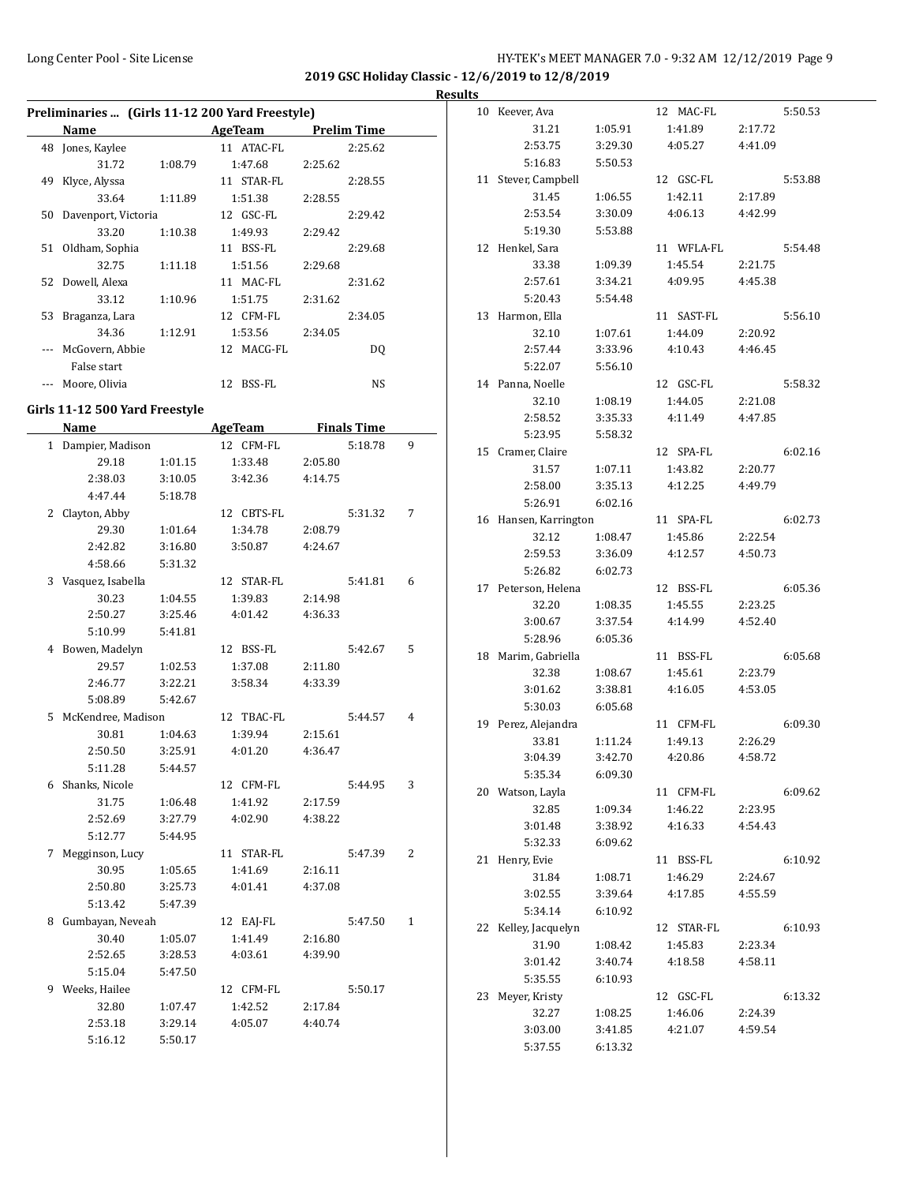**2019 GSC Holiday Classic - 12/6/2019 to 12/8/2019**

**Results**

### Preliminaries ... (Girls 11-12 200 Yard Freestyle)

| | Name | AgeTeam | | Prelim Time |
|---|---|---|---|---|
| 48 | Jones, Kaylee | 11 ATAC-FL | | 2:25.62 |
| | 31.72 | 1:08.79 | 1:47.68 | 2:25.62 |
| 49 | Klyce, Alyssa | 11 STAR-FL | | 2:28.55 |
| | 33.64 | 1:11.89 | 1:51.38 | 2:28.55 |
| 50 | Davenport, Victoria | 12 GSC-FL | | 2:29.42 |
| | 33.20 | 1:10.38 | 1:49.93 | 2:29.42 |
| 51 | Oldham, Sophia | 11 BSS-FL | | 2:29.68 |
| | 32.75 | 1:11.18 | 1:51.56 | 2:29.68 |
| 52 | Dowell, Alexa | 11 MAC-FL | | 2:31.62 |
| | 33.12 | 1:10.96 | 1:51.75 | 2:31.62 |
| 53 | Braganza, Lara | 12 CFM-FL | | 2:34.05 |
| | 34.36 | 1:12.91 | 1:53.56 | 2:34.05 |
| --- | McGovern, Abbie | 12 MACG-FL | | DQ |
| | False start | | | |
| --- | Moore, Olivia | 12 BSS-FL | | NS |

### Girls 11-12 500 Yard Freestyle

| | Name | AgeTeam | | Finals Time | |
|---|---|---|---|---|---|
| 1 | Dampier, Madison | 12 CFM-FL | | 5:18.78 | 9 |
| | 29.18 | 1:01.15 | 1:33.48 | 2:05.80 | |
| | 2:38.03 | 3:10.05 | 3:42.36 | 4:14.75 | |
| | 4:47.44 | 5:18.78 | | | |
| 2 | Clayton, Abby | 12 CBTS-FL | | 5:31.32 | 7 |
| | 29.30 | 1:01.64 | 1:34.78 | 2:08.79 | |
| | 2:42.82 | 3:16.80 | 3:50.87 | 4:24.67 | |
| | 4:58.66 | 5:31.32 | | | |
| 3 | Vasquez, Isabella | 12 STAR-FL | | 5:41.81 | 6 |
| | 30.23 | 1:04.55 | 1:39.83 | 2:14.98 | |
| | 2:50.27 | 3:25.46 | 4:01.42 | 4:36.33 | |
| | 5:10.99 | 5:41.81 | | | |
| 4 | Bowen, Madelyn | 12 BSS-FL | | 5:42.67 | 5 |
| | 29.57 | 1:02.53 | 1:37.08 | 2:11.80 | |
| | 2:46.77 | 3:22.21 | 3:58.34 | 4:33.39 | |
| | 5:08.89 | 5:42.67 | | | |
| 5 | McKendree, Madison | 12 TBAC-FL | | 5:44.57 | 4 |
| | 30.81 | 1:04.63 | 1:39.94 | 2:15.61 | |
| | 2:50.50 | 3:25.91 | 4:01.20 | 4:36.47 | |
| | 5:11.28 | 5:44.57 | | | |
| 6 | Shanks, Nicole | 12 CFM-FL | | 5:44.95 | 3 |
| | 31.75 | 1:06.48 | 1:41.92 | 2:17.59 | |
| | 2:52.69 | 3:27.79 | 4:02.90 | 4:38.22 | |
| | 5:12.77 | 5:44.95 | | | |
| 7 | Megginson, Lucy | 11 STAR-FL | | 5:47.39 | 2 |
| | 30.95 | 1:05.65 | 1:41.69 | 2:16.11 | |
| | 2:50.80 | 3:25.73 | 4:01.41 | 4:37.08 | |
| | 5:13.42 | 5:47.39 | | | |
| 8 | Gumbayan, Neveah | 12 EAJ-FL | | 5:47.50 | 1 |
| | 30.40 | 1:05.07 | 1:41.49 | 2:16.80 | |
| | 2:52.65 | 3:28.53 | 4:03.61 | 4:39.90 | |
| | 5:15.04 | 5:47.50 | | | |
| 9 | Weeks, Hailee | 12 CFM-FL | | 5:50.17 | |
| | 32.80 | 1:07.47 | 1:42.52 | 2:17.84 | |
| | 2:53.18 | 3:29.14 | 4:05.07 | 4:40.74 | |
| | 5:16.12 | 5:50.17 | | | |
| 10 | Keever, Ava | 12 MAC-FL | | 5:50.53 | |
| | 31.21 | 1:05.91 | 1:41.89 | 2:17.72 | |
| | 2:53.75 | 3:29.30 | 4:05.27 | 4:41.09 | |
| | 5:16.83 | 5:50.53 | | | |
| 11 | Stever, Campbell | 12 GSC-FL | | 5:53.88 | |
| | 31.45 | 1:06.55 | 1:42.11 | 2:17.89 | |
| | 2:53.54 | 3:30.09 | 4:06.13 | 4:42.99 | |
| | 5:19.30 | 5:53.88 | | | |
| 12 | Henkel, Sara | 11 WFLA-FL | | 5:54.48 | |
| | 33.38 | 1:09.39 | 1:45.54 | 2:21.75 | |
| | 2:57.61 | 3:34.21 | 4:09.95 | 4:45.38 | |
| | 5:20.43 | 5:54.48 | | | |
| 13 | Harmon, Ella | 11 SAST-FL | | 5:56.10 | |
| | 32.10 | 1:07.61 | 1:44.09 | 2:20.92 | |
| | 2:57.44 | 3:33.96 | 4:10.43 | 4:46.45 | |
| | 5:22.07 | 5:56.10 | | | |
| 14 | Panna, Noelle | 12 GSC-FL | | 5:58.32 | |
| | 32.10 | 1:08.19 | 1:44.05 | 2:21.08 | |
| | 2:58.52 | 3:35.33 | 4:11.49 | 4:47.85 | |
| | 5:23.95 | 5:58.32 | | | |
| 15 | Cramer, Claire | 12 SPA-FL | | 6:02.16 | |
| | 31.57 | 1:07.11 | 1:43.82 | 2:20.77 | |
| | 2:58.00 | 3:35.13 | 4:12.25 | 4:49.79 | |
| | 5:26.91 | 6:02.16 | | | |
| 16 | Hansen, Karrington | 11 SPA-FL | | 6:02.73 | |
| | 32.12 | 1:08.47 | 1:45.86 | 2:22.54 | |
| | 2:59.53 | 3:36.09 | 4:12.57 | 4:50.73 | |
| | 5:26.82 | 6:02.73 | | | |
| 17 | Peterson, Helena | 12 BSS-FL | | 6:05.36 | |
| | 32.20 | 1:08.35 | 1:45.55 | 2:23.25 | |
| | 3:00.67 | 3:37.54 | 4:14.99 | 4:52.40 | |
| | 5:28.96 | 6:05.36 | | | |
| 18 | Marim, Gabriella | 11 BSS-FL | | 6:05.68 | |
| | 32.38 | 1:08.67 | 1:45.61 | 2:23.79 | |
| | 3:01.62 | 3:38.81 | 4:16.05 | 4:53.05 | |
| | 5:30.03 | 6:05.68 | | | |
| 19 | Perez, Alejandra | 11 CFM-FL | | 6:09.30 | |
| | 33.81 | 1:11.24 | 1:49.13 | 2:26.29 | |
| | 3:04.39 | 3:42.70 | 4:20.86 | 4:58.72 | |
| | 5:35.34 | 6:09.30 | | | |
| 20 | Watson, Layla | 11 CFM-FL | | 6:09.62 | |
| | 32.85 | 1:09.34 | 1:46.22 | 2:23.95 | |
| | 3:01.48 | 3:38.92 | 4:16.33 | 4:54.43 | |
| | 5:32.33 | 6:09.62 | | | |
| 21 | Henry, Evie | 11 BSS-FL | | 6:10.92 | |
| | 31.84 | 1:08.71 | 1:46.29 | 2:24.67 | |
| | 3:02.55 | 3:39.64 | 4:17.85 | 4:55.59 | |
| | 5:34.14 | 6:10.92 | | | |
| 22 | Kelley, Jacquelyn | 12 STAR-FL | | 6:10.93 | |
| | 31.90 | 1:08.42 | 1:45.83 | 2:23.34 | |
| | 3:01.42 | 3:40.74 | 4:18.58 | 4:58.11 | |
| | 5:35.55 | 6:10.93 | | | |
| 23 | Meyer, Kristy | 12 GSC-FL | | 6:13.32 | |
| | 32.27 | 1:08.25 | 1:46.06 | 2:24.39 | |
| | 3:03.00 | 3:41.85 | 4:21.07 | 4:59.54 | |
| | 5:37.55 | 6:13.32 | | | |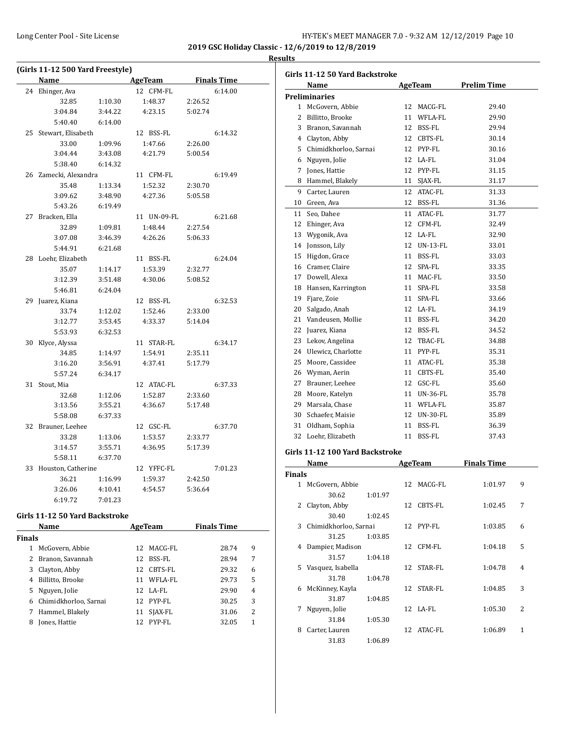## 2019 GSC Holiday Classic - 12/6/2019 to 12/8/2019

### Results

### (Girls 11-12 500 Yard Freestyle)

| | Name | Age | Team | Finals Time |
|---|---|---|---|---|
| 24 | Ehinger, Ava | 12 | CFM-FL | 6:14.00 |
| | 32.85 1:10.30 1:48.37 2:26.52 3:04.84 3:44.22 4:23.15 5:02.74 5:40.40 6:14.00 | | | |
| 25 | Stewart, Elisabeth | 12 | BSS-FL | 6:14.32 |
| | 33.00 1:09.96 1:47.66 2:26.00 3:04.44 3:43.08 4:21.79 5:00.54 5:38.40 6:14.32 | | | |
| 26 | Zamecki, Alexandra | 11 | CFM-FL | 6:19.49 |
| | 35.48 1:13.34 1:52.32 2:30.70 3:09.62 3:48.90 4:27.36 5:05.58 5:43.26 6:19.49 | | | |
| 27 | Bracken, Ella | 11 | UN-09-FL | 6:21.68 |
| | 32.89 1:09.81 1:48.44 2:27.54 3:07.08 3:46.39 4:26.26 5:06.33 5:44.91 6:21.68 | | | |
| 28 | Loehr, Elizabeth | 11 | BSS-FL | 6:24.04 |
| | 35.07 1:14.17 1:53.39 2:32.77 3:12.39 3:51.48 4:30.06 5:08.52 5:46.81 6:24.04 | | | |
| 29 | Juarez, Kiana | 12 | BSS-FL | 6:32.53 |
| | 33.74 1:12.02 1:52.46 2:33.00 3:12.77 3:53.45 4:33.37 5:14.04 5:53.93 6:32.53 | | | |
| 30 | Klyce, Alyssa | 11 | STAR-FL | 6:34.17 |
| | 34.85 1:14.97 1:54.91 2:35.11 3:16.20 3:56.91 4:37.41 5:17.79 5:57.24 6:34.17 | | | |
| 31 | Stout, Mia | 12 | ATAC-FL | 6:37.33 |
| | 32.68 1:12.06 1:52.87 2:33.60 3:13.56 3:55.21 4:36.67 5:17.48 5:58.08 6:37.33 | | | |
| 32 | Brauner, Leehee | 12 | GSC-FL | 6:37.70 |
| | 33.28 1:13.06 1:53.57 2:33.77 3:14.57 3:55.71 4:36.95 5:17.39 5:58.11 6:37.70 | | | |
| 33 | Houston, Catherine | 12 | YFFC-FL | 7:01.23 |
| | 36.21 1:16.99 1:59.37 2:42.50 3:26.06 4:10.41 4:54.57 5:36.64 6:19.72 7:01.23 | | | |

### Girls 11-12 50 Yard Backstroke

**Finals**

| | Name | Age | Team | Finals Time | Points |
|---|---|---|---|---|---|
| 1 | McGovern, Abbie | 12 | MACG-FL | 28.74 | 9 |
| 2 | Branon, Savannah | 12 | BSS-FL | 28.94 | 7 |
| 3 | Clayton, Abby | 12 | CBTS-FL | 29.32 | 6 |
| 4 | Billitto, Brooke | 11 | WFLA-FL | 29.73 | 5 |
| 5 | Nguyen, Jolie | 12 | LA-FL | 29.90 | 4 |
| 6 | Chimidkhorloo, Sarnai | 12 | PYP-FL | 30.25 | 3 |
| 7 | Hammel, Blakely | 11 | SJAX-FL | 31.06 | 2 |
| 8 | Jones, Hattie | 12 | PYP-FL | 32.05 | 1 |

### Girls 11-12 50 Yard Backstroke

**Preliminaries**

| | Name | Age | Team | Prelim Time |
|---|---|---|---|---|
| 1 | McGovern, Abbie | 12 | MACG-FL | 29.40 |
| 2 | Billitto, Brooke | 11 | WFLA-FL | 29.90 |
| 3 | Branon, Savannah | 12 | BSS-FL | 29.94 |
| 4 | Clayton, Abby | 12 | CBTS-FL | 30.14 |
| 5 | Chimidkhorloo, Sarnai | 12 | PYP-FL | 30.16 |
| 6 | Nguyen, Jolie | 12 | LA-FL | 31.04 |
| 7 | Jones, Hattie | 12 | PYP-FL | 31.15 |
| 8 | Hammel, Blakely | 11 | SJAX-FL | 31.17 |
| 9 | Carter, Lauren | 12 | ATAC-FL | 31.33 |
| 10 | Green, Ava | 12 | BSS-FL | 31.36 |
| 11 | Seo, Dahee | 11 | ATAC-FL | 31.77 |
| 12 | Ehinger, Ava | 12 | CFM-FL | 32.49 |
| 13 | Wygonik, Ava | 12 | LA-FL | 32.90 |
| 14 | Jonsson, Lily | 12 | UN-13-FL | 33.01 |
| 15 | Higdon, Grace | 11 | BSS-FL | 33.03 |
| 16 | Cramer, Claire | 12 | SPA-FL | 33.35 |
| 17 | Dowell, Alexa | 11 | MAC-FL | 33.50 |
| 18 | Hansen, Karrington | 11 | SPA-FL | 33.58 |
| 19 | Fjare, Zoie | 11 | SPA-FL | 33.66 |
| 20 | Salgado, Anah | 12 | LA-FL | 34.19 |
| 21 | Vandeusen, Mollie | 11 | BSS-FL | 34.20 |
| 22 | Juarez, Kiana | 12 | BSS-FL | 34.52 |
| 23 | Lekov, Angelina | 12 | TBAC-FL | 34.88 |
| 24 | Ulewicz, Charlotte | 11 | PYP-FL | 35.31 |
| 25 | Moore, Cassidee | 11 | ATAC-FL | 35.38 |
| 26 | Wyman, Aerin | 11 | CBTS-FL | 35.40 |
| 27 | Brauner, Leehee | 12 | GSC-FL | 35.60 |
| 28 | Moore, Katelyn | 11 | UN-36-FL | 35.78 |
| 29 | Marsala, Chase | 11 | WFLA-FL | 35.87 |
| 30 | Schaefer, Maisie | 12 | UN-30-FL | 35.89 |
| 31 | Oldham, Sophia | 11 | BSS-FL | 36.39 |
| 32 | Loehr, Elizabeth | 11 | BSS-FL | 37.43 |

### Girls 11-12 100 Yard Backstroke

**Finals**

| | Name | Age | Team | Finals Time | Points |
|---|---|---|---|---|---|
| 1 | McGovern, Abbie | 12 | MACG-FL | 1:01.97 | 9 |
| | 30.62 1:01.97 | | | | |
| 2 | Clayton, Abby | 12 | CBTS-FL | 1:02.45 | 7 |
| | 30.40 1:02.45 | | | | |
| 3 | Chimidkhorloo, Sarnai | 12 | PYP-FL | 1:03.85 | 6 |
| | 31.25 1:03.85 | | | | |
| 4 | Dampier, Madison | 12 | CFM-FL | 1:04.18 | 5 |
| | 31.57 1:04.18 | | | | |
| 5 | Vasquez, Isabella | 12 | STAR-FL | 1:04.78 | 4 |
| | 31.78 1:04.78 | | | | |
| 6 | McKinney, Kayla | 12 | STAR-FL | 1:04.85 | 3 |
| | 31.87 1:04.85 | | | | |
| 7 | Nguyen, Jolie | 12 | LA-FL | 1:05.30 | 2 |
| | 31.84 1:05.30 | | | | |
| 8 | Carter, Lauren | 12 | ATAC-FL | 1:06.89 | 1 |
| | 31.83 1:06.89 | | | | |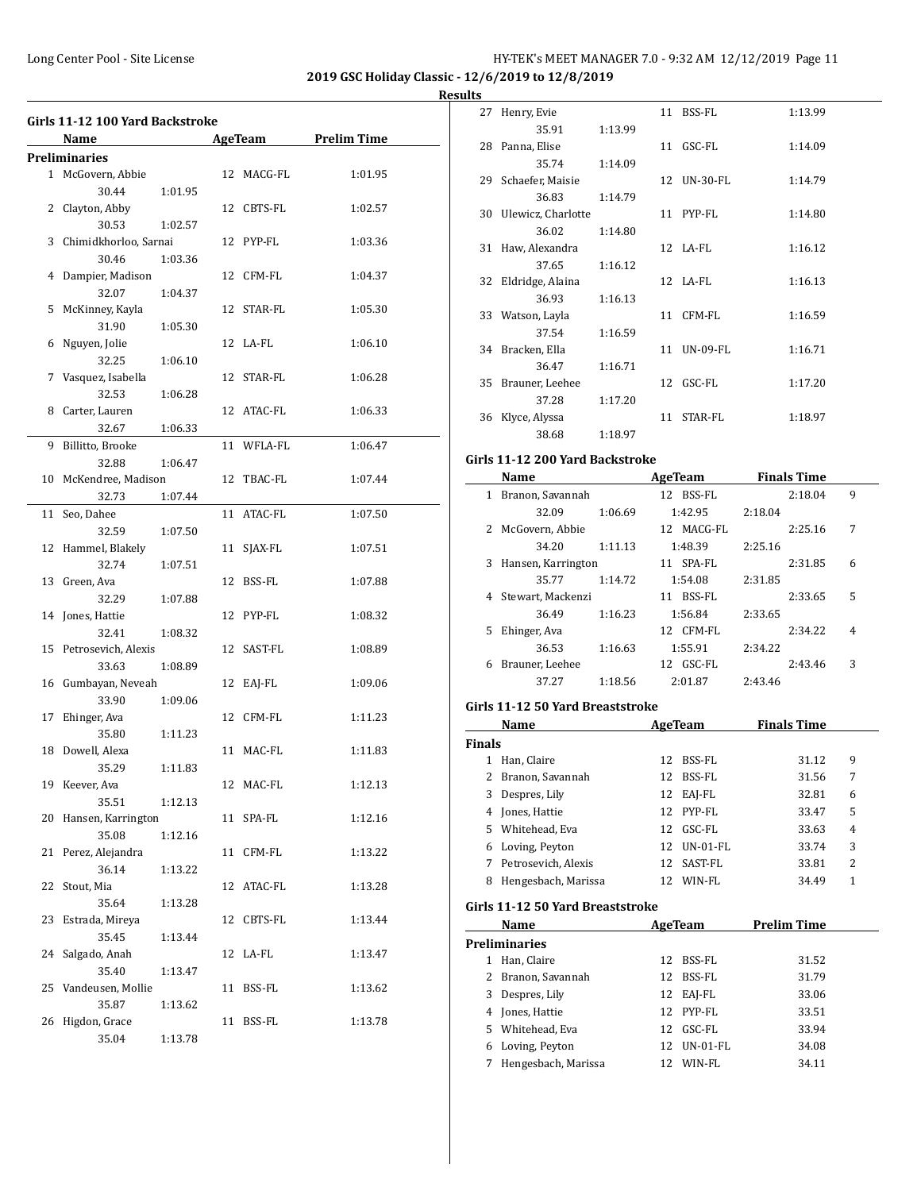## 2019 GSC Holiday Classic - 12/6/2019 to 12/8/2019

### Results

### Girls 11-12 100 Yard Backstroke

| | Name | Age | Team | Prelim Time |
|---|---|---|---|---|
| **Preliminaries** | | | | |
| 1 | McGovern, Abbie | 12 | MACG-FL | 1:01.95 |
| | 30.44 1:01.95 | | | |
| 2 | Clayton, Abby | 12 | CBTS-FL | 1:02.57 |
| | 30.53 1:02.57 | | | |
| 3 | Chimidkhorloo, Sarnai | 12 | PYP-FL | 1:03.36 |
| | 30.46 1:03.36 | | | |
| 4 | Dampier, Madison | 12 | CFM-FL | 1:04.37 |
| | 32.07 1:04.37 | | | |
| 5 | McKinney, Kayla | 12 | STAR-FL | 1:05.30 |
| | 31.90 1:05.30 | | | |
| 6 | Nguyen, Jolie | 12 | LA-FL | 1:06.10 |
| | 32.25 1:06.10 | | | |
| 7 | Vasquez, Isabella | 12 | STAR-FL | 1:06.28 |
| | 32.53 1:06.28 | | | |
| 8 | Carter, Lauren | 12 | ATAC-FL | 1:06.33 |
| | 32.67 1:06.33 | | | |
| 9 | Billitto, Brooke | 11 | WFLA-FL | 1:06.47 |
| | 32.88 1:06.47 | | | |
| 10 | McKendree, Madison | 12 | TBAC-FL | 1:07.44 |
| | 32.73 1:07.44 | | | |
| 11 | Seo, Dahee | 11 | ATAC-FL | 1:07.50 |
| | 32.59 1:07.50 | | | |
| 12 | Hammel, Blakely | 11 | SJAX-FL | 1:07.51 |
| | 32.74 1:07.51 | | | |
| 13 | Green, Ava | 12 | BSS-FL | 1:07.88 |
| | 32.29 1:07.88 | | | |
| 14 | Jones, Hattie | 12 | PYP-FL | 1:08.32 |
| | 32.41 1:08.32 | | | |
| 15 | Petrosevich, Alexis | 12 | SAST-FL | 1:08.89 |
| | 33.63 1:08.89 | | | |
| 16 | Gumbayan, Neveah | 12 | EAJ-FL | 1:09.06 |
| | 33.90 1:09.06 | | | |
| 17 | Ehinger, Ava | 12 | CFM-FL | 1:11.23 |
| | 35.80 1:11.23 | | | |
| 18 | Dowell, Alexa | 11 | MAC-FL | 1:11.83 |
| | 35.29 1:11.83 | | | |
| 19 | Keever, Ava | 12 | MAC-FL | 1:12.13 |
| | 35.51 1:12.13 | | | |
| 20 | Hansen, Karrington | 11 | SPA-FL | 1:12.16 |
| | 35.08 1:12.16 | | | |
| 21 | Perez, Alejandra | 11 | CFM-FL | 1:13.22 |
| | 36.14 1:13.22 | | | |
| 22 | Stout, Mia | 12 | ATAC-FL | 1:13.28 |
| | 35.64 1:13.28 | | | |
| 23 | Estrada, Mireya | 12 | CBTS-FL | 1:13.44 |
| | 35.45 1:13.44 | | | |
| 24 | Salgado, Anah | 12 | LA-FL | 1:13.47 |
| | 35.40 1:13.47 | | | |
| 25 | Vandeusen, Mollie | 11 | BSS-FL | 1:13.62 |
| | 35.87 1:13.62 | | | |
| 26 | Higdon, Grace | 11 | BSS-FL | 1:13.78 |
| | 35.04 1:13.78 | | | |
| 27 | Henry, Evie | 11 | BSS-FL | 1:13.99 |
| | 35.91 1:13.99 | | | |
| 28 | Panna, Elise | 11 | GSC-FL | 1:14.09 |
| | 35.74 1:14.09 | | | |
| 29 | Schaefer, Maisie | 12 | UN-30-FL | 1:14.79 |
| | 36.83 1:14.79 | | | |
| 30 | Ulewicz, Charlotte | 11 | PYP-FL | 1:14.80 |
| | 36.02 1:14.80 | | | |
| 31 | Haw, Alexandra | 12 | LA-FL | 1:16.12 |
| | 37.65 1:16.12 | | | |
| 32 | Eldridge, Alaina | 12 | LA-FL | 1:16.13 |
| | 36.93 1:16.13 | | | |
| 33 | Watson, Layla | 11 | CFM-FL | 1:16.59 |
| | 37.54 1:16.59 | | | |
| 34 | Bracken, Ella | 11 | UN-09-FL | 1:16.71 |
| | 36.47 1:16.71 | | | |
| 35 | Brauner, Leehee | 12 | GSC-FL | 1:17.20 |
| | 37.28 1:17.20 | | | |
| 36 | Klyce, Alyssa | 11 | STAR-FL | 1:18.97 |
| | 38.68 1:18.97 | | | |

### Girls 11-12 200 Yard Backstroke

| | Name | Age | Team | Finals Time | Points |
|---|---|---|---|---|---|
| 1 | Branon, Savannah | 12 | BSS-FL | 2:18.04 | 9 |
| | 32.09 1:06.69 1:42.95 2:18.04 | | | | |
| 2 | McGovern, Abbie | 12 | MACG-FL | 2:25.16 | 7 |
| | 34.20 1:11.13 1:48.39 2:25.16 | | | | |
| 3 | Hansen, Karrington | 11 | SPA-FL | 2:31.85 | 6 |
| | 35.77 1:14.72 1:54.08 2:31.85 | | | | |
| 4 | Stewart, Mackenzi | 11 | BSS-FL | 2:33.65 | 5 |
| | 36.49 1:16.23 1:56.84 2:33.65 | | | | |
| 5 | Ehinger, Ava | 12 | CFM-FL | 2:34.22 | 4 |
| | 36.53 1:16.63 1:55.91 2:34.22 | | | | |
| 6 | Brauner, Leehee | 12 | GSC-FL | 2:43.46 | 3 |
| | 37.27 1:18.56 2:01.87 2:43.46 | | | | |

### Girls 11-12 50 Yard Breaststroke

| | Name | Age | Team | Finals Time | Points |
|---|---|---|---|---|---|
| **Finals** | | | | | |
| 1 | Han, Claire | 12 | BSS-FL | 31.12 | 9 |
| 2 | Branon, Savannah | 12 | BSS-FL | 31.56 | 7 |
| 3 | Despres, Lily | 12 | EAJ-FL | 32.81 | 6 |
| 4 | Jones, Hattie | 12 | PYP-FL | 33.47 | 5 |
| 5 | Whitehead, Eva | 12 | GSC-FL | 33.63 | 4 |
| 6 | Loving, Peyton | 12 | UN-01-FL | 33.74 | 3 |
| 7 | Petrosevich, Alexis | 12 | SAST-FL | 33.81 | 2 |
| 8 | Hengesbach, Marissa | 12 | WIN-FL | 34.49 | 1 |

### Girls 11-12 50 Yard Breaststroke

| | Name | Age | Team | Prelim Time |
|---|---|---|---|---|
| **Preliminaries** | | | | |
| 1 | Han, Claire | 12 | BSS-FL | 31.52 |
| 2 | Branon, Savannah | 12 | BSS-FL | 31.79 |
| 3 | Despres, Lily | 12 | EAJ-FL | 33.06 |
| 4 | Jones, Hattie | 12 | PYP-FL | 33.51 |
| 5 | Whitehead, Eva | 12 | GSC-FL | 33.94 |
| 6 | Loving, Peyton | 12 | UN-01-FL | 34.08 |
| 7 | Hengesbach, Marissa | 12 | WIN-FL | 34.11 |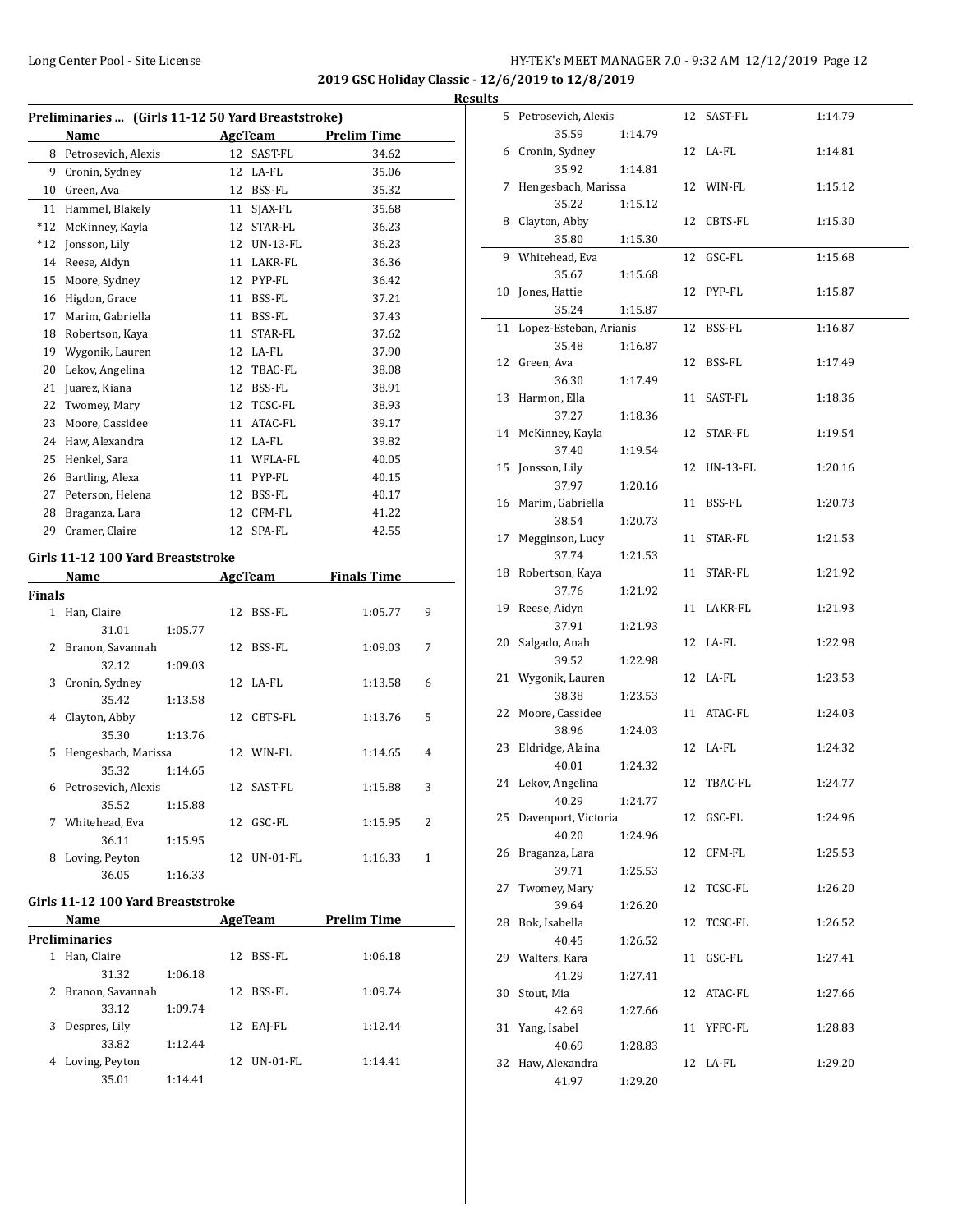## Results

### Preliminaries ... (Girls 11-12 50 Yard Breaststroke)

| | Name | Age | Team | Prelim Time |
|---|---|---|---|---|
| 8 | Petrosevich, Alexis | 12 | SAST-FL | 34.62 |
| 9 | Cronin, Sydney | 12 | LA-FL | 35.06 |
| 10 | Green, Ava | 12 | BSS-FL | 35.32 |
| 11 | Hammel, Blakely | 11 | SJAX-FL | 35.68 |
| *12 | McKinney, Kayla | 12 | STAR-FL | 36.23 |
| *12 | Jonsson, Lily | 12 | UN-13-FL | 36.23 |
| 14 | Reese, Aidyn | 11 | LAKR-FL | 36.36 |
| 15 | Moore, Sydney | 12 | PYP-FL | 36.42 |
| 16 | Higdon, Grace | 11 | BSS-FL | 37.21 |
| 17 | Marim, Gabriella | 11 | BSS-FL | 37.43 |
| 18 | Robertson, Kaya | 11 | STAR-FL | 37.62 |
| 19 | Wygonik, Lauren | 12 | LA-FL | 37.90 |
| 20 | Lekov, Angelina | 12 | TBAC-FL | 38.08 |
| 21 | Juarez, Kiana | 12 | BSS-FL | 38.91 |
| 22 | Twomey, Mary | 12 | TCSC-FL | 38.93 |
| 23 | Moore, Cassidee | 11 | ATAC-FL | 39.17 |
| 24 | Haw, Alexandra | 12 | LA-FL | 39.82 |
| 25 | Henkel, Sara | 11 | WFLA-FL | 40.05 |
| 26 | Bartling, Alexa | 11 | PYP-FL | 40.15 |
| 27 | Peterson, Helena | 12 | BSS-FL | 40.17 |
| 28 | Braganza, Lara | 12 | CFM-FL | 41.22 |
| 29 | Cramer, Claire | 12 | SPA-FL | 42.55 |

### Girls 11-12 100 Yard Breaststroke

**Finals**

| | Name | Age | Team | Splits | Finals Time | Points |
|---|---|---|---|---|---|---|
| 1 | Han, Claire | 12 | BSS-FL | 31.01, 1:05.77 | 1:05.77 | 9 |
| 2 | Branon, Savannah | 12 | BSS-FL | 32.12, 1:09.03 | 1:09.03 | 7 |
| 3 | Cronin, Sydney | 12 | LA-FL | 35.42, 1:13.58 | 1:13.58 | 6 |
| 4 | Clayton, Abby | 12 | CBTS-FL | 35.30, 1:13.76 | 1:13.76 | 5 |
| 5 | Hengesbach, Marissa | 12 | WIN-FL | 35.32, 1:14.65 | 1:14.65 | 4 |
| 6 | Petrosevich, Alexis | 12 | SAST-FL | 35.52, 1:15.88 | 1:15.88 | 3 |
| 7 | Whitehead, Eva | 12 | GSC-FL | 36.11, 1:15.95 | 1:15.95 | 2 |
| 8 | Loving, Peyton | 12 | UN-01-FL | 36.05, 1:16.33 | 1:16.33 | 1 |

### Girls 11-12 100 Yard Breaststroke

**Preliminaries**

| | Name | Age | Team | Splits | Prelim Time |
|---|---|---|---|---|---|
| 1 | Han, Claire | 12 | BSS-FL | 31.32, 1:06.18 | 1:06.18 |
| 2 | Branon, Savannah | 12 | BSS-FL | 33.12, 1:09.74 | 1:09.74 |
| 3 | Despres, Lily | 12 | EAJ-FL | 33.82, 1:12.44 | 1:12.44 |
| 4 | Loving, Peyton | 12 | UN-01-FL | 35.01, 1:14.41 | 1:14.41 |
| 5 | Petrosevich, Alexis | 12 | SAST-FL | 35.59, 1:14.79 | 1:14.79 |
| 6 | Cronin, Sydney | 12 | LA-FL | 35.92, 1:14.81 | 1:14.81 |
| 7 | Hengesbach, Marissa | 12 | WIN-FL | 35.22, 1:15.12 | 1:15.12 |
| 8 | Clayton, Abby | 12 | CBTS-FL | 35.80, 1:15.30 | 1:15.30 |
| 9 | Whitehead, Eva | 12 | GSC-FL | 35.67, 1:15.68 | 1:15.68 |
| 10 | Jones, Hattie | 12 | PYP-FL | 35.24, 1:15.87 | 1:15.87 |
| 11 | Lopez-Esteban, Arianis | 12 | BSS-FL | 35.48, 1:16.87 | 1:16.87 |
| 12 | Green, Ava | 12 | BSS-FL | 36.30, 1:17.49 | 1:17.49 |
| 13 | Harmon, Ella | 11 | SAST-FL | 37.27, 1:18.36 | 1:18.36 |
| 14 | McKinney, Kayla | 12 | STAR-FL | 37.40, 1:19.54 | 1:19.54 |
| 15 | Jonsson, Lily | 12 | UN-13-FL | 37.97, 1:20.16 | 1:20.16 |
| 16 | Marim, Gabriella | 11 | BSS-FL | 38.54, 1:20.73 | 1:20.73 |
| 17 | Megginson, Lucy | 11 | STAR-FL | 37.74, 1:21.53 | 1:21.53 |
| 18 | Robertson, Kaya | 11 | STAR-FL | 37.76, 1:21.92 | 1:21.92 |
| 19 | Reese, Aidyn | 11 | LAKR-FL | 37.91, 1:21.93 | 1:21.93 |
| 20 | Salgado, Anah | 12 | LA-FL | 39.52, 1:22.98 | 1:22.98 |
| 21 | Wygonik, Lauren | 12 | LA-FL | 38.38, 1:23.53 | 1:23.53 |
| 22 | Moore, Cassidee | 11 | ATAC-FL | 38.96, 1:24.03 | 1:24.03 |
| 23 | Eldridge, Alaina | 12 | LA-FL | 40.01, 1:24.32 | 1:24.32 |
| 24 | Lekov, Angelina | 12 | TBAC-FL | 40.29, 1:24.77 | 1:24.77 |
| 25 | Davenport, Victoria | 12 | GSC-FL | 40.20, 1:24.96 | 1:24.96 |
| 26 | Braganza, Lara | 12 | CFM-FL | 39.71, 1:25.53 | 1:25.53 |
| 27 | Twomey, Mary | 12 | TCSC-FL | 39.64, 1:26.20 | 1:26.20 |
| 28 | Bok, Isabella | 12 | TCSC-FL | 40.45, 1:26.52 | 1:26.52 |
| 29 | Walters, Kara | 11 | GSC-FL | 41.29, 1:27.41 | 1:27.41 |
| 30 | Stout, Mia | 12 | ATAC-FL | 42.69, 1:27.66 | 1:27.66 |
| 31 | Yang, Isabel | 11 | YFFC-FL | 40.69, 1:28.83 | 1:28.83 |
| 32 | Haw, Alexandra | 12 | LA-FL | 41.97, 1:29.20 | 1:29.20 |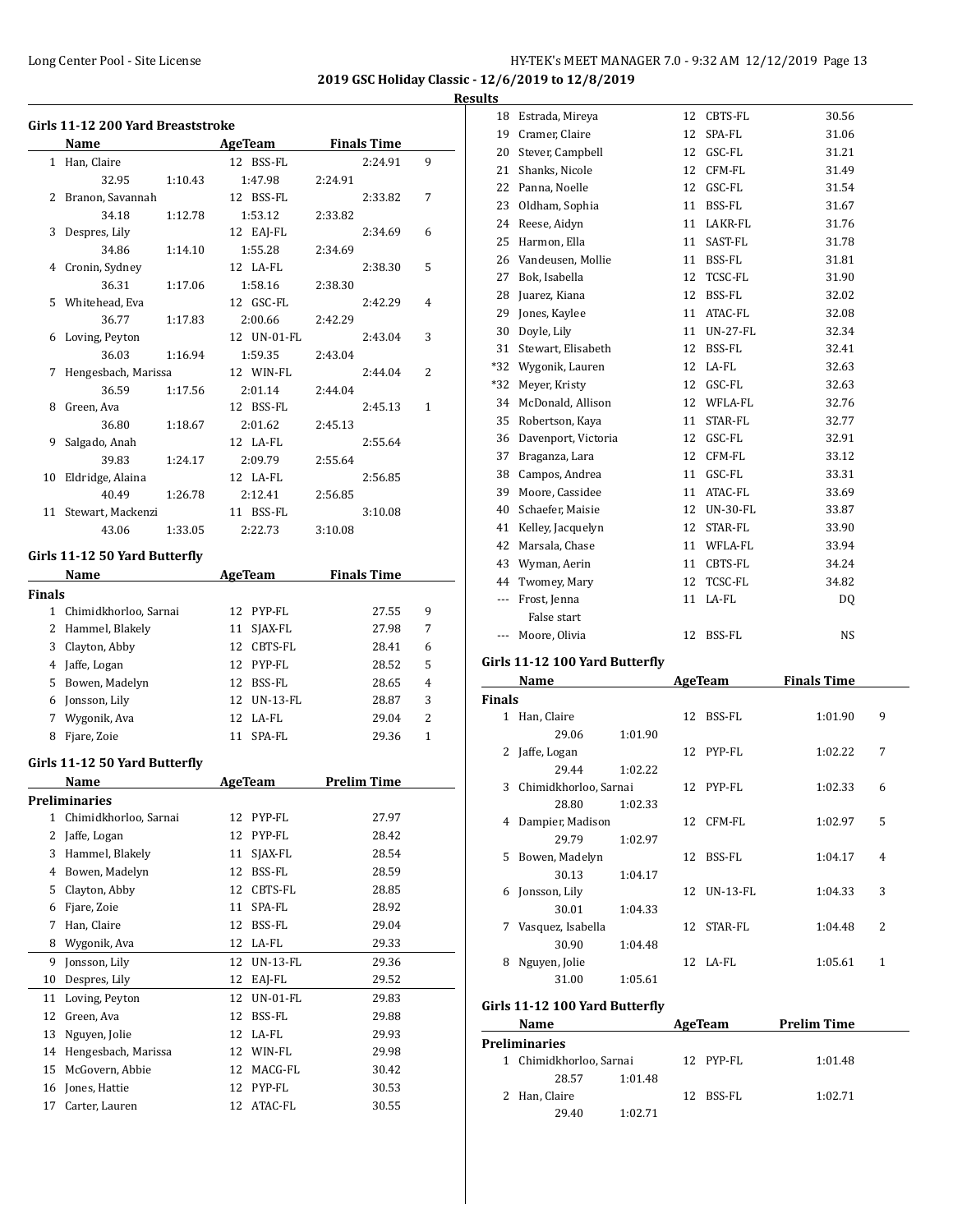**2019 GSC Holiday Classic - 12/6/2019 to 12/8/2019**

**Results**

### Girls 11-12 200 Yard Breaststroke

| | Name | AgeTeam | Finals Time | |
|---|---|---|---|---|
| 1 | Han, Claire | 12 BSS-FL | 2:24.91 | 9 |
| | 32.95 / 1:10.43 / 1:47.98 / 2:24.91 | | | |
| 2 | Branon, Savannah | 12 BSS-FL | 2:33.82 | 7 |
| | 34.18 / 1:12.78 / 1:53.12 / 2:33.82 | | | |
| 3 | Despres, Lily | 12 EAJ-FL | 2:34.69 | 6 |
| | 34.86 / 1:14.10 / 1:55.28 / 2:34.69 | | | |
| 4 | Cronin, Sydney | 12 LA-FL | 2:38.30 | 5 |
| | 36.31 / 1:17.06 / 1:58.16 / 2:38.30 | | | |
| 5 | Whitehead, Eva | 12 GSC-FL | 2:42.29 | 4 |
| | 36.77 / 1:17.83 / 2:00.66 / 2:42.29 | | | |
| 6 | Loving, Peyton | 12 UN-01-FL | 2:43.04 | 3 |
| | 36.03 / 1:16.94 / 1:59.35 / 2:43.04 | | | |
| 7 | Hengesbach, Marissa | 12 WIN-FL | 2:44.04 | 2 |
| | 36.59 / 1:17.56 / 2:01.14 / 2:44.04 | | | |
| 8 | Green, Ava | 12 BSS-FL | 2:45.13 | 1 |
| | 36.80 / 1:18.67 / 2:01.62 / 2:45.13 | | | |
| 9 | Salgado, Anah | 12 LA-FL | 2:55.64 | |
| | 39.83 / 1:24.17 / 2:09.79 / 2:55.64 | | | |
| 10 | Eldridge, Alaina | 12 LA-FL | 2:56.85 | |
| | 40.49 / 1:26.78 / 2:12.41 / 2:56.85 | | | |
| 11 | Stewart, Mackenzi | 11 BSS-FL | 3:10.08 | |
| | 43.06 / 1:33.05 / 2:22.73 / 3:10.08 | | | |

### Girls 11-12 50 Yard Butterfly

| | Name | AgeTeam | Finals Time | |
|---|---|---|---|---|
| **Finals** | | | | |
| 1 | Chimidkhorloo, Sarnai | 12 PYP-FL | 27.55 | 9 |
| 2 | Hammel, Blakely | 11 SJAX-FL | 27.98 | 7 |
| 3 | Clayton, Abby | 12 CBTS-FL | 28.41 | 6 |
| 4 | Jaffe, Logan | 12 PYP-FL | 28.52 | 5 |
| 5 | Bowen, Madelyn | 12 BSS-FL | 28.65 | 4 |
| 6 | Jonsson, Lily | 12 UN-13-FL | 28.87 | 3 |
| 7 | Wygonik, Ava | 12 LA-FL | 29.04 | 2 |
| 8 | Fjare, Zoie | 11 SPA-FL | 29.36 | 1 |

### Girls 11-12 50 Yard Butterfly

| | Name | AgeTeam | Prelim Time |
|---|---|---|---|
| **Preliminaries** | | | |
| 1 | Chimidkhorloo, Sarnai | 12 PYP-FL | 27.97 |
| 2 | Jaffe, Logan | 12 PYP-FL | 28.42 |
| 3 | Hammel, Blakely | 11 SJAX-FL | 28.54 |
| 4 | Bowen, Madelyn | 12 BSS-FL | 28.59 |
| 5 | Clayton, Abby | 12 CBTS-FL | 28.85 |
| 6 | Fjare, Zoie | 11 SPA-FL | 28.92 |
| 7 | Han, Claire | 12 BSS-FL | 29.04 |
| 8 | Wygonik, Ava | 12 LA-FL | 29.33 |
| 9 | Jonsson, Lily | 12 UN-13-FL | 29.36 |
| 10 | Despres, Lily | 12 EAJ-FL | 29.52 |
| 11 | Loving, Peyton | 12 UN-01-FL | 29.83 |
| 12 | Green, Ava | 12 BSS-FL | 29.88 |
| 13 | Nguyen, Jolie | 12 LA-FL | 29.93 |
| 14 | Hengesbach, Marissa | 12 WIN-FL | 29.98 |
| 15 | McGovern, Abbie | 12 MACG-FL | 30.42 |
| 16 | Jones, Hattie | 12 PYP-FL | 30.53 |
| 17 | Carter, Lauren | 12 ATAC-FL | 30.55 |
| 18 | Estrada, Mireya | 12 CBTS-FL | 30.56 |
| 19 | Cramer, Claire | 12 SPA-FL | 31.06 |
| 20 | Stever, Campbell | 12 GSC-FL | 31.21 |
| 21 | Shanks, Nicole | 12 CFM-FL | 31.49 |
| 22 | Panna, Noelle | 12 GSC-FL | 31.54 |
| 23 | Oldham, Sophia | 11 BSS-FL | 31.67 |
| 24 | Reese, Aidyn | 11 LAKR-FL | 31.76 |
| 25 | Harmon, Ella | 11 SAST-FL | 31.78 |
| 26 | Vandeusen, Mollie | 11 BSS-FL | 31.81 |
| 27 | Bok, Isabella | 12 TCSC-FL | 31.90 |
| 28 | Juarez, Kiana | 12 BSS-FL | 32.02 |
| 29 | Jones, Kaylee | 11 ATAC-FL | 32.08 |
| 30 | Doyle, Lily | 11 UN-27-FL | 32.34 |
| 31 | Stewart, Elisabeth | 12 BSS-FL | 32.41 |
| *32 | Wygonik, Lauren | 12 LA-FL | 32.63 |
| *32 | Meyer, Kristy | 12 GSC-FL | 32.63 |
| 34 | McDonald, Allison | 12 WFLA-FL | 32.76 |
| 35 | Robertson, Kaya | 11 STAR-FL | 32.77 |
| 36 | Davenport, Victoria | 12 GSC-FL | 32.91 |
| 37 | Braganza, Lara | 12 CFM-FL | 33.12 |
| 38 | Campos, Andrea | 11 GSC-FL | 33.31 |
| 39 | Moore, Cassidee | 11 ATAC-FL | 33.69 |
| 40 | Schaefer, Maisie | 12 UN-30-FL | 33.87 |
| 41 | Kelley, Jacquelyn | 12 STAR-FL | 33.90 |
| 42 | Marsala, Chase | 11 WFLA-FL | 33.94 |
| 43 | Wyman, Aerin | 11 CBTS-FL | 34.24 |
| 44 | Twomey, Mary | 12 TCSC-FL | 34.82 |
| --- | Frost, Jenna | 11 LA-FL | DQ |
| | False start | | |
| --- | Moore, Olivia | 12 BSS-FL | NS |

### Girls 11-12 100 Yard Butterfly

| | Name | AgeTeam | Finals Time | |
|---|---|---|---|---|
| **Finals** | | | | |
| 1 | Han, Claire | 12 BSS-FL | 1:01.90 | 9 |
| | 29.06 / 1:01.90 | | | |
| 2 | Jaffe, Logan | 12 PYP-FL | 1:02.22 | 7 |
| | 29.44 / 1:02.22 | | | |
| 3 | Chimidkhorloo, Sarnai | 12 PYP-FL | 1:02.33 | 6 |
| | 28.80 / 1:02.33 | | | |
| 4 | Dampier, Madison | 12 CFM-FL | 1:02.97 | 5 |
| | 29.79 / 1:02.97 | | | |
| 5 | Bowen, Madelyn | 12 BSS-FL | 1:04.17 | 4 |
| | 30.13 / 1:04.17 | | | |
| 6 | Jonsson, Lily | 12 UN-13-FL | 1:04.33 | 3 |
| | 30.01 / 1:04.33 | | | |
| 7 | Vasquez, Isabella | 12 STAR-FL | 1:04.48 | 2 |
| | 30.90 / 1:04.48 | | | |
| 8 | Nguyen, Jolie | 12 LA-FL | 1:05.61 | 1 |
| | 31.00 / 1:05.61 | | | |

### Girls 11-12 100 Yard Butterfly

| | Name | AgeTeam | Prelim Time |
|---|---|---|---|
| **Preliminaries** | | | |
| 1 | Chimidkhorloo, Sarnai | 12 PYP-FL | 1:01.48 |
| | 28.57 / 1:01.48 | | |
| 2 | Han, Claire | 12 BSS-FL | 1:02.71 |
| | 29.40 / 1:02.71 | | |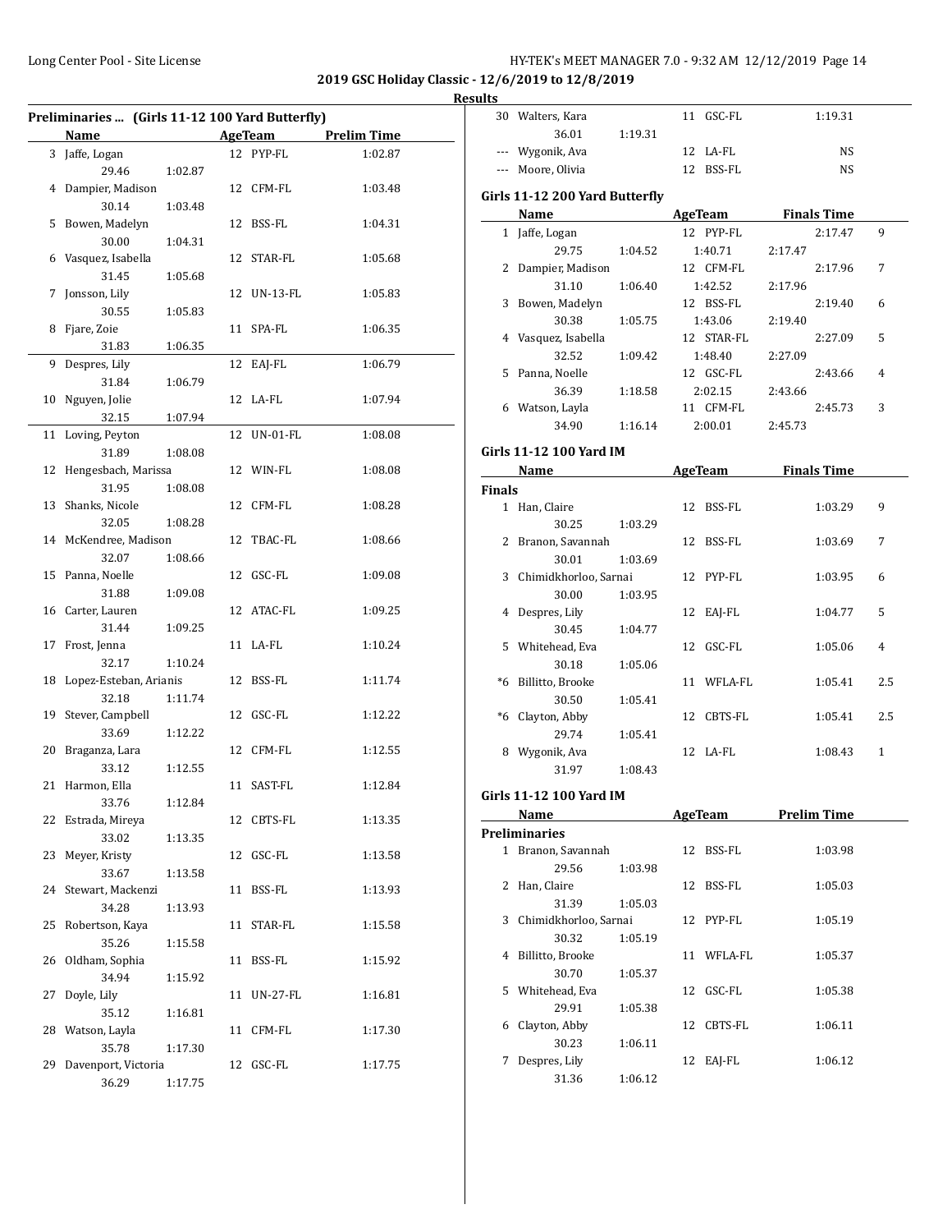**2019 GSC Holiday Classic - 12/6/2019 to 12/8/2019**

**Results**

### Preliminaries ... (Girls 11-12 100 Yard Butterfly)

| | Name | | Age | Team | Prelim Time |
|---|---|---|---|---|---|
| 3 | Jaffe, Logan | | 12 | PYP-FL | 1:02.87 |
| | 29.46 | 1:02.87 | | | |
| 4 | Dampier, Madison | | 12 | CFM-FL | 1:03.48 |
| | 30.14 | 1:03.48 | | | |
| 5 | Bowen, Madelyn | | 12 | BSS-FL | 1:04.31 |
| | 30.00 | 1:04.31 | | | |
| 6 | Vasquez, Isabella | | 12 | STAR-FL | 1:05.68 |
| | 31.45 | 1:05.68 | | | |
| 7 | Jonsson, Lily | | 12 | UN-13-FL | 1:05.83 |
| | 30.55 | 1:05.83 | | | |
| 8 | Fjare, Zoie | | 11 | SPA-FL | 1:06.35 |
| | 31.83 | 1:06.35 | | | |
| 9 | Despres, Lily | | 12 | EAJ-FL | 1:06.79 |
| | 31.84 | 1:06.79 | | | |
| 10 | Nguyen, Jolie | | 12 | LA-FL | 1:07.94 |
| | 32.15 | 1:07.94 | | | |
| 11 | Loving, Peyton | | 12 | UN-01-FL | 1:08.08 |
| | 31.89 | 1:08.08 | | | |
| 12 | Hengesbach, Marissa | | 12 | WIN-FL | 1:08.08 |
| | 31.95 | 1:08.08 | | | |
| 13 | Shanks, Nicole | | 12 | CFM-FL | 1:08.28 |
| | 32.05 | 1:08.28 | | | |
| 14 | McKendree, Madison | | 12 | TBAC-FL | 1:08.66 |
| | 32.07 | 1:08.66 | | | |
| 15 | Panna, Noelle | | 12 | GSC-FL | 1:09.08 |
| | 31.88 | 1:09.08 | | | |
| 16 | Carter, Lauren | | 12 | ATAC-FL | 1:09.25 |
| | 31.44 | 1:09.25 | | | |
| 17 | Frost, Jenna | | 11 | LA-FL | 1:10.24 |
| | 32.17 | 1:10.24 | | | |
| 18 | Lopez-Esteban, Arianis | | 12 | BSS-FL | 1:11.74 |
| | 32.18 | 1:11.74 | | | |
| 19 | Stever, Campbell | | 12 | GSC-FL | 1:12.22 |
| | 33.69 | 1:12.22 | | | |
| 20 | Braganza, Lara | | 12 | CFM-FL | 1:12.55 |
| | 33.12 | 1:12.55 | | | |
| 21 | Harmon, Ella | | 11 | SAST-FL | 1:12.84 |
| | 33.76 | 1:12.84 | | | |
| 22 | Estrada, Mireya | | 12 | CBTS-FL | 1:13.35 |
| | 33.02 | 1:13.35 | | | |
| 23 | Meyer, Kristy | | 12 | GSC-FL | 1:13.58 |
| | 33.67 | 1:13.58 | | | |
| 24 | Stewart, Mackenzi | | 11 | BSS-FL | 1:13.93 |
| | 34.28 | 1:13.93 | | | |
| 25 | Robertson, Kaya | | 11 | STAR-FL | 1:15.58 |
| | 35.26 | 1:15.58 | | | |
| 26 | Oldham, Sophia | | 11 | BSS-FL | 1:15.92 |
| | 34.94 | 1:15.92 | | | |
| 27 | Doyle, Lily | | 11 | UN-27-FL | 1:16.81 |
| | 35.12 | 1:16.81 | | | |
| 28 | Watson, Layla | | 11 | CFM-FL | 1:17.30 |
| | 35.78 | 1:17.30 | | | |
| 29 | Davenport, Victoria | | 12 | GSC-FL | 1:17.75 |
| | 36.29 | 1:17.75 | | | |
| 30 | Walters, Kara | | 11 | GSC-FL | 1:19.31 |
| | 36.01 | 1:19.31 | | | |
| --- | Wygonik, Ava | | 12 | LA-FL | NS |
| --- | Moore, Olivia | | 12 | BSS-FL | NS |

### Girls 11-12 200 Yard Butterfly

| | Name | | Age | Team | | Finals Time | |
|---|---|---|---|---|---|---|---|
| 1 | Jaffe, Logan | | 12 | PYP-FL | | 2:17.47 | 9 |
| | 29.75 | 1:04.52 | | 1:40.71 | 2:17.47 | | |
| 2 | Dampier, Madison | | 12 | CFM-FL | | 2:17.96 | 7 |
| | 31.10 | 1:06.40 | | 1:42.52 | 2:17.96 | | |
| 3 | Bowen, Madelyn | | 12 | BSS-FL | | 2:19.40 | 6 |
| | 30.38 | 1:05.75 | | 1:43.06 | 2:19.40 | | |
| 4 | Vasquez, Isabella | | 12 | STAR-FL | | 2:27.09 | 5 |
| | 32.52 | 1:09.42 | | 1:48.40 | 2:27.09 | | |
| 5 | Panna, Noelle | | 12 | GSC-FL | | 2:43.66 | 4 |
| | 36.39 | 1:18.58 | | 2:02.15 | 2:43.66 | | |
| 6 | Watson, Layla | | 11 | CFM-FL | | 2:45.73 | 3 |
| | 34.90 | 1:16.14 | | 2:00.01 | 2:45.73 | | |

### Girls 11-12 100 Yard IM

| | Name | | Age | Team | Finals Time | |
|---|---|---|---|---|---|---|
| **Finals** | | | | | | |
| 1 | Han, Claire | | 12 | BSS-FL | 1:03.29 | 9 |
| | 30.25 | 1:03.29 | | | | |
| 2 | Branon, Savannah | | 12 | BSS-FL | 1:03.69 | 7 |
| | 30.01 | 1:03.69 | | | | |
| 3 | Chimidkhorloo, Sarnai | | 12 | PYP-FL | 1:03.95 | 6 |
| | 30.00 | 1:03.95 | | | | |
| 4 | Despres, Lily | | 12 | EAJ-FL | 1:04.77 | 5 |
| | 30.45 | 1:04.77 | | | | |
| 5 | Whitehead, Eva | | 12 | GSC-FL | 1:05.06 | 4 |
| | 30.18 | 1:05.06 | | | | |
| *6 | Billitto, Brooke | | 11 | WFLA-FL | 1:05.41 | 2.5 |
| | 30.50 | 1:05.41 | | | | |
| *6 | Clayton, Abby | | 12 | CBTS-FL | 1:05.41 | 2.5 |
| | 29.74 | 1:05.41 | | | | |
| 8 | Wygonik, Ava | | 12 | LA-FL | 1:08.43 | 1 |
| | 31.97 | 1:08.43 | | | | |

### Girls 11-12 100 Yard IM

| | Name | | Age | Team | Prelim Time |
|---|---|---|---|---|---|
| **Preliminaries** | | | | | |
| 1 | Branon, Savannah | | 12 | BSS-FL | 1:03.98 |
| | 29.56 | 1:03.98 | | | |
| 2 | Han, Claire | | 12 | BSS-FL | 1:05.03 |
| | 31.39 | 1:05.03 | | | |
| 3 | Chimidkhorloo, Sarnai | | 12 | PYP-FL | 1:05.19 |
| | 30.32 | 1:05.19 | | | |
| 4 | Billitto, Brooke | | 11 | WFLA-FL | 1:05.37 |
| | 30.70 | 1:05.37 | | | |
| 5 | Whitehead, Eva | | 12 | GSC-FL | 1:05.38 |
| | 29.91 | 1:05.38 | | | |
| 6 | Clayton, Abby | | 12 | CBTS-FL | 1:06.11 |
| | 30.23 | 1:06.11 | | | |
| 7 | Despres, Lily | | 12 | EAJ-FL | 1:06.12 |
| | 31.36 | 1:06.12 | | | |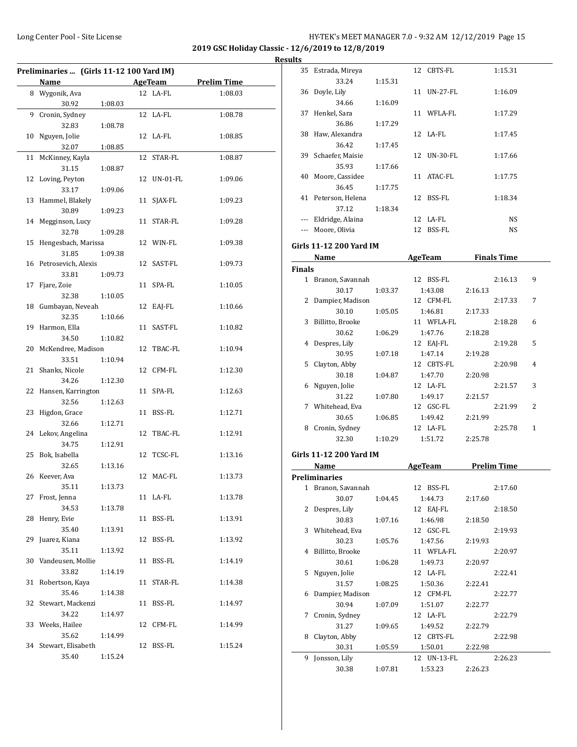2019 GSC Holiday Classic - 12/6/2019 to 12/8/2019

Results

### Preliminaries ... (Girls 11-12 100 Yard IM)

| | Name | Age | Team | Prelim Time |
|---|---|---|---|---|
| 8 | Wygonik, Ava | 12 | LA-FL | 1:08.03 |
| | 30.92 1:08.03 | | | |
| 9 | Cronin, Sydney | 12 | LA-FL | 1:08.78 |
| | 32.83 1:08.78 | | | |
| 10 | Nguyen, Jolie | 12 | LA-FL | 1:08.85 |
| | 32.07 1:08.85 | | | |
| 11 | McKinney, Kayla | 12 | STAR-FL | 1:08.87 |
| | 31.15 1:08.87 | | | |
| 12 | Loving, Peyton | 12 | UN-01-FL | 1:09.06 |
| | 33.17 1:09.06 | | | |
| 13 | Hammel, Blakely | 11 | SJAX-FL | 1:09.23 |
| | 30.89 1:09.23 | | | |
| 14 | Megginson, Lucy | 11 | STAR-FL | 1:09.28 |
| | 32.78 1:09.28 | | | |
| 15 | Hengesbach, Marissa | 12 | WIN-FL | 1:09.38 |
| | 31.85 1:09.38 | | | |
| 16 | Petrosevich, Alexis | 12 | SAST-FL | 1:09.73 |
| | 33.81 1:09.73 | | | |
| 17 | Fjare, Zoie | 11 | SPA-FL | 1:10.05 |
| | 32.38 1:10.05 | | | |
| 18 | Gumbayan, Neveah | 12 | EAJ-FL | 1:10.66 |
| | 32.35 1:10.66 | | | |
| 19 | Harmon, Ella | 11 | SAST-FL | 1:10.82 |
| | 34.50 1:10.82 | | | |
| 20 | McKendree, Madison | 12 | TBAC-FL | 1:10.94 |
| | 33.51 1:10.94 | | | |
| 21 | Shanks, Nicole | 12 | CFM-FL | 1:12.30 |
| | 34.26 1:12.30 | | | |
| 22 | Hansen, Karrington | 11 | SPA-FL | 1:12.63 |
| | 32.56 1:12.63 | | | |
| 23 | Higdon, Grace | 11 | BSS-FL | 1:12.71 |
| | 32.66 1:12.71 | | | |
| 24 | Lekov, Angelina | 12 | TBAC-FL | 1:12.91 |
| | 34.75 1:12.91 | | | |
| 25 | Bok, Isabella | 12 | TCSC-FL | 1:13.16 |
| | 32.65 1:13.16 | | | |
| 26 | Keever, Ava | 12 | MAC-FL | 1:13.73 |
| | 35.11 1:13.73 | | | |
| 27 | Frost, Jenna | 11 | LA-FL | 1:13.78 |
| | 34.53 1:13.78 | | | |
| 28 | Henry, Evie | 11 | BSS-FL | 1:13.91 |
| | 35.40 1:13.91 | | | |
| 29 | Juarez, Kiana | 12 | BSS-FL | 1:13.92 |
| | 35.11 1:13.92 | | | |
| 30 | Vandeusen, Mollie | 11 | BSS-FL | 1:14.19 |
| | 33.82 1:14.19 | | | |
| 31 | Robertson, Kaya | 11 | STAR-FL | 1:14.38 |
| | 35.46 1:14.38 | | | |
| 32 | Stewart, Mackenzi | 11 | BSS-FL | 1:14.97 |
| | 34.22 1:14.97 | | | |
| 33 | Weeks, Hailee | 12 | CFM-FL | 1:14.99 |
| | 35.62 1:14.99 | | | |
| 34 | Stewart, Elisabeth | 12 | BSS-FL | 1:15.24 |
| | 35.40 1:15.24 | | | |
| 35 | Estrada, Mireya | 12 | CBTS-FL | 1:15.31 |
| | 33.24 1:15.31 | | | |
| 36 | Doyle, Lily | 11 | UN-27-FL | 1:16.09 |
| | 34.66 1:16.09 | | | |
| 37 | Henkel, Sara | 11 | WFLA-FL | 1:17.29 |
| | 36.86 1:17.29 | | | |
| 38 | Haw, Alexandra | 12 | LA-FL | 1:17.45 |
| | 36.42 1:17.45 | | | |
| 39 | Schaefer, Maisie | 12 | UN-30-FL | 1:17.66 |
| | 35.93 1:17.66 | | | |
| 40 | Moore, Cassidee | 11 | ATAC-FL | 1:17.75 |
| | 36.45 1:17.75 | | | |
| 41 | Peterson, Helena | 12 | BSS-FL | 1:18.34 |
| | 37.12 1:18.34 | | | |
| --- | Eldridge, Alaina | 12 | LA-FL | NS |
| --- | Moore, Olivia | 12 | BSS-FL | NS |

### Girls 11-12 200 Yard IM

**Finals**

| | Name | Age | Team | Finals Time | Points |
|---|---|---|---|---|---|
| 1 | Branon, Savannah | 12 | BSS-FL | 2:16.13 | 9 |
| | 30.17 1:03.37 1:43.08 2:16.13 | | | | |
| 2 | Dampier, Madison | 12 | CFM-FL | 2:17.33 | 7 |
| | 30.10 1:05.05 1:46.81 2:17.33 | | | | |
| 3 | Billitto, Brooke | 11 | WFLA-FL | 2:18.28 | 6 |
| | 30.62 1:06.29 1:47.76 2:18.28 | | | | |
| 4 | Despres, Lily | 12 | EAJ-FL | 2:19.28 | 5 |
| | 30.95 1:07.18 1:47.14 2:19.28 | | | | |
| 5 | Clayton, Abby | 12 | CBTS-FL | 2:20.98 | 4 |
| | 30.18 1:04.87 1:47.70 2:20.98 | | | | |
| 6 | Nguyen, Jolie | 12 | LA-FL | 2:21.57 | 3 |
| | 31.22 1:07.80 1:49.17 2:21.57 | | | | |
| 7 | Whitehead, Eva | 12 | GSC-FL | 2:21.99 | 2 |
| | 30.65 1:06.85 1:49.42 2:21.99 | | | | |
| 8 | Cronin, Sydney | 12 | LA-FL | 2:25.78 | 1 |
| | 32.30 1:10.29 1:51.72 2:25.78 | | | | |

### Girls 11-12 200 Yard IM

**Preliminaries**

| | Name | Age | Team | Prelim Time |
|---|---|---|---|---|
| 1 | Branon, Savannah | 12 | BSS-FL | 2:17.60 |
| | 30.07 1:04.45 1:44.73 2:17.60 | | | |
| 2 | Despres, Lily | 12 | EAJ-FL | 2:18.50 |
| | 30.83 1:07.16 1:46.98 2:18.50 | | | |
| 3 | Whitehead, Eva | 12 | GSC-FL | 2:19.93 |
| | 30.23 1:05.76 1:47.56 2:19.93 | | | |
| 4 | Billitto, Brooke | 11 | WFLA-FL | 2:20.97 |
| | 30.61 1:06.28 1:49.73 2:20.97 | | | |
| 5 | Nguyen, Jolie | 12 | LA-FL | 2:22.41 |
| | 31.57 1:08.25 1:50.36 2:22.41 | | | |
| 6 | Dampier, Madison | 12 | CFM-FL | 2:22.77 |
| | 30.94 1:07.09 1:51.07 2:22.77 | | | |
| 7 | Cronin, Sydney | 12 | LA-FL | 2:22.79 |
| | 31.27 1:09.65 1:49.52 2:22.79 | | | |
| 8 | Clayton, Abby | 12 | CBTS-FL | 2:22.98 |
| | 30.31 1:05.59 1:50.01 2:22.98 | | | |
| 9 | Jonsson, Lily | 12 | UN-13-FL | 2:26.23 |
| | 30.38 1:07.81 1:53.23 2:26.23 | | | |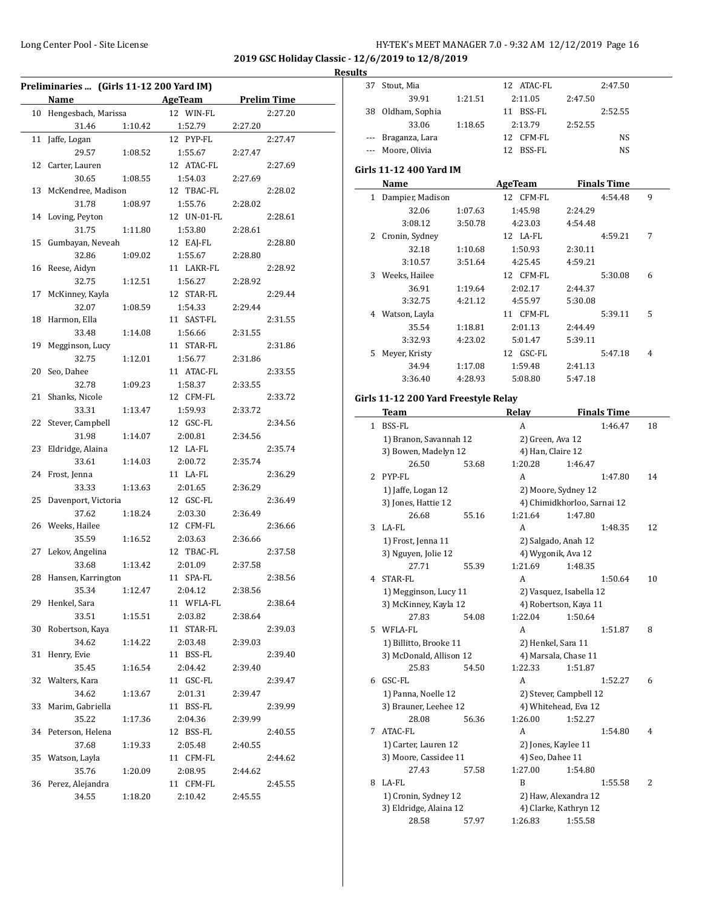2019 GSC Holiday Classic - 12/6/2019 to 12/8/2019

Results

### Preliminaries ... (Girls 11-12 200 Yard IM)

| | Name | AgeTeam | Prelim Time |
|---|---|---|---|
| 10 | Hengesbach, Marissa | 12 WIN-FL | 2:27.20 |
| | 31.46 1:10.42 1:52.79 2:27.20 | | |
| 11 | Jaffe, Logan | 12 PYP-FL | 2:27.47 |
| | 29.57 1:08.52 1:55.67 2:27.47 | | |
| 12 | Carter, Lauren | 12 ATAC-FL | 2:27.69 |
| | 30.65 1:08.55 1:54.03 2:27.69 | | |
| 13 | McKendree, Madison | 12 TBAC-FL | 2:28.02 |
| | 31.78 1:08.97 1:55.76 2:28.02 | | |
| 14 | Loving, Peyton | 12 UN-01-FL | 2:28.61 |
| | 31.75 1:11.80 1:53.80 2:28.61 | | |
| 15 | Gumbayan, Neveah | 12 EAJ-FL | 2:28.80 |
| | 32.86 1:09.02 1:55.67 2:28.80 | | |
| 16 | Reese, Aidyn | 11 LAKR-FL | 2:28.92 |
| | 32.75 1:12.51 1:56.27 2:28.92 | | |
| 17 | McKinney, Kayla | 12 STAR-FL | 2:29.44 |
| | 32.07 1:08.59 1:54.33 2:29.44 | | |
| 18 | Harmon, Ella | 11 SAST-FL | 2:31.55 |
| | 33.48 1:14.08 1:56.66 2:31.55 | | |
| 19 | Megginson, Lucy | 11 STAR-FL | 2:31.86 |
| | 32.75 1:12.01 1:56.77 2:31.86 | | |
| 20 | Seo, Dahee | 11 ATAC-FL | 2:33.55 |
| | 32.78 1:09.23 1:58.37 2:33.55 | | |
| 21 | Shanks, Nicole | 12 CFM-FL | 2:33.72 |
| | 33.31 1:13.47 1:59.93 2:33.72 | | |
| 22 | Stever, Campbell | 12 GSC-FL | 2:34.56 |
| | 31.98 1:14.07 2:00.81 2:34.56 | | |
| 23 | Eldridge, Alaina | 12 LA-FL | 2:35.74 |
| | 33.61 1:14.03 2:00.72 2:35.74 | | |
| 24 | Frost, Jenna | 11 LA-FL | 2:36.29 |
| | 33.33 1:13.63 2:01.65 2:36.29 | | |
| 25 | Davenport, Victoria | 12 GSC-FL | 2:36.49 |
| | 37.62 1:18.24 2:03.30 2:36.49 | | |
| 26 | Weeks, Hailee | 12 CFM-FL | 2:36.66 |
| | 35.59 1:16.52 2:03.63 2:36.66 | | |
| 27 | Lekov, Angelina | 12 TBAC-FL | 2:37.58 |
| | 33.68 1:13.42 2:01.09 2:37.58 | | |
| 28 | Hansen, Karrington | 11 SPA-FL | 2:38.56 |
| | 35.34 1:12.47 2:04.12 2:38.56 | | |
| 29 | Henkel, Sara | 11 WFLA-FL | 2:38.64 |
| | 33.51 1:15.51 2:03.82 2:38.64 | | |
| 30 | Robertson, Kaya | 11 STAR-FL | 2:39.03 |
| | 34.62 1:14.22 2:03.48 2:39.03 | | |
| 31 | Henry, Evie | 11 BSS-FL | 2:39.40 |
| | 35.45 1:16.54 2:04.42 2:39.40 | | |
| 32 | Walters, Kara | 11 GSC-FL | 2:39.47 |
| | 34.62 1:13.67 2:01.31 2:39.47 | | |
| 33 | Marim, Gabriella | 11 BSS-FL | 2:39.99 |
| | 35.22 1:17.36 2:04.36 2:39.99 | | |
| 34 | Peterson, Helena | 12 BSS-FL | 2:40.55 |
| | 37.68 1:19.33 2:05.48 2:40.55 | | |
| 35 | Watson, Layla | 11 CFM-FL | 2:44.62 |
| | 35.76 1:20.09 2:08.95 2:44.62 | | |
| 36 | Perez, Alejandra | 11 CFM-FL | 2:45.55 |
| | 34.55 1:18.20 2:10.42 2:45.55 | | |
| 37 | Stout, Mia | 12 ATAC-FL | 2:47.50 |
| | 39.91 1:21.51 2:11.05 2:47.50 | | |
| 38 | Oldham, Sophia | 11 BSS-FL | 2:52.55 |
| | 33.06 1:18.65 2:13.79 2:52.55 | | |
| --- | Braganza, Lara | 12 CFM-FL | NS |
| --- | Moore, Olivia | 12 BSS-FL | NS |

### Girls 11-12 400 Yard IM

| | Name | AgeTeam | Finals Time | Points |
|---|---|---|---|---|
| 1 | Dampier, Madison | 12 CFM-FL | 4:54.48 | 9 |
| | 32.06 1:07.63 1:45.98 2:24.29 3:08.12 3:50.78 4:23.03 4:54.48 | | | |
| 2 | Cronin, Sydney | 12 LA-FL | 4:59.21 | 7 |
| | 32.18 1:10.68 1:50.93 2:30.11 3:10.57 3:51.64 4:25.45 4:59.21 | | | |
| 3 | Weeks, Hailee | 12 CFM-FL | 5:30.08 | 6 |
| | 36.91 1:19.64 2:02.17 2:44.37 3:32.75 4:21.12 4:55.97 5:30.08 | | | |
| 4 | Watson, Layla | 11 CFM-FL | 5:39.11 | 5 |
| | 35.54 1:18.81 2:01.13 2:44.49 3:32.93 4:23.02 5:01.47 5:39.11 | | | |
| 5 | Meyer, Kristy | 12 GSC-FL | 5:47.18 | 4 |
| | 34.94 1:17.08 1:59.48 2:41.13 3:36.40 4:28.93 5:08.80 5:47.18 | | | |

### Girls 11-12 200 Yard Freestyle Relay

| | Team | Relay | Finals Time | Points |
|---|---|---|---|---|
| 1 | BSS-FL | A | 1:46.47 | 18 |
| | 1) Branon, Savannah 12; 2) Green, Ava 12; 3) Bowen, Madelyn 12; 4) Han, Claire 12 | | | |
| | 26.50 53.68 1:20.28 1:46.47 | | | |
| 2 | PYP-FL | A | 1:47.80 | 14 |
| | 1) Jaffe, Logan 12; 2) Moore, Sydney 12; 3) Jones, Hattie 12; 4) Chimidkhorloo, Sarnai 12 | | | |
| | 26.68 55.16 1:21.64 1:47.80 | | | |
| 3 | LA-FL | A | 1:48.35 | 12 |
| | 1) Frost, Jenna 11; 2) Salgado, Anah 12; 3) Nguyen, Jolie 12; 4) Wygonik, Ava 12 | | | |
| | 27.71 55.39 1:21.69 1:48.35 | | | |
| 4 | STAR-FL | A | 1:50.64 | 10 |
| | 1) Megginson, Lucy 11; 2) Vasquez, Isabella 12; 3) McKinney, Kayla 12; 4) Robertson, Kaya 11 | | | |
| | 27.83 54.08 1:22.04 1:50.64 | | | |
| 5 | WFLA-FL | A | 1:51.87 | 8 |
| | 1) Billitto, Brooke 11; 2) Henkel, Sara 11; 3) McDonald, Allison 12; 4) Marsala, Chase 11 | | | |
| | 25.83 54.50 1:22.33 1:51.87 | | | |
| 6 | GSC-FL | A | 1:52.27 | 6 |
| | 1) Panna, Noelle 12; 2) Stever, Campbell 12; 3) Brauner, Leehee 12; 4) Whitehead, Eva 12 | | | |
| | 28.08 56.36 1:26.00 1:52.27 | | | |
| 7 | ATAC-FL | A | 1:54.80 | 4 |
| | 1) Carter, Lauren 12; 2) Jones, Kaylee 11; 3) Moore, Cassidee 11; 4) Seo, Dahee 11 | | | |
| | 27.43 57.58 1:27.00 1:54.80 | | | |
| 8 | LA-FL | B | 1:55.58 | 2 |
| | 1) Cronin, Sydney 12; 2) Haw, Alexandra 12; 3) Eldridge, Alaina 12; 4) Clarke, Kathryn 12 | | | |
| | 28.58 57.97 1:26.83 1:55.58 | | | |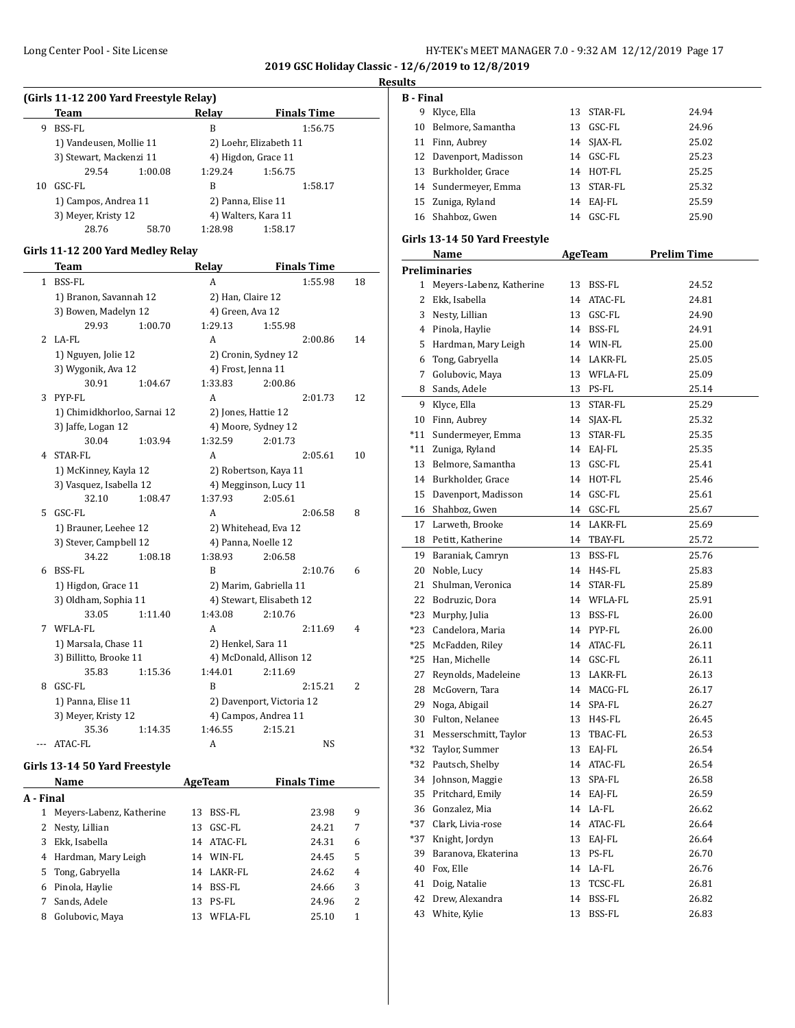## 2019 GSC Holiday Classic - 12/6/2019 to 12/8/2019

### Results

#### (Girls 11-12 200 Yard Freestyle Relay)

| | Team | Relay | Finals Time | |
|---|---|---|---|---|
| 9 | BSS-FL | B | 1:56.75 | |
| | 1) Vandeusen, Mollie 11 | 2) Loehr, Elizabeth 11 | | |
| | 3) Stewart, Mackenzi 11 | 4) Higdon, Grace 11 | | |
| | 29.54 1:00.08 | 1:29.24 1:56.75 | | |
| 10 | GSC-FL | B | 1:58.17 | |
| | 1) Campos, Andrea 11 | 2) Panna, Elise 11 | | |
| | 3) Meyer, Kristy 12 | 4) Walters, Kara 11 | | |
| | 28.76 58.70 | 1:28.98 1:58.17 | | |

#### Girls 11-12 200 Yard Medley Relay

| | Team | Relay | Finals Time | |
|---|---|---|---|---|
| 1 | BSS-FL | A | 1:55.98 | 18 |
| | 1) Branon, Savannah 12 | 2) Han, Claire 12 | | |
| | 3) Bowen, Madelyn 12 | 4) Green, Ava 12 | | |
| | 29.93 1:00.70 | 1:29.13 1:55.98 | | |
| 2 | LA-FL | A | 2:00.86 | 14 |
| | 1) Nguyen, Jolie 12 | 2) Cronin, Sydney 12 | | |
| | 3) Wygonik, Ava 12 | 4) Frost, Jenna 11 | | |
| | 30.91 1:04.67 | 1:33.83 2:00.86 | | |
| 3 | PYP-FL | A | 2:01.73 | 12 |
| | 1) Chimidkhorloo, Sarnai 12 | 2) Jones, Hattie 12 | | |
| | 3) Jaffe, Logan 12 | 4) Moore, Sydney 12 | | |
| | 30.04 1:03.94 | 1:32.59 2:01.73 | | |
| 4 | STAR-FL | A | 2:05.61 | 10 |
| | 1) McKinney, Kayla 12 | 2) Robertson, Kaya 11 | | |
| | 3) Vasquez, Isabella 12 | 4) Megginson, Lucy 11 | | |
| | 32.10 1:08.47 | 1:37.93 2:05.61 | | |
| 5 | GSC-FL | A | 2:06.58 | 8 |
| | 1) Brauner, Leehee 12 | 2) Whitehead, Eva 12 | | |
| | 3) Stever, Campbell 12 | 4) Panna, Noelle 12 | | |
| | 34.22 1:08.18 | 1:38.93 2:06.58 | | |
| 6 | BSS-FL | B | 2:10.76 | 6 |
| | 1) Higdon, Grace 11 | 2) Marim, Gabriella 11 | | |
| | 3) Oldham, Sophia 11 | 4) Stewart, Elisabeth 12 | | |
| | 33.05 1:11.40 | 1:43.08 2:10.76 | | |
| 7 | WFLA-FL | A | 2:11.69 | 4 |
| | 1) Marsala, Chase 11 | 2) Henkel, Sara 11 | | |
| | 3) Billitto, Brooke 11 | 4) McDonald, Allison 12 | | |
| | 35.83 1:15.36 | 1:44.01 2:11.69 | | |
| 8 | GSC-FL | B | 2:15.21 | 2 |
| | 1) Panna, Elise 11 | 2) Davenport, Victoria 12 | | |
| | 3) Meyer, Kristy 12 | 4) Campos, Andrea 11 | | |
| | 35.36 1:14.35 | 1:46.55 2:15.21 | | |
| --- | ATAC-FL | A | NS | |

#### Girls 13-14 50 Yard Freestyle

| | Name | Age | Team | Finals Time | |
|---|---|---|---|---|---|
| **A - Final** | | | | | |
| 1 | Meyers-Labenz, Katherine | 13 | BSS-FL | 23.98 | 9 |
| 2 | Nesty, Lillian | 13 | GSC-FL | 24.21 | 7 |
| 3 | Ekk, Isabella | 14 | ATAC-FL | 24.31 | 6 |
| 4 | Hardman, Mary Leigh | 14 | WIN-FL | 24.45 | 5 |
| 5 | Tong, Gabryella | 14 | LAKR-FL | 24.62 | 4 |
| 6 | Pinola, Haylie | 14 | BSS-FL | 24.66 | 3 |
| 7 | Sands, Adele | 13 | PS-FL | 24.96 | 2 |
| 8 | Golubovic, Maya | 13 | WFLA-FL | 25.10 | 1 |
| **B - Final** | | | | | |
| 9 | Klyce, Ella | 13 | STAR-FL | 24.94 | |
| 10 | Belmore, Samantha | 13 | GSC-FL | 24.96 | |
| 11 | Finn, Aubrey | 14 | SJAX-FL | 25.02 | |
| 12 | Davenport, Madisson | 14 | GSC-FL | 25.23 | |
| 13 | Burkholder, Grace | 14 | HOT-FL | 25.25 | |
| 14 | Sundermeyer, Emma | 13 | STAR-FL | 25.32 | |
| 15 | Zuniga, Ryland | 14 | EAJ-FL | 25.59 | |
| 16 | Shahboz, Gwen | 14 | GSC-FL | 25.90 | |

#### Girls 13-14 50 Yard Freestyle

| | Name | Age | Team | Prelim Time |
|---|---|---|---|---|
| **Preliminaries** | | | | |
| 1 | Meyers-Labenz, Katherine | 13 | BSS-FL | 24.52 |
| 2 | Ekk, Isabella | 14 | ATAC-FL | 24.81 |
| 3 | Nesty, Lillian | 13 | GSC-FL | 24.90 |
| 4 | Pinola, Haylie | 14 | BSS-FL | 24.91 |
| 5 | Hardman, Mary Leigh | 14 | WIN-FL | 25.00 |
| 6 | Tong, Gabryella | 14 | LAKR-FL | 25.05 |
| 7 | Golubovic, Maya | 13 | WFLA-FL | 25.09 |
| 8 | Sands, Adele | 13 | PS-FL | 25.14 |
| 9 | Klyce, Ella | 13 | STAR-FL | 25.29 |
| 10 | Finn, Aubrey | 14 | SJAX-FL | 25.32 |
| *11 | Sundermeyer, Emma | 13 | STAR-FL | 25.35 |
| *11 | Zuniga, Ryland | 14 | EAJ-FL | 25.35 |
| 13 | Belmore, Samantha | 13 | GSC-FL | 25.41 |
| 14 | Burkholder, Grace | 14 | HOT-FL | 25.46 |
| 15 | Davenport, Madisson | 14 | GSC-FL | 25.61 |
| 16 | Shahboz, Gwen | 14 | GSC-FL | 25.67 |
| 17 | Larweth, Brooke | 14 | LAKR-FL | 25.69 |
| 18 | Petitt, Katherine | 14 | TBAY-FL | 25.72 |
| 19 | Baraniak, Camryn | 13 | BSS-FL | 25.76 |
| 20 | Noble, Lucy | 14 | H4S-FL | 25.83 |
| 21 | Shulman, Veronica | 14 | STAR-FL | 25.89 |
| 22 | Bodruzic, Dora | 14 | WFLA-FL | 25.91 |
| *23 | Murphy, Julia | 13 | BSS-FL | 26.00 |
| *23 | Candelora, Maria | 14 | PYP-FL | 26.00 |
| *25 | McFadden, Riley | 14 | ATAC-FL | 26.11 |
| *25 | Han, Michelle | 14 | GSC-FL | 26.11 |
| 27 | Reynolds, Madeleine | 13 | LAKR-FL | 26.13 |
| 28 | McGovern, Tara | 14 | MACG-FL | 26.17 |
| 29 | Noga, Abigail | 14 | SPA-FL | 26.27 |
| 30 | Fulton, Nelanee | 13 | H4S-FL | 26.45 |
| 31 | Messerschmitt, Taylor | 13 | TBAC-FL | 26.53 |
| *32 | Taylor, Summer | 13 | EAJ-FL | 26.54 |
| *32 | Pautsch, Shelby | 14 | ATAC-FL | 26.54 |
| 34 | Johnson, Maggie | 13 | SPA-FL | 26.58 |
| 35 | Pritchard, Emily | 14 | EAJ-FL | 26.59 |
| 36 | Gonzalez, Mia | 14 | LA-FL | 26.62 |
| *37 | Clark, Livia-rose | 14 | ATAC-FL | 26.64 |
| *37 | Knight, Jordyn | 13 | EAJ-FL | 26.64 |
| 39 | Baranova, Ekaterina | 13 | PS-FL | 26.70 |
| 40 | Fox, Elle | 14 | LA-FL | 26.76 |
| 41 | Doig, Natalie | 13 | TCSC-FL | 26.81 |
| 42 | Drew, Alexandra | 14 | BSS-FL | 26.82 |
| 43 | White, Kylie | 13 | BSS-FL | 26.83 |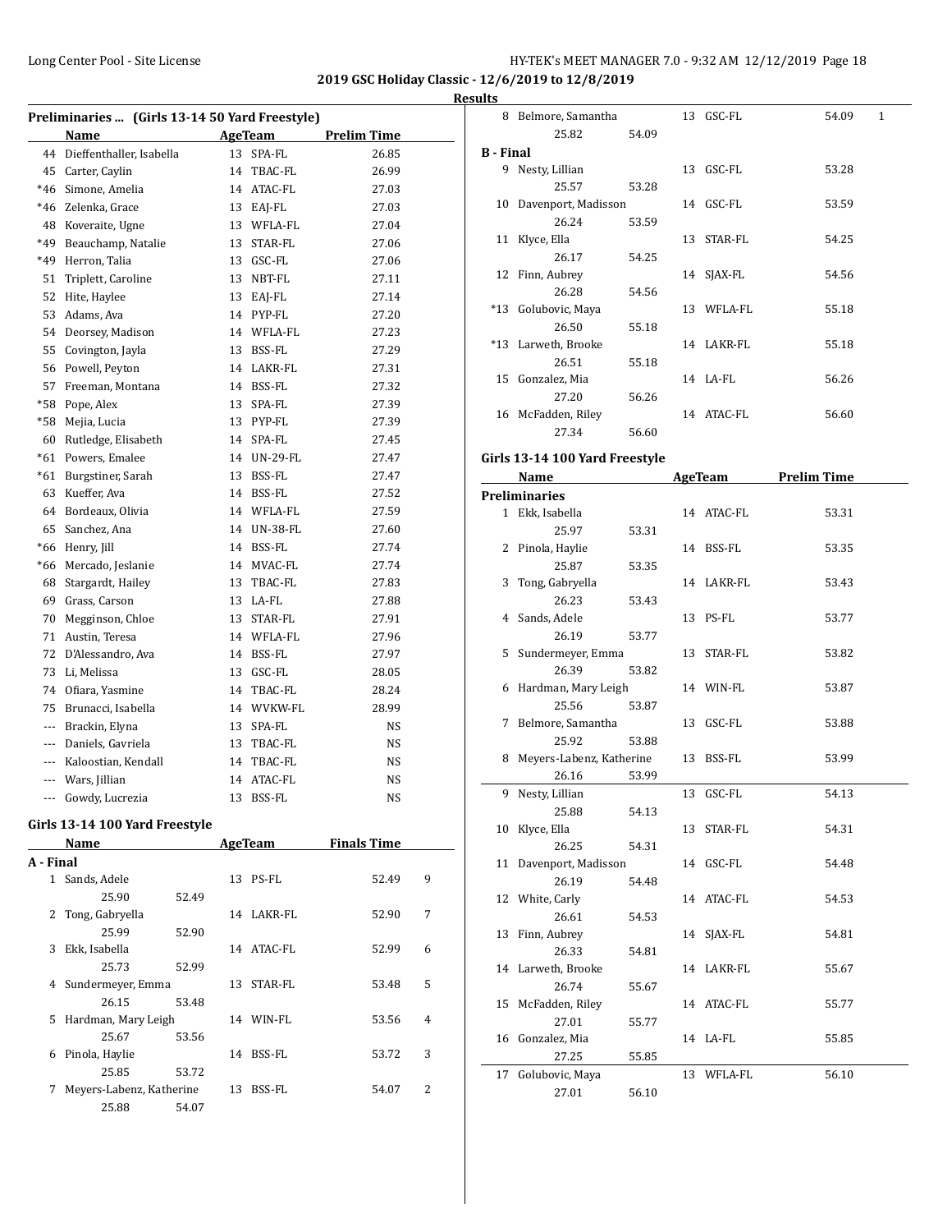**2019 GSC Holiday Classic - 12/6/2019 to 12/8/2019**

**Results**

### Preliminaries ... (Girls 13-14 50 Yard Freestyle)

| | Name | Age | Team | Prelim Time |
|---|---|---|---|---|
| 44 | Dieffenthaller, Isabella | 13 | SPA-FL | 26.85 |
| 45 | Carter, Caylin | 14 | TBAC-FL | 26.99 |
| *46 | Simone, Amelia | 14 | ATAC-FL | 27.03 |
| *46 | Zelenka, Grace | 13 | EAJ-FL | 27.03 |
| 48 | Koveraite, Ugne | 13 | WFLA-FL | 27.04 |
| *49 | Beauchamp, Natalie | 13 | STAR-FL | 27.06 |
| *49 | Herron, Talia | 13 | GSC-FL | 27.06 |
| 51 | Triplett, Caroline | 13 | NBT-FL | 27.11 |
| 52 | Hite, Haylee | 13 | EAJ-FL | 27.14 |
| 53 | Adams, Ava | 14 | PYP-FL | 27.20 |
| 54 | Deorsey, Madison | 14 | WFLA-FL | 27.23 |
| 55 | Covington, Jayla | 13 | BSS-FL | 27.29 |
| 56 | Powell, Peyton | 14 | LAKR-FL | 27.31 |
| 57 | Freeman, Montana | 14 | BSS-FL | 27.32 |
| *58 | Pope, Alex | 13 | SPA-FL | 27.39 |
| *58 | Mejia, Lucia | 13 | PYP-FL | 27.39 |
| 60 | Rutledge, Elisabeth | 14 | SPA-FL | 27.45 |
| *61 | Powers, Emalee | 14 | UN-29-FL | 27.47 |
| *61 | Burgstiner, Sarah | 13 | BSS-FL | 27.47 |
| 63 | Kueffer, Ava | 14 | BSS-FL | 27.52 |
| 64 | Bordeaux, Olivia | 14 | WFLA-FL | 27.59 |
| 65 | Sanchez, Ana | 14 | UN-38-FL | 27.60 |
| *66 | Henry, Jill | 14 | BSS-FL | 27.74 |
| *66 | Mercado, Jeslanie | 14 | MVAC-FL | 27.74 |
| 68 | Stargardt, Hailey | 13 | TBAC-FL | 27.83 |
| 69 | Grass, Carson | 13 | LA-FL | 27.88 |
| 70 | Megginson, Chloe | 13 | STAR-FL | 27.91 |
| 71 | Austin, Teresa | 14 | WFLA-FL | 27.96 |
| 72 | D'Alessandro, Ava | 14 | BSS-FL | 27.97 |
| 73 | Li, Melissa | 13 | GSC-FL | 28.05 |
| 74 | Ofiara, Yasmine | 14 | TBAC-FL | 28.24 |
| 75 | Brunacci, Isabella | 14 | WVKW-FL | 28.99 |
| --- | Brackin, Elyna | 13 | SPA-FL | NS |
| --- | Daniels, Gavriela | 13 | TBAC-FL | NS |
| --- | Kaloostian, Kendall | 14 | TBAC-FL | NS |
| --- | Wars, Jillian | 14 | ATAC-FL | NS |
| --- | Gowdy, Lucrezia | 13 | BSS-FL | NS |

### Girls 13-14 100 Yard Freestyle

| | Name | Age | Team | Finals Time | Points |
|---|---|---|---|---|---|
| **A - Final** | | | | | |
| 1 | Sands, Adele | 13 | PS-FL | 52.49 | 9 |
| | 25.90 52.49 | | | | |
| 2 | Tong, Gabryella | 14 | LAKR-FL | 52.90 | 7 |
| | 25.99 52.90 | | | | |
| 3 | Ekk, Isabella | 14 | ATAC-FL | 52.99 | 6 |
| | 25.73 52.99 | | | | |
| 4 | Sundermeyer, Emma | 13 | STAR-FL | 53.48 | 5 |
| | 26.15 53.48 | | | | |
| 5 | Hardman, Mary Leigh | 14 | WIN-FL | 53.56 | 4 |
| | 25.67 53.56 | | | | |
| 6 | Pinola, Haylie | 14 | BSS-FL | 53.72 | 3 |
| | 25.85 53.72 | | | | |
| 7 | Meyers-Labenz, Katherine | 13 | BSS-FL | 54.07 | 2 |
| | 25.88 54.07 | | | | |
| 8 | Belmore, Samantha | 13 | GSC-FL | 54.09 | 1 |
| | 25.82 54.09 | | | | |
| **B - Final** | | | | | |
| 9 | Nesty, Lillian | 13 | GSC-FL | 53.28 | |
| | 25.57 53.28 | | | | |
| 10 | Davenport, Madisson | 14 | GSC-FL | 53.59 | |
| | 26.24 53.59 | | | | |
| 11 | Klyce, Ella | 13 | STAR-FL | 54.25 | |
| | 26.17 54.25 | | | | |
| 12 | Finn, Aubrey | 14 | SJAX-FL | 54.56 | |
| | 26.28 54.56 | | | | |
| *13 | Golubovic, Maya | 13 | WFLA-FL | 55.18 | |
| | 26.50 55.18 | | | | |
| *13 | Larweth, Brooke | 14 | LAKR-FL | 55.18 | |
| | 26.51 55.18 | | | | |
| 15 | Gonzalez, Mia | 14 | LA-FL | 56.26 | |
| | 27.20 56.26 | | | | |
| 16 | McFadden, Riley | 14 | ATAC-FL | 56.60 | |
| | 27.34 56.60 | | | | |

### Girls 13-14 100 Yard Freestyle

| | Name | Age | Team | Prelim Time |
|---|---|---|---|---|
| **Preliminaries** | | | | |
| 1 | Ekk, Isabella | 14 | ATAC-FL | 53.31 |
| | 25.97 53.31 | | | |
| 2 | Pinola, Haylie | 14 | BSS-FL | 53.35 |
| | 25.87 53.35 | | | |
| 3 | Tong, Gabryella | 14 | LAKR-FL | 53.43 |
| | 26.23 53.43 | | | |
| 4 | Sands, Adele | 13 | PS-FL | 53.77 |
| | 26.19 53.77 | | | |
| 5 | Sundermeyer, Emma | 13 | STAR-FL | 53.82 |
| | 26.39 53.82 | | | |
| 6 | Hardman, Mary Leigh | 14 | WIN-FL | 53.87 |
| | 25.56 53.87 | | | |
| 7 | Belmore, Samantha | 13 | GSC-FL | 53.88 |
| | 25.92 53.88 | | | |
| 8 | Meyers-Labenz, Katherine | 13 | BSS-FL | 53.99 |
| | 26.16 53.99 | | | |
| 9 | Nesty, Lillian | 13 | GSC-FL | 54.13 |
| | 25.88 54.13 | | | |
| 10 | Klyce, Ella | 13 | STAR-FL | 54.31 |
| | 26.25 54.31 | | | |
| 11 | Davenport, Madisson | 14 | GSC-FL | 54.48 |
| | 26.19 54.48 | | | |
| 12 | White, Carly | 14 | ATAC-FL | 54.53 |
| | 26.61 54.53 | | | |
| 13 | Finn, Aubrey | 14 | SJAX-FL | 54.81 |
| | 26.33 54.81 | | | |
| 14 | Larweth, Brooke | 14 | LAKR-FL | 55.67 |
| | 26.74 55.67 | | | |
| 15 | McFadden, Riley | 14 | ATAC-FL | 55.77 |
| | 27.01 55.77 | | | |
| 16 | Gonzalez, Mia | 14 | LA-FL | 55.85 |
| | 27.25 55.85 | | | |
| 17 | Golubovic, Maya | 13 | WFLA-FL | 56.10 |
| | 27.01 56.10 | | | |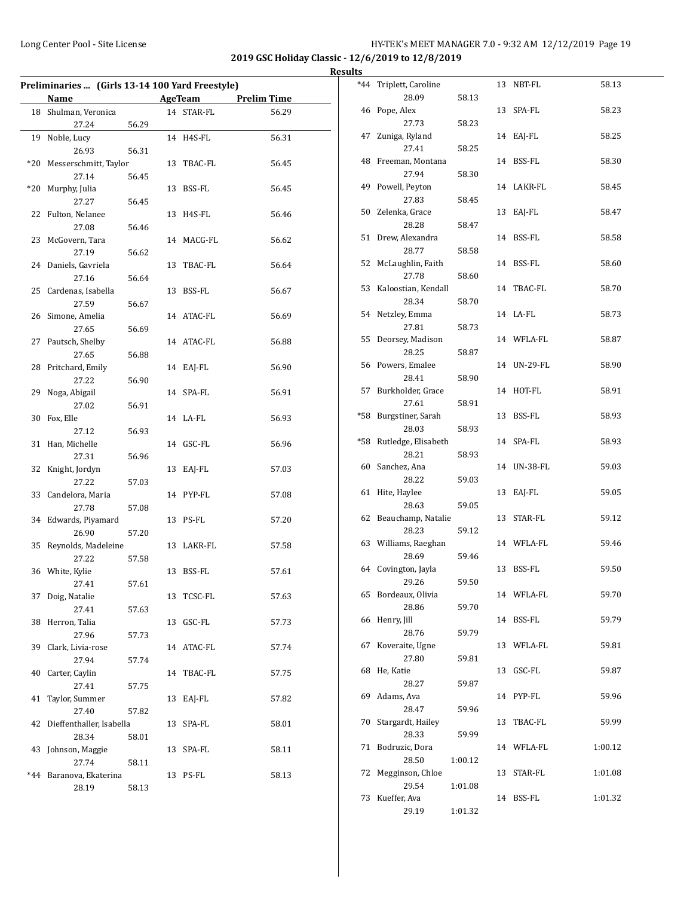## 2019 GSC Holiday Classic - 12/6/2019 to 12/8/2019

### Results

**Preliminaries ... (Girls 13-14 100 Yard Freestyle)**

| | Name | Age | Team | Prelim Time |
|---|---|---|---|---|
| 18 | Shulman, Veronica | 14 | STAR-FL | 56.29 |
| | 27.24 56.29 | | | |
| 19 | Noble, Lucy | 14 | H4S-FL | 56.31 |
| | 26.93 56.31 | | | |
| *20 | Messerschmitt, Taylor | 13 | TBAC-FL | 56.45 |
| | 27.14 56.45 | | | |
| *20 | Murphy, Julia | 13 | BSS-FL | 56.45 |
| | 27.27 56.45 | | | |
| 22 | Fulton, Nelanee | 13 | H4S-FL | 56.46 |
| | 27.08 56.46 | | | |
| 23 | McGovern, Tara | 14 | MACG-FL | 56.62 |
| | 27.19 56.62 | | | |
| 24 | Daniels, Gavriela | 13 | TBAC-FL | 56.64 |
| | 27.16 56.64 | | | |
| 25 | Cardenas, Isabella | 13 | BSS-FL | 56.67 |
| | 27.59 56.67 | | | |
| 26 | Simone, Amelia | 14 | ATAC-FL | 56.69 |
| | 27.65 56.69 | | | |
| 27 | Pautsch, Shelby | 14 | ATAC-FL | 56.88 |
| | 27.65 56.88 | | | |
| 28 | Pritchard, Emily | 14 | EAJ-FL | 56.90 |
| | 27.22 56.90 | | | |
| 29 | Noga, Abigail | 14 | SPA-FL | 56.91 |
| | 27.02 56.91 | | | |
| 30 | Fox, Elle | 14 | LA-FL | 56.93 |
| | 27.12 56.93 | | | |
| 31 | Han, Michelle | 14 | GSC-FL | 56.96 |
| | 27.31 56.96 | | | |
| 32 | Knight, Jordyn | 13 | EAJ-FL | 57.03 |
| | 27.22 57.03 | | | |
| 33 | Candelora, Maria | 14 | PYP-FL | 57.08 |
| | 27.78 57.08 | | | |
| 34 | Edwards, Piyamard | 13 | PS-FL | 57.20 |
| | 26.90 57.20 | | | |
| 35 | Reynolds, Madeleine | 13 | LAKR-FL | 57.58 |
| | 27.22 57.58 | | | |
| 36 | White, Kylie | 13 | BSS-FL | 57.61 |
| | 27.41 57.61 | | | |
| 37 | Doig, Natalie | 13 | TCSC-FL | 57.63 |
| | 27.41 57.63 | | | |
| 38 | Herron, Talia | 13 | GSC-FL | 57.73 |
| | 27.96 57.73 | | | |
| 39 | Clark, Livia-rose | 14 | ATAC-FL | 57.74 |
| | 27.94 57.74 | | | |
| 40 | Carter, Caylin | 14 | TBAC-FL | 57.75 |
| | 27.41 57.75 | | | |
| 41 | Taylor, Summer | 13 | EAJ-FL | 57.82 |
| | 27.40 57.82 | | | |
| 42 | Dieffenthaller, Isabella | 13 | SPA-FL | 58.01 |
| | 28.34 58.01 | | | |
| 43 | Johnson, Maggie | 13 | SPA-FL | 58.11 |
| | 27.74 58.11 | | | |
| *44 | Baranova, Ekaterina | 13 | PS-FL | 58.13 |
| | 28.19 58.13 | | | |
| *44 | Triplett, Caroline | 13 | NBT-FL | 58.13 |
| | 28.09 58.13 | | | |
| 46 | Pope, Alex | 13 | SPA-FL | 58.23 |
| | 27.73 58.23 | | | |
| 47 | Zuniga, Ryland | 14 | EAJ-FL | 58.25 |
| | 27.41 58.25 | | | |
| 48 | Freeman, Montana | 14 | BSS-FL | 58.30 |
| | 27.94 58.30 | | | |
| 49 | Powell, Peyton | 14 | LAKR-FL | 58.45 |
| | 27.83 58.45 | | | |
| 50 | Zelenka, Grace | 13 | EAJ-FL | 58.47 |
| | 28.28 58.47 | | | |
| 51 | Drew, Alexandra | 14 | BSS-FL | 58.58 |
| | 28.77 58.58 | | | |
| 52 | McLaughlin, Faith | 14 | BSS-FL | 58.60 |
| | 27.78 58.60 | | | |
| 53 | Kaloostian, Kendall | 14 | TBAC-FL | 58.70 |
| | 28.34 58.70 | | | |
| 54 | Netzley, Emma | 14 | LA-FL | 58.73 |
| | 27.81 58.73 | | | |
| 55 | Deorsey, Madison | 14 | WFLA-FL | 58.87 |
| | 28.25 58.87 | | | |
| 56 | Powers, Emalee | 14 | UN-29-FL | 58.90 |
| | 28.41 58.90 | | | |
| 57 | Burkholder, Grace | 14 | HOT-FL | 58.91 |
| | 27.61 58.91 | | | |
| *58 | Burgstiner, Sarah | 13 | BSS-FL | 58.93 |
| | 28.03 58.93 | | | |
| *58 | Rutledge, Elisabeth | 14 | SPA-FL | 58.93 |
| | 28.21 58.93 | | | |
| 60 | Sanchez, Ana | 14 | UN-38-FL | 59.03 |
| | 28.22 59.03 | | | |
| 61 | Hite, Haylee | 13 | EAJ-FL | 59.05 |
| | 28.63 59.05 | | | |
| 62 | Beauchamp, Natalie | 13 | STAR-FL | 59.12 |
| | 28.23 59.12 | | | |
| 63 | Williams, Raeghan | 14 | WFLA-FL | 59.46 |
| | 28.69 59.46 | | | |
| 64 | Covington, Jayla | 13 | BSS-FL | 59.50 |
| | 29.26 59.50 | | | |
| 65 | Bordeaux, Olivia | 14 | WFLA-FL | 59.70 |
| | 28.86 59.70 | | | |
| 66 | Henry, Jill | 14 | BSS-FL | 59.79 |
| | 28.76 59.79 | | | |
| 67 | Koveraite, Ugne | 13 | WFLA-FL | 59.81 |
| | 27.80 59.81 | | | |
| 68 | He, Katie | 13 | GSC-FL | 59.87 |
| | 28.27 59.87 | | | |
| 69 | Adams, Ava | 14 | PYP-FL | 59.96 |
| | 28.47 59.96 | | | |
| 70 | Stargardt, Hailey | 13 | TBAC-FL | 59.99 |
| | 28.33 59.99 | | | |
| 71 | Bodruzic, Dora | 14 | WFLA-FL | 1:00.12 |
| | 28.50 1:00.12 | | | |
| 72 | Megginson, Chloe | 13 | STAR-FL | 1:01.08 |
| | 29.54 1:01.08 | | | |
| 73 | Kueffer, Ava | 14 | BSS-FL | 1:01.32 |
| | 29.19 1:01.32 | | | |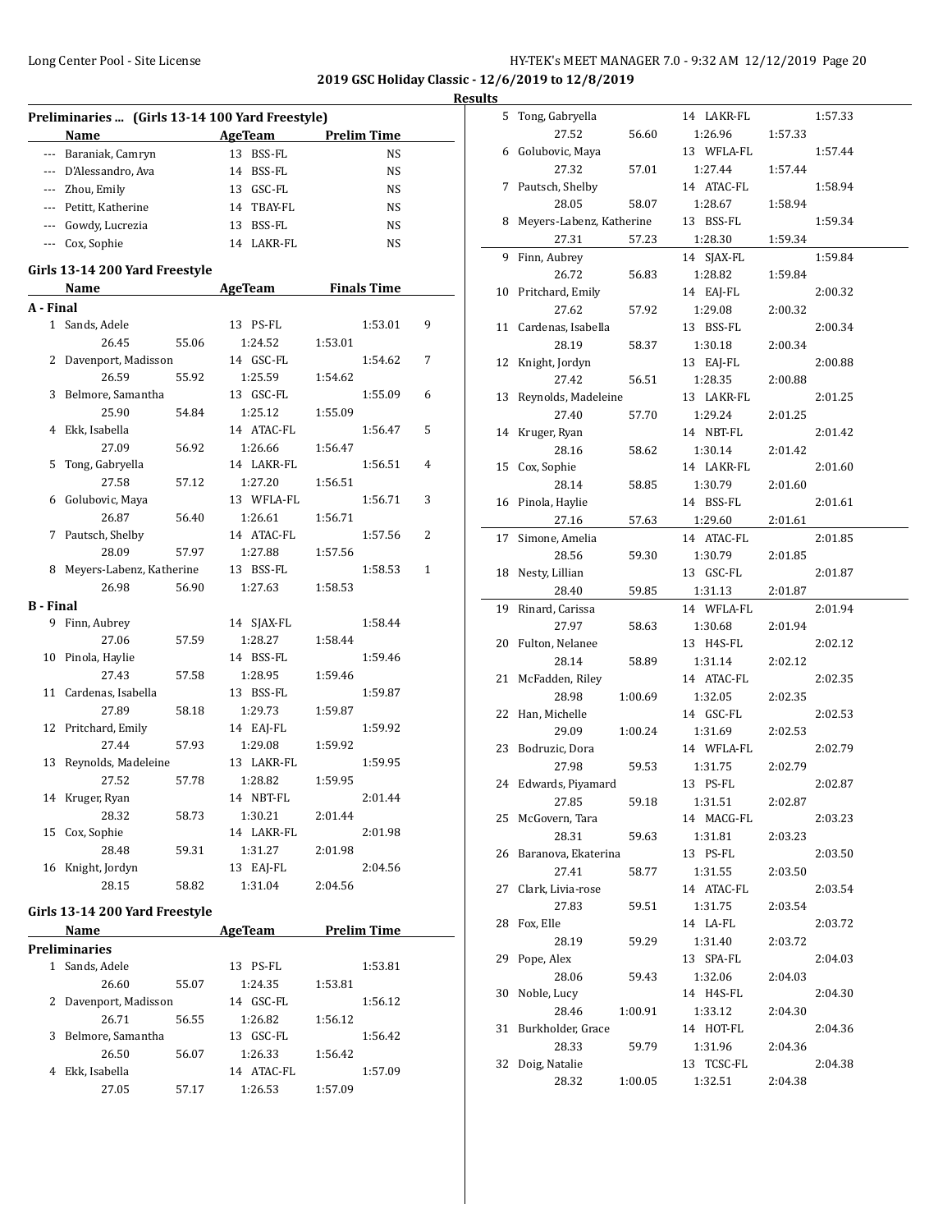**2019 GSC Holiday Classic - 12/6/2019 to 12/8/2019**

**Results**

### Preliminaries ... (Girls 13-14 100 Yard Freestyle)

| | Name | Age | Team | Prelim Time |
|---|---|---|---|---|
| --- | Baraniak, Camryn | 13 | BSS-FL | NS |
| --- | D'Alessandro, Ava | 14 | BSS-FL | NS |
| --- | Zhou, Emily | 13 | GSC-FL | NS |
| --- | Petitt, Katherine | 14 | TBAY-FL | NS |
| --- | Gowdy, Lucrezia | 13 | BSS-FL | NS |
| --- | Cox, Sophie | 14 | LAKR-FL | NS |

### Girls 13-14 200 Yard Freestyle

| | Name | Age | Team | Finals Time | Points |
|---|---|---|---|---|---|
| **A - Final** | | | | | |
| 1 | Sands, Adele | 13 | PS-FL | 1:53.01 | 9 |
| | 26.45 | 55.06 | 1:24.52 | 1:53.01 | |
| 2 | Davenport, Madisson | 14 | GSC-FL | 1:54.62 | 7 |
| | 26.59 | 55.92 | 1:25.59 | 1:54.62 | |
| 3 | Belmore, Samantha | 13 | GSC-FL | 1:55.09 | 6 |
| | 25.90 | 54.84 | 1:25.12 | 1:55.09 | |
| 4 | Ekk, Isabella | 14 | ATAC-FL | 1:56.47 | 5 |
| | 27.09 | 56.92 | 1:26.66 | 1:56.47 | |
| 5 | Tong, Gabryella | 14 | LAKR-FL | 1:56.51 | 4 |
| | 27.58 | 57.12 | 1:27.20 | 1:56.51 | |
| 6 | Golubovic, Maya | 13 | WFLA-FL | 1:56.71 | 3 |
| | 26.87 | 56.40 | 1:26.61 | 1:56.71 | |
| 7 | Pautsch, Shelby | 14 | ATAC-FL | 1:57.56 | 2 |
| | 28.09 | 57.97 | 1:27.88 | 1:57.56 | |
| 8 | Meyers-Labenz, Katherine | 13 | BSS-FL | 1:58.53 | 1 |
| | 26.98 | 56.90 | 1:27.63 | 1:58.53 | |
| **B - Final** | | | | | |
| 9 | Finn, Aubrey | 14 | SJAX-FL | 1:58.44 | |
| | 27.06 | 57.59 | 1:28.27 | 1:58.44 | |
| 10 | Pinola, Haylie | 14 | BSS-FL | 1:59.46 | |
| | 27.43 | 57.58 | 1:28.95 | 1:59.46 | |
| 11 | Cardenas, Isabella | 13 | BSS-FL | 1:59.87 | |
| | 27.89 | 58.18 | 1:29.73 | 1:59.87 | |
| 12 | Pritchard, Emily | 14 | EAJ-FL | 1:59.92 | |
| | 27.44 | 57.93 | 1:29.08 | 1:59.92 | |
| 13 | Reynolds, Madeleine | 13 | LAKR-FL | 1:59.95 | |
| | 27.52 | 57.78 | 1:28.82 | 1:59.95 | |
| 14 | Kruger, Ryan | 14 | NBT-FL | 2:01.44 | |
| | 28.32 | 58.73 | 1:30.21 | 2:01.44 | |
| 15 | Cox, Sophie | 14 | LAKR-FL | 2:01.98 | |
| | 28.48 | 59.31 | 1:31.27 | 2:01.98 | |
| 16 | Knight, Jordyn | 13 | EAJ-FL | 2:04.56 | |
| | 28.15 | 58.82 | 1:31.04 | 2:04.56 | |

### Girls 13-14 200 Yard Freestyle

| | Name | Age | Team | Prelim Time |
|---|---|---|---|---|
| **Preliminaries** | | | | |
| 1 | Sands, Adele | 13 | PS-FL | 1:53.81 |
| | 26.60 | 55.07 | 1:24.35 | 1:53.81 |
| 2 | Davenport, Madisson | 14 | GSC-FL | 1:56.12 |
| | 26.71 | 56.55 | 1:26.82 | 1:56.12 |
| 3 | Belmore, Samantha | 13 | GSC-FL | 1:56.42 |
| | 26.50 | 56.07 | 1:26.33 | 1:56.42 |
| 4 | Ekk, Isabella | 14 | ATAC-FL | 1:57.09 |
| | 27.05 | 57.17 | 1:26.53 | 1:57.09 |
| 5 | Tong, Gabryella | 14 | LAKR-FL | 1:57.33 |
| | 27.52 | 56.60 | 1:26.96 | 1:57.33 |
| 6 | Golubovic, Maya | 13 | WFLA-FL | 1:57.44 |
| | 27.32 | 57.01 | 1:27.44 | 1:57.44 |
| 7 | Pautsch, Shelby | 14 | ATAC-FL | 1:58.94 |
| | 28.05 | 58.07 | 1:28.67 | 1:58.94 |
| 8 | Meyers-Labenz, Katherine | 13 | BSS-FL | 1:59.34 |
| | 27.31 | 57.23 | 1:28.30 | 1:59.34 |
| 9 | Finn, Aubrey | 14 | SJAX-FL | 1:59.84 |
| | 26.72 | 56.83 | 1:28.82 | 1:59.84 |
| 10 | Pritchard, Emily | 14 | EAJ-FL | 2:00.32 |
| | 27.62 | 57.92 | 1:29.08 | 2:00.32 |
| 11 | Cardenas, Isabella | 13 | BSS-FL | 2:00.34 |
| | 28.19 | 58.37 | 1:30.18 | 2:00.34 |
| 12 | Knight, Jordyn | 13 | EAJ-FL | 2:00.88 |
| | 27.42 | 56.51 | 1:28.35 | 2:00.88 |
| 13 | Reynolds, Madeleine | 13 | LAKR-FL | 2:01.25 |
| | 27.40 | 57.70 | 1:29.24 | 2:01.25 |
| 14 | Kruger, Ryan | 14 | NBT-FL | 2:01.42 |
| | 28.16 | 58.62 | 1:30.14 | 2:01.42 |
| 15 | Cox, Sophie | 14 | LAKR-FL | 2:01.60 |
| | 28.14 | 58.85 | 1:30.79 | 2:01.60 |
| 16 | Pinola, Haylie | 14 | BSS-FL | 2:01.61 |
| | 27.16 | 57.63 | 1:29.60 | 2:01.61 |
| 17 | Simone, Amelia | 14 | ATAC-FL | 2:01.85 |
| | 28.56 | 59.30 | 1:30.79 | 2:01.85 |
| 18 | Nesty, Lillian | 13 | GSC-FL | 2:01.87 |
| | 28.40 | 59.85 | 1:31.13 | 2:01.87 |
| 19 | Rinard, Carissa | 14 | WFLA-FL | 2:01.94 |
| | 27.97 | 58.63 | 1:30.68 | 2:01.94 |
| 20 | Fulton, Nelanee | 13 | H4S-FL | 2:02.12 |
| | 28.14 | 58.89 | 1:31.14 | 2:02.12 |
| 21 | McFadden, Riley | 14 | ATAC-FL | 2:02.35 |
| | 28.98 | 1:00.69 | 1:32.05 | 2:02.35 |
| 22 | Han, Michelle | 14 | GSC-FL | 2:02.53 |
| | 29.09 | 1:00.24 | 1:31.69 | 2:02.53 |
| 23 | Bodruzic, Dora | 14 | WFLA-FL | 2:02.79 |
| | 27.98 | 59.53 | 1:31.75 | 2:02.79 |
| 24 | Edwards, Piyamard | 13 | PS-FL | 2:02.87 |
| | 27.85 | 59.18 | 1:31.51 | 2:02.87 |
| 25 | McGovern, Tara | 14 | MACG-FL | 2:03.23 |
| | 28.31 | 59.63 | 1:31.81 | 2:03.23 |
| 26 | Baranova, Ekaterina | 13 | PS-FL | 2:03.50 |
| | 27.41 | 58.77 | 1:31.55 | 2:03.50 |
| 27 | Clark, Livia-rose | 14 | ATAC-FL | 2:03.54 |
| | 27.83 | 59.51 | 1:31.75 | 2:03.54 |
| 28 | Fox, Elle | 14 | LA-FL | 2:03.72 |
| | 28.19 | 59.29 | 1:31.40 | 2:03.72 |
| 29 | Pope, Alex | 13 | SPA-FL | 2:04.03 |
| | 28.06 | 59.43 | 1:32.06 | 2:04.03 |
| 30 | Noble, Lucy | 14 | H4S-FL | 2:04.30 |
| | 28.46 | 1:00.91 | 1:33.12 | 2:04.30 |
| 31 | Burkholder, Grace | 14 | HOT-FL | 2:04.36 |
| | 28.33 | 59.79 | 1:31.96 | 2:04.36 |
| 32 | Doig, Natalie | 13 | TCSC-FL | 2:04.38 |
| | 28.32 | 1:00.05 | 1:32.51 | 2:04.38 |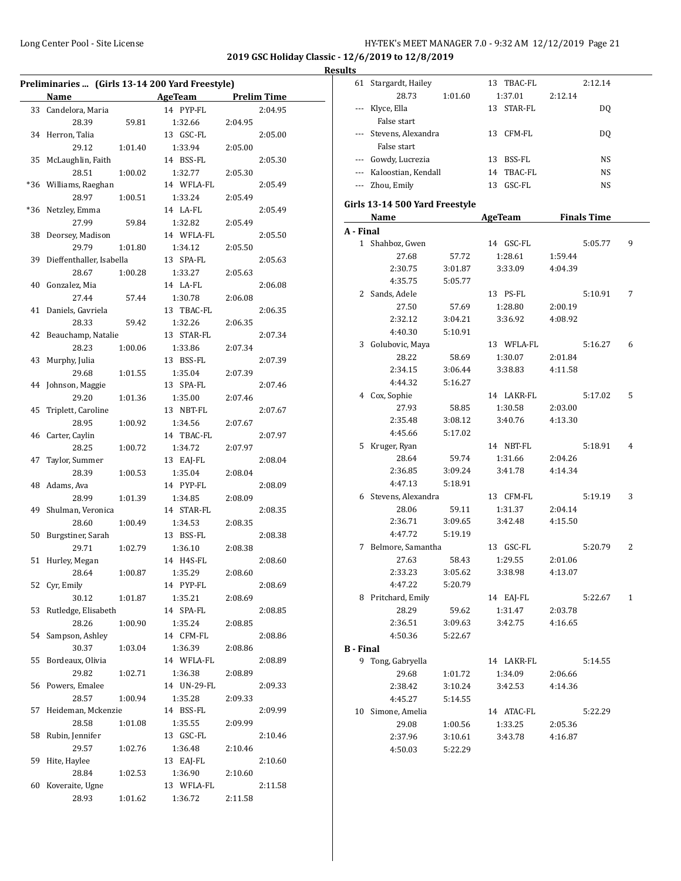**2019 GSC Holiday Classic - 12/6/2019 to 12/8/2019**

**Results**

### Preliminaries ... (Girls 13-14 200 Yard Freestyle)

| | Name | AgeTeam | Prelim Time |
|---|---|---|---|
| 33 | Candelora, Maria | 14 PYP-FL | 2:04.95 |
| | 28.39 59.81 1:32.66 2:04.95 | | |
| 34 | Herron, Talia | 13 GSC-FL | 2:05.00 |
| | 29.12 1:01.40 1:33.94 2:05.00 | | |
| 35 | McLaughlin, Faith | 14 BSS-FL | 2:05.30 |
| | 28.51 1:00.02 1:32.77 2:05.30 | | |
| *36 | Williams, Raeghan | 14 WFLA-FL | 2:05.49 |
| | 28.97 1:00.51 1:33.24 2:05.49 | | |
| *36 | Netzley, Emma | 14 LA-FL | 2:05.49 |
| | 27.99 59.84 1:32.82 2:05.49 | | |
| 38 | Deorsey, Madison | 14 WFLA-FL | 2:05.50 |
| | 29.79 1:01.80 1:34.12 2:05.50 | | |
| 39 | Dieffenthaller, Isabella | 13 SPA-FL | 2:05.63 |
| | 28.67 1:00.28 1:33.27 2:05.63 | | |
| 40 | Gonzalez, Mia | 14 LA-FL | 2:06.08 |
| | 27.44 57.44 1:30.78 2:06.08 | | |
| 41 | Daniels, Gavriela | 13 TBAC-FL | 2:06.35 |
| | 28.33 59.42 1:32.26 2:06.35 | | |
| 42 | Beauchamp, Natalie | 13 STAR-FL | 2:07.34 |
| | 28.23 1:00.06 1:33.86 2:07.34 | | |
| 43 | Murphy, Julia | 13 BSS-FL | 2:07.39 |
| | 29.68 1:01.55 1:35.04 2:07.39 | | |
| 44 | Johnson, Maggie | 13 SPA-FL | 2:07.46 |
| | 29.20 1:01.36 1:35.00 2:07.46 | | |
| 45 | Triplett, Caroline | 13 NBT-FL | 2:07.67 |
| | 28.95 1:00.92 1:34.56 2:07.67 | | |
| 46 | Carter, Caylin | 14 TBAC-FL | 2:07.97 |
| | 28.25 1:00.72 1:34.72 2:07.97 | | |
| 47 | Taylor, Summer | 13 EAJ-FL | 2:08.04 |
| | 28.39 1:00.53 1:35.04 2:08.04 | | |
| 48 | Adams, Ava | 14 PYP-FL | 2:08.09 |
| | 28.99 1:01.39 1:34.85 2:08.09 | | |
| 49 | Shulman, Veronica | 14 STAR-FL | 2:08.35 |
| | 28.60 1:00.49 1:34.53 2:08.35 | | |
| 50 | Burgstiner, Sarah | 13 BSS-FL | 2:08.38 |
| | 29.71 1:02.79 1:36.10 2:08.38 | | |
| 51 | Hurley, Megan | 14 H4S-FL | 2:08.60 |
| | 28.64 1:00.87 1:35.29 2:08.60 | | |
| 52 | Cyr, Emily | 14 PYP-FL | 2:08.69 |
| | 30.12 1:01.87 1:35.21 2:08.69 | | |
| 53 | Rutledge, Elisabeth | 14 SPA-FL | 2:08.85 |
| | 28.26 1:00.90 1:35.24 2:08.85 | | |
| 54 | Sampson, Ashley | 14 CFM-FL | 2:08.86 |
| | 30.37 1:03.04 1:36.39 2:08.86 | | |
| 55 | Bordeaux, Olivia | 14 WFLA-FL | 2:08.89 |
| | 29.82 1:02.71 1:36.38 2:08.89 | | |
| 56 | Powers, Emalee | 14 UN-29-FL | 2:09.33 |
| | 28.57 1:00.94 1:35.28 2:09.33 | | |
| 57 | Heideman, Mckenzie | 14 BSS-FL | 2:09.99 |
| | 28.58 1:01.08 1:35.55 2:09.99 | | |
| 58 | Rubin, Jennifer | 13 GSC-FL | 2:10.46 |
| | 29.57 1:02.76 1:36.48 2:10.46 | | |
| 59 | Hite, Haylee | 13 EAJ-FL | 2:10.60 |
| | 28.84 1:02.53 1:36.90 2:10.60 | | |
| 60 | Koveraite, Ugne | 13 WFLA-FL | 2:11.58 |
| | 28.93 1:01.62 1:36.72 2:11.58 | | |
| 61 | Stargardt, Hailey | 13 TBAC-FL | 2:12.14 |
| | 28.73 1:01.60 1:37.01 2:12.14 | | |
| --- | Klyce, Ella | 13 STAR-FL | DQ |
| | False start | | |
| --- | Stevens, Alexandra | 13 CFM-FL | DQ |
| | False start | | |
| --- | Gowdy, Lucrezia | 13 BSS-FL | NS |
| --- | Kaloostian, Kendall | 14 TBAC-FL | NS |
| --- | Zhou, Emily | 13 GSC-FL | NS |

### Girls 13-14 500 Yard Freestyle

| | Name | AgeTeam | Finals Time | Points |
|---|---|---|---|---|
| **A - Final** | | | | |
| 1 | Shahboz, Gwen | 14 GSC-FL | 5:05.77 | 9 |
| | 27.68 57.72 1:28.61 1:59.44 2:30.75 3:01.87 3:33.09 4:04.39 4:35.75 5:05.77 | | | |
| 2 | Sands, Adele | 13 PS-FL | 5:10.91 | 7 |
| | 27.50 57.69 1:28.80 2:00.19 2:32.12 3:04.21 3:36.92 4:08.92 4:40.30 5:10.91 | | | |
| 3 | Golubovic, Maya | 13 WFLA-FL | 5:16.27 | 6 |
| | 28.22 58.69 1:30.07 2:01.84 2:34.15 3:06.44 3:38.83 4:11.58 4:44.32 5:16.27 | | | |
| 4 | Cox, Sophie | 14 LAKR-FL | 5:17.02 | 5 |
| | 27.93 58.85 1:30.58 2:03.00 2:35.48 3:08.12 3:40.76 4:13.30 4:45.66 5:17.02 | | | |
| 5 | Kruger, Ryan | 14 NBT-FL | 5:18.91 | 4 |
| | 28.64 59.74 1:31.66 2:04.26 2:36.85 3:09.24 3:41.78 4:14.34 4:47.13 5:18.91 | | | |
| 6 | Stevens, Alexandra | 13 CFM-FL | 5:19.19 | 3 |
| | 28.06 59.11 1:31.37 2:04.14 2:36.71 3:09.65 3:42.48 4:15.50 4:47.72 5:19.19 | | | |
| 7 | Belmore, Samantha | 13 GSC-FL | 5:20.79 | 2 |
| | 27.63 58.43 1:29.55 2:01.06 2:33.23 3:05.62 3:38.98 4:13.07 4:47.22 5:20.79 | | | |
| 8 | Pritchard, Emily | 14 EAJ-FL | 5:22.67 | 1 |
| | 28.29 59.62 1:31.47 2:03.78 2:36.51 3:09.63 3:42.75 4:16.65 4:50.36 5:22.67 | | | |
| **B - Final** | | | | |
| 9 | Tong, Gabryella | 14 LAKR-FL | 5:14.55 | |
| | 29.68 1:01.72 1:34.09 2:06.66 2:38.42 3:10.24 3:42.53 4:14.36 4:45.27 5:14.55 | | | |
| 10 | Simone, Amelia | 14 ATAC-FL | 5:22.29 | |
| | 29.08 1:00.56 1:33.25 2:05.36 2:37.96 3:10.61 3:43.78 4:16.87 4:50.03 5:22.29 | | | |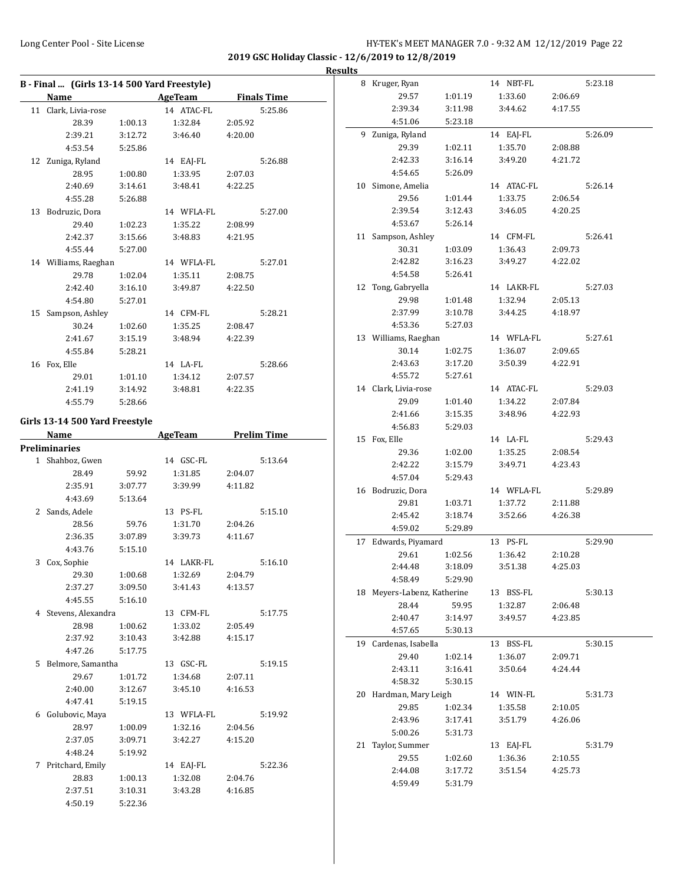**2019 GSC Holiday Classic - 12/6/2019 to 12/8/2019**

**Results**

## B - Final ... (Girls 13-14 500 Yard Freestyle)

| | Name | AgeTeam | Finals Time |
|---|---|---|---|
| 11 | Clark, Livia-rose | 14 ATAC-FL | 5:25.86 |
| | 28.39 1:00.13 1:32.84 2:05.92 | | |
| | 2:39.21 3:12.72 3:46.40 4:20.00 | | |
| | 4:53.54 5:25.86 | | |
| 12 | Zuniga, Ryland | 14 EAJ-FL | 5:26.88 |
| | 28.95 1:00.80 1:33.95 2:07.03 | | |
| | 2:40.69 3:14.61 3:48.41 4:22.25 | | |
| | 4:55.28 5:26.88 | | |
| 13 | Bodruzic, Dora | 14 WFLA-FL | 5:27.00 |
| | 29.40 1:02.23 1:35.22 2:08.99 | | |
| | 2:42.37 3:15.66 3:48.83 4:21.95 | | |
| | 4:55.44 5:27.00 | | |
| 14 | Williams, Raeghan | 14 WFLA-FL | 5:27.01 |
| | 29.78 1:02.04 1:35.11 2:08.75 | | |
| | 2:42.40 3:16.10 3:49.87 4:22.50 | | |
| | 4:54.80 5:27.01 | | |
| 15 | Sampson, Ashley | 14 CFM-FL | 5:28.21 |
| | 30.24 1:02.60 1:35.25 2:08.47 | | |
| | 2:41.67 3:15.19 3:48.94 4:22.39 | | |
| | 4:55.84 5:28.21 | | |
| 16 | Fox, Elle | 14 LA-FL | 5:28.66 |
| | 29.01 1:01.10 1:34.12 2:07.57 | | |
| | 2:41.19 3:14.92 3:48.81 4:22.35 | | |
| | 4:55.79 5:28.66 | | |

## Girls 13-14 500 Yard Freestyle

**Preliminaries**

| | Name | AgeTeam | Prelim Time |
|---|---|---|---|
| 1 | Shahboz, Gwen | 14 GSC-FL | 5:13.64 |
| | 28.49 59.92 1:31.85 2:04.07 | | |
| | 2:35.91 3:07.77 3:39.99 4:11.82 | | |
| | 4:43.69 5:13.64 | | |
| 2 | Sands, Adele | 13 PS-FL | 5:15.10 |
| | 28.56 59.76 1:31.70 2:04.26 | | |
| | 2:36.35 3:07.89 3:39.73 4:11.67 | | |
| | 4:43.76 5:15.10 | | |
| 3 | Cox, Sophie | 14 LAKR-FL | 5:16.10 |
| | 29.30 1:00.68 1:32.69 2:04.79 | | |
| | 2:37.27 3:09.50 3:41.43 4:13.57 | | |
| | 4:45.55 5:16.10 | | |
| 4 | Stevens, Alexandra | 13 CFM-FL | 5:17.75 |
| | 28.98 1:00.62 1:33.02 2:05.49 | | |
| | 2:37.92 3:10.43 3:42.88 4:15.17 | | |
| | 4:47.26 5:17.75 | | |
| 5 | Belmore, Samantha | 13 GSC-FL | 5:19.15 |
| | 29.67 1:01.72 1:34.68 2:07.11 | | |
| | 2:40.00 3:12.67 3:45.10 4:16.53 | | |
| | 4:47.41 5:19.15 | | |
| 6 | Golubovic, Maya | 13 WFLA-FL | 5:19.92 |
| | 28.97 1:00.09 1:32.16 2:04.56 | | |
| | 2:37.05 3:09.71 3:42.27 4:15.20 | | |
| | 4:48.24 5:19.92 | | |
| 7 | Pritchard, Emily | 14 EAJ-FL | 5:22.36 |
| | 28.83 1:00.13 1:32.08 2:04.76 | | |
| | 2:37.51 3:10.31 3:43.28 4:16.85 | | |
| | 4:50.19 5:22.36 | | |
| 8 | Kruger, Ryan | 14 NBT-FL | 5:23.18 |
| | 29.57 1:01.19 1:33.60 2:06.69 | | |
| | 2:39.34 3:11.98 3:44.62 4:17.55 | | |
| | 4:51.06 5:23.18 | | |
| 9 | Zuniga, Ryland | 14 EAJ-FL | 5:26.09 |
| | 29.39 1:02.11 1:35.70 2:08.88 | | |
| | 2:42.33 3:16.14 3:49.20 4:21.72 | | |
| | 4:54.65 5:26.09 | | |
| 10 | Simone, Amelia | 14 ATAC-FL | 5:26.14 |
| | 29.56 1:01.44 1:33.75 2:06.54 | | |
| | 2:39.54 3:12.43 3:46.05 4:20.25 | | |
| | 4:53.67 5:26.14 | | |
| 11 | Sampson, Ashley | 14 CFM-FL | 5:26.41 |
| | 30.31 1:03.09 1:36.43 2:09.73 | | |
| | 2:42.82 3:16.23 3:49.27 4:22.02 | | |
| | 4:54.58 5:26.41 | | |
| 12 | Tong, Gabryella | 14 LAKR-FL | 5:27.03 |
| | 29.98 1:01.48 1:32.94 2:05.13 | | |
| | 2:37.99 3:10.78 3:44.25 4:18.97 | | |
| | 4:53.36 5:27.03 | | |
| 13 | Williams, Raeghan | 14 WFLA-FL | 5:27.61 |
| | 30.14 1:02.75 1:36.07 2:09.65 | | |
| | 2:43.63 3:17.20 3:50.39 4:22.91 | | |
| | 4:55.72 5:27.61 | | |
| 14 | Clark, Livia-rose | 14 ATAC-FL | 5:29.03 |
| | 29.09 1:01.40 1:34.22 2:07.84 | | |
| | 2:41.66 3:15.35 3:48.96 4:22.93 | | |
| | 4:56.83 5:29.03 | | |
| 15 | Fox, Elle | 14 LA-FL | 5:29.43 |
| | 29.36 1:02.00 1:35.25 2:08.54 | | |
| | 2:42.22 3:15.79 3:49.71 4:23.43 | | |
| | 4:57.04 5:29.43 | | |
| 16 | Bodruzic, Dora | 14 WFLA-FL | 5:29.89 |
| | 29.81 1:03.71 1:37.72 2:11.88 | | |
| | 2:45.42 3:18.74 3:52.66 4:26.38 | | |
| | 4:59.02 5:29.89 | | |
| 17 | Edwards, Piyamard | 13 PS-FL | 5:29.90 |
| | 29.61 1:02.56 1:36.42 2:10.28 | | |
| | 2:44.48 3:18.09 3:51.38 4:25.03 | | |
| | 4:58.49 5:29.90 | | |
| 18 | Meyers-Labenz, Katherine | 13 BSS-FL | 5:30.13 |
| | 28.44 59.95 1:32.87 2:06.48 | | |
| | 2:40.47 3:14.97 3:49.57 4:23.85 | | |
| | 4:57.65 5:30.13 | | |
| 19 | Cardenas, Isabella | 13 BSS-FL | 5:30.15 |
| | 29.40 1:02.14 1:36.07 2:09.71 | | |
| | 2:43.11 3:16.41 3:50.64 4:24.44 | | |
| | 4:58.32 5:30.15 | | |
| 20 | Hardman, Mary Leigh | 14 WIN-FL | 5:31.73 |
| | 29.85 1:02.34 1:35.58 2:10.05 | | |
| | 2:43.96 3:17.41 3:51.79 4:26.06 | | |
| | 5:00.26 5:31.73 | | |
| 21 | Taylor, Summer | 13 EAJ-FL | 5:31.79 |
| | 29.55 1:02.60 1:36.36 2:10.55 | | |
| | 2:44.08 3:17.72 3:51.54 4:25.73 | | |
| | 4:59.49 5:31.79 | | |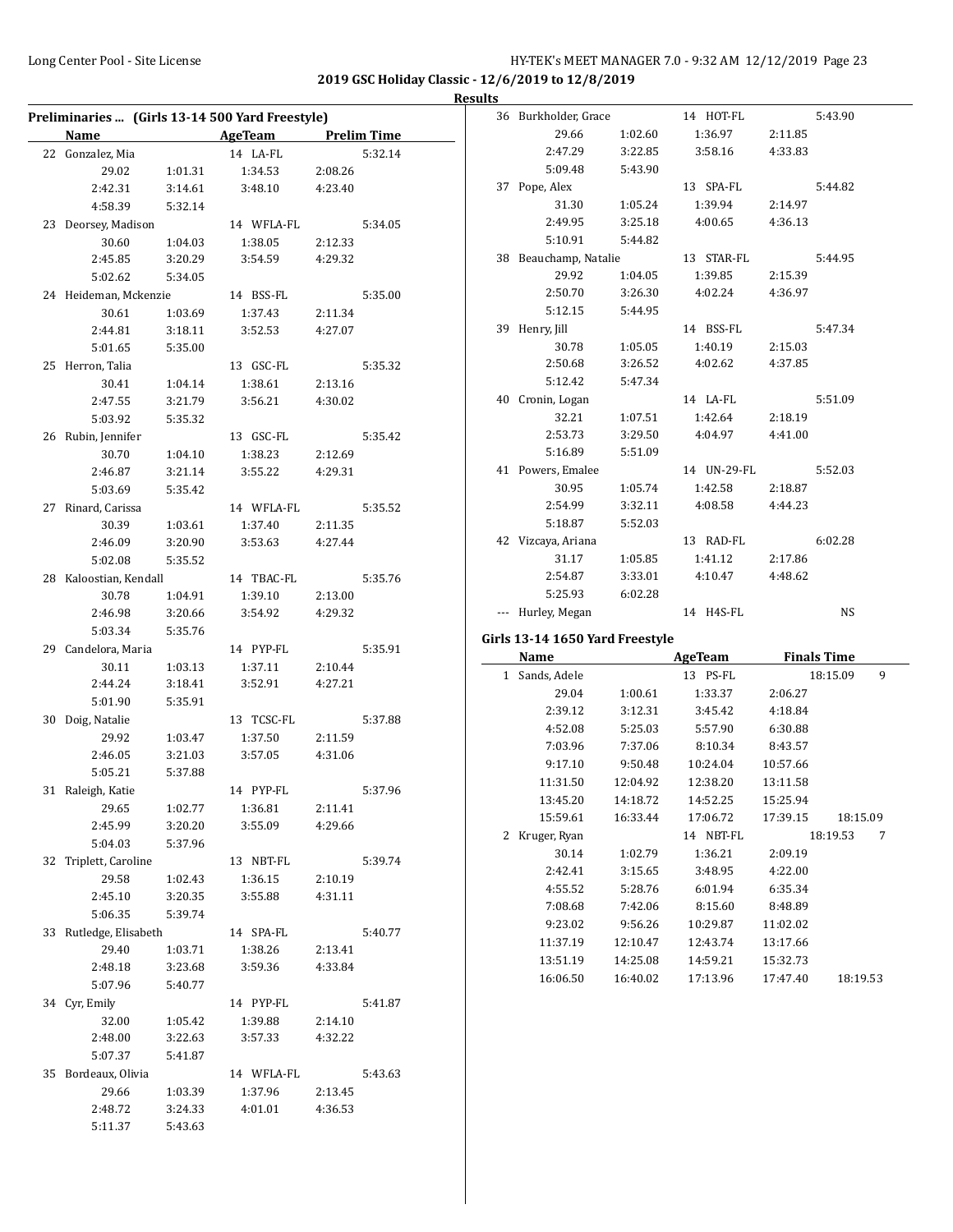**2019 GSC Holiday Classic - 12/6/2019 to 12/8/2019**

**Results**

## Preliminaries ... (Girls 13-14 500 Yard Freestyle)

| | Name | AgeTeam | | Prelim Time |
|---|---|---|---|---|
| 22 | Gonzalez, Mia | 14 LA-FL | | 5:32.14 |
| | 29.02 | 1:01.31 | 1:34.53 | 2:08.26 |
| | 2:42.31 | 3:14.61 | 3:48.10 | 4:23.40 |
| | 4:58.39 | 5:32.14 | | |
| 23 | Deorsey, Madison | 14 WFLA-FL | | 5:34.05 |
| | 30.60 | 1:04.03 | 1:38.05 | 2:12.33 |
| | 2:45.85 | 3:20.29 | 3:54.59 | 4:29.32 |
| | 5:02.62 | 5:34.05 | | |
| 24 | Heideman, Mckenzie | 14 BSS-FL | | 5:35.00 |
| | 30.61 | 1:03.69 | 1:37.43 | 2:11.34 |
| | 2:44.81 | 3:18.11 | 3:52.53 | 4:27.07 |
| | 5:01.65 | 5:35.00 | | |
| 25 | Herron, Talia | 13 GSC-FL | | 5:35.32 |
| | 30.41 | 1:04.14 | 1:38.61 | 2:13.16 |
| | 2:47.55 | 3:21.79 | 3:56.21 | 4:30.02 |
| | 5:03.92 | 5:35.32 | | |
| 26 | Rubin, Jennifer | 13 GSC-FL | | 5:35.42 |
| | 30.70 | 1:04.10 | 1:38.23 | 2:12.69 |
| | 2:46.87 | 3:21.14 | 3:55.22 | 4:29.31 |
| | 5:03.69 | 5:35.42 | | |
| 27 | Rinard, Carissa | 14 WFLA-FL | | 5:35.52 |
| | 30.39 | 1:03.61 | 1:37.40 | 2:11.35 |
| | 2:46.09 | 3:20.90 | 3:53.63 | 4:27.44 |
| | 5:02.08 | 5:35.52 | | |
| 28 | Kaloostian, Kendall | 14 TBAC-FL | | 5:35.76 |
| | 30.78 | 1:04.91 | 1:39.10 | 2:13.00 |
| | 2:46.98 | 3:20.66 | 3:54.92 | 4:29.32 |
| | 5:03.34 | 5:35.76 | | |
| 29 | Candelora, Maria | 14 PYP-FL | | 5:35.91 |
| | 30.11 | 1:03.13 | 1:37.11 | 2:10.44 |
| | 2:44.24 | 3:18.41 | 3:52.91 | 4:27.21 |
| | 5:01.90 | 5:35.91 | | |
| 30 | Doig, Natalie | 13 TCSC-FL | | 5:37.88 |
| | 29.92 | 1:03.47 | 1:37.50 | 2:11.59 |
| | 2:46.05 | 3:21.03 | 3:57.05 | 4:31.06 |
| | 5:05.21 | 5:37.88 | | |
| 31 | Raleigh, Katie | 14 PYP-FL | | 5:37.96 |
| | 29.65 | 1:02.77 | 1:36.81 | 2:11.41 |
| | 2:45.99 | 3:20.20 | 3:55.09 | 4:29.66 |
| | 5:04.03 | 5:37.96 | | |
| 32 | Triplett, Caroline | 13 NBT-FL | | 5:39.74 |
| | 29.58 | 1:02.43 | 1:36.15 | 2:10.19 |
| | 2:45.10 | 3:20.35 | 3:55.88 | 4:31.11 |
| | 5:06.35 | 5:39.74 | | |
| 33 | Rutledge, Elisabeth | 14 SPA-FL | | 5:40.77 |
| | 29.40 | 1:03.71 | 1:38.26 | 2:13.41 |
| | 2:48.18 | 3:23.68 | 3:59.36 | 4:33.84 |
| | 5:07.96 | 5:40.77 | | |
| 34 | Cyr, Emily | 14 PYP-FL | | 5:41.87 |
| | 32.00 | 1:05.42 | 1:39.88 | 2:14.10 |
| | 2:48.00 | 3:22.63 | 3:57.33 | 4:32.22 |
| | 5:07.37 | 5:41.87 | | |
| 35 | Bordeaux, Olivia | 14 WFLA-FL | | 5:43.63 |
| | 29.66 | 1:03.39 | 1:37.96 | 2:13.45 |
| | 2:48.72 | 3:24.33 | 4:01.01 | 4:36.53 |
| | 5:11.37 | 5:43.63 | | |
| 36 | Burkholder, Grace | 14 HOT-FL | | 5:43.90 |
| | 29.66 | 1:02.60 | 1:36.97 | 2:11.85 |
| | 2:47.29 | 3:22.85 | 3:58.16 | 4:33.83 |
| | 5:09.48 | 5:43.90 | | |
| 37 | Pope, Alex | 13 SPA-FL | | 5:44.82 |
| | 31.30 | 1:05.24 | 1:39.94 | 2:14.97 |
| | 2:49.95 | 3:25.18 | 4:00.65 | 4:36.13 |
| | 5:10.91 | 5:44.82 | | |
| 38 | Beauchamp, Natalie | 13 STAR-FL | | 5:44.95 |
| | 29.92 | 1:04.05 | 1:39.85 | 2:15.39 |
| | 2:50.70 | 3:26.30 | 4:02.24 | 4:36.97 |
| | 5:12.15 | 5:44.95 | | |
| 39 | Henry, Jill | 14 BSS-FL | | 5:47.34 |
| | 30.78 | 1:05.05 | 1:40.19 | 2:15.03 |
| | 2:50.68 | 3:26.52 | 4:02.62 | 4:37.85 |
| | 5:12.42 | 5:47.34 | | |
| 40 | Cronin, Logan | 14 LA-FL | | 5:51.09 |
| | 32.21 | 1:07.51 | 1:42.64 | 2:18.19 |
| | 2:53.73 | 3:29.50 | 4:04.97 | 4:41.00 |
| | 5:16.89 | 5:51.09 | | |
| 41 | Powers, Emalee | 14 UN-29-FL | | 5:52.03 |
| | 30.95 | 1:05.74 | 1:42.58 | 2:18.87 |
| | 2:54.99 | 3:32.11 | 4:08.58 | 4:44.23 |
| | 5:18.87 | 5:52.03 | | |
| 42 | Vizcaya, Ariana | 13 RAD-FL | | 6:02.28 |
| | 31.17 | 1:05.85 | 1:41.12 | 2:17.86 |
| | 2:54.87 | 3:33.01 | 4:10.47 | 4:48.62 |
| | 5:25.93 | 6:02.28 | | |
| --- | Hurley, Megan | 14 H4S-FL | | NS |

## Girls 13-14 1650 Yard Freestyle

| | Name | AgeTeam | | Finals Time | | Points |
|---|---|---|---|---|---|---|
| 1 | Sands, Adele | 13 PS-FL | | 18:15.09 | | 9 |
| | 29.04 | 1:00.61 | 1:33.37 | 2:06.27 | | |
| | 2:39.12 | 3:12.31 | 3:45.42 | 4:18.84 | | |
| | 4:52.08 | 5:25.03 | 5:57.90 | 6:30.88 | | |
| | 7:03.96 | 7:37.06 | 8:10.34 | 8:43.57 | | |
| | 9:17.10 | 9:50.48 | 10:24.04 | 10:57.66 | | |
| | 11:31.50 | 12:04.92 | 12:38.20 | 13:11.58 | | |
| | 13:45.20 | 14:18.72 | 14:52.25 | 15:25.94 | | |
| | 15:59.61 | 16:33.44 | 17:06.72 | 17:39.15 | 18:15.09 | |
| 2 | Kruger, Ryan | 14 NBT-FL | | 18:19.53 | | 7 |
| | 30.14 | 1:02.79 | 1:36.21 | 2:09.19 | | |
| | 2:42.41 | 3:15.65 | 3:48.95 | 4:22.00 | | |
| | 4:55.52 | 5:28.76 | 6:01.94 | 6:35.34 | | |
| | 7:08.68 | 7:42.06 | 8:15.60 | 8:48.89 | | |
| | 9:23.02 | 9:56.26 | 10:29.87 | 11:02.02 | | |
| | 11:37.19 | 12:10.47 | 12:43.74 | 13:17.66 | | |
| | 13:51.19 | 14:25.08 | 14:59.21 | 15:32.73 | | |
| | 16:06.50 | 16:40.02 | 17:13.96 | 17:47.40 | 18:19.53 | |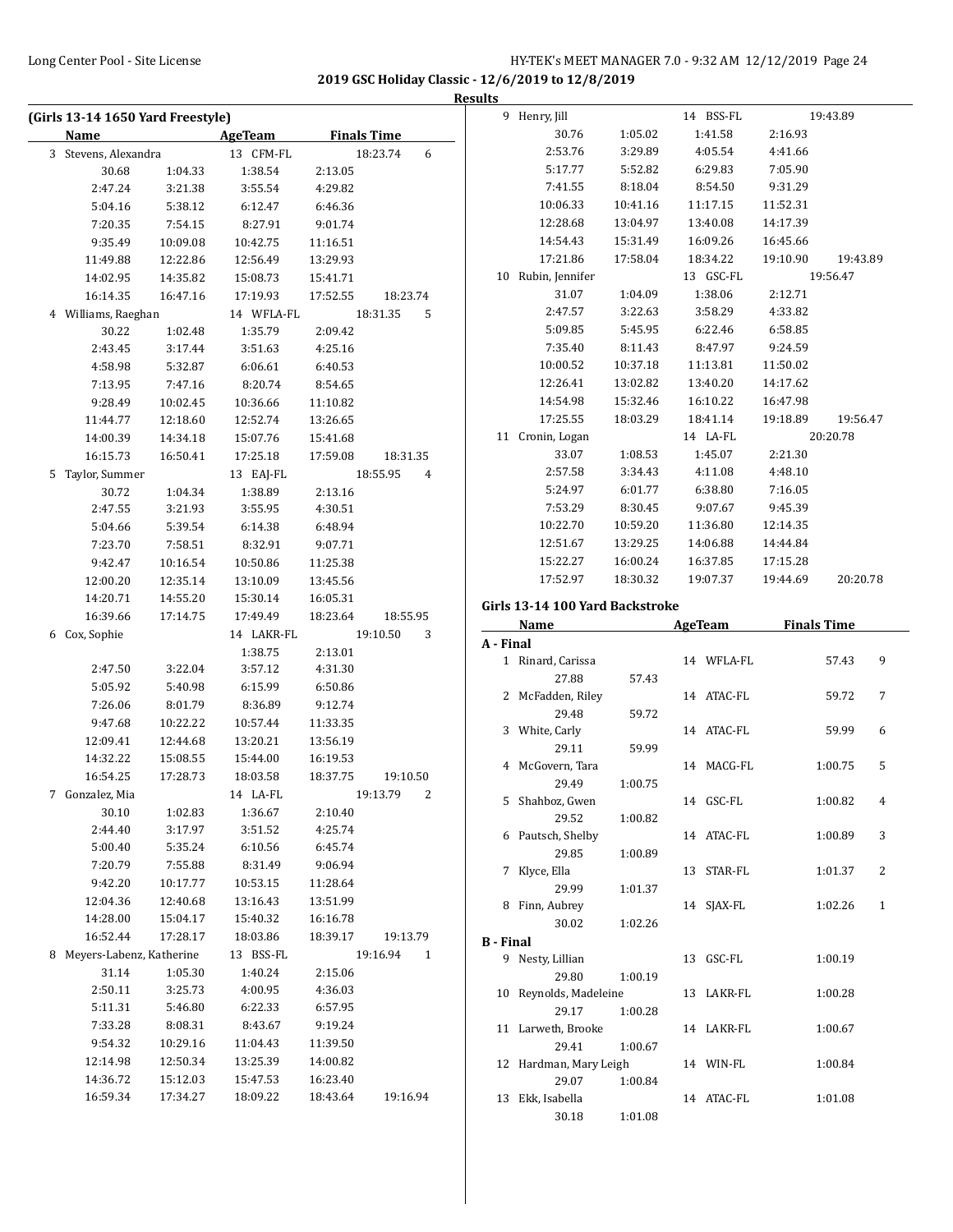## 2019 GSC Holiday Classic - 12/6/2019 to 12/8/2019

### Results

**(Girls 13-14 1650 Yard Freestyle)**

| | Name | AgeTeam | Finals Time | Points |
|---|---|---|---|---|
| 3 | Stevens, Alexandra | 13 CFM-FL | 18:23.74 | 6 |
| | 30.68 / 1:04.33 / 1:38.54 / 2:13.05 / 2:47.24 / 3:21.38 / 3:55.54 / 4:29.82 / 5:04.16 / 5:38.12 / 6:12.47 / 6:46.36 / 7:20.35 / 7:54.15 / 8:27.91 / 9:01.74 / 9:35.49 / 10:09.08 / 10:42.75 / 11:16.51 / 11:49.88 / 12:22.86 / 12:56.49 / 13:29.93 / 14:02.95 / 14:35.82 / 15:08.73 / 15:41.71 / 16:14.35 / 16:47.16 / 17:19.93 / 17:52.55 / 18:23.74 | | | |
| 4 | Williams, Raeghan | 14 WFLA-FL | 18:31.35 | 5 |
| | 30.22 / 1:02.48 / 1:35.79 / 2:09.42 / 2:43.45 / 3:17.44 / 3:51.63 / 4:25.16 / 4:58.98 / 5:32.87 / 6:06.61 / 6:40.53 / 7:13.95 / 7:47.16 / 8:20.74 / 8:54.65 / 9:28.49 / 10:02.45 / 10:36.66 / 11:10.82 / 11:44.77 / 12:18.60 / 12:52.74 / 13:26.65 / 14:00.39 / 14:34.18 / 15:07.76 / 15:41.68 / 16:15.73 / 16:50.41 / 17:25.18 / 17:59.08 / 18:31.35 | | | |
| 5 | Taylor, Summer | 13 EAJ-FL | 18:55.95 | 4 |
| | 30.72 / 1:04.34 / 1:38.89 / 2:13.16 / 2:47.55 / 3:21.93 / 3:55.95 / 4:30.51 / 5:04.66 / 5:39.54 / 6:14.38 / 6:48.94 / 7:23.70 / 7:58.51 / 8:32.91 / 9:07.71 / 9:42.47 / 10:16.54 / 10:50.86 / 11:25.38 / 12:00.20 / 12:35.14 / 13:10.09 / 13:45.56 / 14:20.71 / 14:55.20 / 15:30.14 / 16:05.31 / 16:39.66 / 17:14.75 / 17:49.49 / 18:23.64 / 18:55.95 | | | |
| 6 | Cox, Sophie | 14 LAKR-FL | 19:10.50 | 3 |
| | 1:38.75 / 2:13.01 / 2:47.50 / 3:22.04 / 3:57.12 / 4:31.30 / 5:05.92 / 5:40.98 / 6:15.99 / 6:50.86 / 7:26.06 / 8:01.79 / 8:36.89 / 9:12.74 / 9:47.68 / 10:22.22 / 10:57.44 / 11:33.35 / 12:09.41 / 12:44.68 / 13:20.21 / 13:56.19 / 14:32.22 / 15:08.55 / 15:44.00 / 16:19.53 / 16:54.25 / 17:28.73 / 18:03.58 / 18:37.75 / 19:10.50 | | | |
| 7 | Gonzalez, Mia | 14 LA-FL | 19:13.79 | 2 |
| | 30.10 / 1:02.83 / 1:36.67 / 2:10.40 / 2:44.40 / 3:17.97 / 3:51.52 / 4:25.74 / 5:00.40 / 5:35.24 / 6:10.56 / 6:45.74 / 7:20.79 / 7:55.88 / 8:31.49 / 9:06.94 / 9:42.20 / 10:17.77 / 10:53.15 / 11:28.64 / 12:04.36 / 12:40.68 / 13:16.43 / 13:51.99 / 14:28.00 / 15:04.17 / 15:40.32 / 16:16.78 / 16:52.44 / 17:28.17 / 18:03.86 / 18:39.17 / 19:13.79 | | | |
| 8 | Meyers-Labenz, Katherine | 13 BSS-FL | 19:16.94 | 1 |
| | 31.14 / 1:05.30 / 1:40.24 / 2:15.06 / 2:50.11 / 3:25.73 / 4:00.95 / 4:36.03 / 5:11.31 / 5:46.80 / 6:22.33 / 6:57.95 / 7:33.28 / 8:08.31 / 8:43.67 / 9:19.24 / 9:54.32 / 10:29.16 / 11:04.43 / 11:39.50 / 12:14.98 / 12:50.34 / 13:25.39 / 14:00.82 / 14:36.72 / 15:12.03 / 15:47.53 / 16:23.40 / 16:59.34 / 17:34.27 / 18:09.22 / 18:43.64 / 19:16.94 | | | |
| 9 | Henry, Jill | 14 BSS-FL | 19:43.89 | |
| | 30.76 / 1:05.02 / 1:41.58 / 2:16.93 / 2:53.76 / 3:29.89 / 4:05.54 / 4:41.66 / 5:17.77 / 5:52.82 / 6:29.83 / 7:05.90 / 7:41.55 / 8:18.04 / 8:54.50 / 9:31.29 / 10:06.33 / 10:41.16 / 11:17.15 / 11:52.31 / 12:28.68 / 13:04.97 / 13:40.08 / 14:17.39 / 14:54.43 / 15:31.49 / 16:09.26 / 16:45.66 / 17:21.86 / 17:58.04 / 18:34.22 / 19:10.90 / 19:43.89 | | | |
| 10 | Rubin, Jennifer | 13 GSC-FL | 19:56.47 | |
| | 31.07 / 1:04.09 / 1:38.06 / 2:12.71 / 2:47.57 / 3:22.63 / 3:58.29 / 4:33.82 / 5:09.85 / 5:45.95 / 6:22.46 / 6:58.85 / 7:35.40 / 8:11.43 / 8:47.97 / 9:24.59 / 10:00.52 / 10:37.18 / 11:13.81 / 11:50.02 / 12:26.41 / 13:02.82 / 13:40.20 / 14:17.62 / 14:54.98 / 15:32.46 / 16:10.22 / 16:47.98 / 17:25.55 / 18:03.29 / 18:41.14 / 19:18.89 / 19:56.47 | | | |
| 11 | Cronin, Logan | 14 LA-FL | 20:20.78 | |
| | 33.07 / 1:08.53 / 1:45.07 / 2:21.30 / 2:57.58 / 3:34.43 / 4:11.08 / 4:48.10 / 5:24.97 / 6:01.77 / 6:38.80 / 7:16.05 / 7:53.29 / 8:30.45 / 9:07.67 / 9:45.39 / 10:22.70 / 10:59.20 / 11:36.80 / 12:14.35 / 12:51.67 / 13:29.25 / 14:06.88 / 14:44.84 / 15:22.27 / 16:00.24 / 16:37.85 / 17:15.28 / 17:52.97 / 18:30.32 / 19:07.37 / 19:44.69 / 20:20.78 | | | |

### Girls 13-14 100 Yard Backstroke

| | Name | AgeTeam | Finals Time | Points |
|---|---|---|---|---|
| **A - Final** | | | | |
| 1 | Rinard, Carissa | 14 WFLA-FL | 57.43 | 9 |
| | 27.88 / 57.43 | | | |
| 2 | McFadden, Riley | 14 ATAC-FL | 59.72 | 7 |
| | 29.48 / 59.72 | | | |
| 3 | White, Carly | 14 ATAC-FL | 59.99 | 6 |
| | 29.11 / 59.99 | | | |
| 4 | McGovern, Tara | 14 MACG-FL | 1:00.75 | 5 |
| | 29.49 / 1:00.75 | | | |
| 5 | Shahboz, Gwen | 14 GSC-FL | 1:00.82 | 4 |
| | 29.52 / 1:00.82 | | | |
| 6 | Pautsch, Shelby | 14 ATAC-FL | 1:00.89 | 3 |
| | 29.85 / 1:00.89 | | | |
| 7 | Klyce, Ella | 13 STAR-FL | 1:01.37 | 2 |
| | 29.99 / 1:01.37 | | | |
| 8 | Finn, Aubrey | 14 SJAX-FL | 1:02.26 | 1 |
| | 30.02 / 1:02.26 | | | |
| **B - Final** | | | | |
| 9 | Nesty, Lillian | 13 GSC-FL | 1:00.19 | |
| | 29.80 / 1:00.19 | | | |
| 10 | Reynolds, Madeleine | 13 LAKR-FL | 1:00.28 | |
| | 29.17 / 1:00.28 | | | |
| 11 | Larweth, Brooke | 14 LAKR-FL | 1:00.67 | |
| | 29.41 / 1:00.67 | | | |
| 12 | Hardman, Mary Leigh | 14 WIN-FL | 1:00.84 | |
| | 29.07 / 1:00.84 | | | |
| 13 | Ekk, Isabella | 14 ATAC-FL | 1:01.08 | |
| | 30.18 / 1:01.08 | | | |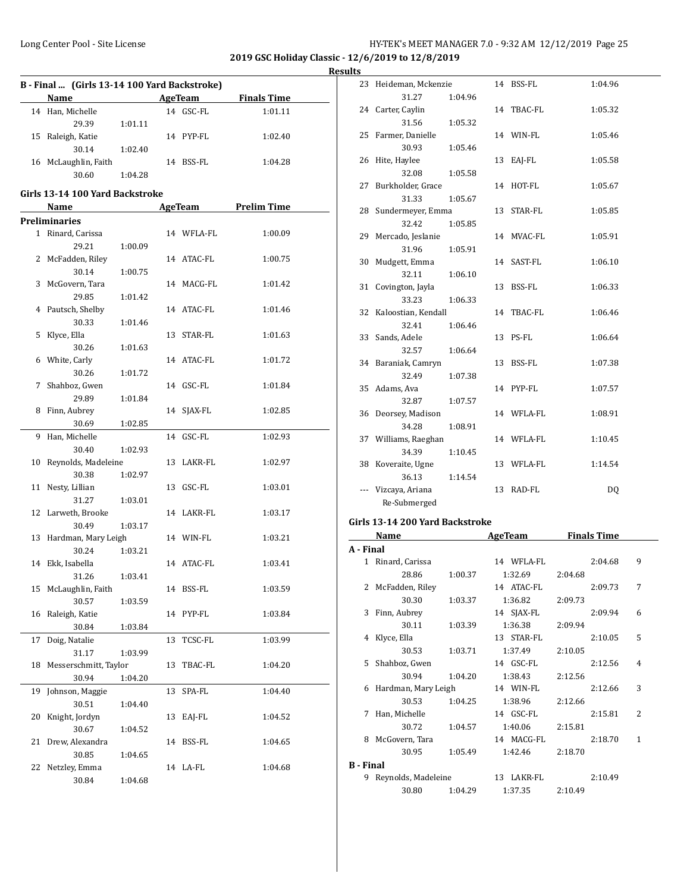**2019 GSC Holiday Classic - 12/6/2019 to 12/8/2019**

**Results**

### B - Final ... (Girls 13-14 100 Yard Backstroke)

| | Name | Age | Team | Finals Time |
|---|---|---|---|---|
| 14 | Han, Michelle | 14 | GSC-FL | 1:01.11 |
| | 29.39 1:01.11 | | | |
| 15 | Raleigh, Katie | 14 | PYP-FL | 1:02.40 |
| | 30.14 1:02.40 | | | |
| 16 | McLaughlin, Faith | 14 | BSS-FL | 1:04.28 |
| | 30.60 1:04.28 | | | |

### Girls 13-14 100 Yard Backstroke

| | Name | Age | Team | Prelim Time |
|---|---|---|---|---|
| **Preliminaries** | | | | |
| 1 | Rinard, Carissa | 14 | WFLA-FL | 1:00.09 |
| | 29.21 1:00.09 | | | |
| 2 | McFadden, Riley | 14 | ATAC-FL | 1:00.75 |
| | 30.14 1:00.75 | | | |
| 3 | McGovern, Tara | 14 | MACG-FL | 1:01.42 |
| | 29.85 1:01.42 | | | |
| 4 | Pautsch, Shelby | 14 | ATAC-FL | 1:01.46 |
| | 30.33 1:01.46 | | | |
| 5 | Klyce, Ella | 13 | STAR-FL | 1:01.63 |
| | 30.26 1:01.63 | | | |
| 6 | White, Carly | 14 | ATAC-FL | 1:01.72 |
| | 30.26 1:01.72 | | | |
| 7 | Shahboz, Gwen | 14 | GSC-FL | 1:01.84 |
| | 29.89 1:01.84 | | | |
| 8 | Finn, Aubrey | 14 | SJAX-FL | 1:02.85 |
| | 30.69 1:02.85 | | | |
| 9 | Han, Michelle | 14 | GSC-FL | 1:02.93 |
| | 30.40 1:02.93 | | | |
| 10 | Reynolds, Madeleine | 13 | LAKR-FL | 1:02.97 |
| | 30.38 1:02.97 | | | |
| 11 | Nesty, Lillian | 13 | GSC-FL | 1:03.01 |
| | 31.27 1:03.01 | | | |
| 12 | Larweth, Brooke | 14 | LAKR-FL | 1:03.17 |
| | 30.49 1:03.17 | | | |
| 13 | Hardman, Mary Leigh | 14 | WIN-FL | 1:03.21 |
| | 30.24 1:03.21 | | | |
| 14 | Ekk, Isabella | 14 | ATAC-FL | 1:03.41 |
| | 31.26 1:03.41 | | | |
| 15 | McLaughlin, Faith | 14 | BSS-FL | 1:03.59 |
| | 30.57 1:03.59 | | | |
| 16 | Raleigh, Katie | 14 | PYP-FL | 1:03.84 |
| | 30.84 1:03.84 | | | |
| 17 | Doig, Natalie | 13 | TCSC-FL | 1:03.99 |
| | 31.17 1:03.99 | | | |
| 18 | Messerschmitt, Taylor | 13 | TBAC-FL | 1:04.20 |
| | 30.94 1:04.20 | | | |
| 19 | Johnson, Maggie | 13 | SPA-FL | 1:04.40 |
| | 30.51 1:04.40 | | | |
| 20 | Knight, Jordyn | 13 | EAJ-FL | 1:04.52 |
| | 30.67 1:04.52 | | | |
| 21 | Drew, Alexandra | 14 | BSS-FL | 1:04.65 |
| | 30.85 1:04.65 | | | |
| 22 | Netzley, Emma | 14 | LA-FL | 1:04.68 |
| | 30.84 1:04.68 | | | |
| 23 | Heideman, Mckenzie | 14 | BSS-FL | 1:04.96 |
| | 31.27 1:04.96 | | | |
| 24 | Carter, Caylin | 14 | TBAC-FL | 1:05.32 |
| | 31.56 1:05.32 | | | |
| 25 | Farmer, Danielle | 14 | WIN-FL | 1:05.46 |
| | 30.93 1:05.46 | | | |
| 26 | Hite, Haylee | 13 | EAJ-FL | 1:05.58 |
| | 32.08 1:05.58 | | | |
| 27 | Burkholder, Grace | 14 | HOT-FL | 1:05.67 |
| | 31.33 1:05.67 | | | |
| 28 | Sundermeyer, Emma | 13 | STAR-FL | 1:05.85 |
| | 32.42 1:05.85 | | | |
| 29 | Mercado, Jeslanie | 14 | MVAC-FL | 1:05.91 |
| | 31.96 1:05.91 | | | |
| 30 | Mudgett, Emma | 14 | SAST-FL | 1:06.10 |
| | 32.11 1:06.10 | | | |
| 31 | Covington, Jayla | 13 | BSS-FL | 1:06.33 |
| | 33.23 1:06.33 | | | |
| 32 | Kaloostian, Kendall | 14 | TBAC-FL | 1:06.46 |
| | 32.41 1:06.46 | | | |
| 33 | Sands, Adele | 13 | PS-FL | 1:06.64 |
| | 32.57 1:06.64 | | | |
| 34 | Baraniak, Camryn | 13 | BSS-FL | 1:07.38 |
| | 32.49 1:07.38 | | | |
| 35 | Adams, Ava | 14 | PYP-FL | 1:07.57 |
| | 32.87 1:07.57 | | | |
| 36 | Deorsey, Madison | 14 | WFLA-FL | 1:08.91 |
| | 34.28 1:08.91 | | | |
| 37 | Williams, Raeghan | 14 | WFLA-FL | 1:10.45 |
| | 34.39 1:10.45 | | | |
| 38 | Koveraite, Ugne | 13 | WFLA-FL | 1:14.54 |
| | 36.13 1:14.54 | | | |
| --- | Vizcaya, Ariana | 13 | RAD-FL | DQ |
| | Re-Submerged | | | |

### Girls 13-14 200 Yard Backstroke

| | Name | Age | Team | Finals Time | Points |
|---|---|---|---|---|---|
| **A - Final** | | | | | |
| 1 | Rinard, Carissa | 14 | WFLA-FL | 2:04.68 | 9 |
| | 28.86 1:00.37 1:32.69 2:04.68 | | | | |
| 2 | McFadden, Riley | 14 | ATAC-FL | 2:09.73 | 7 |
| | 30.30 1:03.37 1:36.82 2:09.73 | | | | |
| 3 | Finn, Aubrey | 14 | SJAX-FL | 2:09.94 | 6 |
| | 30.11 1:03.39 1:36.38 2:09.94 | | | | |
| 4 | Klyce, Ella | 13 | STAR-FL | 2:10.05 | 5 |
| | 30.53 1:03.71 1:37.49 2:10.05 | | | | |
| 5 | Shahboz, Gwen | 14 | GSC-FL | 2:12.56 | 4 |
| | 30.94 1:04.20 1:38.43 2:12.56 | | | | |
| 6 | Hardman, Mary Leigh | 14 | WIN-FL | 2:12.66 | 3 |
| | 30.53 1:04.25 1:38.96 2:12.66 | | | | |
| 7 | Han, Michelle | 14 | GSC-FL | 2:15.81 | 2 |
| | 30.72 1:04.57 1:40.06 2:15.81 | | | | |
| 8 | McGovern, Tara | 14 | MACG-FL | 2:18.70 | 1 |
| | 30.95 1:05.49 1:42.46 2:18.70 | | | | |
| **B - Final** | | | | | |
| 9 | Reynolds, Madeleine | 13 | LAKR-FL | 2:10.49 | |
| | 30.80 1:04.29 1:37.35 2:10.49 | | | | |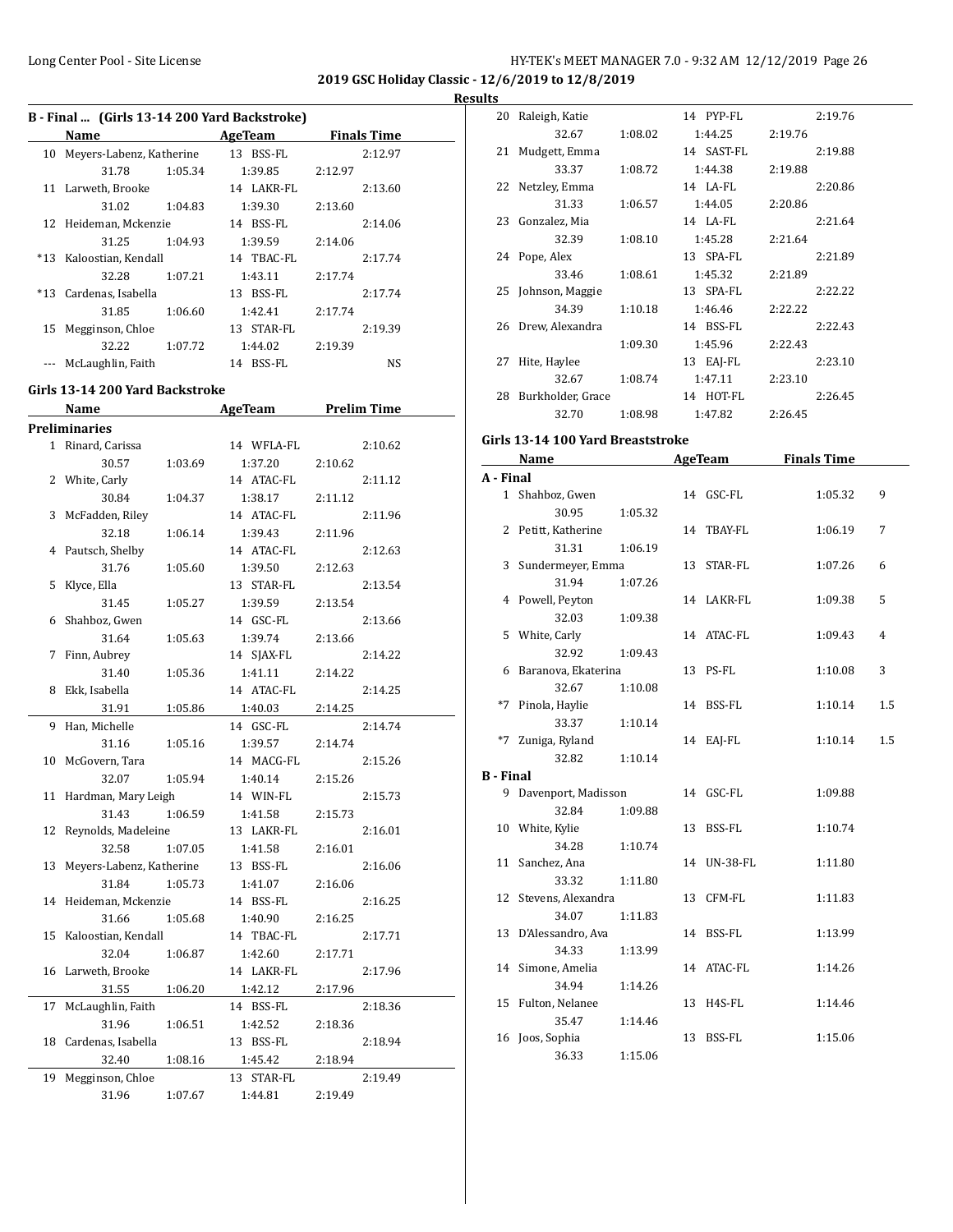2019 GSC Holiday Classic - 12/6/2019 to 12/8/2019

**Results**

### B - Final ... (Girls 13-14 200 Yard Backstroke)

| | Name | AgeTeam | Finals Time |
|---|---|---|---|
| 10 | Meyers-Labenz, Katherine | 13 BSS-FL | 2:12.97 |
| | 31.78 1:05.34 1:39.85 2:12.97 | | |
| 11 | Larweth, Brooke | 14 LAKR-FL | 2:13.60 |
| | 31.02 1:04.83 1:39.30 2:13.60 | | |
| 12 | Heideman, Mckenzie | 14 BSS-FL | 2:14.06 |
| | 31.25 1:04.93 1:39.59 2:14.06 | | |
| *13 | Kaloostian, Kendall | 14 TBAC-FL | 2:17.74 |
| | 32.28 1:07.21 1:43.11 2:17.74 | | |
| *13 | Cardenas, Isabella | 13 BSS-FL | 2:17.74 |
| | 31.85 1:06.60 1:42.41 2:17.74 | | |
| 15 | Megginson, Chloe | 13 STAR-FL | 2:19.39 |
| | 32.22 1:07.72 1:44.02 2:19.39 | | |
| --- | McLaughlin, Faith | 14 BSS-FL | NS |

### Girls 13-14 200 Yard Backstroke

| | Name | AgeTeam | Prelim Time |
|---|---|---|---|
| **Preliminaries** | | | |
| 1 | Rinard, Carissa | 14 WFLA-FL | 2:10.62 |
| | 30.57 1:03.69 1:37.20 2:10.62 | | |
| 2 | White, Carly | 14 ATAC-FL | 2:11.12 |
| | 30.84 1:04.37 1:38.17 2:11.12 | | |
| 3 | McFadden, Riley | 14 ATAC-FL | 2:11.96 |
| | 32.18 1:06.14 1:39.43 2:11.96 | | |
| 4 | Pautsch, Shelby | 14 ATAC-FL | 2:12.63 |
| | 31.76 1:05.60 1:39.50 2:12.63 | | |
| 5 | Klyce, Ella | 13 STAR-FL | 2:13.54 |
| | 31.45 1:05.27 1:39.59 2:13.54 | | |
| 6 | Shahboz, Gwen | 14 GSC-FL | 2:13.66 |
| | 31.64 1:05.63 1:39.74 2:13.66 | | |
| 7 | Finn, Aubrey | 14 SJAX-FL | 2:14.22 |
| | 31.40 1:05.36 1:41.11 2:14.22 | | |
| 8 | Ekk, Isabella | 14 ATAC-FL | 2:14.25 |
| | 31.91 1:05.86 1:40.03 2:14.25 | | |
| 9 | Han, Michelle | 14 GSC-FL | 2:14.74 |
| | 31.16 1:05.16 1:39.57 2:14.74 | | |
| 10 | McGovern, Tara | 14 MACG-FL | 2:15.26 |
| | 32.07 1:05.94 1:40.14 2:15.26 | | |
| 11 | Hardman, Mary Leigh | 14 WIN-FL | 2:15.73 |
| | 31.43 1:06.59 1:41.58 2:15.73 | | |
| 12 | Reynolds, Madeleine | 13 LAKR-FL | 2:16.01 |
| | 32.58 1:07.05 1:41.58 2:16.01 | | |
| 13 | Meyers-Labenz, Katherine | 13 BSS-FL | 2:16.06 |
| | 31.84 1:05.73 1:41.07 2:16.06 | | |
| 14 | Heideman, Mckenzie | 14 BSS-FL | 2:16.25 |
| | 31.66 1:05.68 1:40.90 2:16.25 | | |
| 15 | Kaloostian, Kendall | 14 TBAC-FL | 2:17.71 |
| | 32.04 1:06.87 1:42.60 2:17.71 | | |
| 16 | Larweth, Brooke | 14 LAKR-FL | 2:17.96 |
| | 31.55 1:06.20 1:42.12 2:17.96 | | |
| 17 | McLaughlin, Faith | 14 BSS-FL | 2:18.36 |
| | 31.96 1:06.51 1:42.52 2:18.36 | | |
| 18 | Cardenas, Isabella | 13 BSS-FL | 2:18.94 |
| | 32.40 1:08.16 1:45.42 2:18.94 | | |
| 19 | Megginson, Chloe | 13 STAR-FL | 2:19.49 |
| | 31.96 1:07.67 1:44.81 2:19.49 | | |
| 20 | Raleigh, Katie | 14 PYP-FL | 2:19.76 |
| | 32.67 1:08.02 1:44.25 2:19.76 | | |
| 21 | Mudgett, Emma | 14 SAST-FL | 2:19.88 |
| | 33.37 1:08.72 1:44.38 2:19.88 | | |
| 22 | Netzley, Emma | 14 LA-FL | 2:20.86 |
| | 31.33 1:06.57 1:44.05 2:20.86 | | |
| 23 | Gonzalez, Mia | 14 LA-FL | 2:21.64 |
| | 32.39 1:08.10 1:45.28 2:21.64 | | |
| 24 | Pope, Alex | 13 SPA-FL | 2:21.89 |
| | 33.46 1:08.61 1:45.32 2:21.89 | | |
| 25 | Johnson, Maggie | 13 SPA-FL | 2:22.22 |
| | 34.39 1:10.18 1:46.46 2:22.22 | | |
| 26 | Drew, Alexandra | 14 BSS-FL | 2:22.43 |
| | 1:09.30 1:45.96 2:22.43 | | |
| 27 | Hite, Haylee | 13 EAJ-FL | 2:23.10 |
| | 32.67 1:08.74 1:47.11 2:23.10 | | |
| 28 | Burkholder, Grace | 14 HOT-FL | 2:26.45 |
| | 32.70 1:08.98 1:47.82 2:26.45 | | |

### Girls 13-14 100 Yard Breaststroke

| | Name | AgeTeam | Finals Time | |
|---|---|---|---|---|
| **A - Final** | | | | |
| 1 | Shahboz, Gwen | 14 GSC-FL | 1:05.32 | 9 |
| | 30.95 1:05.32 | | | |
| 2 | Petitt, Katherine | 14 TBAY-FL | 1:06.19 | 7 |
| | 31.31 1:06.19 | | | |
| 3 | Sundermeyer, Emma | 13 STAR-FL | 1:07.26 | 6 |
| | 31.94 1:07.26 | | | |
| 4 | Powell, Peyton | 14 LAKR-FL | 1:09.38 | 5 |
| | 32.03 1:09.38 | | | |
| 5 | White, Carly | 14 ATAC-FL | 1:09.43 | 4 |
| | 32.92 1:09.43 | | | |
| 6 | Baranova, Ekaterina | 13 PS-FL | 1:10.08 | 3 |
| | 32.67 1:10.08 | | | |
| *7 | Pinola, Haylie | 14 BSS-FL | 1:10.14 | 1.5 |
| | 33.37 1:10.14 | | | |
| *7 | Zuniga, Ryland | 14 EAJ-FL | 1:10.14 | 1.5 |
| | 32.82 1:10.14 | | | |
| **B - Final** | | | | |
| 9 | Davenport, Madison | 14 GSC-FL | 1:09.88 | |
| | 32.84 1:09.88 | | | |
| 10 | White, Kylie | 13 BSS-FL | 1:10.74 | |
| | 34.28 1:10.74 | | | |
| 11 | Sanchez, Ana | 14 UN-38-FL | 1:11.80 | |
| | 33.32 1:11.80 | | | |
| 12 | Stevens, Alexandra | 13 CFM-FL | 1:11.83 | |
| | 34.07 1:11.83 | | | |
| 13 | D'Alessandro, Ava | 14 BSS-FL | 1:13.99 | |
| | 34.33 1:13.99 | | | |
| 14 | Simone, Amelia | 14 ATAC-FL | 1:14.26 | |
| | 34.94 1:14.26 | | | |
| 15 | Fulton, Nelanee | 13 H4S-FL | 1:14.46 | |
| | 35.47 1:14.46 | | | |
| 16 | Joos, Sophia | 13 BSS-FL | 1:15.06 | |
| | 36.33 1:15.06 | | | |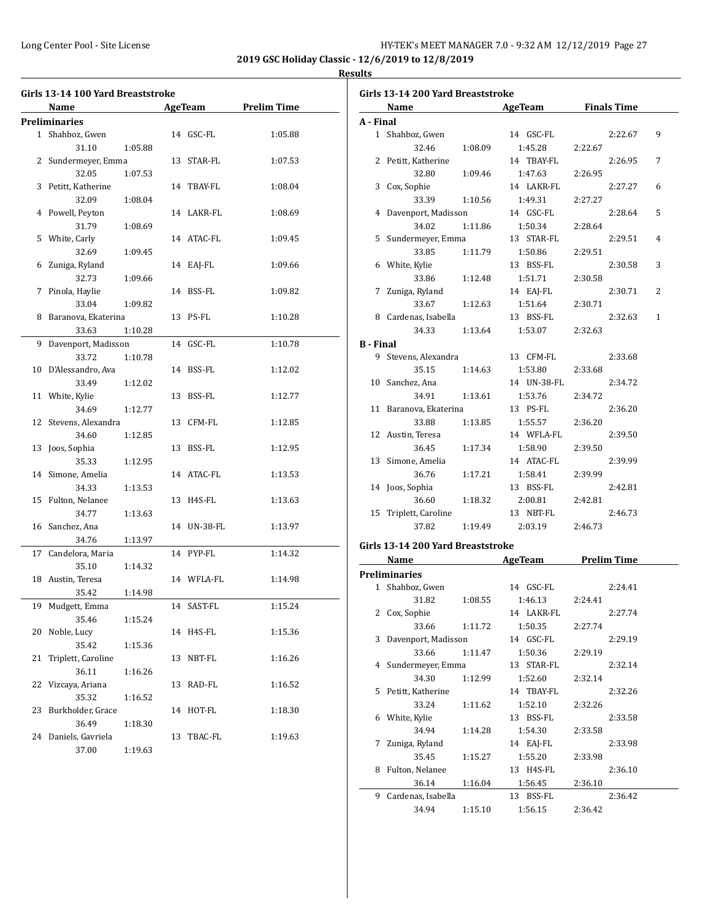**2019 GSC Holiday Classic - 12/6/2019 to 12/8/2019**

**Results**

### Girls 13-14 100 Yard Breaststroke

| | Name | AgeTeam | Prelim Time |
|---|---|---|---|
| **Preliminaries** | | | |
| 1 | Shahboz, Gwen | 14 GSC-FL | 1:05.88 |
| | 31.10 1:05.88 | | |
| 2 | Sundermeyer, Emma | 13 STAR-FL | 1:07.53 |
| | 32.05 1:07.53 | | |
| 3 | Petitt, Katherine | 14 TBAY-FL | 1:08.04 |
| | 32.09 1:08.04 | | |
| 4 | Powell, Peyton | 14 LAKR-FL | 1:08.69 |
| | 31.79 1:08.69 | | |
| 5 | White, Carly | 14 ATAC-FL | 1:09.45 |
| | 32.69 1:09.45 | | |
| 6 | Zuniga, Ryland | 14 EAJ-FL | 1:09.66 |
| | 32.73 1:09.66 | | |
| 7 | Pinola, Haylie | 14 BSS-FL | 1:09.82 |
| | 33.04 1:09.82 | | |
| 8 | Baranova, Ekaterina | 13 PS-FL | 1:10.28 |
| | 33.63 1:10.28 | | |
| 9 | Davenport, Madisson | 14 GSC-FL | 1:10.78 |
| | 33.72 1:10.78 | | |
| 10 | D'Alessandro, Ava | 14 BSS-FL | 1:12.02 |
| | 33.49 1:12.02 | | |
| 11 | White, Kylie | 13 BSS-FL | 1:12.77 |
| | 34.69 1:12.77 | | |
| 12 | Stevens, Alexandra | 13 CFM-FL | 1:12.85 |
| | 34.60 1:12.85 | | |
| 13 | Joos, Sophia | 13 BSS-FL | 1:12.95 |
| | 35.33 1:12.95 | | |
| 14 | Simone, Amelia | 14 ATAC-FL | 1:13.53 |
| | 34.33 1:13.53 | | |
| 15 | Fulton, Nelanee | 13 H4S-FL | 1:13.63 |
| | 34.77 1:13.63 | | |
| 16 | Sanchez, Ana | 14 UN-38-FL | 1:13.97 |
| | 34.76 1:13.97 | | |
| 17 | Candelora, Maria | 14 PYP-FL | 1:14.32 |
| | 35.10 1:14.32 | | |
| 18 | Austin, Teresa | 14 WFLA-FL | 1:14.98 |
| | 35.42 1:14.98 | | |
| 19 | Mudgett, Emma | 14 SAST-FL | 1:15.24 |
| | 35.46 1:15.24 | | |
| 20 | Noble, Lucy | 14 H4S-FL | 1:15.36 |
| | 35.42 1:15.36 | | |
| 21 | Triplett, Caroline | 13 NBT-FL | 1:16.26 |
| | 36.11 1:16.26 | | |
| 22 | Vizcaya, Ariana | 13 RAD-FL | 1:16.52 |
| | 35.32 1:16.52 | | |
| 23 | Burkholder, Grace | 14 HOT-FL | 1:18.30 |
| | 36.49 1:18.30 | | |
| 24 | Daniels, Gavriela | 13 TBAC-FL | 1:19.63 |
| | 37.00 1:19.63 | | |

### Girls 13-14 200 Yard Breaststroke

| | Name | AgeTeam | Finals Time | Points |
|---|---|---|---|---|
| **A - Final** | | | | |
| 1 | Shahboz, Gwen | 14 GSC-FL | 2:22.67 | 9 |
| | 32.46 1:08.09 1:45.28 2:22.67 | | | |
| 2 | Petitt, Katherine | 14 TBAY-FL | 2:26.95 | 7 |
| | 32.80 1:09.46 1:47.63 2:26.95 | | | |
| 3 | Cox, Sophie | 14 LAKR-FL | 2:27.27 | 6 |
| | 33.39 1:10.56 1:49.31 2:27.27 | | | |
| 4 | Davenport, Madisson | 14 GSC-FL | 2:28.64 | 5 |
| | 34.02 1:11.86 1:50.34 2:28.64 | | | |
| 5 | Sundermeyer, Emma | 13 STAR-FL | 2:29.51 | 4 |
| | 33.85 1:11.79 1:50.86 2:29.51 | | | |
| 6 | White, Kylie | 13 BSS-FL | 2:30.58 | 3 |
| | 33.86 1:12.48 1:51.71 2:30.58 | | | |
| 7 | Zuniga, Ryland | 14 EAJ-FL | 2:30.71 | 2 |
| | 33.67 1:12.63 1:51.64 2:30.71 | | | |
| 8 | Cardenas, Isabella | 13 BSS-FL | 2:32.63 | 1 |
| | 34.33 1:13.64 1:53.07 2:32.63 | | | |
| **B - Final** | | | | |
| 9 | Stevens, Alexandra | 13 CFM-FL | 2:33.68 | |
| | 35.15 1:14.63 1:53.80 2:33.68 | | | |
| 10 | Sanchez, Ana | 14 UN-38-FL | 2:34.72 | |
| | 34.91 1:13.61 1:53.76 2:34.72 | | | |
| 11 | Baranova, Ekaterina | 13 PS-FL | 2:36.20 | |
| | 33.88 1:13.85 1:55.57 2:36.20 | | | |
| 12 | Austin, Teresa | 14 WFLA-FL | 2:39.50 | |
| | 36.45 1:17.34 1:58.90 2:39.50 | | | |
| 13 | Simone, Amelia | 14 ATAC-FL | 2:39.99 | |
| | 36.76 1:17.21 1:58.41 2:39.99 | | | |
| 14 | Joos, Sophia | 13 BSS-FL | 2:42.81 | |
| | 36.60 1:18.32 2:00.81 2:42.81 | | | |
| 15 | Triplett, Caroline | 13 NBT-FL | 2:46.73 | |
| | 37.82 1:19.49 2:03.19 2:46.73 | | | |

### Girls 13-14 200 Yard Breaststroke

| | Name | AgeTeam | Prelim Time |
|---|---|---|---|
| **Preliminaries** | | | |
| 1 | Shahboz, Gwen | 14 GSC-FL | 2:24.41 |
| | 31.82 1:08.55 1:46.13 2:24.41 | | |
| 2 | Cox, Sophie | 14 LAKR-FL | 2:27.74 |
| | 33.66 1:11.72 1:50.35 2:27.74 | | |
| 3 | Davenport, Madisson | 14 GSC-FL | 2:29.19 |
| | 33.66 1:11.47 1:50.36 2:29.19 | | |
| 4 | Sundermeyer, Emma | 13 STAR-FL | 2:32.14 |
| | 34.30 1:12.99 1:52.60 2:32.14 | | |
| 5 | Petitt, Katherine | 14 TBAY-FL | 2:32.26 |
| | 33.24 1:11.62 1:52.10 2:32.26 | | |
| 6 | White, Kylie | 13 BSS-FL | 2:33.58 |
| | 34.94 1:14.28 1:54.30 2:33.58 | | |
| 7 | Zuniga, Ryland | 14 EAJ-FL | 2:33.98 |
| | 35.45 1:15.27 1:55.20 2:33.98 | | |
| 8 | Fulton, Nelanee | 13 H4S-FL | 2:36.10 |
| | 36.14 1:16.04 1:56.45 2:36.10 | | |
| 9 | Cardenas, Isabella | 13 BSS-FL | 2:36.42 |
| | 34.94 1:15.10 1:56.15 2:36.42 | | |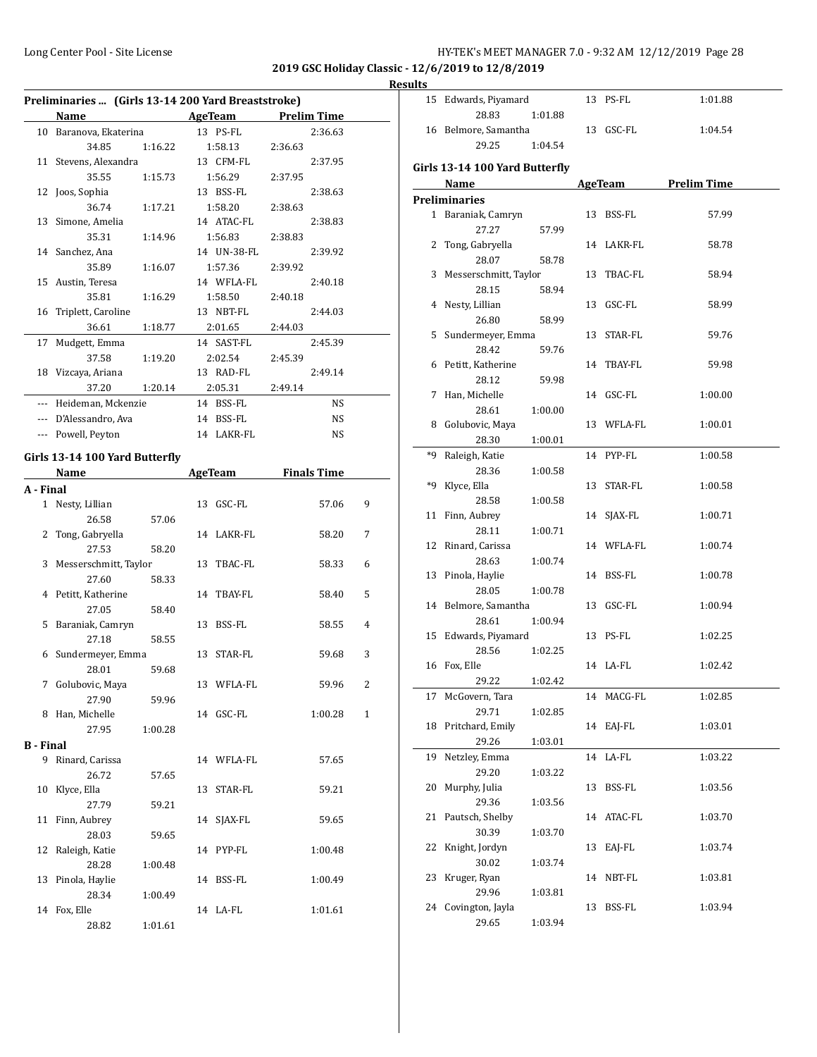**2019 GSC Holiday Classic - 12/6/2019 to 12/8/2019**

**Results**

### Preliminaries ... (Girls 13-14 200 Yard Breaststroke)

| | Name | Age | Team | Prelim Time |
|---|---|---|---|---|
| 10 | Baranova, Ekaterina | 13 | PS-FL | 2:36.63 |
| | 34.85 1:16.22 1:58.13 2:36.63 | | | |
| 11 | Stevens, Alexandra | 13 | CFM-FL | 2:37.95 |
| | 35.55 1:15.73 1:56.29 2:37.95 | | | |
| 12 | Joos, Sophia | 13 | BSS-FL | 2:38.63 |
| | 36.74 1:17.21 1:58.20 2:38.63 | | | |
| 13 | Simone, Amelia | 14 | ATAC-FL | 2:38.83 |
| | 35.31 1:14.96 1:56.83 2:38.83 | | | |
| 14 | Sanchez, Ana | 14 | UN-38-FL | 2:39.92 |
| | 35.89 1:16.07 1:57.36 2:39.92 | | | |
| 15 | Austin, Teresa | 14 | WFLA-FL | 2:40.18 |
| | 35.81 1:16.29 1:58.50 2:40.18 | | | |
| 16 | Triplett, Caroline | 13 | NBT-FL | 2:44.03 |
| | 36.61 1:18.77 2:01.65 2:44.03 | | | |
| 17 | Mudgett, Emma | 14 | SAST-FL | 2:45.39 |
| | 37.58 1:19.20 2:02.54 2:45.39 | | | |
| 18 | Vizcaya, Ariana | 13 | RAD-FL | 2:49.14 |
| | 37.20 1:20.14 2:05.31 2:49.14 | | | |
| --- | Heideman, Mckenzie | 14 | BSS-FL | NS |
| --- | D'Alessandro, Ava | 14 | BSS-FL | NS |
| --- | Powell, Peyton | 14 | LAKR-FL | NS |

### Girls 13-14 100 Yard Butterfly

| | Name | Age | Team | Finals Time | Points |
|---|---|---|---|---|---|
| **A - Final** | | | | | |
| 1 | Nesty, Lillian | 13 | GSC-FL | 57.06 | 9 |
| | 26.58 57.06 | | | | |
| 2 | Tong, Gabryella | 14 | LAKR-FL | 58.20 | 7 |
| | 27.53 58.20 | | | | |
| 3 | Messerschmitt, Taylor | 13 | TBAC-FL | 58.33 | 6 |
| | 27.60 58.33 | | | | |
| 4 | Petitt, Katherine | 14 | TBAY-FL | 58.40 | 5 |
| | 27.05 58.40 | | | | |
| 5 | Baraniak, Camryn | 13 | BSS-FL | 58.55 | 4 |
| | 27.18 58.55 | | | | |
| 6 | Sundermeyer, Emma | 13 | STAR-FL | 59.68 | 3 |
| | 28.01 59.68 | | | | |
| 7 | Golubovic, Maya | 13 | WFLA-FL | 59.96 | 2 |
| | 27.90 59.96 | | | | |
| 8 | Han, Michelle | 14 | GSC-FL | 1:00.28 | 1 |
| | 27.95 1:00.28 | | | | |
| **B - Final** | | | | | |
| 9 | Rinard, Carissa | 14 | WFLA-FL | 57.65 | |
| | 26.72 57.65 | | | | |
| 10 | Klyce, Ella | 13 | STAR-FL | 59.21 | |
| | 27.79 59.21 | | | | |
| 11 | Finn, Aubrey | 14 | SJAX-FL | 59.65 | |
| | 28.03 59.65 | | | | |
| 12 | Raleigh, Katie | 14 | PYP-FL | 1:00.48 | |
| | 28.28 1:00.48 | | | | |
| 13 | Pinola, Haylie | 14 | BSS-FL | 1:00.49 | |
| | 28.34 1:00.49 | | | | |
| 14 | Fox, Elle | 14 | LA-FL | 1:01.61 | |
| | 28.82 1:01.61 | | | | |
| 15 | Edwards, Piyamard | 13 | PS-FL | 1:01.88 | |
| | 28.83 1:01.88 | | | | |
| 16 | Belmore, Samantha | 13 | GSC-FL | 1:04.54 | |
| | 29.25 1:04.54 | | | | |

### Girls 13-14 100 Yard Butterfly

| | Name | Age | Team | Prelim Time |
|---|---|---|---|---|
| **Preliminaries** | | | | |
| 1 | Baraniak, Camryn | 13 | BSS-FL | 57.99 |
| | 27.27 57.99 | | | |
| 2 | Tong, Gabryella | 14 | LAKR-FL | 58.78 |
| | 28.07 58.78 | | | |
| 3 | Messerschmitt, Taylor | 13 | TBAC-FL | 58.94 |
| | 28.15 58.94 | | | |
| 4 | Nesty, Lillian | 13 | GSC-FL | 58.99 |
| | 26.80 58.99 | | | |
| 5 | Sundermeyer, Emma | 13 | STAR-FL | 59.76 |
| | 28.42 59.76 | | | |
| 6 | Petitt, Katherine | 14 | TBAY-FL | 59.98 |
| | 28.12 59.98 | | | |
| 7 | Han, Michelle | 14 | GSC-FL | 1:00.00 |
| | 28.61 1:00.00 | | | |
| 8 | Golubovic, Maya | 13 | WFLA-FL | 1:00.01 |
| | 28.30 1:00.01 | | | |
| *9 | Raleigh, Katie | 14 | PYP-FL | 1:00.58 |
| | 28.36 1:00.58 | | | |
| *9 | Klyce, Ella | 13 | STAR-FL | 1:00.58 |
| | 28.58 1:00.58 | | | |
| 11 | Finn, Aubrey | 14 | SJAX-FL | 1:00.71 |
| | 28.11 1:00.71 | | | |
| 12 | Rinard, Carissa | 14 | WFLA-FL | 1:00.74 |
| | 28.63 1:00.74 | | | |
| 13 | Pinola, Haylie | 14 | BSS-FL | 1:00.78 |
| | 28.05 1:00.78 | | | |
| 14 | Belmore, Samantha | 13 | GSC-FL | 1:00.94 |
| | 28.61 1:00.94 | | | |
| 15 | Edwards, Piyamard | 13 | PS-FL | 1:02.25 |
| | 28.56 1:02.25 | | | |
| 16 | Fox, Elle | 14 | LA-FL | 1:02.42 |
| | 29.22 1:02.42 | | | |
| 17 | McGovern, Tara | 14 | MACG-FL | 1:02.85 |
| | 29.71 1:02.85 | | | |
| 18 | Pritchard, Emily | 14 | EAJ-FL | 1:03.01 |
| | 29.26 1:03.01 | | | |
| 19 | Netzley, Emma | 14 | LA-FL | 1:03.22 |
| | 29.20 1:03.22 | | | |
| 20 | Murphy, Julia | 13 | BSS-FL | 1:03.56 |
| | 29.36 1:03.56 | | | |
| 21 | Pautsch, Shelby | 14 | ATAC-FL | 1:03.70 |
| | 30.39 1:03.70 | | | |
| 22 | Knight, Jordyn | 13 | EAJ-FL | 1:03.74 |
| | 30.02 1:03.74 | | | |
| 23 | Kruger, Ryan | 14 | NBT-FL | 1:03.81 |
| | 29.96 1:03.81 | | | |
| 24 | Covington, Jayla | 13 | BSS-FL | 1:03.94 |
| | 29.65 1:03.94 | | | |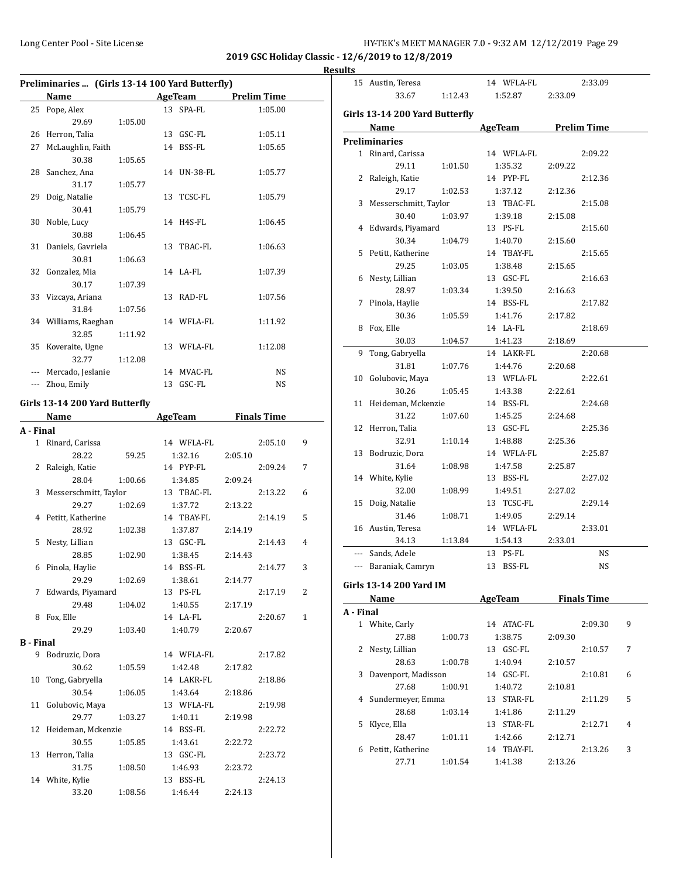# 2019 GSC Holiday Classic - 12/6/2019 to 12/8/2019

## Results

### Preliminaries ... (Girls 13-14 100 Yard Butterfly)

| | Name | Age | Team | Prelim Time |
|---|---|---|---|---|
| 25 | Pope, Alex | 13 | SPA-FL | 1:05.00 |
| | 29.69 1:05.00 | | | |
| 26 | Herron, Talia | 13 | GSC-FL | 1:05.11 |
| 27 | McLaughlin, Faith | 14 | BSS-FL | 1:05.65 |
| | 30.38 1:05.65 | | | |
| 28 | Sanchez, Ana | 14 | UN-38-FL | 1:05.77 |
| | 31.17 1:05.77 | | | |
| 29 | Doig, Natalie | 13 | TCSC-FL | 1:05.79 |
| | 30.41 1:05.79 | | | |
| 30 | Noble, Lucy | 14 | H4S-FL | 1:06.45 |
| | 30.88 1:06.45 | | | |
| 31 | Daniels, Gavriela | 13 | TBAC-FL | 1:06.63 |
| | 30.81 1:06.63 | | | |
| 32 | Gonzalez, Mia | 14 | LA-FL | 1:07.39 |
| | 30.17 1:07.39 | | | |
| 33 | Vizcaya, Ariana | 13 | RAD-FL | 1:07.56 |
| | 31.84 1:07.56 | | | |
| 34 | Williams, Raeghan | 14 | WFLA-FL | 1:11.92 |
| | 32.85 1:11.92 | | | |
| 35 | Koveraite, Ugne | 13 | WFLA-FL | 1:12.08 |
| | 32.77 1:12.08 | | | |
| --- | Mercado, Jeslanie | 14 | MVAC-FL | NS |
| --- | Zhou, Emily | 13 | GSC-FL | NS |

### Girls 13-14 200 Yard Butterfly

| | Name | Age | Team | Finals Time | Points |
|---|---|---|---|---|---|
| **A - Final** | | | | | |
| 1 | Rinard, Carissa | 14 | WFLA-FL | 2:05.10 | 9 |
| | 28.22 59.25 1:32.16 2:05.10 | | | | |
| 2 | Raleigh, Katie | 14 | PYP-FL | 2:09.24 | 7 |
| | 28.04 1:00.66 1:34.85 2:09.24 | | | | |
| 3 | Messerschmitt, Taylor | 13 | TBAC-FL | 2:13.22 | 6 |
| | 29.27 1:02.69 1:37.72 2:13.22 | | | | |
| 4 | Petitt, Katherine | 14 | TBAY-FL | 2:14.19 | 5 |
| | 28.92 1:02.38 1:37.87 2:14.19 | | | | |
| 5 | Nesty, Lillian | 13 | GSC-FL | 2:14.43 | 4 |
| | 28.85 1:02.90 1:38.45 2:14.43 | | | | |
| 6 | Pinola, Haylie | 14 | BSS-FL | 2:14.77 | 3 |
| | 29.29 1:02.69 1:38.61 2:14.77 | | | | |
| 7 | Edwards, Piyamard | 13 | PS-FL | 2:17.19 | 2 |
| | 29.48 1:04.02 1:40.55 2:17.19 | | | | |
| 8 | Fox, Elle | 14 | LA-FL | 2:20.67 | 1 |
| | 29.29 1:03.40 1:40.79 2:20.67 | | | | |
| **B - Final** | | | | | |
| 9 | Bodruzic, Dora | 14 | WFLA-FL | 2:17.82 | |
| | 30.62 1:05.59 1:42.48 2:17.82 | | | | |
| 10 | Tong, Gabryella | 14 | LAKR-FL | 2:18.86 | |
| | 30.54 1:06.05 1:43.64 2:18.86 | | | | |
| 11 | Golubovic, Maya | 13 | WFLA-FL | 2:19.98 | |
| | 29.77 1:03.27 1:40.11 2:19.98 | | | | |
| 12 | Heideman, Mckenzie | 14 | BSS-FL | 2:22.72 | |
| | 30.55 1:05.85 1:43.61 2:22.72 | | | | |
| 13 | Herron, Talia | 13 | GSC-FL | 2:23.72 | |
| | 31.75 1:08.50 1:46.93 2:23.72 | | | | |
| 14 | White, Kylie | 13 | BSS-FL | 2:24.13 | |
| | 33.20 1:08.56 1:46.44 2:24.13 | | | | |
| 15 | Austin, Teresa | 14 | WFLA-FL | 2:33.09 | |
| | 33.67 1:12.43 1:52.87 2:33.09 | | | | |

### Girls 13-14 200 Yard Butterfly

| | Name | Age | Team | Prelim Time |
|---|---|---|---|---|
| **Preliminaries** | | | | |
| 1 | Rinard, Carissa | 14 | WFLA-FL | 2:09.22 |
| | 29.11 1:01.50 1:35.32 2:09.22 | | | |
| 2 | Raleigh, Katie | 14 | PYP-FL | 2:12.36 |
| | 29.17 1:02.53 1:37.12 2:12.36 | | | |
| 3 | Messerschmitt, Taylor | 13 | TBAC-FL | 2:15.08 |
| | 30.40 1:03.97 1:39.18 2:15.08 | | | |
| 4 | Edwards, Piyamard | 13 | PS-FL | 2:15.60 |
| | 30.34 1:04.79 1:40.70 2:15.60 | | | |
| 5 | Petitt, Katherine | 14 | TBAY-FL | 2:15.65 |
| | 29.25 1:03.05 1:38.48 2:15.65 | | | |
| 6 | Nesty, Lillian | 13 | GSC-FL | 2:16.63 |
| | 28.97 1:03.34 1:39.50 2:16.63 | | | |
| 7 | Pinola, Haylie | 14 | BSS-FL | 2:17.82 |
| | 30.36 1:05.59 1:41.76 2:17.82 | | | |
| 8 | Fox, Elle | 14 | LA-FL | 2:18.69 |
| | 30.03 1:04.57 1:41.23 2:18.69 | | | |
| 9 | Tong, Gabryella | 14 | LAKR-FL | 2:20.68 |
| | 31.81 1:07.76 1:44.76 2:20.68 | | | |
| 10 | Golubovic, Maya | 13 | WFLA-FL | 2:22.61 |
| | 30.26 1:05.45 1:43.38 2:22.61 | | | |
| 11 | Heideman, Mckenzie | 14 | BSS-FL | 2:24.68 |
| | 31.22 1:07.60 1:45.25 2:24.68 | | | |
| 12 | Herron, Talia | 13 | GSC-FL | 2:25.36 |
| | 32.91 1:10.14 1:48.88 2:25.36 | | | |
| 13 | Bodruzic, Dora | 14 | WFLA-FL | 2:25.87 |
| | 31.64 1:08.98 1:47.58 2:25.87 | | | |
| 14 | White, Kylie | 13 | BSS-FL | 2:27.02 |
| | 32.00 1:08.99 1:49.51 2:27.02 | | | |
| 15 | Doig, Natalie | 13 | TCSC-FL | 2:29.14 |
| | 31.46 1:08.71 1:49.05 2:29.14 | | | |
| 16 | Austin, Teresa | 14 | WFLA-FL | 2:33.01 |
| | 34.13 1:13.84 1:54.13 2:33.01 | | | |
| --- | Sands, Adele | 13 | PS-FL | NS |
| --- | Baraniak, Camryn | 13 | BSS-FL | NS |

### Girls 13-14 200 Yard IM

| | Name | Age | Team | Finals Time | Points |
|---|---|---|---|---|---|
| **A - Final** | | | | | |
| 1 | White, Carly | 14 | ATAC-FL | 2:09.30 | 9 |
| | 27.88 1:00.73 1:38.75 2:09.30 | | | | |
| 2 | Nesty, Lillian | 13 | GSC-FL | 2:10.57 | 7 |
| | 28.63 1:00.78 1:40.94 2:10.57 | | | | |
| 3 | Davenport, Madisson | 14 | GSC-FL | 2:10.81 | 6 |
| | 27.68 1:00.91 1:40.72 2:10.81 | | | | |
| 4 | Sundermeyer, Emma | 13 | STAR-FL | 2:11.29 | 5 |
| | 28.68 1:03.14 1:41.86 2:11.29 | | | | |
| 5 | Klyce, Ella | 13 | STAR-FL | 2:12.71 | 4 |
| | 28.47 1:01.11 1:42.66 2:12.71 | | | | |
| 6 | Petitt, Katherine | 14 | TBAY-FL | 2:13.26 | 3 |
| | 27.71 1:01.54 1:41.38 2:13.26 | | | | |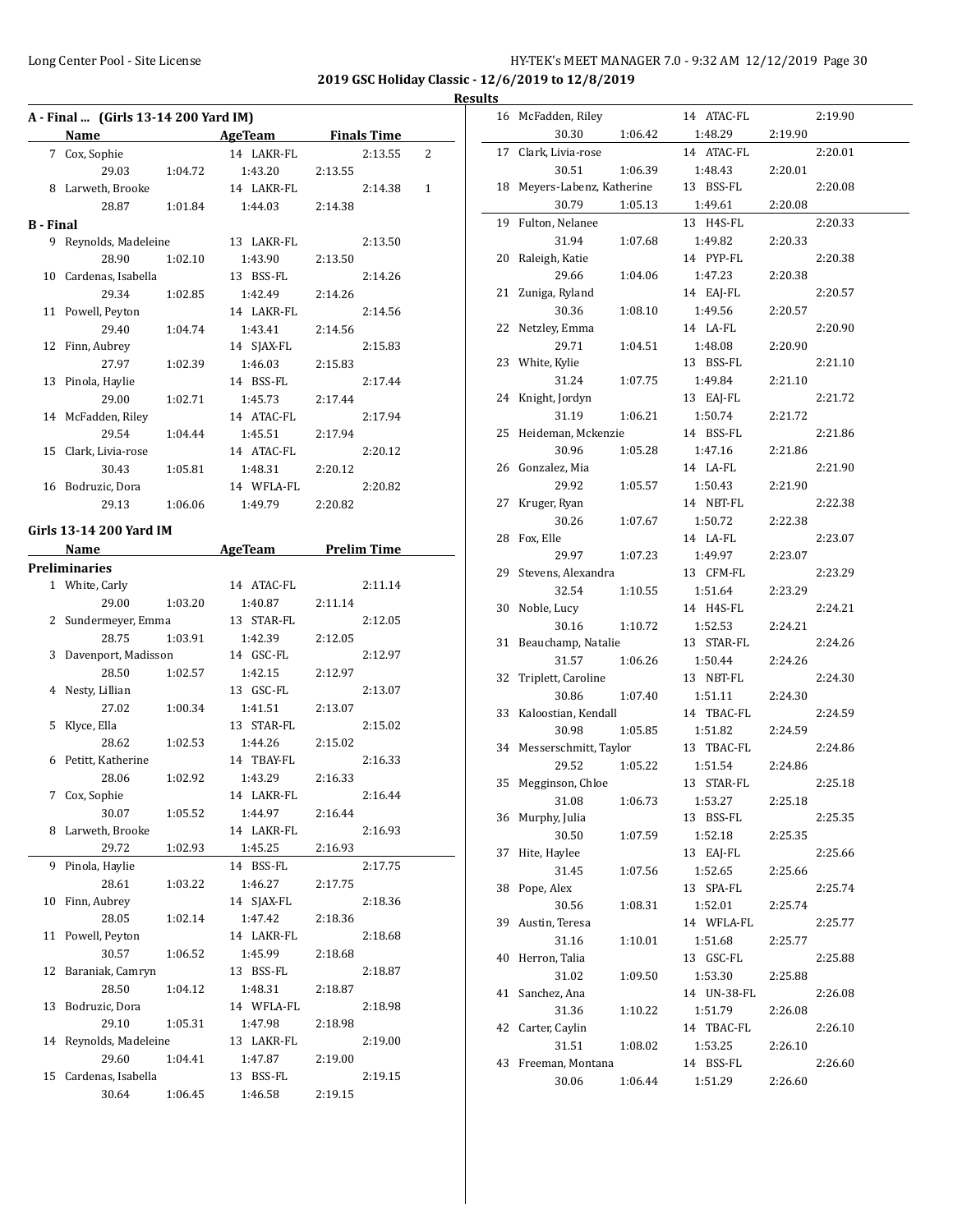**2019 GSC Holiday Classic - 12/6/2019 to 12/8/2019**

**Results**

### A - Final ... (Girls 13-14 200 Yard IM)

| | Name | AgeTeam | Finals Time | |
|---|---|---|---|---|
| 7 | Cox, Sophie | 14 LAKR-FL | 2:13.55 | 2 |
| | 29.03 / 1:04.72 / 1:43.20 / 2:13.55 | | | |
| 8 | Larweth, Brooke | 14 LAKR-FL | 2:14.38 | 1 |
| | 28.87 / 1:01.84 / 1:44.03 / 2:14.38 | | | |

### B - Final

| | Name | AgeTeam | Finals Time |
|---|---|---|---|
| 9 | Reynolds, Madeleine | 13 LAKR-FL | 2:13.50 |
| | 28.90 / 1:02.10 / 1:43.90 / 2:13.50 | | |
| 10 | Cardenas, Isabella | 13 BSS-FL | 2:14.26 |
| | 29.34 / 1:02.85 / 1:42.49 / 2:14.26 | | |
| 11 | Powell, Peyton | 14 LAKR-FL | 2:14.56 |
| | 29.40 / 1:04.74 / 1:43.41 / 2:14.56 | | |
| 12 | Finn, Aubrey | 14 SJAX-FL | 2:15.83 |
| | 27.97 / 1:02.39 / 1:46.03 / 2:15.83 | | |
| 13 | Pinola, Haylie | 14 BSS-FL | 2:17.44 |
| | 29.00 / 1:02.71 / 1:45.73 / 2:17.44 | | |
| 14 | McFadden, Riley | 14 ATAC-FL | 2:17.94 |
| | 29.54 / 1:04.44 / 1:45.51 / 2:17.94 | | |
| 15 | Clark, Livia-rose | 14 ATAC-FL | 2:20.12 |
| | 30.43 / 1:05.81 / 1:48.31 / 2:20.12 | | |
| 16 | Bodruzic, Dora | 14 WFLA-FL | 2:20.82 |
| | 29.13 / 1:06.06 / 1:49.79 / 2:20.82 | | |

### Girls 13-14 200 Yard IM

**Preliminaries**

| | Name | AgeTeam | Prelim Time |
|---|---|---|---|
| 1 | White, Carly | 14 ATAC-FL | 2:11.14 |
| | 29.00 / 1:03.20 / 1:40.87 / 2:11.14 | | |
| 2 | Sundermeyer, Emma | 13 STAR-FL | 2:12.05 |
| | 28.75 / 1:03.91 / 1:42.39 / 2:12.05 | | |
| 3 | Davenport, Madisson | 14 GSC-FL | 2:12.97 |
| | 28.50 / 1:02.57 / 1:42.15 / 2:12.97 | | |
| 4 | Nesty, Lillian | 13 GSC-FL | 2:13.07 |
| | 27.02 / 1:00.34 / 1:41.51 / 2:13.07 | | |
| 5 | Klyce, Ella | 13 STAR-FL | 2:15.02 |
| | 28.62 / 1:02.53 / 1:44.26 / 2:15.02 | | |
| 6 | Petitt, Katherine | 14 TBAY-FL | 2:16.33 |
| | 28.06 / 1:02.92 / 1:43.29 / 2:16.33 | | |
| 7 | Cox, Sophie | 14 LAKR-FL | 2:16.44 |
| | 30.07 / 1:05.52 / 1:44.97 / 2:16.44 | | |
| 8 | Larweth, Brooke | 14 LAKR-FL | 2:16.93 |
| | 29.72 / 1:02.93 / 1:45.25 / 2:16.93 | | |
| 9 | Pinola, Haylie | 14 BSS-FL | 2:17.75 |
| | 28.61 / 1:03.22 / 1:46.27 / 2:17.75 | | |
| 10 | Finn, Aubrey | 14 SJAX-FL | 2:18.36 |
| | 28.05 / 1:02.14 / 1:47.42 / 2:18.36 | | |
| 11 | Powell, Peyton | 14 LAKR-FL | 2:18.68 |
| | 30.57 / 1:06.52 / 1:45.99 / 2:18.68 | | |
| 12 | Baraniak, Camryn | 13 BSS-FL | 2:18.87 |
| | 28.50 / 1:04.12 / 1:48.31 / 2:18.87 | | |
| 13 | Bodruzic, Dora | 14 WFLA-FL | 2:18.98 |
| | 29.10 / 1:05.31 / 1:47.98 / 2:18.98 | | |
| 14 | Reynolds, Madeleine | 13 LAKR-FL | 2:19.00 |
| | 29.60 / 1:04.41 / 1:47.87 / 2:19.00 | | |
| 15 | Cardenas, Isabella | 13 BSS-FL | 2:19.15 |
| | 30.64 / 1:06.45 / 1:46.58 / 2:19.15 | | |
| 16 | McFadden, Riley | 14 ATAC-FL | 2:19.90 |
| | 30.30 / 1:06.42 / 1:48.29 / 2:19.90 | | |
| 17 | Clark, Livia-rose | 14 ATAC-FL | 2:20.01 |
| | 30.51 / 1:06.39 / 1:48.43 / 2:20.01 | | |
| 18 | Meyers-Labenz, Katherine | 13 BSS-FL | 2:20.08 |
| | 30.79 / 1:05.13 / 1:49.61 / 2:20.08 | | |
| 19 | Fulton, Nelanee | 13 H4S-FL | 2:20.33 |
| | 31.94 / 1:07.68 / 1:49.82 / 2:20.33 | | |
| 20 | Raleigh, Katie | 14 PYP-FL | 2:20.38 |
| | 29.66 / 1:04.06 / 1:47.23 / 2:20.38 | | |
| 21 | Zuniga, Ryland | 14 EAJ-FL | 2:20.57 |
| | 30.36 / 1:08.10 / 1:49.56 / 2:20.57 | | |
| 22 | Netzley, Emma | 14 LA-FL | 2:20.90 |
| | 29.71 / 1:04.51 / 1:48.08 / 2:20.90 | | |
| 23 | White, Kylie | 13 BSS-FL | 2:21.10 |
| | 31.24 / 1:07.75 / 1:49.84 / 2:21.10 | | |
| 24 | Knight, Jordyn | 13 EAJ-FL | 2:21.72 |
| | 31.19 / 1:06.21 / 1:50.74 / 2:21.72 | | |
| 25 | Heideman, Mckenzie | 14 BSS-FL | 2:21.86 |
| | 30.96 / 1:05.28 / 1:47.16 / 2:21.86 | | |
| 26 | Gonzalez, Mia | 14 LA-FL | 2:21.90 |
| | 29.92 / 1:05.57 / 1:50.43 / 2:21.90 | | |
| 27 | Kruger, Ryan | 14 NBT-FL | 2:22.38 |
| | 30.26 / 1:07.67 / 1:50.72 / 2:22.38 | | |
| 28 | Fox, Elle | 14 LA-FL | 2:23.07 |
| | 29.97 / 1:07.23 / 1:49.97 / 2:23.07 | | |
| 29 | Stevens, Alexandra | 13 CFM-FL | 2:23.29 |
| | 32.54 / 1:10.55 / 1:51.64 / 2:23.29 | | |
| 30 | Noble, Lucy | 14 H4S-FL | 2:24.21 |
| | 30.16 / 1:10.72 / 1:52.53 / 2:24.21 | | |
| 31 | Beauchamp, Natalie | 13 STAR-FL | 2:24.26 |
| | 31.57 / 1:06.26 / 1:50.44 / 2:24.26 | | |
| 32 | Triplett, Caroline | 13 NBT-FL | 2:24.30 |
| | 30.86 / 1:07.40 / 1:51.11 / 2:24.30 | | |
| 33 | Kaloostian, Kendall | 14 TBAC-FL | 2:24.59 |
| | 30.98 / 1:05.85 / 1:51.82 / 2:24.59 | | |
| 34 | Messerschmitt, Taylor | 13 TBAC-FL | 2:24.86 |
| | 29.52 / 1:05.22 / 1:51.54 / 2:24.86 | | |
| 35 | Megginson, Chloe | 13 STAR-FL | 2:25.18 |
| | 31.08 / 1:06.73 / 1:53.27 / 2:25.18 | | |
| 36 | Murphy, Julia | 13 BSS-FL | 2:25.35 |
| | 30.50 / 1:07.59 / 1:52.18 / 2:25.35 | | |
| 37 | Hite, Haylee | 13 EAJ-FL | 2:25.66 |
| | 31.45 / 1:07.56 / 1:52.65 / 2:25.66 | | |
| 38 | Pope, Alex | 13 SPA-FL | 2:25.74 |
| | 30.56 / 1:08.31 / 1:52.01 / 2:25.74 | | |
| 39 | Austin, Teresa | 14 WFLA-FL | 2:25.77 |
| | 31.16 / 1:10.01 / 1:51.68 / 2:25.77 | | |
| 40 | Herron, Talia | 13 GSC-FL | 2:25.88 |
| | 31.02 / 1:09.50 / 1:53.30 / 2:25.88 | | |
| 41 | Sanchez, Ana | 14 UN-38-FL | 2:26.08 |
| | 31.36 / 1:10.22 / 1:51.79 / 2:26.08 | | |
| 42 | Carter, Caylin | 14 TBAC-FL | 2:26.10 |
| | 31.51 / 1:08.02 / 1:53.25 / 2:26.10 | | |
| 43 | Freeman, Montana | 14 BSS-FL | 2:26.60 |
| | 30.06 / 1:06.44 / 1:51.29 / 2:26.60 | | |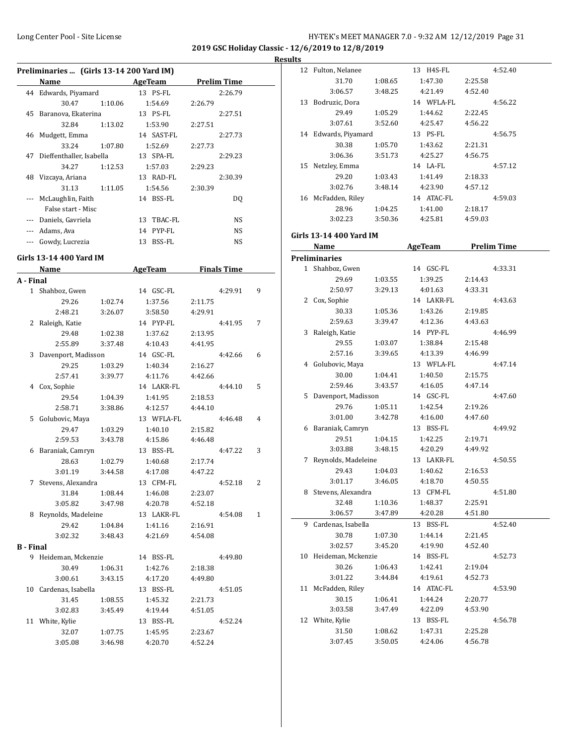## 2019 GSC Holiday Classic - 12/6/2019 to 12/8/2019

### Results

**Preliminaries ... (Girls 13-14 200 Yard IM)**

| | Name | Age | Team | Prelim Time | |
|---|---|---|---|---|---|
| 44 | Edwards, Piyamard | 13 | PS-FL | 2:26.79 | |
| | 30.47 | 1:10.06 | 1:54.69 | 2:26.79 | |
| 45 | Baranova, Ekaterina | 13 | PS-FL | 2:27.51 | |
| | 32.84 | 1:13.02 | 1:53.90 | 2:27.51 | |
| 46 | Mudgett, Emma | 14 | SAST-FL | 2:27.73 | |
| | 33.24 | 1:07.80 | 1:52.69 | 2:27.73 | |
| 47 | Dieffenthaller, Isabella | 13 | SPA-FL | 2:29.23 | |
| | 34.27 | 1:12.53 | 1:57.03 | 2:29.23 | |
| 48 | Vizcaya, Ariana | 13 | RAD-FL | 2:30.39 | |
| | 31.13 | 1:11.05 | 1:54.56 | 2:30.39 | |
| --- | McLaughlin, Faith | 14 | BSS-FL | DQ | |
| | False start - Misc | | | | |
| --- | Daniels, Gavriela | 13 | TBAC-FL | NS | |
| --- | Adams, Ava | 14 | PYP-FL | NS | |
| --- | Gowdy, Lucrezia | 13 | BSS-FL | NS | |

### Girls 13-14 400 Yard IM

| | Name | Age | Team | Finals Time | Points |
|---|---|---|---|---|---|
| **A - Final** | | | | | |
| 1 | Shahboz, Gwen | 14 | GSC-FL | 4:29.91 | 9 |
| | 29.26 | 1:02.74 | 1:37.56 | 2:11.75 | |
| | 2:48.21 | 3:26.07 | 3:58.50 | 4:29.91 | |
| 2 | Raleigh, Katie | 14 | PYP-FL | 4:41.95 | 7 |
| | 29.48 | 1:02.38 | 1:37.62 | 2:13.95 | |
| | 2:55.89 | 3:37.48 | 4:10.43 | 4:41.95 | |
| 3 | Davenport, Madisson | 14 | GSC-FL | 4:42.66 | 6 |
| | 29.25 | 1:03.29 | 1:40.34 | 2:16.27 | |
| | 2:57.41 | 3:39.77 | 4:11.76 | 4:42.66 | |
| 4 | Cox, Sophie | 14 | LAKR-FL | 4:44.10 | 5 |
| | 29.54 | 1:04.39 | 1:41.95 | 2:18.53 | |
| | 2:58.71 | 3:38.86 | 4:12.57 | 4:44.10 | |
| 5 | Golubovic, Maya | 13 | WFLA-FL | 4:46.48 | 4 |
| | 29.47 | 1:03.29 | 1:40.10 | 2:15.82 | |
| | 2:59.53 | 3:43.78 | 4:15.86 | 4:46.48 | |
| 6 | Baraniak, Camryn | 13 | BSS-FL | 4:47.22 | 3 |
| | 28.63 | 1:02.79 | 1:40.68 | 2:17.74 | |
| | 3:01.19 | 3:44.58 | 4:17.08 | 4:47.22 | |
| 7 | Stevens, Alexandra | 13 | CFM-FL | 4:52.18 | 2 |
| | 31.84 | 1:08.44 | 1:46.08 | 2:23.07 | |
| | 3:05.82 | 3:47.98 | 4:20.78 | 4:52.18 | |
| 8 | Reynolds, Madeleine | 13 | LAKR-FL | 4:54.08 | 1 |
| | 29.42 | 1:04.84 | 1:41.16 | 2:16.91 | |
| | 3:02.32 | 3:48.43 | 4:21.69 | 4:54.08 | |
| **B - Final** | | | | | |
| 9 | Heideman, Mckenzie | 14 | BSS-FL | 4:49.80 | |
| | 30.49 | 1:06.31 | 1:42.76 | 2:18.38 | |
| | 3:00.61 | 3:43.15 | 4:17.20 | 4:49.80 | |
| 10 | Cardenas, Isabella | 13 | BSS-FL | 4:51.05 | |
| | 31.45 | 1:08.55 | 1:45.32 | 2:21.73 | |
| | 3:02.83 | 3:45.49 | 4:19.44 | 4:51.05 | |
| 11 | White, Kylie | 13 | BSS-FL | 4:52.24 | |
| | 32.07 | 1:07.75 | 1:45.95 | 2:23.67 | |
| | 3:05.08 | 3:46.98 | 4:20.70 | 4:52.24 | |
| 12 | Fulton, Nelanee | 13 | H4S-FL | 4:52.40 | |
| | 31.70 | 1:08.65 | 1:47.30 | 2:25.58 | |
| | 3:06.57 | 3:48.25 | 4:21.49 | 4:52.40 | |
| 13 | Bodruzic, Dora | 14 | WFLA-FL | 4:56.22 | |
| | 29.49 | 1:05.29 | 1:44.62 | 2:22.45 | |
| | 3:07.61 | 3:52.60 | 4:25.47 | 4:56.22 | |
| 14 | Edwards, Piyamard | 13 | PS-FL | 4:56.75 | |
| | 30.38 | 1:05.70 | 1:43.62 | 2:21.31 | |
| | 3:06.36 | 3:51.73 | 4:25.27 | 4:56.75 | |
| 15 | Netzley, Emma | 14 | LA-FL | 4:57.12 | |
| | 29.20 | 1:03.43 | 1:41.49 | 2:18.33 | |
| | 3:02.76 | 3:48.14 | 4:23.90 | 4:57.12 | |
| 16 | McFadden, Riley | 14 | ATAC-FL | 4:59.03 | |
| | 28.96 | 1:04.25 | 1:41.00 | 2:18.17 | |
| | 3:02.23 | 3:50.36 | 4:25.81 | 4:59.03 | |

### Girls 13-14 400 Yard IM

| | Name | Age | Team | Prelim Time |
|---|---|---|---|---|
| **Preliminaries** | | | | |
| 1 | Shahboz, Gwen | 14 | GSC-FL | 4:33.31 |
| | 29.69 | 1:03.55 | 1:39.25 | 2:14.43 |
| | 2:50.97 | 3:29.13 | 4:01.63 | 4:33.31 |
| 2 | Cox, Sophie | 14 | LAKR-FL | 4:43.63 |
| | 30.33 | 1:05.36 | 1:43.26 | 2:19.85 |
| | 2:59.63 | 3:39.47 | 4:12.36 | 4:43.63 |
| 3 | Raleigh, Katie | 14 | PYP-FL | 4:46.99 |
| | 29.55 | 1:03.07 | 1:38.84 | 2:15.48 |
| | 2:57.16 | 3:39.65 | 4:13.39 | 4:46.99 |
| 4 | Golubovic, Maya | 13 | WFLA-FL | 4:47.14 |
| | 30.00 | 1:04.41 | 1:40.50 | 2:15.75 |
| | 2:59.46 | 3:43.57 | 4:16.05 | 4:47.14 |
| 5 | Davenport, Madisson | 14 | GSC-FL | 4:47.60 |
| | 29.76 | 1:05.11 | 1:42.54 | 2:19.26 |
| | 3:01.00 | 3:42.78 | 4:16.00 | 4:47.60 |
| 6 | Baraniak, Camryn | 13 | BSS-FL | 4:49.92 |
| | 29.51 | 1:04.15 | 1:42.25 | 2:19.71 |
| | 3:03.88 | 3:48.15 | 4:20.29 | 4:49.92 |
| 7 | Reynolds, Madeleine | 13 | LAKR-FL | 4:50.55 |
| | 29.43 | 1:04.03 | 1:40.62 | 2:16.53 |
| | 3:01.17 | 3:46.05 | 4:18.70 | 4:50.55 |
| 8 | Stevens, Alexandra | 13 | CFM-FL | 4:51.80 |
| | 32.48 | 1:10.36 | 1:48.37 | 2:25.91 |
| | 3:06.57 | 3:47.89 | 4:20.28 | 4:51.80 |
| 9 | Cardenas, Isabella | 13 | BSS-FL | 4:52.40 |
| | 30.78 | 1:07.30 | 1:44.14 | 2:21.45 |
| | 3:02.57 | 3:45.20 | 4:19.90 | 4:52.40 |
| 10 | Heideman, Mckenzie | 14 | BSS-FL | 4:52.73 |
| | 30.26 | 1:06.43 | 1:42.41 | 2:19.04 |
| | 3:01.22 | 3:44.84 | 4:19.61 | 4:52.73 |
| 11 | McFadden, Riley | 14 | ATAC-FL | 4:53.90 |
| | 30.15 | 1:06.41 | 1:44.24 | 2:20.77 |
| | 3:03.58 | 3:47.49 | 4:22.09 | 4:53.90 |
| 12 | White, Kylie | 13 | BSS-FL | 4:56.78 |
| | 31.50 | 1:08.62 | 1:47.31 | 2:25.28 |
| | 3:07.45 | 3:50.05 | 4:24.06 | 4:56.78 |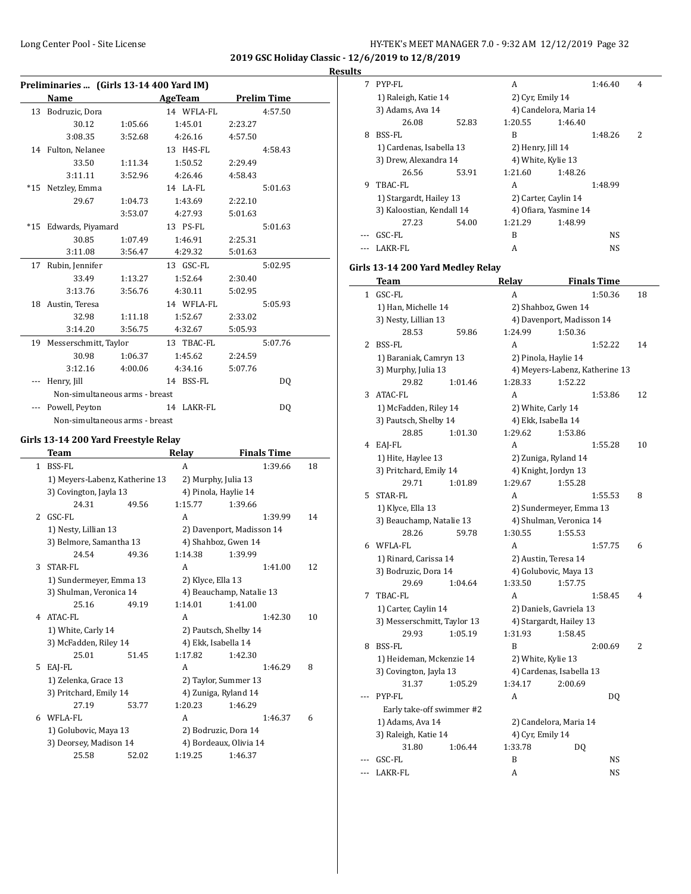**2019 GSC Holiday Classic - 12/6/2019 to 12/8/2019**

**Results**

### Preliminaries ... (Girls 13-14 400 Yard IM)

| | Name | AgeTeam | Prelim Time |
|---|---|---|---|
| 13 | Bodruzic, Dora | 14 WFLA-FL | 4:57.50 |
| | 30.12 1:05.66 1:45.01 2:23.27 | | |
| | 3:08.35 3:52.68 4:26.16 4:57.50 | | |
| 14 | Fulton, Nelanee | 13 H4S-FL | 4:58.43 |
| | 33.50 1:11.34 1:50.52 2:29.49 | | |
| | 3:11.11 3:52.96 4:26.46 4:58.43 | | |
| *15 | Netzley, Emma | 14 LA-FL | 5:01.63 |
| | 29.67 1:04.73 1:43.69 2:22.10 | | |
| | 3:53.07 4:27.93 5:01.63 | | |
| *15 | Edwards, Piyamard | 13 PS-FL | 5:01.63 |
| | 30.85 1:07.49 1:46.91 2:25.31 | | |
| | 3:11.08 3:56.47 4:29.32 5:01.63 | | |
| 17 | Rubin, Jennifer | 13 GSC-FL | 5:02.95 |
| | 33.49 1:13.27 1:52.64 2:30.40 | | |
| | 3:13.76 3:56.76 4:30.11 5:02.95 | | |
| 18 | Austin, Teresa | 14 WFLA-FL | 5:05.93 |
| | 32.98 1:11.18 1:52.67 2:33.02 | | |
| | 3:14.20 3:56.75 4:32.67 5:05.93 | | |
| 19 | Messerschmitt, Taylor | 13 TBAC-FL | 5:07.76 |
| | 30.98 1:06.37 1:45.62 2:24.59 | | |
| | 3:12.16 4:00.06 4:34.16 5:07.76 | | |
| --- | Henry, Jill | 14 BSS-FL | DQ |
| | Non-simultaneous arms - breast | | |
| --- | Powell, Peyton | 14 LAKR-FL | DQ |
| | Non-simultaneous arms - breast | | |

### Girls 13-14 200 Yard Freestyle Relay

| | Team | Relay | Finals Time | Points |
|---|---|---|---|---|
| 1 | BSS-FL | A | 1:39.66 | 18 |
| | 1) Meyers-Labenz, Katherine 13 | 2) Murphy, Julia 13 | | |
| | 3) Covington, Jayla 13 | 4) Pinola, Haylie 14 | | |
| | 24.31 49.56 | 1:15.77 1:39.66 | | |
| 2 | GSC-FL | A | 1:39.99 | 14 |
| | 1) Nesty, Lillian 13 | 2) Davenport, Madisson 14 | | |
| | 3) Belmore, Samantha 13 | 4) Shahboz, Gwen 14 | | |
| | 24.54 49.36 | 1:14.38 1:39.99 | | |
| 3 | STAR-FL | A | 1:41.00 | 12 |
| | 1) Sundermeyer, Emma 13 | 2) Klyce, Ella 13 | | |
| | 3) Shulman, Veronica 14 | 4) Beauchamp, Natalie 13 | | |
| | 25.16 49.19 | 1:14.01 1:41.00 | | |
| 4 | ATAC-FL | A | 1:42.30 | 10 |
| | 1) White, Carly 14 | 2) Pautsch, Shelby 14 | | |
| | 3) McFadden, Riley 14 | 4) Ekk, Isabella 14 | | |
| | 25.01 51.45 | 1:17.82 1:42.30 | | |
| 5 | EAJ-FL | A | 1:46.29 | 8 |
| | 1) Zelenka, Grace 13 | 2) Taylor, Summer 13 | | |
| | 3) Pritchard, Emily 14 | 4) Zuniga, Ryland 14 | | |
| | 27.19 53.77 | 1:20.23 1:46.29 | | |
| 6 | WFLA-FL | A | 1:46.37 | 6 |
| | 1) Golubovic, Maya 13 | 2) Bodruzic, Dora 14 | | |
| | 3) Deorsey, Madison 14 | 4) Bordeaux, Olivia 14 | | |
| | 25.58 52.02 | 1:19.25 1:46.37 | | |
| 7 | PYP-FL | A | 1:46.40 | 4 |
| | 1) Raleigh, Katie 14 | 2) Cyr, Emily 14 | | |
| | 3) Adams, Ava 14 | 4) Candelora, Maria 14 | | |
| | 26.08 52.83 | 1:20.55 1:46.40 | | |
| 8 | BSS-FL | B | 1:48.26 | 2 |
| | 1) Cardenas, Isabella 13 | 2) Henry, Jill 14 | | |
| | 3) Drew, Alexandra 14 | 4) White, Kylie 13 | | |
| | 26.56 53.91 | 1:21.60 1:48.26 | | |
| 9 | TBAC-FL | A | 1:48.99 | |
| | 1) Stargardt, Hailey 13 | 2) Carter, Caylin 14 | | |
| | 3) Kaloostian, Kendall 14 | 4) Ofiara, Yasmine 14 | | |
| | 27.23 54.00 | 1:21.29 1:48.99 | | |
| --- | GSC-FL | B | NS | |
| --- | LAKR-FL | A | NS | |

### Girls 13-14 200 Yard Medley Relay

| | Team | Relay | Finals Time | Points |
|---|---|---|---|---|
| 1 | GSC-FL | A | 1:50.36 | 18 |
| | 1) Han, Michelle 14 | 2) Shahboz, Gwen 14 | | |
| | 3) Nesty, Lillian 13 | 4) Davenport, Madisson 14 | | |
| | 28.53 59.86 | 1:24.99 1:50.36 | | |
| 2 | BSS-FL | A | 1:52.22 | 14 |
| | 1) Baraniak, Camryn 13 | 2) Pinola, Haylie 14 | | |
| | 3) Murphy, Julia 13 | 4) Meyers-Labenz, Katherine 13 | | |
| | 29.82 1:01.46 | 1:28.33 1:52.22 | | |
| 3 | ATAC-FL | A | 1:53.86 | 12 |
| | 1) McFadden, Riley 14 | 2) White, Carly 14 | | |
| | 3) Pautsch, Shelby 14 | 4) Ekk, Isabella 14 | | |
| | 28.85 1:01.30 | 1:29.62 1:53.86 | | |
| 4 | EAJ-FL | A | 1:55.28 | 10 |
| | 1) Hite, Haylee 13 | 2) Zuniga, Ryland 14 | | |
| | 3) Pritchard, Emily 14 | 4) Knight, Jordyn 13 | | |
| | 29.71 1:01.89 | 1:29.67 1:55.28 | | |
| 5 | STAR-FL | A | 1:55.53 | 8 |
| | 1) Klyce, Ella 13 | 2) Sundermeyer, Emma 13 | | |
| | 3) Beauchamp, Natalie 13 | 4) Shulman, Veronica 14 | | |
| | 28.26 59.78 | 1:30.55 1:55.53 | | |
| 6 | WFLA-FL | A | 1:57.75 | 6 |
| | 1) Rinard, Carissa 14 | 2) Austin, Teresa 14 | | |
| | 3) Bodruzic, Dora 14 | 4) Golubovic, Maya 13 | | |
| | 29.69 1:04.64 | 1:33.50 1:57.75 | | |
| 7 | TBAC-FL | A | 1:58.45 | 4 |
| | 1) Carter, Caylin 14 | 2) Daniels, Gavriela 13 | | |
| | 3) Messerschmitt, Taylor 13 | 4) Stargardt, Hailey 13 | | |
| | 29.93 1:05.19 | 1:31.93 1:58.45 | | |
| 8 | BSS-FL | B | 2:00.69 | 2 |
| | 1) Heideman, Mckenzie 14 | 2) White, Kylie 13 | | |
| | 3) Covington, Jayla 13 | 4) Cardenas, Isabella 13 | | |
| | 31.37 1:05.29 | 1:34.17 2:00.69 | | |
| --- | PYP-FL | A | DQ | |
| | Early take-off swimmer #2 | | | |
| | 1) Adams, Ava 14 | 2) Candelora, Maria 14 | | |
| | 3) Raleigh, Katie 14 | 4) Cyr, Emily 14 | | |
| | 31.80 1:06.44 | 1:33.78 DQ | | |
| --- | GSC-FL | B | NS | |
| --- | LAKR-FL | A | NS | |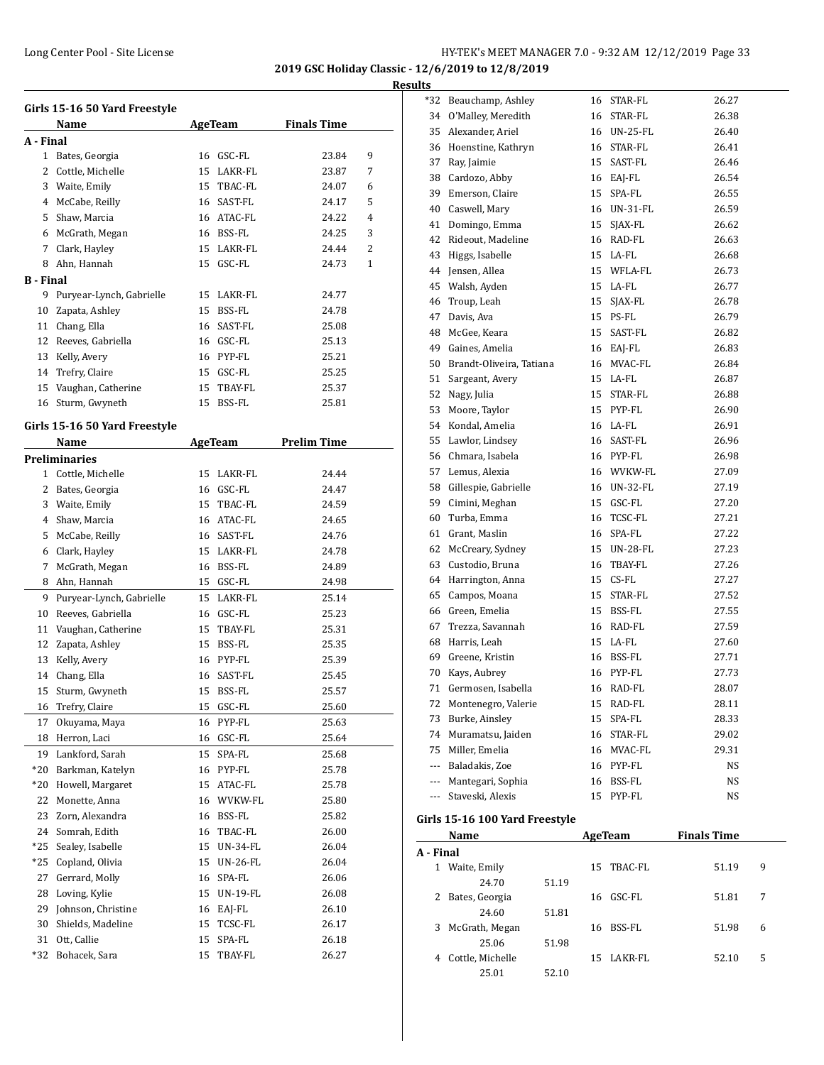**2019 GSC Holiday Classic - 12/6/2019 to 12/8/2019**

**Results**

## Girls 15-16 50 Yard Freestyle

| | Name | Age | Team | Finals Time | Points |
|---|---|---|---|---|---|
| **A - Final** | | | | | |
| 1 | Bates, Georgia | 16 | GSC-FL | 23.84 | 9 |
| 2 | Cottle, Michelle | 15 | LAKR-FL | 23.87 | 7 |
| 3 | Waite, Emily | 15 | TBAC-FL | 24.07 | 6 |
| 4 | McCabe, Reilly | 16 | SAST-FL | 24.17 | 5 |
| 5 | Shaw, Marcia | 16 | ATAC-FL | 24.22 | 4 |
| 6 | McGrath, Megan | 16 | BSS-FL | 24.25 | 3 |
| 7 | Clark, Hayley | 15 | LAKR-FL | 24.44 | 2 |
| 8 | Ahn, Hannah | 15 | GSC-FL | 24.73 | 1 |
| **B - Final** | | | | | |
| 9 | Puryear-Lynch, Gabrielle | 15 | LAKR-FL | 24.77 | |
| 10 | Zapata, Ashley | 15 | BSS-FL | 24.78 | |
| 11 | Chang, Ella | 16 | SAST-FL | 25.08 | |
| 12 | Reeves, Gabriella | 16 | GSC-FL | 25.13 | |
| 13 | Kelly, Avery | 16 | PYP-FL | 25.21 | |
| 14 | Trefry, Claire | 15 | GSC-FL | 25.25 | |
| 15 | Vaughan, Catherine | 15 | TBAY-FL | 25.37 | |
| 16 | Sturm, Gwyneth | 15 | BSS-FL | 25.81 | |

## Girls 15-16 50 Yard Freestyle

| | Name | Age | Team | Prelim Time |
|---|---|---|---|---|
| **Preliminaries** | | | | |
| 1 | Cottle, Michelle | 15 | LAKR-FL | 24.44 |
| 2 | Bates, Georgia | 16 | GSC-FL | 24.47 |
| 3 | Waite, Emily | 15 | TBAC-FL | 24.59 |
| 4 | Shaw, Marcia | 16 | ATAC-FL | 24.65 |
| 5 | McCabe, Reilly | 16 | SAST-FL | 24.76 |
| 6 | Clark, Hayley | 15 | LAKR-FL | 24.78 |
| 7 | McGrath, Megan | 16 | BSS-FL | 24.89 |
| 8 | Ahn, Hannah | 15 | GSC-FL | 24.98 |
| 9 | Puryear-Lynch, Gabrielle | 15 | LAKR-FL | 25.14 |
| 10 | Reeves, Gabriella | 16 | GSC-FL | 25.23 |
| 11 | Vaughan, Catherine | 15 | TBAY-FL | 25.31 |
| 12 | Zapata, Ashley | 15 | BSS-FL | 25.35 |
| 13 | Kelly, Avery | 16 | PYP-FL | 25.39 |
| 14 | Chang, Ella | 16 | SAST-FL | 25.45 |
| 15 | Sturm, Gwyneth | 15 | BSS-FL | 25.57 |
| 16 | Trefry, Claire | 15 | GSC-FL | 25.60 |
| 17 | Okuyama, Maya | 16 | PYP-FL | 25.63 |
| 18 | Herron, Laci | 16 | GSC-FL | 25.64 |
| 19 | Lankford, Sarah | 15 | SPA-FL | 25.68 |
| *20 | Barkman, Katelyn | 16 | PYP-FL | 25.78 |
| *20 | Howell, Margaret | 15 | ATAC-FL | 25.78 |
| 22 | Monette, Anna | 16 | WVKW-FL | 25.80 |
| 23 | Zorn, Alexandra | 16 | BSS-FL | 25.82 |
| 24 | Somrah, Edith | 16 | TBAC-FL | 26.00 |
| *25 | Sealey, Isabelle | 15 | UN-34-FL | 26.04 |
| *25 | Copland, Olivia | 15 | UN-26-FL | 26.04 |
| 27 | Gerrard, Molly | 16 | SPA-FL | 26.06 |
| 28 | Loving, Kylie | 15 | UN-19-FL | 26.08 |
| 29 | Johnson, Christine | 16 | EAJ-FL | 26.10 |
| 30 | Shields, Madeline | 15 | TCSC-FL | 26.17 |
| 31 | Ott, Callie | 15 | SPA-FL | 26.18 |
| *32 | Bohacek, Sara | 15 | TBAY-FL | 26.27 |
| *32 | Beauchamp, Ashley | 16 | STAR-FL | 26.27 |
| 34 | O'Malley, Meredith | 16 | STAR-FL | 26.38 |
| 35 | Alexander, Ariel | 16 | UN-25-FL | 26.40 |
| 36 | Hoenstine, Kathryn | 16 | STAR-FL | 26.41 |
| 37 | Ray, Jaimie | 15 | SAST-FL | 26.46 |
| 38 | Cardozo, Abby | 16 | EAJ-FL | 26.54 |
| 39 | Emerson, Claire | 15 | SPA-FL | 26.55 |
| 40 | Caswell, Mary | 16 | UN-31-FL | 26.59 |
| 41 | Domingo, Emma | 15 | SJAX-FL | 26.62 |
| 42 | Rideout, Madeline | 16 | RAD-FL | 26.63 |
| 43 | Higgs, Isabelle | 15 | LA-FL | 26.68 |
| 44 | Jensen, Allea | 15 | WFLA-FL | 26.73 |
| 45 | Walsh, Ayden | 15 | LA-FL | 26.77 |
| 46 | Troup, Leah | 15 | SJAX-FL | 26.78 |
| 47 | Davis, Ava | 15 | PS-FL | 26.79 |
| 48 | McGee, Keara | 15 | SAST-FL | 26.82 |
| 49 | Gaines, Amelia | 16 | EAJ-FL | 26.83 |
| 50 | Brandt-Oliveira, Tatiana | 16 | MVAC-FL | 26.84 |
| 51 | Sargeant, Avery | 15 | LA-FL | 26.87 |
| 52 | Nagy, Julia | 15 | STAR-FL | 26.88 |
| 53 | Moore, Taylor | 15 | PYP-FL | 26.90 |
| 54 | Kondal, Amelia | 16 | LA-FL | 26.91 |
| 55 | Lawlor, Lindsey | 16 | SAST-FL | 26.96 |
| 56 | Chmara, Isabela | 16 | PYP-FL | 26.98 |
| 57 | Lemus, Alexia | 16 | WVKW-FL | 27.09 |
| 58 | Gillespie, Gabrielle | 16 | UN-32-FL | 27.19 |
| 59 | Cimini, Meghan | 15 | GSC-FL | 27.20 |
| 60 | Turba, Emma | 16 | TCSC-FL | 27.21 |
| 61 | Grant, Maslin | 16 | SPA-FL | 27.22 |
| 62 | McCreary, Sydney | 15 | UN-28-FL | 27.23 |
| 63 | Custodio, Bruna | 16 | TBAY-FL | 27.26 |
| 64 | Harrington, Anna | 15 | CS-FL | 27.27 |
| 65 | Campos, Moana | 15 | STAR-FL | 27.52 |
| 66 | Green, Emelia | 15 | BSS-FL | 27.55 |
| 67 | Trezza, Savannah | 16 | RAD-FL | 27.59 |
| 68 | Harris, Leah | 15 | LA-FL | 27.60 |
| 69 | Greene, Kristin | 16 | BSS-FL | 27.71 |
| 70 | Kays, Aubrey | 16 | PYP-FL | 27.73 |
| 71 | Germosen, Isabella | 16 | RAD-FL | 28.07 |
| 72 | Montenegro, Valerie | 15 | RAD-FL | 28.11 |
| 73 | Burke, Ainsley | 15 | SPA-FL | 28.33 |
| 74 | Muramatsu, Jaiden | 16 | STAR-FL | 29.02 |
| 75 | Miller, Emelia | 16 | MVAC-FL | 29.31 |
| --- | Baladakis, Zoe | 16 | PYP-FL | NS |
| --- | Mantegari, Sophia | 16 | BSS-FL | NS |
| --- | Staveski, Alexis | 15 | PYP-FL | NS |

## Girls 15-16 100 Yard Freestyle

| | Name | Age | Team | Finals Time | Points |
|---|---|---|---|---|---|
| **A - Final** | | | | | |
| 1 | Waite, Emily | 15 | TBAC-FL | 51.19 | 9 |
| | 24.70 51.19 | | | | |
| 2 | Bates, Georgia | 16 | GSC-FL | 51.81 | 7 |
| | 24.60 51.81 | | | | |
| 3 | McGrath, Megan | 16 | BSS-FL | 51.98 | 6 |
| | 25.06 51.98 | | | | |
| 4 | Cottle, Michelle | 15 | LAKR-FL | 52.10 | 5 |
| | 25.01 52.10 | | | | |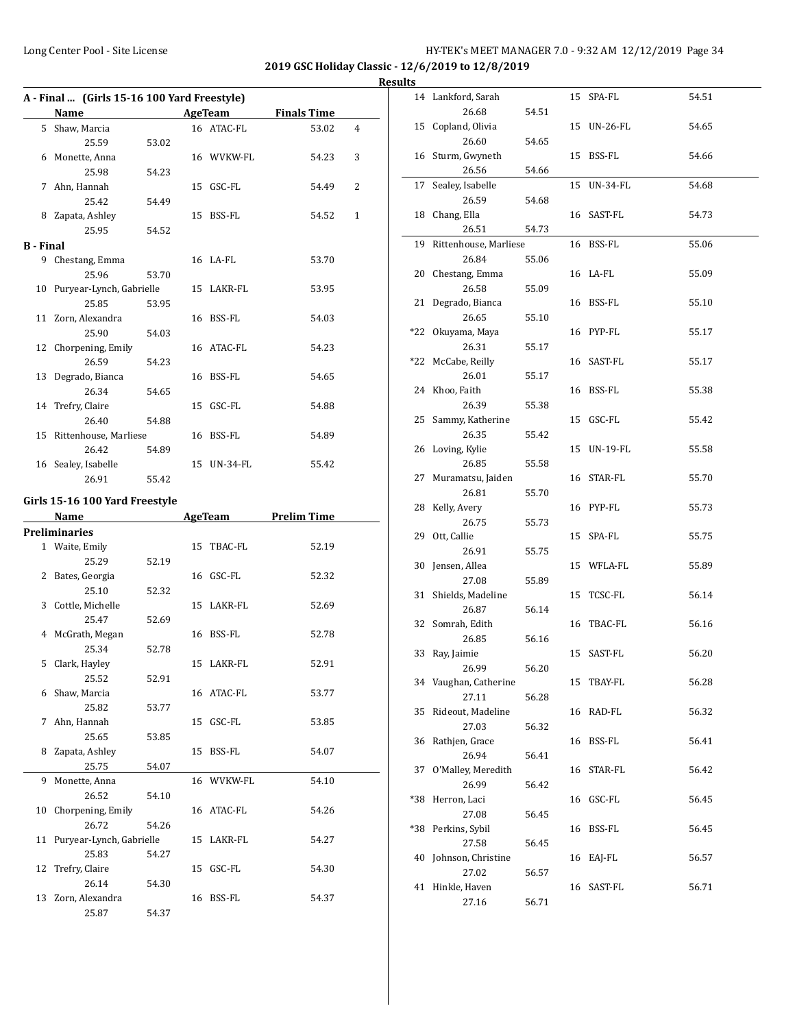**2019 GSC Holiday Classic - 12/6/2019 to 12/8/2019**

**Results**

### A - Final ... (Girls 15-16 100 Yard Freestyle)

| | Name | Age | Team | Splits | | Finals Time | Points |
|---|---|---|---|---|---|---|---|
| 5 | Shaw, Marcia | 16 | ATAC-FL | 25.59 | 53.02 | 53.02 | 4 |
| 6 | Monette, Anna | 16 | WVKW-FL | 25.98 | 54.23 | 54.23 | 3 |
| 7 | Ahn, Hannah | 15 | GSC-FL | 25.42 | 54.49 | 54.49 | 2 |
| 8 | Zapata, Ashley | 15 | BSS-FL | 25.95 | 54.52 | 54.52 | 1 |

### B - Final

| | Name | Age | Team | Splits | | Finals Time |
|---|---|---|---|---|---|---|
| 9 | Chestang, Emma | 16 | LA-FL | 25.96 | 53.70 | 53.70 |
| 10 | Puryear-Lynch, Gabrielle | 15 | LAKR-FL | 25.85 | 53.95 | 53.95 |
| 11 | Zorn, Alexandra | 16 | BSS-FL | 25.90 | 54.03 | 54.03 |
| 12 | Chorpening, Emily | 16 | ATAC-FL | 26.59 | 54.23 | 54.23 |
| 13 | Degrado, Bianca | 16 | BSS-FL | 26.34 | 54.65 | 54.65 |
| 14 | Trefry, Claire | 15 | GSC-FL | 26.40 | 54.88 | 54.88 |
| 15 | Rittenhouse, Marliese | 16 | BSS-FL | 26.42 | 54.89 | 54.89 |
| 16 | Sealey, Isabelle | 15 | UN-34-FL | 26.91 | 55.42 | 55.42 |

### Girls 15-16 100 Yard Freestyle

**Preliminaries**

| | Name | Age | Team | Splits | | Prelim Time |
|---|---|---|---|---|---|---|
| 1 | Waite, Emily | 15 | TBAC-FL | 25.29 | 52.19 | 52.19 |
| 2 | Bates, Georgia | 16 | GSC-FL | 25.10 | 52.32 | 52.32 |
| 3 | Cottle, Michelle | 15 | LAKR-FL | 25.47 | 52.69 | 52.69 |
| 4 | McGrath, Megan | 16 | BSS-FL | 25.34 | 52.78 | 52.78 |
| 5 | Clark, Hayley | 15 | LAKR-FL | 25.52 | 52.91 | 52.91 |
| 6 | Shaw, Marcia | 16 | ATAC-FL | 25.82 | 53.77 | 53.77 |
| 7 | Ahn, Hannah | 15 | GSC-FL | 25.65 | 53.85 | 53.85 |
| 8 | Zapata, Ashley | 15 | BSS-FL | 25.75 | 54.07 | 54.07 |
| 9 | Monette, Anna | 16 | WVKW-FL | 26.52 | 54.10 | 54.10 |
| 10 | Chorpening, Emily | 16 | ATAC-FL | 26.72 | 54.26 | 54.26 |
| 11 | Puryear-Lynch, Gabrielle | 15 | LAKR-FL | 25.83 | 54.27 | 54.27 |
| 12 | Trefry, Claire | 15 | GSC-FL | 26.14 | 54.30 | 54.30 |
| 13 | Zorn, Alexandra | 16 | BSS-FL | 25.87 | 54.37 | 54.37 |
| 14 | Lankford, Sarah | 15 | SPA-FL | 26.68 | 54.51 | 54.51 |
| 15 | Copland, Olivia | 15 | UN-26-FL | 26.60 | 54.65 | 54.65 |
| 16 | Sturm, Gwyneth | 15 | BSS-FL | 26.56 | 54.66 | 54.66 |
| 17 | Sealey, Isabelle | 15 | UN-34-FL | 26.59 | 54.68 | 54.68 |
| 18 | Chang, Ella | 16 | SAST-FL | 26.51 | 54.73 | 54.73 |
| 19 | Rittenhouse, Marliese | 16 | BSS-FL | 26.84 | 55.06 | 55.06 |
| 20 | Chestang, Emma | 16 | LA-FL | 26.58 | 55.09 | 55.09 |
| 21 | Degrado, Bianca | 16 | BSS-FL | 26.65 | 55.10 | 55.10 |
| *22 | Okuyama, Maya | 16 | PYP-FL | 26.31 | 55.17 | 55.17 |
| *22 | McCabe, Reilly | 16 | SAST-FL | 26.01 | 55.17 | 55.17 |
| 24 | Khoo, Faith | 16 | BSS-FL | 26.39 | 55.38 | 55.38 |
| 25 | Sammy, Katherine | 15 | GSC-FL | 26.35 | 55.42 | 55.42 |
| 26 | Loving, Kylie | 15 | UN-19-FL | 26.85 | 55.58 | 55.58 |
| 27 | Muramatsu, Jaiden | 16 | STAR-FL | 26.81 | 55.70 | 55.70 |
| 28 | Kelly, Avery | 16 | PYP-FL | 26.75 | 55.73 | 55.73 |
| 29 | Ott, Callie | 15 | SPA-FL | 26.91 | 55.75 | 55.75 |
| 30 | Jensen, Allea | 15 | WFLA-FL | 27.08 | 55.89 | 55.89 |
| 31 | Shields, Madeline | 15 | TCSC-FL | 26.87 | 56.14 | 56.14 |
| 32 | Somrah, Edith | 16 | TBAC-FL | 26.85 | 56.16 | 56.16 |
| 33 | Ray, Jaimie | 15 | SAST-FL | 26.99 | 56.20 | 56.20 |
| 34 | Vaughan, Catherine | 15 | TBAY-FL | 27.11 | 56.28 | 56.28 |
| 35 | Rideout, Madeline | 16 | RAD-FL | 27.03 | 56.32 | 56.32 |
| 36 | Rathjen, Grace | 16 | BSS-FL | 26.94 | 56.41 | 56.41 |
| 37 | O'Malley, Meredith | 16 | STAR-FL | 26.99 | 56.42 | 56.42 |
| *38 | Herron, Laci | 16 | GSC-FL | 27.08 | 56.45 | 56.45 |
| *38 | Perkins, Sybil | 16 | BSS-FL | 27.58 | 56.45 | 56.45 |
| 40 | Johnson, Christine | 16 | EAJ-FL | 27.02 | 56.57 | 56.57 |
| 41 | Hinkle, Haven | 16 | SAST-FL | 27.16 | 56.71 | 56.71 |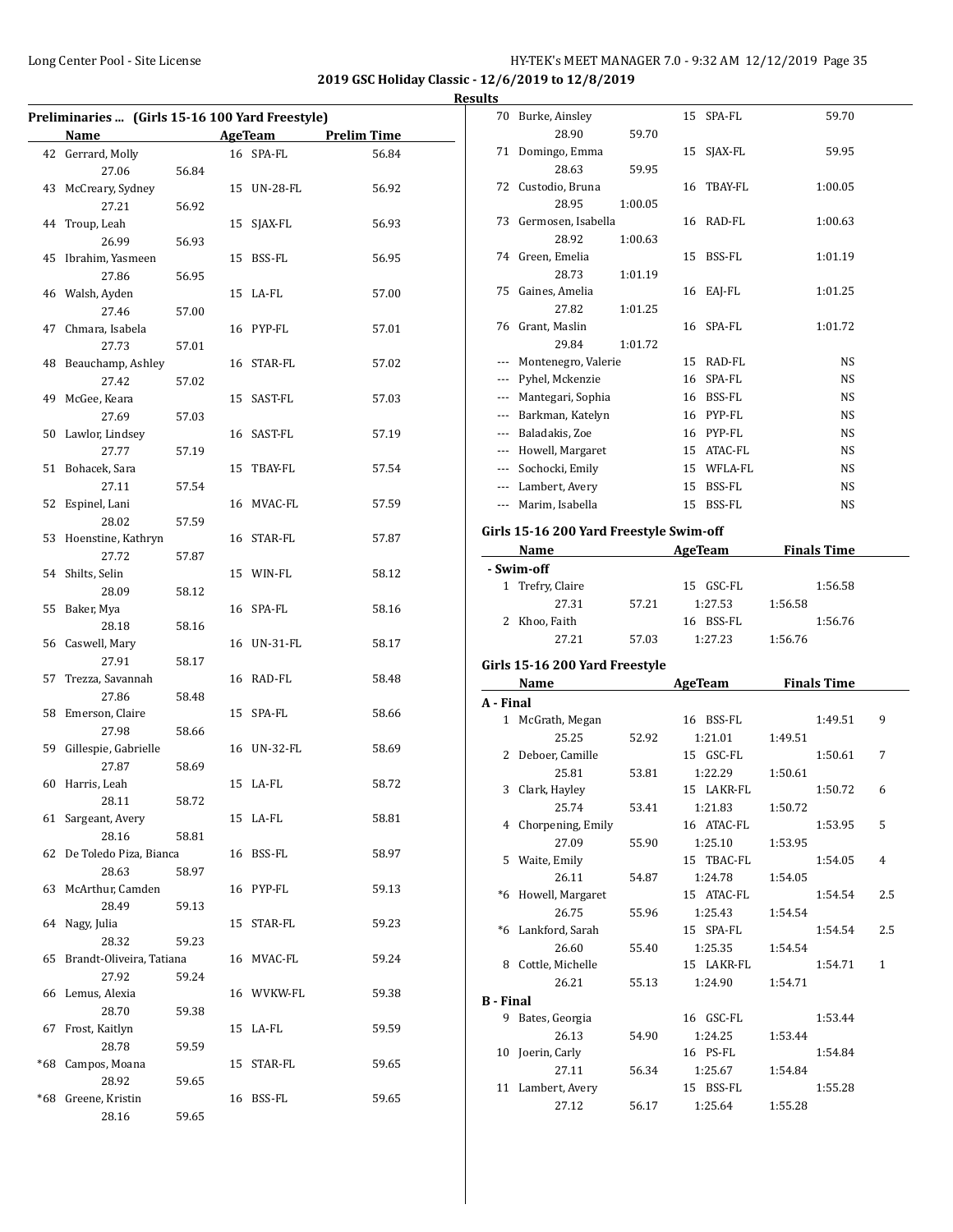**2019 GSC Holiday Classic - 12/6/2019 to 12/8/2019**

**Results**

### Preliminaries ... (Girls 15-16 100 Yard Freestyle)

| | Name | Age | Team | Prelim Time |
|---|---|---|---|---|
| 42 | Gerrard, Molly | 16 | SPA-FL | 56.84 |
| | 27.06 56.84 | | | |
| 43 | McCreary, Sydney | 15 | UN-28-FL | 56.92 |
| | 27.21 56.92 | | | |
| 44 | Troup, Leah | 15 | SJAX-FL | 56.93 |
| | 26.99 56.93 | | | |
| 45 | Ibrahim, Yasmeen | 15 | BSS-FL | 56.95 |
| | 27.86 56.95 | | | |
| 46 | Walsh, Ayden | 15 | LA-FL | 57.00 |
| | 27.46 57.00 | | | |
| 47 | Chmara, Isabela | 16 | PYP-FL | 57.01 |
| | 27.73 57.01 | | | |
| 48 | Beauchamp, Ashley | 16 | STAR-FL | 57.02 |
| | 27.42 57.02 | | | |
| 49 | McGee, Keara | 15 | SAST-FL | 57.03 |
| | 27.69 57.03 | | | |
| 50 | Lawlor, Lindsey | 16 | SAST-FL | 57.19 |
| | 27.77 57.19 | | | |
| 51 | Bohacek, Sara | 15 | TBAY-FL | 57.54 |
| | 27.11 57.54 | | | |
| 52 | Espinel, Lani | 16 | MVAC-FL | 57.59 |
| | 28.02 57.59 | | | |
| 53 | Hoenstine, Kathryn | 16 | STAR-FL | 57.87 |
| | 27.72 57.87 | | | |
| 54 | Shilts, Selin | 15 | WIN-FL | 58.12 |
| | 28.09 58.12 | | | |
| 55 | Baker, Mya | 16 | SPA-FL | 58.16 |
| | 28.18 58.16 | | | |
| 56 | Caswell, Mary | 16 | UN-31-FL | 58.17 |
| | 27.91 58.17 | | | |
| 57 | Trezza, Savannah | 16 | RAD-FL | 58.48 |
| | 27.86 58.48 | | | |
| 58 | Emerson, Claire | 15 | SPA-FL | 58.66 |
| | 27.98 58.66 | | | |
| 59 | Gillespie, Gabrielle | 16 | UN-32-FL | 58.69 |
| | 27.87 58.69 | | | |
| 60 | Harris, Leah | 15 | LA-FL | 58.72 |
| | 28.11 58.72 | | | |
| 61 | Sargeant, Avery | 15 | LA-FL | 58.81 |
| | 28.16 58.81 | | | |
| 62 | De Toledo Piza, Bianca | 16 | BSS-FL | 58.97 |
| | 28.63 58.97 | | | |
| 63 | McArthur, Camden | 16 | PYP-FL | 59.13 |
| | 28.49 59.13 | | | |
| 64 | Nagy, Julia | 15 | STAR-FL | 59.23 |
| | 28.32 59.23 | | | |
| 65 | Brandt-Oliveira, Tatiana | 16 | MVAC-FL | 59.24 |
| | 27.92 59.24 | | | |
| 66 | Lemus, Alexia | 16 | WVKW-FL | 59.38 |
| | 28.70 59.38 | | | |
| 67 | Frost, Kaitlyn | 15 | LA-FL | 59.59 |
| | 28.78 59.59 | | | |
| *68 | Campos, Moana | 15 | STAR-FL | 59.65 |
| | 28.92 59.65 | | | |
| *68 | Greene, Kristin | 16 | BSS-FL | 59.65 |
| | 28.16 59.65 | | | |
| 70 | Burke, Ainsley | 15 | SPA-FL | 59.70 |
| | 28.90 59.70 | | | |
| 71 | Domingo, Emma | 15 | SJAX-FL | 59.95 |
| | 28.63 59.95 | | | |
| 72 | Custodio, Bruna | 16 | TBAY-FL | 1:00.05 |
| | 28.95 1:00.05 | | | |
| 73 | Germosen, Isabella | 16 | RAD-FL | 1:00.63 |
| | 28.92 1:00.63 | | | |
| 74 | Green, Emelia | 15 | BSS-FL | 1:01.19 |
| | 28.73 1:01.19 | | | |
| 75 | Gaines, Amelia | 16 | EAJ-FL | 1:01.25 |
| | 27.82 1:01.25 | | | |
| 76 | Grant, Maslin | 16 | SPA-FL | 1:01.72 |
| | 29.84 1:01.72 | | | |
| --- | Montenegro, Valerie | 15 | RAD-FL | NS |
| --- | Pyhel, Mckenzie | 16 | SPA-FL | NS |
| --- | Mantegari, Sophia | 16 | BSS-FL | NS |
| --- | Barkman, Katelyn | 16 | PYP-FL | NS |
| --- | Baladakis, Zoe | 16 | PYP-FL | NS |
| --- | Howell, Margaret | 15 | ATAC-FL | NS |
| --- | Sochocki, Emily | 15 | WFLA-FL | NS |
| --- | Lambert, Avery | 15 | BSS-FL | NS |
| --- | Marim, Isabella | 15 | BSS-FL | NS |

### Girls 15-16 200 Yard Freestyle Swim-off

| | Name | Age | Team | Finals Time |
|---|---|---|---|---|
| **- Swim-off** | | | | |
| 1 | Trefry, Claire | 15 | GSC-FL | 1:56.58 |
| | 27.31 57.21 1:27.53 1:56.58 | | | |
| 2 | Khoo, Faith | 16 | BSS-FL | 1:56.76 |
| | 27.21 57.03 1:27.23 1:56.76 | | | |

### Girls 15-16 200 Yard Freestyle

| | Name | Age | Team | Finals Time | Points |
|---|---|---|---|---|---|
| **A - Final** | | | | | |
| 1 | McGrath, Megan | 16 | BSS-FL | 1:49.51 | 9 |
| | 25.25 52.92 1:21.01 1:49.51 | | | | |
| 2 | Deboer, Camille | 15 | GSC-FL | 1:50.61 | 7 |
| | 25.81 53.81 1:22.29 1:50.61 | | | | |
| 3 | Clark, Hayley | 15 | LAKR-FL | 1:50.72 | 6 |
| | 25.74 53.41 1:21.83 1:50.72 | | | | |
| 4 | Chorpening, Emily | 16 | ATAC-FL | 1:53.95 | 5 |
| | 27.09 55.90 1:25.10 1:53.95 | | | | |
| 5 | Waite, Emily | 15 | TBAC-FL | 1:54.05 | 4 |
| | 26.11 54.87 1:24.78 1:54.05 | | | | |
| *6 | Howell, Margaret | 15 | ATAC-FL | 1:54.54 | 2.5 |
| | 26.75 55.96 1:25.43 1:54.54 | | | | |
| *6 | Lankford, Sarah | 15 | SPA-FL | 1:54.54 | 2.5 |
| | 26.60 55.40 1:25.35 1:54.54 | | | | |
| 8 | Cottle, Michelle | 15 | LAKR-FL | 1:54.71 | 1 |
| | 26.21 55.13 1:24.90 1:54.71 | | | | |
| **B - Final** | | | | | |
| 9 | Bates, Georgia | 16 | GSC-FL | 1:53.44 | |
| | 26.13 54.90 1:24.25 1:53.44 | | | | |
| 10 | Joerin, Carly | 16 | PS-FL | 1:54.84 | |
| | 27.11 56.34 1:25.67 1:54.84 | | | | |
| 11 | Lambert, Avery | 15 | BSS-FL | 1:55.28 | |
| | 27.12 56.17 1:25.64 1:55.28 | | | | |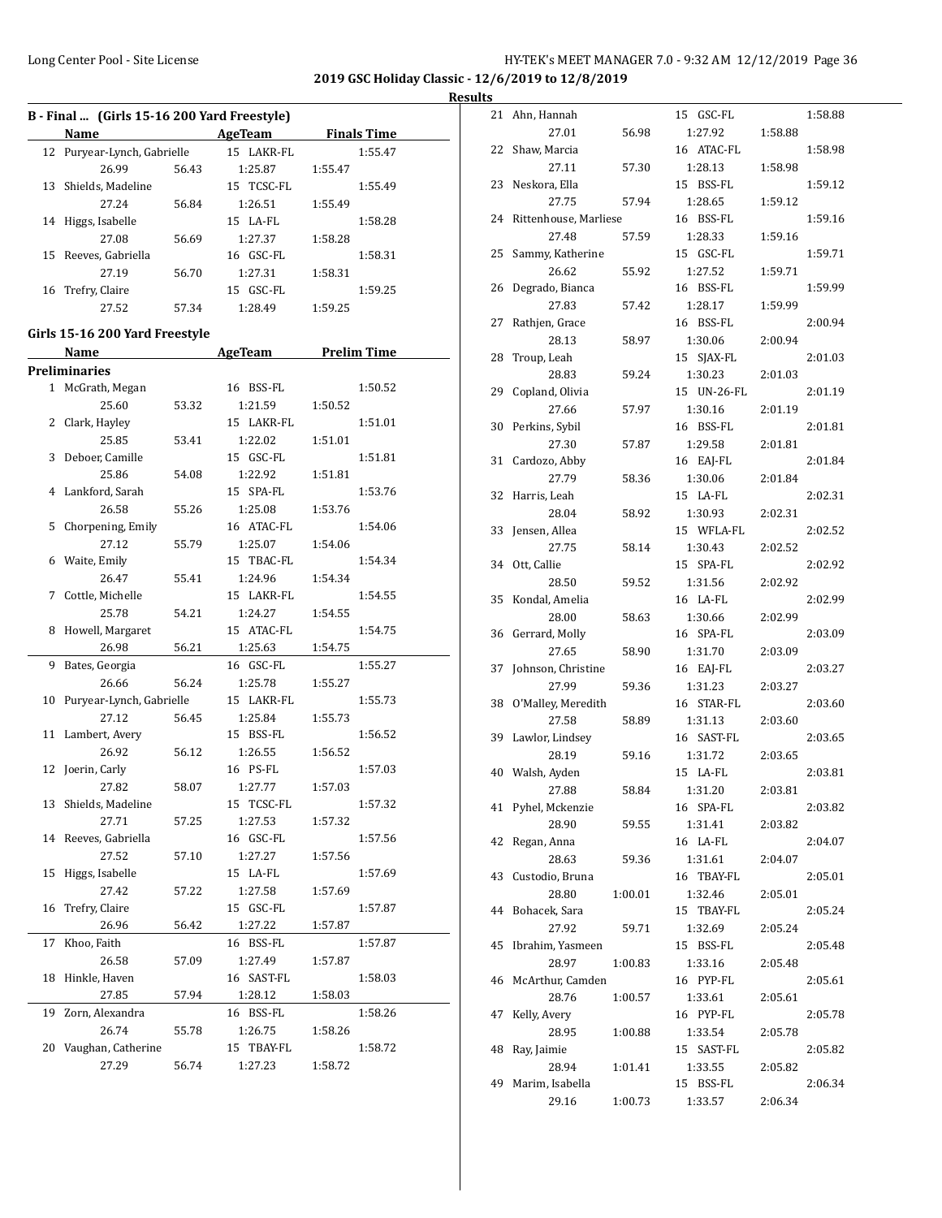**2019 GSC Holiday Classic - 12/6/2019 to 12/8/2019**

**Results**

### B - Final ... (Girls 15-16 200 Yard Freestyle)

| | Name | AgeTeam | | Finals Time |
|---|---|---|---|---|
| 12 | Puryear-Lynch, Gabrielle | 15 LAKR-FL | | 1:55.47 |
| | 26.99 | 56.43 | 1:25.87 | 1:55.47 |
| 13 | Shields, Madeline | 15 TCSC-FL | | 1:55.49 |
| | 27.24 | 56.84 | 1:26.51 | 1:55.49 |
| 14 | Higgs, Isabelle | 15 LA-FL | | 1:58.28 |
| | 27.08 | 56.69 | 1:27.37 | 1:58.28 |
| 15 | Reeves, Gabriella | 16 GSC-FL | | 1:58.31 |
| | 27.19 | 56.70 | 1:27.31 | 1:58.31 |
| 16 | Trefry, Claire | 15 GSC-FL | | 1:59.25 |
| | 27.52 | 57.34 | 1:28.49 | 1:59.25 |

### Girls 15-16 200 Yard Freestyle

**Preliminaries**

| | Name | AgeTeam | | Prelim Time |
|---|---|---|---|---|
| 1 | McGrath, Megan | 16 BSS-FL | | 1:50.52 |
| | 25.60 | 53.32 | 1:21.59 | 1:50.52 |
| 2 | Clark, Hayley | 15 LAKR-FL | | 1:51.01 |
| | 25.85 | 53.41 | 1:22.02 | 1:51.01 |
| 3 | Deboer, Camille | 15 GSC-FL | | 1:51.81 |
| | 25.86 | 54.08 | 1:22.92 | 1:51.81 |
| 4 | Lankford, Sarah | 15 SPA-FL | | 1:53.76 |
| | 26.58 | 55.26 | 1:25.08 | 1:53.76 |
| 5 | Chorpening, Emily | 16 ATAC-FL | | 1:54.06 |
| | 27.12 | 55.79 | 1:25.07 | 1:54.06 |
| 6 | Waite, Emily | 15 TBAC-FL | | 1:54.34 |
| | 26.47 | 55.41 | 1:24.96 | 1:54.34 |
| 7 | Cottle, Michelle | 15 LAKR-FL | | 1:54.55 |
| | 25.78 | 54.21 | 1:24.27 | 1:54.55 |
| 8 | Howell, Margaret | 15 ATAC-FL | | 1:54.75 |
| | 26.98 | 56.21 | 1:25.63 | 1:54.75 |
| 9 | Bates, Georgia | 16 GSC-FL | | 1:55.27 |
| | 26.66 | 56.24 | 1:25.78 | 1:55.27 |
| 10 | Puryear-Lynch, Gabrielle | 15 LAKR-FL | | 1:55.73 |
| | 27.12 | 56.45 | 1:25.84 | 1:55.73 |
| 11 | Lambert, Avery | 15 BSS-FL | | 1:56.52 |
| | 26.92 | 56.12 | 1:26.55 | 1:56.52 |
| 12 | Joerin, Carly | 16 PS-FL | | 1:57.03 |
| | 27.82 | 58.07 | 1:27.77 | 1:57.03 |
| 13 | Shields, Madeline | 15 TCSC-FL | | 1:57.32 |
| | 27.71 | 57.25 | 1:27.53 | 1:57.32 |
| 14 | Reeves, Gabriella | 16 GSC-FL | | 1:57.56 |
| | 27.52 | 57.10 | 1:27.27 | 1:57.56 |
| 15 | Higgs, Isabelle | 15 LA-FL | | 1:57.69 |
| | 27.42 | 57.22 | 1:27.58 | 1:57.69 |
| 16 | Trefry, Claire | 15 GSC-FL | | 1:57.87 |
| | 26.96 | 56.42 | 1:27.22 | 1:57.87 |
| 17 | Khoo, Faith | 16 BSS-FL | | 1:57.87 |
| | 26.58 | 57.09 | 1:27.49 | 1:57.87 |
| 18 | Hinkle, Haven | 16 SAST-FL | | 1:58.03 |
| | 27.85 | 57.94 | 1:28.12 | 1:58.03 |
| 19 | Zorn, Alexandra | 16 BSS-FL | | 1:58.26 |
| | 26.74 | 55.78 | 1:26.75 | 1:58.26 |
| 20 | Vaughan, Catherine | 15 TBAY-FL | | 1:58.72 |
| | 27.29 | 56.74 | 1:27.23 | 1:58.72 |
| 21 | Ahn, Hannah | 15 GSC-FL | | 1:58.88 |
| | 27.01 | 56.98 | 1:27.92 | 1:58.88 |
| 22 | Shaw, Marcia | 16 ATAC-FL | | 1:58.98 |
| | 27.11 | 57.30 | 1:28.13 | 1:58.98 |
| 23 | Neskora, Ella | 15 BSS-FL | | 1:59.12 |
| | 27.75 | 57.94 | 1:28.65 | 1:59.12 |
| 24 | Rittenhouse, Marliese | 16 BSS-FL | | 1:59.16 |
| | 27.48 | 57.59 | 1:28.33 | 1:59.16 |
| 25 | Sammy, Katherine | 15 GSC-FL | | 1:59.71 |
| | 26.62 | 55.92 | 1:27.52 | 1:59.71 |
| 26 | Degrado, Bianca | 16 BSS-FL | | 1:59.99 |
| | 27.83 | 57.42 | 1:28.17 | 1:59.99 |
| 27 | Rathjen, Grace | 16 BSS-FL | | 2:00.94 |
| | 28.13 | 58.97 | 1:30.06 | 2:00.94 |
| 28 | Troup, Leah | 15 SJAX-FL | | 2:01.03 |
| | 28.83 | 59.24 | 1:30.23 | 2:01.03 |
| 29 | Copland, Olivia | 15 UN-26-FL | | 2:01.19 |
| | 27.66 | 57.97 | 1:30.16 | 2:01.19 |
| 30 | Perkins, Sybil | 16 BSS-FL | | 2:01.81 |
| | 27.30 | 57.87 | 1:29.58 | 2:01.81 |
| 31 | Cardozo, Abby | 16 EAJ-FL | | 2:01.84 |
| | 27.79 | 58.36 | 1:30.06 | 2:01.84 |
| 32 | Harris, Leah | 15 LA-FL | | 2:02.31 |
| | 28.04 | 58.92 | 1:30.93 | 2:02.31 |
| 33 | Jensen, Allea | 15 WFLA-FL | | 2:02.52 |
| | 27.75 | 58.14 | 1:30.43 | 2:02.52 |
| 34 | Ott, Callie | 15 SPA-FL | | 2:02.92 |
| | 28.50 | 59.52 | 1:31.56 | 2:02.92 |
| 35 | Kondal, Amelia | 16 LA-FL | | 2:02.99 |
| | 28.00 | 58.63 | 1:30.66 | 2:02.99 |
| 36 | Gerrard, Molly | 16 SPA-FL | | 2:03.09 |
| | 27.65 | 58.90 | 1:31.70 | 2:03.09 |
| 37 | Johnson, Christine | 16 EAJ-FL | | 2:03.27 |
| | 27.99 | 59.36 | 1:31.23 | 2:03.27 |
| 38 | O'Malley, Meredith | 16 STAR-FL | | 2:03.60 |
| | 27.58 | 58.89 | 1:31.13 | 2:03.60 |
| 39 | Lawlor, Lindsey | 16 SAST-FL | | 2:03.65 |
| | 28.19 | 59.16 | 1:31.72 | 2:03.65 |
| 40 | Walsh, Ayden | 15 LA-FL | | 2:03.81 |
| | 27.88 | 58.84 | 1:31.20 | 2:03.81 |
| 41 | Pyhel, Mckenzie | 16 SPA-FL | | 2:03.82 |
| | 28.90 | 59.55 | 1:31.41 | 2:03.82 |
| 42 | Regan, Anna | 16 LA-FL | | 2:04.07 |
| | 28.63 | 59.36 | 1:31.61 | 2:04.07 |
| 43 | Custodio, Bruna | 16 TBAY-FL | | 2:05.01 |
| | 28.80 | 1:00.01 | 1:32.46 | 2:05.01 |
| 44 | Bohacek, Sara | 15 TBAY-FL | | 2:05.24 |
| | 27.92 | 59.71 | 1:32.69 | 2:05.24 |
| 45 | Ibrahim, Yasmeen | 15 BSS-FL | | 2:05.48 |
| | 28.97 | 1:00.83 | 1:33.16 | 2:05.48 |
| 46 | McArthur, Camden | 16 PYP-FL | | 2:05.61 |
| | 28.76 | 1:00.57 | 1:33.61 | 2:05.61 |
| 47 | Kelly, Avery | 16 PYP-FL | | 2:05.78 |
| | 28.95 | 1:00.88 | 1:33.54 | 2:05.78 |
| 48 | Ray, Jaimie | 15 SAST-FL | | 2:05.82 |
| | 28.94 | 1:01.41 | 1:33.55 | 2:05.82 |
| 49 | Marim, Isabella | 15 BSS-FL | | 2:06.34 |
| | 29.16 | 1:00.73 | 1:33.57 | 2:06.34 |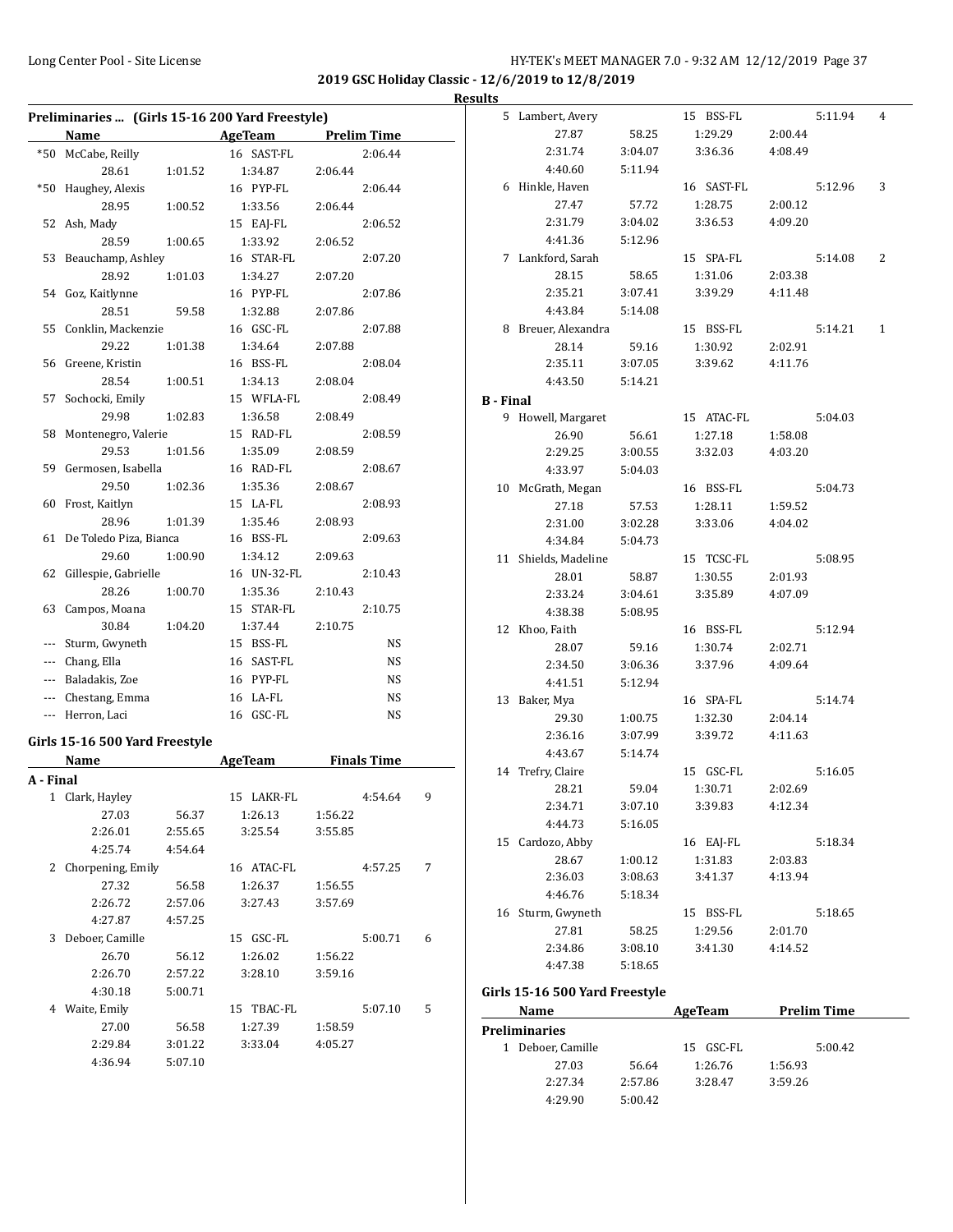**2019 GSC Holiday Classic - 12/6/2019 to 12/8/2019**

**Results**

### Preliminaries ... (Girls 15-16 200 Yard Freestyle)

| | Name | AgeTeam | Prelim Time |
|---|---|---|---|
| *50 | McCabe, Reilly | 16 SAST-FL | 2:06.44 |
| | 28.61 1:01.52 1:34.87 2:06.44 | | |
| *50 | Haughey, Alexis | 16 PYP-FL | 2:06.44 |
| | 28.95 1:00.52 1:33.56 2:06.44 | | |
| 52 | Ash, Mady | 15 EAJ-FL | 2:06.52 |
| | 28.59 1:00.65 1:33.92 2:06.52 | | |
| 53 | Beauchamp, Ashley | 16 STAR-FL | 2:07.20 |
| | 28.92 1:01.03 1:34.27 2:07.20 | | |
| 54 | Goz, Kaitlynne | 16 PYP-FL | 2:07.86 |
| | 28.51 59.58 1:32.88 2:07.86 | | |
| 55 | Conklin, Mackenzie | 16 GSC-FL | 2:07.88 |
| | 29.22 1:01.38 1:34.64 2:07.88 | | |
| 56 | Greene, Kristin | 16 BSS-FL | 2:08.04 |
| | 28.54 1:00.51 1:34.13 2:08.04 | | |
| 57 | Sochocki, Emily | 15 WFLA-FL | 2:08.49 |
| | 29.98 1:02.83 1:36.58 2:08.49 | | |
| 58 | Montenegro, Valerie | 15 RAD-FL | 2:08.59 |
| | 29.53 1:01.56 1:35.09 2:08.59 | | |
| 59 | Germosen, Isabella | 16 RAD-FL | 2:08.67 |
| | 29.50 1:02.36 1:35.36 2:08.67 | | |
| 60 | Frost, Kaitlyn | 15 LA-FL | 2:08.93 |
| | 28.96 1:01.39 1:35.46 2:08.93 | | |
| 61 | De Toledo Piza, Bianca | 16 BSS-FL | 2:09.63 |
| | 29.60 1:00.90 1:34.12 2:09.63 | | |
| 62 | Gillespie, Gabrielle | 16 UN-32-FL | 2:10.43 |
| | 28.26 1:00.70 1:35.36 2:10.43 | | |
| 63 | Campos, Moana | 15 STAR-FL | 2:10.75 |
| | 30.84 1:04.20 1:37.44 2:10.75 | | |
| --- | Sturm, Gwyneth | 15 BSS-FL | NS |
| --- | Chang, Ella | 16 SAST-FL | NS |
| --- | Baladakis, Zoe | 16 PYP-FL | NS |
| --- | Chestang, Emma | 16 LA-FL | NS |
| --- | Herron, Laci | 16 GSC-FL | NS |

### Girls 15-16 500 Yard Freestyle

| | Name | AgeTeam | Finals Time | Points |
|---|---|---|---|---|
| **A - Final** | | | | |
| 1 | Clark, Hayley | 15 LAKR-FL | 4:54.64 | 9 |
| | 27.03 56.37 1:26.13 1:56.22 | | | |
| | 2:26.01 2:55.65 3:25.54 3:55.85 | | | |
| | 4:25.74 4:54.64 | | | |
| 2 | Chorpening, Emily | 16 ATAC-FL | 4:57.25 | 7 |
| | 27.32 56.58 1:26.37 1:56.55 | | | |
| | 2:26.72 2:57.06 3:27.43 3:57.69 | | | |
| | 4:27.87 4:57.25 | | | |
| 3 | Deboer, Camille | 15 GSC-FL | 5:00.71 | 6 |
| | 26.70 56.12 1:26.02 1:56.22 | | | |
| | 2:26.70 2:57.22 3:28.10 3:59.16 | | | |
| | 4:30.18 5:00.71 | | | |
| 4 | Waite, Emily | 15 TBAC-FL | 5:07.10 | 5 |
| | 27.00 56.58 1:27.39 1:58.59 | | | |
| | 2:29.84 3:01.22 3:33.04 4:05.27 | | | |
| | 4:36.94 5:07.10 | | | |
| 5 | Lambert, Avery | 15 BSS-FL | 5:11.94 | 4 |
| | 27.87 58.25 1:29.29 2:00.44 | | | |
| | 2:31.74 3:04.07 3:36.36 4:08.49 | | | |
| | 4:40.60 5:11.94 | | | |
| 6 | Hinkle, Haven | 16 SAST-FL | 5:12.96 | 3 |
| | 27.47 57.72 1:28.75 2:00.12 | | | |
| | 2:31.79 3:04.02 3:36.53 4:09.20 | | | |
| | 4:41.36 5:12.96 | | | |
| 7 | Lankford, Sarah | 15 SPA-FL | 5:14.08 | 2 |
| | 28.15 58.65 1:31.06 2:03.38 | | | |
| | 2:35.21 3:07.41 3:39.29 4:11.48 | | | |
| | 4:43.84 5:14.08 | | | |
| 8 | Breuer, Alexandra | 15 BSS-FL | 5:14.21 | 1 |
| | 28.14 59.16 1:30.92 2:02.91 | | | |
| | 2:35.11 3:07.05 3:39.62 4:11.76 | | | |
| | 4:43.50 5:14.21 | | | |
| **B - Final** | | | | |
| 9 | Howell, Margaret | 15 ATAC-FL | 5:04.03 | |
| | 26.90 56.61 1:27.18 1:58.08 | | | |
| | 2:29.25 3:00.55 3:32.03 4:03.20 | | | |
| | 4:33.97 5:04.03 | | | |
| 10 | McGrath, Megan | 16 BSS-FL | 5:04.73 | |
| | 27.18 57.53 1:28.11 1:59.52 | | | |
| | 2:31.00 3:02.28 3:33.06 4:04.02 | | | |
| | 4:34.84 5:04.73 | | | |
| 11 | Shields, Madeline | 15 TCSC-FL | 5:08.95 | |
| | 28.01 58.87 1:30.55 2:01.93 | | | |
| | 2:33.24 3:04.61 3:35.89 4:07.09 | | | |
| | 4:38.38 5:08.95 | | | |
| 12 | Khoo, Faith | 16 BSS-FL | 5:12.94 | |
| | 28.07 59.16 1:30.74 2:02.71 | | | |
| | 2:34.50 3:06.36 3:37.96 4:09.64 | | | |
| | 4:41.51 5:12.94 | | | |
| 13 | Baker, Mya | 16 SPA-FL | 5:14.74 | |
| | 29.30 1:00.75 1:32.30 2:04.14 | | | |
| | 2:36.16 3:07.99 3:39.72 4:11.63 | | | |
| | 4:43.67 5:14.74 | | | |
| 14 | Trefry, Claire | 15 GSC-FL | 5:16.05 | |
| | 28.21 59.04 1:30.71 2:02.69 | | | |
| | 2:34.71 3:07.10 3:39.83 4:12.34 | | | |
| | 4:44.73 5:16.05 | | | |
| 15 | Cardozo, Abby | 16 EAJ-FL | 5:18.34 | |
| | 28.67 1:00.12 1:31.83 2:03.83 | | | |
| | 2:36.03 3:08.63 3:41.37 4:13.94 | | | |
| | 4:46.76 5:18.34 | | | |
| 16 | Sturm, Gwyneth | 15 BSS-FL | 5:18.65 | |
| | 27.81 58.25 1:29.56 2:01.70 | | | |
| | 2:34.86 3:08.10 3:41.30 4:14.52 | | | |
| | 4:47.38 5:18.65 | | | |

### Girls 15-16 500 Yard Freestyle

| | Name | AgeTeam | Prelim Time |
|---|---|---|---|
| **Preliminaries** | | | |
| 1 | Deboer, Camille | 15 GSC-FL | 5:00.42 |
| | 27.03 56.64 1:26.76 1:56.93 | | |
| | 2:27.34 2:57.86 3:28.47 3:59.26 | | |
| | 4:29.90 5:00.42 | | |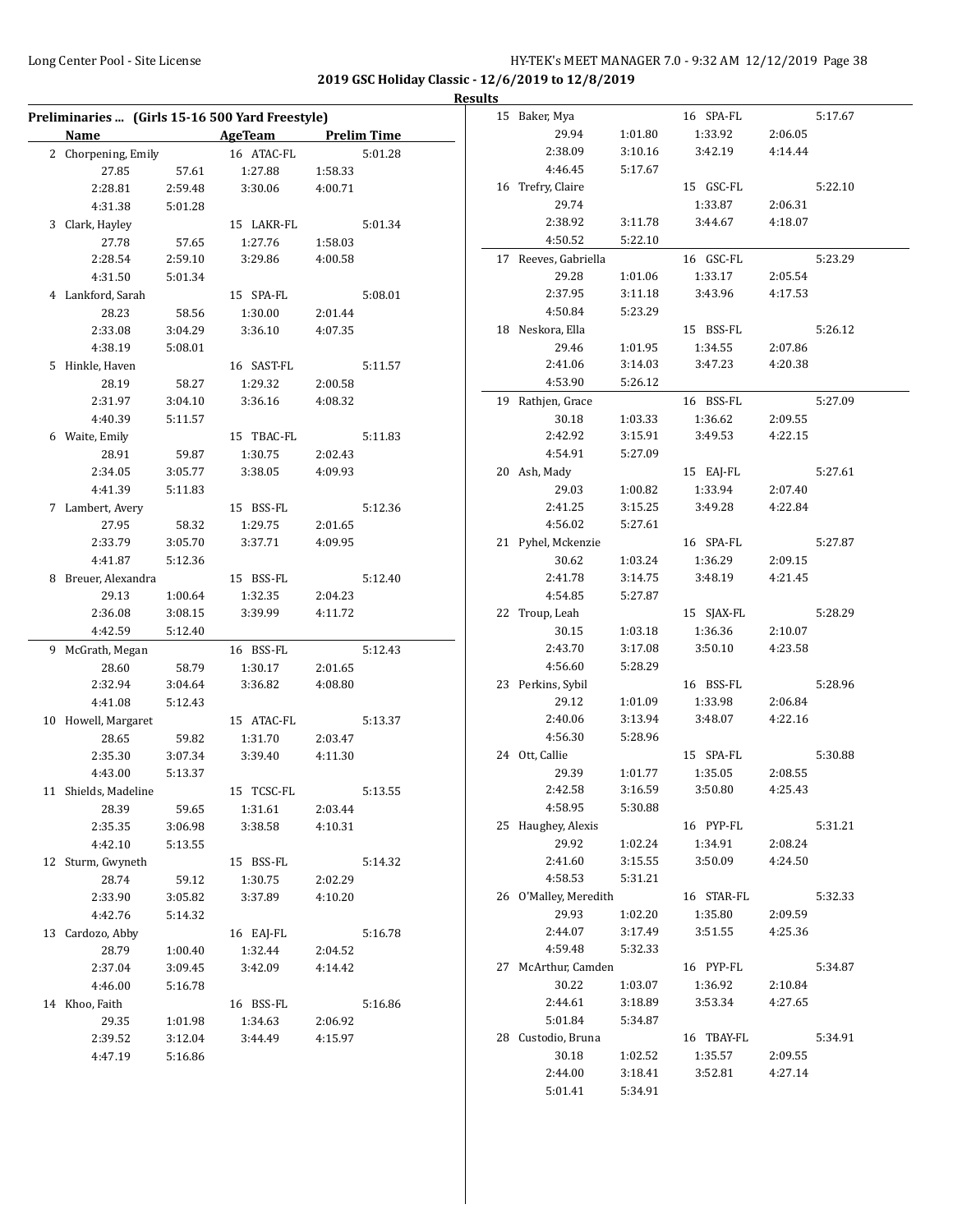**2019 GSC Holiday Classic - 12/6/2019 to 12/8/2019**

**Results**

### Preliminaries ... (Girls 15-16 500 Yard Freestyle)

| | Name | AgeTeam | | Prelim Time |
|---|---|---|---|---|
| 2 | Chorpening, Emily | 16 ATAC-FL | | 5:01.28 |
| | 27.85 | 57.61 | 1:27.88 | 1:58.33 |
| | 2:28.81 | 2:59.48 | 3:30.06 | 4:00.71 |
| | 4:31.38 | 5:01.28 | | |
| 3 | Clark, Hayley | 15 LAKR-FL | | 5:01.34 |
| | 27.78 | 57.65 | 1:27.76 | 1:58.03 |
| | 2:28.54 | 2:59.10 | 3:29.86 | 4:00.58 |
| | 4:31.50 | 5:01.34 | | |
| 4 | Lankford, Sarah | 15 SPA-FL | | 5:08.01 |
| | 28.23 | 58.56 | 1:30.00 | 2:01.44 |
| | 2:33.08 | 3:04.29 | 3:36.10 | 4:07.35 |
| | 4:38.19 | 5:08.01 | | |
| 5 | Hinkle, Haven | 16 SAST-FL | | 5:11.57 |
| | 28.19 | 58.27 | 1:29.32 | 2:00.58 |
| | 2:31.97 | 3:04.10 | 3:36.16 | 4:08.32 |
| | 4:40.39 | 5:11.57 | | |
| 6 | Waite, Emily | 15 TBAC-FL | | 5:11.83 |
| | 28.91 | 59.87 | 1:30.75 | 2:02.43 |
| | 2:34.05 | 3:05.77 | 3:38.05 | 4:09.93 |
| | 4:41.39 | 5:11.83 | | |
| 7 | Lambert, Avery | 15 BSS-FL | | 5:12.36 |
| | 27.95 | 58.32 | 1:29.75 | 2:01.65 |
| | 2:33.79 | 3:05.70 | 3:37.71 | 4:09.95 |
| | 4:41.87 | 5:12.36 | | |
| 8 | Breuer, Alexandra | 15 BSS-FL | | 5:12.40 |
| | 29.13 | 1:00.64 | 1:32.35 | 2:04.23 |
| | 2:36.08 | 3:08.15 | 3:39.99 | 4:11.72 |
| | 4:42.59 | 5:12.40 | | |
| 9 | McGrath, Megan | 16 BSS-FL | | 5:12.43 |
| | 28.60 | 58.79 | 1:30.17 | 2:01.65 |
| | 2:32.94 | 3:04.64 | 3:36.82 | 4:08.80 |
| | 4:41.08 | 5:12.43 | | |
| 10 | Howell, Margaret | 15 ATAC-FL | | 5:13.37 |
| | 28.65 | 59.82 | 1:31.70 | 2:03.47 |
| | 2:35.30 | 3:07.34 | 3:39.40 | 4:11.30 |
| | 4:43.00 | 5:13.37 | | |
| 11 | Shields, Madeline | 15 TCSC-FL | | 5:13.55 |
| | 28.39 | 59.65 | 1:31.61 | 2:03.44 |
| | 2:35.35 | 3:06.98 | 3:38.58 | 4:10.31 |
| | 4:42.10 | 5:13.55 | | |
| 12 | Sturm, Gwyneth | 15 BSS-FL | | 5:14.32 |
| | 28.74 | 59.12 | 1:30.75 | 2:02.29 |
| | 2:33.90 | 3:05.82 | 3:37.89 | 4:10.20 |
| | 4:42.76 | 5:14.32 | | |
| 13 | Cardozo, Abby | 16 EAJ-FL | | 5:16.78 |
| | 28.79 | 1:00.40 | 1:32.44 | 2:04.52 |
| | 2:37.04 | 3:09.45 | 3:42.09 | 4:14.42 |
| | 4:46.00 | 5:16.78 | | |
| 14 | Khoo, Faith | 16 BSS-FL | | 5:16.86 |
| | 29.35 | 1:01.98 | 1:34.63 | 2:06.92 |
| | 2:39.52 | 3:12.04 | 3:44.49 | 4:15.97 |
| | 4:47.19 | 5:16.86 | | |
| 15 | Baker, Mya | 16 SPA-FL | | 5:17.67 |
| | 29.94 | 1:01.80 | 1:33.92 | 2:06.05 |
| | 2:38.09 | 3:10.16 | 3:42.19 | 4:14.44 |
| | 4:46.45 | 5:17.67 | | |
| 16 | Trefry, Claire | 15 GSC-FL | | 5:22.10 |
| | 29.74 | | 1:33.87 | 2:06.31 |
| | 2:38.92 | 3:11.78 | 3:44.67 | 4:18.07 |
| | 4:50.52 | 5:22.10 | | |
| 17 | Reeves, Gabriella | 16 GSC-FL | | 5:23.29 |
| | 29.28 | 1:01.06 | 1:33.17 | 2:05.54 |
| | 2:37.95 | 3:11.18 | 3:43.96 | 4:17.53 |
| | 4:50.84 | 5:23.29 | | |
| 18 | Neskora, Ella | 15 BSS-FL | | 5:26.12 |
| | 29.46 | 1:01.95 | 1:34.55 | 2:07.86 |
| | 2:41.06 | 3:14.03 | 3:47.23 | 4:20.38 |
| | 4:53.90 | 5:26.12 | | |
| 19 | Rathjen, Grace | 16 BSS-FL | | 5:27.09 |
| | 30.18 | 1:03.33 | 1:36.62 | 2:09.55 |
| | 2:42.92 | 3:15.91 | 3:49.53 | 4:22.15 |
| | 4:54.91 | 5:27.09 | | |
| 20 | Ash, Mady | 15 EAJ-FL | | 5:27.61 |
| | 29.03 | 1:00.82 | 1:33.94 | 2:07.40 |
| | 2:41.25 | 3:15.25 | 3:49.28 | 4:22.84 |
| | 4:56.02 | 5:27.61 | | |
| 21 | Pyhel, Mckenzie | 16 SPA-FL | | 5:27.87 |
| | 30.62 | 1:03.24 | 1:36.29 | 2:09.15 |
| | 2:41.78 | 3:14.75 | 3:48.19 | 4:21.45 |
| | 4:54.85 | 5:27.87 | | |
| 22 | Troup, Leah | 15 SJAX-FL | | 5:28.29 |
| | 30.15 | 1:03.18 | 1:36.36 | 2:10.07 |
| | 2:43.70 | 3:17.08 | 3:50.10 | 4:23.58 |
| | 4:56.60 | 5:28.29 | | |
| 23 | Perkins, Sybil | 16 BSS-FL | | 5:28.96 |
| | 29.12 | 1:01.09 | 1:33.98 | 2:06.84 |
| | 2:40.06 | 3:13.94 | 3:48.07 | 4:22.16 |
| | 4:56.30 | 5:28.96 | | |
| 24 | Ott, Callie | 15 SPA-FL | | 5:30.88 |
| | 29.39 | 1:01.77 | 1:35.05 | 2:08.55 |
| | 2:42.58 | 3:16.59 | 3:50.80 | 4:25.43 |
| | 4:58.95 | 5:30.88 | | |
| 25 | Haughey, Alexis | 16 PYP-FL | | 5:31.21 |
| | 29.92 | 1:02.24 | 1:34.91 | 2:08.24 |
| | 2:41.60 | 3:15.55 | 3:50.09 | 4:24.50 |
| | 4:58.53 | 5:31.21 | | |
| 26 | O'Malley, Meredith | 16 STAR-FL | | 5:32.33 |
| | 29.93 | 1:02.20 | 1:35.80 | 2:09.59 |
| | 2:44.07 | 3:17.49 | 3:51.55 | 4:25.36 |
| | 4:59.48 | 5:32.33 | | |
| 27 | McArthur, Camden | 16 PYP-FL | | 5:34.87 |
| | 30.22 | 1:03.07 | 1:36.92 | 2:10.84 |
| | 2:44.61 | 3:18.89 | 3:53.34 | 4:27.65 |
| | 5:01.84 | 5:34.87 | | |
| 28 | Custodio, Bruna | 16 TBAY-FL | | 5:34.91 |
| | 30.18 | 1:02.52 | 1:35.57 | 2:09.55 |
| | 2:44.00 | 3:18.41 | 3:52.81 | 4:27.14 |
| | 5:01.41 | 5:34.91 | | |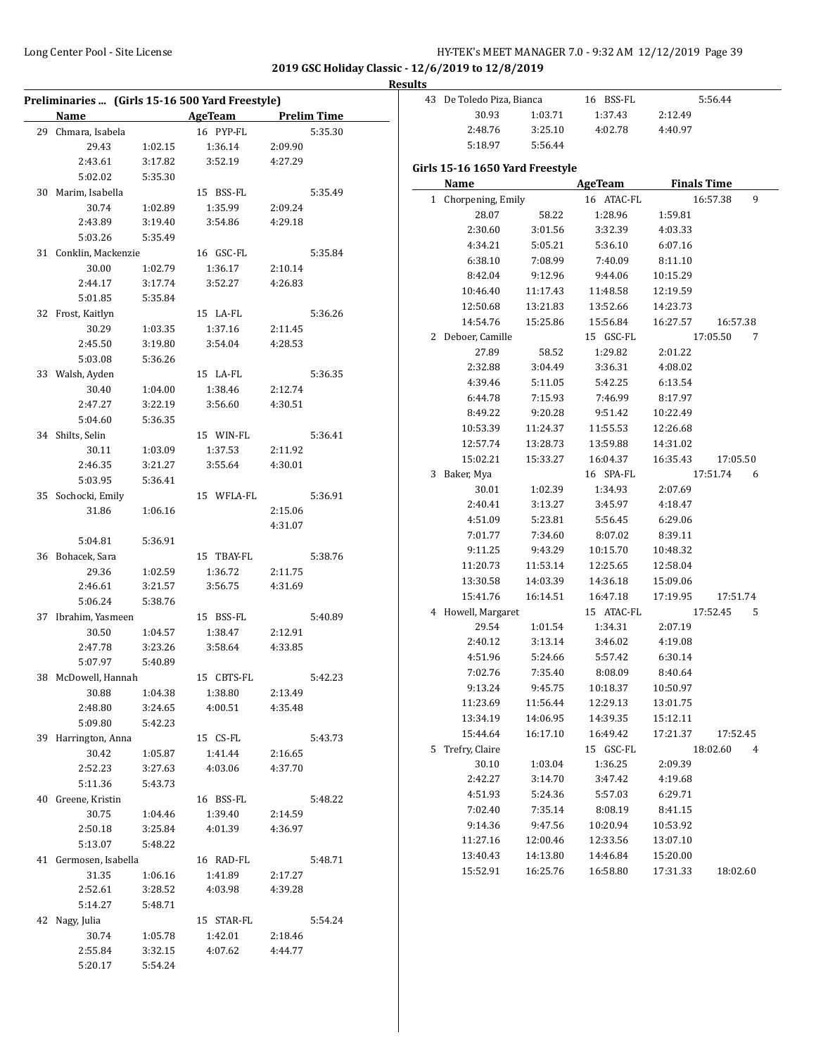2019 GSC Holiday Classic - 12/6/2019 to 12/8/2019

**Results**

### Preliminaries ... (Girls 15-16 500 Yard Freestyle)

| | Name | AgeTeam | Prelim Time |
|---|---|---|---|
| 29 | Chmara, Isabela | 16 PYP-FL | 5:35.30 |
| | 29.43 / 1:02.15 / 1:36.14 / 2:09.90 / 2:43.61 / 3:17.82 / 3:52.19 / 4:27.29 / 5:02.02 / 5:35.30 | | |
| 30 | Marim, Isabella | 15 BSS-FL | 5:35.49 |
| | 30.74 / 1:02.89 / 1:35.99 / 2:09.24 / 2:43.89 / 3:19.40 / 3:54.86 / 4:29.18 / 5:03.26 / 5:35.49 | | |
| 31 | Conklin, Mackenzie | 16 GSC-FL | 5:35.84 |
| | 30.00 / 1:02.79 / 1:36.17 / 2:10.14 / 2:44.17 / 3:17.74 / 3:52.27 / 4:26.83 / 5:01.85 / 5:35.84 | | |
| 32 | Frost, Kaitlyn | 15 LA-FL | 5:36.26 |
| | 30.29 / 1:03.35 / 1:37.16 / 2:11.45 / 2:45.50 / 3:19.80 / 3:54.04 / 4:28.53 / 5:03.08 / 5:36.26 | | |
| 33 | Walsh, Ayden | 15 LA-FL | 5:36.35 |
| | 30.40 / 1:04.00 / 1:38.46 / 2:12.74 / 2:47.27 / 3:22.19 / 3:56.60 / 4:30.51 / 5:04.60 / 5:36.35 | | |
| 34 | Shilts, Selin | 15 WIN-FL | 5:36.41 |
| | 30.11 / 1:03.09 / 1:37.53 / 2:11.92 / 2:46.35 / 3:21.27 / 3:55.64 / 4:30.01 / 5:03.95 / 5:36.41 | | |
| 35 | Sochocki, Emily | 15 WFLA-FL | 5:36.91 |
| | 31.86 / 1:06.16 / / 2:15.06 / / / / 4:31.07 / 5:04.81 / 5:36.91 | | |
| 36 | Bohacek, Sara | 15 TBAY-FL | 5:38.76 |
| | 29.36 / 1:02.59 / 1:36.72 / 2:11.75 / 2:46.61 / 3:21.57 / 3:56.75 / 4:31.69 / 5:06.24 / 5:38.76 | | |
| 37 | Ibrahim, Yasmeen | 15 BSS-FL | 5:40.89 |
| | 30.50 / 1:04.57 / 1:38.47 / 2:12.91 / 2:47.78 / 3:23.26 / 3:58.64 / 4:33.85 / 5:07.97 / 5:40.89 | | |
| 38 | McDowell, Hannah | 15 CBTS-FL | 5:42.23 |
| | 30.88 / 1:04.38 / 1:38.80 / 2:13.49 / 2:48.80 / 3:24.65 / 4:00.51 / 4:35.48 / 5:09.80 / 5:42.23 | | |
| 39 | Harrington, Anna | 15 CS-FL | 5:43.73 |
| | 30.42 / 1:05.87 / 1:41.44 / 2:16.65 / 2:52.23 / 3:27.63 / 4:03.06 / 4:37.70 / 5:11.36 / 5:43.73 | | |
| 40 | Greene, Kristin | 16 BSS-FL | 5:48.22 |
| | 30.75 / 1:04.46 / 1:39.40 / 2:14.59 / 2:50.18 / 3:25.84 / 4:01.39 / 4:36.97 / 5:13.07 / 5:48.22 | | |
| 41 | Germosen, Isabella | 16 RAD-FL | 5:48.71 |
| | 31.35 / 1:06.16 / 1:41.89 / 2:17.27 / 2:52.61 / 3:28.52 / 4:03.98 / 4:39.28 / 5:14.27 / 5:48.71 | | |
| 42 | Nagy, Julia | 15 STAR-FL | 5:54.24 |
| | 30.74 / 1:05.78 / 1:42.01 / 2:18.46 / 2:55.84 / 3:32.15 / 4:07.62 / 4:44.77 / 5:20.17 / 5:54.24 | | |
| 43 | De Toledo Piza, Bianca | 16 BSS-FL | 5:56.44 |
| | 30.93 / 1:03.71 / 1:37.43 / 2:12.49 / 2:48.76 / 3:25.10 / 4:02.78 / 4:40.97 / 5:18.97 / 5:56.44 | | |

### Girls 15-16 1650 Yard Freestyle

| | Name | AgeTeam | Finals Time | Points |
|---|---|---|---|---|
| 1 | Chorpening, Emily | 16 ATAC-FL | 16:57.38 | 9 |
| | 28.07 / 58.22 / 1:28.96 / 1:59.81 / 2:30.60 / 3:01.56 / 3:32.39 / 4:03.33 / 4:34.21 / 5:05.21 / 5:36.10 / 6:07.16 / 6:38.10 / 7:08.99 / 7:40.09 / 8:11.10 / 8:42.04 / 9:12.96 / 9:44.06 / 10:15.29 / 10:46.40 / 11:17.43 / 11:48.58 / 12:19.59 / 12:50.68 / 13:21.83 / 13:52.66 / 14:23.73 / 14:54.76 / 15:25.86 / 15:56.84 / 16:27.57 / 16:57.38 | | | |
| 2 | Deboer, Camille | 15 GSC-FL | 17:05.50 | 7 |
| | 27.89 / 58.52 / 1:29.82 / 2:01.22 / 2:32.88 / 3:04.49 / 3:36.31 / 4:08.02 / 4:39.46 / 5:11.05 / 5:42.25 / 6:13.54 / 6:44.78 / 7:15.93 / 7:46.99 / 8:17.97 / 8:49.22 / 9:20.28 / 9:51.42 / 10:22.49 / 10:53.39 / 11:24.37 / 11:55.53 / 12:26.68 / 12:57.74 / 13:28.73 / 13:59.88 / 14:31.02 / 15:02.21 / 15:33.27 / 16:04.37 / 16:35.43 / 17:05.50 | | | |
| 3 | Baker, Mya | 16 SPA-FL | 17:51.74 | 6 |
| | 30.01 / 1:02.39 / 1:34.93 / 2:07.69 / 2:40.41 / 3:13.27 / 3:45.97 / 4:18.47 / 4:51.09 / 5:23.81 / 5:56.45 / 6:29.06 / 7:01.77 / 7:34.60 / 8:07.02 / 8:39.11 / 9:11.25 / 9:43.29 / 10:15.70 / 10:48.32 / 11:20.73 / 11:53.14 / 12:25.65 / 12:58.04 / 13:30.58 / 14:03.39 / 14:36.18 / 15:09.06 / 15:41.76 / 16:14.51 / 16:47.18 / 17:19.95 / 17:51.74 | | | |
| 4 | Howell, Margaret | 15 ATAC-FL | 17:52.45 | 5 |
| | 29.54 / 1:01.54 / 1:34.31 / 2:07.19 / 2:40.12 / 3:13.14 / 3:46.02 / 4:19.08 / 4:51.96 / 5:24.66 / 5:57.42 / 6:30.14 / 7:02.76 / 7:35.40 / 8:08.09 / 8:40.64 / 9:13.24 / 9:45.75 / 10:18.37 / 10:50.97 / 11:23.69 / 11:56.44 / 12:29.13 / 13:01.75 / 13:34.19 / 14:06.95 / 14:39.35 / 15:12.11 / 15:44.64 / 16:17.10 / 16:49.42 / 17:21.37 / 17:52.45 | | | |
| 5 | Trefry, Claire | 15 GSC-FL | 18:02.60 | 4 |
| | 30.10 / 1:03.04 / 1:36.25 / 2:09.39 / 2:42.27 / 3:14.70 / 3:47.42 / 4:19.68 / 4:51.93 / 5:24.36 / 5:57.03 / 6:29.71 / 7:02.40 / 7:35.14 / 8:08.19 / 8:41.15 / 9:14.36 / 9:47.56 / 10:20.94 / 10:53.92 / 11:27.16 / 12:00.46 / 12:33.56 / 13:07.10 / 13:40.43 / 14:13.80 / 14:46.84 / 15:20.00 / 15:52.91 / 16:25.76 / 16:58.80 / 17:31.33 / 18:02.60 | | | |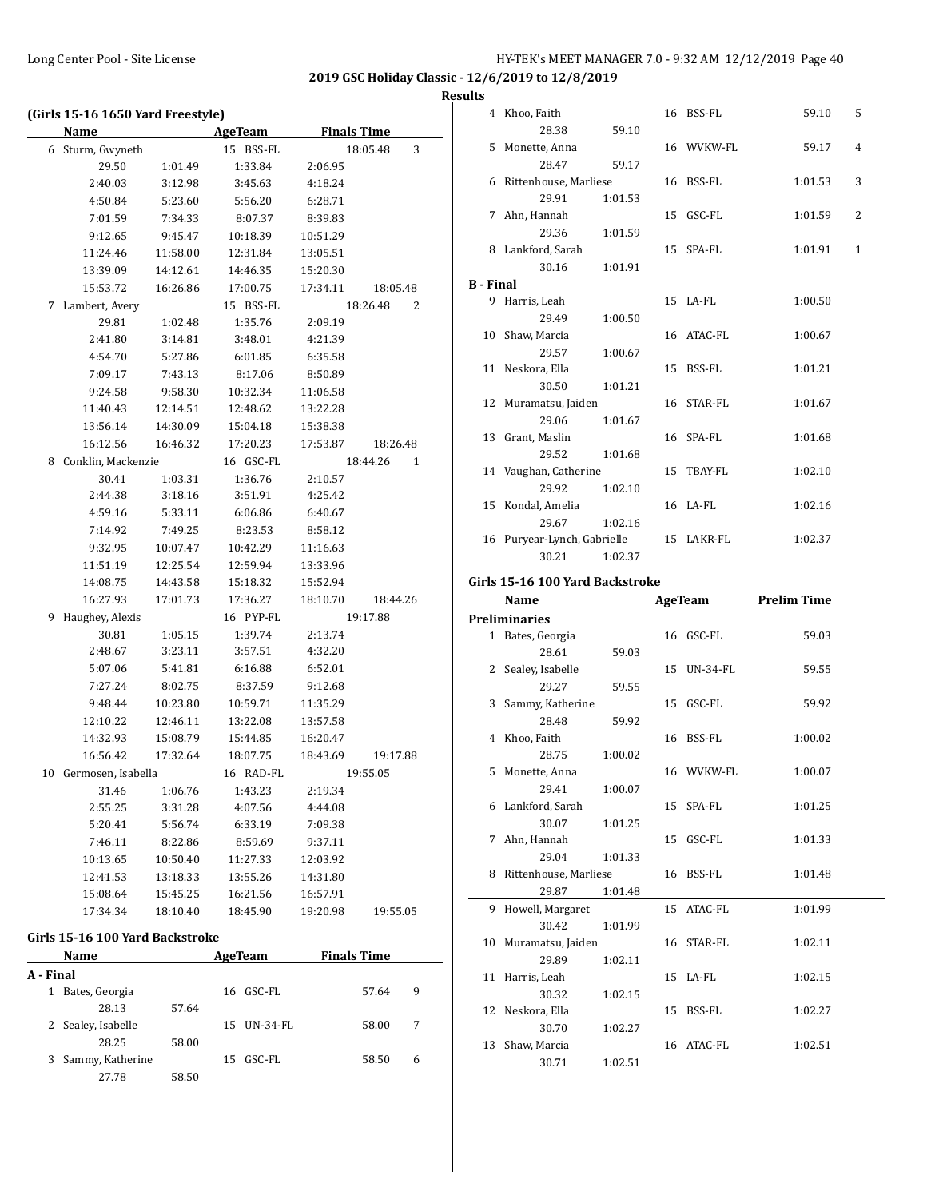## 2019 GSC Holiday Classic - 12/6/2019 to 12/8/2019

### Results

#### (Girls 15-16 1650 Yard Freestyle)

| | Name | | AgeTeam | | Finals Time | |
|---|---|---|---|---|---|---|
| 6 | Sturm, Gwyneth | | 15 BSS-FL | | 18:05.48 | 3 |
| | 29.50 | 1:01.49 | 1:33.84 | 2:06.95 | | |
| | 2:40.03 | 3:12.98 | 3:45.63 | 4:18.24 | | |
| | 4:50.84 | 5:23.60 | 5:56.20 | 6:28.71 | | |
| | 7:01.59 | 7:34.33 | 8:07.37 | 8:39.83 | | |
| | 9:12.65 | 9:45.47 | 10:18.39 | 10:51.29 | | |
| | 11:24.46 | 11:58.00 | 12:31.84 | 13:05.51 | | |
| | 13:39.09 | 14:12.61 | 14:46.35 | 15:20.30 | | |
| | 15:53.72 | 16:26.86 | 17:00.75 | 17:34.11 | 18:05.48 | |
| 7 | Lambert, Avery | | 15 BSS-FL | | 18:26.48 | 2 |
| | 29.81 | 1:02.48 | 1:35.76 | 2:09.19 | | |
| | 2:41.80 | 3:14.81 | 3:48.01 | 4:21.39 | | |
| | 4:54.70 | 5:27.86 | 6:01.85 | 6:35.58 | | |
| | 7:09.17 | 7:43.13 | 8:17.06 | 8:50.89 | | |
| | 9:24.58 | 9:58.30 | 10:32.34 | 11:06.58 | | |
| | 11:40.43 | 12:14.51 | 12:48.62 | 13:22.28 | | |
| | 13:56.14 | 14:30.09 | 15:04.18 | 15:38.38 | | |
| | 16:12.56 | 16:46.32 | 17:20.23 | 17:53.87 | 18:26.48 | |
| 8 | Conklin, Mackenzie | | 16 GSC-FL | | 18:44.26 | 1 |
| | 30.41 | 1:03.31 | 1:36.76 | 2:10.57 | | |
| | 2:44.38 | 3:18.16 | 3:51.91 | 4:25.42 | | |
| | 4:59.16 | 5:33.11 | 6:06.86 | 6:40.67 | | |
| | 7:14.92 | 7:49.25 | 8:23.53 | 8:58.12 | | |
| | 9:32.95 | 10:07.47 | 10:42.29 | 11:16.63 | | |
| | 11:51.19 | 12:25.54 | 12:59.94 | 13:33.96 | | |
| | 14:08.75 | 14:43.58 | 15:18.32 | 15:52.94 | | |
| | 16:27.93 | 17:01.73 | 17:36.27 | 18:10.70 | 18:44.26 | |
| 9 | Haughey, Alexis | | 16 PYP-FL | | 19:17.88 | |
| | 30.81 | 1:05.15 | 1:39.74 | 2:13.74 | | |
| | 2:48.67 | 3:23.11 | 3:57.51 | 4:32.20 | | |
| | 5:07.06 | 5:41.81 | 6:16.88 | 6:52.01 | | |
| | 7:27.24 | 8:02.75 | 8:37.59 | 9:12.68 | | |
| | 9:48.44 | 10:23.80 | 10:59.71 | 11:35.29 | | |
| | 12:10.22 | 12:46.11 | 13:22.08 | 13:57.58 | | |
| | 14:32.93 | 15:08.79 | 15:44.85 | 16:20.47 | | |
| | 16:56.42 | 17:32.64 | 18:07.75 | 18:43.69 | 19:17.88 | |
| 10 | Germosen, Isabella | | 16 RAD-FL | | 19:55.05 | |
| | 31.46 | 1:06.76 | 1:43.23 | 2:19.34 | | |
| | 2:55.25 | 3:31.28 | 4:07.56 | 4:44.08 | | |
| | 5:20.41 | 5:56.74 | 6:33.19 | 7:09.38 | | |
| | 7:46.11 | 8:22.86 | 8:59.69 | 9:37.11 | | |
| | 10:13.65 | 10:50.40 | 11:27.33 | 12:03.92 | | |
| | 12:41.53 | 13:18.33 | 13:55.26 | 14:31.80 | | |
| | 15:08.64 | 15:45.25 | 16:21.56 | 16:57.91 | | |
| | 17:34.34 | 18:10.40 | 18:45.90 | 19:20.98 | 19:55.05 | |

#### Girls 15-16 100 Yard Backstroke

| | Name | | AgeTeam | Finals Time | |
|---|---|---|---|---|---|
| **A - Final** | | | | | |
| 1 | Bates, Georgia | | 16 GSC-FL | 57.64 | 9 |
| | 28.13 | 57.64 | | | |
| 2 | Sealey, Isabelle | | 15 UN-34-FL | 58.00 | 7 |
| | 28.25 | 58.00 | | | |
| 3 | Sammy, Katherine | | 15 GSC-FL | 58.50 | 6 |
| | 27.78 | 58.50 | | | |
| 4 | Khoo, Faith | | 16 BSS-FL | 59.10 | 5 |
| | 28.38 | 59.10 | | | |
| 5 | Monette, Anna | | 16 WVKW-FL | 59.17 | 4 |
| | 28.47 | 59.17 | | | |
| 6 | Rittenhouse, Marliese | | 16 BSS-FL | 1:01.53 | 3 |
| | 29.91 | 1:01.53 | | | |
| 7 | Ahn, Hannah | | 15 GSC-FL | 1:01.59 | 2 |
| | 29.36 | 1:01.59 | | | |
| 8 | Lankford, Sarah | | 15 SPA-FL | 1:01.91 | 1 |
| | 30.16 | 1:01.91 | | | |
| **B - Final** | | | | | |
| 9 | Harris, Leah | | 15 LA-FL | 1:00.50 | |
| | 29.49 | 1:00.50 | | | |
| 10 | Shaw, Marcia | | 16 ATAC-FL | 1:00.67 | |
| | 29.57 | 1:00.67 | | | |
| 11 | Neskora, Ella | | 15 BSS-FL | 1:01.21 | |
| | 30.50 | 1:01.21 | | | |
| 12 | Muramatsu, Jaiden | | 16 STAR-FL | 1:01.67 | |
| | 29.06 | 1:01.67 | | | |
| 13 | Grant, Maslin | | 16 SPA-FL | 1:01.68 | |
| | 29.52 | 1:01.68 | | | |
| 14 | Vaughan, Catherine | | 15 TBAY-FL | 1:02.10 | |
| | 29.92 | 1:02.10 | | | |
| 15 | Kondal, Amelia | | 16 LA-FL | 1:02.16 | |
| | 29.67 | 1:02.16 | | | |
| 16 | Puryear-Lynch, Gabrielle | | 15 LAKR-FL | 1:02.37 | |
| | 30.21 | 1:02.37 | | | |

#### Girls 15-16 100 Yard Backstroke

| | Name | | AgeTeam | Prelim Time |
|---|---|---|---|---|
| **Preliminaries** | | | | |
| 1 | Bates, Georgia | | 16 GSC-FL | 59.03 |
| | 28.61 | 59.03 | | |
| 2 | Sealey, Isabelle | | 15 UN-34-FL | 59.55 |
| | 29.27 | 59.55 | | |
| 3 | Sammy, Katherine | | 15 GSC-FL | 59.92 |
| | 28.48 | 59.92 | | |
| 4 | Khoo, Faith | | 16 BSS-FL | 1:00.02 |
| | 28.75 | 1:00.02 | | |
| 5 | Monette, Anna | | 16 WVKW-FL | 1:00.07 |
| | 29.41 | 1:00.07 | | |
| 6 | Lankford, Sarah | | 15 SPA-FL | 1:01.25 |
| | 30.07 | 1:01.25 | | |
| 7 | Ahn, Hannah | | 15 GSC-FL | 1:01.33 |
| | 29.04 | 1:01.33 | | |
| 8 | Rittenhouse, Marliese | | 16 BSS-FL | 1:01.48 |
| | 29.87 | 1:01.48 | | |
| 9 | Howell, Margaret | | 15 ATAC-FL | 1:01.99 |
| | 30.42 | 1:01.99 | | |
| 10 | Muramatsu, Jaiden | | 16 STAR-FL | 1:02.11 |
| | 29.89 | 1:02.11 | | |
| 11 | Harris, Leah | | 15 LA-FL | 1:02.15 |
| | 30.32 | 1:02.15 | | |
| 12 | Neskora, Ella | | 15 BSS-FL | 1:02.27 |
| | 30.70 | 1:02.27 | | |
| 13 | Shaw, Marcia | | 16 ATAC-FL | 1:02.51 |
| | 30.71 | 1:02.51 | | |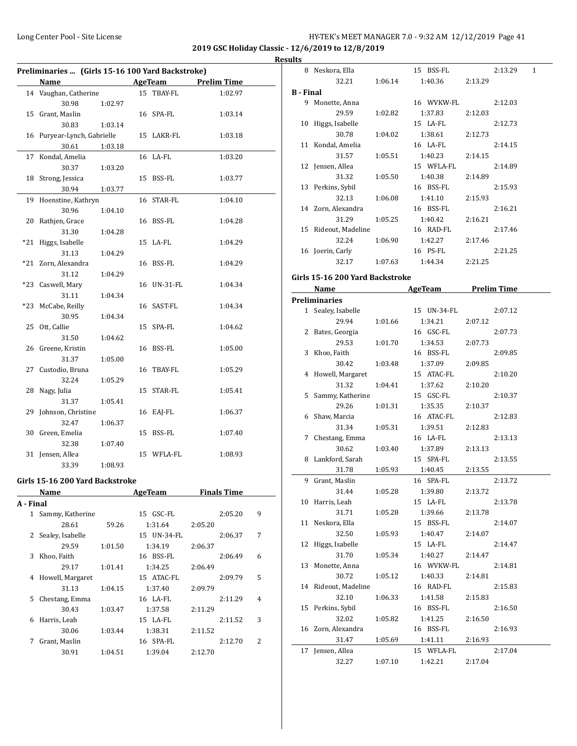**2019 GSC Holiday Classic - 12/6/2019 to 12/8/2019**

**Results**

### Preliminaries ... (Girls 15-16 100 Yard Backstroke)

| | Name | Age | Team | Prelim Time |
|---|---|---|---|---|
| 14 | Vaughan, Catherine | 15 | TBAY-FL | 1:02.97 |
| | 30.98 | 1:02.97 | | |
| 15 | Grant, Maslin | 16 | SPA-FL | 1:03.14 |
| | 30.83 | 1:03.14 | | |
| 16 | Puryear-Lynch, Gabrielle | 15 | LAKR-FL | 1:03.18 |
| | 30.61 | 1:03.18 | | |
| 17 | Kondal, Amelia | 16 | LA-FL | 1:03.20 |
| | 30.37 | 1:03.20 | | |
| 18 | Strong, Jessica | 15 | BSS-FL | 1:03.77 |
| | 30.94 | 1:03.77 | | |
| 19 | Hoenstine, Kathryn | 16 | STAR-FL | 1:04.10 |
| | 30.96 | 1:04.10 | | |
| 20 | Rathjen, Grace | 16 | BSS-FL | 1:04.28 |
| | 31.30 | 1:04.28 | | |
| *21 | Higgs, Isabelle | 15 | LA-FL | 1:04.29 |
| | 31.13 | 1:04.29 | | |
| *21 | Zorn, Alexandra | 16 | BSS-FL | 1:04.29 |
| | 31.12 | 1:04.29 | | |
| *23 | Caswell, Mary | 16 | UN-31-FL | 1:04.34 |
| | 31.11 | 1:04.34 | | |
| *23 | McCabe, Reilly | 16 | SAST-FL | 1:04.34 |
| | 30.95 | 1:04.34 | | |
| 25 | Ott, Callie | 15 | SPA-FL | 1:04.62 |
| | 31.50 | 1:04.62 | | |
| 26 | Greene, Kristin | 16 | BSS-FL | 1:05.00 |
| | 31.37 | 1:05.00 | | |
| 27 | Custodio, Bruna | 16 | TBAY-FL | 1:05.29 |
| | 32.24 | 1:05.29 | | |
| 28 | Nagy, Julia | 15 | STAR-FL | 1:05.41 |
| | 31.37 | 1:05.41 | | |
| 29 | Johnson, Christine | 16 | EAJ-FL | 1:06.37 |
| | 32.47 | 1:06.37 | | |
| 30 | Green, Emelia | 15 | BSS-FL | 1:07.40 |
| | 32.38 | 1:07.40 | | |
| 31 | Jensen, Allea | 15 | WFLA-FL | 1:08.93 |
| | 33.39 | 1:08.93 | | |

### Girls 15-16 200 Yard Backstroke

| | Name | Age | Team | Finals Time | Points |
|---|---|---|---|---|---|
| **A - Final** | | | | | |
| 1 | Sammy, Katherine | 15 | GSC-FL | 2:05.20 | 9 |
| | 28.61 | 59.26 | 1:31.64 | 2:05.20 | |
| 2 | Sealey, Isabelle | 15 | UN-34-FL | 2:06.37 | 7 |
| | 29.59 | 1:01.50 | 1:34.19 | 2:06.37 | |
| 3 | Khoo, Faith | 16 | BSS-FL | 2:06.49 | 6 |
| | 29.17 | 1:01.41 | 1:34.25 | 2:06.49 | |
| 4 | Howell, Margaret | 15 | ATAC-FL | 2:09.79 | 5 |
| | 31.13 | 1:04.15 | 1:37.40 | 2:09.79 | |
| 5 | Chestang, Emma | 16 | LA-FL | 2:11.29 | 4 |
| | 30.43 | 1:03.47 | 1:37.58 | 2:11.29 | |
| 6 | Harris, Leah | 15 | LA-FL | 2:11.52 | 3 |
| | 30.06 | 1:03.44 | 1:38.31 | 2:11.52 | |
| 7 | Grant, Maslin | 16 | SPA-FL | 2:12.70 | 2 |
| | 30.91 | 1:04.51 | 1:39.04 | 2:12.70 | |
| 8 | Neskora, Ella | 15 | BSS-FL | 2:13.29 | 1 |
| | 32.21 | 1:06.14 | 1:40.36 | 2:13.29 | |
| **B - Final** | | | | | |
| 9 | Monette, Anna | 16 | WVKW-FL | 2:12.03 | |
| | 29.59 | 1:02.82 | 1:37.83 | 2:12.03 | |
| 10 | Higgs, Isabelle | 15 | LA-FL | 2:12.73 | |
| | 30.78 | 1:04.02 | 1:38.61 | 2:12.73 | |
| 11 | Kondal, Amelia | 16 | LA-FL | 2:14.15 | |
| | 31.57 | 1:05.51 | 1:40.23 | 2:14.15 | |
| 12 | Jensen, Allea | 15 | WFLA-FL | 2:14.89 | |
| | 31.32 | 1:05.50 | 1:40.38 | 2:14.89 | |
| 13 | Perkins, Sybil | 16 | BSS-FL | 2:15.93 | |
| | 32.13 | 1:06.08 | 1:41.10 | 2:15.93 | |
| 14 | Zorn, Alexandra | 16 | BSS-FL | 2:16.21 | |
| | 31.29 | 1:05.25 | 1:40.42 | 2:16.21 | |
| 15 | Rideout, Madeline | 16 | RAD-FL | 2:17.46 | |
| | 32.24 | 1:06.90 | 1:42.27 | 2:17.46 | |
| 16 | Joerin, Carly | 16 | PS-FL | 2:21.25 | |
| | 32.17 | 1:07.63 | 1:44.34 | 2:21.25 | |

### Girls 15-16 200 Yard Backstroke

| | Name | Age | Team | Prelim Time |
|---|---|---|---|---|
| **Preliminaries** | | | | |
| 1 | Sealey, Isabelle | 15 | UN-34-FL | 2:07.12 |
| | 29.94 | 1:01.66 | 1:34.21 | 2:07.12 |
| 2 | Bates, Georgia | 16 | GSC-FL | 2:07.73 |
| | 29.53 | 1:01.70 | 1:34.53 | 2:07.73 |
| 3 | Khoo, Faith | 16 | BSS-FL | 2:09.85 |
| | 30.42 | 1:03.48 | 1:37.09 | 2:09.85 |
| 4 | Howell, Margaret | 15 | ATAC-FL | 2:10.20 |
| | 31.32 | 1:04.41 | 1:37.62 | 2:10.20 |
| 5 | Sammy, Katherine | 15 | GSC-FL | 2:10.37 |
| | 29.26 | 1:01.31 | 1:35.35 | 2:10.37 |
| 6 | Shaw, Marcia | 16 | ATAC-FL | 2:12.83 |
| | 31.34 | 1:05.31 | 1:39.51 | 2:12.83 |
| 7 | Chestang, Emma | 16 | LA-FL | 2:13.13 |
| | 30.62 | 1:03.40 | 1:37.89 | 2:13.13 |
| 8 | Lankford, Sarah | 15 | SPA-FL | 2:13.55 |
| | 31.78 | 1:05.93 | 1:40.45 | 2:13.55 |
| 9 | Grant, Maslin | 16 | SPA-FL | 2:13.72 |
| | 31.44 | 1:05.28 | 1:39.80 | 2:13.72 |
| 10 | Harris, Leah | 15 | LA-FL | 2:13.78 |
| | 31.71 | 1:05.28 | 1:39.66 | 2:13.78 |
| 11 | Neskora, Ella | 15 | BSS-FL | 2:14.07 |
| | 32.50 | 1:05.93 | 1:40.47 | 2:14.07 |
| 12 | Higgs, Isabelle | 15 | LA-FL | 2:14.47 |
| | 31.70 | 1:05.34 | 1:40.27 | 2:14.47 |
| 13 | Monette, Anna | 16 | WVKW-FL | 2:14.81 |
| | 30.72 | 1:05.12 | 1:40.33 | 2:14.81 |
| 14 | Rideout, Madeline | 16 | RAD-FL | 2:15.83 |
| | 32.10 | 1:06.33 | 1:41.58 | 2:15.83 |
| 15 | Perkins, Sybil | 16 | BSS-FL | 2:16.50 |
| | 32.02 | 1:05.82 | 1:41.25 | 2:16.50 |
| 16 | Zorn, Alexandra | 16 | BSS-FL | 2:16.93 |
| | 31.47 | 1:05.69 | 1:41.11 | 2:16.93 |
| 17 | Jensen, Allea | 15 | WFLA-FL | 2:17.04 |
| | 32.27 | 1:07.10 | 1:42.21 | 2:17.04 |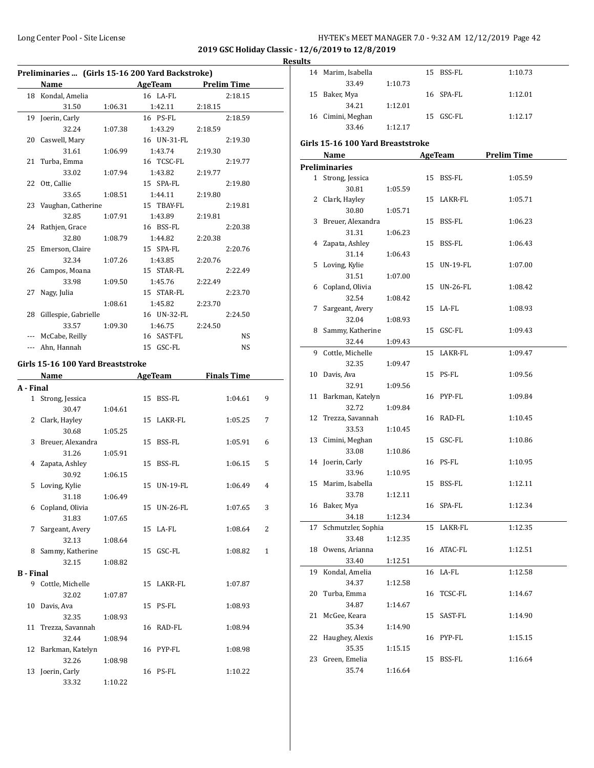## 2019 GSC Holiday Classic - 12/6/2019 to 12/8/2019

### Results

#### Preliminaries ... (Girls 15-16 200 Yard Backstroke)

| | Name | Age | Team | Prelim Time |
|---|---|---|---|---|
| 18 | Kondal, Amelia | 16 | LA-FL | 2:18.15 |
| | 31.50 1:06.31 1:42.11 2:18.15 | | | |
| 19 | Joerin, Carly | 16 | PS-FL | 2:18.59 |
| | 32.24 1:07.38 1:43.29 2:18.59 | | | |
| 20 | Caswell, Mary | 16 | UN-31-FL | 2:19.30 |
| | 31.61 1:06.99 1:43.74 2:19.30 | | | |
| 21 | Turba, Emma | 16 | TCSC-FL | 2:19.77 |
| | 33.02 1:07.94 1:43.82 2:19.77 | | | |
| 22 | Ott, Callie | 15 | SPA-FL | 2:19.80 |
| | 33.65 1:08.51 1:44.11 2:19.80 | | | |
| 23 | Vaughan, Catherine | 15 | TBAY-FL | 2:19.81 |
| | 32.85 1:07.91 1:43.89 2:19.81 | | | |
| 24 | Rathjen, Grace | 16 | BSS-FL | 2:20.38 |
| | 32.80 1:08.79 1:44.82 2:20.38 | | | |
| 25 | Emerson, Claire | 15 | SPA-FL | 2:20.76 |
| | 32.34 1:07.26 1:43.85 2:20.76 | | | |
| 26 | Campos, Moana | 15 | STAR-FL | 2:22.49 |
| | 33.98 1:09.50 1:45.76 2:22.49 | | | |
| 27 | Nagy, Julia | 15 | STAR-FL | 2:23.70 |
| | 1:08.61 1:45.82 2:23.70 | | | |
| 28 | Gillespie, Gabrielle | 16 | UN-32-FL | 2:24.50 |
| | 33.57 1:09.30 1:46.75 2:24.50 | | | |
| --- | McCabe, Reilly | 16 | SAST-FL | NS |
| --- | Ahn, Hannah | 15 | GSC-FL | NS |

#### Girls 15-16 100 Yard Breaststroke

| | Name | Age | Team | Finals Time | Points |
|---|---|---|---|---|---|
| **A - Final** | | | | | |
| 1 | Strong, Jessica | 15 | BSS-FL | 1:04.61 | 9 |
| | 30.47 1:04.61 | | | | |
| 2 | Clark, Hayley | 15 | LAKR-FL | 1:05.25 | 7 |
| | 30.68 1:05.25 | | | | |
| 3 | Breuer, Alexandra | 15 | BSS-FL | 1:05.91 | 6 |
| | 31.26 1:05.91 | | | | |
| 4 | Zapata, Ashley | 15 | BSS-FL | 1:06.15 | 5 |
| | 30.92 1:06.15 | | | | |
| 5 | Loving, Kylie | 15 | UN-19-FL | 1:06.49 | 4 |
| | 31.18 1:06.49 | | | | |
| 6 | Copland, Olivia | 15 | UN-26-FL | 1:07.65 | 3 |
| | 31.83 1:07.65 | | | | |
| 7 | Sargeant, Avery | 15 | LA-FL | 1:08.64 | 2 |
| | 32.13 1:08.64 | | | | |
| 8 | Sammy, Katherine | 15 | GSC-FL | 1:08.82 | 1 |
| | 32.15 1:08.82 | | | | |
| **B - Final** | | | | | |
| 9 | Cottle, Michelle | 15 | LAKR-FL | 1:07.87 | |
| | 32.02 1:07.87 | | | | |
| 10 | Davis, Ava | 15 | PS-FL | 1:08.93 | |
| | 32.35 1:08.93 | | | | |
| 11 | Trezza, Savannah | 16 | RAD-FL | 1:08.94 | |
| | 32.44 1:08.94 | | | | |
| 12 | Barkman, Katelyn | 16 | PYP-FL | 1:08.98 | |
| | 32.26 1:08.98 | | | | |
| 13 | Joerin, Carly | 16 | PS-FL | 1:10.22 | |
| | 33.32 1:10.22 | | | | |
| 14 | Marim, Isabella | 15 | BSS-FL | 1:10.73 | |
| | 33.49 1:10.73 | | | | |
| 15 | Baker, Mya | 16 | SPA-FL | 1:12.01 | |
| | 34.21 1:12.01 | | | | |
| 16 | Cimini, Meghan | 15 | GSC-FL | 1:12.17 | |
| | 33.46 1:12.17 | | | | |

#### Girls 15-16 100 Yard Breaststroke

| | Name | Age | Team | Prelim Time |
|---|---|---|---|---|
| **Preliminaries** | | | | |
| 1 | Strong, Jessica | 15 | BSS-FL | 1:05.59 |
| | 30.81 1:05.59 | | | |
| 2 | Clark, Hayley | 15 | LAKR-FL | 1:05.71 |
| | 30.80 1:05.71 | | | |
| 3 | Breuer, Alexandra | 15 | BSS-FL | 1:06.23 |
| | 31.31 1:06.23 | | | |
| 4 | Zapata, Ashley | 15 | BSS-FL | 1:06.43 |
| | 31.14 1:06.43 | | | |
| 5 | Loving, Kylie | 15 | UN-19-FL | 1:07.00 |
| | 31.51 1:07.00 | | | |
| 6 | Copland, Olivia | 15 | UN-26-FL | 1:08.42 |
| | 32.54 1:08.42 | | | |
| 7 | Sargeant, Avery | 15 | LA-FL | 1:08.93 |
| | 32.04 1:08.93 | | | |
| 8 | Sammy, Katherine | 15 | GSC-FL | 1:09.43 |
| | 32.44 1:09.43 | | | |
| 9 | Cottle, Michelle | 15 | LAKR-FL | 1:09.47 |
| | 32.35 1:09.47 | | | |
| 10 | Davis, Ava | 15 | PS-FL | 1:09.56 |
| | 32.91 1:09.56 | | | |
| 11 | Barkman, Katelyn | 16 | PYP-FL | 1:09.84 |
| | 32.72 1:09.84 | | | |
| 12 | Trezza, Savannah | 16 | RAD-FL | 1:10.45 |
| | 33.53 1:10.45 | | | |
| 13 | Cimini, Meghan | 15 | GSC-FL | 1:10.86 |
| | 33.08 1:10.86 | | | |
| 14 | Joerin, Carly | 16 | PS-FL | 1:10.95 |
| | 33.96 1:10.95 | | | |
| 15 | Marim, Isabella | 15 | BSS-FL | 1:12.11 |
| | 33.78 1:12.11 | | | |
| 16 | Baker, Mya | 16 | SPA-FL | 1:12.34 |
| | 34.18 1:12.34 | | | |
| 17 | Schmutzler, Sophia | 15 | LAKR-FL | 1:12.35 |
| | 33.48 1:12.35 | | | |
| 18 | Owens, Arianna | 16 | ATAC-FL | 1:12.51 |
| | 33.40 1:12.51 | | | |
| 19 | Kondal, Amelia | 16 | LA-FL | 1:12.58 |
| | 34.37 1:12.58 | | | |
| 20 | Turba, Emma | 16 | TCSC-FL | 1:14.67 |
| | 34.87 1:14.67 | | | |
| 21 | McGee, Keara | 15 | SAST-FL | 1:14.90 |
| | 35.34 1:14.90 | | | |
| 22 | Haughey, Alexis | 16 | PYP-FL | 1:15.15 |
| | 35.35 1:15.15 | | | |
| 23 | Green, Emelia | 15 | BSS-FL | 1:16.64 |
| | 35.74 1:16.64 | | | |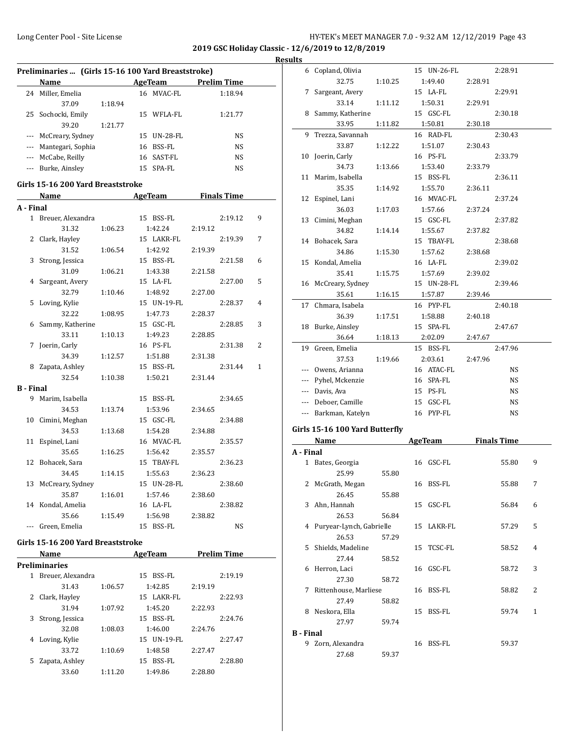## 2019 GSC Holiday Classic - 12/6/2019 to 12/8/2019

### Results

#### Preliminaries ... (Girls 15-16 100 Yard Breaststroke)

| | Name | Age | Team | Prelim Time |
|---|---|---|---|---|
| 24 | Miller, Emelia | 16 | MVAC-FL | 1:18.94 |
| | 37.09 1:18.94 | | | |
| 25 | Sochocki, Emily | 15 | WFLA-FL | 1:21.77 |
| | 39.20 1:21.77 | | | |
| --- | McCreary, Sydney | 15 | UN-28-FL | NS |
| --- | Mantegari, Sophia | 16 | BSS-FL | NS |
| --- | McCabe, Reilly | 16 | SAST-FL | NS |
| --- | Burke, Ainsley | 15 | SPA-FL | NS |

#### Girls 15-16 200 Yard Breaststroke

| | Name | Age | Team | Finals Time | Points |
|---|---|---|---|---|---|
| **A - Final** | | | | | |
| 1 | Breuer, Alexandra | 15 | BSS-FL | 2:19.12 | 9 |
| | 31.32 1:06.23 1:42.24 2:19.12 | | | | |
| 2 | Clark, Hayley | 15 | LAKR-FL | 2:19.39 | 7 |
| | 31.52 1:06.54 1:42.92 2:19.39 | | | | |
| 3 | Strong, Jessica | 15 | BSS-FL | 2:21.58 | 6 |
| | 31.09 1:06.21 1:43.38 2:21.58 | | | | |
| 4 | Sargeant, Avery | 15 | LA-FL | 2:27.00 | 5 |
| | 32.79 1:10.46 1:48.92 2:27.00 | | | | |
| 5 | Loving, Kylie | 15 | UN-19-FL | 2:28.37 | 4 |
| | 32.22 1:08.95 1:47.73 2:28.37 | | | | |
| 6 | Sammy, Katherine | 15 | GSC-FL | 2:28.85 | 3 |
| | 33.11 1:10.13 1:49.23 2:28.85 | | | | |
| 7 | Joerin, Carly | 16 | PS-FL | 2:31.38 | 2 |
| | 34.39 1:12.57 1:51.88 2:31.38 | | | | |
| 8 | Zapata, Ashley | 15 | BSS-FL | 2:31.44 | 1 |
| | 32.54 1:10.38 1:50.21 2:31.44 | | | | |
| **B - Final** | | | | | |
| 9 | Marim, Isabella | 15 | BSS-FL | 2:34.65 | |
| | 34.53 1:13.74 1:53.96 2:34.65 | | | | |
| 10 | Cimini, Meghan | 15 | GSC-FL | 2:34.88 | |
| | 34.53 1:13.68 1:54.28 2:34.88 | | | | |
| 11 | Espinel, Lani | 16 | MVAC-FL | 2:35.57 | |
| | 35.65 1:16.25 1:56.42 2:35.57 | | | | |
| 12 | Bohacek, Sara | 15 | TBAY-FL | 2:36.23 | |
| | 34.45 1:14.15 1:55.63 2:36.23 | | | | |
| 13 | McCreary, Sydney | 15 | UN-28-FL | 2:38.60 | |
| | 35.87 1:16.01 1:57.46 2:38.60 | | | | |
| 14 | Kondal, Amelia | 16 | LA-FL | 2:38.82 | |
| | 35.66 1:15.49 1:56.98 2:38.82 | | | | |
| --- | Green, Emelia | 15 | BSS-FL | NS | |

#### Girls 15-16 200 Yard Breaststroke

| | Name | Age | Team | Prelim Time |
|---|---|---|---|---|
| **Preliminaries** | | | | |
| 1 | Breuer, Alexandra | 15 | BSS-FL | 2:19.19 |
| | 31.43 1:06.57 1:42.85 2:19.19 | | | |
| 2 | Clark, Hayley | 15 | LAKR-FL | 2:22.93 |
| | 31.94 1:07.92 1:45.20 2:22.93 | | | |
| 3 | Strong, Jessica | 15 | BSS-FL | 2:24.76 |
| | 32.08 1:08.03 1:46.00 2:24.76 | | | |
| 4 | Loving, Kylie | 15 | UN-19-FL | 2:27.47 |
| | 33.72 1:10.69 1:48.58 2:27.47 | | | |
| 5 | Zapata, Ashley | 15 | BSS-FL | 2:28.80 |
| | 33.60 1:11.20 1:49.86 2:28.80 | | | |
| 6 | Copland, Olivia | 15 | UN-26-FL | 2:28.91 |
| | 32.75 1:10.25 1:49.40 2:28.91 | | | |
| 7 | Sargeant, Avery | 15 | LA-FL | 2:29.91 |
| | 33.14 1:11.12 1:50.31 2:29.91 | | | |
| 8 | Sammy, Katherine | 15 | GSC-FL | 2:30.18 |
| | 33.95 1:11.82 1:50.81 2:30.18 | | | |
| 9 | Trezza, Savannah | 16 | RAD-FL | 2:30.43 |
| | 33.87 1:12.22 1:51.07 2:30.43 | | | |
| 10 | Joerin, Carly | 16 | PS-FL | 2:33.79 |
| | 34.73 1:13.66 1:53.40 2:33.79 | | | |
| 11 | Marim, Isabella | 15 | BSS-FL | 2:36.11 |
| | 35.35 1:14.92 1:55.70 2:36.11 | | | |
| 12 | Espinel, Lani | 16 | MVAC-FL | 2:37.24 |
| | 36.03 1:17.03 1:57.66 2:37.24 | | | |
| 13 | Cimini, Meghan | 15 | GSC-FL | 2:37.82 |
| | 34.82 1:14.14 1:55.67 2:37.82 | | | |
| 14 | Bohacek, Sara | 15 | TBAY-FL | 2:38.68 |
| | 34.86 1:15.30 1:57.62 2:38.68 | | | |
| 15 | Kondal, Amelia | 16 | LA-FL | 2:39.02 |
| | 35.41 1:15.75 1:57.69 2:39.02 | | | |
| 16 | McCreary, Sydney | 15 | UN-28-FL | 2:39.46 |
| | 35.61 1:16.15 1:57.87 2:39.46 | | | |
| 17 | Chmara, Isabela | 16 | PYP-FL | 2:40.18 |
| | 36.39 1:17.51 1:58.88 2:40.18 | | | |
| 18 | Burke, Ainsley | 15 | SPA-FL | 2:47.67 |
| | 36.64 1:18.13 2:02.09 2:47.67 | | | |
| 19 | Green, Emelia | 15 | BSS-FL | 2:47.96 |
| | 37.53 1:19.66 2:03.61 2:47.96 | | | |
| --- | Owens, Arianna | 16 | ATAC-FL | NS |
| --- | Pyhel, Mckenzie | 16 | SPA-FL | NS |
| --- | Davis, Ava | 15 | PS-FL | NS |
| --- | Deboer, Camille | 15 | GSC-FL | NS |
| --- | Barkman, Katelyn | 16 | PYP-FL | NS |

#### Girls 15-16 100 Yard Butterfly

| | Name | Age | Team | Finals Time | Points |
|---|---|---|---|---|---|
| **A - Final** | | | | | |
| 1 | Bates, Georgia | 16 | GSC-FL | 55.80 | 9 |
| | 25.99 55.80 | | | | |
| 2 | McGrath, Megan | 16 | BSS-FL | 55.88 | 7 |
| | 26.45 55.88 | | | | |
| 3 | Ahn, Hannah | 15 | GSC-FL | 56.84 | 6 |
| | 26.53 56.84 | | | | |
| 4 | Puryear-Lynch, Gabrielle | 15 | LAKR-FL | 57.29 | 5 |
| | 26.53 57.29 | | | | |
| 5 | Shields, Madeline | 15 | TCSC-FL | 58.52 | 4 |
| | 27.44 58.52 | | | | |
| 6 | Herron, Laci | 16 | GSC-FL | 58.72 | 3 |
| | 27.30 58.72 | | | | |
| 7 | Rittenhouse, Marliese | 16 | BSS-FL | 58.82 | 2 |
| | 27.49 58.82 | | | | |
| 8 | Neskora, Ella | 15 | BSS-FL | 59.74 | 1 |
| | 27.97 59.74 | | | | |
| **B - Final** | | | | | |
| 9 | Zorn, Alexandra | 16 | BSS-FL | 59.37 | |
| | 27.68 59.37 | | | | |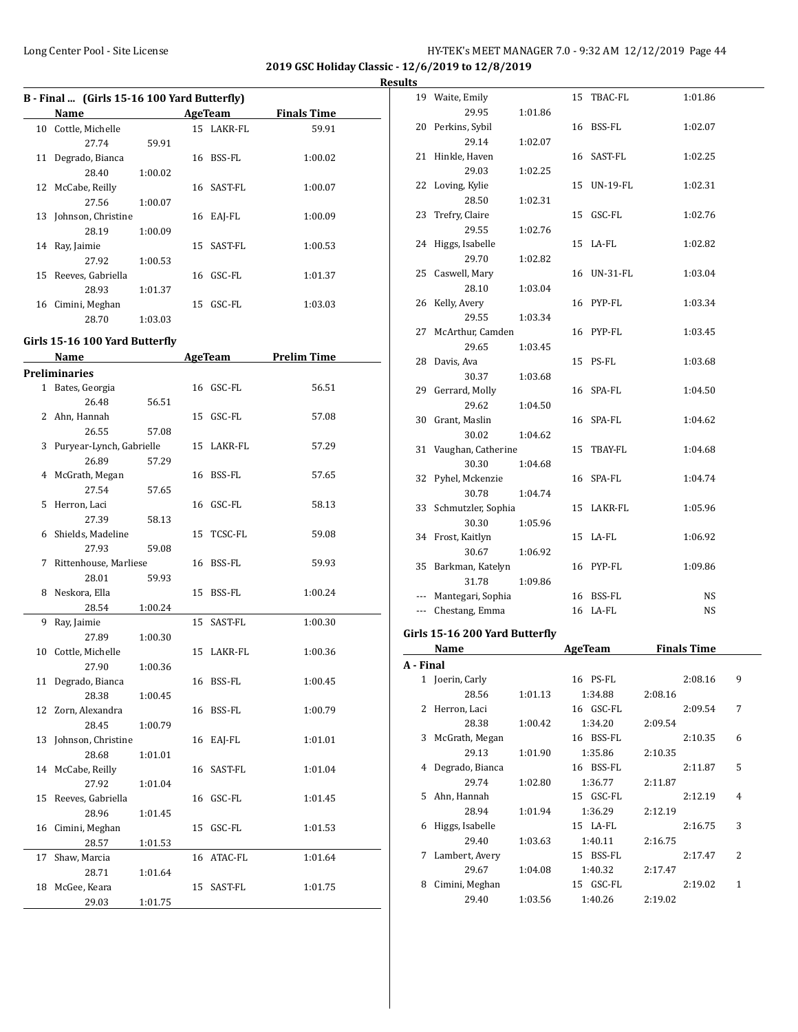2019 GSC Holiday Classic - 12/6/2019 to 12/8/2019

**Results**

### B - Final ... (Girls 15-16 100 Yard Butterfly)

| | Name | Age | Team | Finals Time |
|---|---|---|---|---|
| 10 | Cottle, Michelle | 15 | LAKR-FL | 59.91 |
| | 27.74 | 59.91 | | |
| 11 | Degrado, Bianca | 16 | BSS-FL | 1:00.02 |
| | 28.40 | 1:00.02 | | |
| 12 | McCabe, Reilly | 16 | SAST-FL | 1:00.07 |
| | 27.56 | 1:00.07 | | |
| 13 | Johnson, Christine | 16 | EAJ-FL | 1:00.09 |
| | 28.19 | 1:00.09 | | |
| 14 | Ray, Jaimie | 15 | SAST-FL | 1:00.53 |
| | 27.92 | 1:00.53 | | |
| 15 | Reeves, Gabriella | 16 | GSC-FL | 1:01.37 |
| | 28.93 | 1:01.37 | | |
| 16 | Cimini, Meghan | 15 | GSC-FL | 1:03.03 |
| | 28.70 | 1:03.03 | | |

### Girls 15-16 100 Yard Butterfly

| | Name | Age | Team | Prelim Time |
|---|---|---|---|---|
| **Preliminaries** | | | | |
| 1 | Bates, Georgia | 16 | GSC-FL | 56.51 |
| | 26.48 | 56.51 | | |
| 2 | Ahn, Hannah | 15 | GSC-FL | 57.08 |
| | 26.55 | 57.08 | | |
| 3 | Puryear-Lynch, Gabrielle | 15 | LAKR-FL | 57.29 |
| | 26.89 | 57.29 | | |
| 4 | McGrath, Megan | 16 | BSS-FL | 57.65 |
| | 27.54 | 57.65 | | |
| 5 | Herron, Laci | 16 | GSC-FL | 58.13 |
| | 27.39 | 58.13 | | |
| 6 | Shields, Madeline | 15 | TCSC-FL | 59.08 |
| | 27.93 | 59.08 | | |
| 7 | Rittenhouse, Marliese | 16 | BSS-FL | 59.93 |
| | 28.01 | 59.93 | | |
| 8 | Neskora, Ella | 15 | BSS-FL | 1:00.24 |
| | 28.54 | 1:00.24 | | |
| 9 | Ray, Jaimie | 15 | SAST-FL | 1:00.30 |
| | 27.89 | 1:00.30 | | |
| 10 | Cottle, Michelle | 15 | LAKR-FL | 1:00.36 |
| | 27.90 | 1:00.36 | | |
| 11 | Degrado, Bianca | 16 | BSS-FL | 1:00.45 |
| | 28.38 | 1:00.45 | | |
| 12 | Zorn, Alexandra | 16 | BSS-FL | 1:00.79 |
| | 28.45 | 1:00.79 | | |
| 13 | Johnson, Christine | 16 | EAJ-FL | 1:01.01 |
| | 28.68 | 1:01.01 | | |
| 14 | McCabe, Reilly | 16 | SAST-FL | 1:01.04 |
| | 27.92 | 1:01.04 | | |
| 15 | Reeves, Gabriella | 16 | GSC-FL | 1:01.45 |
| | 28.96 | 1:01.45 | | |
| 16 | Cimini, Meghan | 15 | GSC-FL | 1:01.53 |
| | 28.57 | 1:01.53 | | |
| 17 | Shaw, Marcia | 16 | ATAC-FL | 1:01.64 |
| | 28.71 | 1:01.64 | | |
| 18 | McGee, Keara | 15 | SAST-FL | 1:01.75 |
| | 29.03 | 1:01.75 | | |
| 19 | Waite, Emily | 15 | TBAC-FL | 1:01.86 |
| | 29.95 | 1:01.86 | | |
| 20 | Perkins, Sybil | 16 | BSS-FL | 1:02.07 |
| | 29.14 | 1:02.07 | | |
| 21 | Hinkle, Haven | 16 | SAST-FL | 1:02.25 |
| | 29.03 | 1:02.25 | | |
| 22 | Loving, Kylie | 15 | UN-19-FL | 1:02.31 |
| | 28.50 | 1:02.31 | | |
| 23 | Trefry, Claire | 15 | GSC-FL | 1:02.76 |
| | 29.55 | 1:02.76 | | |
| 24 | Higgs, Isabelle | 15 | LA-FL | 1:02.82 |
| | 29.70 | 1:02.82 | | |
| 25 | Caswell, Mary | 16 | UN-31-FL | 1:03.04 |
| | 28.10 | 1:03.04 | | |
| 26 | Kelly, Avery | 16 | PYP-FL | 1:03.34 |
| | 29.55 | 1:03.34 | | |
| 27 | McArthur, Camden | 16 | PYP-FL | 1:03.45 |
| | 29.65 | 1:03.45 | | |
| 28 | Davis, Ava | 15 | PS-FL | 1:03.68 |
| | 30.37 | 1:03.68 | | |
| 29 | Gerrard, Molly | 16 | SPA-FL | 1:04.50 |
| | 29.62 | 1:04.50 | | |
| 30 | Grant, Maslin | 16 | SPA-FL | 1:04.62 |
| | 30.02 | 1:04.62 | | |
| 31 | Vaughan, Catherine | 15 | TBAY-FL | 1:04.68 |
| | 30.30 | 1:04.68 | | |
| 32 | Pyhel, Mckenzie | 16 | SPA-FL | 1:04.74 |
| | 30.78 | 1:04.74 | | |
| 33 | Schmutzler, Sophia | 15 | LAKR-FL | 1:05.96 |
| | 30.30 | 1:05.96 | | |
| 34 | Frost, Kaitlyn | 15 | LA-FL | 1:06.92 |
| | 30.67 | 1:06.92 | | |
| 35 | Barkman, Katelyn | 16 | PYP-FL | 1:09.86 |
| | 31.78 | 1:09.86 | | |
| --- | Mantegari, Sophia | 16 | BSS-FL | NS |
| --- | Chestang, Emma | 16 | LA-FL | NS |

### Girls 15-16 200 Yard Butterfly

| | Name | Age | Team | | Finals Time | |
|---|---|---|---|---|---|---|
| **A - Final** | | | | | | |
| 1 | Joerin, Carly | 16 | PS-FL | | 2:08.16 | 9 |
| | 28.56 | 1:01.13 | 1:34.88 | 2:08.16 | | |
| 2 | Herron, Laci | 16 | GSC-FL | | 2:09.54 | 7 |
| | 28.38 | 1:00.42 | 1:34.20 | 2:09.54 | | |
| 3 | McGrath, Megan | 16 | BSS-FL | | 2:10.35 | 6 |
| | 29.13 | 1:01.90 | 1:35.86 | 2:10.35 | | |
| 4 | Degrado, Bianca | 16 | BSS-FL | | 2:11.87 | 5 |
| | 29.74 | 1:02.80 | 1:36.77 | 2:11.87 | | |
| 5 | Ahn, Hannah | 15 | GSC-FL | | 2:12.19 | 4 |
| | 28.94 | 1:01.94 | 1:36.29 | 2:12.19 | | |
| 6 | Higgs, Isabelle | 15 | LA-FL | | 2:16.75 | 3 |
| | 29.40 | 1:03.63 | 1:40.11 | 2:16.75 | | |
| 7 | Lambert, Avery | 15 | BSS-FL | | 2:17.47 | 2 |
| | 29.67 | 1:04.08 | 1:40.32 | 2:17.47 | | |
| 8 | Cimini, Meghan | 15 | GSC-FL | | 2:19.02 | 1 |
| | 29.40 | 1:03.56 | 1:40.26 | 2:19.02 | | |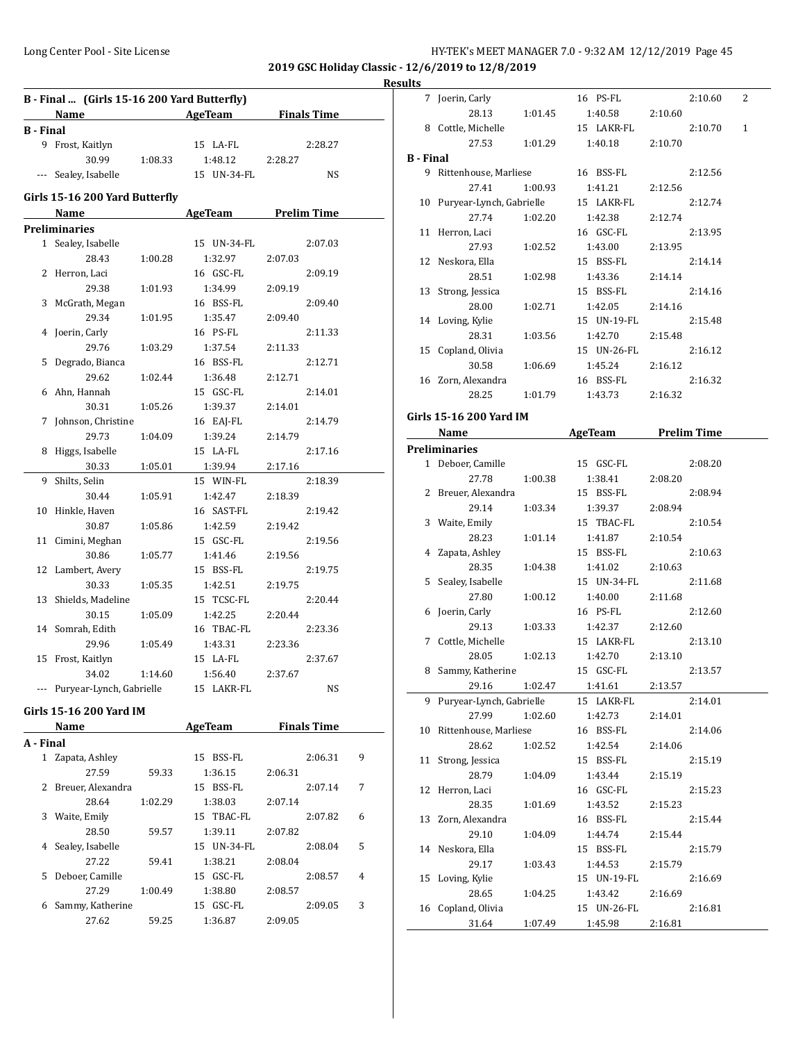**2019 GSC Holiday Classic - 12/6/2019 to 12/8/2019**

**Results**

### B - Final ... (Girls 15-16 200 Yard Butterfly)

| | Name | Age | Team | Finals Time | |
|---|---|---|---|---|---|
| **B - Final** | | | | | |
| 9 | Frost, Kaitlyn | 15 | LA-FL | 2:28.27 | |
| | 30.99 | 1:08.33 | 1:48.12 | 2:28.27 | |
| --- | Sealey, Isabelle | 15 | UN-34-FL | NS | |

### Girls 15-16 200 Yard Butterfly

| | Name | Age | Team | Prelim Time |
|---|---|---|---|---|
| **Preliminaries** | | | | |
| 1 | Sealey, Isabelle | 15 | UN-34-FL | 2:07.03 |
| | 28.43 | 1:00.28 | 1:32.97 | 2:07.03 |
| 2 | Herron, Laci | 16 | GSC-FL | 2:09.19 |
| | 29.38 | 1:01.93 | 1:34.99 | 2:09.19 |
| 3 | McGrath, Megan | 16 | BSS-FL | 2:09.40 |
| | 29.34 | 1:01.95 | 1:35.47 | 2:09.40 |
| 4 | Joerin, Carly | 16 | PS-FL | 2:11.33 |
| | 29.76 | 1:03.29 | 1:37.54 | 2:11.33 |
| 5 | Degrado, Bianca | 16 | BSS-FL | 2:12.71 |
| | 29.62 | 1:02.44 | 1:36.48 | 2:12.71 |
| 6 | Ahn, Hannah | 15 | GSC-FL | 2:14.01 |
| | 30.31 | 1:05.26 | 1:39.37 | 2:14.01 |
| 7 | Johnson, Christine | 16 | EAJ-FL | 2:14.79 |
| | 29.73 | 1:04.09 | 1:39.24 | 2:14.79 |
| 8 | Higgs, Isabelle | 15 | LA-FL | 2:17.16 |
| | 30.33 | 1:05.01 | 1:39.94 | 2:17.16 |
| 9 | Shilts, Selin | 15 | WIN-FL | 2:18.39 |
| | 30.44 | 1:05.91 | 1:42.47 | 2:18.39 |
| 10 | Hinkle, Haven | 16 | SAST-FL | 2:19.42 |
| | 30.87 | 1:05.86 | 1:42.59 | 2:19.42 |
| 11 | Cimini, Meghan | 15 | GSC-FL | 2:19.56 |
| | 30.86 | 1:05.77 | 1:41.46 | 2:19.56 |
| 12 | Lambert, Avery | 15 | BSS-FL | 2:19.75 |
| | 30.33 | 1:05.35 | 1:42.51 | 2:19.75 |
| 13 | Shields, Madeline | 15 | TCSC-FL | 2:20.44 |
| | 30.15 | 1:05.09 | 1:42.25 | 2:20.44 |
| 14 | Somrah, Edith | 16 | TBAC-FL | 2:23.36 |
| | 29.96 | 1:05.49 | 1:43.31 | 2:23.36 |
| 15 | Frost, Kaitlyn | 15 | LA-FL | 2:37.67 |
| | 34.02 | 1:14.60 | 1:56.40 | 2:37.67 |
| --- | Puryear-Lynch, Gabrielle | 15 | LAKR-FL | NS |

### Girls 15-16 200 Yard IM

| | Name | Age | Team | Finals Time | Points |
|---|---|---|---|---|---|
| **A - Final** | | | | | |
| 1 | Zapata, Ashley | 15 | BSS-FL | 2:06.31 | 9 |
| | 27.59 | 59.33 | 1:36.15 | 2:06.31 | |
| 2 | Breuer, Alexandra | 15 | BSS-FL | 2:07.14 | 7 |
| | 28.64 | 1:02.29 | 1:38.03 | 2:07.14 | |
| 3 | Waite, Emily | 15 | TBAC-FL | 2:07.82 | 6 |
| | 28.50 | 59.57 | 1:39.11 | 2:07.82 | |
| 4 | Sealey, Isabelle | 15 | UN-34-FL | 2:08.04 | 5 |
| | 27.22 | 59.41 | 1:38.21 | 2:08.04 | |
| 5 | Deboer, Camille | 15 | GSC-FL | 2:08.57 | 4 |
| | 27.29 | 1:00.49 | 1:38.80 | 2:08.57 | |
| 6 | Sammy, Katherine | 15 | GSC-FL | 2:09.05 | 3 |
| | 27.62 | 59.25 | 1:36.87 | 2:09.05 | |
| 7 | Joerin, Carly | 16 | PS-FL | 2:10.60 | 2 |
| | 28.13 | 1:01.45 | 1:40.58 | 2:10.60 | |
| 8 | Cottle, Michelle | 15 | LAKR-FL | 2:10.70 | 1 |
| | 27.53 | 1:01.29 | 1:40.18 | 2:10.70 | |
| **B - Final** | | | | | |
| 9 | Rittenhouse, Marliese | 16 | BSS-FL | 2:12.56 | |
| | 27.41 | 1:00.93 | 1:41.21 | 2:12.56 | |
| 10 | Puryear-Lynch, Gabrielle | 15 | LAKR-FL | 2:12.74 | |
| | 27.74 | 1:02.20 | 1:42.38 | 2:12.74 | |
| 11 | Herron, Laci | 16 | GSC-FL | 2:13.95 | |
| | 27.93 | 1:02.52 | 1:43.00 | 2:13.95 | |
| 12 | Neskora, Ella | 15 | BSS-FL | 2:14.14 | |
| | 28.51 | 1:02.98 | 1:43.36 | 2:14.14 | |
| 13 | Strong, Jessica | 15 | BSS-FL | 2:14.16 | |
| | 28.00 | 1:02.71 | 1:42.05 | 2:14.16 | |
| 14 | Loving, Kylie | 15 | UN-19-FL | 2:15.48 | |
| | 28.31 | 1:03.56 | 1:42.70 | 2:15.48 | |
| 15 | Copland, Olivia | 15 | UN-26-FL | 2:16.12 | |
| | 30.58 | 1:06.69 | 1:45.24 | 2:16.12 | |
| 16 | Zorn, Alexandra | 16 | BSS-FL | 2:16.32 | |
| | 28.25 | 1:01.79 | 1:43.73 | 2:16.32 | |

### Girls 15-16 200 Yard IM

| | Name | Age | Team | Prelim Time |
|---|---|---|---|---|
| **Preliminaries** | | | | |
| 1 | Deboer, Camille | 15 | GSC-FL | 2:08.20 |
| | 27.78 | 1:00.38 | 1:38.41 | 2:08.20 |
| 2 | Breuer, Alexandra | 15 | BSS-FL | 2:08.94 |
| | 29.14 | 1:03.34 | 1:39.37 | 2:08.94 |
| 3 | Waite, Emily | 15 | TBAC-FL | 2:10.54 |
| | 28.23 | 1:01.14 | 1:41.87 | 2:10.54 |
| 4 | Zapata, Ashley | 15 | BSS-FL | 2:10.63 |
| | 28.35 | 1:04.38 | 1:41.02 | 2:10.63 |
| 5 | Sealey, Isabelle | 15 | UN-34-FL | 2:11.68 |
| | 27.80 | 1:00.12 | 1:40.00 | 2:11.68 |
| 6 | Joerin, Carly | 16 | PS-FL | 2:12.60 |
| | 29.13 | 1:03.33 | 1:42.37 | 2:12.60 |
| 7 | Cottle, Michelle | 15 | LAKR-FL | 2:13.10 |
| | 28.05 | 1:02.13 | 1:42.70 | 2:13.10 |
| 8 | Sammy, Katherine | 15 | GSC-FL | 2:13.57 |
| | 29.16 | 1:02.47 | 1:41.61 | 2:13.57 |
| 9 | Puryear-Lynch, Gabrielle | 15 | LAKR-FL | 2:14.01 |
| | 27.99 | 1:02.60 | 1:42.73 | 2:14.01 |
| 10 | Rittenhouse, Marliese | 16 | BSS-FL | 2:14.06 |
| | 28.62 | 1:02.52 | 1:42.54 | 2:14.06 |
| 11 | Strong, Jessica | 15 | BSS-FL | 2:15.19 |
| | 28.79 | 1:04.09 | 1:43.44 | 2:15.19 |
| 12 | Herron, Laci | 16 | GSC-FL | 2:15.23 |
| | 28.35 | 1:01.69 | 1:43.52 | 2:15.23 |
| 13 | Zorn, Alexandra | 16 | BSS-FL | 2:15.44 |
| | 29.10 | 1:04.09 | 1:44.74 | 2:15.44 |
| 14 | Neskora, Ella | 15 | BSS-FL | 2:15.79 |
| | 29.17 | 1:03.43 | 1:44.53 | 2:15.79 |
| 15 | Loving, Kylie | 15 | UN-19-FL | 2:16.69 |
| | 28.65 | 1:04.25 | 1:43.42 | 2:16.69 |
| 16 | Copland, Olivia | 15 | UN-26-FL | 2:16.81 |
| | 31.64 | 1:07.49 | 1:45.98 | 2:16.81 |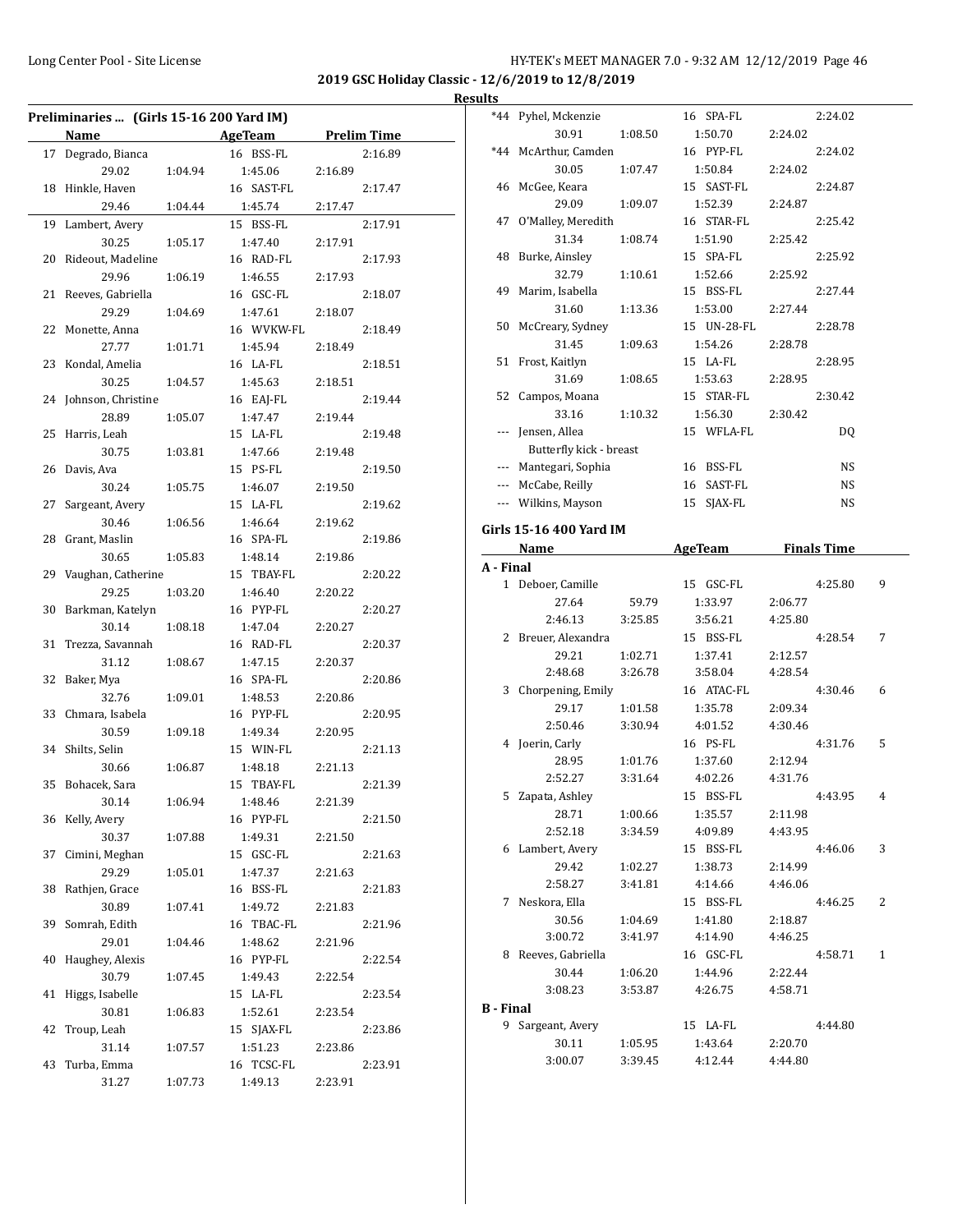**2019 GSC Holiday Classic - 12/6/2019 to 12/8/2019**

**Results**

### Preliminaries ... (Girls 15-16 200 Yard IM)

| | Name | Age | Team | Prelim Time |
|---|---|---|---|---|
| 17 | Degrado, Bianca | 16 | BSS-FL | 2:16.89 |
| | 29.02 / 1:04.94 / 1:45.06 / 2:16.89 | | | |
| 18 | Hinkle, Haven | 16 | SAST-FL | 2:17.47 |
| | 29.46 / 1:04.44 / 1:45.74 / 2:17.47 | | | |
| 19 | Lambert, Avery | 15 | BSS-FL | 2:17.91 |
| | 30.25 / 1:05.17 / 1:47.40 / 2:17.91 | | | |
| 20 | Rideout, Madeline | 16 | RAD-FL | 2:17.93 |
| | 29.96 / 1:06.19 / 1:46.55 / 2:17.93 | | | |
| 21 | Reeves, Gabriella | 16 | GSC-FL | 2:18.07 |
| | 29.29 / 1:04.69 / 1:47.61 / 2:18.07 | | | |
| 22 | Monette, Anna | 16 | WVKW-FL | 2:18.49 |
| | 27.77 / 1:01.71 / 1:45.94 / 2:18.49 | | | |
| 23 | Kondal, Amelia | 16 | LA-FL | 2:18.51 |
| | 30.25 / 1:04.57 / 1:45.63 / 2:18.51 | | | |
| 24 | Johnson, Christine | 16 | EAJ-FL | 2:19.44 |
| | 28.89 / 1:05.07 / 1:47.47 / 2:19.44 | | | |
| 25 | Harris, Leah | 15 | LA-FL | 2:19.48 |
| | 30.75 / 1:03.81 / 1:47.66 / 2:19.48 | | | |
| 26 | Davis, Ava | 15 | PS-FL | 2:19.50 |
| | 30.24 / 1:05.75 / 1:46.07 / 2:19.50 | | | |
| 27 | Sargeant, Avery | 15 | LA-FL | 2:19.62 |
| | 30.46 / 1:06.56 / 1:46.64 / 2:19.62 | | | |
| 28 | Grant, Maslin | 16 | SPA-FL | 2:19.86 |
| | 30.65 / 1:05.83 / 1:48.14 / 2:19.86 | | | |
| 29 | Vaughan, Catherine | 15 | TBAY-FL | 2:20.22 |
| | 29.25 / 1:03.20 / 1:46.40 / 2:20.22 | | | |
| 30 | Barkman, Katelyn | 16 | PYP-FL | 2:20.27 |
| | 30.14 / 1:08.18 / 1:47.04 / 2:20.27 | | | |
| 31 | Trezza, Savannah | 16 | RAD-FL | 2:20.37 |
| | 31.12 / 1:08.67 / 1:47.15 / 2:20.37 | | | |
| 32 | Baker, Mya | 16 | SPA-FL | 2:20.86 |
| | 32.76 / 1:09.01 / 1:48.53 / 2:20.86 | | | |
| 33 | Chmara, Isabela | 16 | PYP-FL | 2:20.95 |
| | 30.59 / 1:09.18 / 1:49.34 / 2:20.95 | | | |
| 34 | Shilts, Selin | 15 | WIN-FL | 2:21.13 |
| | 30.66 / 1:06.87 / 1:48.18 / 2:21.13 | | | |
| 35 | Bohacek, Sara | 15 | TBAY-FL | 2:21.39 |
| | 30.14 / 1:06.94 / 1:48.46 / 2:21.39 | | | |
| 36 | Kelly, Avery | 16 | PYP-FL | 2:21.50 |
| | 30.37 / 1:07.88 / 1:49.31 / 2:21.50 | | | |
| 37 | Cimini, Meghan | 15 | GSC-FL | 2:21.63 |
| | 29.29 / 1:05.01 / 1:47.37 / 2:21.63 | | | |
| 38 | Rathjen, Grace | 16 | BSS-FL | 2:21.83 |
| | 30.89 / 1:07.41 / 1:49.72 / 2:21.83 | | | |
| 39 | Somrah, Edith | 16 | TBAC-FL | 2:21.96 |
| | 29.01 / 1:04.46 / 1:48.62 / 2:21.96 | | | |
| 40 | Haughey, Alexis | 16 | PYP-FL | 2:22.54 |
| | 30.79 / 1:07.45 / 1:49.43 / 2:22.54 | | | |
| 41 | Higgs, Isabelle | 15 | LA-FL | 2:23.54 |
| | 30.81 / 1:06.83 / 1:52.61 / 2:23.54 | | | |
| 42 | Troup, Leah | 15 | SJAX-FL | 2:23.86 |
| | 31.14 / 1:07.57 / 1:51.23 / 2:23.86 | | | |
| 43 | Turba, Emma | 16 | TCSC-FL | 2:23.91 |
| | 31.27 / 1:07.73 / 1:49.13 / 2:23.91 | | | |
| *44 | Pyhel, Mckenzie | 16 | SPA-FL | 2:24.02 |
| | 30.91 / 1:08.50 / 1:50.70 / 2:24.02 | | | |
| *44 | McArthur, Camden | 16 | PYP-FL | 2:24.02 |
| | 30.05 / 1:07.47 / 1:50.84 / 2:24.02 | | | |
| 46 | McGee, Keara | 15 | SAST-FL | 2:24.87 |
| | 29.09 / 1:09.07 / 1:52.39 / 2:24.87 | | | |
| 47 | O'Malley, Meredith | 16 | STAR-FL | 2:25.42 |
| | 31.34 / 1:08.74 / 1:51.90 / 2:25.42 | | | |
| 48 | Burke, Ainsley | 15 | SPA-FL | 2:25.92 |
| | 32.79 / 1:10.61 / 1:52.66 / 2:25.92 | | | |
| 49 | Marim, Isabella | 15 | BSS-FL | 2:27.44 |
| | 31.60 / 1:13.36 / 1:53.00 / 2:27.44 | | | |
| 50 | McCreary, Sydney | 15 | UN-28-FL | 2:28.78 |
| | 31.45 / 1:09.63 / 1:54.26 / 2:28.78 | | | |
| 51 | Frost, Kaitlyn | 15 | LA-FL | 2:28.95 |
| | 31.69 / 1:08.65 / 1:53.63 / 2:28.95 | | | |
| 52 | Campos, Moana | 15 | STAR-FL | 2:30.42 |
| | 33.16 / 1:10.32 / 1:56.30 / 2:30.42 | | | |
| --- | Jensen, Allea | 15 | WFLA-FL | DQ |
| | Butterfly kick - breast | | | |
| --- | Mantegari, Sophia | 16 | BSS-FL | NS |
| --- | McCabe, Reilly | 16 | SAST-FL | NS |
| --- | Wilkins, Mayson | 15 | SJAX-FL | NS |

### Girls 15-16 400 Yard IM

| | Name | Age | Team | Finals Time | Points |
|---|---|---|---|---|---|
| **A - Final** | | | | | |
| 1 | Deboer, Camille | 15 | GSC-FL | 4:25.80 | 9 |
| | 27.64 / 59.79 / 1:33.97 / 2:06.77 / 2:46.13 / 3:25.85 / 3:56.21 / 4:25.80 | | | | |
| 2 | Breuer, Alexandra | 15 | BSS-FL | 4:28.54 | 7 |
| | 29.21 / 1:02.71 / 1:37.41 / 2:12.57 / 2:48.68 / 3:26.78 / 3:58.04 / 4:28.54 | | | | |
| 3 | Chorpening, Emily | 16 | ATAC-FL | 4:30.46 | 6 |
| | 29.17 / 1:01.58 / 1:35.78 / 2:09.34 / 2:50.46 / 3:30.94 / 4:01.52 / 4:30.46 | | | | |
| 4 | Joerin, Carly | 16 | PS-FL | 4:31.76 | 5 |
| | 28.95 / 1:01.76 / 1:37.60 / 2:12.94 / 2:52.27 / 3:31.64 / 4:02.26 / 4:31.76 | | | | |
| 5 | Zapata, Ashley | 15 | BSS-FL | 4:43.95 | 4 |
| | 28.71 / 1:00.66 / 1:35.57 / 2:11.98 / 2:52.18 / 3:34.59 / 4:09.89 / 4:43.95 | | | | |
| 6 | Lambert, Avery | 15 | BSS-FL | 4:46.06 | 3 |
| | 29.42 / 1:02.27 / 1:38.73 / 2:14.99 / 2:58.27 / 3:41.81 / 4:14.66 / 4:46.06 | | | | |
| 7 | Neskora, Ella | 15 | BSS-FL | 4:46.25 | 2 |
| | 30.56 / 1:04.69 / 1:41.80 / 2:18.87 / 3:00.72 / 3:41.97 / 4:14.90 / 4:46.25 | | | | |
| 8 | Reeves, Gabriella | 16 | GSC-FL | 4:58.71 | 1 |
| | 30.44 / 1:06.20 / 1:44.96 / 2:22.44 / 3:08.23 / 3:53.87 / 4:26.75 / 4:58.71 | | | | |
| **B - Final** | | | | | |
| 9 | Sargeant, Avery | 15 | LA-FL | 4:44.80 | |
| | 30.11 / 1:05.95 / 1:43.64 / 2:20.70 / 3:00.07 / 3:39.45 / 4:12.44 / 4:44.80 | | | | |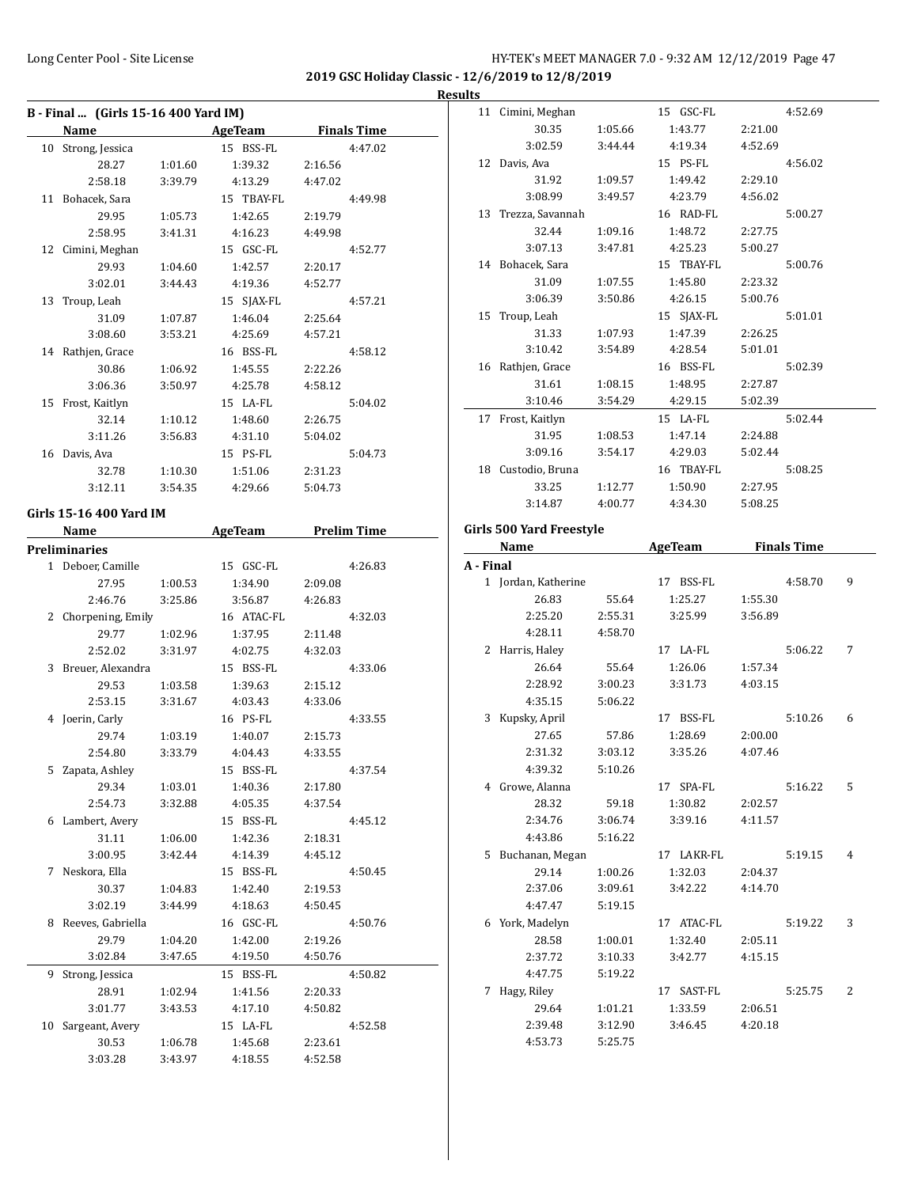**2019 GSC Holiday Classic - 12/6/2019 to 12/8/2019**

**Results**

### B - Final ... (Girls 15-16 400 Yard IM)

| | Name | AgeTeam | Finals Time |
|---|---|---|---|
| 10 | Strong, Jessica | 15 BSS-FL | 4:47.02 |
| | 28.27 1:01.60 1:39.32 2:16.56 | | |
| | 2:58.18 3:39.79 4:13.29 4:47.02 | | |
| 11 | Bohacek, Sara | 15 TBAY-FL | 4:49.98 |
| | 29.95 1:05.73 1:42.65 2:19.79 | | |
| | 2:58.95 3:41.31 4:16.23 4:49.98 | | |
| 12 | Cimini, Meghan | 15 GSC-FL | 4:52.77 |
| | 29.93 1:04.60 1:42.57 2:20.17 | | |
| | 3:02.01 3:44.43 4:19.36 4:52.77 | | |
| 13 | Troup, Leah | 15 SJAX-FL | 4:57.21 |
| | 31.09 1:07.87 1:46.04 2:25.64 | | |
| | 3:08.60 3:53.21 4:25.69 4:57.21 | | |
| 14 | Rathjen, Grace | 16 BSS-FL | 4:58.12 |
| | 30.86 1:06.92 1:45.55 2:22.26 | | |
| | 3:06.36 3:50.97 4:25.78 4:58.12 | | |
| 15 | Frost, Kaitlyn | 15 LA-FL | 5:04.02 |
| | 32.14 1:10.12 1:48.60 2:26.75 | | |
| | 3:11.26 3:56.83 4:31.10 5:04.02 | | |
| 16 | Davis, Ava | 15 PS-FL | 5:04.73 |
| | 32.78 1:10.30 1:51.06 2:31.23 | | |
| | 3:12.11 3:54.35 4:29.66 5:04.73 | | |

### Girls 15-16 400 Yard IM

| | Name | AgeTeam | Prelim Time |
|---|---|---|---|
| **Preliminaries** | | | |
| 1 | Deboer, Camille | 15 GSC-FL | 4:26.83 |
| | 27.95 1:00.53 1:34.90 2:09.08 | | |
| | 2:46.76 3:25.86 3:56.87 4:26.83 | | |
| 2 | Chorpening, Emily | 16 ATAC-FL | 4:32.03 |
| | 29.77 1:02.96 1:37.95 2:11.48 | | |
| | 2:52.02 3:31.97 4:02.75 4:32.03 | | |
| 3 | Breuer, Alexandra | 15 BSS-FL | 4:33.06 |
| | 29.53 1:03.58 1:39.63 2:15.12 | | |
| | 2:53.15 3:31.67 4:03.43 4:33.06 | | |
| 4 | Joerin, Carly | 16 PS-FL | 4:33.55 |
| | 29.74 1:03.19 1:40.07 2:15.73 | | |
| | 2:54.80 3:33.79 4:04.43 4:33.55 | | |
| 5 | Zapata, Ashley | 15 BSS-FL | 4:37.54 |
| | 29.34 1:03.01 1:40.36 2:17.80 | | |
| | 2:54.73 3:32.88 4:05.35 4:37.54 | | |
| 6 | Lambert, Avery | 15 BSS-FL | 4:45.12 |
| | 31.11 1:06.00 1:42.36 2:18.31 | | |
| | 3:00.95 3:42.44 4:14.39 4:45.12 | | |
| 7 | Neskora, Ella | 15 BSS-FL | 4:50.45 |
| | 30.37 1:04.83 1:42.40 2:19.53 | | |
| | 3:02.19 3:44.99 4:18.63 4:50.45 | | |
| 8 | Reeves, Gabriella | 16 GSC-FL | 4:50.76 |
| | 29.79 1:04.20 1:42.00 2:19.26 | | |
| | 3:02.84 3:47.65 4:19.50 4:50.76 | | |
| 9 | Strong, Jessica | 15 BSS-FL | 4:50.82 |
| | 28.91 1:02.94 1:41.56 2:20.33 | | |
| | 3:01.77 3:43.53 4:17.10 4:50.82 | | |
| 10 | Sargeant, Avery | 15 LA-FL | 4:52.58 |
| | 30.53 1:06.78 1:45.68 2:23.61 | | |
| | 3:03.28 3:43.97 4:18.55 4:52.58 | | |
| 11 | Cimini, Meghan | 15 GSC-FL | 4:52.69 |
| | 30.35 1:05.66 1:43.77 2:21.00 | | |
| | 3:02.59 3:44.44 4:19.34 4:52.69 | | |
| 12 | Davis, Ava | 15 PS-FL | 4:56.02 |
| | 31.92 1:09.57 1:49.42 2:29.10 | | |
| | 3:08.99 3:49.57 4:23.79 4:56.02 | | |
| 13 | Trezza, Savannah | 16 RAD-FL | 5:00.27 |
| | 32.44 1:09.16 1:48.72 2:27.75 | | |
| | 3:07.13 3:47.81 4:25.23 5:00.27 | | |
| 14 | Bohacek, Sara | 15 TBAY-FL | 5:00.76 |
| | 31.09 1:07.55 1:45.80 2:23.32 | | |
| | 3:06.39 3:50.86 4:26.15 5:00.76 | | |
| 15 | Troup, Leah | 15 SJAX-FL | 5:01.01 |
| | 31.33 1:07.93 1:47.39 2:26.25 | | |
| | 3:10.42 3:54.89 4:28.54 5:01.01 | | |
| 16 | Rathjen, Grace | 16 BSS-FL | 5:02.39 |
| | 31.61 1:08.15 1:48.95 2:27.87 | | |
| | 3:10.46 3:54.29 4:29.15 5:02.39 | | |
| 17 | Frost, Kaitlyn | 15 LA-FL | 5:02.44 |
| | 31.95 1:08.53 1:47.14 2:24.88 | | |
| | 3:09.16 3:54.17 4:29.03 5:02.44 | | |
| 18 | Custodio, Bruna | 16 TBAY-FL | 5:08.25 |
| | 33.25 1:12.77 1:50.90 2:27.95 | | |
| | 3:14.87 4:00.77 4:34.30 5:08.25 | | |

### Girls 500 Yard Freestyle

| | Name | AgeTeam | Finals Time | Points |
|---|---|---|---|---|
| **A - Final** | | | | |
| 1 | Jordan, Katherine | 17 BSS-FL | 4:58.70 | 9 |
| | 26.83 55.64 1:25.27 1:55.30 | | | |
| | 2:25.20 2:55.31 3:25.99 3:56.89 | | | |
| | 4:28.11 4:58.70 | | | |
| 2 | Harris, Haley | 17 LA-FL | 5:06.22 | 7 |
| | 26.64 55.64 1:26.06 1:57.34 | | | |
| | 2:28.92 3:00.23 3:31.73 4:03.15 | | | |
| | 4:35.15 5:06.22 | | | |
| 3 | Kupsky, April | 17 BSS-FL | 5:10.26 | 6 |
| | 27.65 57.86 1:28.69 2:00.00 | | | |
| | 2:31.32 3:03.12 3:35.26 4:07.46 | | | |
| | 4:39.32 5:10.26 | | | |
| 4 | Growe, Alanna | 17 SPA-FL | 5:16.22 | 5 |
| | 28.32 59.18 1:30.82 2:02.57 | | | |
| | 2:34.76 3:06.74 3:39.16 4:11.57 | | | |
| | 4:43.86 5:16.22 | | | |
| 5 | Buchanan, Megan | 17 LAKR-FL | 5:19.15 | 4 |
| | 29.14 1:00.26 1:32.03 2:04.37 | | | |
| | 2:37.06 3:09.61 3:42.22 4:14.70 | | | |
| | 4:47.47 5:19.15 | | | |
| 6 | York, Madelyn | 17 ATAC-FL | 5:19.22 | 3 |
| | 28.58 1:00.01 1:32.40 2:05.11 | | | |
| | 2:37.72 3:10.33 3:42.77 4:15.15 | | | |
| | 4:47.75 5:19.22 | | | |
| 7 | Hagy, Riley | 17 SAST-FL | 5:25.75 | 2 |
| | 29.64 1:01.21 1:33.59 2:06.51 | | | |
| | 2:39.48 3:12.90 3:46.45 4:20.18 | | | |
| | 4:53.73 5:25.75 | | | |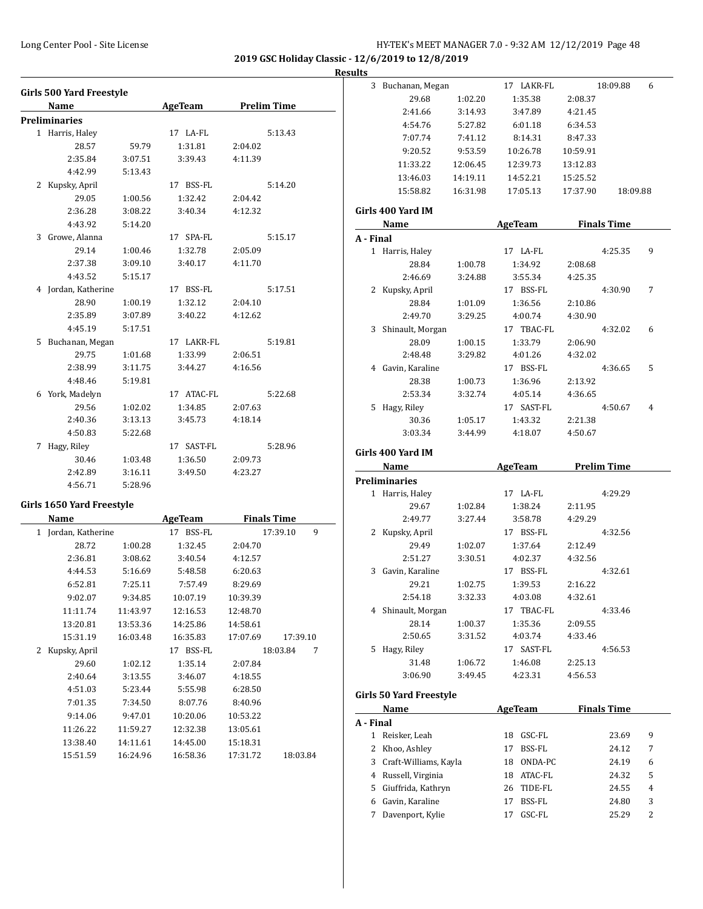**2019 GSC Holiday Classic - 12/6/2019 to 12/8/2019**

**Results**

### Girls 500 Yard Freestyle

| Name | AgeTeam | Prelim Time |
|---|---|---|
| **Preliminaries** | | |
| 1 Harris, Haley | 17 LA-FL | 5:13.43 |
| 28.57 59.79 1:31.81 2:04.02 | | |
| 2:35.84 3:07.51 3:39.43 4:11.39 | | |
| 4:42.99 5:13.43 | | |
| 2 Kupsky, April | 17 BSS-FL | 5:14.20 |
| 29.05 1:00.56 1:32.42 2:04.42 | | |
| 2:36.28 3:08.22 3:40.34 4:12.32 | | |
| 4:43.92 5:14.20 | | |
| 3 Growe, Alanna | 17 SPA-FL | 5:15.17 |
| 29.14 1:00.46 1:32.78 2:05.09 | | |
| 2:37.38 3:09.10 3:40.17 4:11.70 | | |
| 4:43.52 5:15.17 | | |
| 4 Jordan, Katherine | 17 BSS-FL | 5:17.51 |
| 28.90 1:00.19 1:32.12 2:04.10 | | |
| 2:35.89 3:07.89 3:40.22 4:12.62 | | |
| 4:45.19 5:17.51 | | |
| 5 Buchanan, Megan | 17 LAKR-FL | 5:19.81 |
| 29.75 1:01.68 1:33.99 2:06.51 | | |
| 2:38.99 3:11.75 3:44.27 4:16.56 | | |
| 4:48.46 5:19.81 | | |
| 6 York, Madelyn | 17 ATAC-FL | 5:22.68 |
| 29.56 1:02.02 1:34.85 2:07.63 | | |
| 2:40.36 3:13.13 3:45.73 4:18.14 | | |
| 4:50.83 5:22.68 | | |
| 7 Hagy, Riley | 17 SAST-FL | 5:28.96 |
| 30.46 1:03.48 1:36.50 2:09.73 | | |
| 2:42.89 3:16.11 3:49.50 4:23.27 | | |
| 4:56.71 5:28.96 | | |

### Girls 1650 Yard Freestyle

| Name | AgeTeam | Finals Time | Points |
|---|---|---|---|
| 1 Jordan, Katherine | 17 BSS-FL | 17:39.10 | 9 |
| 28.72 1:00.28 1:32.45 2:04.70 | | | |
| 2:36.81 3:08.62 3:40.54 4:12.57 | | | |
| 4:44.53 5:16.69 5:48.58 6:20.63 | | | |
| 6:52.81 7:25.11 7:57.49 8:29.69 | | | |
| 9:02.07 9:34.85 10:07.19 10:39.39 | | | |
| 11:11.74 11:43.97 12:16.53 12:48.70 | | | |
| 13:20.81 13:53.36 14:25.86 14:58.61 | | | |
| 15:31.19 16:03.48 16:35.83 17:07.69 17:39.10 | | | |
| 2 Kupsky, April | 17 BSS-FL | 18:03.84 | 7 |
| 29.60 1:02.12 1:35.14 2:07.84 | | | |
| 2:40.64 3:13.55 3:46.07 4:18.55 | | | |
| 4:51.03 5:23.44 5:55.98 6:28.50 | | | |
| 7:01.35 7:34.50 8:07.76 8:40.96 | | | |
| 9:14.06 9:47.01 10:20.06 10:53.22 | | | |
| 11:26.22 11:59.27 12:32.38 13:05.61 | | | |
| 13:38.40 14:11.61 14:45.00 15:18.31 | | | |
| 15:51.59 16:24.96 16:58.36 17:31.72 18:03.84 | | | |
| 3 Buchanan, Megan | 17 LAKR-FL | 18:09.88 | 6 |
| 29.68 1:02.20 1:35.38 2:08.37 | | | |
| 2:41.66 3:14.93 3:47.89 4:21.45 | | | |
| 4:54.76 5:27.82 6:01.18 6:34.53 | | | |
| 7:07.74 7:41.12 8:14.31 8:47.33 | | | |
| 9:20.52 9:53.59 10:26.78 10:59.91 | | | |
| 11:33.22 12:06.45 12:39.73 13:12.83 | | | |
| 13:46.03 14:19.11 14:52.21 15:25.52 | | | |
| 15:58.82 16:31.98 17:05.13 17:37.90 18:09.88 | | | |

### Girls 400 Yard IM

| Name | AgeTeam | Finals Time | Points |
|---|---|---|---|
| **A - Final** | | | |
| 1 Harris, Haley | 17 LA-FL | 4:25.35 | 9 |
| 28.84 1:00.78 1:34.92 2:08.68 | | | |
| 2:46.69 3:24.88 3:55.34 4:25.35 | | | |
| 2 Kupsky, April | 17 BSS-FL | 4:30.90 | 7 |
| 28.84 1:01.09 1:36.56 2:10.86 | | | |
| 2:49.70 3:29.25 4:00.74 4:30.90 | | | |
| 3 Shinault, Morgan | 17 TBAC-FL | 4:32.02 | 6 |
| 28.09 1:00.15 1:33.79 2:06.90 | | | |
| 2:48.48 3:29.82 4:01.26 4:32.02 | | | |
| 4 Gavin, Karaline | 17 BSS-FL | 4:36.65 | 5 |
| 28.38 1:00.73 1:36.96 2:13.92 | | | |
| 2:53.34 3:32.74 4:05.14 4:36.65 | | | |
| 5 Hagy, Riley | 17 SAST-FL | 4:50.67 | 4 |
| 30.36 1:05.17 1:43.32 2:21.38 | | | |
| 3:03.34 3:44.99 4:18.07 4:50.67 | | | |

### Girls 400 Yard IM

| Name | AgeTeam | Prelim Time |
|---|---|---|
| **Preliminaries** | | |
| 1 Harris, Haley | 17 LA-FL | 4:29.29 |
| 29.67 1:02.84 1:38.24 2:11.95 | | |
| 2:49.77 3:27.44 3:58.78 4:29.29 | | |
| 2 Kupsky, April | 17 BSS-FL | 4:32.56 |
| 29.49 1:02.07 1:37.64 2:12.49 | | |
| 2:51.27 3:30.51 4:02.37 4:32.56 | | |
| 3 Gavin, Karaline | 17 BSS-FL | 4:32.61 |
| 29.21 1:02.75 1:39.53 2:16.22 | | |
| 2:54.18 3:32.33 4:03.08 4:32.61 | | |
| 4 Shinault, Morgan | 17 TBAC-FL | 4:33.46 |
| 28.14 1:00.37 1:35.36 2:09.55 | | |
| 2:50.65 3:31.52 4:03.74 4:33.46 | | |
| 5 Hagy, Riley | 17 SAST-FL | 4:56.53 |
| 31.48 1:06.72 1:46.08 2:25.13 | | |
| 3:06.90 3:49.45 4:23.31 4:56.53 | | |

### Girls 50 Yard Freestyle

| Name | AgeTeam | Finals Time | Points |
|---|---|---|---|
| **A - Final** | | | |
| 1 Reisker, Leah | 18 GSC-FL | 23.69 | 9 |
| 2 Khoo, Ashley | 17 BSS-FL | 24.12 | 7 |
| 3 Craft-Williams, Kayla | 18 ONDA-PC | 24.19 | 6 |
| 4 Russell, Virginia | 18 ATAC-FL | 24.32 | 5 |
| 5 Giuffrida, Kathryn | 26 TIDE-FL | 24.55 | 4 |
| 6 Gavin, Karaline | 17 BSS-FL | 24.80 | 3 |
| 7 Davenport, Kylie | 17 GSC-FL | 25.29 | 2 |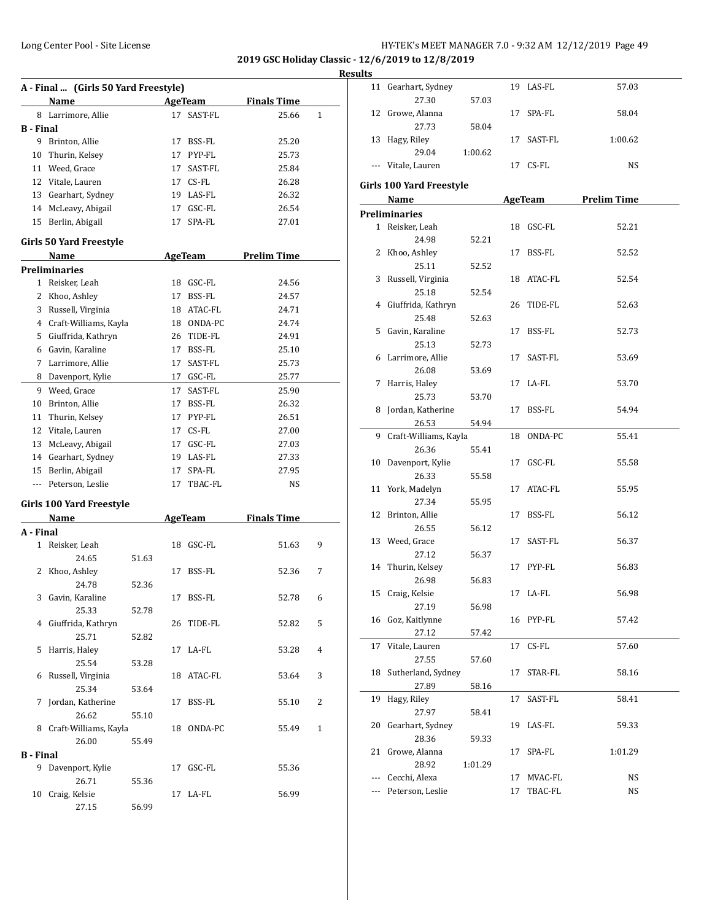2019 GSC Holiday Classic - 12/6/2019 to 12/8/2019

Results

### A - Final ... (Girls 50 Yard Freestyle)

| | Name | Age | Team | Finals Time | Points |
|---|---|---|---|---|---|
| 8 | Larrimore, Allie | 17 | SAST-FL | 25.66 | 1 |
| **B - Final** | | | | | |
| 9 | Brinton, Allie | 17 | BSS-FL | 25.20 | |
| 10 | Thurin, Kelsey | 17 | PYP-FL | 25.73 | |
| 11 | Weed, Grace | 17 | SAST-FL | 25.84 | |
| 12 | Vitale, Lauren | 17 | CS-FL | 26.28 | |
| 13 | Gearhart, Sydney | 19 | LAS-FL | 26.32 | |
| 14 | McLeavy, Abigail | 17 | GSC-FL | 26.54 | |
| 15 | Berlin, Abigail | 17 | SPA-FL | 27.01 | |

### Girls 50 Yard Freestyle

| | Name | Age | Team | Prelim Time |
|---|---|---|---|---|
| **Preliminaries** | | | | |
| 1 | Reisker, Leah | 18 | GSC-FL | 24.56 |
| 2 | Khoo, Ashley | 17 | BSS-FL | 24.57 |
| 3 | Russell, Virginia | 18 | ATAC-FL | 24.71 |
| 4 | Craft-Williams, Kayla | 18 | ONDA-PC | 24.74 |
| 5 | Giuffrida, Kathryn | 26 | TIDE-FL | 24.91 |
| 6 | Gavin, Karaline | 17 | BSS-FL | 25.10 |
| 7 | Larrimore, Allie | 17 | SAST-FL | 25.73 |
| 8 | Davenport, Kylie | 17 | GSC-FL | 25.77 |
| 9 | Weed, Grace | 17 | SAST-FL | 25.90 |
| 10 | Brinton, Allie | 17 | BSS-FL | 26.32 |
| 11 | Thurin, Kelsey | 17 | PYP-FL | 26.51 |
| 12 | Vitale, Lauren | 17 | CS-FL | 27.00 |
| 13 | McLeavy, Abigail | 17 | GSC-FL | 27.03 |
| 14 | Gearhart, Sydney | 19 | LAS-FL | 27.33 |
| 15 | Berlin, Abigail | 17 | SPA-FL | 27.95 |
| --- | Peterson, Leslie | 17 | TBAC-FL | NS |

### Girls 100 Yard Freestyle

| | Name | Age | Team | Finals Time | Points |
|---|---|---|---|---|---|
| **A - Final** | | | | | |
| 1 | Reisker, Leah | 18 | GSC-FL | 51.63 | 9 |
| | 24.65 51.63 | | | | |
| 2 | Khoo, Ashley | 17 | BSS-FL | 52.36 | 7 |
| | 24.78 52.36 | | | | |
| 3 | Gavin, Karaline | 17 | BSS-FL | 52.78 | 6 |
| | 25.33 52.78 | | | | |
| 4 | Giuffrida, Kathryn | 26 | TIDE-FL | 52.82 | 5 |
| | 25.71 52.82 | | | | |
| 5 | Harris, Haley | 17 | LA-FL | 53.28 | 4 |
| | 25.54 53.28 | | | | |
| 6 | Russell, Virginia | 18 | ATAC-FL | 53.64 | 3 |
| | 25.34 53.64 | | | | |
| 7 | Jordan, Katherine | 17 | BSS-FL | 55.10 | 2 |
| | 26.62 55.10 | | | | |
| 8 | Craft-Williams, Kayla | 18 | ONDA-PC | 55.49 | 1 |
| | 26.00 55.49 | | | | |
| **B - Final** | | | | | |
| 9 | Davenport, Kylie | 17 | GSC-FL | 55.36 | |
| | 26.71 55.36 | | | | |
| 10 | Craig, Kelsie | 17 | LA-FL | 56.99 | |
| | 27.15 56.99 | | | | |
| 11 | Gearhart, Sydney | 19 | LAS-FL | 57.03 | |
| | 27.30 57.03 | | | | |
| 12 | Growe, Alanna | 17 | SPA-FL | 58.04 | |
| | 27.73 58.04 | | | | |
| 13 | Hagy, Riley | 17 | SAST-FL | 1:00.62 | |
| | 29.04 1:00.62 | | | | |
| --- | Vitale, Lauren | 17 | CS-FL | NS | |

### Girls 100 Yard Freestyle

| | Name | Age | Team | Prelim Time |
|---|---|---|---|---|
| **Preliminaries** | | | | |
| 1 | Reisker, Leah | 18 | GSC-FL | 52.21 |
| | 24.98 52.21 | | | |
| 2 | Khoo, Ashley | 17 | BSS-FL | 52.52 |
| | 25.11 52.52 | | | |
| 3 | Russell, Virginia | 18 | ATAC-FL | 52.54 |
| | 25.18 52.54 | | | |
| 4 | Giuffrida, Kathryn | 26 | TIDE-FL | 52.63 |
| | 25.48 52.63 | | | |
| 5 | Gavin, Karaline | 17 | BSS-FL | 52.73 |
| | 25.13 52.73 | | | |
| 6 | Larrimore, Allie | 17 | SAST-FL | 53.69 |
| | 26.08 53.69 | | | |
| 7 | Harris, Haley | 17 | LA-FL | 53.70 |
| | 25.73 53.70 | | | |
| 8 | Jordan, Katherine | 17 | BSS-FL | 54.94 |
| | 26.53 54.94 | | | |
| 9 | Craft-Williams, Kayla | 18 | ONDA-PC | 55.41 |
| | 26.36 55.41 | | | |
| 10 | Davenport, Kylie | 17 | GSC-FL | 55.58 |
| | 26.33 55.58 | | | |
| 11 | York, Madelyn | 17 | ATAC-FL | 55.95 |
| | 27.34 55.95 | | | |
| 12 | Brinton, Allie | 17 | BSS-FL | 56.12 |
| | 26.55 56.12 | | | |
| 13 | Weed, Grace | 17 | SAST-FL | 56.37 |
| | 27.12 56.37 | | | |
| 14 | Thurin, Kelsey | 17 | PYP-FL | 56.83 |
| | 26.98 56.83 | | | |
| 15 | Craig, Kelsie | 17 | LA-FL | 56.98 |
| | 27.19 56.98 | | | |
| 16 | Goz, Kaitlynne | 16 | PYP-FL | 57.42 |
| | 27.12 57.42 | | | |
| 17 | Vitale, Lauren | 17 | CS-FL | 57.60 |
| | 27.55 57.60 | | | |
| 18 | Sutherland, Sydney | 17 | STAR-FL | 58.16 |
| | 27.89 58.16 | | | |
| 19 | Hagy, Riley | 17 | SAST-FL | 58.41 |
| | 27.97 58.41 | | | |
| 20 | Gearhart, Sydney | 19 | LAS-FL | 59.33 |
| | 28.36 59.33 | | | |
| 21 | Growe, Alanna | 17 | SPA-FL | 1:01.29 |
| | 28.92 1:01.29 | | | |
| --- | Cecchi, Alexa | 17 | MVAC-FL | NS |
| --- | Peterson, Leslie | 17 | TBAC-FL | NS |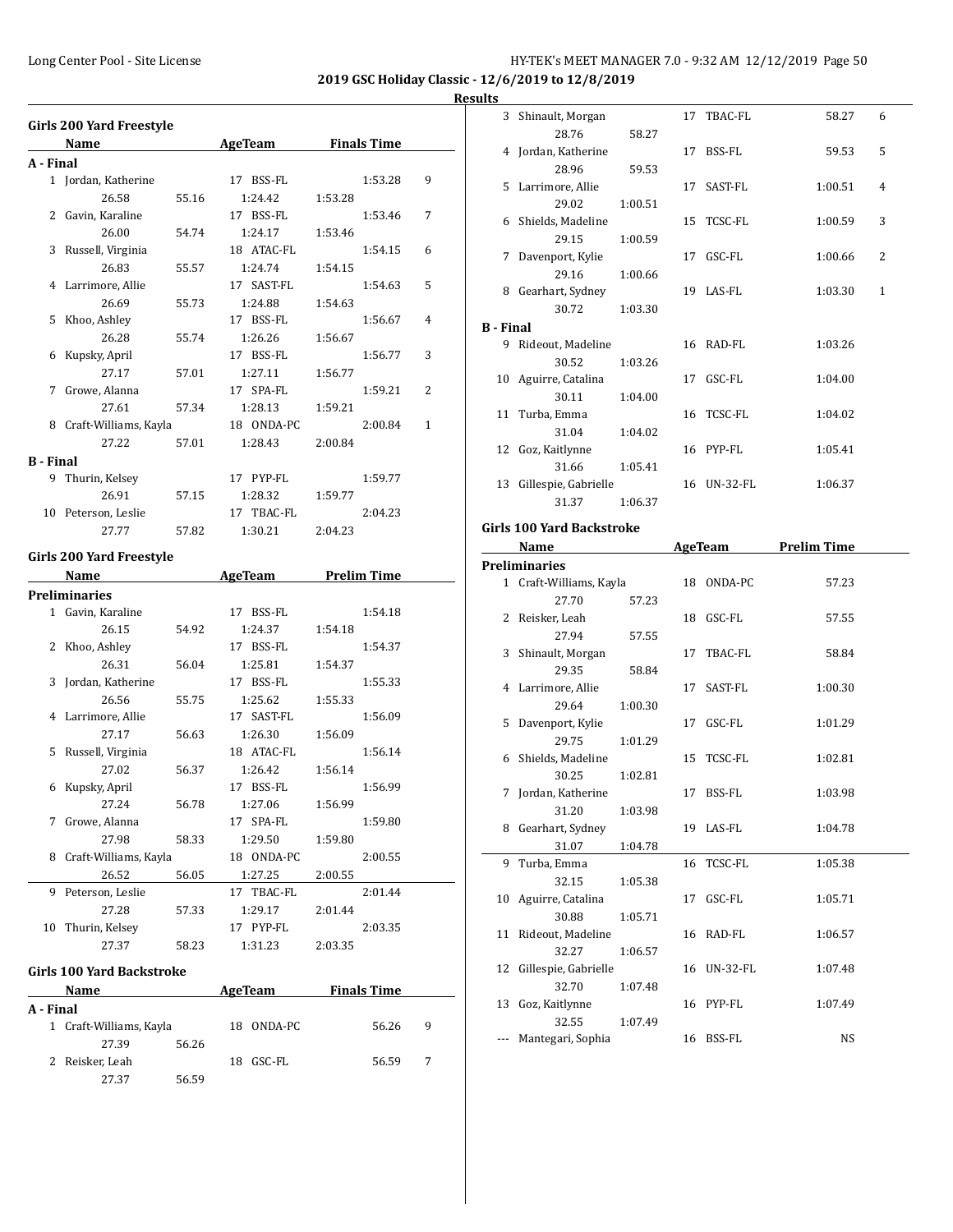**2019 GSC Holiday Classic - 12/6/2019 to 12/8/2019**

**Results**

## Girls 200 Yard Freestyle

| | Name | Age | Team | Finals Time | Points |
|---|---|---|---|---|---|
| **A - Final** | | | | | |
| 1 | Jordan, Katherine | 17 | BSS-FL | 1:53.28 | 9 |
| | 26.58 / 55.16 / 1:24.42 / 1:53.28 | | | | |
| 2 | Gavin, Karaline | 17 | BSS-FL | 1:53.46 | 7 |
| | 26.00 / 54.74 / 1:24.17 / 1:53.46 | | | | |
| 3 | Russell, Virginia | 18 | ATAC-FL | 1:54.15 | 6 |
| | 26.83 / 55.57 / 1:24.74 / 1:54.15 | | | | |
| 4 | Larrimore, Allie | 17 | SAST-FL | 1:54.63 | 5 |
| | 26.69 / 55.73 / 1:24.88 / 1:54.63 | | | | |
| 5 | Khoo, Ashley | 17 | BSS-FL | 1:56.67 | 4 |
| | 26.28 / 55.74 / 1:26.26 / 1:56.67 | | | | |
| 6 | Kupsky, April | 17 | BSS-FL | 1:56.77 | 3 |
| | 27.17 / 57.01 / 1:27.11 / 1:56.77 | | | | |
| 7 | Growe, Alanna | 17 | SPA-FL | 1:59.21 | 2 |
| | 27.61 / 57.34 / 1:28.13 / 1:59.21 | | | | |
| 8 | Craft-Williams, Kayla | 18 | ONDA-PC | 2:00.84 | 1 |
| | 27.22 / 57.01 / 1:28.43 / 2:00.84 | | | | |
| **B - Final** | | | | | |
| 9 | Thurin, Kelsey | 17 | PYP-FL | 1:59.77 | |
| | 26.91 / 57.15 / 1:28.32 / 1:59.77 | | | | |
| 10 | Peterson, Leslie | 17 | TBAC-FL | 2:04.23 | |
| | 27.77 / 57.82 / 1:30.21 / 2:04.23 | | | | |

## Girls 200 Yard Freestyle

| | Name | Age | Team | Prelim Time |
|---|---|---|---|---|
| **Preliminaries** | | | | |
| 1 | Gavin, Karaline | 17 | BSS-FL | 1:54.18 |
| | 26.15 / 54.92 / 1:24.37 / 1:54.18 | | | |
| 2 | Khoo, Ashley | 17 | BSS-FL | 1:54.37 |
| | 26.31 / 56.04 / 1:25.81 / 1:54.37 | | | |
| 3 | Jordan, Katherine | 17 | BSS-FL | 1:55.33 |
| | 26.56 / 55.75 / 1:25.62 / 1:55.33 | | | |
| 4 | Larrimore, Allie | 17 | SAST-FL | 1:56.09 |
| | 27.17 / 56.63 / 1:26.30 / 1:56.09 | | | |
| 5 | Russell, Virginia | 18 | ATAC-FL | 1:56.14 |
| | 27.02 / 56.37 / 1:26.42 / 1:56.14 | | | |
| 6 | Kupsky, April | 17 | BSS-FL | 1:56.99 |
| | 27.24 / 56.78 / 1:27.06 / 1:56.99 | | | |
| 7 | Growe, Alanna | 17 | SPA-FL | 1:59.80 |
| | 27.98 / 58.33 / 1:29.50 / 1:59.80 | | | |
| 8 | Craft-Williams, Kayla | 18 | ONDA-PC | 2:00.55 |
| | 26.52 / 56.05 / 1:27.25 / 2:00.55 | | | |
| 9 | Peterson, Leslie | 17 | TBAC-FL | 2:01.44 |
| | 27.28 / 57.33 / 1:29.17 / 2:01.44 | | | |
| 10 | Thurin, Kelsey | 17 | PYP-FL | 2:03.35 |
| | 27.37 / 58.23 / 1:31.23 / 2:03.35 | | | |

## Girls 100 Yard Backstroke

| | Name | Age | Team | Finals Time | Points |
|---|---|---|---|---|---|
| **A - Final** | | | | | |
| 1 | Craft-Williams, Kayla | 18 | ONDA-PC | 56.26 | 9 |
| | 27.39 / 56.26 | | | | |
| 2 | Reisker, Leah | 18 | GSC-FL | 56.59 | 7 |
| | 27.37 / 56.59 | | | | |
| 3 | Shinault, Morgan | 17 | TBAC-FL | 58.27 | 6 |
| | 28.76 / 58.27 | | | | |
| 4 | Jordan, Katherine | 17 | BSS-FL | 59.53 | 5 |
| | 28.96 / 59.53 | | | | |
| 5 | Larrimore, Allie | 17 | SAST-FL | 1:00.51 | 4 |
| | 29.02 / 1:00.51 | | | | |
| 6 | Shields, Madeline | 15 | TCSC-FL | 1:00.59 | 3 |
| | 29.15 / 1:00.59 | | | | |
| 7 | Davenport, Kylie | 17 | GSC-FL | 1:00.66 | 2 |
| | 29.16 / 1:00.66 | | | | |
| 8 | Gearhart, Sydney | 19 | LAS-FL | 1:03.30 | 1 |
| | 30.72 / 1:03.30 | | | | |
| **B - Final** | | | | | |
| 9 | Rideout, Madeline | 16 | RAD-FL | 1:03.26 | |
| | 30.52 / 1:03.26 | | | | |
| 10 | Aguirre, Catalina | 17 | GSC-FL | 1:04.00 | |
| | 30.11 / 1:04.00 | | | | |
| 11 | Turba, Emma | 16 | TCSC-FL | 1:04.02 | |
| | 31.04 / 1:04.02 | | | | |
| 12 | Goz, Kaitlynne | 16 | PYP-FL | 1:05.41 | |
| | 31.66 / 1:05.41 | | | | |
| 13 | Gillespie, Gabrielle | 16 | UN-32-FL | 1:06.37 | |
| | 31.37 / 1:06.37 | | | | |

## Girls 100 Yard Backstroke

| | Name | Age | Team | Prelim Time |
|---|---|---|---|---|
| **Preliminaries** | | | | |
| 1 | Craft-Williams, Kayla | 18 | ONDA-PC | 57.23 |
| | 27.70 / 57.23 | | | |
| 2 | Reisker, Leah | 18 | GSC-FL | 57.55 |
| | 27.94 / 57.55 | | | |
| 3 | Shinault, Morgan | 17 | TBAC-FL | 58.84 |
| | 29.35 / 58.84 | | | |
| 4 | Larrimore, Allie | 17 | SAST-FL | 1:00.30 |
| | 29.64 / 1:00.30 | | | |
| 5 | Davenport, Kylie | 17 | GSC-FL | 1:01.29 |
| | 29.75 / 1:01.29 | | | |
| 6 | Shields, Madeline | 15 | TCSC-FL | 1:02.81 |
| | 30.25 / 1:02.81 | | | |
| 7 | Jordan, Katherine | 17 | BSS-FL | 1:03.98 |
| | 31.20 / 1:03.98 | | | |
| 8 | Gearhart, Sydney | 19 | LAS-FL | 1:04.78 |
| | 31.07 / 1:04.78 | | | |
| 9 | Turba, Emma | 16 | TCSC-FL | 1:05.38 |
| | 32.15 / 1:05.38 | | | |
| 10 | Aguirre, Catalina | 17 | GSC-FL | 1:05.71 |
| | 30.88 / 1:05.71 | | | |
| 11 | Rideout, Madeline | 16 | RAD-FL | 1:06.57 |
| | 32.27 / 1:06.57 | | | |
| 12 | Gillespie, Gabrielle | 16 | UN-32-FL | 1:07.48 |
| | 32.70 / 1:07.48 | | | |
| 13 | Goz, Kaitlynne | 16 | PYP-FL | 1:07.49 |
| | 32.55 / 1:07.49 | | | |
| --- | Mantegari, Sophia | 16 | BSS-FL | NS |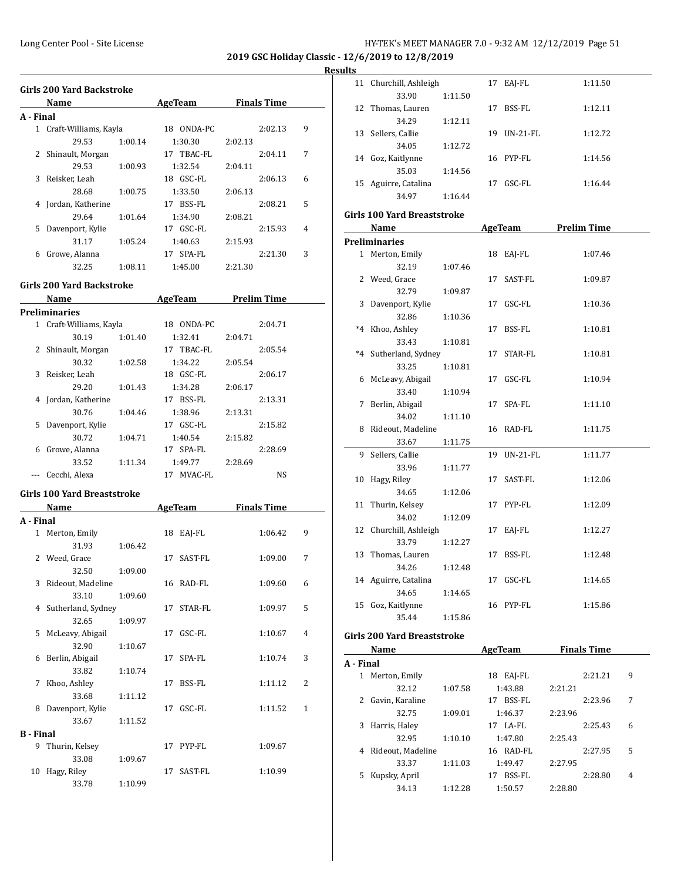**2019 GSC Holiday Classic - 12/6/2019 to 12/8/2019**

**Results**

### Girls 200 Yard Backstroke

| | Name | Age | Team | Finals Time | Points |
|---|---|---|---|---|---|
| **A - Final** | | | | | |
| 1 | Craft-Williams, Kayla | 18 | ONDA-PC | 2:02.13 | 9 |
| | 29.53 / 1:00.14 / 1:30.30 / 2:02.13 | | | | |
| 2 | Shinault, Morgan | 17 | TBAC-FL | 2:04.11 | 7 |
| | 29.53 / 1:00.93 / 1:32.54 / 2:04.11 | | | | |
| 3 | Reisker, Leah | 18 | GSC-FL | 2:06.13 | 6 |
| | 28.68 / 1:00.75 / 1:33.50 / 2:06.13 | | | | |
| 4 | Jordan, Katherine | 17 | BSS-FL | 2:08.21 | 5 |
| | 29.64 / 1:01.64 / 1:34.90 / 2:08.21 | | | | |
| 5 | Davenport, Kylie | 17 | GSC-FL | 2:15.93 | 4 |
| | 31.17 / 1:05.24 / 1:40.63 / 2:15.93 | | | | |
| 6 | Growe, Alanna | 17 | SPA-FL | 2:21.30 | 3 |
| | 32.25 / 1:08.11 / 1:45.00 / 2:21.30 | | | | |

### Girls 200 Yard Backstroke

| | Name | Age | Team | Prelim Time |
|---|---|---|---|---|
| **Preliminaries** | | | | |
| 1 | Craft-Williams, Kayla | 18 | ONDA-PC | 2:04.71 |
| | 30.19 / 1:01.40 / 1:32.41 / 2:04.71 | | | |
| 2 | Shinault, Morgan | 17 | TBAC-FL | 2:05.54 |
| | 30.32 / 1:02.58 / 1:34.22 / 2:05.54 | | | |
| 3 | Reisker, Leah | 18 | GSC-FL | 2:06.17 |
| | 29.20 / 1:01.43 / 1:34.28 / 2:06.17 | | | |
| 4 | Jordan, Katherine | 17 | BSS-FL | 2:13.31 |
| | 30.76 / 1:04.46 / 1:38.96 / 2:13.31 | | | |
| 5 | Davenport, Kylie | 17 | GSC-FL | 2:15.82 |
| | 30.72 / 1:04.71 / 1:40.54 / 2:15.82 | | | |
| 6 | Growe, Alanna | 17 | SPA-FL | 2:28.69 |
| | 33.52 / 1:11.34 / 1:49.77 / 2:28.69 | | | |
| --- | Cecchi, Alexa | 17 | MVAC-FL | NS |

### Girls 100 Yard Breaststroke

| | Name | Age | Team | Finals Time | Points |
|---|---|---|---|---|---|
| **A - Final** | | | | | |
| 1 | Merton, Emily | 18 | EAJ-FL | 1:06.42 | 9 |
| | 31.93 / 1:06.42 | | | | |
| 2 | Weed, Grace | 17 | SAST-FL | 1:09.00 | 7 |
| | 32.50 / 1:09.00 | | | | |
| 3 | Rideout, Madeline | 16 | RAD-FL | 1:09.60 | 6 |
| | 33.10 / 1:09.60 | | | | |
| 4 | Sutherland, Sydney | 17 | STAR-FL | 1:09.97 | 5 |
| | 32.65 / 1:09.97 | | | | |
| 5 | McLeavy, Abigail | 17 | GSC-FL | 1:10.67 | 4 |
| | 32.90 / 1:10.67 | | | | |
| 6 | Berlin, Abigail | 17 | SPA-FL | 1:10.74 | 3 |
| | 33.82 / 1:10.74 | | | | |
| 7 | Khoo, Ashley | 17 | BSS-FL | 1:11.12 | 2 |
| | 33.68 / 1:11.12 | | | | |
| 8 | Davenport, Kylie | 17 | GSC-FL | 1:11.52 | 1 |
| | 33.67 / 1:11.52 | | | | |
| **B - Final** | | | | | |
| 9 | Thurin, Kelsey | 17 | PYP-FL | 1:09.67 | |
| | 33.08 / 1:09.67 | | | | |
| 10 | Hagy, Riley | 17 | SAST-FL | 1:10.99 | |
| | 33.78 / 1:10.99 | | | | |
| 11 | Churchill, Ashleigh | 17 | EAJ-FL | 1:11.50 | |
| | 33.90 / 1:11.50 | | | | |
| 12 | Thomas, Lauren | 17 | BSS-FL | 1:12.11 | |
| | 34.29 / 1:12.11 | | | | |
| 13 | Sellers, Callie | 19 | UN-21-FL | 1:12.72 | |
| | 34.05 / 1:12.72 | | | | |
| 14 | Goz, Kaitlynne | 16 | PYP-FL | 1:14.56 | |
| | 35.03 / 1:14.56 | | | | |
| 15 | Aguirre, Catalina | 17 | GSC-FL | 1:16.44 | |
| | 34.97 / 1:16.44 | | | | |

### Girls 100 Yard Breaststroke

| | Name | Age | Team | Prelim Time |
|---|---|---|---|---|
| **Preliminaries** | | | | |
| 1 | Merton, Emily | 18 | EAJ-FL | 1:07.46 |
| | 32.19 / 1:07.46 | | | |
| 2 | Weed, Grace | 17 | SAST-FL | 1:09.87 |
| | 32.79 / 1:09.87 | | | |
| 3 | Davenport, Kylie | 17 | GSC-FL | 1:10.36 |
| | 32.86 / 1:10.36 | | | |
| *4 | Khoo, Ashley | 17 | BSS-FL | 1:10.81 |
| | 33.43 / 1:10.81 | | | |
| *4 | Sutherland, Sydney | 17 | STAR-FL | 1:10.81 |
| | 33.25 / 1:10.81 | | | |
| 6 | McLeavy, Abigail | 17 | GSC-FL | 1:10.94 |
| | 33.40 / 1:10.94 | | | |
| 7 | Berlin, Abigail | 17 | SPA-FL | 1:11.10 |
| | 34.02 / 1:11.10 | | | |
| 8 | Rideout, Madeline | 16 | RAD-FL | 1:11.75 |
| | 33.67 / 1:11.75 | | | |
| 9 | Sellers, Callie | 19 | UN-21-FL | 1:11.77 |
| | 33.96 / 1:11.77 | | | |
| 10 | Hagy, Riley | 17 | SAST-FL | 1:12.06 |
| | 34.65 / 1:12.06 | | | |
| 11 | Thurin, Kelsey | 17 | PYP-FL | 1:12.09 |
| | 34.02 / 1:12.09 | | | |
| 12 | Churchill, Ashleigh | 17 | EAJ-FL | 1:12.27 |
| | 33.79 / 1:12.27 | | | |
| 13 | Thomas, Lauren | 17 | BSS-FL | 1:12.48 |
| | 34.26 / 1:12.48 | | | |
| 14 | Aguirre, Catalina | 17 | GSC-FL | 1:14.65 |
| | 34.65 / 1:14.65 | | | |
| 15 | Goz, Kaitlynne | 16 | PYP-FL | 1:15.86 |
| | 35.44 / 1:15.86 | | | |

### Girls 200 Yard Breaststroke

| | Name | Age | Team | Finals Time | Points |
|---|---|---|---|---|---|
| **A - Final** | | | | | |
| 1 | Merton, Emily | 18 | EAJ-FL | 2:21.21 | 9 |
| | 32.12 / 1:07.58 / 1:43.88 / 2:21.21 | | | | |
| 2 | Gavin, Karaline | 17 | BSS-FL | 2:23.96 | 7 |
| | 32.75 / 1:09.01 / 1:46.37 / 2:23.96 | | | | |
| 3 | Harris, Haley | 17 | LA-FL | 2:25.43 | 6 |
| | 32.95 / 1:10.10 / 1:47.80 / 2:25.43 | | | | |
| 4 | Rideout, Madeline | 16 | RAD-FL | 2:27.95 | 5 |
| | 33.37 / 1:11.03 / 1:49.47 / 2:27.95 | | | | |
| 5 | Kupsky, April | 17 | BSS-FL | 2:28.80 | 4 |
| | 34.13 / 1:12.28 / 1:50.57 / 2:28.80 | | | | |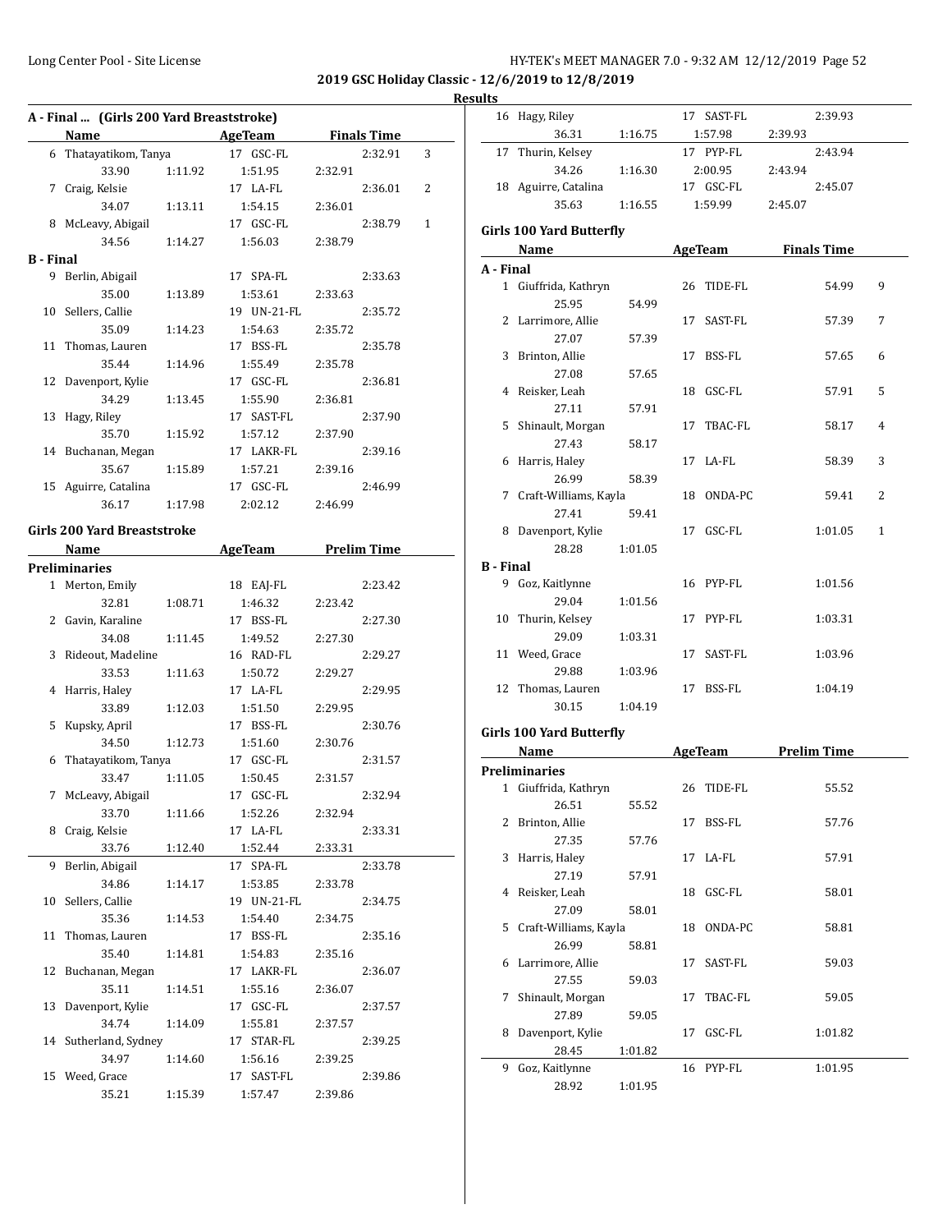2019 GSC Holiday Classic - 12/6/2019 to 12/8/2019

Results

### A - Final ... (Girls 200 Yard Breaststroke)

| | Name | Age | Team | Finals Time | Points |
|---|---|---|---|---|---|
| 6 | Thatayatikom, Tanya | 17 | GSC-FL | 2:32.91 | 3 |
| | 33.90 / 1:11.92 / 1:51.95 / 2:32.91 | | | | |
| 7 | Craig, Kelsie | 17 | LA-FL | 2:36.01 | 2 |
| | 34.07 / 1:13.11 / 1:54.15 / 2:36.01 | | | | |
| 8 | McLeavy, Abigail | 17 | GSC-FL | 2:38.79 | 1 |
| | 34.56 / 1:14.27 / 1:56.03 / 2:38.79 | | | | |
| **B - Final** | | | | | |
| 9 | Berlin, Abigail | 17 | SPA-FL | 2:33.63 | |
| | 35.00 / 1:13.89 / 1:53.61 / 2:33.63 | | | | |
| 10 | Sellers, Callie | 19 | UN-21-FL | 2:35.72 | |
| | 35.09 / 1:14.23 / 1:54.63 / 2:35.72 | | | | |
| 11 | Thomas, Lauren | 17 | BSS-FL | 2:35.78 | |
| | 35.44 / 1:14.96 / 1:55.49 / 2:35.78 | | | | |
| 12 | Davenport, Kylie | 17 | GSC-FL | 2:36.81 | |
| | 34.29 / 1:13.45 / 1:55.90 / 2:36.81 | | | | |
| 13 | Hagy, Riley | 17 | SAST-FL | 2:37.90 | |
| | 35.70 / 1:15.92 / 1:57.12 / 2:37.90 | | | | |
| 14 | Buchanan, Megan | 17 | LAKR-FL | 2:39.16 | |
| | 35.67 / 1:15.89 / 1:57.21 / 2:39.16 | | | | |
| 15 | Aguirre, Catalina | 17 | GSC-FL | 2:46.99 | |
| | 36.17 / 1:17.98 / 2:02.12 / 2:46.99 | | | | |
| 16 | Hagy, Riley | 17 | SAST-FL | 2:39.93 | |
| | 36.31 / 1:16.75 / 1:57.98 / 2:39.93 | | | | |
| 17 | Thurin, Kelsey | 17 | PYP-FL | 2:43.94 | |
| | 34.26 / 1:16.30 / 2:00.95 / 2:43.94 | | | | |
| 18 | Aguirre, Catalina | 17 | GSC-FL | 2:45.07 | |
| | 35.63 / 1:16.55 / 1:59.99 / 2:45.07 | | | | |

### Girls 200 Yard Breaststroke

| | Name | Age | Team | Prelim Time |
|---|---|---|---|---|
| **Preliminaries** | | | | |
| 1 | Merton, Emily | 18 | EAJ-FL | 2:23.42 |
| | 32.81 / 1:08.71 / 1:46.32 / 2:23.42 | | | |
| 2 | Gavin, Karaline | 17 | BSS-FL | 2:27.30 |
| | 34.08 / 1:11.45 / 1:49.52 / 2:27.30 | | | |
| 3 | Rideout, Madeline | 16 | RAD-FL | 2:29.27 |
| | 33.53 / 1:11.63 / 1:50.72 / 2:29.27 | | | |
| 4 | Harris, Haley | 17 | LA-FL | 2:29.95 |
| | 33.89 / 1:12.03 / 1:51.50 / 2:29.95 | | | |
| 5 | Kupsky, April | 17 | BSS-FL | 2:30.76 |
| | 34.50 / 1:12.73 / 1:51.60 / 2:30.76 | | | |
| 6 | Thatayatikom, Tanya | 17 | GSC-FL | 2:31.57 |
| | 33.47 / 1:11.05 / 1:50.45 / 2:31.57 | | | |
| 7 | McLeavy, Abigail | 17 | GSC-FL | 2:32.94 |
| | 33.70 / 1:11.66 / 1:52.26 / 2:32.94 | | | |
| 8 | Craig, Kelsie | 17 | LA-FL | 2:33.31 |
| | 33.76 / 1:12.40 / 1:52.44 / 2:33.31 | | | |
| 9 | Berlin, Abigail | 17 | SPA-FL | 2:33.78 |
| | 34.86 / 1:14.17 / 1:53.85 / 2:33.78 | | | |
| 10 | Sellers, Callie | 19 | UN-21-FL | 2:34.75 |
| | 35.36 / 1:14.53 / 1:54.40 / 2:34.75 | | | |
| 11 | Thomas, Lauren | 17 | BSS-FL | 2:35.16 |
| | 35.40 / 1:14.81 / 1:54.83 / 2:35.16 | | | |
| 12 | Buchanan, Megan | 17 | LAKR-FL | 2:36.07 |
| | 35.11 / 1:14.51 / 1:55.16 / 2:36.07 | | | |
| 13 | Davenport, Kylie | 17 | GSC-FL | 2:37.57 |
| | 34.74 / 1:14.09 / 1:55.81 / 2:37.57 | | | |
| 14 | Sutherland, Sydney | 17 | STAR-FL | 2:39.25 |
| | 34.97 / 1:14.60 / 1:56.16 / 2:39.25 | | | |
| 15 | Weed, Grace | 17 | SAST-FL | 2:39.86 |
| | 35.21 / 1:15.39 / 1:57.47 / 2:39.86 | | | |

### Girls 100 Yard Butterfly

| | Name | Age | Team | Finals Time | Points |
|---|---|---|---|---|---|
| **A - Final** | | | | | |
| 1 | Giuffrida, Kathryn | 26 | TIDE-FL | 54.99 | 9 |
| | 25.95 / 54.99 | | | | |
| 2 | Larrimore, Allie | 17 | SAST-FL | 57.39 | 7 |
| | 27.07 / 57.39 | | | | |
| 3 | Brinton, Allie | 17 | BSS-FL | 57.65 | 6 |
| | 27.08 / 57.65 | | | | |
| 4 | Reisker, Leah | 18 | GSC-FL | 57.91 | 5 |
| | 27.11 / 57.91 | | | | |
| 5 | Shinault, Morgan | 17 | TBAC-FL | 58.17 | 4 |
| | 27.43 / 58.17 | | | | |
| 6 | Harris, Haley | 17 | LA-FL | 58.39 | 3 |
| | 26.99 / 58.39 | | | | |
| 7 | Craft-Williams, Kayla | 18 | ONDA-PC | 59.41 | 2 |
| | 27.41 / 59.41 | | | | |
| 8 | Davenport, Kylie | 17 | GSC-FL | 1:01.05 | 1 |
| | 28.28 / 1:01.05 | | | | |
| **B - Final** | | | | | |
| 9 | Goz, Kaitlynne | 16 | PYP-FL | 1:01.56 | |
| | 29.04 / 1:01.56 | | | | |
| 10 | Thurin, Kelsey | 17 | PYP-FL | 1:03.31 | |
| | 29.09 / 1:03.31 | | | | |
| 11 | Weed, Grace | 17 | SAST-FL | 1:03.96 | |
| | 29.88 / 1:03.96 | | | | |
| 12 | Thomas, Lauren | 17 | BSS-FL | 1:04.19 | |
| | 30.15 / 1:04.19 | | | | |

### Girls 100 Yard Butterfly

| | Name | Age | Team | Prelim Time |
|---|---|---|---|---|
| **Preliminaries** | | | | |
| 1 | Giuffrida, Kathryn | 26 | TIDE-FL | 55.52 |
| | 26.51 / 55.52 | | | |
| 2 | Brinton, Allie | 17 | BSS-FL | 57.76 |
| | 27.35 / 57.76 | | | |
| 3 | Harris, Haley | 17 | LA-FL | 57.91 |
| | 27.19 / 57.91 | | | |
| 4 | Reisker, Leah | 18 | GSC-FL | 58.01 |
| | 27.09 / 58.01 | | | |
| 5 | Craft-Williams, Kayla | 18 | ONDA-PC | 58.81 |
| | 26.99 / 58.81 | | | |
| 6 | Larrimore, Allie | 17 | SAST-FL | 59.03 |
| | 27.55 / 59.03 | | | |
| 7 | Shinault, Morgan | 17 | TBAC-FL | 59.05 |
| | 27.89 / 59.05 | | | |
| 8 | Davenport, Kylie | 17 | GSC-FL | 1:01.82 |
| | 28.45 / 1:01.82 | | | |
| 9 | Goz, Kaitlynne | 16 | PYP-FL | 1:01.95 |
| | 28.92 / 1:01.95 | | | |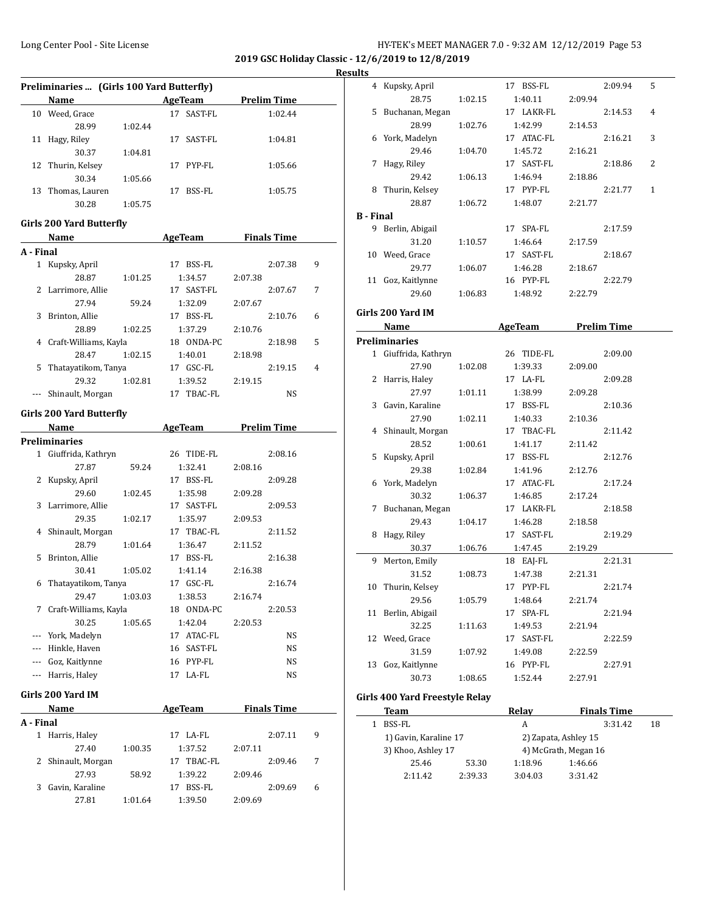## 2019 GSC Holiday Classic - 12/6/2019 to 12/8/2019

### Results

### Preliminaries ... (Girls 100 Yard Butterfly)

| | Name | AgeTeam | Prelim Time |
|---|---|---|---|
| 10 | Weed, Grace | 17 SAST-FL | 1:02.44 |
| | 28.99 1:02.44 | | |
| 11 | Hagy, Riley | 17 SAST-FL | 1:04.81 |
| | 30.37 1:04.81 | | |
| 12 | Thurin, Kelsey | 17 PYP-FL | 1:05.66 |
| | 30.34 1:05.66 | | |
| 13 | Thomas, Lauren | 17 BSS-FL | 1:05.75 |
| | 30.28 1:05.75 | | |

### Girls 200 Yard Butterfly

| | Name | AgeTeam | Finals Time | |
|---|---|---|---|---|
| **A - Final** | | | | |
| 1 | Kupsky, April | 17 BSS-FL | 2:07.38 | 9 |
| | 28.87 1:01.25 1:34.57 2:07.38 | | | |
| 2 | Larrimore, Allie | 17 SAST-FL | 2:07.67 | 7 |
| | 27.94 59.24 1:32.09 2:07.67 | | | |
| 3 | Brinton, Allie | 17 BSS-FL | 2:10.76 | 6 |
| | 28.89 1:02.25 1:37.29 2:10.76 | | | |
| 4 | Craft-Williams, Kayla | 18 ONDA-PC | 2:18.98 | 5 |
| | 28.47 1:02.15 1:40.01 2:18.98 | | | |
| 5 | Thatayatikom, Tanya | 17 GSC-FL | 2:19.15 | 4 |
| | 29.32 1:02.81 1:39.52 2:19.15 | | | |
| --- | Shinault, Morgan | 17 TBAC-FL | NS | |
| **B - Final** | | | | |
| 4 | Kupsky, April | 17 BSS-FL | 2:09.94 | 5 |
| | 28.75 1:02.15 1:40.11 2:09.94 | | | |
| 5 | Buchanan, Megan | 17 LAKR-FL | 2:14.53 | 4 |
| | 28.99 1:02.76 1:42.99 2:14.53 | | | |
| 6 | York, Madelyn | 17 ATAC-FL | 2:16.21 | 3 |
| | 29.46 1:04.70 1:45.72 2:16.21 | | | |
| 7 | Hagy, Riley | 17 SAST-FL | 2:18.86 | 2 |
| | 29.42 1:06.13 1:46.94 2:18.86 | | | |
| 8 | Thurin, Kelsey | 17 PYP-FL | 2:21.77 | 1 |
| | 28.87 1:06.72 1:48.07 2:21.77 | | | |
| **B - Final** | | | | |
| 9 | Berlin, Abigail | 17 SPA-FL | 2:17.59 | |
| | 31.20 1:10.57 1:46.64 2:17.59 | | | |
| 10 | Weed, Grace | 17 SAST-FL | 2:18.67 | |
| | 29.77 1:06.07 1:46.28 2:18.67 | | | |
| 11 | Goz, Kaitlynne | 16 PYP-FL | 2:22.79 | |
| | 29.60 1:06.83 1:48.92 2:22.79 | | | |

### Girls 200 Yard Butterfly

| | Name | AgeTeam | Prelim Time |
|---|---|---|---|
| **Preliminaries** | | | |
| 1 | Giuffrida, Kathryn | 26 TIDE-FL | 2:08.16 |
| | 27.87 59.24 1:32.41 2:08.16 | | |
| 2 | Kupsky, April | 17 BSS-FL | 2:09.28 |
| | 29.60 1:02.45 1:35.98 2:09.28 | | |
| 3 | Larrimore, Allie | 17 SAST-FL | 2:09.53 |
| | 29.35 1:02.17 1:35.97 2:09.53 | | |
| 4 | Shinault, Morgan | 17 TBAC-FL | 2:11.52 |
| | 28.79 1:01.64 1:36.47 2:11.52 | | |
| 5 | Brinton, Allie | 17 BSS-FL | 2:16.38 |
| | 30.41 1:05.02 1:41.14 2:16.38 | | |
| 6 | Thatayatikom, Tanya | 17 GSC-FL | 2:16.74 |
| | 29.47 1:03.03 1:38.53 2:16.74 | | |
| 7 | Craft-Williams, Kayla | 18 ONDA-PC | 2:20.53 |
| | 30.25 1:05.65 1:42.04 2:20.53 | | |
| --- | York, Madelyn | 17 ATAC-FL | NS |
| --- | Hinkle, Haven | 16 SAST-FL | NS |
| --- | Goz, Kaitlynne | 16 PYP-FL | NS |
| --- | Harris, Haley | 17 LA-FL | NS |

### Girls 200 Yard IM

| | Name | AgeTeam | Finals Time | |
|---|---|---|---|---|
| **A - Final** | | | | |
| 1 | Harris, Haley | 17 LA-FL | 2:07.11 | 9 |
| | 27.40 1:00.35 1:37.52 2:07.11 | | | |
| 2 | Shinault, Morgan | 17 TBAC-FL | 2:09.46 | 7 |
| | 27.93 58.92 1:39.22 2:09.46 | | | |
| 3 | Gavin, Karaline | 17 BSS-FL | 2:09.69 | 6 |
| | 27.81 1:01.64 1:39.50 2:09.69 | | | |

### Girls 200 Yard IM

| | Name | AgeTeam | Prelim Time |
|---|---|---|---|
| **Preliminaries** | | | |
| 1 | Giuffrida, Kathryn | 26 TIDE-FL | 2:09.00 |
| | 27.90 1:02.08 1:39.33 2:09.00 | | |
| 2 | Harris, Haley | 17 LA-FL | 2:09.28 |
| | 27.97 1:01.11 1:38.99 2:09.28 | | |
| 3 | Gavin, Karaline | 17 BSS-FL | 2:10.36 |
| | 27.90 1:02.11 1:40.33 2:10.36 | | |
| 4 | Shinault, Morgan | 17 TBAC-FL | 2:11.42 |
| | 28.52 1:00.61 1:41.17 2:11.42 | | |
| 5 | Kupsky, April | 17 BSS-FL | 2:12.76 |
| | 29.38 1:02.84 1:41.96 2:12.76 | | |
| 6 | York, Madelyn | 17 ATAC-FL | 2:17.24 |
| | 30.32 1:06.37 1:46.85 2:17.24 | | |
| 7 | Buchanan, Megan | 17 LAKR-FL | 2:18.58 |
| | 29.43 1:04.17 1:46.28 2:18.58 | | |
| 8 | Hagy, Riley | 17 SAST-FL | 2:19.29 |
| | 30.37 1:06.76 1:47.45 2:19.29 | | |
| 9 | Merton, Emily | 18 EAJ-FL | 2:21.31 |
| | 31.52 1:08.73 1:47.38 2:21.31 | | |
| 10 | Thurin, Kelsey | 17 PYP-FL | 2:21.74 |
| | 29.56 1:05.79 1:48.64 2:21.74 | | |
| 11 | Berlin, Abigail | 17 SPA-FL | 2:21.94 |
| | 32.25 1:11.63 1:49.53 2:21.94 | | |
| 12 | Weed, Grace | 17 SAST-FL | 2:22.59 |
| | 31.59 1:07.92 1:49.08 2:22.59 | | |
| 13 | Goz, Kaitlynne | 16 PYP-FL | 2:27.91 |
| | 30.73 1:08.65 1:52.44 2:27.91 | | |

### Girls 400 Yard Freestyle Relay

| | Team | Relay | Finals Time | |
|---|---|---|---|---|
| 1 | BSS-FL | A | 3:31.42 | 18 |
| | 1) Gavin, Karaline 17 | 2) Zapata, Ashley 15 | | |
| | 3) Khoo, Ashley 17 | 4) McGrath, Megan 16 | | |
| | 25.46 53.30 1:18.96 1:46.66 | | | |
| | 2:11.42 2:39.33 3:04.03 3:31.42 | | | |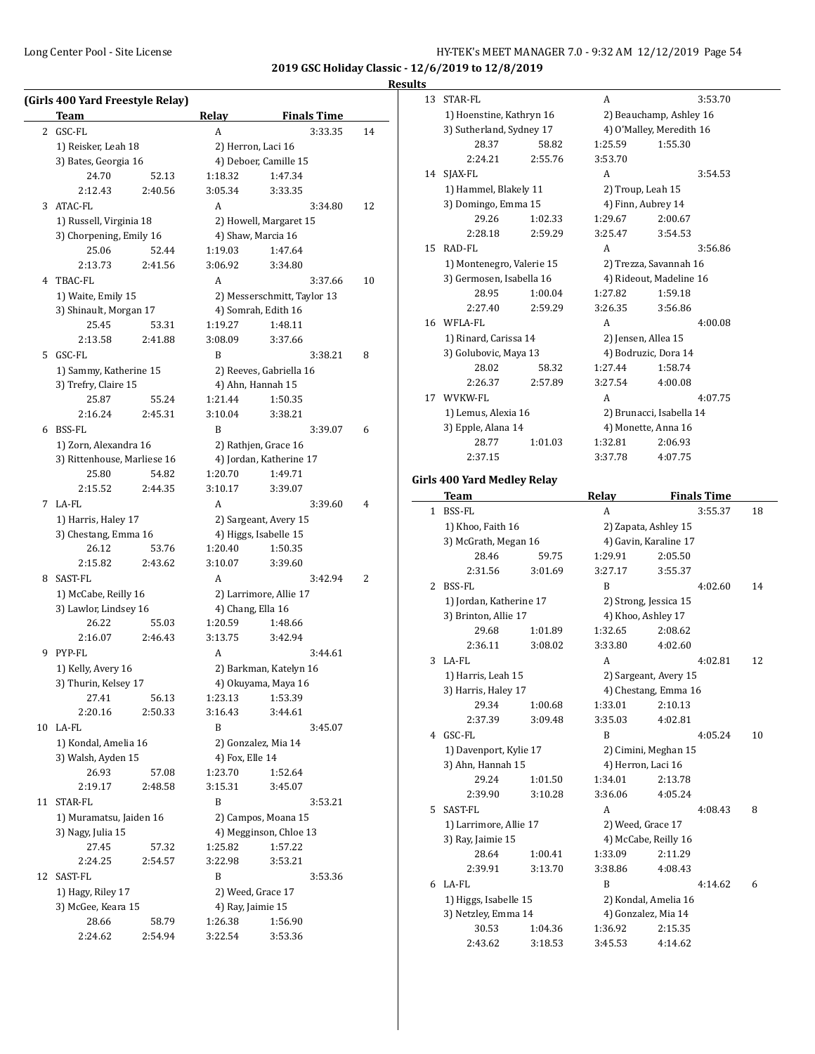## 2019 GSC Holiday Classic - 12/6/2019 to 12/8/2019

### Results

**(Girls 400 Yard Freestyle Relay)**

| | Team | Relay | Finals Time | |
|---|---|---|---|---|
| 2 | GSC-FL | A | 3:33.35 | 14 |
| | 1) Reisker, Leah 18 | 2) Herron, Laci 16 | | |
| | 3) Bates, Georgia 16 | 4) Deboer, Camille 15 | | |
| | 24.70 52.13 | 1:18.32 1:47.34 | | |
| | 2:12.43 2:40.56 | 3:05.34 3:33.35 | | |
| 3 | ATAC-FL | A | 3:34.80 | 12 |
| | 1) Russell, Virginia 18 | 2) Howell, Margaret 15 | | |
| | 3) Chorpening, Emily 16 | 4) Shaw, Marcia 16 | | |
| | 25.06 52.44 | 1:19.03 1:47.64 | | |
| | 2:13.73 2:41.56 | 3:06.92 3:34.80 | | |
| 4 | TBAC-FL | A | 3:37.66 | 10 |
| | 1) Waite, Emily 15 | 2) Messerschmitt, Taylor 13 | | |
| | 3) Shinault, Morgan 17 | 4) Somrah, Edith 16 | | |
| | 25.45 53.31 | 1:19.27 1:48.11 | | |
| | 2:13.58 2:41.88 | 3:08.09 3:37.66 | | |
| 5 | GSC-FL | B | 3:38.21 | 8 |
| | 1) Sammy, Katherine 15 | 2) Reeves, Gabriella 16 | | |
| | 3) Trefry, Claire 15 | 4) Ahn, Hannah 15 | | |
| | 25.87 55.24 | 1:21.44 1:50.35 | | |
| | 2:16.24 2:45.31 | 3:10.04 3:38.21 | | |
| 6 | BSS-FL | B | 3:39.07 | 6 |
| | 1) Zorn, Alexandra 16 | 2) Rathjen, Grace 16 | | |
| | 3) Rittenhouse, Marliese 16 | 4) Jordan, Katherine 17 | | |
| | 25.80 54.82 | 1:20.70 1:49.71 | | |
| | 2:15.52 2:44.35 | 3:10.17 3:39.07 | | |
| 7 | LA-FL | A | 3:39.60 | 4 |
| | 1) Harris, Haley 17 | 2) Sargeant, Avery 15 | | |
| | 3) Chestang, Emma 16 | 4) Higgs, Isabelle 15 | | |
| | 26.12 53.76 | 1:20.40 1:50.35 | | |
| | 2:15.82 2:43.62 | 3:10.07 3:39.60 | | |
| 8 | SAST-FL | A | 3:42.94 | 2 |
| | 1) McCabe, Reilly 16 | 2) Larrimore, Allie 17 | | |
| | 3) Lawlor, Lindsey 16 | 4) Chang, Ella 16 | | |
| | 26.22 55.03 | 1:20.59 1:48.66 | | |
| | 2:16.07 2:46.43 | 3:13.75 3:42.94 | | |
| 9 | PYP-FL | A | 3:44.61 | |
| | 1) Kelly, Avery 16 | 2) Barkman, Katelyn 16 | | |
| | 3) Thurin, Kelsey 17 | 4) Okuyama, Maya 16 | | |
| | 27.41 56.13 | 1:23.13 1:53.39 | | |
| | 2:20.16 2:50.33 | 3:16.43 3:44.61 | | |
| 10 | LA-FL | B | 3:45.07 | |
| | 1) Kondal, Amelia 16 | 2) Gonzalez, Mia 14 | | |
| | 3) Walsh, Ayden 15 | 4) Fox, Elle 14 | | |
| | 26.93 57.08 | 1:23.70 1:52.64 | | |
| | 2:19.17 2:48.58 | 3:15.31 3:45.07 | | |
| 11 | STAR-FL | B | 3:53.21 | |
| | 1) Muramatsu, Jaiden 16 | 2) Campos, Moana 15 | | |
| | 3) Nagy, Julia 15 | 4) Megginson, Chloe 13 | | |
| | 27.45 57.32 | 1:25.82 1:57.22 | | |
| | 2:24.25 2:54.57 | 3:22.98 3:53.21 | | |
| 12 | SAST-FL | B | 3:53.36 | |
| | 1) Hagy, Riley 17 | 2) Weed, Grace 17 | | |
| | 3) McGee, Keara 15 | 4) Ray, Jaimie 15 | | |
| | 28.66 58.79 | 1:26.38 1:56.90 | | |
| | 2:24.62 2:54.94 | 3:22.54 3:53.36 | | |
| 13 | STAR-FL | A | 3:53.70 | |
| | 1) Hoenstine, Kathryn 16 | 2) Beauchamp, Ashley 16 | | |
| | 3) Sutherland, Sydney 17 | 4) O'Malley, Meredith 16 | | |
| | 28.37 58.82 | 1:25.59 1:55.30 | | |
| | 2:24.21 2:55.76 | 3:53.70 | | |
| 14 | SJAX-FL | A | 3:54.53 | |
| | 1) Hammel, Blakely 11 | 2) Troup, Leah 15 | | |
| | 3) Domingo, Emma 15 | 4) Finn, Aubrey 14 | | |
| | 29.26 1:02.33 | 1:29.67 2:00.67 | | |
| | 2:28.18 2:59.29 | 3:25.47 3:54.53 | | |
| 15 | RAD-FL | A | 3:56.86 | |
| | 1) Montenegro, Valerie 15 | 2) Trezza, Savannah 16 | | |
| | 3) Germosen, Isabella 16 | 4) Rideout, Madeline 16 | | |
| | 28.95 1:00.04 | 1:27.82 1:59.18 | | |
| | 2:27.40 2:59.29 | 3:26.35 3:56.86 | | |
| 16 | WFLA-FL | A | 4:00.08 | |
| | 1) Rinard, Carissa 14 | 2) Jensen, Allea 15 | | |
| | 3) Golubovic, Maya 13 | 4) Bodruzic, Dora 14 | | |
| | 28.02 58.32 | 1:27.44 1:58.74 | | |
| | 2:26.37 2:57.89 | 3:27.54 4:00.08 | | |
| 17 | WVKW-FL | A | 4:07.75 | |
| | 1) Lemus, Alexia 16 | 2) Brunacci, Isabella 14 | | |
| | 3) Epple, Alana 14 | 4) Monette, Anna 16 | | |
| | 28.77 1:01.03 | 1:32.81 2:06.93 | | |
| | 2:37.15 | 3:37.78 4:07.75 | | |

**Girls 400 Yard Medley Relay**

| | Team | Relay | Finals Time | |
|---|---|---|---|---|
| 1 | BSS-FL | A | 3:55.37 | 18 |
| | 1) Khoo, Faith 16 | 2) Zapata, Ashley 15 | | |
| | 3) McGrath, Megan 16 | 4) Gavin, Karaline 17 | | |
| | 28.46 59.75 | 1:29.91 2:05.50 | | |
| | 2:31.56 3:01.69 | 3:27.17 3:55.37 | | |
| 2 | BSS-FL | B | 4:02.60 | 14 |
| | 1) Jordan, Katherine 17 | 2) Strong, Jessica 15 | | |
| | 3) Brinton, Allie 17 | 4) Khoo, Ashley 17 | | |
| | 29.68 1:01.89 | 1:32.65 2:08.62 | | |
| | 2:36.11 3:08.02 | 3:33.80 4:02.60 | | |
| 3 | LA-FL | A | 4:02.81 | 12 |
| | 1) Harris, Leah 15 | 2) Sargeant, Avery 15 | | |
| | 3) Harris, Haley 17 | 4) Chestang, Emma 16 | | |
| | 29.34 1:00.68 | 1:33.01 2:10.13 | | |
| | 2:37.39 3:09.48 | 3:35.03 4:02.81 | | |
| 4 | GSC-FL | B | 4:05.24 | 10 |
| | 1) Davenport, Kylie 17 | 2) Cimini, Meghan 15 | | |
| | 3) Ahn, Hannah 15 | 4) Herron, Laci 16 | | |
| | 29.24 1:01.50 | 1:34.01 2:13.78 | | |
| | 2:39.90 3:10.28 | 3:36.06 4:05.24 | | |
| 5 | SAST-FL | A | 4:08.43 | 8 |
| | 1) Larrimore, Allie 17 | 2) Weed, Grace 17 | | |
| | 3) Ray, Jaimie 15 | 4) McCabe, Reilly 16 | | |
| | 28.64 1:00.41 | 1:33.09 2:11.29 | | |
| | 2:39.91 3:13.70 | 3:38.86 4:08.43 | | |
| 6 | LA-FL | B | 4:14.62 | 6 |
| | 1) Higgs, Isabelle 15 | 2) Kondal, Amelia 16 | | |
| | 3) Netzley, Emma 14 | 4) Gonzalez, Mia 14 | | |
| | 30.53 1:04.36 | 1:36.92 2:15.35 | | |
| | 2:43.62 3:18.53 | 3:45.53 4:14.62 | | |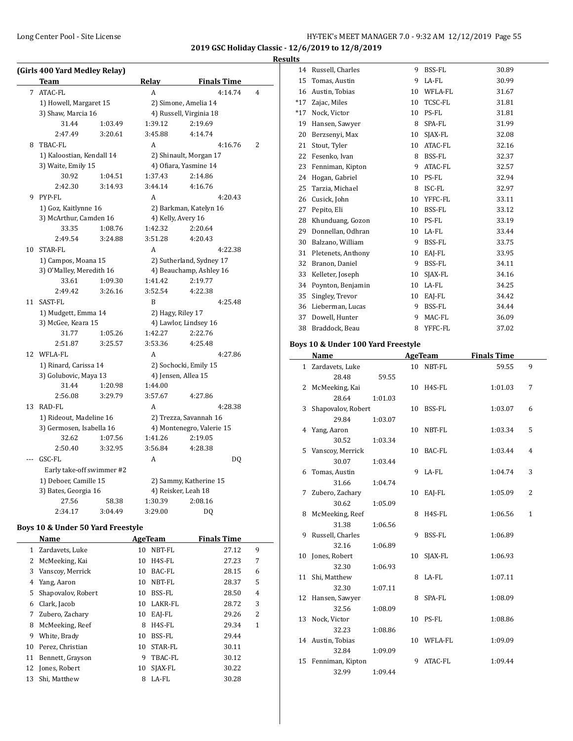**2019 GSC Holiday Classic - 12/6/2019 to 12/8/2019**

**Results**

### (Girls 400 Yard Medley Relay)

| | Team | Relay | Finals Time | |
|---|---|---|---|---|
| 7 | ATAC-FL | A | 4:14.74 | 4 |
| | 1) Howell, Margaret 15 | 2) Simone, Amelia 14 | | |
| | 3) Shaw, Marcia 16 | 4) Russell, Virginia 18 | | |
| | 31.44 / 1:03.49 | 1:39.12 / 2:19.69 | | |
| | 2:47.49 / 3:20.61 | 3:45.88 / 4:14.74 | | |
| 8 | TBAC-FL | A | 4:16.76 | 2 |
| | 1) Kaloostian, Kendall 14 | 2) Shinault, Morgan 17 | | |
| | 3) Waite, Emily 15 | 4) Ofiara, Yasmine 14 | | |
| | 30.92 / 1:04.51 | 1:37.43 / 2:14.86 | | |
| | 2:42.30 / 3:14.93 | 3:44.14 / 4:16.76 | | |
| 9 | PYP-FL | A | 4:20.43 | |
| | 1) Goz, Kaitlynne 16 | 2) Barkman, Katelyn 16 | | |
| | 3) McArthur, Camden 16 | 4) Kelly, Avery 16 | | |
| | 33.35 / 1:08.76 | 1:42.32 / 2:20.64 | | |
| | 2:49.54 / 3:24.88 | 3:51.28 / 4:20.43 | | |
| 10 | STAR-FL | A | 4:22.38 | |
| | 1) Campos, Moana 15 | 2) Sutherland, Sydney 17 | | |
| | 3) O'Malley, Meredith 16 | 4) Beauchamp, Ashley 16 | | |
| | 33.61 / 1:09.30 | 1:41.42 / 2:19.77 | | |
| | 2:49.42 / 3:26.16 | 3:52.54 / 4:22.38 | | |
| 11 | SAST-FL | B | 4:25.48 | |
| | 1) Mudgett, Emma 14 | 2) Hagy, Riley 17 | | |
| | 3) McGee, Keara 15 | 4) Lawlor, Lindsey 16 | | |
| | 31.77 / 1:05.26 | 1:42.27 / 2:22.76 | | |
| | 2:51.87 / 3:25.57 | 3:53.36 / 4:25.48 | | |
| 12 | WFLA-FL | A | 4:27.86 | |
| | 1) Rinard, Carissa 14 | 2) Sochocki, Emily 15 | | |
| | 3) Golubovic, Maya 13 | 4) Jensen, Allea 15 | | |
| | 31.44 / 1:20.98 | 1:44.00 | | |
| | 2:56.08 / 3:29.79 | 3:57.67 / 4:27.86 | | |
| 13 | RAD-FL | A | 4:28.38 | |
| | 1) Rideout, Madeline 16 | 2) Trezza, Savannah 16 | | |
| | 3) Germosen, Isabella 16 | 4) Montenegro, Valerie 15 | | |
| | 32.62 / 1:07.56 | 1:41.26 / 2:19.05 | | |
| | 2:50.40 / 3:32.95 | 3:56.84 / 4:28.38 | | |
| --- | GSC-FL | A | DQ | |
| | Early take-off swimmer #2 | | | |
| | 1) Deboer, Camille 15 | 2) Sammy, Katherine 15 | | |
| | 3) Bates, Georgia 16 | 4) Reisker, Leah 18 | | |
| | 27.56 / 58.38 | 1:30.39 / 2:08.16 | | |
| | 2:34.17 / 3:04.49 | 3:29.00 / DQ | | |

### Boys 10 & Under 50 Yard Freestyle

| | Name | Age | Team | Finals Time | |
|---|---|---|---|---|---|
| 1 | Zardavets, Luke | 10 | NBT-FL | 27.12 | 9 |
| 2 | McMeeking, Kai | 10 | H4S-FL | 27.23 | 7 |
| 3 | Vanscoy, Merrick | 10 | BAC-FL | 28.15 | 6 |
| 4 | Yang, Aaron | 10 | NBT-FL | 28.37 | 5 |
| 5 | Shapovalov, Robert | 10 | BSS-FL | 28.50 | 4 |
| 6 | Clark, Jacob | 10 | LAKR-FL | 28.72 | 3 |
| 7 | Zubero, Zachary | 10 | EAJ-FL | 29.26 | 2 |
| 8 | McMeeking, Reef | 8 | H4S-FL | 29.34 | 1 |
| 9 | White, Brady | 10 | BSS-FL | 29.44 | |
| 10 | Perez, Christian | 10 | STAR-FL | 30.11 | |
| 11 | Bennett, Grayson | 9 | TBAC-FL | 30.12 | |
| 12 | Jones, Robert | 10 | SJAX-FL | 30.22 | |
| 13 | Shi, Matthew | 8 | LA-FL | 30.28 | |
| 14 | Russell, Charles | 9 | BSS-FL | 30.89 | |
| 15 | Tomas, Austin | 9 | LA-FL | 30.99 | |
| 16 | Austin, Tobias | 10 | WFLA-FL | 31.67 | |
| *17 | Zajac, Miles | 10 | TCSC-FL | 31.81 | |
| *17 | Nock, Victor | 10 | PS-FL | 31.81 | |
| 19 | Hansen, Sawyer | 8 | SPA-FL | 31.99 | |
| 20 | Berzsenyi, Max | 10 | SJAX-FL | 32.08 | |
| 21 | Stout, Tyler | 10 | ATAC-FL | 32.16 | |
| 22 | Fesenko, Ivan | 8 | BSS-FL | 32.37 | |
| 23 | Fenniman, Kipton | 9 | ATAC-FL | 32.57 | |
| 24 | Hogan, Gabriel | 10 | PS-FL | 32.94 | |
| 25 | Tarzia, Michael | 8 | ISC-FL | 32.97 | |
| 26 | Cusick, John | 10 | YFFC-FL | 33.11 | |
| 27 | Pepito, Eli | 10 | BSS-FL | 33.12 | |
| 28 | Khunduang, Gozon | 10 | PS-FL | 33.19 | |
| 29 | Donnellan, Odhran | 10 | LA-FL | 33.44 | |
| 30 | Balzano, William | 9 | BSS-FL | 33.75 | |
| 31 | Pletenets, Anthony | 10 | EAJ-FL | 33.95 | |
| 32 | Branon, Daniel | 9 | BSS-FL | 34.11 | |
| 33 | Kelleter, Joseph | 10 | SJAX-FL | 34.16 | |
| 34 | Poynton, Benjamin | 10 | LA-FL | 34.25 | |
| 35 | Singley, Trevor | 10 | EAJ-FL | 34.42 | |
| 36 | Lieberman, Lucas | 9 | BSS-FL | 34.44 | |
| 37 | Dowell, Hunter | 9 | MAC-FL | 36.09 | |
| 38 | Braddock, Beau | 8 | YFFC-FL | 37.02 | |

### Boys 10 & Under 100 Yard Freestyle

| | Name | Age | Team | Finals Time | |
|---|---|---|---|---|---|
| 1 | Zardavets, Luke | 10 | NBT-FL | 59.55 | 9 |
| | 28.48 / 59.55 | | | | |
| 2 | McMeeking, Kai | 10 | H4S-FL | 1:01.03 | 7 |
| | 28.64 / 1:01.03 | | | | |
| 3 | Shapovalov, Robert | 10 | BSS-FL | 1:03.07 | 6 |
| | 29.84 / 1:03.07 | | | | |
| 4 | Yang, Aaron | 10 | NBT-FL | 1:03.34 | 5 |
| | 30.52 / 1:03.34 | | | | |
| 5 | Vanscoy, Merrick | 10 | BAC-FL | 1:03.44 | 4 |
| | 30.07 / 1:03.44 | | | | |
| 6 | Tomas, Austin | 9 | LA-FL | 1:04.74 | 3 |
| | 31.66 / 1:04.74 | | | | |
| 7 | Zubero, Zachary | 10 | EAJ-FL | 1:05.09 | 2 |
| | 30.62 / 1:05.09 | | | | |
| 8 | McMeeking, Reef | 8 | H4S-FL | 1:06.56 | 1 |
| | 31.38 / 1:06.56 | | | | |
| 9 | Russell, Charles | 9 | BSS-FL | 1:06.89 | |
| | 32.16 / 1:06.89 | | | | |
| 10 | Jones, Robert | 10 | SJAX-FL | 1:06.93 | |
| | 32.30 / 1:06.93 | | | | |
| 11 | Shi, Matthew | 8 | LA-FL | 1:07.11 | |
| | 32.30 / 1:07.11 | | | | |
| 12 | Hansen, Sawyer | 8 | SPA-FL | 1:08.09 | |
| | 32.56 / 1:08.09 | | | | |
| 13 | Nock, Victor | 10 | PS-FL | 1:08.86 | |
| | 32.23 / 1:08.86 | | | | |
| 14 | Austin, Tobias | 10 | WFLA-FL | 1:09.09 | |
| | 32.84 / 1:09.09 | | | | |
| 15 | Fenniman, Kipton | 9 | ATAC-FL | 1:09.44 | |
| | 32.99 / 1:09.44 | | | | |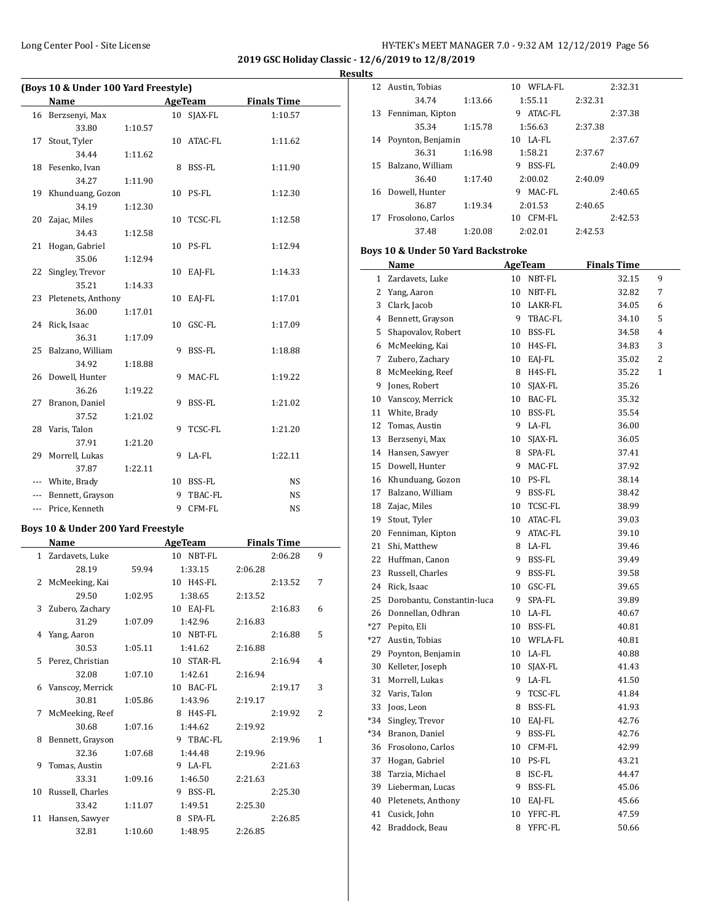**2019 GSC Holiday Classic - 12/6/2019 to 12/8/2019**

**Results**

### (Boys 10 & Under 100 Yard Freestyle)

| | Name | Age | Team | Finals Time |
|---|---|---|---|---|
| 16 | Berzsenyi, Max | 10 | SJAX-FL | 1:10.57 |
| | 33.80 1:10.57 | | | |
| 17 | Stout, Tyler | 10 | ATAC-FL | 1:11.62 |
| | 34.44 1:11.62 | | | |
| 18 | Fesenko, Ivan | 8 | BSS-FL | 1:11.90 |
| | 34.27 1:11.90 | | | |
| 19 | Khunduang, Gozon | 10 | PS-FL | 1:12.30 |
| | 34.19 1:12.30 | | | |
| 20 | Zajac, Miles | 10 | TCSC-FL | 1:12.58 |
| | 34.43 1:12.58 | | | |
| 21 | Hogan, Gabriel | 10 | PS-FL | 1:12.94 |
| | 35.06 1:12.94 | | | |
| 22 | Singley, Trevor | 10 | EAJ-FL | 1:14.33 |
| | 35.21 1:14.33 | | | |
| 23 | Pletenets, Anthony | 10 | EAJ-FL | 1:17.01 |
| | 36.00 1:17.01 | | | |
| 24 | Rick, Isaac | 10 | GSC-FL | 1:17.09 |
| | 36.31 1:17.09 | | | |
| 25 | Balzano, William | 9 | BSS-FL | 1:18.88 |
| | 34.92 1:18.88 | | | |
| 26 | Dowell, Hunter | 9 | MAC-FL | 1:19.22 |
| | 36.26 1:19.22 | | | |
| 27 | Branon, Daniel | 9 | BSS-FL | 1:21.02 |
| | 37.52 1:21.02 | | | |
| 28 | Varis, Talon | 9 | TCSC-FL | 1:21.20 |
| | 37.91 1:21.20 | | | |
| 29 | Morrell, Lukas | 9 | LA-FL | 1:22.11 |
| | 37.87 1:22.11 | | | |
| --- | White, Brady | 10 | BSS-FL | NS |
| --- | Bennett, Grayson | 9 | TBAC-FL | NS |
| --- | Price, Kenneth | 9 | CFM-FL | NS |

### Boys 10 & Under 200 Yard Freestyle

| | Name | Age | Team | Finals Time | Points |
|---|---|---|---|---|---|
| 1 | Zardavets, Luke | 10 | NBT-FL | 2:06.28 | 9 |
| | 28.19 59.94 1:33.15 2:06.28 | | | | |
| 2 | McMeeking, Kai | 10 | H4S-FL | 2:13.52 | 7 |
| | 29.50 1:02.95 1:38.65 2:13.52 | | | | |
| 3 | Zubero, Zachary | 10 | EAJ-FL | 2:16.83 | 6 |
| | 31.29 1:07.09 1:42.96 2:16.83 | | | | |
| 4 | Yang, Aaron | 10 | NBT-FL | 2:16.88 | 5 |
| | 30.53 1:05.11 1:41.62 2:16.88 | | | | |
| 5 | Perez, Christian | 10 | STAR-FL | 2:16.94 | 4 |
| | 32.08 1:07.10 1:42.61 2:16.94 | | | | |
| 6 | Vanscoy, Merrick | 10 | BAC-FL | 2:19.17 | 3 |
| | 30.81 1:05.86 1:43.96 2:19.17 | | | | |
| 7 | McMeeking, Reef | 8 | H4S-FL | 2:19.92 | 2 |
| | 30.68 1:07.16 1:44.62 2:19.92 | | | | |
| 8 | Bennett, Grayson | 9 | TBAC-FL | 2:19.96 | 1 |
| | 32.36 1:07.68 1:44.48 2:19.96 | | | | |
| 9 | Tomas, Austin | 9 | LA-FL | 2:21.63 | |
| | 33.31 1:09.16 1:46.50 2:21.63 | | | | |
| 10 | Russell, Charles | 9 | BSS-FL | 2:25.30 | |
| | 33.42 1:11.07 1:49.51 2:25.30 | | | | |
| 11 | Hansen, Sawyer | 8 | SPA-FL | 2:26.85 | |
| | 32.81 1:10.60 1:48.95 2:26.85 | | | | |
| 12 | Austin, Tobias | 10 | WFLA-FL | 2:32.31 | |
| | 34.74 1:13.66 1:55.11 2:32.31 | | | | |
| 13 | Fenniman, Kipton | 9 | ATAC-FL | 2:37.38 | |
| | 35.34 1:15.78 1:56.63 2:37.38 | | | | |
| 14 | Poynton, Benjamin | 10 | LA-FL | 2:37.67 | |
| | 36.31 1:16.98 1:58.21 2:37.67 | | | | |
| 15 | Balzano, William | 9 | BSS-FL | 2:40.09 | |
| | 36.40 1:17.40 2:00.02 2:40.09 | | | | |
| 16 | Dowell, Hunter | 9 | MAC-FL | 2:40.65 | |
| | 36.87 1:19.34 2:01.53 2:40.65 | | | | |
| 17 | Frosolono, Carlos | 10 | CFM-FL | 2:42.53 | |
| | 37.48 1:20.08 2:02.01 2:42.53 | | | | |

### Boys 10 & Under 50 Yard Backstroke

| | Name | Age | Team | Finals Time | Points |
|---|---|---|---|---|---|
| 1 | Zardavets, Luke | 10 | NBT-FL | 32.15 | 9 |
| 2 | Yang, Aaron | 10 | NBT-FL | 32.82 | 7 |
| 3 | Clark, Jacob | 10 | LAKR-FL | 34.05 | 6 |
| 4 | Bennett, Grayson | 9 | TBAC-FL | 34.10 | 5 |
| 5 | Shapovalov, Robert | 10 | BSS-FL | 34.58 | 4 |
| 6 | McMeeking, Kai | 10 | H4S-FL | 34.83 | 3 |
| 7 | Zubero, Zachary | 10 | EAJ-FL | 35.02 | 2 |
| 8 | McMeeking, Reef | 8 | H4S-FL | 35.22 | 1 |
| 9 | Jones, Robert | 10 | SJAX-FL | 35.26 | |
| 10 | Vanscoy, Merrick | 10 | BAC-FL | 35.32 | |
| 11 | White, Brady | 10 | BSS-FL | 35.54 | |
| 12 | Tomas, Austin | 9 | LA-FL | 36.00 | |
| 13 | Berzsenyi, Max | 10 | SJAX-FL | 36.05 | |
| 14 | Hansen, Sawyer | 8 | SPA-FL | 37.41 | |
| 15 | Dowell, Hunter | 9 | MAC-FL | 37.92 | |
| 16 | Khunduang, Gozon | 10 | PS-FL | 38.14 | |
| 17 | Balzano, William | 9 | BSS-FL | 38.42 | |
| 18 | Zajac, Miles | 10 | TCSC-FL | 38.99 | |
| 19 | Stout, Tyler | 10 | ATAC-FL | 39.03 | |
| 20 | Fenniman, Kipton | 9 | ATAC-FL | 39.10 | |
| 21 | Shi, Matthew | 8 | LA-FL | 39.46 | |
| 22 | Huffman, Canon | 9 | BSS-FL | 39.49 | |
| 23 | Russell, Charles | 9 | BSS-FL | 39.58 | |
| 24 | Rick, Isaac | 10 | GSC-FL | 39.65 | |
| 25 | Dorobantu, Constantin-luca | 9 | SPA-FL | 39.89 | |
| 26 | Donnellan, Odhran | 10 | LA-FL | 40.67 | |
| *27 | Pepito, Eli | 10 | BSS-FL | 40.81 | |
| *27 | Austin, Tobias | 10 | WFLA-FL | 40.81 | |
| 29 | Poynton, Benjamin | 10 | LA-FL | 40.88 | |
| 30 | Kelleter, Joseph | 10 | SJAX-FL | 41.43 | |
| 31 | Morrell, Lukas | 9 | LA-FL | 41.50 | |
| 32 | Varis, Talon | 9 | TCSC-FL | 41.84 | |
| 33 | Joos, Leon | 8 | BSS-FL | 41.93 | |
| *34 | Singley, Trevor | 10 | EAJ-FL | 42.76 | |
| *34 | Branon, Daniel | 9 | BSS-FL | 42.76 | |
| 36 | Frosolono, Carlos | 10 | CFM-FL | 42.99 | |
| 37 | Hogan, Gabriel | 10 | PS-FL | 43.21 | |
| 38 | Tarzia, Michael | 8 | ISC-FL | 44.47 | |
| 39 | Lieberman, Lucas | 9 | BSS-FL | 45.06 | |
| 40 | Pletenets, Anthony | 10 | EAJ-FL | 45.66 | |
| 41 | Cusick, John | 10 | YFFC-FL | 47.59 | |
| 42 | Braddock, Beau | 8 | YFFC-FL | 50.66 | |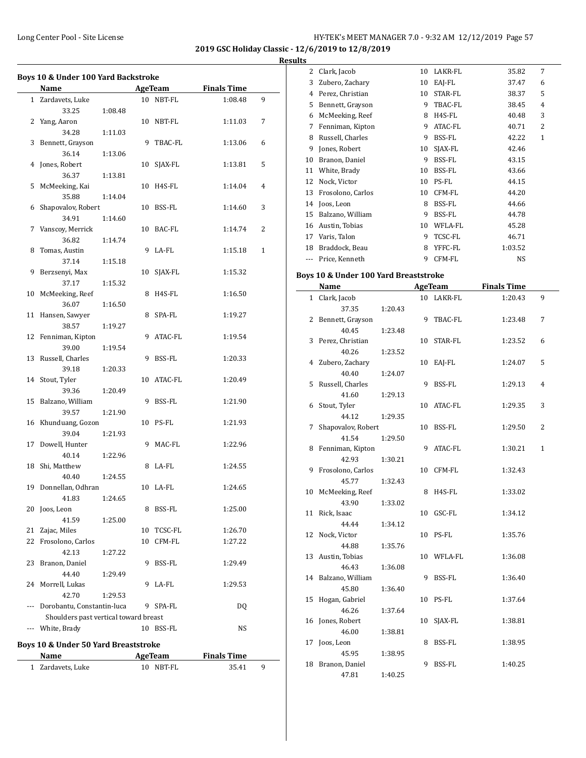2019 GSC Holiday Classic - 12/6/2019 to 12/8/2019

Results

### Boys 10 & Under 100 Yard Backstroke

| | Name | Age | Team | Finals Time | Points |
|---|---|---|---|---|---|
| 1 | Zardavets, Luke | 10 | NBT-FL | 1:08.48 | 9 |
| | 33.25 1:08.48 | | | | |
| 2 | Yang, Aaron | 10 | NBT-FL | 1:11.03 | 7 |
| | 34.28 1:11.03 | | | | |
| 3 | Bennett, Grayson | 9 | TBAC-FL | 1:13.06 | 6 |
| | 36.14 1:13.06 | | | | |
| 4 | Jones, Robert | 10 | SJAX-FL | 1:13.81 | 5 |
| | 36.37 1:13.81 | | | | |
| 5 | McMeeking, Kai | 10 | H4S-FL | 1:14.04 | 4 |
| | 35.88 1:14.04 | | | | |
| 6 | Shapovalov, Robert | 10 | BSS-FL | 1:14.60 | 3 |
| | 34.91 1:14.60 | | | | |
| 7 | Vanscoy, Merrick | 10 | BAC-FL | 1:14.74 | 2 |
| | 36.82 1:14.74 | | | | |
| 8 | Tomas, Austin | 9 | LA-FL | 1:15.18 | 1 |
| | 37.14 1:15.18 | | | | |
| 9 | Berzsenyi, Max | 10 | SJAX-FL | 1:15.32 | |
| | 37.17 1:15.32 | | | | |
| 10 | McMeeking, Reef | 8 | H4S-FL | 1:16.50 | |
| | 36.07 1:16.50 | | | | |
| 11 | Hansen, Sawyer | 8 | SPA-FL | 1:19.27 | |
| | 38.57 1:19.27 | | | | |
| 12 | Fenniman, Kipton | 9 | ATAC-FL | 1:19.54 | |
| | 39.00 1:19.54 | | | | |
| 13 | Russell, Charles | 9 | BSS-FL | 1:20.33 | |
| | 39.18 1:20.33 | | | | |
| 14 | Stout, Tyler | 10 | ATAC-FL | 1:20.49 | |
| | 39.36 1:20.49 | | | | |
| 15 | Balzano, William | 9 | BSS-FL | 1:21.90 | |
| | 39.57 1:21.90 | | | | |
| 16 | Khunduang, Gozon | 10 | PS-FL | 1:21.93 | |
| | 39.04 1:21.93 | | | | |
| 17 | Dowell, Hunter | 9 | MAC-FL | 1:22.96 | |
| | 40.14 1:22.96 | | | | |
| 18 | Shi, Matthew | 8 | LA-FL | 1:24.55 | |
| | 40.40 1:24.55 | | | | |
| 19 | Donnellan, Odhran | 10 | LA-FL | 1:24.65 | |
| | 41.83 1:24.65 | | | | |
| 20 | Joos, Leon | 8 | BSS-FL | 1:25.00 | |
| | 41.59 1:25.00 | | | | |
| 21 | Zajac, Miles | 10 | TCSC-FL | 1:26.70 | |
| 22 | Frosolono, Carlos | 10 | CFM-FL | 1:27.22 | |
| | 42.13 1:27.22 | | | | |
| 23 | Branon, Daniel | 9 | BSS-FL | 1:29.49 | |
| | 44.40 1:29.49 | | | | |
| 24 | Morrell, Lukas | 9 | LA-FL | 1:29.53 | |
| | 42.70 1:29.53 | | | | |
| --- | Dorobantu, Constantin-luca | 9 | SPA-FL | DQ | |
| | Shoulders past vertical toward breast | | | | |
| --- | White, Brady | 10 | BSS-FL | NS | |

### Boys 10 & Under 50 Yard Breaststroke

| | Name | Age | Team | Finals Time | Points |
|---|---|---|---|---|---|
| 1 | Zardavets, Luke | 10 | NBT-FL | 35.41 | 9 |
| 2 | Clark, Jacob | 10 | LAKR-FL | 35.82 | 7 |
| 3 | Zubero, Zachary | 10 | EAJ-FL | 37.47 | 6 |
| 4 | Perez, Christian | 10 | STAR-FL | 38.37 | 5 |
| 5 | Bennett, Grayson | 9 | TBAC-FL | 38.45 | 4 |
| 6 | McMeeking, Reef | 8 | H4S-FL | 40.48 | 3 |
| 7 | Fenniman, Kipton | 9 | ATAC-FL | 40.71 | 2 |
| 8 | Russell, Charles | 9 | BSS-FL | 42.22 | 1 |
| 9 | Jones, Robert | 10 | SJAX-FL | 42.46 | |
| 10 | Branon, Daniel | 9 | BSS-FL | 43.15 | |
| 11 | White, Brady | 10 | BSS-FL | 43.66 | |
| 12 | Nock, Victor | 10 | PS-FL | 44.15 | |
| 13 | Frosolono, Carlos | 10 | CFM-FL | 44.20 | |
| 14 | Joos, Leon | 8 | BSS-FL | 44.66 | |
| 15 | Balzano, William | 9 | BSS-FL | 44.78 | |
| 16 | Austin, Tobias | 10 | WFLA-FL | 45.28 | |
| 17 | Varis, Talon | 9 | TCSC-FL | 46.71 | |
| 18 | Braddock, Beau | 8 | YFFC-FL | 1:03.52 | |
| --- | Price, Kenneth | 9 | CFM-FL | NS | |

### Boys 10 & Under 100 Yard Breaststroke

| | Name | Age | Team | Finals Time | Points |
|---|---|---|---|---|---|
| 1 | Clark, Jacob | 10 | LAKR-FL | 1:20.43 | 9 |
| | 37.35 1:20.43 | | | | |
| 2 | Bennett, Grayson | 9 | TBAC-FL | 1:23.48 | 7 |
| | 40.45 1:23.48 | | | | |
| 3 | Perez, Christian | 10 | STAR-FL | 1:23.52 | 6 |
| | 40.26 1:23.52 | | | | |
| 4 | Zubero, Zachary | 10 | EAJ-FL | 1:24.07 | 5 |
| | 40.40 1:24.07 | | | | |
| 5 | Russell, Charles | 9 | BSS-FL | 1:29.13 | 4 |
| | 41.60 1:29.13 | | | | |
| 6 | Stout, Tyler | 10 | ATAC-FL | 1:29.35 | 3 |
| | 44.12 1:29.35 | | | | |
| 7 | Shapovalov, Robert | 10 | BSS-FL | 1:29.50 | 2 |
| | 41.54 1:29.50 | | | | |
| 8 | Fenniman, Kipton | 9 | ATAC-FL | 1:30.21 | 1 |
| | 42.93 1:30.21 | | | | |
| 9 | Frosolono, Carlos | 10 | CFM-FL | 1:32.43 | |
| | 45.77 1:32.43 | | | | |
| 10 | McMeeking, Reef | 8 | H4S-FL | 1:33.02 | |
| | 43.90 1:33.02 | | | | |
| 11 | Rick, Isaac | 10 | GSC-FL | 1:34.12 | |
| | 44.44 1:34.12 | | | | |
| 12 | Nock, Victor | 10 | PS-FL | 1:35.76 | |
| | 44.88 1:35.76 | | | | |
| 13 | Austin, Tobias | 10 | WFLA-FL | 1:36.08 | |
| | 46.43 1:36.08 | | | | |
| 14 | Balzano, William | 9 | BSS-FL | 1:36.40 | |
| | 45.80 1:36.40 | | | | |
| 15 | Hogan, Gabriel | 10 | PS-FL | 1:37.64 | |
| | 46.26 1:37.64 | | | | |
| 16 | Jones, Robert | 10 | SJAX-FL | 1:38.81 | |
| | 46.00 1:38.81 | | | | |
| 17 | Joos, Leon | 8 | BSS-FL | 1:38.95 | |
| | 45.95 1:38.95 | | | | |
| 18 | Branon, Daniel | 9 | BSS-FL | 1:40.25 | |
| | 47.81 1:40.25 | | | | |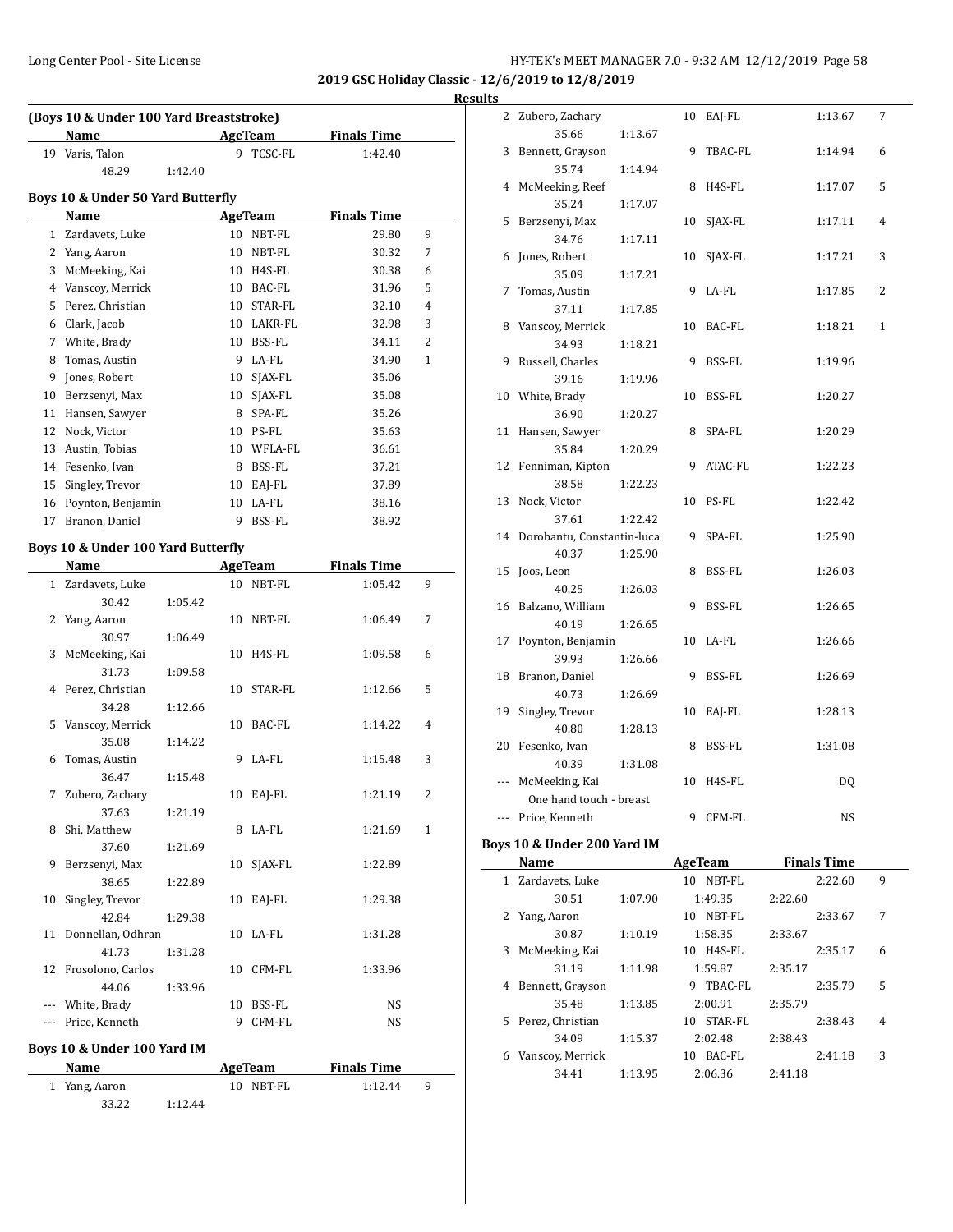2019 GSC Holiday Classic - 12/6/2019 to 12/8/2019

**Results**

**(Boys 10 & Under 100 Yard Breaststroke)**

| | Name | | AgeTeam | Finals Time | |
|---|---|---|---|---|---|
| 19 | Varis, Talon | | 9 TCSC-FL | 1:42.40 | |
| | 48.29 | 1:42.40 | | | |

**Boys 10 & Under 50 Yard Butterfly**

| | Name | AgeTeam | Finals Time | |
|---|---|---|---|---|
| 1 | Zardavets, Luke | 10 NBT-FL | 29.80 | 9 |
| 2 | Yang, Aaron | 10 NBT-FL | 30.32 | 7 |
| 3 | McMeeking, Kai | 10 H4S-FL | 30.38 | 6 |
| 4 | Vanscoy, Merrick | 10 BAC-FL | 31.96 | 5 |
| 5 | Perez, Christian | 10 STAR-FL | 32.10 | 4 |
| 6 | Clark, Jacob | 10 LAKR-FL | 32.98 | 3 |
| 7 | White, Brady | 10 BSS-FL | 34.11 | 2 |
| 8 | Tomas, Austin | 9 LA-FL | 34.90 | 1 |
| 9 | Jones, Robert | 10 SJAX-FL | 35.06 | |
| 10 | Berzsenyi, Max | 10 SJAX-FL | 35.08 | |
| 11 | Hansen, Sawyer | 8 SPA-FL | 35.26 | |
| 12 | Nock, Victor | 10 PS-FL | 35.63 | |
| 13 | Austin, Tobias | 10 WFLA-FL | 36.61 | |
| 14 | Fesenko, Ivan | 8 BSS-FL | 37.21 | |
| 15 | Singley, Trevor | 10 EAJ-FL | 37.89 | |
| 16 | Poynton, Benjamin | 10 LA-FL | 38.16 | |
| 17 | Branon, Daniel | 9 BSS-FL | 38.92 | |

**Boys 10 & Under 100 Yard Butterfly**

| | Name | | AgeTeam | Finals Time | |
|---|---|---|---|---|---|
| 1 | Zardavets, Luke | | 10 NBT-FL | 1:05.42 | 9 |
| | 30.42 | 1:05.42 | | | |
| 2 | Yang, Aaron | | 10 NBT-FL | 1:06.49 | 7 |
| | 30.97 | 1:06.49 | | | |
| 3 | McMeeking, Kai | | 10 H4S-FL | 1:09.58 | 6 |
| | 31.73 | 1:09.58 | | | |
| 4 | Perez, Christian | | 10 STAR-FL | 1:12.66 | 5 |
| | 34.28 | 1:12.66 | | | |
| 5 | Vanscoy, Merrick | | 10 BAC-FL | 1:14.22 | 4 |
| | 35.08 | 1:14.22 | | | |
| 6 | Tomas, Austin | | 9 LA-FL | 1:15.48 | 3 |
| | 36.47 | 1:15.48 | | | |
| 7 | Zubero, Zachary | | 10 EAJ-FL | 1:21.19 | 2 |
| | 37.63 | 1:21.19 | | | |
| 8 | Shi, Matthew | | 8 LA-FL | 1:21.69 | 1 |
| | 37.60 | 1:21.69 | | | |
| 9 | Berzsenyi, Max | | 10 SJAX-FL | 1:22.89 | |
| | 38.65 | 1:22.89 | | | |
| 10 | Singley, Trevor | | 10 EAJ-FL | 1:29.38 | |
| | 42.84 | 1:29.38 | | | |
| 11 | Donnellan, Odhran | | 10 LA-FL | 1:31.28 | |
| | 41.73 | 1:31.28 | | | |
| 12 | Frosolono, Carlos | | 10 CFM-FL | 1:33.96 | |
| | 44.06 | 1:33.96 | | | |
| --- | White, Brady | | 10 BSS-FL | NS | |
| --- | Price, Kenneth | | 9 CFM-FL | NS | |

**Boys 10 & Under 100 Yard IM**

| | Name | | AgeTeam | Finals Time | |
|---|---|---|---|---|---|
| 1 | Yang, Aaron | | 10 NBT-FL | 1:12.44 | 9 |
| | 33.22 | 1:12.44 | | | |
| 2 | Zubero, Zachary | | 10 EAJ-FL | 1:13.67 | 7 |
| | 35.66 | 1:13.67 | | | |
| 3 | Bennett, Grayson | | 9 TBAC-FL | 1:14.94 | 6 |
| | 35.74 | 1:14.94 | | | |
| 4 | McMeeking, Reef | | 8 H4S-FL | 1:17.07 | 5 |
| | 35.24 | 1:17.07 | | | |
| 5 | Berzsenyi, Max | | 10 SJAX-FL | 1:17.11 | 4 |
| | 34.76 | 1:17.11 | | | |
| 6 | Jones, Robert | | 10 SJAX-FL | 1:17.21 | 3 |
| | 35.09 | 1:17.21 | | | |
| 7 | Tomas, Austin | | 9 LA-FL | 1:17.85 | 2 |
| | 37.11 | 1:17.85 | | | |
| 8 | Vanscoy, Merrick | | 10 BAC-FL | 1:18.21 | 1 |
| | 34.93 | 1:18.21 | | | |
| 9 | Russell, Charles | | 9 BSS-FL | 1:19.96 | |
| | 39.16 | 1:19.96 | | | |
| 10 | White, Brady | | 10 BSS-FL | 1:20.27 | |
| | 36.90 | 1:20.27 | | | |
| 11 | Hansen, Sawyer | | 8 SPA-FL | 1:20.29 | |
| | 35.84 | 1:20.29 | | | |
| 12 | Fenniman, Kipton | | 9 ATAC-FL | 1:22.23 | |
| | 38.58 | 1:22.23 | | | |
| 13 | Nock, Victor | | 10 PS-FL | 1:22.42 | |
| | 37.61 | 1:22.42 | | | |
| 14 | Dorobantu, Constantin-luca | | 9 SPA-FL | 1:25.90 | |
| | 40.37 | 1:25.90 | | | |
| 15 | Joos, Leon | | 8 BSS-FL | 1:26.03 | |
| | 40.25 | 1:26.03 | | | |
| 16 | Balzano, William | | 9 BSS-FL | 1:26.65 | |
| | 40.19 | 1:26.65 | | | |
| 17 | Poynton, Benjamin | | 10 LA-FL | 1:26.66 | |
| | 39.93 | 1:26.66 | | | |
| 18 | Branon, Daniel | | 9 BSS-FL | 1:26.69 | |
| | 40.73 | 1:26.69 | | | |
| 19 | Singley, Trevor | | 10 EAJ-FL | 1:28.13 | |
| | 40.80 | 1:28.13 | | | |
| 20 | Fesenko, Ivan | | 8 BSS-FL | 1:31.08 | |
| | 40.39 | 1:31.08 | | | |
| --- | McMeeking, Kai | | 10 H4S-FL | DQ | |
| | One hand touch - breast | | | | |
| --- | Price, Kenneth | | 9 CFM-FL | NS | |

**Boys 10 & Under 200 Yard IM**

| | Name | | AgeTeam | | Finals Time | |
|---|---|---|---|---|---|---|
| 1 | Zardavets, Luke | | 10 NBT-FL | | 2:22.60 | 9 |
| | 30.51 | 1:07.90 | 1:49.35 | 2:22.60 | | |
| 2 | Yang, Aaron | | 10 NBT-FL | | 2:33.67 | 7 |
| | 30.87 | 1:10.19 | 1:58.35 | 2:33.67 | | |
| 3 | McMeeking, Kai | | 10 H4S-FL | | 2:35.17 | 6 |
| | 31.19 | 1:11.98 | 1:59.87 | 2:35.17 | | |
| 4 | Bennett, Grayson | | 9 TBAC-FL | | 2:35.79 | 5 |
| | 35.48 | 1:13.85 | 2:00.91 | 2:35.79 | | |
| 5 | Perez, Christian | | 10 STAR-FL | | 2:38.43 | 4 |
| | 34.09 | 1:15.37 | 2:02.48 | 2:38.43 | | |
| 6 | Vanscoy, Merrick | | 10 BAC-FL | | 2:41.18 | 3 |
| | 34.41 | 1:13.95 | 2:06.36 | 2:41.18 | | |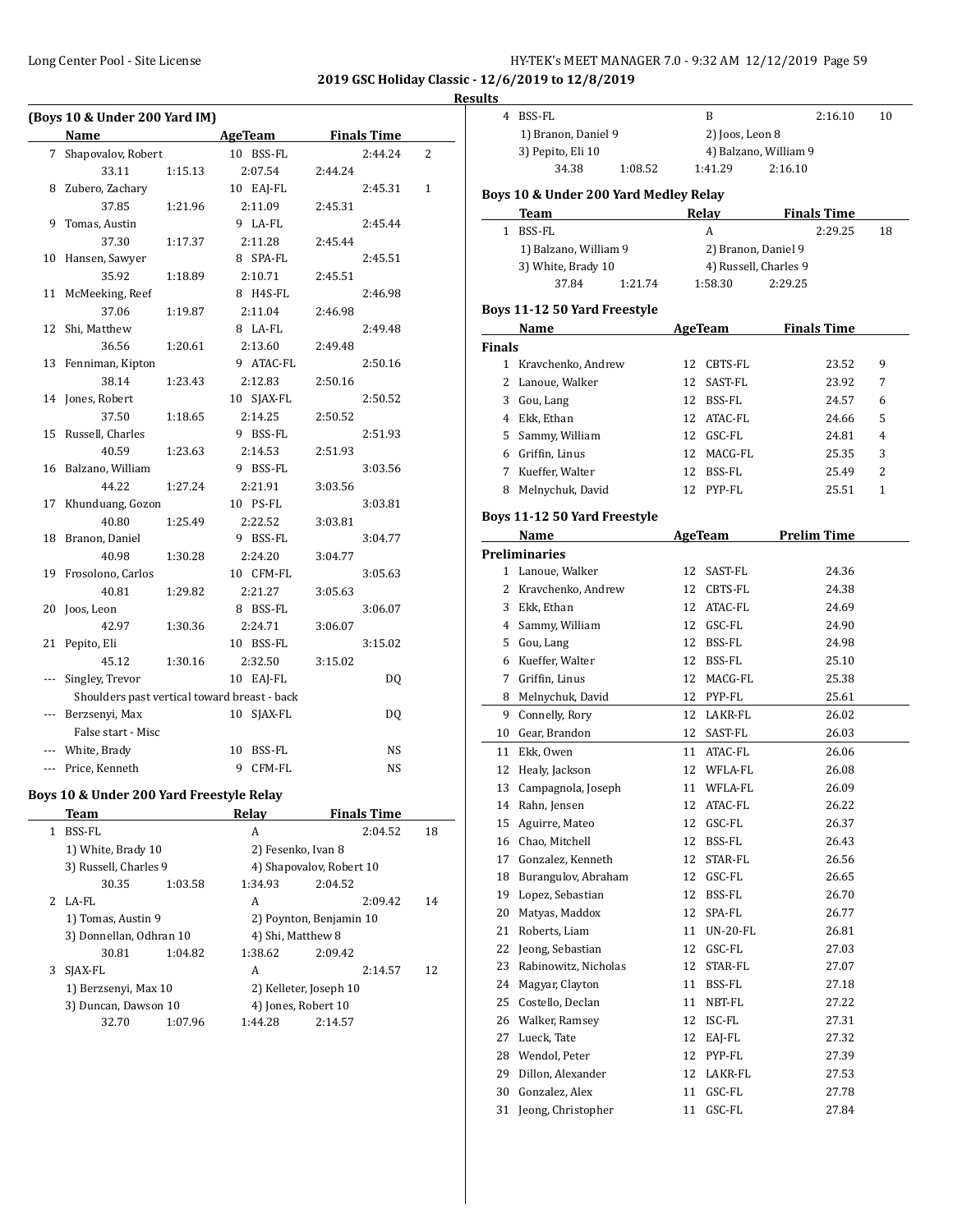**2019 GSC Holiday Classic - 12/6/2019 to 12/8/2019**

**Results**

### (Boys 10 & Under 200 Yard IM)

| | Name | Age | Team | Finals Time | |
|---|---|---|---|---|---|
| 7 | Shapovalov, Robert | 10 | BSS-FL | 2:44.24 | 2 |
| | 33.11 | 1:15.13 | 2:07.54 | 2:44.24 | |
| 8 | Zubero, Zachary | 10 | EAJ-FL | 2:45.31 | 1 |
| | 37.85 | 1:21.96 | 2:11.09 | 2:45.31 | |
| 9 | Tomas, Austin | 9 | LA-FL | 2:45.44 | |
| | 37.30 | 1:17.37 | 2:11.28 | 2:45.44 | |
| 10 | Hansen, Sawyer | 8 | SPA-FL | 2:45.51 | |
| | 35.92 | 1:18.89 | 2:10.71 | 2:45.51 | |
| 11 | McMeeking, Reef | 8 | H4S-FL | 2:46.98 | |
| | 37.06 | 1:19.87 | 2:11.04 | 2:46.98 | |
| 12 | Shi, Matthew | 8 | LA-FL | 2:49.48 | |
| | 36.56 | 1:20.61 | 2:13.60 | 2:49.48 | |
| 13 | Fenniman, Kipton | 9 | ATAC-FL | 2:50.16 | |
| | 38.14 | 1:23.43 | 2:12.83 | 2:50.16 | |
| 14 | Jones, Robert | 10 | SJAX-FL | 2:50.52 | |
| | 37.50 | 1:18.65 | 2:14.25 | 2:50.52 | |
| 15 | Russell, Charles | 9 | BSS-FL | 2:51.93 | |
| | 40.59 | 1:23.63 | 2:14.53 | 2:51.93 | |
| 16 | Balzano, William | 9 | BSS-FL | 3:03.56 | |
| | 44.22 | 1:27.24 | 2:21.91 | 3:03.56 | |
| 17 | Khunduang, Gozon | 10 | PS-FL | 3:03.81 | |
| | 40.80 | 1:25.49 | 2:22.52 | 3:03.81 | |
| 18 | Branon, Daniel | 9 | BSS-FL | 3:04.77 | |
| | 40.98 | 1:30.28 | 2:24.20 | 3:04.77 | |
| 19 | Frosolono, Carlos | 10 | CFM-FL | 3:05.63 | |
| | 40.81 | 1:29.82 | 2:21.27 | 3:05.63 | |
| 20 | Joos, Leon | 8 | BSS-FL | 3:06.07 | |
| | 42.97 | 1:30.36 | 2:24.71 | 3:06.07 | |
| 21 | Pepito, Eli | 10 | BSS-FL | 3:15.02 | |
| | 45.12 | 1:30.16 | 2:32.50 | 3:15.02 | |
| --- | Singley, Trevor | 10 | EAJ-FL | DQ | |
| | Shoulders past vertical toward breast - back | | | | |
| --- | Berzsenyi, Max | 10 | SJAX-FL | DQ | |
| | False start - Misc | | | | |
| --- | White, Brady | 10 | BSS-FL | NS | |
| --- | Price, Kenneth | 9 | CFM-FL | NS | |

### Boys 10 & Under 200 Yard Freestyle Relay

| | Team | Relay | Finals Time | |
|---|---|---|---|---|
| 1 | BSS-FL | A | 2:04.52 | 18 |
| | 1) White, Brady 10 | 2) Fesenko, Ivan 8 | | |
| | 3) Russell, Charles 9 | 4) Shapovalov, Robert 10 | | |
| | 30.35 1:03.58 | 1:34.93 | 2:04.52 | |
| 2 | LA-FL | A | 2:09.42 | 14 |
| | 1) Tomas, Austin 9 | 2) Poynton, Benjamin 10 | | |
| | 3) Donnellan, Odhran 10 | 4) Shi, Matthew 8 | | |
| | 30.81 1:04.82 | 1:38.62 | 2:09.42 | |
| 3 | SJAX-FL | A | 2:14.57 | 12 |
| | 1) Berzsenyi, Max 10 | 2) Kelleter, Joseph 10 | | |
| | 3) Duncan, Dawson 10 | 4) Jones, Robert 10 | | |
| | 32.70 1:07.96 | 1:44.28 | 2:14.57 | |
| 4 | BSS-FL | B | 2:16.10 | 10 |
| | 1) Branon, Daniel 9 | 2) Joos, Leon 8 | | |
| | 3) Pepito, Eli 10 | 4) Balzano, William 9 | | |
| | 34.38 1:08.52 | 1:41.29 | 2:16.10 | |

### Boys 10 & Under 200 Yard Medley Relay

| | Team | Relay | Finals Time | |
|---|---|---|---|---|
| 1 | BSS-FL | A | 2:29.25 | 18 |
| | 1) Balzano, William 9 | 2) Branon, Daniel 9 | | |
| | 3) White, Brady 10 | 4) Russell, Charles 9 | | |
| | 37.84 1:21.74 | 1:58.30 | 2:29.25 | |

### Boys 11-12 50 Yard Freestyle

| | Name | Age | Team | Finals Time | |
|---|---|---|---|---|---|
| **Finals** | | | | | |
| 1 | Kravchenko, Andrew | 12 | CBTS-FL | 23.52 | 9 |
| 2 | Lanoue, Walker | 12 | SAST-FL | 23.92 | 7 |
| 3 | Gou, Lang | 12 | BSS-FL | 24.57 | 6 |
| 4 | Ekk, Ethan | 12 | ATAC-FL | 24.66 | 5 |
| 5 | Sammy, William | 12 | GSC-FL | 24.81 | 4 |
| 6 | Griffin, Linus | 12 | MACG-FL | 25.35 | 3 |
| 7 | Kueffer, Walter | 12 | BSS-FL | 25.49 | 2 |
| 8 | Melnychuk, David | 12 | PYP-FL | 25.51 | 1 |

### Boys 11-12 50 Yard Freestyle

| | Name | Age | Team | Prelim Time |
|---|---|---|---|---|
| **Preliminaries** | | | | |
| 1 | Lanoue, Walker | 12 | SAST-FL | 24.36 |
| 2 | Kravchenko, Andrew | 12 | CBTS-FL | 24.38 |
| 3 | Ekk, Ethan | 12 | ATAC-FL | 24.69 |
| 4 | Sammy, William | 12 | GSC-FL | 24.90 |
| 5 | Gou, Lang | 12 | BSS-FL | 24.98 |
| 6 | Kueffer, Walter | 12 | BSS-FL | 25.10 |
| 7 | Griffin, Linus | 12 | MACG-FL | 25.38 |
| 8 | Melnychuk, David | 12 | PYP-FL | 25.61 |
| 9 | Connelly, Rory | 12 | LAKR-FL | 26.02 |
| 10 | Gear, Brandon | 12 | SAST-FL | 26.03 |
| 11 | Ekk, Owen | 11 | ATAC-FL | 26.06 |
| 12 | Healy, Jackson | 12 | WFLA-FL | 26.08 |
| 13 | Campagnola, Joseph | 11 | WFLA-FL | 26.09 |
| 14 | Rahn, Jensen | 12 | ATAC-FL | 26.22 |
| 15 | Aguirre, Mateo | 12 | GSC-FL | 26.37 |
| 16 | Chao, Mitchell | 12 | BSS-FL | 26.43 |
| 17 | Gonzalez, Kenneth | 12 | STAR-FL | 26.56 |
| 18 | Burangulov, Abraham | 12 | GSC-FL | 26.65 |
| 19 | Lopez, Sebastian | 12 | BSS-FL | 26.70 |
| 20 | Matyas, Maddox | 12 | SPA-FL | 26.77 |
| 21 | Roberts, Liam | 11 | UN-20-FL | 26.81 |
| 22 | Jeong, Sebastian | 12 | GSC-FL | 27.03 |
| 23 | Rabinowitz, Nicholas | 12 | STAR-FL | 27.07 |
| 24 | Magyar, Clayton | 11 | BSS-FL | 27.18 |
| 25 | Costello, Declan | 11 | NBT-FL | 27.22 |
| 26 | Walker, Ramsey | 12 | ISC-FL | 27.31 |
| 27 | Lueck, Tate | 12 | EAJ-FL | 27.32 |
| 28 | Wendol, Peter | 12 | PYP-FL | 27.39 |
| 29 | Dillon, Alexander | 12 | LAKR-FL | 27.53 |
| 30 | Gonzalez, Alex | 11 | GSC-FL | 27.78 |
| 31 | Jeong, Christopher | 11 | GSC-FL | 27.84 |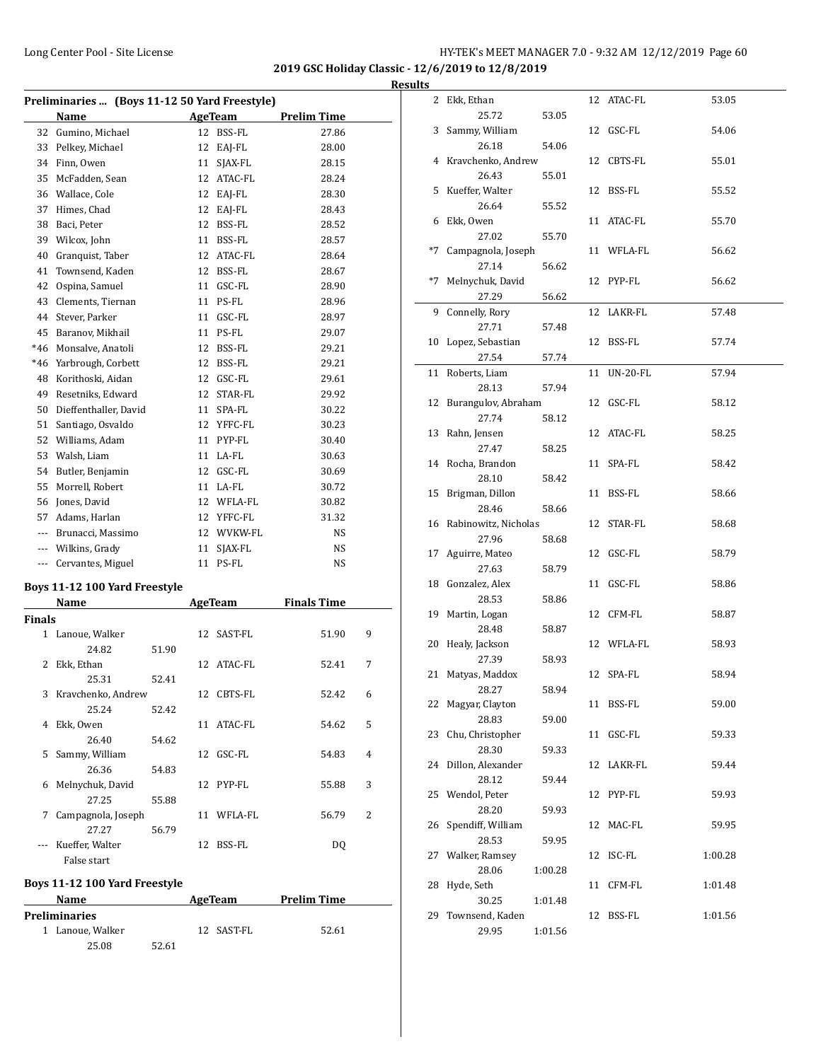**2019 GSC Holiday Classic - 12/6/2019 to 12/8/2019**

**Results**

### Preliminaries ... (Boys 11-12 50 Yard Freestyle)

| | Name | Age | Team | Prelim Time |
|---|---|---|---|---|
| 32 | Gumino, Michael | 12 | BSS-FL | 27.86 |
| 33 | Pelkey, Michael | 12 | EAJ-FL | 28.00 |
| 34 | Finn, Owen | 11 | SJAX-FL | 28.15 |
| 35 | McFadden, Sean | 12 | ATAC-FL | 28.24 |
| 36 | Wallace, Cole | 12 | EAJ-FL | 28.30 |
| 37 | Himes, Chad | 12 | EAJ-FL | 28.43 |
| 38 | Baci, Peter | 12 | BSS-FL | 28.52 |
| 39 | Wilcox, John | 11 | BSS-FL | 28.57 |
| 40 | Granquist, Taber | 12 | ATAC-FL | 28.64 |
| 41 | Townsend, Kaden | 12 | BSS-FL | 28.67 |
| 42 | Ospina, Samuel | 11 | GSC-FL | 28.90 |
| 43 | Clements, Tiernan | 11 | PS-FL | 28.96 |
| 44 | Stever, Parker | 11 | GSC-FL | 28.97 |
| 45 | Baranov, Mikhail | 11 | PS-FL | 29.07 |
| *46 | Monsalve, Anatoli | 12 | BSS-FL | 29.21 |
| *46 | Yarbrough, Corbett | 12 | BSS-FL | 29.21 |
| 48 | Korithoski, Aidan | 12 | GSC-FL | 29.61 |
| 49 | Resetniks, Edward | 12 | STAR-FL | 29.92 |
| 50 | Dieffenthaller, David | 11 | SPA-FL | 30.22 |
| 51 | Santiago, Osvaldo | 12 | YFFC-FL | 30.23 |
| 52 | Williams, Adam | 11 | PYP-FL | 30.40 |
| 53 | Walsh, Liam | 11 | LA-FL | 30.63 |
| 54 | Butler, Benjamin | 12 | GSC-FL | 30.69 |
| 55 | Morrell, Robert | 11 | LA-FL | 30.72 |
| 56 | Jones, David | 12 | WFLA-FL | 30.82 |
| 57 | Adams, Harlan | 12 | YFFC-FL | 31.32 |
| --- | Brunacci, Massimo | 12 | WVKW-FL | NS |
| --- | Wilkins, Grady | 11 | SJAX-FL | NS |
| --- | Cervantes, Miguel | 11 | PS-FL | NS |

### Boys 11-12 100 Yard Freestyle

**Finals**

| | Name | Age | Team | Finals Time | Points |
|---|---|---|---|---|---|
| 1 | Lanoue, Walker | 12 | SAST-FL | 51.90 | 9 |
| | 24.82 51.90 | | | | |
| 2 | Ekk, Ethan | 12 | ATAC-FL | 52.41 | 7 |
| | 25.31 52.41 | | | | |
| 3 | Kravchenko, Andrew | 12 | CBTS-FL | 52.42 | 6 |
| | 25.24 52.42 | | | | |
| 4 | Ekk, Owen | 11 | ATAC-FL | 54.62 | 5 |
| | 26.40 54.62 | | | | |
| 5 | Sammy, William | 12 | GSC-FL | 54.83 | 4 |
| | 26.36 54.83 | | | | |
| 6 | Melnychuk, David | 12 | PYP-FL | 55.88 | 3 |
| | 27.25 55.88 | | | | |
| 7 | Campagnola, Joseph | 11 | WFLA-FL | 56.79 | 2 |
| | 27.27 56.79 | | | | |
| --- | Kueffer, Walter | 12 | BSS-FL | DQ | |
| | False start | | | | |

### Boys 11-12 100 Yard Freestyle

**Preliminaries**

| | Name | Age | Team | Prelim Time |
|---|---|---|---|---|
| 1 | Lanoue, Walker | 12 | SAST-FL | 52.61 |
| | 25.08 52.61 | | | |
| 2 | Ekk, Ethan | 12 | ATAC-FL | 53.05 |
| | 25.72 53.05 | | | |
| 3 | Sammy, William | 12 | GSC-FL | 54.06 |
| | 26.18 54.06 | | | |
| 4 | Kravchenko, Andrew | 12 | CBTS-FL | 55.01 |
| | 26.43 55.01 | | | |
| 5 | Kueffer, Walter | 12 | BSS-FL | 55.52 |
| | 26.64 55.52 | | | |
| 6 | Ekk, Owen | 11 | ATAC-FL | 55.70 |
| | 27.02 55.70 | | | |
| *7 | Campagnola, Joseph | 11 | WFLA-FL | 56.62 |
| | 27.14 56.62 | | | |
| *7 | Melnychuk, David | 12 | PYP-FL | 56.62 |
| | 27.29 56.62 | | | |
| 9 | Connelly, Rory | 12 | LAKR-FL | 57.48 |
| | 27.71 57.48 | | | |
| 10 | Lopez, Sebastian | 12 | BSS-FL | 57.74 |
| | 27.54 57.74 | | | |
| 11 | Roberts, Liam | 11 | UN-20-FL | 57.94 |
| | 28.13 57.94 | | | |
| 12 | Burangulov, Abraham | 12 | GSC-FL | 58.12 |
| | 27.74 58.12 | | | |
| 13 | Rahn, Jensen | 12 | ATAC-FL | 58.25 |
| | 27.47 58.25 | | | |
| 14 | Rocha, Brandon | 11 | SPA-FL | 58.42 |
| | 28.10 58.42 | | | |
| 15 | Brigman, Dillon | 11 | BSS-FL | 58.66 |
| | 28.46 58.66 | | | |
| 16 | Rabinowitz, Nicholas | 12 | STAR-FL | 58.68 |
| | 27.96 58.68 | | | |
| 17 | Aguirre, Mateo | 12 | GSC-FL | 58.79 |
| | 27.63 58.79 | | | |
| 18 | Gonzalez, Alex | 11 | GSC-FL | 58.86 |
| | 28.53 58.86 | | | |
| 19 | Martin, Logan | 12 | CFM-FL | 58.87 |
| | 28.48 58.87 | | | |
| 20 | Healy, Jackson | 12 | WFLA-FL | 58.93 |
| | 27.39 58.93 | | | |
| 21 | Matyas, Maddox | 12 | SPA-FL | 58.94 |
| | 28.27 58.94 | | | |
| 22 | Magyar, Clayton | 11 | BSS-FL | 59.00 |
| | 28.83 59.00 | | | |
| 23 | Chu, Christopher | 11 | GSC-FL | 59.33 |
| | 28.30 59.33 | | | |
| 24 | Dillon, Alexander | 12 | LAKR-FL | 59.44 |
| | 28.12 59.44 | | | |
| 25 | Wendol, Peter | 12 | PYP-FL | 59.93 |
| | 28.20 59.93 | | | |
| 26 | Spendiff, William | 12 | MAC-FL | 59.95 |
| | 28.53 59.95 | | | |
| 27 | Walker, Ramsey | 12 | ISC-FL | 1:00.28 |
| | 28.06 1:00.28 | | | |
| 28 | Hyde, Seth | 11 | CFM-FL | 1:01.48 |
| | 30.25 1:01.48 | | | |
| 29 | Townsend, Kaden | 12 | BSS-FL | 1:01.56 |
| | 29.95 1:01.56 | | | |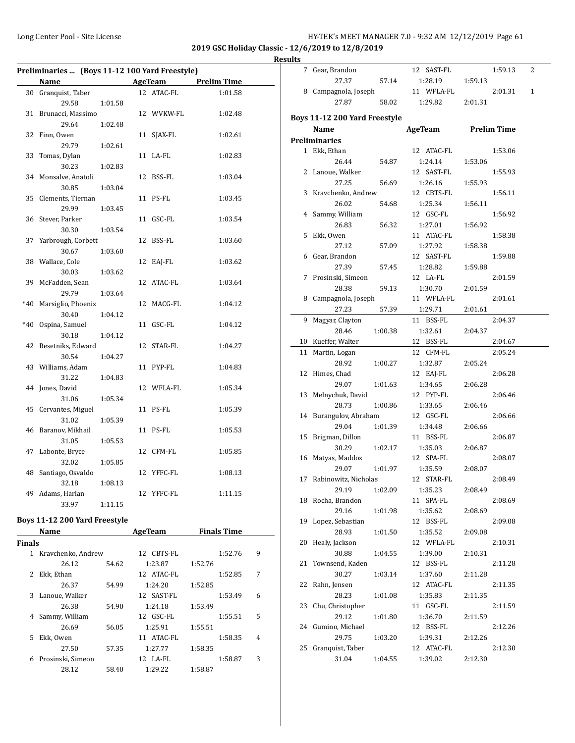## 2019 GSC Holiday Classic - 12/6/2019 to 12/8/2019

### Results

#### Preliminaries ... (Boys 11-12 100 Yard Freestyle)

| | Name | Age | Team | Prelim Time |
|---|---|---|---|---|
| 30 | Granquist, Taber | 12 | ATAC-FL | 1:01.58 |
| | 29.58 1:01.58 | | | |
| 31 | Brunacci, Massimo | 12 | WVKW-FL | 1:02.48 |
| | 29.64 1:02.48 | | | |
| 32 | Finn, Owen | 11 | SJAX-FL | 1:02.61 |
| | 29.79 1:02.61 | | | |
| 33 | Tomas, Dylan | 11 | LA-FL | 1:02.83 |
| | 30.23 1:02.83 | | | |
| 34 | Monsalve, Anatoli | 12 | BSS-FL | 1:03.04 |
| | 30.85 1:03.04 | | | |
| 35 | Clements, Tiernan | 11 | PS-FL | 1:03.45 |
| | 29.99 1:03.45 | | | |
| 36 | Stever, Parker | 11 | GSC-FL | 1:03.54 |
| | 30.30 1:03.54 | | | |
| 37 | Yarbrough, Corbett | 12 | BSS-FL | 1:03.60 |
| | 30.67 1:03.60 | | | |
| 38 | Wallace, Cole | 12 | EAJ-FL | 1:03.62 |
| | 30.03 1:03.62 | | | |
| 39 | McFadden, Sean | 12 | ATAC-FL | 1:03.64 |
| | 29.79 1:03.64 | | | |
| *40 | Marsiglio, Phoenix | 12 | MACG-FL | 1:04.12 |
| | 30.40 1:04.12 | | | |
| *40 | Ospina, Samuel | 11 | GSC-FL | 1:04.12 |
| | 30.18 1:04.12 | | | |
| 42 | Resetniks, Edward | 12 | STAR-FL | 1:04.27 |
| | 30.54 1:04.27 | | | |
| 43 | Williams, Adam | 11 | PYP-FL | 1:04.83 |
| | 31.22 1:04.83 | | | |
| 44 | Jones, David | 12 | WFLA-FL | 1:05.34 |
| | 31.06 1:05.34 | | | |
| 45 | Cervantes, Miguel | 11 | PS-FL | 1:05.39 |
| | 31.02 1:05.39 | | | |
| 46 | Baranov, Mikhail | 11 | PS-FL | 1:05.53 |
| | 31.05 1:05.53 | | | |
| 47 | Labonte, Bryce | 12 | CFM-FL | 1:05.85 |
| | 32.02 1:05.85 | | | |
| 48 | Santiago, Osvaldo | 12 | YFFC-FL | 1:08.13 |
| | 32.18 1:08.13 | | | |
| 49 | Adams, Harlan | 12 | YFFC-FL | 1:11.15 |
| | 33.97 1:11.15 | | | |

#### Boys 11-12 200 Yard Freestyle

| | Name | Age | Team | Finals Time | Points |
|---|---|---|---|---|---|
| **Finals** | | | | | |
| 1 | Kravchenko, Andrew | 12 | CBTS-FL | 1:52.76 | 9 |
| | 26.12 54.62 1:23.87 1:52.76 | | | | |
| 2 | Ekk, Ethan | 12 | ATAC-FL | 1:52.85 | 7 |
| | 26.37 54.99 1:24.20 1:52.85 | | | | |
| 3 | Lanoue, Walker | 12 | SAST-FL | 1:53.49 | 6 |
| | 26.38 54.90 1:24.18 1:53.49 | | | | |
| 4 | Sammy, William | 12 | GSC-FL | 1:55.51 | 5 |
| | 26.69 56.05 1:25.91 1:55.51 | | | | |
| 5 | Ekk, Owen | 11 | ATAC-FL | 1:58.35 | 4 |
| | 27.50 57.35 1:27.77 1:58.35 | | | | |
| 6 | Prosinski, Simeon | 12 | LA-FL | 1:58.87 | 3 |
| | 28.12 58.40 1:29.22 1:58.87 | | | | |
| 7 | Gear, Brandon | 12 | SAST-FL | 1:59.13 | 2 |
| | 27.37 57.14 1:28.19 1:59.13 | | | | |
| 8 | Campagnola, Joseph | 11 | WFLA-FL | 2:01.31 | 1 |
| | 27.87 58.02 1:29.82 2:01.31 | | | | |

#### Boys 11-12 200 Yard Freestyle

| | Name | Age | Team | Prelim Time |
|---|---|---|---|---|
| **Preliminaries** | | | | |
| 1 | Ekk, Ethan | 12 | ATAC-FL | 1:53.06 |
| | 26.44 54.87 1:24.14 1:53.06 | | | |
| 2 | Lanoue, Walker | 12 | SAST-FL | 1:55.93 |
| | 27.25 56.69 1:26.16 1:55.93 | | | |
| 3 | Kravchenko, Andrew | 12 | CBTS-FL | 1:56.11 |
| | 26.02 54.68 1:25.34 1:56.11 | | | |
| 4 | Sammy, William | 12 | GSC-FL | 1:56.92 |
| | 26.83 56.32 1:27.01 1:56.92 | | | |
| 5 | Ekk, Owen | 11 | ATAC-FL | 1:58.38 |
| | 27.12 57.09 1:27.92 1:58.38 | | | |
| 6 | Gear, Brandon | 12 | SAST-FL | 1:59.88 |
| | 27.39 57.45 1:28.82 1:59.88 | | | |
| 7 | Prosinski, Simeon | 12 | LA-FL | 2:01.59 |
| | 28.38 59.13 1:30.70 2:01.59 | | | |
| 8 | Campagnola, Joseph | 11 | WFLA-FL | 2:01.61 |
| | 27.23 57.39 1:29.71 2:01.61 | | | |
| 9 | Magyar, Clayton | 11 | BSS-FL | 2:04.37 |
| | 28.46 1:00.38 1:32.61 2:04.37 | | | |
| 10 | Kueffer, Walter | 12 | BSS-FL | 2:04.67 |
| 11 | Martin, Logan | 12 | CFM-FL | 2:05.24 |
| | 28.92 1:00.27 1:32.87 2:05.24 | | | |
| 12 | Himes, Chad | 12 | EAJ-FL | 2:06.28 |
| | 29.07 1:01.63 1:34.65 2:06.28 | | | |
| 13 | Melnychuk, David | 12 | PYP-FL | 2:06.46 |
| | 28.73 1:00.86 1:33.65 2:06.46 | | | |
| 14 | Burangulov, Abraham | 12 | GSC-FL | 2:06.66 |
| | 29.04 1:01.39 1:34.48 2:06.66 | | | |
| 15 | Brigman, Dillon | 11 | BSS-FL | 2:06.87 |
| | 30.29 1:02.17 1:35.03 2:06.87 | | | |
| 16 | Matyas, Maddox | 12 | SPA-FL | 2:08.07 |
| | 29.07 1:01.97 1:35.59 2:08.07 | | | |
| 17 | Rabinowitz, Nicholas | 12 | STAR-FL | 2:08.49 |
| | 29.19 1:02.09 1:35.23 2:08.49 | | | |
| 18 | Rocha, Brandon | 11 | SPA-FL | 2:08.69 |
| | 29.16 1:01.98 1:35.62 2:08.69 | | | |
| 19 | Lopez, Sebastian | 12 | BSS-FL | 2:09.08 |
| | 28.93 1:01.50 1:35.52 2:09.08 | | | |
| 20 | Healy, Jackson | 12 | WFLA-FL | 2:10.31 |
| | 30.88 1:04.55 1:39.00 2:10.31 | | | |
| 21 | Townsend, Kaden | 12 | BSS-FL | 2:11.28 |
| | 30.27 1:03.14 1:37.60 2:11.28 | | | |
| 22 | Rahn, Jensen | 12 | ATAC-FL | 2:11.35 |
| | 28.23 1:01.08 1:35.83 2:11.35 | | | |
| 23 | Chu, Christopher | 11 | GSC-FL | 2:11.59 |
| | 29.12 1:01.80 1:36.70 2:11.59 | | | |
| 24 | Gumino, Michael | 12 | BSS-FL | 2:12.26 |
| | 29.75 1:03.20 1:39.31 2:12.26 | | | |
| 25 | Granquist, Taber | 12 | ATAC-FL | 2:12.30 |
| | 31.04 1:04.55 1:39.02 2:12.30 | | | |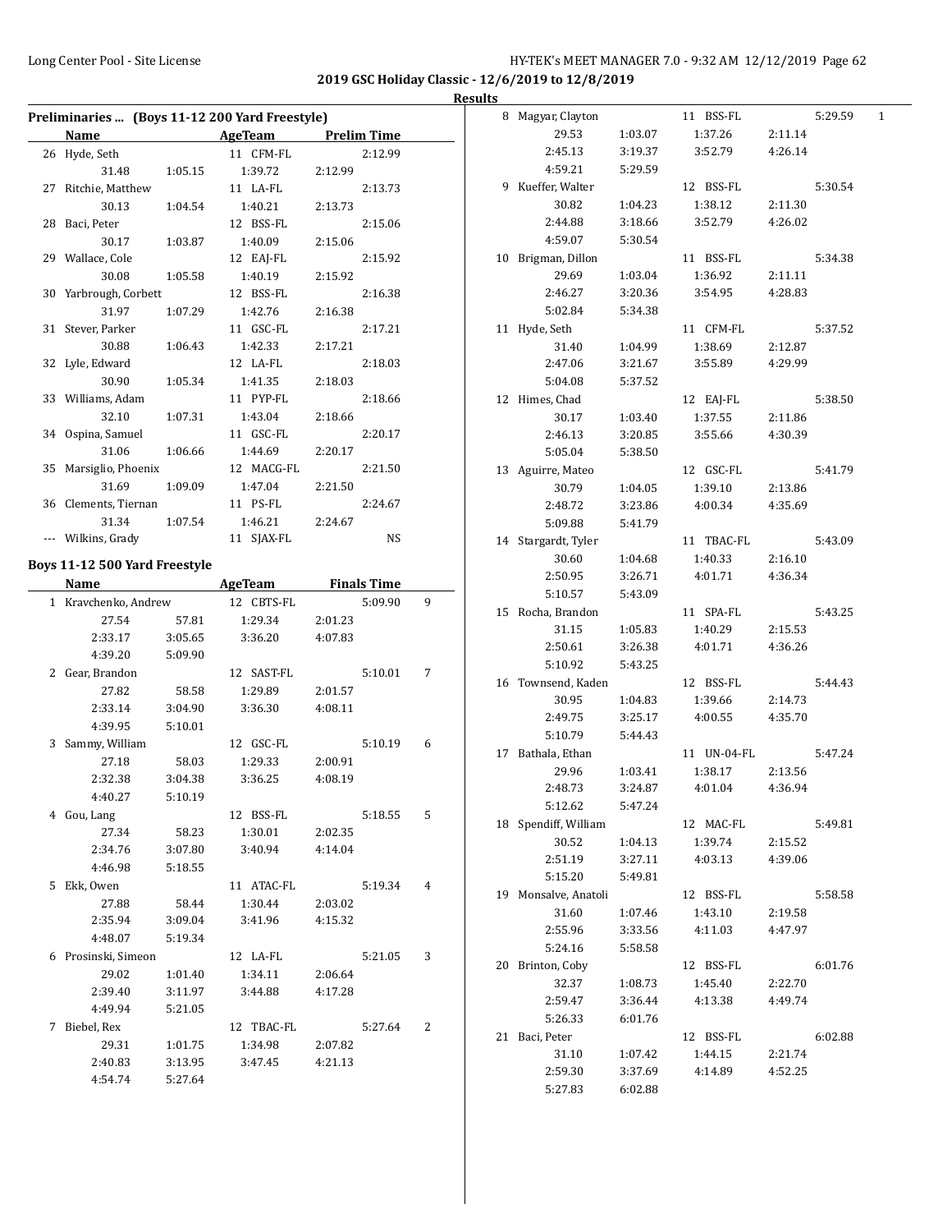**2019 GSC Holiday Classic - 12/6/2019 to 12/8/2019**

**Results**

### Preliminaries ... (Boys 11-12 200 Yard Freestyle)

| | Name | | AgeTeam | Prelim Time |
|---|---|---|---|---|
| 26 | Hyde, Seth | | 11 CFM-FL | 2:12.99 |
| | 31.48 | 1:05.15 | 1:39.72 | 2:12.99 |
| 27 | Ritchie, Matthew | | 11 LA-FL | 2:13.73 |
| | 30.13 | 1:04.54 | 1:40.21 | 2:13.73 |
| 28 | Baci, Peter | | 12 BSS-FL | 2:15.06 |
| | 30.17 | 1:03.87 | 1:40.09 | 2:15.06 |
| 29 | Wallace, Cole | | 12 EAJ-FL | 2:15.92 |
| | 30.08 | 1:05.58 | 1:40.19 | 2:15.92 |
| 30 | Yarbrough, Corbett | | 12 BSS-FL | 2:16.38 |
| | 31.97 | 1:07.29 | 1:42.76 | 2:16.38 |
| 31 | Stever, Parker | | 11 GSC-FL | 2:17.21 |
| | 30.88 | 1:06.43 | 1:42.33 | 2:17.21 |
| 32 | Lyle, Edward | | 12 LA-FL | 2:18.03 |
| | 30.90 | 1:05.34 | 1:41.35 | 2:18.03 |
| 33 | Williams, Adam | | 11 PYP-FL | 2:18.66 |
| | 32.10 | 1:07.31 | 1:43.04 | 2:18.66 |
| 34 | Ospina, Samuel | | 11 GSC-FL | 2:20.17 |
| | 31.06 | 1:06.66 | 1:44.69 | 2:20.17 |
| 35 | Marsiglio, Phoenix | | 12 MACG-FL | 2:21.50 |
| | 31.69 | 1:09.09 | 1:47.04 | 2:21.50 |
| 36 | Clements, Tiernan | | 11 PS-FL | 2:24.67 |
| | 31.34 | 1:07.54 | 1:46.21 | 2:24.67 |
| --- | Wilkins, Grady | | 11 SJAX-FL | NS |

### Boys 11-12 500 Yard Freestyle

| | Name | | AgeTeam | | Finals Time | |
|---|---|---|---|---|---|---|
| 1 | Kravchenko, Andrew | | 12 CBTS-FL | | 5:09.90 | 9 |
| | 27.54 | 57.81 | 1:29.34 | 2:01.23 | | |
| | 2:33.17 | 3:05.65 | 3:36.20 | 4:07.83 | | |
| | 4:39.20 | 5:09.90 | | | | |
| 2 | Gear, Brandon | | 12 SAST-FL | | 5:10.01 | 7 |
| | 27.82 | 58.58 | 1:29.89 | 2:01.57 | | |
| | 2:33.14 | 3:04.90 | 3:36.30 | 4:08.11 | | |
| | 4:39.95 | 5:10.01 | | | | |
| 3 | Sammy, William | | 12 GSC-FL | | 5:10.19 | 6 |
| | 27.18 | 58.03 | 1:29.33 | 2:00.91 | | |
| | 2:32.38 | 3:04.38 | 3:36.25 | 4:08.19 | | |
| | 4:40.27 | 5:10.19 | | | | |
| 4 | Gou, Lang | | 12 BSS-FL | | 5:18.55 | 5 |
| | 27.34 | 58.23 | 1:30.01 | 2:02.35 | | |
| | 2:34.76 | 3:07.80 | 3:40.94 | 4:14.04 | | |
| | 4:46.98 | 5:18.55 | | | | |
| 5 | Ekk, Owen | | 11 ATAC-FL | | 5:19.34 | 4 |
| | 27.88 | 58.44 | 1:30.44 | 2:03.02 | | |
| | 2:35.94 | 3:09.04 | 3:41.96 | 4:15.32 | | |
| | 4:48.07 | 5:19.34 | | | | |
| 6 | Prosinski, Simeon | | 12 LA-FL | | 5:21.05 | 3 |
| | 29.02 | 1:01.40 | 1:34.11 | 2:06.64 | | |
| | 2:39.40 | 3:11.97 | 3:44.88 | 4:17.28 | | |
| | 4:49.94 | 5:21.05 | | | | |
| 7 | Biebel, Rex | | 12 TBAC-FL | | 5:27.64 | 2 |
| | 29.31 | 1:01.75 | 1:34.98 | 2:07.82 | | |
| | 2:40.83 | 3:13.95 | 3:47.45 | 4:21.13 | | |
| | 4:54.74 | 5:27.64 | | | | |
| 8 | Magyar, Clayton | | 11 BSS-FL | | 5:29.59 | 1 |
| | 29.53 | 1:03.07 | 1:37.26 | 2:11.14 | | |
| | 2:45.13 | 3:19.37 | 3:52.79 | 4:26.14 | | |
| | 4:59.21 | 5:29.59 | | | | |
| 9 | Kueffer, Walter | | 12 BSS-FL | | 5:30.54 | |
| | 30.82 | 1:04.23 | 1:38.12 | 2:11.30 | | |
| | 2:44.88 | 3:18.66 | 3:52.79 | 4:26.02 | | |
| | 4:59.07 | 5:30.54 | | | | |
| 10 | Brigman, Dillon | | 11 BSS-FL | | 5:34.38 | |
| | 29.69 | 1:03.04 | 1:36.92 | 2:11.11 | | |
| | 2:46.27 | 3:20.36 | 3:54.95 | 4:28.83 | | |
| | 5:02.84 | 5:34.38 | | | | |
| 11 | Hyde, Seth | | 11 CFM-FL | | 5:37.52 | |
| | 31.40 | 1:04.99 | 1:38.69 | 2:12.87 | | |
| | 2:47.06 | 3:21.67 | 3:55.89 | 4:29.99 | | |
| | 5:04.08 | 5:37.52 | | | | |
| 12 | Himes, Chad | | 12 EAJ-FL | | 5:38.50 | |
| | 30.17 | 1:03.40 | 1:37.55 | 2:11.86 | | |
| | 2:46.13 | 3:20.85 | 3:55.66 | 4:30.39 | | |
| | 5:05.04 | 5:38.50 | | | | |
| 13 | Aguirre, Mateo | | 12 GSC-FL | | 5:41.79 | |
| | 30.79 | 1:04.05 | 1:39.10 | 2:13.86 | | |
| | 2:48.72 | 3:23.86 | 4:00.34 | 4:35.69 | | |
| | 5:09.88 | 5:41.79 | | | | |
| 14 | Stargardt, Tyler | | 11 TBAC-FL | | 5:43.09 | |
| | 30.60 | 1:04.68 | 1:40.33 | 2:16.10 | | |
| | 2:50.95 | 3:26.71 | 4:01.71 | 4:36.34 | | |
| | 5:10.57 | 5:43.09 | | | | |
| 15 | Rocha, Brandon | | 11 SPA-FL | | 5:43.25 | |
| | 31.15 | 1:05.83 | 1:40.29 | 2:15.53 | | |
| | 2:50.61 | 3:26.38 | 4:01.71 | 4:36.26 | | |
| | 5:10.92 | 5:43.25 | | | | |
| 16 | Townsend, Kaden | | 12 BSS-FL | | 5:44.43 | |
| | 30.95 | 1:04.83 | 1:39.66 | 2:14.73 | | |
| | 2:49.75 | 3:25.17 | 4:00.55 | 4:35.70 | | |
| | 5:10.79 | 5:44.43 | | | | |
| 17 | Bathala, Ethan | | 11 UN-04-FL | | 5:47.24 | |
| | 29.96 | 1:03.41 | 1:38.17 | 2:13.56 | | |
| | 2:48.73 | 3:24.87 | 4:01.04 | 4:36.94 | | |
| | 5:12.62 | 5:47.24 | | | | |
| 18 | Spendiff, William | | 12 MAC-FL | | 5:49.81 | |
| | 30.52 | 1:04.13 | 1:39.74 | 2:15.52 | | |
| | 2:51.19 | 3:27.11 | 4:03.13 | 4:39.06 | | |
| | 5:15.20 | 5:49.81 | | | | |
| 19 | Monsalve, Anatoli | | 12 BSS-FL | | 5:58.58 | |
| | 31.60 | 1:07.46 | 1:43.10 | 2:19.58 | | |
| | 2:55.96 | 3:33.56 | 4:11.03 | 4:47.97 | | |
| | 5:24.16 | 5:58.58 | | | | |
| 20 | Brinton, Coby | | 12 BSS-FL | | 6:01.76 | |
| | 32.37 | 1:08.73 | 1:45.40 | 2:22.70 | | |
| | 2:59.47 | 3:36.44 | 4:13.38 | 4:49.74 | | |
| | 5:26.33 | 6:01.76 | | | | |
| 21 | Baci, Peter | | 12 BSS-FL | | 6:02.88 | |
| | 31.10 | 1:07.42 | 1:44.15 | 2:21.74 | | |
| | 2:59.30 | 3:37.69 | 4:14.89 | 4:52.25 | | |
| | 5:27.83 | 6:02.88 | | | | |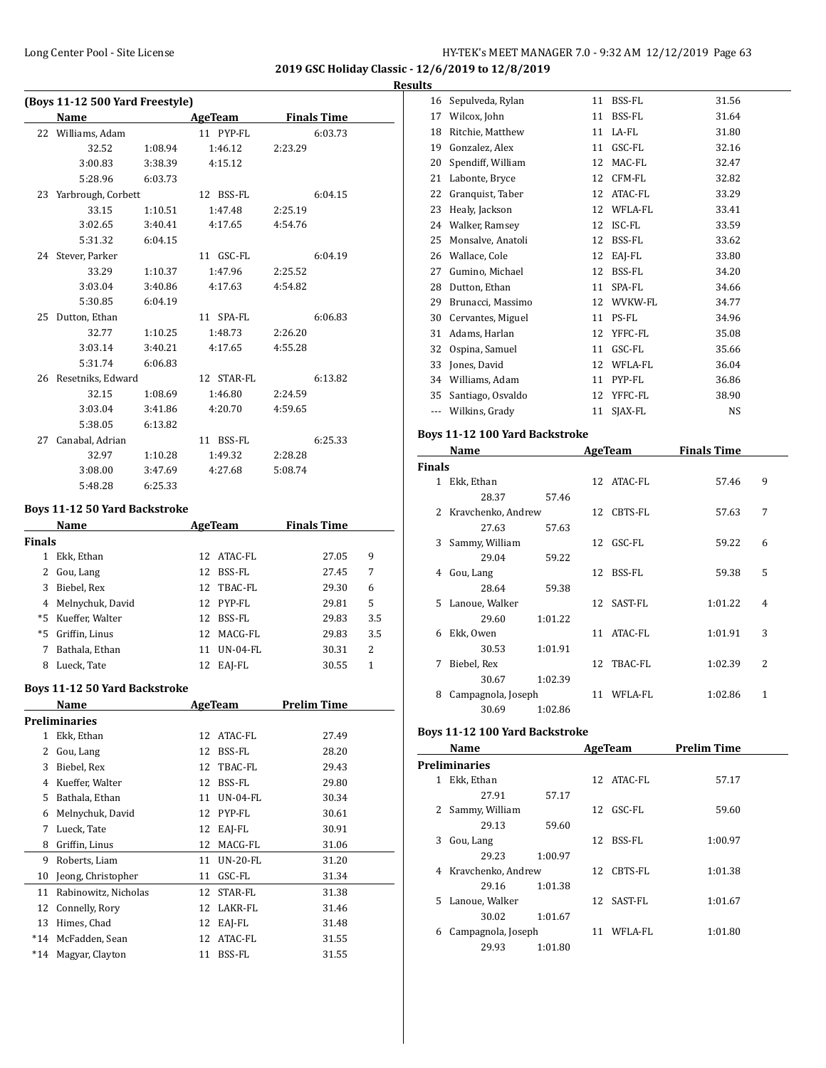**2019 GSC Holiday Classic - 12/6/2019 to 12/8/2019**

**Results**

### (Boys 11-12 500 Yard Freestyle)

| | Name | AgeTeam | | Finals Time |
|---|---|---|---|---|
| 22 | Williams, Adam | 11 | PYP-FL | 6:03.73 |
| | 32.52 / 1:08.94 / 1:46.12 / 2:23.29 / 3:00.83 / 3:38.39 / 4:15.12 / 5:28.96 / 6:03.73 | | | |
| 23 | Yarbrough, Corbett | 12 | BSS-FL | 6:04.15 |
| | 33.15 / 1:10.51 / 1:47.48 / 2:25.19 / 3:02.65 / 3:40.41 / 4:17.65 / 4:54.76 / 5:31.32 / 6:04.15 | | | |
| 24 | Stever, Parker | 11 | GSC-FL | 6:04.19 |
| | 33.29 / 1:10.37 / 1:47.96 / 2:25.52 / 3:03.04 / 3:40.86 / 4:17.63 / 4:54.82 / 5:30.85 / 6:04.19 | | | |
| 25 | Dutton, Ethan | 11 | SPA-FL | 6:06.83 |
| | 32.77 / 1:10.25 / 1:48.73 / 2:26.20 / 3:03.14 / 3:40.21 / 4:17.65 / 4:55.28 / 5:31.74 / 6:06.83 | | | |
| 26 | Resetniks, Edward | 12 | STAR-FL | 6:13.82 |
| | 32.15 / 1:08.69 / 1:46.80 / 2:24.59 / 3:03.04 / 3:41.86 / 4:20.70 / 4:59.65 / 5:38.05 / 6:13.82 | | | |
| 27 | Canabal, Adrian | 11 | BSS-FL | 6:25.33 |
| | 32.97 / 1:10.28 / 1:49.32 / 2:28.28 / 3:08.00 / 3:47.69 / 4:27.68 / 5:08.74 / 5:48.28 / 6:25.33 | | | |

### Boys 11-12 50 Yard Backstroke

**Finals**

| | Name | Age | Team | Finals Time | Points |
|---|---|---|---|---|---|
| 1 | Ekk, Ethan | 12 | ATAC-FL | 27.05 | 9 |
| 2 | Gou, Lang | 12 | BSS-FL | 27.45 | 7 |
| 3 | Biebel, Rex | 12 | TBAC-FL | 29.30 | 6 |
| 4 | Melnychuk, David | 12 | PYP-FL | 29.81 | 5 |
| *5 | Kueffer, Walter | 12 | BSS-FL | 29.83 | 3.5 |
| *5 | Griffin, Linus | 12 | MACG-FL | 29.83 | 3.5 |
| 7 | Bathala, Ethan | 11 | UN-04-FL | 30.31 | 2 |
| 8 | Lueck, Tate | 12 | EAJ-FL | 30.55 | 1 |

### Boys 11-12 50 Yard Backstroke

**Preliminaries**

| | Name | Age | Team | Prelim Time |
|---|---|---|---|---|
| 1 | Ekk, Ethan | 12 | ATAC-FL | 27.49 |
| 2 | Gou, Lang | 12 | BSS-FL | 28.20 |
| 3 | Biebel, Rex | 12 | TBAC-FL | 29.43 |
| 4 | Kueffer, Walter | 12 | BSS-FL | 29.80 |
| 5 | Bathala, Ethan | 11 | UN-04-FL | 30.34 |
| 6 | Melnychuk, David | 12 | PYP-FL | 30.61 |
| 7 | Lueck, Tate | 12 | EAJ-FL | 30.91 |
| 8 | Griffin, Linus | 12 | MACG-FL | 31.06 |
| 9 | Roberts, Liam | 11 | UN-20-FL | 31.20 |
| 10 | Jeong, Christopher | 11 | GSC-FL | 31.34 |
| 11 | Rabinowitz, Nicholas | 12 | STAR-FL | 31.38 |
| 12 | Connelly, Rory | 12 | LAKR-FL | 31.46 |
| 13 | Himes, Chad | 12 | EAJ-FL | 31.48 |
| *14 | McFadden, Sean | 12 | ATAC-FL | 31.55 |
| *14 | Magyar, Clayton | 11 | BSS-FL | 31.55 |
| 16 | Sepulveda, Rylan | 11 | BSS-FL | 31.56 |
| 17 | Wilcox, John | 11 | BSS-FL | 31.64 |
| 18 | Ritchie, Matthew | 11 | LA-FL | 31.80 |
| 19 | Gonzalez, Alex | 11 | GSC-FL | 32.16 |
| 20 | Spendiff, William | 12 | MAC-FL | 32.47 |
| 21 | Labonte, Bryce | 12 | CFM-FL | 32.82 |
| 22 | Granquist, Taber | 12 | ATAC-FL | 33.29 |
| 23 | Healy, Jackson | 12 | WFLA-FL | 33.41 |
| 24 | Walker, Ramsey | 12 | ISC-FL | 33.59 |
| 25 | Monsalve, Anatoli | 12 | BSS-FL | 33.62 |
| 26 | Wallace, Cole | 12 | EAJ-FL | 33.80 |
| 27 | Gumino, Michael | 12 | BSS-FL | 34.20 |
| 28 | Dutton, Ethan | 11 | SPA-FL | 34.66 |
| 29 | Brunacci, Massimo | 12 | WVKW-FL | 34.77 |
| 30 | Cervantes, Miguel | 11 | PS-FL | 34.96 |
| 31 | Adams, Harlan | 12 | YFFC-FL | 35.08 |
| 32 | Ospina, Samuel | 11 | GSC-FL | 35.66 |
| 33 | Jones, David | 12 | WFLA-FL | 36.04 |
| 34 | Williams, Adam | 11 | PYP-FL | 36.86 |
| 35 | Santiago, Osvaldo | 12 | YFFC-FL | 38.90 |
| --- | Wilkins, Grady | 11 | SJAX-FL | NS |

### Boys 11-12 100 Yard Backstroke

**Finals**

| | Name | Age | Team | Finals Time | Points |
|---|---|---|---|---|---|
| 1 | Ekk, Ethan | 12 | ATAC-FL | 57.46 | 9 |
| | 28.37 / 57.46 | | | | |
| 2 | Kravchenko, Andrew | 12 | CBTS-FL | 57.63 | 7 |
| | 27.63 / 57.63 | | | | |
| 3 | Sammy, William | 12 | GSC-FL | 59.22 | 6 |
| | 29.04 / 59.22 | | | | |
| 4 | Gou, Lang | 12 | BSS-FL | 59.38 | 5 |
| | 28.64 / 59.38 | | | | |
| 5 | Lanoue, Walker | 12 | SAST-FL | 1:01.22 | 4 |
| | 29.60 / 1:01.22 | | | | |
| 6 | Ekk, Owen | 11 | ATAC-FL | 1:01.91 | 3 |
| | 30.53 / 1:01.91 | | | | |
| 7 | Biebel, Rex | 12 | TBAC-FL | 1:02.39 | 2 |
| | 30.67 / 1:02.39 | | | | |
| 8 | Campagnola, Joseph | 11 | WFLA-FL | 1:02.86 | 1 |
| | 30.69 / 1:02.86 | | | | |

### Boys 11-12 100 Yard Backstroke

**Preliminaries**

| | Name | Age | Team | Prelim Time |
|---|---|---|---|---|
| 1 | Ekk, Ethan | 12 | ATAC-FL | 57.17 |
| | 27.91 / 57.17 | | | |
| 2 | Sammy, William | 12 | GSC-FL | 59.60 |
| | 29.13 / 59.60 | | | |
| 3 | Gou, Lang | 12 | BSS-FL | 1:00.97 |
| | 29.23 / 1:00.97 | | | |
| 4 | Kravchenko, Andrew | 12 | CBTS-FL | 1:01.38 |
| | 29.16 / 1:01.38 | | | |
| 5 | Lanoue, Walker | 12 | SAST-FL | 1:01.67 |
| | 30.02 / 1:01.67 | | | |
| 6 | Campagnola, Joseph | 11 | WFLA-FL | 1:01.80 |
| | 29.93 / 1:01.80 | | | |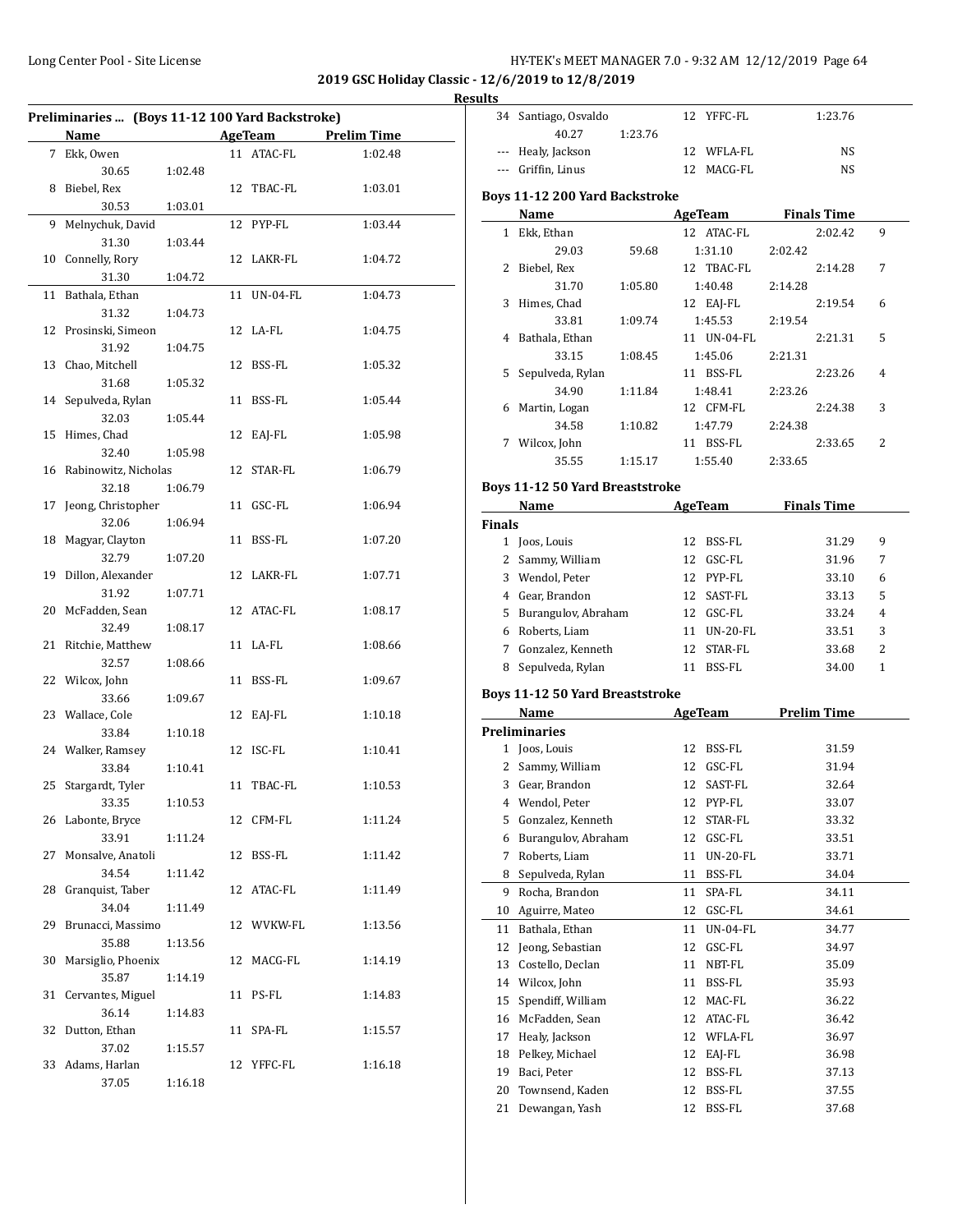2019 GSC Holiday Classic - 12/6/2019 to 12/8/2019

Results

### Preliminaries ... (Boys 11-12 100 Yard Backstroke)

| | Name | Age | Team | Prelim Time |
|---|---|---|---|---|
| 7 | Ekk, Owen | 11 | ATAC-FL | 1:02.48 |
| | 30.65 1:02.48 | | | |
| 8 | Biebel, Rex | 12 | TBAC-FL | 1:03.01 |
| | 30.53 1:03.01 | | | |
| 9 | Melnychuk, David | 12 | PYP-FL | 1:03.44 |
| | 31.30 1:03.44 | | | |
| 10 | Connelly, Rory | 12 | LAKR-FL | 1:04.72 |
| | 31.30 1:04.72 | | | |
| 11 | Bathala, Ethan | 11 | UN-04-FL | 1:04.73 |
| | 31.32 1:04.73 | | | |
| 12 | Prosinski, Simeon | 12 | LA-FL | 1:04.75 |
| | 31.92 1:04.75 | | | |
| 13 | Chao, Mitchell | 12 | BSS-FL | 1:05.32 |
| | 31.68 1:05.32 | | | |
| 14 | Sepulveda, Rylan | 11 | BSS-FL | 1:05.44 |
| | 32.03 1:05.44 | | | |
| 15 | Himes, Chad | 12 | EAJ-FL | 1:05.98 |
| | 32.40 1:05.98 | | | |
| 16 | Rabinowitz, Nicholas | 12 | STAR-FL | 1:06.79 |
| | 32.18 1:06.79 | | | |
| 17 | Jeong, Christopher | 11 | GSC-FL | 1:06.94 |
| | 32.06 1:06.94 | | | |
| 18 | Magyar, Clayton | 11 | BSS-FL | 1:07.20 |
| | 32.79 1:07.20 | | | |
| 19 | Dillon, Alexander | 12 | LAKR-FL | 1:07.71 |
| | 31.92 1:07.71 | | | |
| 20 | McFadden, Sean | 12 | ATAC-FL | 1:08.17 |
| | 32.49 1:08.17 | | | |
| 21 | Ritchie, Matthew | 11 | LA-FL | 1:08.66 |
| | 32.57 1:08.66 | | | |
| 22 | Wilcox, John | 11 | BSS-FL | 1:09.67 |
| | 33.66 1:09.67 | | | |
| 23 | Wallace, Cole | 12 | EAJ-FL | 1:10.18 |
| | 33.84 1:10.18 | | | |
| 24 | Walker, Ramsey | 12 | ISC-FL | 1:10.41 |
| | 33.84 1:10.41 | | | |
| 25 | Stargardt, Tyler | 11 | TBAC-FL | 1:10.53 |
| | 33.35 1:10.53 | | | |
| 26 | Labonte, Bryce | 12 | CFM-FL | 1:11.24 |
| | 33.91 1:11.24 | | | |
| 27 | Monsalve, Anatoli | 12 | BSS-FL | 1:11.42 |
| | 34.54 1:11.42 | | | |
| 28 | Granquist, Taber | 12 | ATAC-FL | 1:11.49 |
| | 34.04 1:11.49 | | | |
| 29 | Brunacci, Massimo | 12 | WVKW-FL | 1:13.56 |
| | 35.88 1:13.56 | | | |
| 30 | Marsiglio, Phoenix | 12 | MACG-FL | 1:14.19 |
| | 35.87 1:14.19 | | | |
| 31 | Cervantes, Miguel | 11 | PS-FL | 1:14.83 |
| | 36.14 1:14.83 | | | |
| 32 | Dutton, Ethan | 11 | SPA-FL | 1:15.57 |
| | 37.02 1:15.57 | | | |
| 33 | Adams, Harlan | 12 | YFFC-FL | 1:16.18 |
| | 37.05 1:16.18 | | | |
| 34 | Santiago, Osvaldo | 12 | YFFC-FL | 1:23.76 |
| | 40.27 1:23.76 | | | |
| --- | Healy, Jackson | 12 | WFLA-FL | NS |
| --- | Griffin, Linus | 12 | MACG-FL | NS |

### Boys 11-12 200 Yard Backstroke

| | Name | Age | Team | Finals Time | Points |
|---|---|---|---|---|---|
| 1 | Ekk, Ethan | 12 | ATAC-FL | 2:02.42 | 9 |
| | 29.03 59.68 1:31.10 2:02.42 | | | | |
| 2 | Biebel, Rex | 12 | TBAC-FL | 2:14.28 | 7 |
| | 31.70 1:05.80 1:40.48 2:14.28 | | | | |
| 3 | Himes, Chad | 12 | EAJ-FL | 2:19.54 | 6 |
| | 33.81 1:09.74 1:45.53 2:19.54 | | | | |
| 4 | Bathala, Ethan | 11 | UN-04-FL | 2:21.31 | 5 |
| | 33.15 1:08.45 1:45.06 2:21.31 | | | | |
| 5 | Sepulveda, Rylan | 11 | BSS-FL | 2:23.26 | 4 |
| | 34.90 1:11.84 1:48.41 2:23.26 | | | | |
| 6 | Martin, Logan | 12 | CFM-FL | 2:24.38 | 3 |
| | 34.58 1:10.82 1:47.79 2:24.38 | | | | |
| 7 | Wilcox, John | 11 | BSS-FL | 2:33.65 | 2 |
| | 35.55 1:15.17 1:55.40 2:33.65 | | | | |

### Boys 11-12 50 Yard Breaststroke

**Finals**

| | Name | Age | Team | Finals Time | Points |
|---|---|---|---|---|---|
| 1 | Joos, Louis | 12 | BSS-FL | 31.29 | 9 |
| 2 | Sammy, William | 12 | GSC-FL | 31.96 | 7 |
| 3 | Wendol, Peter | 12 | PYP-FL | 33.10 | 6 |
| 4 | Gear, Brandon | 12 | SAST-FL | 33.13 | 5 |
| 5 | Burangulov, Abraham | 12 | GSC-FL | 33.24 | 4 |
| 6 | Roberts, Liam | 11 | UN-20-FL | 33.51 | 3 |
| 7 | Gonzalez, Kenneth | 12 | STAR-FL | 33.68 | 2 |
| 8 | Sepulveda, Rylan | 11 | BSS-FL | 34.00 | 1 |

### Boys 11-12 50 Yard Breaststroke

**Preliminaries**

| | Name | Age | Team | Prelim Time |
|---|---|---|---|---|
| 1 | Joos, Louis | 12 | BSS-FL | 31.59 |
| 2 | Sammy, William | 12 | GSC-FL | 31.94 |
| 3 | Gear, Brandon | 12 | SAST-FL | 32.64 |
| 4 | Wendol, Peter | 12 | PYP-FL | 33.07 |
| 5 | Gonzalez, Kenneth | 12 | STAR-FL | 33.32 |
| 6 | Burangulov, Abraham | 12 | GSC-FL | 33.51 |
| 7 | Roberts, Liam | 11 | UN-20-FL | 33.71 |
| 8 | Sepulveda, Rylan | 11 | BSS-FL | 34.04 |
| 9 | Rocha, Brandon | 11 | SPA-FL | 34.11 |
| 10 | Aguirre, Mateo | 12 | GSC-FL | 34.61 |
| 11 | Bathala, Ethan | 11 | UN-04-FL | 34.77 |
| 12 | Jeong, Sebastian | 12 | GSC-FL | 34.97 |
| 13 | Costello, Declan | 11 | NBT-FL | 35.09 |
| 14 | Wilcox, John | 11 | BSS-FL | 35.93 |
| 15 | Spendiff, William | 12 | MAC-FL | 36.22 |
| 16 | McFadden, Sean | 12 | ATAC-FL | 36.42 |
| 17 | Healy, Jackson | 12 | WFLA-FL | 36.97 |
| 18 | Pelkey, Michael | 12 | EAJ-FL | 36.98 |
| 19 | Baci, Peter | 12 | BSS-FL | 37.13 |
| 20 | Townsend, Kaden | 12 | BSS-FL | 37.55 |
| 21 | Dewangan, Yash | 12 | BSS-FL | 37.68 |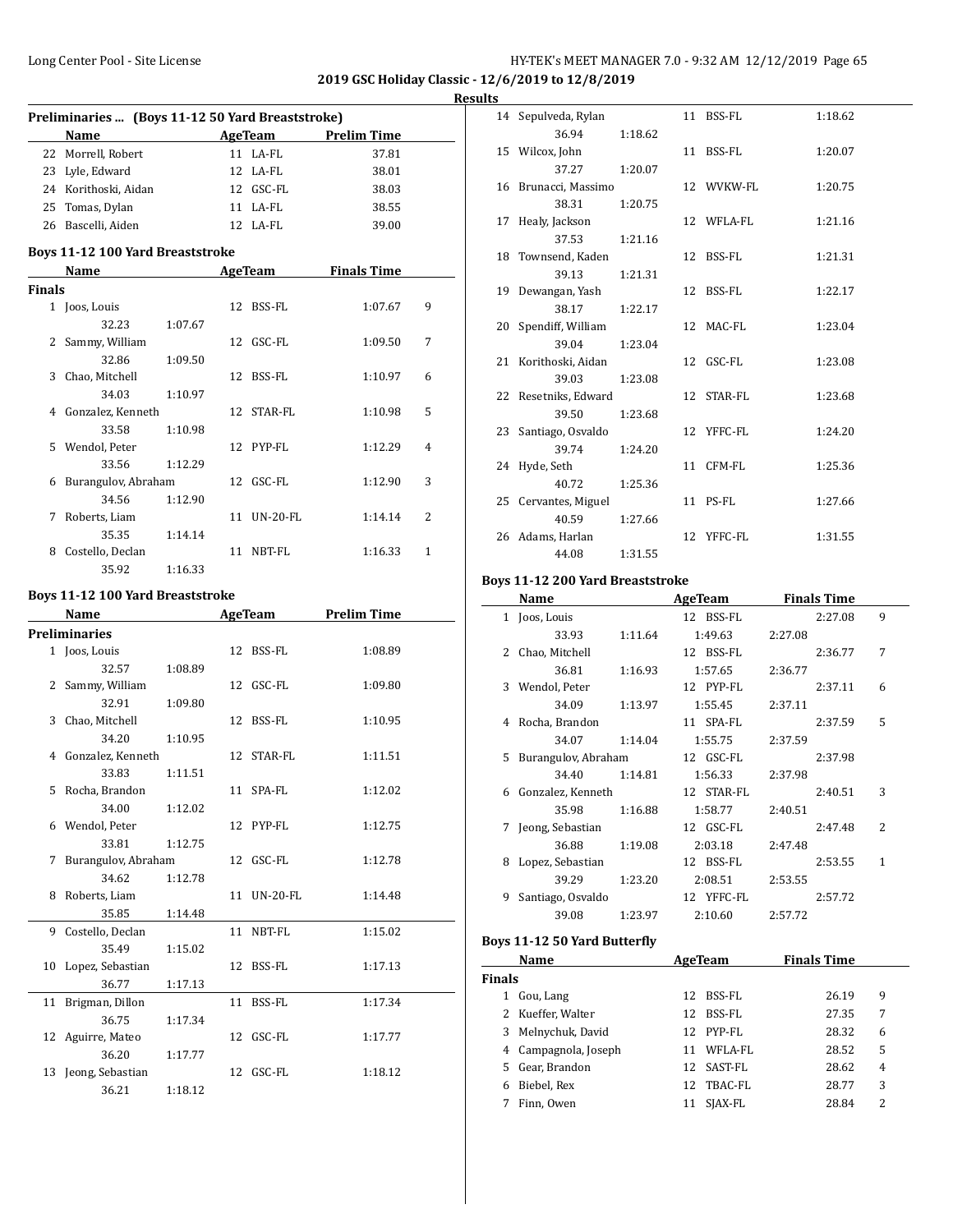2019 GSC Holiday Classic - 12/6/2019 to 12/8/2019

Results

### Preliminaries ... (Boys 11-12 50 Yard Breaststroke)

| | Name | Age | Team | Prelim Time |
|---|---|---|---|---|
| 22 | Morrell, Robert | 11 | LA-FL | 37.81 |
| 23 | Lyle, Edward | 12 | LA-FL | 38.01 |
| 24 | Korithoski, Aidan | 12 | GSC-FL | 38.03 |
| 25 | Tomas, Dylan | 11 | LA-FL | 38.55 |
| 26 | Bascelli, Aiden | 12 | LA-FL | 39.00 |

### Boys 11-12 100 Yard Breaststroke

| | Name | Age | Team | Finals Time | Points |
|---|---|---|---|---|---|
| **Finals** | | | | | |
| 1 | Joos, Louis | 12 | BSS-FL | 1:07.67 | 9 |
| | 32.23 1:07.67 | | | | |
| 2 | Sammy, William | 12 | GSC-FL | 1:09.50 | 7 |
| | 32.86 1:09.50 | | | | |
| 3 | Chao, Mitchell | 12 | BSS-FL | 1:10.97 | 6 |
| | 34.03 1:10.97 | | | | |
| 4 | Gonzalez, Kenneth | 12 | STAR-FL | 1:10.98 | 5 |
| | 33.58 1:10.98 | | | | |
| 5 | Wendol, Peter | 12 | PYP-FL | 1:12.29 | 4 |
| | 33.56 1:12.29 | | | | |
| 6 | Burangulov, Abraham | 12 | GSC-FL | 1:12.90 | 3 |
| | 34.56 1:12.90 | | | | |
| 7 | Roberts, Liam | 11 | UN-20-FL | 1:14.14 | 2 |
| | 35.35 1:14.14 | | | | |
| 8 | Costello, Declan | 11 | NBT-FL | 1:16.33 | 1 |
| | 35.92 1:16.33 | | | | |

### Boys 11-12 100 Yard Breaststroke

| | Name | Age | Team | Prelim Time |
|---|---|---|---|---|
| **Preliminaries** | | | | |
| 1 | Joos, Louis | 12 | BSS-FL | 1:08.89 |
| | 32.57 1:08.89 | | | |
| 2 | Sammy, William | 12 | GSC-FL | 1:09.80 |
| | 32.91 1:09.80 | | | |
| 3 | Chao, Mitchell | 12 | BSS-FL | 1:10.95 |
| | 34.20 1:10.95 | | | |
| 4 | Gonzalez, Kenneth | 12 | STAR-FL | 1:11.51 |
| | 33.83 1:11.51 | | | |
| 5 | Rocha, Brandon | 11 | SPA-FL | 1:12.02 |
| | 34.00 1:12.02 | | | |
| 6 | Wendol, Peter | 12 | PYP-FL | 1:12.75 |
| | 33.81 1:12.75 | | | |
| 7 | Burangulov, Abraham | 12 | GSC-FL | 1:12.78 |
| | 34.62 1:12.78 | | | |
| 8 | Roberts, Liam | 11 | UN-20-FL | 1:14.48 |
| | 35.85 1:14.48 | | | |
| 9 | Costello, Declan | 11 | NBT-FL | 1:15.02 |
| | 35.49 1:15.02 | | | |
| 10 | Lopez, Sebastian | 12 | BSS-FL | 1:17.13 |
| | 36.77 1:17.13 | | | |
| 11 | Brigman, Dillon | 11 | BSS-FL | 1:17.34 |
| | 36.75 1:17.34 | | | |
| 12 | Aguirre, Mateo | 12 | GSC-FL | 1:17.77 |
| | 36.20 1:17.77 | | | |
| 13 | Jeong, Sebastian | 12 | GSC-FL | 1:18.12 |
| | 36.21 1:18.12 | | | |
| 14 | Sepulveda, Rylan | 11 | BSS-FL | 1:18.62 |
| | 36.94 1:18.62 | | | |
| 15 | Wilcox, John | 11 | BSS-FL | 1:20.07 |
| | 37.27 1:20.07 | | | |
| 16 | Brunacci, Massimo | 12 | WVKW-FL | 1:20.75 |
| | 38.31 1:20.75 | | | |
| 17 | Healy, Jackson | 12 | WFLA-FL | 1:21.16 |
| | 37.53 1:21.16 | | | |
| 18 | Townsend, Kaden | 12 | BSS-FL | 1:21.31 |
| | 39.13 1:21.31 | | | |
| 19 | Dewangan, Yash | 12 | BSS-FL | 1:22.17 |
| | 38.17 1:22.17 | | | |
| 20 | Spendiff, William | 12 | MAC-FL | 1:23.04 |
| | 39.04 1:23.04 | | | |
| 21 | Korithoski, Aidan | 12 | GSC-FL | 1:23.08 |
| | 39.03 1:23.08 | | | |
| 22 | Resetniks, Edward | 12 | STAR-FL | 1:23.68 |
| | 39.50 1:23.68 | | | |
| 23 | Santiago, Osvaldo | 12 | YFFC-FL | 1:24.20 |
| | 39.74 1:24.20 | | | |
| 24 | Hyde, Seth | 11 | CFM-FL | 1:25.36 |
| | 40.72 1:25.36 | | | |
| 25 | Cervantes, Miguel | 11 | PS-FL | 1:27.66 |
| | 40.59 1:27.66 | | | |
| 26 | Adams, Harlan | 12 | YFFC-FL | 1:31.55 |
| | 44.08 1:31.55 | | | |

### Boys 11-12 200 Yard Breaststroke

| | Name | Age | Team | Finals Time | Points |
|---|---|---|---|---|---|
| 1 | Joos, Louis | 12 | BSS-FL | 2:27.08 | 9 |
| | 33.93 1:11.64 1:49.63 2:27.08 | | | | |
| 2 | Chao, Mitchell | 12 | BSS-FL | 2:36.77 | 7 |
| | 36.81 1:16.93 1:57.65 2:36.77 | | | | |
| 3 | Wendol, Peter | 12 | PYP-FL | 2:37.11 | 6 |
| | 34.09 1:13.97 1:55.45 2:37.11 | | | | |
| 4 | Rocha, Brandon | 11 | SPA-FL | 2:37.59 | 5 |
| | 34.07 1:14.04 1:55.75 2:37.59 | | | | |
| 5 | Burangulov, Abraham | 12 | GSC-FL | 2:37.98 | |
| | 34.40 1:14.81 1:56.33 2:37.98 | | | | |
| 6 | Gonzalez, Kenneth | 12 | STAR-FL | 2:40.51 | 3 |
| | 35.98 1:16.88 1:58.77 2:40.51 | | | | |
| 7 | Jeong, Sebastian | 12 | GSC-FL | 2:47.48 | 2 |
| | 36.88 1:19.08 2:03.18 2:47.48 | | | | |
| 8 | Lopez, Sebastian | 12 | BSS-FL | 2:53.55 | 1 |
| | 39.29 1:23.20 2:08.51 2:53.55 | | | | |
| 9 | Santiago, Osvaldo | 12 | YFFC-FL | 2:57.72 | |
| | 39.08 1:23.97 2:10.60 2:57.72 | | | | |

### Boys 11-12 50 Yard Butterfly

| | Name | Age | Team | Finals Time | Points |
|---|---|---|---|---|---|
| **Finals** | | | | | |
| 1 | Gou, Lang | 12 | BSS-FL | 26.19 | 9 |
| 2 | Kueffer, Walter | 12 | BSS-FL | 27.35 | 7 |
| 3 | Melnychuk, David | 12 | PYP-FL | 28.32 | 6 |
| 4 | Campagnola, Joseph | 11 | WFLA-FL | 28.52 | 5 |
| 5 | Gear, Brandon | 12 | SAST-FL | 28.62 | 4 |
| 6 | Biebel, Rex | 12 | TBAC-FL | 28.77 | 3 |
| 7 | Finn, Owen | 11 | SJAX-FL | 28.84 | 2 |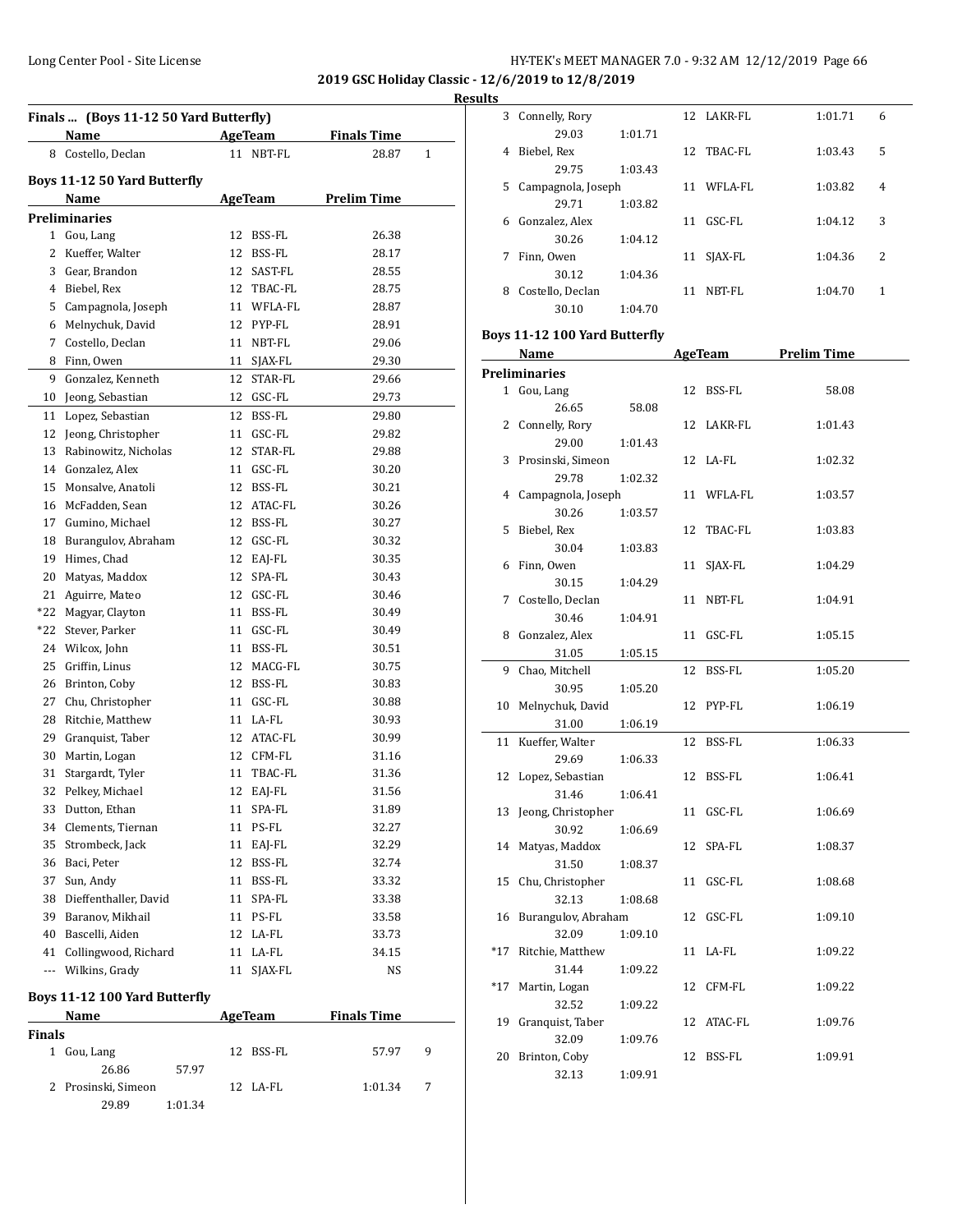**2019 GSC Holiday Classic - 12/6/2019 to 12/8/2019**

**Results**

### Finals ... (Boys 11-12 50 Yard Butterfly)

| | Name | Age | Team | Finals Time | |
|---|---|---|---|---|---|
| 8 | Costello, Declan | 11 | NBT-FL | 28.87 | 1 |

### Boys 11-12 50 Yard Butterfly

| | Name | Age | Team | Prelim Time |
|---|---|---|---|---|
| **Preliminaries** | | | | |
| 1 | Gou, Lang | 12 | BSS-FL | 26.38 |
| 2 | Kueffer, Walter | 12 | BSS-FL | 28.17 |
| 3 | Gear, Brandon | 12 | SAST-FL | 28.55 |
| 4 | Biebel, Rex | 12 | TBAC-FL | 28.75 |
| 5 | Campagnola, Joseph | 11 | WFLA-FL | 28.87 |
| 6 | Melnychuk, David | 12 | PYP-FL | 28.91 |
| 7 | Costello, Declan | 11 | NBT-FL | 29.06 |
| 8 | Finn, Owen | 11 | SJAX-FL | 29.30 |
| 9 | Gonzalez, Kenneth | 12 | STAR-FL | 29.66 |
| 10 | Jeong, Sebastian | 12 | GSC-FL | 29.73 |
| 11 | Lopez, Sebastian | 12 | BSS-FL | 29.80 |
| 12 | Jeong, Christopher | 11 | GSC-FL | 29.82 |
| 13 | Rabinowitz, Nicholas | 12 | STAR-FL | 29.88 |
| 14 | Gonzalez, Alex | 11 | GSC-FL | 30.20 |
| 15 | Monsalve, Anatoli | 12 | BSS-FL | 30.21 |
| 16 | McFadden, Sean | 12 | ATAC-FL | 30.26 |
| 17 | Gumino, Michael | 12 | BSS-FL | 30.27 |
| 18 | Burangulov, Abraham | 12 | GSC-FL | 30.32 |
| 19 | Himes, Chad | 12 | EAJ-FL | 30.35 |
| 20 | Matyas, Maddox | 12 | SPA-FL | 30.43 |
| 21 | Aguirre, Mateo | 12 | GSC-FL | 30.46 |
| *22 | Magyar, Clayton | 11 | BSS-FL | 30.49 |
| *22 | Stever, Parker | 11 | GSC-FL | 30.49 |
| 24 | Wilcox, John | 11 | BSS-FL | 30.51 |
| 25 | Griffin, Linus | 12 | MACG-FL | 30.75 |
| 26 | Brinton, Coby | 12 | BSS-FL | 30.83 |
| 27 | Chu, Christopher | 11 | GSC-FL | 30.88 |
| 28 | Ritchie, Matthew | 11 | LA-FL | 30.93 |
| 29 | Granquist, Taber | 12 | ATAC-FL | 30.99 |
| 30 | Martin, Logan | 12 | CFM-FL | 31.16 |
| 31 | Stargardt, Tyler | 11 | TBAC-FL | 31.36 |
| 32 | Pelkey, Michael | 12 | EAJ-FL | 31.56 |
| 33 | Dutton, Ethan | 11 | SPA-FL | 31.89 |
| 34 | Clements, Tiernan | 11 | PS-FL | 32.27 |
| 35 | Strombeck, Jack | 11 | EAJ-FL | 32.29 |
| 36 | Baci, Peter | 12 | BSS-FL | 32.74 |
| 37 | Sun, Andy | 11 | BSS-FL | 33.32 |
| 38 | Dieffenthaller, David | 11 | SPA-FL | 33.38 |
| 39 | Baranov, Mikhail | 11 | PS-FL | 33.58 |
| 40 | Bascelli, Aiden | 12 | LA-FL | 33.73 |
| 41 | Collingwood, Richard | 11 | LA-FL | 34.15 |
| --- | Wilkins, Grady | 11 | SJAX-FL | NS |

### Boys 11-12 100 Yard Butterfly

| | Name | Age | Team | Finals Time | |
|---|---|---|---|---|---|
| **Finals** | | | | | |
| 1 | Gou, Lang | 12 | BSS-FL | 57.97 | 9 |
| | 26.86 57.97 | | | | |
| 2 | Prosinski, Simeon | 12 | LA-FL | 1:01.34 | 7 |
| | 29.89 1:01.34 | | | | |
| 3 | Connelly, Rory | 12 | LAKR-FL | 1:01.71 | 6 |
| | 29.03 1:01.71 | | | | |
| 4 | Biebel, Rex | 12 | TBAC-FL | 1:03.43 | 5 |
| | 29.75 1:03.43 | | | | |
| 5 | Campagnola, Joseph | 11 | WFLA-FL | 1:03.82 | 4 |
| | 29.71 1:03.82 | | | | |
| 6 | Gonzalez, Alex | 11 | GSC-FL | 1:04.12 | 3 |
| | 30.26 1:04.12 | | | | |
| 7 | Finn, Owen | 11 | SJAX-FL | 1:04.36 | 2 |
| | 30.12 1:04.36 | | | | |
| 8 | Costello, Declan | 11 | NBT-FL | 1:04.70 | 1 |
| | 30.10 1:04.70 | | | | |

### Boys 11-12 100 Yard Butterfly

| | Name | Age | Team | Prelim Time |
|---|---|---|---|---|
| **Preliminaries** | | | | |
| 1 | Gou, Lang | 12 | BSS-FL | 58.08 |
| | 26.65 58.08 | | | |
| 2 | Connelly, Rory | 12 | LAKR-FL | 1:01.43 |
| | 29.00 1:01.43 | | | |
| 3 | Prosinski, Simeon | 12 | LA-FL | 1:02.32 |
| | 29.78 1:02.32 | | | |
| 4 | Campagnola, Joseph | 11 | WFLA-FL | 1:03.57 |
| | 30.26 1:03.57 | | | |
| 5 | Biebel, Rex | 12 | TBAC-FL | 1:03.83 |
| | 30.04 1:03.83 | | | |
| 6 | Finn, Owen | 11 | SJAX-FL | 1:04.29 |
| | 30.15 1:04.29 | | | |
| 7 | Costello, Declan | 11 | NBT-FL | 1:04.91 |
| | 30.46 1:04.91 | | | |
| 8 | Gonzalez, Alex | 11 | GSC-FL | 1:05.15 |
| | 31.05 1:05.15 | | | |
| 9 | Chao, Mitchell | 12 | BSS-FL | 1:05.20 |
| | 30.95 1:05.20 | | | |
| 10 | Melnychuk, David | 12 | PYP-FL | 1:06.19 |
| | 31.00 1:06.19 | | | |
| 11 | Kueffer, Walter | 12 | BSS-FL | 1:06.33 |
| | 29.69 1:06.33 | | | |
| 12 | Lopez, Sebastian | 12 | BSS-FL | 1:06.41 |
| | 31.46 1:06.41 | | | |
| 13 | Jeong, Christopher | 11 | GSC-FL | 1:06.69 |
| | 30.92 1:06.69 | | | |
| 14 | Matyas, Maddox | 12 | SPA-FL | 1:08.37 |
| | 31.50 1:08.37 | | | |
| 15 | Chu, Christopher | 11 | GSC-FL | 1:08.68 |
| | 32.13 1:08.68 | | | |
| 16 | Burangulov, Abraham | 12 | GSC-FL | 1:09.10 |
| | 32.09 1:09.10 | | | |
| *17 | Ritchie, Matthew | 11 | LA-FL | 1:09.22 |
| | 31.44 1:09.22 | | | |
| *17 | Martin, Logan | 12 | CFM-FL | 1:09.22 |
| | 32.52 1:09.22 | | | |
| 19 | Granquist, Taber | 12 | ATAC-FL | 1:09.76 |
| | 32.09 1:09.76 | | | |
| 20 | Brinton, Coby | 12 | BSS-FL | 1:09.91 |
| | 32.13 1:09.91 | | | |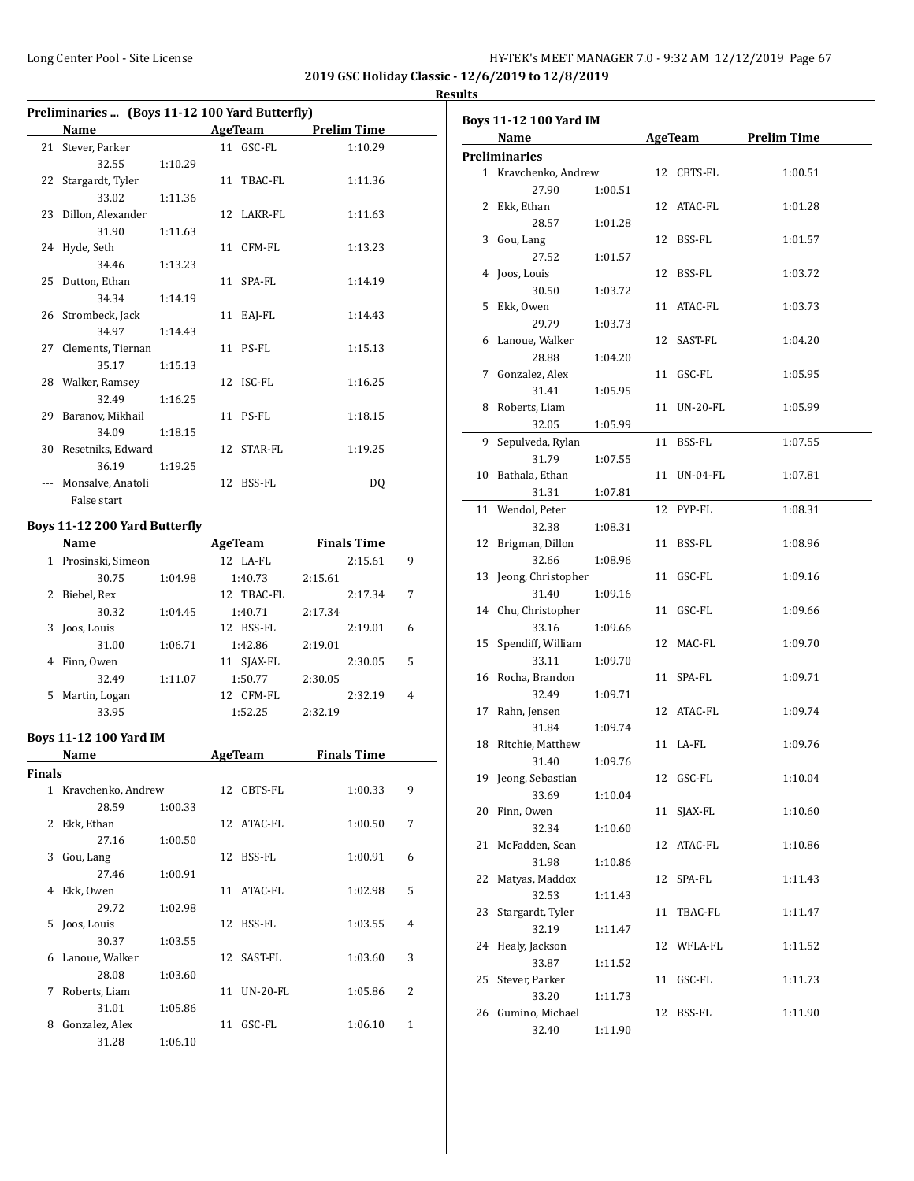2019 GSC Holiday Classic - 12/6/2019 to 12/8/2019

Results

### Preliminaries ... (Boys 11-12 100 Yard Butterfly)

| | Name | AgeTeam | | Prelim Time |
|---|---|---|---|---|
| 21 | Stever, Parker | 11 | GSC-FL | 1:10.29 |
| | 32.55 1:10.29 | | | |
| 22 | Stargardt, Tyler | 11 | TBAC-FL | 1:11.36 |
| | 33.02 1:11.36 | | | |
| 23 | Dillon, Alexander | 12 | LAKR-FL | 1:11.63 |
| | 31.90 1:11.63 | | | |
| 24 | Hyde, Seth | 11 | CFM-FL | 1:13.23 |
| | 34.46 1:13.23 | | | |
| 25 | Dutton, Ethan | 11 | SPA-FL | 1:14.19 |
| | 34.34 1:14.19 | | | |
| 26 | Strombeck, Jack | 11 | EAJ-FL | 1:14.43 |
| | 34.97 1:14.43 | | | |
| 27 | Clements, Tiernan | 11 | PS-FL | 1:15.13 |
| | 35.17 1:15.13 | | | |
| 28 | Walker, Ramsey | 12 | ISC-FL | 1:16.25 |
| | 32.49 1:16.25 | | | |
| 29 | Baranov, Mikhail | 11 | PS-FL | 1:18.15 |
| | 34.09 1:18.15 | | | |
| 30 | Resetniks, Edward | 12 | STAR-FL | 1:19.25 |
| | 36.19 1:19.25 | | | |
| --- | Monsalve, Anatoli | 12 | BSS-FL | DQ |
| | False start | | | |

### Boys 11-12 200 Yard Butterfly

| | Name | AgeTeam | | Finals Time | |
|---|---|---|---|---|---|
| 1 | Prosinski, Simeon | 12 | LA-FL | 2:15.61 | 9 |
| | 30.75 1:04.98 1:40.73 2:15.61 | | | | |
| 2 | Biebel, Rex | 12 | TBAC-FL | 2:17.34 | 7 |
| | 30.32 1:04.45 1:40.71 2:17.34 | | | | |
| 3 | Joos, Louis | 12 | BSS-FL | 2:19.01 | 6 |
| | 31.00 1:06.71 1:42.86 2:19.01 | | | | |
| 4 | Finn, Owen | 11 | SJAX-FL | 2:30.05 | 5 |
| | 32.49 1:11.07 1:50.77 2:30.05 | | | | |
| 5 | Martin, Logan | 12 | CFM-FL | 2:32.19 | 4 |
| | 33.95 1:52.25 2:32.19 | | | | |

### Boys 11-12 100 Yard IM

**Finals**

| | Name | AgeTeam | | Finals Time | |
|---|---|---|---|---|---|
| 1 | Kravchenko, Andrew | 12 | CBTS-FL | 1:00.33 | 9 |
| | 28.59 1:00.33 | | | | |
| 2 | Ekk, Ethan | 12 | ATAC-FL | 1:00.50 | 7 |
| | 27.16 1:00.50 | | | | |
| 3 | Gou, Lang | 12 | BSS-FL | 1:00.91 | 6 |
| | 27.46 1:00.91 | | | | |
| 4 | Ekk, Owen | 11 | ATAC-FL | 1:02.98 | 5 |
| | 29.72 1:02.98 | | | | |
| 5 | Joos, Louis | 12 | BSS-FL | 1:03.55 | 4 |
| | 30.37 1:03.55 | | | | |
| 6 | Lanoue, Walker | 12 | SAST-FL | 1:03.60 | 3 |
| | 28.08 1:03.60 | | | | |
| 7 | Roberts, Liam | 11 | UN-20-FL | 1:05.86 | 2 |
| | 31.01 1:05.86 | | | | |
| 8 | Gonzalez, Alex | 11 | GSC-FL | 1:06.10 | 1 |
| | 31.28 1:06.10 | | | | |

### Boys 11-12 100 Yard IM

**Preliminaries**

| | Name | AgeTeam | | Prelim Time |
|---|---|---|---|---|
| 1 | Kravchenko, Andrew | 12 | CBTS-FL | 1:00.51 |
| | 27.90 1:00.51 | | | |
| 2 | Ekk, Ethan | 12 | ATAC-FL | 1:01.28 |
| | 28.57 1:01.28 | | | |
| 3 | Gou, Lang | 12 | BSS-FL | 1:01.57 |
| | 27.52 1:01.57 | | | |
| 4 | Joos, Louis | 12 | BSS-FL | 1:03.72 |
| | 30.50 1:03.72 | | | |
| 5 | Ekk, Owen | 11 | ATAC-FL | 1:03.73 |
| | 29.79 1:03.73 | | | |
| 6 | Lanoue, Walker | 12 | SAST-FL | 1:04.20 |
| | 28.88 1:04.20 | | | |
| 7 | Gonzalez, Alex | 11 | GSC-FL | 1:05.95 |
| | 31.41 1:05.95 | | | |
| 8 | Roberts, Liam | 11 | UN-20-FL | 1:05.99 |
| | 32.05 1:05.99 | | | |
| 9 | Sepulveda, Rylan | 11 | BSS-FL | 1:07.55 |
| | 31.79 1:07.55 | | | |
| 10 | Bathala, Ethan | 11 | UN-04-FL | 1:07.81 |
| | 31.31 1:07.81 | | | |
| 11 | Wendol, Peter | 12 | PYP-FL | 1:08.31 |
| | 32.38 1:08.31 | | | |
| 12 | Brigman, Dillon | 11 | BSS-FL | 1:08.96 |
| | 32.66 1:08.96 | | | |
| 13 | Jeong, Christopher | 11 | GSC-FL | 1:09.16 |
| | 31.40 1:09.16 | | | |
| 14 | Chu, Christopher | 11 | GSC-FL | 1:09.66 |
| | 33.16 1:09.66 | | | |
| 15 | Spendiff, William | 12 | MAC-FL | 1:09.70 |
| | 33.11 1:09.70 | | | |
| 16 | Rocha, Brandon | 11 | SPA-FL | 1:09.71 |
| | 32.49 1:09.71 | | | |
| 17 | Rahn, Jensen | 12 | ATAC-FL | 1:09.74 |
| | 31.84 1:09.74 | | | |
| 18 | Ritchie, Matthew | 11 | LA-FL | 1:09.76 |
| | 31.40 1:09.76 | | | |
| 19 | Jeong, Sebastian | 12 | GSC-FL | 1:10.04 |
| | 33.69 1:10.04 | | | |
| 20 | Finn, Owen | 11 | SJAX-FL | 1:10.60 |
| | 32.34 1:10.60 | | | |
| 21 | McFadden, Sean | 12 | ATAC-FL | 1:10.86 |
| | 31.98 1:10.86 | | | |
| 22 | Matyas, Maddox | 12 | SPA-FL | 1:11.43 |
| | 32.53 1:11.43 | | | |
| 23 | Stargardt, Tyler | 11 | TBAC-FL | 1:11.47 |
| | 32.19 1:11.47 | | | |
| 24 | Healy, Jackson | 12 | WFLA-FL | 1:11.52 |
| | 33.87 1:11.52 | | | |
| 25 | Stever, Parker | 11 | GSC-FL | 1:11.73 |
| | 33.20 1:11.73 | | | |
| 26 | Gumino, Michael | 12 | BSS-FL | 1:11.90 |
| | 32.40 1:11.90 | | | |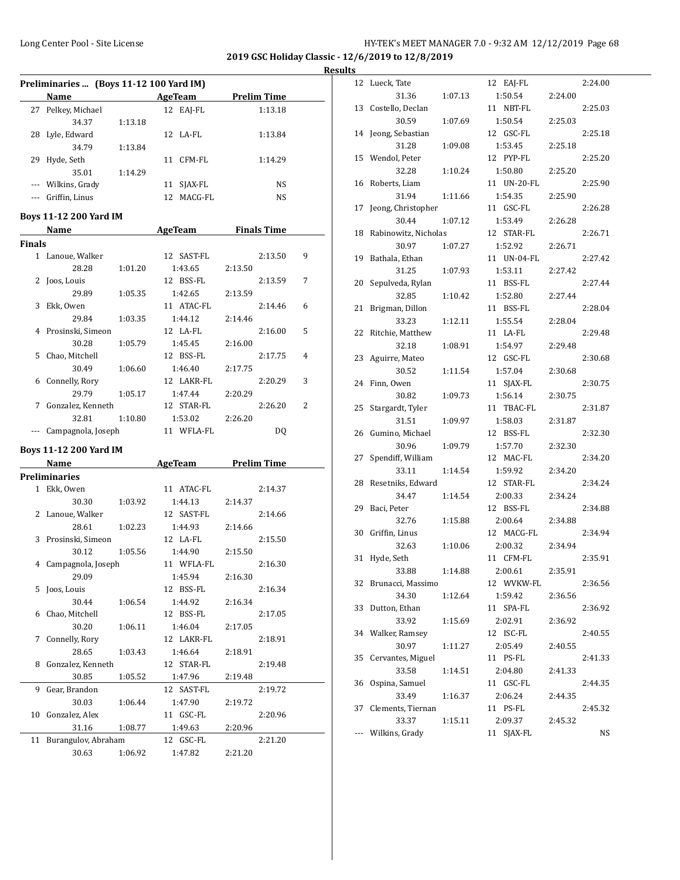**2019 GSC Holiday Classic - 12/6/2019 to 12/8/2019**

**Results**

### Preliminaries ... (Boys 11-12 100 Yard IM)

| | Name | Age | Team | Prelim Time |
|---|---|---|---|---|
| 27 | Pelkey, Michael | 12 | EAJ-FL | 1:13.18 |
| | 34.37 | 1:13.18 | | |
| 28 | Lyle, Edward | 12 | LA-FL | 1:13.84 |
| | 34.79 | 1:13.84 | | |
| 29 | Hyde, Seth | 11 | CFM-FL | 1:14.29 |
| | 35.01 | 1:14.29 | | |
| --- | Wilkins, Grady | 11 | SJAX-FL | NS |
| --- | Griffin, Linus | 12 | MACG-FL | NS |

### Boys 11-12 200 Yard IM

**Finals**

| | Name | Age | Team | Finals Time | Points |
|---|---|---|---|---|---|
| 1 | Lanoue, Walker | 12 | SAST-FL | 2:13.50 | 9 |
| | 28.28 | 1:01.20 | 1:43.65 | 2:13.50 | |
| 2 | Joos, Louis | 12 | BSS-FL | 2:13.59 | 7 |
| | 29.89 | 1:05.35 | 1:42.65 | 2:13.59 | |
| 3 | Ekk, Owen | 11 | ATAC-FL | 2:14.46 | 6 |
| | 29.84 | 1:03.35 | 1:44.12 | 2:14.46 | |
| 4 | Prosinski, Simeon | 12 | LA-FL | 2:16.00 | 5 |
| | 30.28 | 1:05.79 | 1:45.45 | 2:16.00 | |
| 5 | Chao, Mitchell | 12 | BSS-FL | 2:17.75 | 4 |
| | 30.49 | 1:06.60 | 1:46.40 | 2:17.75 | |
| 6 | Connelly, Rory | 12 | LAKR-FL | 2:20.29 | 3 |
| | 29.79 | 1:05.17 | 1:47.44 | 2:20.29 | |
| 7 | Gonzalez, Kenneth | 12 | STAR-FL | 2:26.20 | 2 |
| | 32.81 | 1:10.80 | 1:53.02 | 2:26.20 | |
| --- | Campagnola, Joseph | 11 | WFLA-FL | DQ | |

### Boys 11-12 200 Yard IM

**Preliminaries**

| | Name | Age | Team | Prelim Time |
|---|---|---|---|---|
| 1 | Ekk, Owen | 11 | ATAC-FL | 2:14.37 |
| | 30.30 | 1:03.92 | 1:44.13 | 2:14.37 |
| 2 | Lanoue, Walker | 12 | SAST-FL | 2:14.66 |
| | 28.61 | 1:02.23 | 1:44.93 | 2:14.66 |
| 3 | Prosinski, Simeon | 12 | LA-FL | 2:15.50 |
| | 30.12 | 1:05.56 | 1:44.90 | 2:15.50 |
| 4 | Campagnola, Joseph | 11 | WFLA-FL | 2:16.30 |
| | 29.09 | | 1:45.94 | 2:16.30 |
| 5 | Joos, Louis | 12 | BSS-FL | 2:16.34 |
| | 30.44 | 1:06.54 | 1:44.92 | 2:16.34 |
| 6 | Chao, Mitchell | 12 | BSS-FL | 2:17.05 |
| | 30.20 | 1:06.11 | 1:46.04 | 2:17.05 |
| 7 | Connelly, Rory | 12 | LAKR-FL | 2:18.91 |
| | 28.65 | 1:03.43 | 1:46.64 | 2:18.91 |
| 8 | Gonzalez, Kenneth | 12 | STAR-FL | 2:19.48 |
| | 30.85 | 1:05.52 | 1:47.96 | 2:19.48 |
| 9 | Gear, Brandon | 12 | SAST-FL | 2:19.72 |
| | 30.03 | 1:06.44 | 1:47.90 | 2:19.72 |
| 10 | Gonzalez, Alex | 11 | GSC-FL | 2:20.96 |
| | 31.16 | 1:08.77 | 1:49.63 | 2:20.96 |
| 11 | Burangulov, Abraham | 12 | GSC-FL | 2:21.20 |
| | 30.63 | 1:06.92 | 1:47.82 | 2:21.20 |
| 12 | Lueck, Tate | 12 | EAJ-FL | 2:24.00 |
| | 31.36 | 1:07.13 | 1:50.54 | 2:24.00 |
| 13 | Costello, Declan | 11 | NBT-FL | 2:25.03 |
| | 30.59 | 1:07.69 | 1:50.54 | 2:25.03 |
| 14 | Jeong, Sebastian | 12 | GSC-FL | 2:25.18 |
| | 31.28 | 1:09.08 | 1:53.45 | 2:25.18 |
| 15 | Wendol, Peter | 12 | PYP-FL | 2:25.20 |
| | 32.28 | 1:10.24 | 1:50.80 | 2:25.20 |
| 16 | Roberts, Liam | 11 | UN-20-FL | 2:25.90 |
| | 31.94 | 1:11.66 | 1:54.35 | 2:25.90 |
| 17 | Jeong, Christopher | 11 | GSC-FL | 2:26.28 |
| | 30.44 | 1:07.12 | 1:53.49 | 2:26.28 |
| 18 | Rabinowitz, Nicholas | 12 | STAR-FL | 2:26.71 |
| | 30.97 | 1:07.27 | 1:52.92 | 2:26.71 |
| 19 | Bathala, Ethan | 11 | UN-04-FL | 2:27.42 |
| | 31.25 | 1:07.93 | 1:53.11 | 2:27.42 |
| 20 | Sepulveda, Rylan | 11 | BSS-FL | 2:27.44 |
| | 32.85 | 1:10.42 | 1:52.80 | 2:27.44 |
| 21 | Brigman, Dillon | 11 | BSS-FL | 2:28.04 |
| | 33.23 | 1:12.11 | 1:55.54 | 2:28.04 |
| 22 | Ritchie, Matthew | 11 | LA-FL | 2:29.48 |
| | 32.18 | 1:08.91 | 1:54.97 | 2:29.48 |
| 23 | Aguirre, Mateo | 12 | GSC-FL | 2:30.68 |
| | 30.52 | 1:11.54 | 1:57.04 | 2:30.68 |
| 24 | Finn, Owen | 11 | SJAX-FL | 2:30.75 |
| | 30.82 | 1:09.73 | 1:56.14 | 2:30.75 |
| 25 | Stargardt, Tyler | 11 | TBAC-FL | 2:31.87 |
| | 31.51 | 1:09.97 | 1:58.03 | 2:31.87 |
| 26 | Gumino, Michael | 12 | BSS-FL | 2:32.30 |
| | 30.96 | 1:09.79 | 1:57.70 | 2:32.30 |
| 27 | Spendiff, William | 12 | MAC-FL | 2:34.20 |
| | 33.11 | 1:14.54 | 1:59.92 | 2:34.20 |
| 28 | Resetniks, Edward | 12 | STAR-FL | 2:34.24 |
| | 34.47 | 1:14.54 | 2:00.33 | 2:34.24 |
| 29 | Baci, Peter | 12 | BSS-FL | 2:34.88 |
| | 32.76 | 1:15.88 | 2:00.64 | 2:34.88 |
| 30 | Griffin, Linus | 12 | MACG-FL | 2:34.94 |
| | 32.63 | 1:10.06 | 2:00.32 | 2:34.94 |
| 31 | Hyde, Seth | 11 | CFM-FL | 2:35.91 |
| | 33.88 | 1:14.88 | 2:00.61 | 2:35.91 |
| 32 | Brunacci, Massimo | 12 | WVKW-FL | 2:36.56 |
| | 34.30 | 1:12.64 | 1:59.42 | 2:36.56 |
| 33 | Dutton, Ethan | 11 | SPA-FL | 2:36.92 |
| | 33.92 | 1:15.69 | 2:02.91 | 2:36.92 |
| 34 | Walker, Ramsey | 12 | ISC-FL | 2:40.55 |
| | 30.97 | 1:11.27 | 2:05.49 | 2:40.55 |
| 35 | Cervantes, Miguel | 11 | PS-FL | 2:41.33 |
| | 33.58 | 1:14.51 | 2:04.80 | 2:41.33 |
| 36 | Ospina, Samuel | 11 | GSC-FL | 2:44.35 |
| | 33.49 | 1:16.37 | 2:06.24 | 2:44.35 |
| 37 | Clements, Tiernan | 11 | PS-FL | 2:45.32 |
| | 33.37 | 1:15.11 | 2:09.37 | 2:45.32 |
| --- | Wilkins, Grady | 11 | SJAX-FL | NS |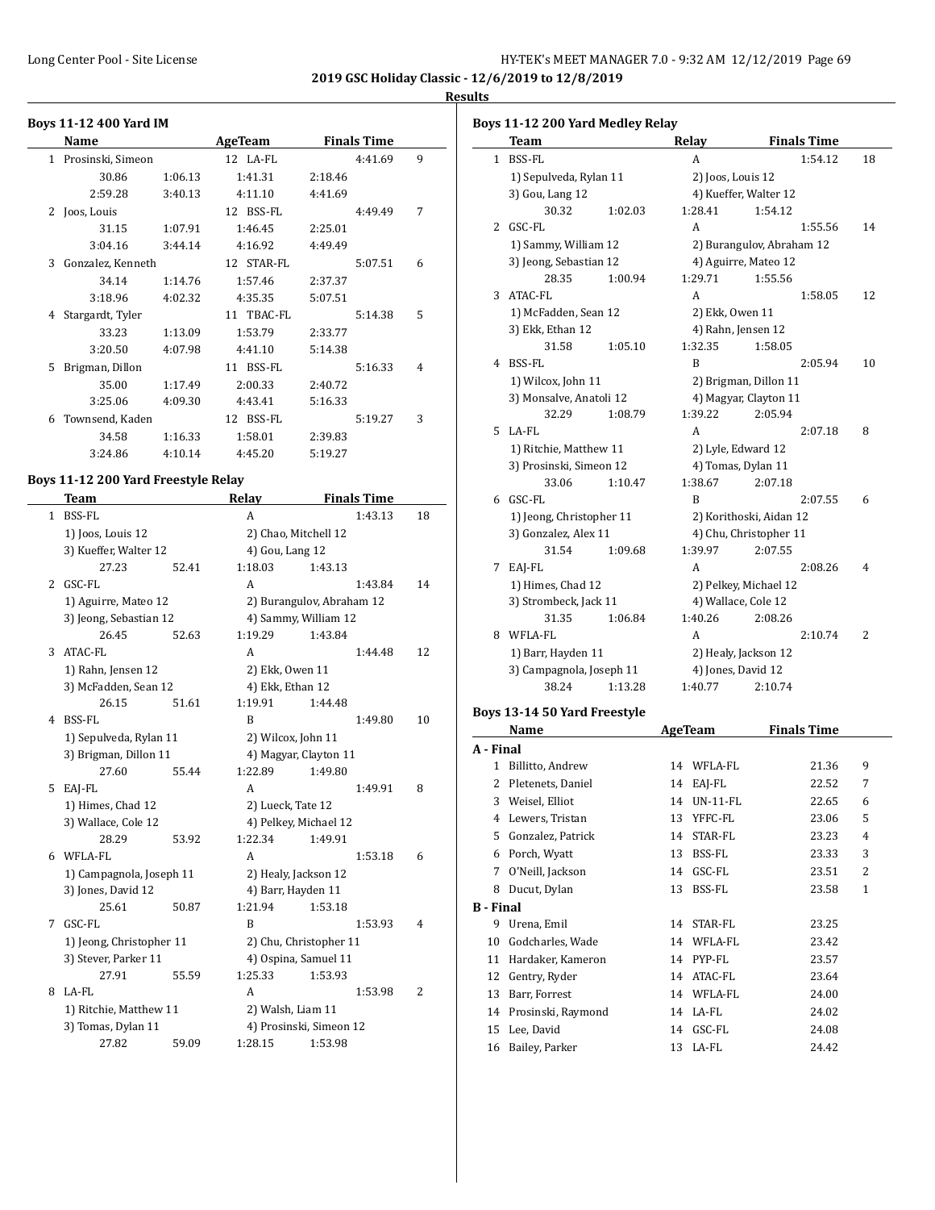**2019 GSC Holiday Classic - 12/6/2019 to 12/8/2019**

**Results**

### Boys 11-12 400 Yard IM

| | Name | Age | Team | Finals Time | Points |
|---|---|---|---|---|---|
| 1 | Prosinski, Simeon | 12 | LA-FL | 4:41.69 | 9 |
| | 30.86 / 1:06.13 / 1:41.31 / 2:18.46 / 2:59.28 / 3:40.13 / 4:11.10 / 4:41.69 | | | | |
| 2 | Joos, Louis | 12 | BSS-FL | 4:49.49 | 7 |
| | 31.15 / 1:07.91 / 1:46.45 / 2:25.01 / 3:04.16 / 3:44.14 / 4:16.92 / 4:49.49 | | | | |
| 3 | Gonzalez, Kenneth | 12 | STAR-FL | 5:07.51 | 6 |
| | 34.14 / 1:14.76 / 1:57.46 / 2:37.37 / 3:18.96 / 4:02.32 / 4:35.35 / 5:07.51 | | | | |
| 4 | Stargardt, Tyler | 11 | TBAC-FL | 5:14.38 | 5 |
| | 33.23 / 1:13.09 / 1:53.79 / 2:33.77 / 3:20.50 / 4:07.98 / 4:41.10 / 5:14.38 | | | | |
| 5 | Brigman, Dillon | 11 | BSS-FL | 5:16.33 | 4 |
| | 35.00 / 1:17.49 / 2:00.33 / 2:40.72 / 3:25.06 / 4:09.30 / 4:43.41 / 5:16.33 | | | | |
| 6 | Townsend, Kaden | 12 | BSS-FL | 5:19.27 | 3 |
| | 34.58 / 1:16.33 / 1:58.01 / 2:39.83 / 3:24.86 / 4:10.14 / 4:45.20 / 5:19.27 | | | | |

### Boys 11-12 200 Yard Freestyle Relay

| | Team | Relay | Finals Time | Points |
|---|---|---|---|---|
| 1 | BSS-FL | A | 1:43.13 | 18 |
| | 1) Joos, Louis 12; 2) Chao, Mitchell 12; 3) Kueffer, Walter 12; 4) Gou, Lang 12 | | | |
| | 27.23 / 52.41 / 1:18.03 / 1:43.13 | | | |
| 2 | GSC-FL | A | 1:43.84 | 14 |
| | 1) Aguirre, Mateo 12; 2) Burangulov, Abraham 12; 3) Jeong, Sebastian 12; 4) Sammy, William 12 | | | |
| | 26.45 / 52.63 / 1:19.29 / 1:43.84 | | | |
| 3 | ATAC-FL | A | 1:44.48 | 12 |
| | 1) Rahn, Jensen 12; 2) Ekk, Owen 11; 3) McFadden, Sean 12; 4) Ekk, Ethan 12 | | | |
| | 26.15 / 51.61 / 1:19.91 / 1:44.48 | | | |
| 4 | BSS-FL | B | 1:49.80 | 10 |
| | 1) Sepulveda, Rylan 11; 2) Wilcox, John 11; 3) Brigman, Dillon 11; 4) Magyar, Clayton 11 | | | |
| | 27.60 / 55.44 / 1:22.89 / 1:49.80 | | | |
| 5 | EAJ-FL | A | 1:49.91 | 8 |
| | 1) Himes, Chad 12; 2) Lueck, Tate 12; 3) Wallace, Cole 12; 4) Pelkey, Michael 12 | | | |
| | 28.29 / 53.92 / 1:22.34 / 1:49.91 | | | |
| 6 | WFLA-FL | A | 1:53.18 | 6 |
| | 1) Campagnola, Joseph 11; 2) Healy, Jackson 12; 3) Jones, David 12; 4) Barr, Hayden 11 | | | |
| | 25.61 / 50.87 / 1:21.94 / 1:53.18 | | | |
| 7 | GSC-FL | B | 1:53.93 | 4 |
| | 1) Jeong, Christopher 11; 2) Chu, Christopher 11; 3) Stever, Parker 11; 4) Ospina, Samuel 11 | | | |
| | 27.91 / 55.59 / 1:25.33 / 1:53.93 | | | |
| 8 | LA-FL | A | 1:53.98 | 2 |
| | 1) Ritchie, Matthew 11; 2) Walsh, Liam 11; 3) Tomas, Dylan 11; 4) Prosinski, Simeon 12 | | | |
| | 27.82 / 59.09 / 1:28.15 / 1:53.98 | | | |

### Boys 11-12 200 Yard Medley Relay

| | Team | Relay | Finals Time | Points |
|---|---|---|---|---|
| 1 | BSS-FL | A | 1:54.12 | 18 |
| | 1) Sepulveda, Rylan 11; 2) Joos, Louis 12; 3) Gou, Lang 12; 4) Kueffer, Walter 12 | | | |
| | 30.32 / 1:02.03 / 1:28.41 / 1:54.12 | | | |
| 2 | GSC-FL | A | 1:55.56 | 14 |
| | 1) Sammy, William 12; 2) Burangulov, Abraham 12; 3) Jeong, Sebastian 12; 4) Aguirre, Mateo 12 | | | |
| | 28.35 / 1:00.94 / 1:29.71 / 1:55.56 | | | |
| 3 | ATAC-FL | A | 1:58.05 | 12 |
| | 1) McFadden, Sean 12; 2) Ekk, Owen 11; 3) Ekk, Ethan 12; 4) Rahn, Jensen 12 | | | |
| | 31.58 / 1:05.10 / 1:32.35 / 1:58.05 | | | |
| 4 | BSS-FL | B | 2:05.94 | 10 |
| | 1) Wilcox, John 11; 2) Brigman, Dillon 11; 3) Monsalve, Anatoli 12; 4) Magyar, Clayton 11 | | | |
| | 32.29 / 1:08.79 / 1:39.22 / 2:05.94 | | | |
| 5 | LA-FL | A | 2:07.18 | 8 |
| | 1) Ritchie, Matthew 11; 2) Lyle, Edward 12; 3) Prosinski, Simeon 12; 4) Tomas, Dylan 11 | | | |
| | 33.06 / 1:10.47 / 1:38.67 / 2:07.18 | | | |
| 6 | GSC-FL | B | 2:07.55 | 6 |
| | 1) Jeong, Christopher 11; 2) Korithoski, Aidan 12; 3) Gonzalez, Alex 11; 4) Chu, Christopher 11 | | | |
| | 31.54 / 1:09.68 / 1:39.97 / 2:07.55 | | | |
| 7 | EAJ-FL | A | 2:08.26 | 4 |
| | 1) Himes, Chad 12; 2) Pelkey, Michael 12; 3) Strombeck, Jack 11; 4) Wallace, Cole 12 | | | |
| | 31.35 / 1:06.84 / 1:40.26 / 2:08.26 | | | |
| 8 | WFLA-FL | A | 2:10.74 | 2 |
| | 1) Barr, Hayden 11; 2) Healy, Jackson 12; 3) Campagnola, Joseph 11; 4) Jones, David 12 | | | |
| | 38.24 / 1:13.28 / 1:40.77 / 2:10.74 | | | |

### Boys 13-14 50 Yard Freestyle

| | Name | Age | Team | Finals Time | Points |
|---|---|---|---|---|---|
| **A - Final** | | | | | |
| 1 | Billitto, Andrew | 14 | WFLA-FL | 21.36 | 9 |
| 2 | Pletenets, Daniel | 14 | EAJ-FL | 22.52 | 7 |
| 3 | Weisel, Elliot | 14 | UN-11-FL | 22.65 | 6 |
| 4 | Lewers, Tristan | 13 | YFFC-FL | 23.06 | 5 |
| 5 | Gonzalez, Patrick | 14 | STAR-FL | 23.23 | 4 |
| 6 | Porch, Wyatt | 13 | BSS-FL | 23.33 | 3 |
| 7 | O'Neill, Jackson | 14 | GSC-FL | 23.51 | 2 |
| 8 | Ducut, Dylan | 13 | BSS-FL | 23.58 | 1 |
| **B - Final** | | | | | |
| 9 | Urena, Emil | 14 | STAR-FL | 23.25 | |
| 10 | Godcharles, Wade | 14 | WFLA-FL | 23.42 | |
| 11 | Hardaker, Kameron | 14 | PYP-FL | 23.57 | |
| 12 | Gentry, Ryder | 14 | ATAC-FL | 23.64 | |
| 13 | Barr, Forrest | 14 | WFLA-FL | 24.00 | |
| 14 | Prosinski, Raymond | 14 | LA-FL | 24.02 | |
| 15 | Lee, David | 14 | GSC-FL | 24.08 | |
| 16 | Bailey, Parker | 13 | LA-FL | 24.42 | |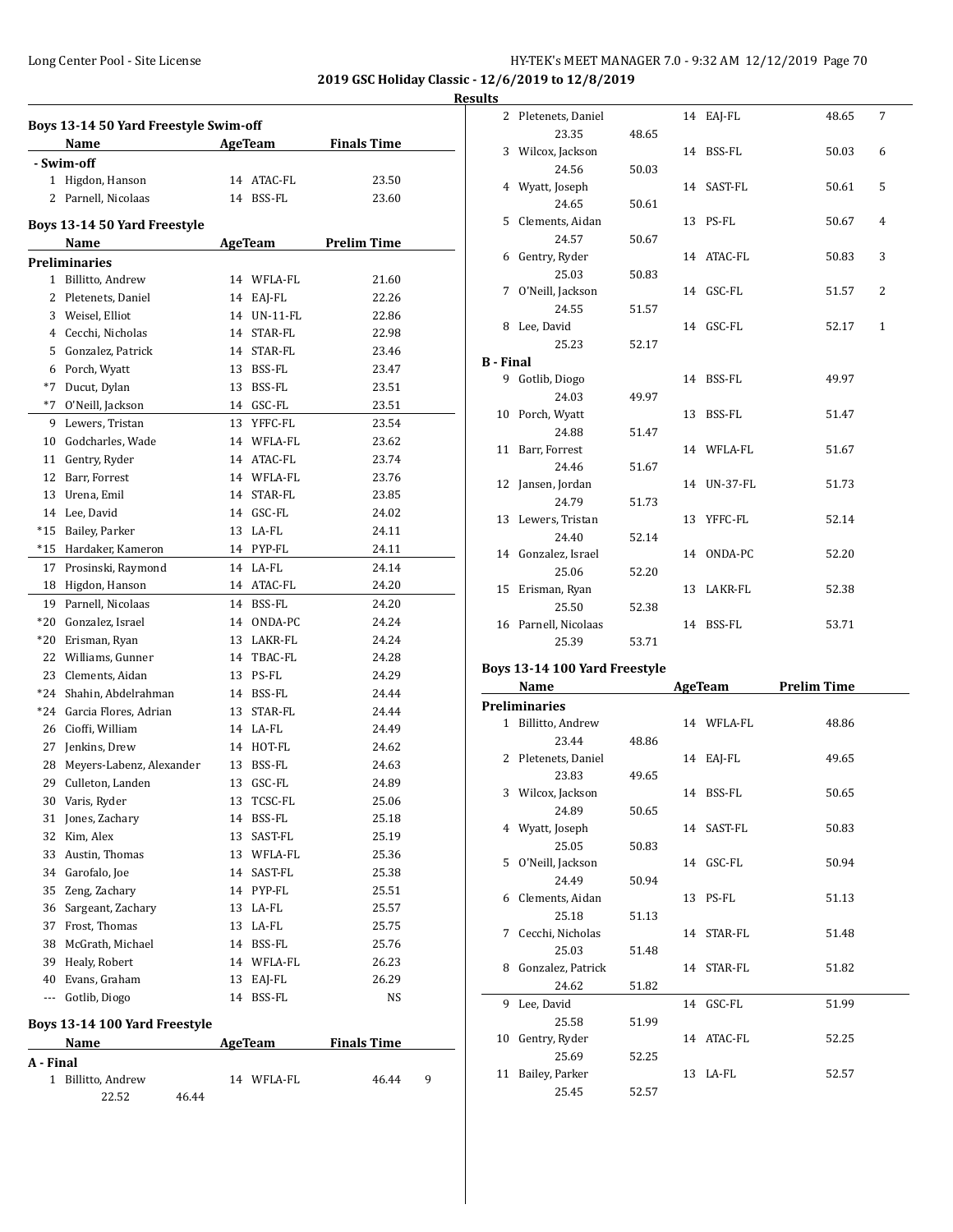## 2019 GSC Holiday Classic - 12/6/2019 to 12/8/2019

### Results

### Boys 13-14 50 Yard Freestyle Swim-off

| | Name | Age | Team | Finals Time |
|---|---|---|---|---|
| **- Swim-off** | | | | |
| 1 | Higdon, Hanson | 14 | ATAC-FL | 23.50 |
| 2 | Parnell, Nicolaas | 14 | BSS-FL | 23.60 |

### Boys 13-14 50 Yard Freestyle

| | Name | Age | Team | Prelim Time |
|---|---|---|---|---|
| **Preliminaries** | | | | |
| 1 | Billitto, Andrew | 14 | WFLA-FL | 21.60 |
| 2 | Pletenets, Daniel | 14 | EAJ-FL | 22.26 |
| 3 | Weisel, Elliot | 14 | UN-11-FL | 22.86 |
| 4 | Cecchi, Nicholas | 14 | STAR-FL | 22.98 |
| 5 | Gonzalez, Patrick | 14 | STAR-FL | 23.46 |
| 6 | Porch, Wyatt | 13 | BSS-FL | 23.47 |
| *7 | Ducut, Dylan | 13 | BSS-FL | 23.51 |
| *7 | O'Neill, Jackson | 14 | GSC-FL | 23.51 |
| 9 | Lewers, Tristan | 13 | YFFC-FL | 23.54 |
| 10 | Godcharles, Wade | 14 | WFLA-FL | 23.62 |
| 11 | Gentry, Ryder | 14 | ATAC-FL | 23.74 |
| 12 | Barr, Forrest | 14 | WFLA-FL | 23.76 |
| 13 | Urena, Emil | 14 | STAR-FL | 23.85 |
| 14 | Lee, David | 14 | GSC-FL | 24.02 |
| *15 | Bailey, Parker | 13 | LA-FL | 24.11 |
| *15 | Hardaker, Kameron | 14 | PYP-FL | 24.11 |
| 17 | Prosinski, Raymond | 14 | LA-FL | 24.14 |
| 18 | Higdon, Hanson | 14 | ATAC-FL | 24.20 |
| 19 | Parnell, Nicolaas | 14 | BSS-FL | 24.20 |
| *20 | Gonzalez, Israel | 14 | ONDA-PC | 24.24 |
| *20 | Erisman, Ryan | 13 | LAKR-FL | 24.24 |
| 22 | Williams, Gunner | 14 | TBAC-FL | 24.28 |
| 23 | Clements, Aidan | 13 | PS-FL | 24.29 |
| *24 | Shahin, Abdelrahman | 14 | BSS-FL | 24.44 |
| *24 | Garcia Flores, Adrian | 13 | STAR-FL | 24.44 |
| 26 | Cioffi, William | 14 | LA-FL | 24.49 |
| 27 | Jenkins, Drew | 14 | HOT-FL | 24.62 |
| 28 | Meyers-Labenz, Alexander | 13 | BSS-FL | 24.63 |
| 29 | Culleton, Landen | 13 | GSC-FL | 24.89 |
| 30 | Varis, Ryder | 13 | TCSC-FL | 25.06 |
| 31 | Jones, Zachary | 14 | BSS-FL | 25.18 |
| 32 | Kim, Alex | 13 | SAST-FL | 25.19 |
| 33 | Austin, Thomas | 13 | WFLA-FL | 25.36 |
| 34 | Garofalo, Joe | 14 | SAST-FL | 25.38 |
| 35 | Zeng, Zachary | 14 | PYP-FL | 25.51 |
| 36 | Sargeant, Zachary | 13 | LA-FL | 25.57 |
| 37 | Frost, Thomas | 13 | LA-FL | 25.75 |
| 38 | McGrath, Michael | 14 | BSS-FL | 25.76 |
| 39 | Healy, Robert | 14 | WFLA-FL | 26.23 |
| 40 | Evans, Graham | 13 | EAJ-FL | 26.29 |
| --- | Gotlib, Diogo | 14 | BSS-FL | NS |

### Boys 13-14 100 Yard Freestyle

| | Name | Age | Team | Finals Time | Points |
|---|---|---|---|---|---|
| **A - Final** | | | | | |
| 1 | Billitto, Andrew | 14 | WFLA-FL | 46.44 | 9 |
| | 22.52 46.44 | | | | |
| 2 | Pletenets, Daniel | 14 | EAJ-FL | 48.65 | 7 |
| | 23.35 48.65 | | | | |
| 3 | Wilcox, Jackson | 14 | BSS-FL | 50.03 | 6 |
| | 24.56 50.03 | | | | |
| 4 | Wyatt, Joseph | 14 | SAST-FL | 50.61 | 5 |
| | 24.65 50.61 | | | | |
| 5 | Clements, Aidan | 13 | PS-FL | 50.67 | 4 |
| | 24.57 50.67 | | | | |
| 6 | Gentry, Ryder | 14 | ATAC-FL | 50.83 | 3 |
| | 25.03 50.83 | | | | |
| 7 | O'Neill, Jackson | 14 | GSC-FL | 51.57 | 2 |
| | 24.55 51.57 | | | | |
| 8 | Lee, David | 14 | GSC-FL | 52.17 | 1 |
| | 25.23 52.17 | | | | |
| **B - Final** | | | | | |
| 9 | Gotlib, Diogo | 14 | BSS-FL | 49.97 | |
| | 24.03 49.97 | | | | |
| 10 | Porch, Wyatt | 13 | BSS-FL | 51.47 | |
| | 24.88 51.47 | | | | |
| 11 | Barr, Forrest | 14 | WFLA-FL | 51.67 | |
| | 24.46 51.67 | | | | |
| 12 | Jansen, Jordan | 14 | UN-37-FL | 51.73 | |
| | 24.79 51.73 | | | | |
| 13 | Lewers, Tristan | 13 | YFFC-FL | 52.14 | |
| | 24.40 52.14 | | | | |
| 14 | Gonzalez, Israel | 14 | ONDA-PC | 52.20 | |
| | 25.06 52.20 | | | | |
| 15 | Erisman, Ryan | 13 | LAKR-FL | 52.38 | |
| | 25.50 52.38 | | | | |
| 16 | Parnell, Nicolaas | 14 | BSS-FL | 53.71 | |
| | 25.39 53.71 | | | | |

### Boys 13-14 100 Yard Freestyle

| | Name | Age | Team | Prelim Time |
|---|---|---|---|---|
| **Preliminaries** | | | | |
| 1 | Billitto, Andrew | 14 | WFLA-FL | 48.86 |
| | 23.44 48.86 | | | |
| 2 | Pletenets, Daniel | 14 | EAJ-FL | 49.65 |
| | 23.83 49.65 | | | |
| 3 | Wilcox, Jackson | 14 | BSS-FL | 50.65 |
| | 24.89 50.65 | | | |
| 4 | Wyatt, Joseph | 14 | SAST-FL | 50.83 |
| | 25.05 50.83 | | | |
| 5 | O'Neill, Jackson | 14 | GSC-FL | 50.94 |
| | 24.49 50.94 | | | |
| 6 | Clements, Aidan | 13 | PS-FL | 51.13 |
| | 25.18 51.13 | | | |
| 7 | Cecchi, Nicholas | 14 | STAR-FL | 51.48 |
| | 25.03 51.48 | | | |
| 8 | Gonzalez, Patrick | 14 | STAR-FL | 51.82 |
| | 24.62 51.82 | | | |
| 9 | Lee, David | 14 | GSC-FL | 51.99 |
| | 25.58 51.99 | | | |
| 10 | Gentry, Ryder | 14 | ATAC-FL | 52.25 |
| | 25.69 52.25 | | | |
| 11 | Bailey, Parker | 13 | LA-FL | 52.57 |
| | 25.45 52.57 | | | |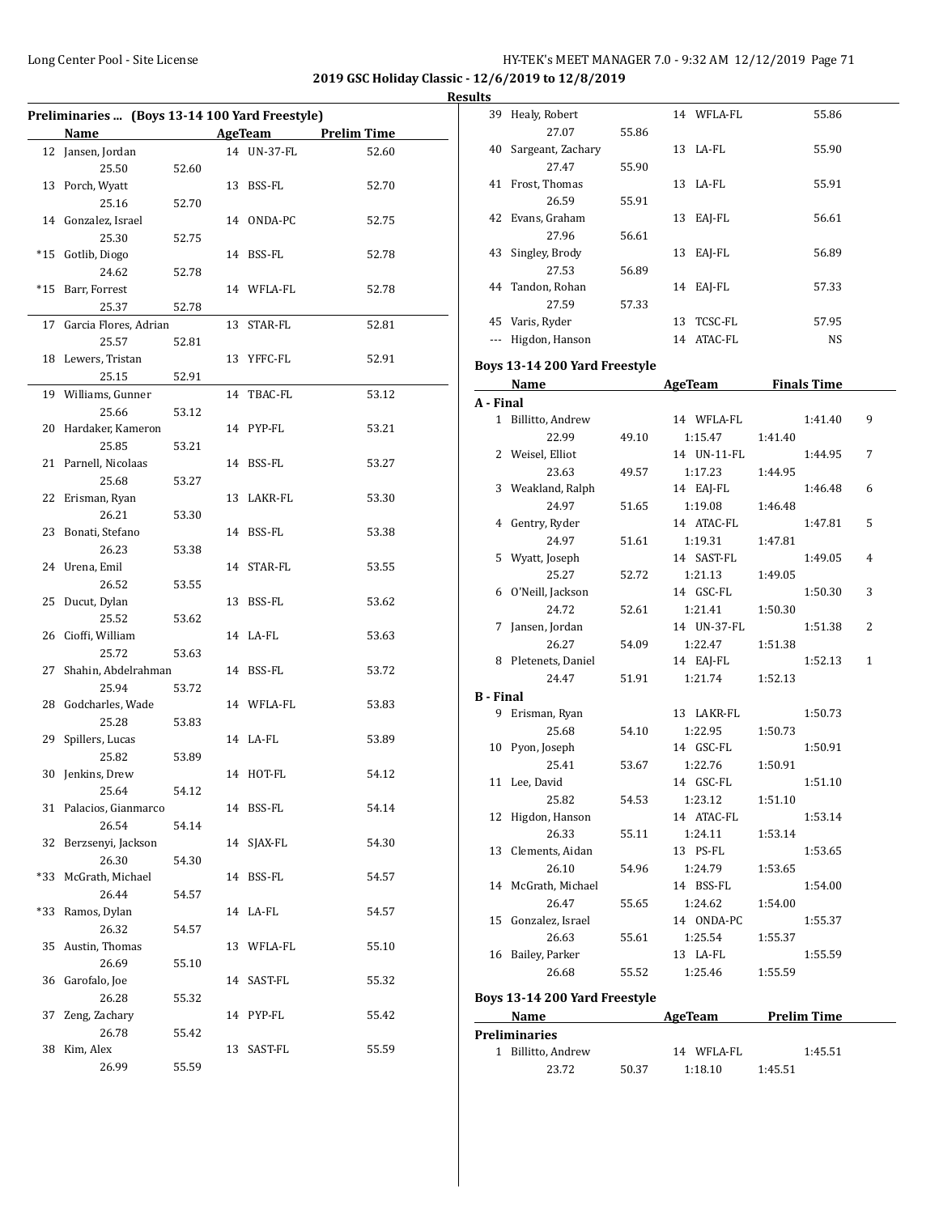**2019 GSC Holiday Classic - 12/6/2019 to 12/8/2019**

**Results**

### Preliminaries ... (Boys 13-14 100 Yard Freestyle)

| | Name | AgeTeam | Prelim Time |
|---|---|---|---|
| 12 | Jansen, Jordan | 14 UN-37-FL | 52.60 |
| | 25.50 52.60 | | |
| 13 | Porch, Wyatt | 13 BSS-FL | 52.70 |
| | 25.16 52.70 | | |
| 14 | Gonzalez, Israel | 14 ONDA-PC | 52.75 |
| | 25.30 52.75 | | |
| *15 | Gotlib, Diogo | 14 BSS-FL | 52.78 |
| | 24.62 52.78 | | |
| *15 | Barr, Forrest | 14 WFLA-FL | 52.78 |
| | 25.37 52.78 | | |
| 17 | Garcia Flores, Adrian | 13 STAR-FL | 52.81 |
| | 25.57 52.81 | | |
| 18 | Lewers, Tristan | 13 YFFC-FL | 52.91 |
| | 25.15 52.91 | | |
| 19 | Williams, Gunner | 14 TBAC-FL | 53.12 |
| | 25.66 53.12 | | |
| 20 | Hardaker, Kameron | 14 PYP-FL | 53.21 |
| | 25.85 53.21 | | |
| 21 | Parnell, Nicolaas | 14 BSS-FL | 53.27 |
| | 25.68 53.27 | | |
| 22 | Erisman, Ryan | 13 LAKR-FL | 53.30 |
| | 26.21 53.30 | | |
| 23 | Bonati, Stefano | 14 BSS-FL | 53.38 |
| | 26.23 53.38 | | |
| 24 | Urena, Emil | 14 STAR-FL | 53.55 |
| | 26.52 53.55 | | |
| 25 | Ducut, Dylan | 13 BSS-FL | 53.62 |
| | 25.52 53.62 | | |
| 26 | Cioffi, William | 14 LA-FL | 53.63 |
| | 25.72 53.63 | | |
| 27 | Shahin, Abdelrahman | 14 BSS-FL | 53.72 |
| | 25.94 53.72 | | |
| 28 | Godcharles, Wade | 14 WFLA-FL | 53.83 |
| | 25.28 53.83 | | |
| 29 | Spillers, Lucas | 14 LA-FL | 53.89 |
| | 25.82 53.89 | | |
| 30 | Jenkins, Drew | 14 HOT-FL | 54.12 |
| | 25.64 54.12 | | |
| 31 | Palacios, Gianmarco | 14 BSS-FL | 54.14 |
| | 26.54 54.14 | | |
| 32 | Berzsenyi, Jackson | 14 SJAX-FL | 54.30 |
| | 26.30 54.30 | | |
| *33 | McGrath, Michael | 14 BSS-FL | 54.57 |
| | 26.44 54.57 | | |
| *33 | Ramos, Dylan | 14 LA-FL | 54.57 |
| | 26.32 54.57 | | |
| 35 | Austin, Thomas | 13 WFLA-FL | 55.10 |
| | 26.69 55.10 | | |
| 36 | Garofalo, Joe | 14 SAST-FL | 55.32 |
| | 26.28 55.32 | | |
| 37 | Zeng, Zachary | 14 PYP-FL | 55.42 |
| | 26.78 55.42 | | |
| 38 | Kim, Alex | 13 SAST-FL | 55.59 |
| | 26.99 55.59 | | |
| 39 | Healy, Robert | 14 WFLA-FL | 55.86 |
| | 27.07 55.86 | | |
| 40 | Sargeant, Zachary | 13 LA-FL | 55.90 |
| | 27.47 55.90 | | |
| 41 | Frost, Thomas | 13 LA-FL | 55.91 |
| | 26.59 55.91 | | |
| 42 | Evans, Graham | 13 EAJ-FL | 56.61 |
| | 27.96 56.61 | | |
| 43 | Singley, Brody | 13 EAJ-FL | 56.89 |
| | 27.53 56.89 | | |
| 44 | Tandon, Rohan | 14 EAJ-FL | 57.33 |
| | 27.59 57.33 | | |
| 45 | Varis, Ryder | 13 TCSC-FL | 57.95 |
| --- | Higdon, Hanson | 14 ATAC-FL | NS |

### Boys 13-14 200 Yard Freestyle

| | Name | AgeTeam | Finals Time | Points |
|---|---|---|---|---|
| **A - Final** | | | | |
| 1 | Billitto, Andrew | 14 WFLA-FL | 1:41.40 | 9 |
| | 22.99 49.10 | 1:15.47 1:41.40 | | |
| 2 | Weisel, Elliot | 14 UN-11-FL | 1:44.95 | 7 |
| | 23.63 49.57 | 1:17.23 1:44.95 | | |
| 3 | Weakland, Ralph | 14 EAJ-FL | 1:46.48 | 6 |
| | 24.97 51.65 | 1:19.08 1:46.48 | | |
| 4 | Gentry, Ryder | 14 ATAC-FL | 1:47.81 | 5 |
| | 24.97 51.61 | 1:19.31 1:47.81 | | |
| 5 | Wyatt, Joseph | 14 SAST-FL | 1:49.05 | 4 |
| | 25.27 52.72 | 1:21.13 1:49.05 | | |
| 6 | O'Neill, Jackson | 14 GSC-FL | 1:50.30 | 3 |
| | 24.72 52.61 | 1:21.41 1:50.30 | | |
| 7 | Jansen, Jordan | 14 UN-37-FL | 1:51.38 | 2 |
| | 26.27 54.09 | 1:22.47 1:51.38 | | |
| 8 | Pletenets, Daniel | 14 EAJ-FL | 1:52.13 | 1 |
| | 24.47 51.91 | 1:21.74 1:52.13 | | |
| **B - Final** | | | | |
| 9 | Erisman, Ryan | 13 LAKR-FL | 1:50.73 | |
| | 25.68 54.10 | 1:22.95 1:50.73 | | |
| 10 | Pyon, Joseph | 14 GSC-FL | 1:50.91 | |
| | 25.41 53.67 | 1:22.76 1:50.91 | | |
| 11 | Lee, David | 14 GSC-FL | 1:51.10 | |
| | 25.82 54.53 | 1:23.12 1:51.10 | | |
| 12 | Higdon, Hanson | 14 ATAC-FL | 1:53.14 | |
| | 26.33 55.11 | 1:24.11 1:53.14 | | |
| 13 | Clements, Aidan | 13 PS-FL | 1:53.65 | |
| | 26.10 54.96 | 1:24.79 1:53.65 | | |
| 14 | McGrath, Michael | 14 BSS-FL | 1:54.00 | |
| | 26.47 55.65 | 1:24.62 1:54.00 | | |
| 15 | Gonzalez, Israel | 14 ONDA-PC | 1:55.37 | |
| | 26.63 55.61 | 1:25.54 1:55.37 | | |
| 16 | Bailey, Parker | 13 LA-FL | 1:55.59 | |
| | 26.68 55.52 | 1:25.46 1:55.59 | | |

### Boys 13-14 200 Yard Freestyle

| | Name | AgeTeam | Prelim Time |
|---|---|---|---|
| **Preliminaries** | | | |
| 1 | Billitto, Andrew | 14 WFLA-FL | 1:45.51 |
| | 23.72 50.37 | 1:18.10 1:45.51 | |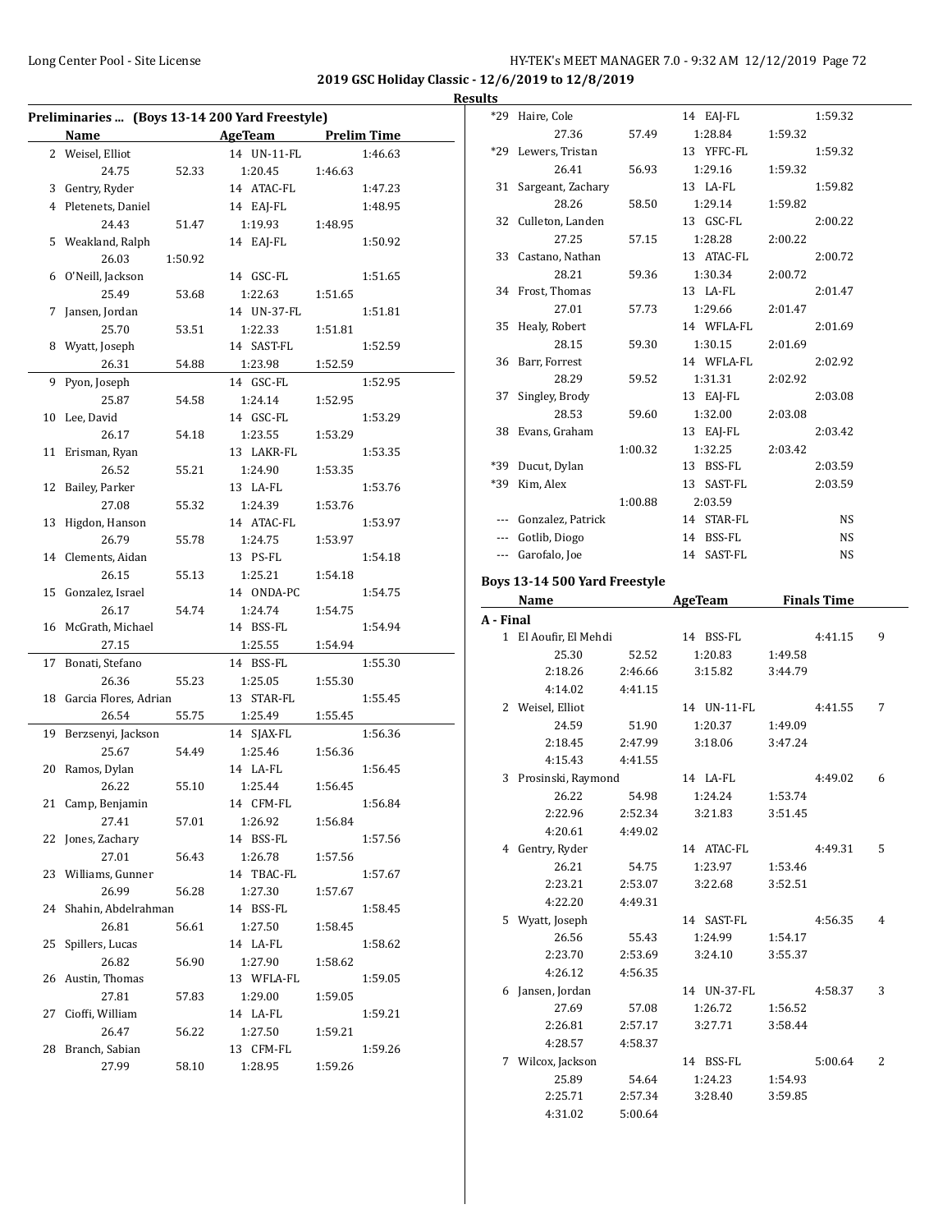**2019 GSC Holiday Classic - 12/6/2019 to 12/8/2019**

**Results**

### Preliminaries ... (Boys 13-14 200 Yard Freestyle)

| | Name | | AgeTeam | | Prelim Time |
|---|---|---|---|---|---|
| 2 | Weisel, Elliot | | 14 UN-11-FL | | 1:46.63 |
| | 24.75 | 52.33 | 1:20.45 | 1:46.63 | |
| 3 | Gentry, Ryder | | 14 ATAC-FL | | 1:47.23 |
| 4 | Pletenets, Daniel | | 14 EAJ-FL | | 1:48.95 |
| | 24.43 | 51.47 | 1:19.93 | 1:48.95 | |
| 5 | Weakland, Ralph | | 14 EAJ-FL | | 1:50.92 |
| | 26.03 | 1:50.92 | | | |
| 6 | O'Neill, Jackson | | 14 GSC-FL | | 1:51.65 |
| | 25.49 | 53.68 | 1:22.63 | 1:51.65 | |
| 7 | Jansen, Jordan | | 14 UN-37-FL | | 1:51.81 |
| | 25.70 | 53.51 | 1:22.33 | 1:51.81 | |
| 8 | Wyatt, Joseph | | 14 SAST-FL | | 1:52.59 |
| | 26.31 | 54.88 | 1:23.98 | 1:52.59 | |
| 9 | Pyon, Joseph | | 14 GSC-FL | | 1:52.95 |
| | 25.87 | 54.58 | 1:24.14 | 1:52.95 | |
| 10 | Lee, David | | 14 GSC-FL | | 1:53.29 |
| | 26.17 | 54.18 | 1:23.55 | 1:53.29 | |
| 11 | Erisman, Ryan | | 13 LAKR-FL | | 1:53.35 |
| | 26.52 | 55.21 | 1:24.90 | 1:53.35 | |
| 12 | Bailey, Parker | | 13 LA-FL | | 1:53.76 |
| | 27.08 | 55.32 | 1:24.39 | 1:53.76 | |
| 13 | Higdon, Hanson | | 14 ATAC-FL | | 1:53.97 |
| | 26.79 | 55.78 | 1:24.75 | 1:53.97 | |
| 14 | Clements, Aidan | | 13 PS-FL | | 1:54.18 |
| | 26.15 | 55.13 | 1:25.21 | 1:54.18 | |
| 15 | Gonzalez, Israel | | 14 ONDA-PC | | 1:54.75 |
| | 26.17 | 54.74 | 1:24.74 | 1:54.75 | |
| 16 | McGrath, Michael | | 14 BSS-FL | | 1:54.94 |
| | 27.15 | | 1:25.55 | 1:54.94 | |
| 17 | Bonati, Stefano | | 14 BSS-FL | | 1:55.30 |
| | 26.36 | 55.23 | 1:25.05 | 1:55.30 | |
| 18 | Garcia Flores, Adrian | | 13 STAR-FL | | 1:55.45 |
| | 26.54 | 55.75 | 1:25.49 | 1:55.45 | |
| 19 | Berzsenyi, Jackson | | 14 SJAX-FL | | 1:56.36 |
| | 25.67 | 54.49 | 1:25.46 | 1:56.36 | |
| 20 | Ramos, Dylan | | 14 LA-FL | | 1:56.45 |
| | 26.22 | 55.10 | 1:25.44 | 1:56.45 | |
| 21 | Camp, Benjamin | | 14 CFM-FL | | 1:56.84 |
| | 27.41 | 57.01 | 1:26.92 | 1:56.84 | |
| 22 | Jones, Zachary | | 14 BSS-FL | | 1:57.56 |
| | 27.01 | 56.43 | 1:26.78 | 1:57.56 | |
| 23 | Williams, Gunner | | 14 TBAC-FL | | 1:57.67 |
| | 26.99 | 56.28 | 1:27.30 | 1:57.67 | |
| 24 | Shahin, Abdelrahman | | 14 BSS-FL | | 1:58.45 |
| | 26.81 | 56.61 | 1:27.50 | 1:58.45 | |
| 25 | Spillers, Lucas | | 14 LA-FL | | 1:58.62 |
| | 26.82 | 56.90 | 1:27.90 | 1:58.62 | |
| 26 | Austin, Thomas | | 13 WFLA-FL | | 1:59.05 |
| | 27.81 | 57.83 | 1:29.00 | 1:59.05 | |
| 27 | Cioffi, William | | 14 LA-FL | | 1:59.21 |
| | 26.47 | 56.22 | 1:27.50 | 1:59.21 | |
| 28 | Branch, Sabian | | 13 CFM-FL | | 1:59.26 |
| | 27.99 | 58.10 | 1:28.95 | 1:59.26 | |
| *29 | Haire, Cole | | 14 EAJ-FL | | 1:59.32 |
| | 27.36 | 57.49 | 1:28.84 | 1:59.32 | |
| *29 | Lewers, Tristan | | 13 YFFC-FL | | 1:59.32 |
| | 26.41 | 56.93 | 1:29.16 | 1:59.32 | |
| 31 | Sargeant, Zachary | | 13 LA-FL | | 1:59.82 |
| | 28.26 | 58.50 | 1:29.14 | 1:59.82 | |
| 32 | Culleton, Landen | | 13 GSC-FL | | 2:00.22 |
| | 27.25 | 57.15 | 1:28.28 | 2:00.22 | |
| 33 | Castano, Nathan | | 13 ATAC-FL | | 2:00.72 |
| | 28.21 | 59.36 | 1:30.34 | 2:00.72 | |
| 34 | Frost, Thomas | | 13 LA-FL | | 2:01.47 |
| | 27.01 | 57.73 | 1:29.66 | 2:01.47 | |
| 35 | Healy, Robert | | 14 WFLA-FL | | 2:01.69 |
| | 28.15 | 59.30 | 1:30.15 | 2:01.69 | |
| 36 | Barr, Forrest | | 14 WFLA-FL | | 2:02.92 |
| | 28.29 | 59.52 | 1:31.31 | 2:02.92 | |
| 37 | Singley, Brody | | 13 EAJ-FL | | 2:03.08 |
| | 28.53 | 59.60 | 1:32.00 | 2:03.08 | |
| 38 | Evans, Graham | | 13 EAJ-FL | | 2:03.42 |
| | | 1:00.32 | 1:32.25 | 2:03.42 | |
| *39 | Ducut, Dylan | | 13 BSS-FL | | 2:03.59 |
| *39 | Kim, Alex | | 13 SAST-FL | | 2:03.59 |
| | | 1:00.88 | 2:03.59 | | |
| --- | Gonzalez, Patrick | | 14 STAR-FL | | NS |
| --- | Gotlib, Diogo | | 14 BSS-FL | | NS |
| --- | Garofalo, Joe | | 14 SAST-FL | | NS |

### Boys 13-14 500 Yard Freestyle

| | Name | | AgeTeam | | Finals Time | |
|---|---|---|---|---|---|---|
| **A - Final** | | | | | | |
| 1 | El Aoufir, El Mehdi | | 14 BSS-FL | | 4:41.15 | 9 |
| | 25.30 | 52.52 | 1:20.83 | 1:49.58 | | |
| | 2:18.26 | 2:46.66 | 3:15.82 | 3:44.79 | | |
| | 4:14.02 | 4:41.15 | | | | |
| 2 | Weisel, Elliot | | 14 UN-11-FL | | 4:41.55 | 7 |
| | 24.59 | 51.90 | 1:20.37 | 1:49.09 | | |
| | 2:18.45 | 2:47.99 | 3:18.06 | 3:47.24 | | |
| | 4:15.43 | 4:41.55 | | | | |
| 3 | Prosinski, Raymond | | 14 LA-FL | | 4:49.02 | 6 |
| | 26.22 | 54.98 | 1:24.24 | 1:53.74 | | |
| | 2:22.96 | 2:52.34 | 3:21.83 | 3:51.45 | | |
| | 4:20.61 | 4:49.02 | | | | |
| 4 | Gentry, Ryder | | 14 ATAC-FL | | 4:49.31 | 5 |
| | 26.21 | 54.75 | 1:23.97 | 1:53.46 | | |
| | 2:23.21 | 2:53.07 | 3:22.68 | 3:52.51 | | |
| | 4:22.20 | 4:49.31 | | | | |
| 5 | Wyatt, Joseph | | 14 SAST-FL | | 4:56.35 | 4 |
| | 26.56 | 55.43 | 1:24.99 | 1:54.17 | | |
| | 2:23.70 | 2:53.69 | 3:24.10 | 3:55.37 | | |
| | 4:26.12 | 4:56.35 | | | | |
| 6 | Jansen, Jordan | | 14 UN-37-FL | | 4:58.37 | 3 |
| | 27.69 | 57.08 | 1:26.72 | 1:56.52 | | |
| | 2:26.81 | 2:57.17 | 3:27.71 | 3:58.44 | | |
| | 4:28.57 | 4:58.37 | | | | |
| 7 | Wilcox, Jackson | | 14 BSS-FL | | 5:00.64 | 2 |
| | 25.89 | 54.64 | 1:24.23 | 1:54.93 | | |
| | 2:25.71 | 2:57.34 | 3:28.40 | 3:59.85 | | |
| | 4:31.02 | 5:00.64 | | | | |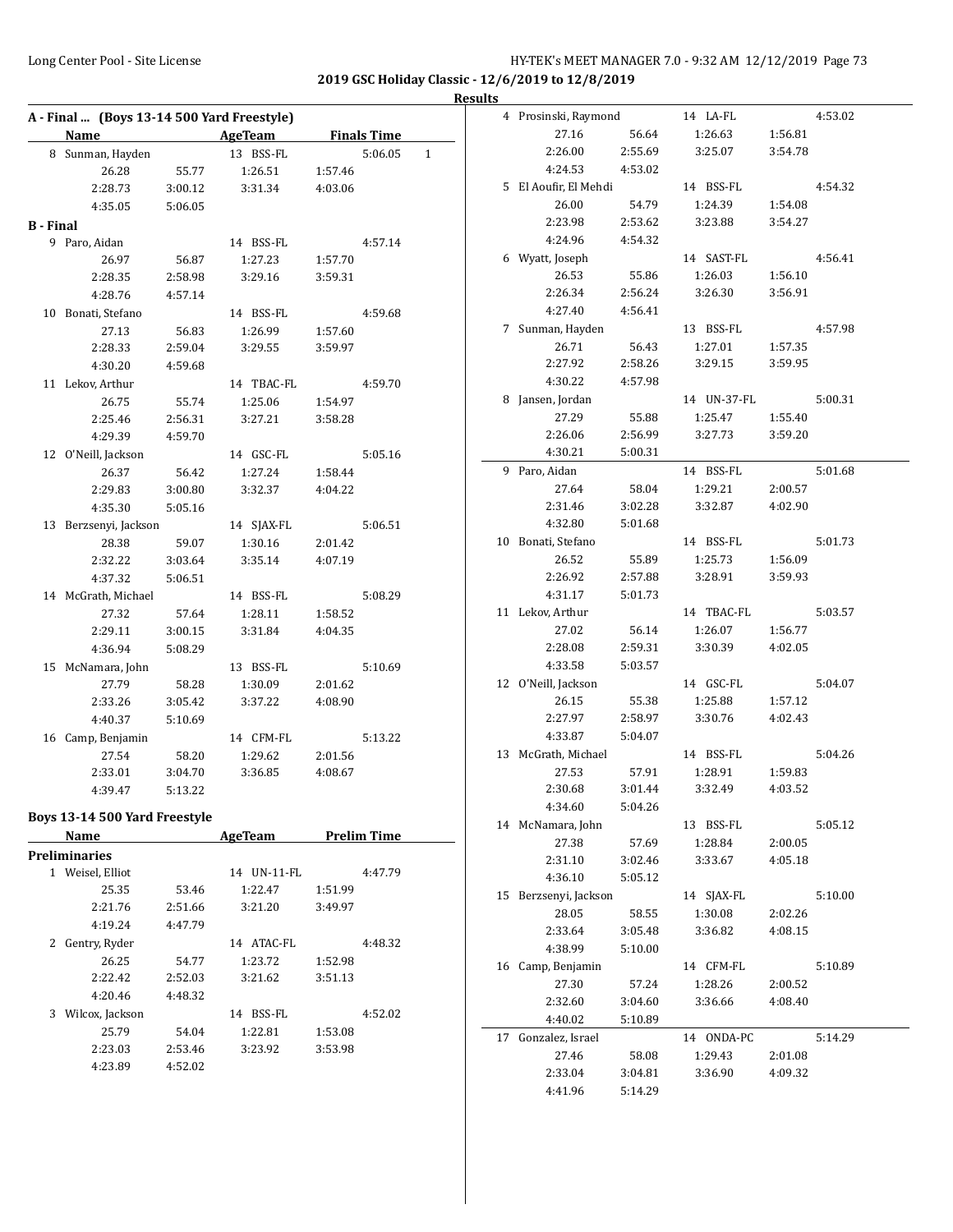**2019 GSC Holiday Classic - 12/6/2019 to 12/8/2019**

**Results**

## A - Final ... (Boys 13-14 500 Yard Freestyle)

| | Name | AgeTeam | Finals Time | |
|---|---|---|---|---|
| 8 | Sunman, Hayden | 13 BSS-FL | 5:06.05 | 1 |
| | 26.28 / 55.77 / 1:26.51 / 1:57.46 | | | |
| | 2:28.73 / 3:00.12 / 3:31.34 / 4:03.06 | | | |
| | 4:35.05 / 5:06.05 | | | |

## B - Final

| | Name | AgeTeam | Finals Time |
|---|---|---|---|
| 9 | Paro, Aidan | 14 BSS-FL | 4:57.14 |
| | 26.97 / 56.87 / 1:27.23 / 1:57.70 | | |
| | 2:28.35 / 2:58.98 / 3:29.16 / 3:59.31 | | |
| | 4:28.76 / 4:57.14 | | |
| 10 | Bonati, Stefano | 14 BSS-FL | 4:59.68 |
| | 27.13 / 56.83 / 1:26.99 / 1:57.60 | | |
| | 2:28.33 / 2:59.04 / 3:29.55 / 3:59.97 | | |
| | 4:30.20 / 4:59.68 | | |
| 11 | Lekov, Arthur | 14 TBAC-FL | 4:59.70 |
| | 26.75 / 55.74 / 1:25.06 / 1:54.97 | | |
| | 2:25.46 / 2:56.31 / 3:27.21 / 3:58.28 | | |
| | 4:29.39 / 4:59.70 | | |
| 12 | O'Neill, Jackson | 14 GSC-FL | 5:05.16 |
| | 26.37 / 56.42 / 1:27.24 / 1:58.44 | | |
| | 2:29.83 / 3:00.80 / 3:32.37 / 4:04.22 | | |
| | 4:35.30 / 5:05.16 | | |
| 13 | Berzsenyi, Jackson | 14 SJAX-FL | 5:06.51 |
| | 28.38 / 59.07 / 1:30.16 / 2:01.42 | | |
| | 2:32.22 / 3:03.64 / 3:35.14 / 4:07.19 | | |
| | 4:37.32 / 5:06.51 | | |
| 14 | McGrath, Michael | 14 BSS-FL | 5:08.29 |
| | 27.32 / 57.64 / 1:28.11 / 1:58.52 | | |
| | 2:29.11 / 3:00.15 / 3:31.84 / 4:04.35 | | |
| | 4:36.94 / 5:08.29 | | |
| 15 | McNamara, John | 13 BSS-FL | 5:10.69 |
| | 27.79 / 58.28 / 1:30.09 / 2:01.62 | | |
| | 2:33.26 / 3:05.42 / 3:37.22 / 4:08.90 | | |
| | 4:40.37 / 5:10.69 | | |
| 16 | Camp, Benjamin | 14 CFM-FL | 5:13.22 |
| | 27.54 / 58.20 / 1:29.62 / 2:01.56 | | |
| | 2:33.01 / 3:04.70 / 3:36.85 / 4:08.67 | | |
| | 4:39.47 / 5:13.22 | | |

## Boys 13-14 500 Yard Freestyle

### Preliminaries

| | Name | AgeTeam | Prelim Time |
|---|---|---|---|
| 1 | Weisel, Elliot | 14 UN-11-FL | 4:47.79 |
| | 25.35 / 53.46 / 1:22.47 / 1:51.99 | | |
| | 2:21.76 / 2:51.66 / 3:21.20 / 3:49.97 | | |
| | 4:19.24 / 4:47.79 | | |
| 2 | Gentry, Ryder | 14 ATAC-FL | 4:48.32 |
| | 26.25 / 54.77 / 1:23.72 / 1:52.98 | | |
| | 2:22.42 / 2:52.03 / 3:21.62 / 3:51.13 | | |
| | 4:20.46 / 4:48.32 | | |
| 3 | Wilcox, Jackson | 14 BSS-FL | 4:52.02 |
| | 25.79 / 54.04 / 1:22.81 / 1:53.08 | | |
| | 2:23.03 / 2:53.46 / 3:23.92 / 3:53.98 | | |
| | 4:23.89 / 4:52.02 | | |
| 4 | Prosinski, Raymond | 14 LA-FL | 4:53.02 |
| | 27.16 / 56.64 / 1:26.63 / 1:56.81 | | |
| | 2:26.00 / 2:55.69 / 3:25.07 / 3:54.78 | | |
| | 4:24.53 / 4:53.02 | | |
| 5 | El Aoufir, El Mehdi | 14 BSS-FL | 4:54.32 |
| | 26.00 / 54.79 / 1:24.39 / 1:54.08 | | |
| | 2:23.98 / 2:53.62 / 3:23.88 / 3:54.27 | | |
| | 4:24.96 / 4:54.32 | | |
| 6 | Wyatt, Joseph | 14 SAST-FL | 4:56.41 |
| | 26.53 / 55.86 / 1:26.03 / 1:56.10 | | |
| | 2:26.34 / 2:56.24 / 3:26.30 / 3:56.91 | | |
| | 4:27.40 / 4:56.41 | | |
| 7 | Sunman, Hayden | 13 BSS-FL | 4:57.98 |
| | 26.71 / 56.43 / 1:27.01 / 1:57.35 | | |
| | 2:27.92 / 2:58.26 / 3:29.15 / 3:59.95 | | |
| | 4:30.22 / 4:57.98 | | |
| 8 | Jansen, Jordan | 14 UN-37-FL | 5:00.31 |
| | 27.29 / 55.88 / 1:25.47 / 1:55.40 | | |
| | 2:26.06 / 2:56.99 / 3:27.73 / 3:59.20 | | |
| | 4:30.21 / 5:00.31 | | |
| 9 | Paro, Aidan | 14 BSS-FL | 5:01.68 |
| | 27.64 / 58.04 / 1:29.21 / 2:00.57 | | |
| | 2:31.46 / 3:02.28 / 3:32.87 / 4:02.90 | | |
| | 4:32.80 / 5:01.68 | | |
| 10 | Bonati, Stefano | 14 BSS-FL | 5:01.73 |
| | 26.52 / 55.89 / 1:25.73 / 1:56.09 | | |
| | 2:26.92 / 2:57.88 / 3:28.91 / 3:59.93 | | |
| | 4:31.17 / 5:01.73 | | |
| 11 | Lekov, Arthur | 14 TBAC-FL | 5:03.57 |
| | 27.02 / 56.14 / 1:26.07 / 1:56.77 | | |
| | 2:28.08 / 2:59.31 / 3:30.39 / 4:02.05 | | |
| | 4:33.58 / 5:03.57 | | |
| 12 | O'Neill, Jackson | 14 GSC-FL | 5:04.07 |
| | 26.15 / 55.38 / 1:25.88 / 1:57.12 | | |
| | 2:27.97 / 2:58.97 / 3:30.76 / 4:02.43 | | |
| | 4:33.87 / 5:04.07 | | |
| 13 | McGrath, Michael | 14 BSS-FL | 5:04.26 |
| | 27.53 / 57.91 / 1:28.91 / 1:59.83 | | |
| | 2:30.68 / 3:01.44 / 3:32.49 / 4:03.52 | | |
| | 4:34.60 / 5:04.26 | | |
| 14 | McNamara, John | 13 BSS-FL | 5:05.12 |
| | 27.38 / 57.69 / 1:28.84 / 2:00.05 | | |
| | 2:31.10 / 3:02.46 / 3:33.67 / 4:05.18 | | |
| | 4:36.10 / 5:05.12 | | |
| 15 | Berzsenyi, Jackson | 14 SJAX-FL | 5:10.00 |
| | 28.05 / 58.55 / 1:30.08 / 2:02.26 | | |
| | 2:33.64 / 3:05.48 / 3:36.82 / 4:08.15 | | |
| | 4:38.99 / 5:10.00 | | |
| 16 | Camp, Benjamin | 14 CFM-FL | 5:10.89 |
| | 27.30 / 57.24 / 1:28.26 / 2:00.52 | | |
| | 2:32.60 / 3:04.60 / 3:36.66 / 4:08.40 | | |
| | 4:40.02 / 5:10.89 | | |
| 17 | Gonzalez, Israel | 14 ONDA-PC | 5:14.29 |
| | 27.46 / 58.08 / 1:29.43 / 2:01.08 | | |
| | 2:33.04 / 3:04.81 / 3:36.90 / 4:09.32 | | |
| | 4:41.96 / 5:14.29 | | |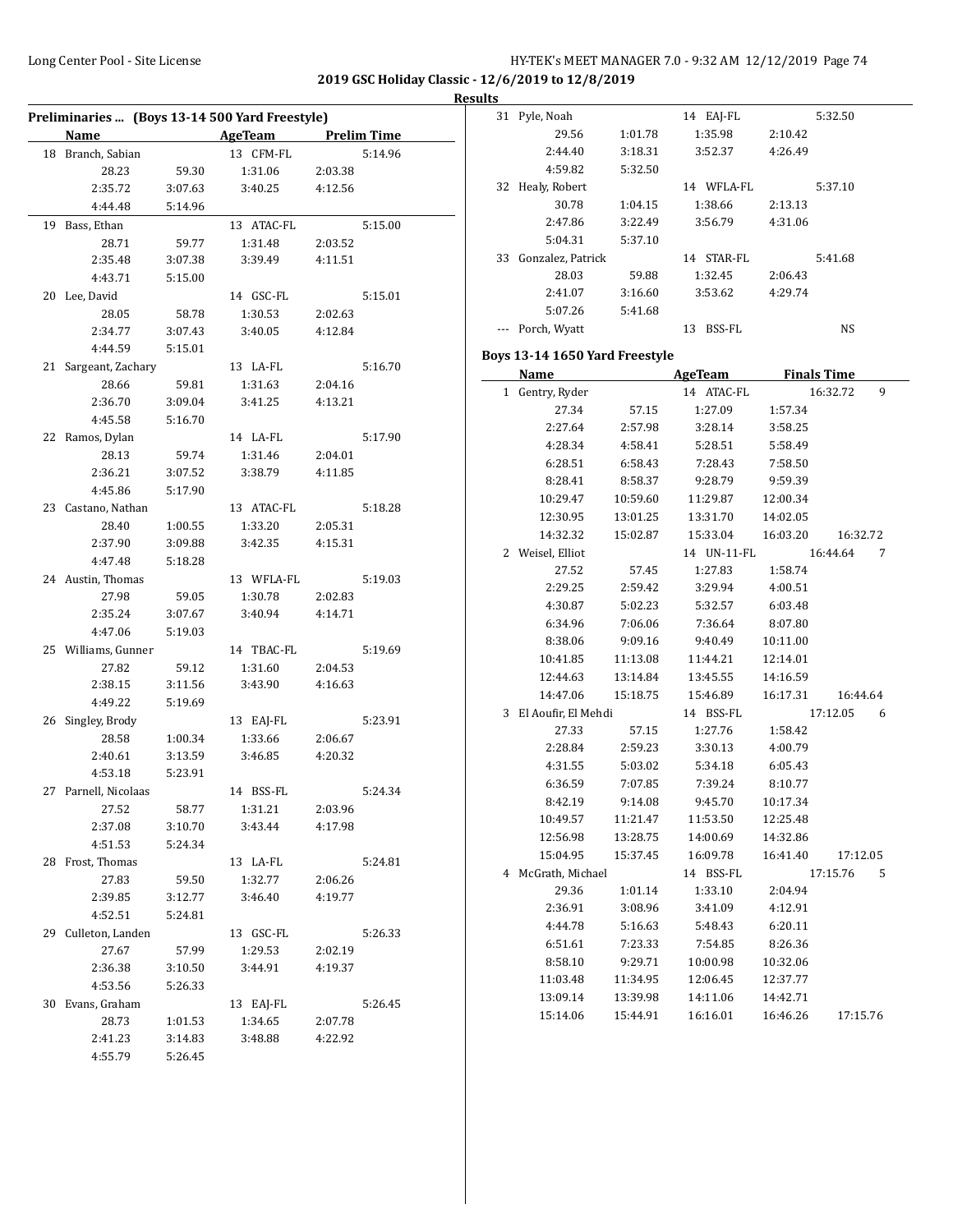## 2019 GSC Holiday Classic - 12/6/2019 to 12/8/2019

### Results

### Preliminaries ... (Boys 13-14 500 Yard Freestyle)

| | Name | AgeTeam | Prelim Time |
|---|---|---|---|
| 18 | Branch, Sabian | 13 CFM-FL | 5:14.96 |
| | 28.23 59.30 1:31.06 2:03.38 2:35.72 3:07.63 3:40.25 4:12.56 4:44.48 5:14.96 | | |
| 19 | Bass, Ethan | 13 ATAC-FL | 5:15.00 |
| | 28.71 59.77 1:31.48 2:03.52 2:35.48 3:07.38 3:39.49 4:11.51 4:43.71 5:15.00 | | |
| 20 | Lee, David | 14 GSC-FL | 5:15.01 |
| | 28.05 58.78 1:30.53 2:02.63 2:34.77 3:07.43 3:40.05 4:12.84 4:44.59 5:15.01 | | |
| 21 | Sargeant, Zachary | 13 LA-FL | 5:16.70 |
| | 28.66 59.81 1:31.63 2:04.16 2:36.70 3:09.04 3:41.25 4:13.21 4:45.58 5:16.70 | | |
| 22 | Ramos, Dylan | 14 LA-FL | 5:17.90 |
| | 28.13 59.74 1:31.46 2:04.01 2:36.21 3:07.52 3:38.79 4:11.85 4:45.86 5:17.90 | | |
| 23 | Castano, Nathan | 13 ATAC-FL | 5:18.28 |
| | 28.40 1:00.55 1:33.20 2:05.31 2:37.90 3:09.88 3:42.35 4:15.31 4:47.48 5:18.28 | | |
| 24 | Austin, Thomas | 13 WFLA-FL | 5:19.03 |
| | 27.98 59.05 1:30.78 2:02.83 2:35.24 3:07.67 3:40.94 4:14.71 4:47.06 5:19.03 | | |
| 25 | Williams, Gunner | 14 TBAC-FL | 5:19.69 |
| | 27.82 59.12 1:31.60 2:04.53 2:38.15 3:11.56 3:43.90 4:16.63 4:49.22 5:19.69 | | |
| 26 | Singley, Brody | 13 EAJ-FL | 5:23.91 |
| | 28.58 1:00.34 1:33.66 2:06.67 2:40.61 3:13.59 3:46.85 4:20.32 4:53.18 5:23.91 | | |
| 27 | Parnell, Nicolaas | 14 BSS-FL | 5:24.34 |
| | 27.52 58.77 1:31.21 2:03.96 2:37.08 3:10.70 3:43.44 4:17.98 4:51.53 5:24.34 | | |
| 28 | Frost, Thomas | 13 LA-FL | 5:24.81 |
| | 27.83 59.50 1:32.77 2:06.26 2:39.85 3:12.77 3:46.40 4:19.77 4:52.51 5:24.81 | | |
| 29 | Culleton, Landen | 13 GSC-FL | 5:26.33 |
| | 27.67 57.99 1:29.53 2:02.19 2:36.38 3:10.50 3:44.91 4:19.37 4:53.56 5:26.33 | | |
| 30 | Evans, Graham | 13 EAJ-FL | 5:26.45 |
| | 28.73 1:01.53 1:34.65 2:07.78 2:41.23 3:14.83 3:48.88 4:22.92 4:55.79 5:26.45 | | |
| 31 | Pyle, Noah | 14 EAJ-FL | 5:32.50 |
| | 29.56 1:01.78 1:35.98 2:10.42 2:44.40 3:18.31 3:52.37 4:26.49 4:59.82 5:32.50 | | |
| 32 | Healy, Robert | 14 WFLA-FL | 5:37.10 |
| | 30.78 1:04.15 1:38.66 2:13.13 2:47.86 3:22.49 3:56.79 4:31.06 5:04.31 5:37.10 | | |
| 33 | Gonzalez, Patrick | 14 STAR-FL | 5:41.68 |
| | 28.03 59.88 1:32.45 2:06.43 2:41.07 3:16.60 3:53.62 4:29.74 5:07.26 5:41.68 | | |
| --- | Porch, Wyatt | 13 BSS-FL | NS |

### Boys 13-14 1650 Yard Freestyle

| | Name | AgeTeam | Finals Time | Points |
|---|---|---|---|---|
| 1 | Gentry, Ryder | 14 ATAC-FL | 16:32.72 | 9 |
| | 27.34 57.15 1:27.09 1:57.34 2:27.64 2:57.98 3:28.14 3:58.25 4:28.34 4:58.41 5:28.51 5:58.49 6:28.51 6:58.43 7:28.43 7:58.50 8:28.41 8:58.37 9:28.79 9:59.39 10:29.47 10:59.60 11:29.87 12:00.34 12:30.95 13:01.25 13:31.70 14:02.05 14:32.32 15:02.87 15:33.04 16:03.20 16:32.72 | | | |
| 2 | Weisel, Elliot | 14 UN-11-FL | 16:44.64 | 7 |
| | 27.52 57.45 1:27.83 1:58.74 2:29.25 2:59.42 3:29.94 4:00.51 4:30.87 5:02.23 5:32.57 6:03.48 6:34.96 7:06.06 7:36.64 8:07.80 8:38.06 9:09.16 9:40.49 10:11.00 10:41.85 11:13.08 11:44.21 12:14.01 12:44.63 13:14.84 13:45.55 14:16.59 14:47.06 15:18.75 15:46.89 16:17.31 16:44.64 | | | |
| 3 | El Aoufir, El Mehdi | 14 BSS-FL | 17:12.05 | 6 |
| | 27.33 57.15 1:27.76 1:58.42 2:28.84 2:59.23 3:30.13 4:00.79 4:31.55 5:03.02 5:34.18 6:05.43 6:36.59 7:07.85 7:39.24 8:10.77 8:42.19 9:14.08 9:45.70 10:17.34 10:49.57 11:21.47 11:53.50 12:25.48 12:56.98 13:28.75 14:00.69 14:32.86 15:04.95 15:37.45 16:09.78 16:41.40 17:12.05 | | | |
| 4 | McGrath, Michael | 14 BSS-FL | 17:15.76 | 5 |
| | 29.36 1:01.14 1:33.10 2:04.94 2:36.91 3:08.96 3:41.09 4:12.91 4:44.78 5:16.63 5:48.43 6:20.11 6:51.61 7:23.33 7:54.85 8:26.36 8:58.10 9:29.71 10:00.98 10:32.06 11:03.48 11:34.95 12:06.45 12:37.77 13:09.14 13:39.98 14:11.06 14:42.71 15:14.06 15:44.91 16:16.01 16:46.26 17:15.76 | | | |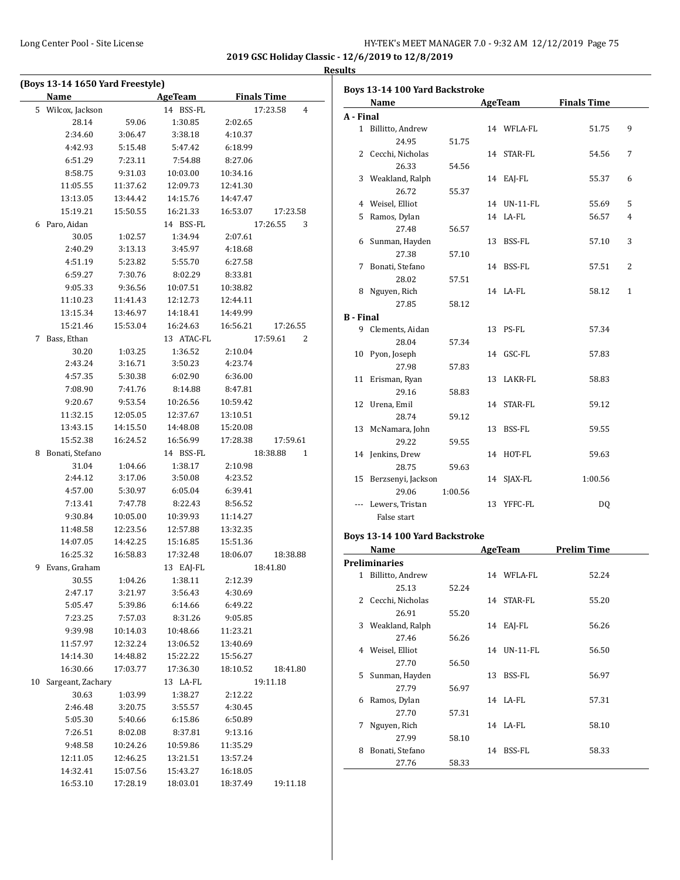**2019 GSC Holiday Classic - 12/6/2019 to 12/8/2019**

**Results**

### (Boys 13-14 1650 Yard Freestyle)

| | Name | AgeTeam | Finals Time | Points |
|---|---|---|---|---|
| 5 | Wilcox, Jackson | 14 BSS-FL | 17:23.58 | 4 |

28.14 59.06 1:30.85 2:02.65
2:34.60 3:06.47 3:38.18 4:10.37
4:42.93 5:15.48 5:47.42 6:18.99
6:51.29 7:23.11 7:54.88 8:27.06
8:58.75 9:31.03 10:03.00 10:34.16
11:05.55 11:37.62 12:09.73 12:41.30
13:13.05 13:44.42 14:15.76 14:47.47
15:19.21 15:50.55 16:21.33 16:53.07 17:23.58

| | Name | AgeTeam | Finals Time | Points |
|---|---|---|---|---|
| 6 | Paro, Aidan | 14 BSS-FL | 17:26.55 | 3 |

30.05 1:02.57 1:34.94 2:07.61
2:40.29 3:13.13 3:45.97 4:18.68
4:51.19 5:23.82 5:55.70 6:27.58
6:59.27 7:30.76 8:02.29 8:33.81
9:05.33 9:36.56 10:07.51 10:38.82
11:10.23 11:41.43 12:12.73 12:44.11
13:15.34 13:46.97 14:18.41 14:49.99
15:21.46 15:53.04 16:24.63 16:56.21 17:26.55

| | Name | AgeTeam | Finals Time | Points |
|---|---|---|---|---|
| 7 | Bass, Ethan | 13 ATAC-FL | 17:59.61 | 2 |

30.20 1:03.25 1:36.52 2:10.04
2:43.24 3:16.71 3:50.23 4:23.74
4:57.35 5:30.38 6:02.90 6:36.00
7:08.90 7:41.76 8:14.88 8:47.81
9:20.67 9:53.54 10:26.56 10:59.42
11:32.15 12:05.05 12:37.67 13:10.51
13:43.15 14:15.50 14:48.08 15:20.08
15:52.38 16:24.52 16:56.99 17:28.38 17:59.61

| | Name | AgeTeam | Finals Time | Points |
|---|---|---|---|---|
| 8 | Bonati, Stefano | 14 BSS-FL | 18:38.88 | 1 |

31.04 1:04.66 1:38.17 2:10.98
2:44.12 3:17.06 3:50.08 4:23.52
4:57.00 5:30.97 6:05.04 6:39.41
7:13.41 7:47.78 8:22.43 8:56.52
9:30.84 10:05.00 10:39.93 11:14.27
11:48.58 12:23.56 12:57.88 13:32.35
14:07.05 14:42.25 15:16.85 15:51.36
16:25.32 16:58.83 17:32.48 18:06.07 18:38.88

| | Name | AgeTeam | Finals Time | Points |
|---|---|---|---|---|
| 9 | Evans, Graham | 13 EAJ-FL | 18:41.80 | |

30.55 1:04.26 1:38.11 2:12.39
2:47.17 3:21.97 3:56.43 4:30.69
5:05.47 5:39.86 6:14.66 6:49.22
7:23.25 7:57.03 8:31.26 9:05.85
9:39.98 10:14.03 10:48.66 11:23.21
11:57.97 12:32.24 13:06.52 13:40.69
14:14.30 14:48.82 15:22.22 15:56.27
16:30.66 17:03.77 17:36.30 18:10.52 18:41.80

| | Name | AgeTeam | Finals Time | Points |
|---|---|---|---|---|
| 10 | Sargeant, Zachary | 13 LA-FL | 19:11.18 | |

30.63 1:03.99 1:38.27 2:12.22
2:46.48 3:20.75 3:55.57 4:30.45
5:05.30 5:40.66 6:15.86 6:50.89
7:26.51 8:02.08 8:37.81 9:13.16
9:48.58 10:24.26 10:59.86 11:35.29
12:11.05 12:46.25 13:21.51 13:57.24
14:32.41 15:07.56 15:43.27 16:18.05
16:53.10 17:28.19 18:03.01 18:37.49 19:11.18

### Boys 13-14 100 Yard Backstroke

| | Name | Age | Team | Finals Time | Points | Splits |
|---|---|---|---|---|---|---|
| **A - Final** | | | | | | |
| 1 | Billitto, Andrew | 14 | WFLA-FL | 51.75 | 9 | 24.95 51.75 |
| 2 | Cecchi, Nicholas | 14 | STAR-FL | 54.56 | 7 | 26.33 54.56 |
| 3 | Weakland, Ralph | 14 | EAJ-FL | 55.37 | 6 | 26.72 55.37 |
| 4 | Weisel, Elliot | 14 | UN-11-FL | 55.69 | 5 | |
| 5 | Ramos, Dylan | 14 | LA-FL | 56.57 | 4 | 27.48 56.57 |
| 6 | Sunman, Hayden | 13 | BSS-FL | 57.10 | 3 | 27.38 57.10 |
| 7 | Bonati, Stefano | 14 | BSS-FL | 57.51 | 2 | 28.02 57.51 |
| 8 | Nguyen, Rich | 14 | LA-FL | 58.12 | 1 | 27.85 58.12 |
| **B - Final** | | | | | | |
| 9 | Clements, Aidan | 13 | PS-FL | 57.34 | | 28.04 57.34 |
| 10 | Pyon, Joseph | 14 | GSC-FL | 57.83 | | 27.98 57.83 |
| 11 | Erisman, Ryan | 13 | LAKR-FL | 58.83 | | 29.16 58.83 |
| 12 | Urena, Emil | 14 | STAR-FL | 59.12 | | 28.74 59.12 |
| 13 | McNamara, John | 13 | BSS-FL | 59.55 | | 29.22 59.55 |
| 14 | Jenkins, Drew | 14 | HOT-FL | 59.63 | | 28.75 59.63 |
| 15 | Berzsenyi, Jackson | 14 | SJAX-FL | 1:00.56 | | 29.06 1:00.56 |
| --- | Lewers, Tristan | 13 | YFFC-FL | DQ | | False start |

### Boys 13-14 100 Yard Backstroke

| | Name | Age | Team | Prelim Time | Splits |
|---|---|---|---|---|---|
| **Preliminaries** | | | | | |
| 1 | Billitto, Andrew | 14 | WFLA-FL | 52.24 | 25.13 52.24 |
| 2 | Cecchi, Nicholas | 14 | STAR-FL | 55.20 | 26.91 55.20 |
| 3 | Weakland, Ralph | 14 | EAJ-FL | 56.26 | 27.46 56.26 |
| 4 | Weisel, Elliot | 14 | UN-11-FL | 56.50 | 27.70 56.50 |
| 5 | Sunman, Hayden | 13 | BSS-FL | 56.97 | 27.79 56.97 |
| 6 | Ramos, Dylan | 14 | LA-FL | 57.31 | 27.70 57.31 |
| 7 | Nguyen, Rich | 14 | LA-FL | 58.10 | 27.99 58.10 |
| 8 | Bonati, Stefano | 14 | BSS-FL | 58.33 | 27.76 58.33 |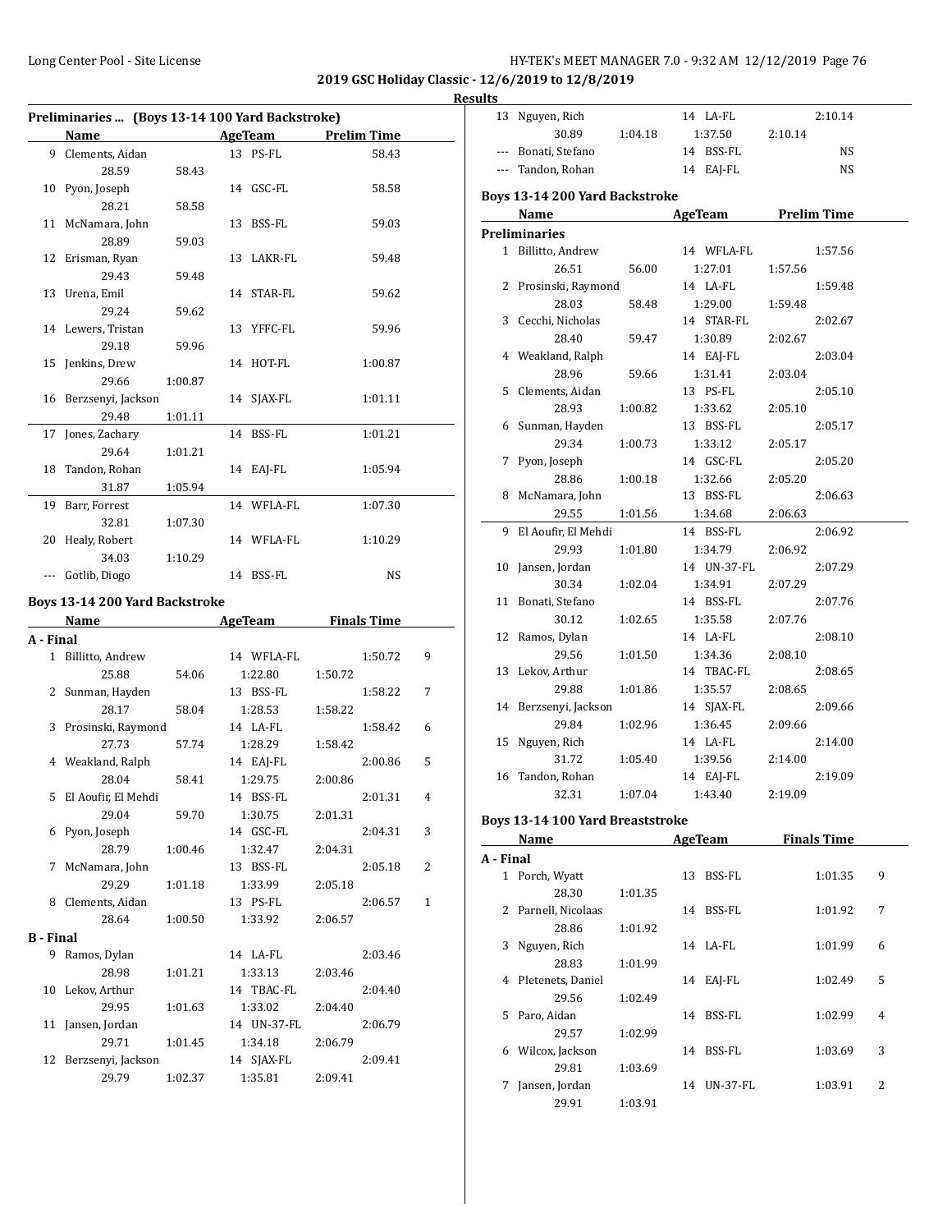**2019 GSC Holiday Classic - 12/6/2019 to 12/8/2019**

**Results**

### Preliminaries ... (Boys 13-14 100 Yard Backstroke)

| | Name | AgeTeam | | Prelim Time |
|---|---|---|---|---|
| 9 | Clements, Aidan | 13 | PS-FL | 58.43 |
| | 28.59 58.43 | | | |
| 10 | Pyon, Joseph | 14 | GSC-FL | 58.58 |
| | 28.21 58.58 | | | |
| 11 | McNamara, John | 13 | BSS-FL | 59.03 |
| | 28.89 59.03 | | | |
| 12 | Erisman, Ryan | 13 | LAKR-FL | 59.48 |
| | 29.43 59.48 | | | |
| 13 | Urena, Emil | 14 | STAR-FL | 59.62 |
| | 29.24 59.62 | | | |
| 14 | Lewers, Tristan | 13 | YFFC-FL | 59.96 |
| | 29.18 59.96 | | | |
| 15 | Jenkins, Drew | 14 | HOT-FL | 1:00.87 |
| | 29.66 1:00.87 | | | |
| 16 | Berzsenyi, Jackson | 14 | SJAX-FL | 1:01.11 |
| | 29.48 1:01.11 | | | |
| 17 | Jones, Zachary | 14 | BSS-FL | 1:01.21 |
| | 29.64 1:01.21 | | | |
| 18 | Tandon, Rohan | 14 | EAJ-FL | 1:05.94 |
| | 31.87 1:05.94 | | | |
| 19 | Barr, Forrest | 14 | WFLA-FL | 1:07.30 |
| | 32.81 1:07.30 | | | |
| 20 | Healy, Robert | 14 | WFLA-FL | 1:10.29 |
| | 34.03 1:10.29 | | | |
| --- | Gotlib, Diogo | 14 | BSS-FL | NS |

### Boys 13-14 200 Yard Backstroke

| | Name | AgeTeam | | Finals Time | Points |
|---|---|---|---|---|---|
| **A - Final** | | | | | |
| 1 | Billitto, Andrew | 14 | WFLA-FL | 1:50.72 | 9 |
| | 25.88 54.06 1:22.80 1:50.72 | | | | |
| 2 | Sunman, Hayden | 13 | BSS-FL | 1:58.22 | 7 |
| | 28.17 58.04 1:28.53 1:58.22 | | | | |
| 3 | Prosinski, Raymond | 14 | LA-FL | 1:58.42 | 6 |
| | 27.73 57.74 1:28.29 1:58.42 | | | | |
| 4 | Weakland, Ralph | 14 | EAJ-FL | 2:00.86 | 5 |
| | 28.04 58.41 1:29.75 2:00.86 | | | | |
| 5 | El Aoufir, El Mehdi | 14 | BSS-FL | 2:01.31 | 4 |
| | 29.04 59.70 1:30.75 2:01.31 | | | | |
| 6 | Pyon, Joseph | 14 | GSC-FL | 2:04.31 | 3 |
| | 28.79 1:00.46 1:32.47 2:04.31 | | | | |
| 7 | McNamara, John | 13 | BSS-FL | 2:05.18 | 2 |
| | 29.29 1:01.18 1:33.99 2:05.18 | | | | |
| 8 | Clements, Aidan | 13 | PS-FL | 2:06.57 | 1 |
| | 28.64 1:00.50 1:33.92 2:06.57 | | | | |
| **B - Final** | | | | | |
| 9 | Ramos, Dylan | 14 | LA-FL | 2:03.46 | |
| | 28.98 1:01.21 1:33.13 2:03.46 | | | | |
| 10 | Lekov, Arthur | 14 | TBAC-FL | 2:04.40 | |
| | 29.95 1:01.63 1:33.02 2:04.40 | | | | |
| 11 | Jansen, Jordan | 14 | UN-37-FL | 2:06.79 | |
| | 29.71 1:01.45 1:34.18 2:06.79 | | | | |
| 12 | Berzsenyi, Jackson | 14 | SJAX-FL | 2:09.41 | |
| | 29.79 1:02.37 1:35.81 2:09.41 | | | | |
| 13 | Nguyen, Rich | 14 | LA-FL | 2:10.14 | |
| | 30.89 1:04.18 1:37.50 2:10.14 | | | | |
| --- | Bonati, Stefano | 14 | BSS-FL | NS | |
| --- | Tandon, Rohan | 14 | EAJ-FL | NS | |

### Boys 13-14 200 Yard Backstroke

| | Name | AgeTeam | | Prelim Time |
|---|---|---|---|---|
| **Preliminaries** | | | | |
| 1 | Billitto, Andrew | 14 | WFLA-FL | 1:57.56 |
| | 26.51 56.00 1:27.01 1:57.56 | | | |
| 2 | Prosinski, Raymond | 14 | LA-FL | 1:59.48 |
| | 28.03 58.48 1:29.00 1:59.48 | | | |
| 3 | Cecchi, Nicholas | 14 | STAR-FL | 2:02.67 |
| | 28.40 59.47 1:30.89 2:02.67 | | | |
| 4 | Weakland, Ralph | 14 | EAJ-FL | 2:03.04 |
| | 28.96 59.66 1:31.41 2:03.04 | | | |
| 5 | Clements, Aidan | 13 | PS-FL | 2:05.10 |
| | 28.93 1:00.82 1:33.62 2:05.10 | | | |
| 6 | Sunman, Hayden | 13 | BSS-FL | 2:05.17 |
| | 29.34 1:00.73 1:33.12 2:05.17 | | | |
| 7 | Pyon, Joseph | 14 | GSC-FL | 2:05.20 |
| | 28.86 1:00.18 1:32.66 2:05.20 | | | |
| 8 | McNamara, John | 13 | BSS-FL | 2:06.63 |
| | 29.55 1:01.56 1:34.68 2:06.63 | | | |
| 9 | El Aoufir, El Mehdi | 14 | BSS-FL | 2:06.92 |
| | 29.93 1:01.80 1:34.79 2:06.92 | | | |
| 10 | Jansen, Jordan | 14 | UN-37-FL | 2:07.29 |
| | 30.34 1:02.04 1:34.91 2:07.29 | | | |
| 11 | Bonati, Stefano | 14 | BSS-FL | 2:07.76 |
| | 30.12 1:02.65 1:35.58 2:07.76 | | | |
| 12 | Ramos, Dylan | 14 | LA-FL | 2:08.10 |
| | 29.56 1:01.50 1:34.36 2:08.10 | | | |
| 13 | Lekov, Arthur | 14 | TBAC-FL | 2:08.65 |
| | 29.88 1:01.86 1:35.57 2:08.65 | | | |
| 14 | Berzsenyi, Jackson | 14 | SJAX-FL | 2:09.66 |
| | 29.84 1:02.96 1:36.45 2:09.66 | | | |
| 15 | Nguyen, Rich | 14 | LA-FL | 2:14.00 |
| | 31.72 1:05.40 1:39.56 2:14.00 | | | |
| 16 | Tandon, Rohan | 14 | EAJ-FL | 2:19.09 |
| | 32.31 1:07.04 1:43.40 2:19.09 | | | |

### Boys 13-14 100 Yard Breaststroke

| | Name | AgeTeam | | Finals Time | Points |
|---|---|---|---|---|---|
| **A - Final** | | | | | |
| 1 | Porch, Wyatt | 13 | BSS-FL | 1:01.35 | 9 |
| | 28.30 1:01.35 | | | | |
| 2 | Parnell, Nicolaas | 14 | BSS-FL | 1:01.92 | 7 |
| | 28.86 1:01.92 | | | | |
| 3 | Nguyen, Rich | 14 | LA-FL | 1:01.99 | 6 |
| | 28.83 1:01.99 | | | | |
| 4 | Pletenets, Daniel | 14 | EAJ-FL | 1:02.49 | 5 |
| | 29.56 1:02.49 | | | | |
| 5 | Paro, Aidan | 14 | BSS-FL | 1:02.99 | 4 |
| | 29.57 1:02.99 | | | | |
| 6 | Wilcox, Jackson | 14 | BSS-FL | 1:03.69 | 3 |
| | 29.81 1:03.69 | | | | |
| 7 | Jansen, Jordan | 14 | UN-37-FL | 1:03.91 | 2 |
| | 29.91 1:03.91 | | | | |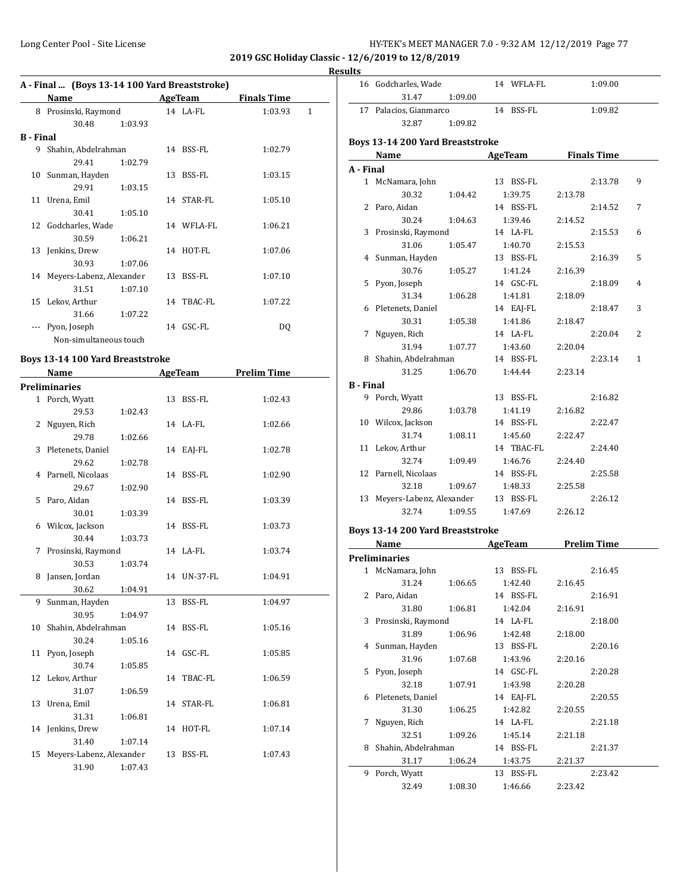**2019 GSC Holiday Classic - 12/6/2019 to 12/8/2019**

**Results**

### A - Final ... (Boys 13-14 100 Yard Breaststroke)

| | Name | Age | Team | Finals Time | Points |
|---|---|---|---|---|---|
| 8 | Prosinski, Raymond | 14 | LA-FL | 1:03.93 | 1 |
| | 30.48 1:03.93 | | | | |

**B - Final**

| | Name | Age | Team | Finals Time |
|---|---|---|---|---|
| 9 | Shahin, Abdelrahman | 14 | BSS-FL | 1:02.79 |
| | 29.41 1:02.79 | | | |
| 10 | Sunman, Hayden | 13 | BSS-FL | 1:03.15 |
| | 29.91 1:03.15 | | | |
| 11 | Urena, Emil | 14 | STAR-FL | 1:05.10 |
| | 30.41 1:05.10 | | | |
| 12 | Godcharles, Wade | 14 | WFLA-FL | 1:06.21 |
| | 30.59 1:06.21 | | | |
| 13 | Jenkins, Drew | 14 | HOT-FL | 1:07.06 |
| | 30.93 1:07.06 | | | |
| 14 | Meyers-Labenz, Alexander | 13 | BSS-FL | 1:07.10 |
| | 31.51 1:07.10 | | | |
| 15 | Lekov, Arthur | 14 | TBAC-FL | 1:07.22 |
| | 31.66 1:07.22 | | | |
| --- | Pyon, Joseph | 14 | GSC-FL | DQ |
| | Non-simultaneous touch | | | |

### Boys 13-14 100 Yard Breaststroke

**Preliminaries**

| | Name | Age | Team | Prelim Time |
|---|---|---|---|---|
| 1 | Porch, Wyatt | 13 | BSS-FL | 1:02.43 |
| | 29.53 1:02.43 | | | |
| 2 | Nguyen, Rich | 14 | LA-FL | 1:02.66 |
| | 29.78 1:02.66 | | | |
| 3 | Pletenets, Daniel | 14 | EAJ-FL | 1:02.78 |
| | 29.62 1:02.78 | | | |
| 4 | Parnell, Nicolaas | 14 | BSS-FL | 1:02.90 |
| | 29.67 1:02.90 | | | |
| 5 | Paro, Aidan | 14 | BSS-FL | 1:03.39 |
| | 30.01 1:03.39 | | | |
| 6 | Wilcox, Jackson | 14 | BSS-FL | 1:03.73 |
| | 30.44 1:03.73 | | | |
| 7 | Prosinski, Raymond | 14 | LA-FL | 1:03.74 |
| | 30.53 1:03.74 | | | |
| 8 | Jansen, Jordan | 14 | UN-37-FL | 1:04.91 |
| | 30.62 1:04.91 | | | |
| 9 | Sunman, Hayden | 13 | BSS-FL | 1:04.97 |
| | 30.95 1:04.97 | | | |
| 10 | Shahin, Abdelrahman | 14 | BSS-FL | 1:05.16 |
| | 30.24 1:05.16 | | | |
| 11 | Pyon, Joseph | 14 | GSC-FL | 1:05.85 |
| | 30.74 1:05.85 | | | |
| 12 | Lekov, Arthur | 14 | TBAC-FL | 1:06.59 |
| | 31.07 1:06.59 | | | |
| 13 | Urena, Emil | 14 | STAR-FL | 1:06.81 |
| | 31.31 1:06.81 | | | |
| 14 | Jenkins, Drew | 14 | HOT-FL | 1:07.14 |
| | 31.40 1:07.14 | | | |
| 15 | Meyers-Labenz, Alexander | 13 | BSS-FL | 1:07.43 |
| | 31.90 1:07.43 | | | |
| 16 | Godcharles, Wade | 14 | WFLA-FL | 1:09.00 |
| | 31.47 1:09.00 | | | |
| 17 | Palacios, Gianmarco | 14 | BSS-FL | 1:09.82 |
| | 32.87 1:09.82 | | | |

### Boys 13-14 200 Yard Breaststroke

**A - Final**

| | Name | Age | Team | Finals Time | Points |
|---|---|---|---|---|---|
| 1 | McNamara, John | 13 | BSS-FL | 2:13.78 | 9 |
| | 30.32 1:04.42 1:39.75 2:13.78 | | | | |
| 2 | Paro, Aidan | 14 | BSS-FL | 2:14.52 | 7 |
| | 30.24 1:04.63 1:39.46 2:14.52 | | | | |
| 3 | Prosinski, Raymond | 14 | LA-FL | 2:15.53 | 6 |
| | 31.06 1:05.47 1:40.70 2:15.53 | | | | |
| 4 | Sunman, Hayden | 13 | BSS-FL | 2:16.39 | 5 |
| | 30.76 1:05.27 1:41.24 2:16.39 | | | | |
| 5 | Pyon, Joseph | 14 | GSC-FL | 2:18.09 | 4 |
| | 31.34 1:06.28 1:41.81 2:18.09 | | | | |
| 6 | Pletenets, Daniel | 14 | EAJ-FL | 2:18.47 | 3 |
| | 30.31 1:05.38 1:41.86 2:18.47 | | | | |
| 7 | Nguyen, Rich | 14 | LA-FL | 2:20.04 | 2 |
| | 31.94 1:07.77 1:43.60 2:20.04 | | | | |
| 8 | Shahin, Abdelrahman | 14 | BSS-FL | 2:23.14 | 1 |
| | 31.25 1:06.70 1:44.44 2:23.14 | | | | |

**B - Final**

| | Name | Age | Team | Finals Time |
|---|---|---|---|---|
| 9 | Porch, Wyatt | 13 | BSS-FL | 2:16.82 |
| | 29.86 1:03.78 1:41.19 2:16.82 | | | |
| 10 | Wilcox, Jackson | 14 | BSS-FL | 2:22.47 |
| | 31.74 1:08.11 1:45.60 2:22.47 | | | |
| 11 | Lekov, Arthur | 14 | TBAC-FL | 2:24.40 |
| | 32.74 1:09.49 1:46.76 2:24.40 | | | |
| 12 | Parnell, Nicolaas | 14 | BSS-FL | 2:25.58 |
| | 32.18 1:09.67 1:48.33 2:25.58 | | | |
| 13 | Meyers-Labenz, Alexander | 13 | BSS-FL | 2:26.12 |
| | 32.74 1:09.55 1:47.69 2:26.12 | | | |

### Boys 13-14 200 Yard Breaststroke

**Preliminaries**

| | Name | Age | Team | Prelim Time |
|---|---|---|---|---|
| 1 | McNamara, John | 13 | BSS-FL | 2:16.45 |
| | 31.24 1:06.65 1:42.40 2:16.45 | | | |
| 2 | Paro, Aidan | 14 | BSS-FL | 2:16.91 |
| | 31.80 1:06.81 1:42.04 2:16.91 | | | |
| 3 | Prosinski, Raymond | 14 | LA-FL | 2:18.00 |
| | 31.89 1:06.96 1:42.48 2:18.00 | | | |
| 4 | Sunman, Hayden | 13 | BSS-FL | 2:20.16 |
| | 31.96 1:07.68 1:43.96 2:20.16 | | | |
| 5 | Pyon, Joseph | 14 | GSC-FL | 2:20.28 |
| | 32.18 1:07.91 1:43.98 2:20.28 | | | |
| 6 | Pletenets, Daniel | 14 | EAJ-FL | 2:20.55 |
| | 31.30 1:06.25 1:42.82 2:20.55 | | | |
| 7 | Nguyen, Rich | 14 | LA-FL | 2:21.18 |
| | 32.51 1:09.26 1:45.14 2:21.18 | | | |
| 8 | Shahin, Abdelrahman | 14 | BSS-FL | 2:21.37 |
| | 31.17 1:06.24 1:43.75 2:21.37 | | | |
| 9 | Porch, Wyatt | 13 | BSS-FL | 2:23.42 |
| | 32.49 1:08.30 1:46.66 2:23.42 | | | |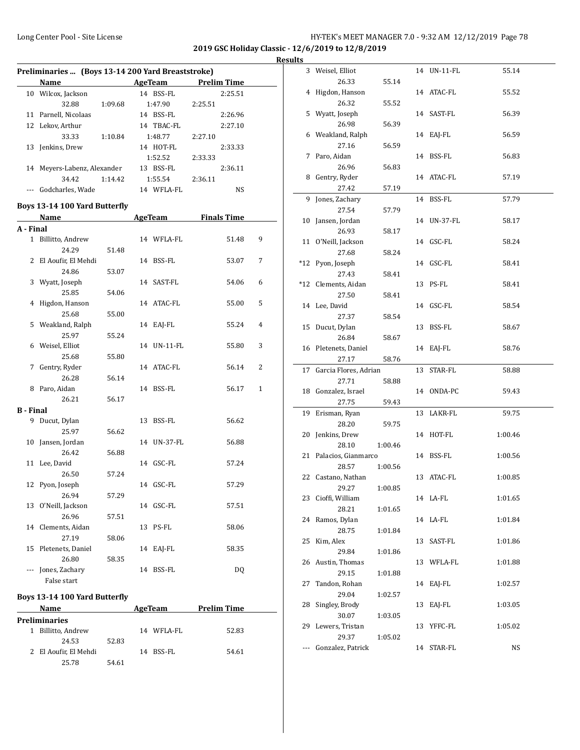2019 GSC Holiday Classic - 12/6/2019 to 12/8/2019

Results

### Preliminaries ... (Boys 13-14 200 Yard Breaststroke)

| | Name | AgeTeam | | Prelim Time |
|---|---|---|---|---|
| 10 | Wilcox, Jackson | 14 | BSS-FL | 2:25.51 |
| | 32.88 1:09.68 1:47.90 2:25.51 | | | |
| 11 | Parnell, Nicolaas | 14 | BSS-FL | 2:26.96 |
| 12 | Lekov, Arthur | 14 | TBAC-FL | 2:27.10 |
| | 33.33 1:10.84 1:48.77 2:27.10 | | | |
| 13 | Jenkins, Drew | 14 | HOT-FL | 2:33.33 |
| | 1:52.52 2:33.33 | | | |
| 14 | Meyers-Labenz, Alexander | 13 | BSS-FL | 2:36.11 |
| | 34.42 1:14.42 1:55.54 2:36.11 | | | |
| --- | Godcharles, Wade | 14 | WFLA-FL | NS |

### Boys 13-14 100 Yard Butterfly

| | Name | AgeTeam | | Finals Time | Points |
|---|---|---|---|---|---|
| **A - Final** | | | | | |
| 1 | Billitto, Andrew | 14 | WFLA-FL | 51.48 | 9 |
| | 24.29 51.48 | | | | |
| 2 | El Aoufir, El Mehdi | 14 | BSS-FL | 53.07 | 7 |
| | 24.86 53.07 | | | | |
| 3 | Wyatt, Joseph | 14 | SAST-FL | 54.06 | 6 |
| | 25.85 54.06 | | | | |
| 4 | Higdon, Hanson | 14 | ATAC-FL | 55.00 | 5 |
| | 25.68 55.00 | | | | |
| 5 | Weakland, Ralph | 14 | EAJ-FL | 55.24 | 4 |
| | 25.97 55.24 | | | | |
| 6 | Weisel, Elliot | 14 | UN-11-FL | 55.80 | 3 |
| | 25.68 55.80 | | | | |
| 7 | Gentry, Ryder | 14 | ATAC-FL | 56.14 | 2 |
| | 26.28 56.14 | | | | |
| 8 | Paro, Aidan | 14 | BSS-FL | 56.17 | 1 |
| | 26.21 56.17 | | | | |
| **B - Final** | | | | | |
| 9 | Ducut, Dylan | 13 | BSS-FL | 56.62 | |
| | 25.97 56.62 | | | | |
| 10 | Jansen, Jordan | 14 | UN-37-FL | 56.88 | |
| | 26.42 56.88 | | | | |
| 11 | Lee, David | 14 | GSC-FL | 57.24 | |
| | 26.50 57.24 | | | | |
| 12 | Pyon, Joseph | 14 | GSC-FL | 57.29 | |
| | 26.94 57.29 | | | | |
| 13 | O'Neill, Jackson | 14 | GSC-FL | 57.51 | |
| | 26.96 57.51 | | | | |
| 14 | Clements, Aidan | 13 | PS-FL | 58.06 | |
| | 27.19 58.06 | | | | |
| 15 | Pletenets, Daniel | 14 | EAJ-FL | 58.35 | |
| | 26.80 58.35 | | | | |
| --- | Jones, Zachary | 14 | BSS-FL | DQ | |
| | False start | | | | |

### Boys 13-14 100 Yard Butterfly

| | Name | AgeTeam | | Prelim Time |
|---|---|---|---|---|
| **Preliminaries** | | | | |
| 1 | Billitto, Andrew | 14 | WFLA-FL | 52.83 |
| | 24.53 52.83 | | | |
| 2 | El Aoufir, El Mehdi | 14 | BSS-FL | 54.61 |
| | 25.78 54.61 | | | |
| 3 | Weisel, Elliot | 14 | UN-11-FL | 55.14 |
| | 26.33 55.14 | | | |
| 4 | Higdon, Hanson | 14 | ATAC-FL | 55.52 |
| | 26.32 55.52 | | | |
| 5 | Wyatt, Joseph | 14 | SAST-FL | 56.39 |
| | 26.98 56.39 | | | |
| 6 | Weakland, Ralph | 14 | EAJ-FL | 56.59 |
| | 27.16 56.59 | | | |
| 7 | Paro, Aidan | 14 | BSS-FL | 56.83 |
| | 26.96 56.83 | | | |
| 8 | Gentry, Ryder | 14 | ATAC-FL | 57.19 |
| | 27.42 57.19 | | | |
| 9 | Jones, Zachary | 14 | BSS-FL | 57.79 |
| | 27.54 57.79 | | | |
| 10 | Jansen, Jordan | 14 | UN-37-FL | 58.17 |
| | 26.93 58.17 | | | |
| 11 | O'Neill, Jackson | 14 | GSC-FL | 58.24 |
| | 27.68 58.24 | | | |
| *12 | Pyon, Joseph | 14 | GSC-FL | 58.41 |
| | 27.43 58.41 | | | |
| *12 | Clements, Aidan | 13 | PS-FL | 58.41 |
| | 27.50 58.41 | | | |
| 14 | Lee, David | 14 | GSC-FL | 58.54 |
| | 27.37 58.54 | | | |
| 15 | Ducut, Dylan | 13 | BSS-FL | 58.67 |
| | 26.84 58.67 | | | |
| 16 | Pletenets, Daniel | 14 | EAJ-FL | 58.76 |
| | 27.17 58.76 | | | |
| 17 | Garcia Flores, Adrian | 13 | STAR-FL | 58.88 |
| | 27.71 58.88 | | | |
| 18 | Gonzalez, Israel | 14 | ONDA-PC | 59.43 |
| | 27.75 59.43 | | | |
| 19 | Erisman, Ryan | 13 | LAKR-FL | 59.75 |
| | 28.20 59.75 | | | |
| 20 | Jenkins, Drew | 14 | HOT-FL | 1:00.46 |
| | 28.10 1:00.46 | | | |
| 21 | Palacios, Gianmarco | 14 | BSS-FL | 1:00.56 |
| | 28.57 1:00.56 | | | |
| 22 | Castano, Nathan | 13 | ATAC-FL | 1:00.85 |
| | 29.27 1:00.85 | | | |
| 23 | Cioffi, William | 14 | LA-FL | 1:01.65 |
| | 28.21 1:01.65 | | | |
| 24 | Ramos, Dylan | 14 | LA-FL | 1:01.84 |
| | 28.75 1:01.84 | | | |
| 25 | Kim, Alex | 13 | SAST-FL | 1:01.86 |
| | 29.84 1:01.86 | | | |
| 26 | Austin, Thomas | 13 | WFLA-FL | 1:01.88 |
| | 29.15 1:01.88 | | | |
| 27 | Tandon, Rohan | 14 | EAJ-FL | 1:02.57 |
| | 29.04 1:02.57 | | | |
| 28 | Singley, Brody | 13 | EAJ-FL | 1:03.05 |
| | 30.07 1:03.05 | | | |
| 29 | Lewers, Tristan | 13 | YFFC-FL | 1:05.02 |
| | 29.37 1:05.02 | | | |
| --- | Gonzalez, Patrick | 14 | STAR-FL | NS |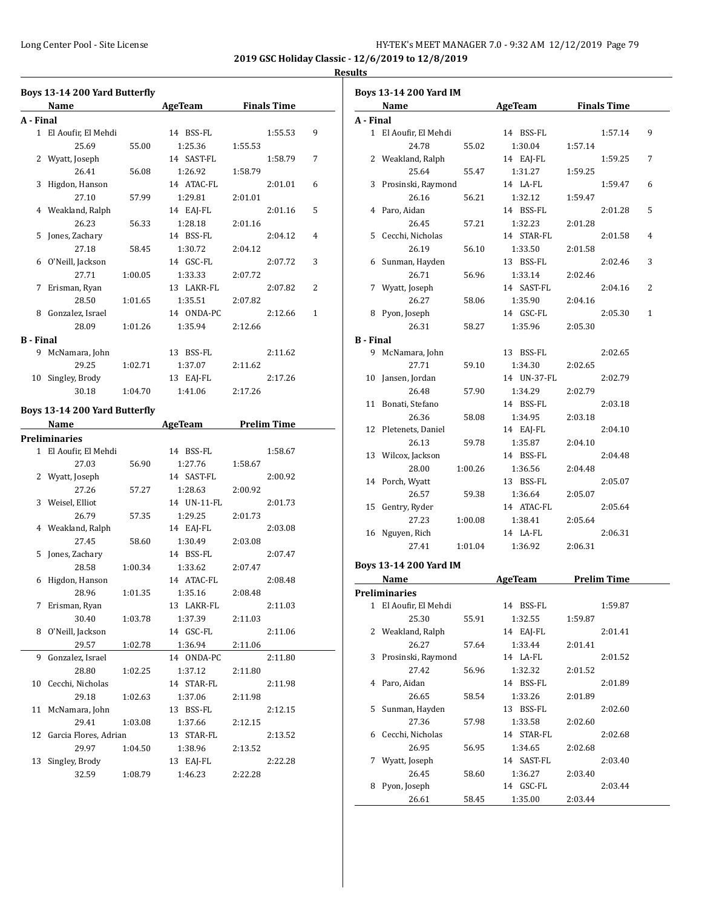**2019 GSC Holiday Classic - 12/6/2019 to 12/8/2019**

**Results**

### Boys 13-14 200 Yard Butterfly

| Place | Name | AgeTeam | | Finals Time | Points |
|---|---|---|---|---|---|
| **A - Final** | | | | | |
| 1 | El Aoufir, El Mehdi | 14 BSS-FL | | 1:55.53 | 9 |
| | 25.69 | 55.00 | 1:25.36 | 1:55.53 | |
| 2 | Wyatt, Joseph | 14 SAST-FL | | 1:58.79 | 7 |
| | 26.41 | 56.08 | 1:26.92 | 1:58.79 | |
| 3 | Higdon, Hanson | 14 ATAC-FL | | 2:01.01 | 6 |
| | 27.10 | 57.99 | 1:29.81 | 2:01.01 | |
| 4 | Weakland, Ralph | 14 EAJ-FL | | 2:01.16 | 5 |
| | 26.23 | 56.33 | 1:28.18 | 2:01.16 | |
| 5 | Jones, Zachary | 14 BSS-FL | | 2:04.12 | 4 |
| | 27.18 | 58.45 | 1:30.72 | 2:04.12 | |
| 6 | O'Neill, Jackson | 14 GSC-FL | | 2:07.72 | 3 |
| | 27.71 | 1:00.05 | 1:33.33 | 2:07.72 | |
| 7 | Erisman, Ryan | 13 LAKR-FL | | 2:07.82 | 2 |
| | 28.50 | 1:01.65 | 1:35.51 | 2:07.82 | |
| 8 | Gonzalez, Israel | 14 ONDA-PC | | 2:12.66 | 1 |
| | 28.09 | 1:01.26 | 1:35.94 | 2:12.66 | |
| **B - Final** | | | | | |
| 9 | McNamara, John | 13 BSS-FL | | 2:11.62 | |
| | 29.25 | 1:02.71 | 1:37.07 | 2:11.62 | |
| 10 | Singley, Brody | 13 EAJ-FL | | 2:17.26 | |
| | 30.18 | 1:04.70 | 1:41.06 | 2:17.26 | |

### Boys 13-14 200 Yard Butterfly

| Place | Name | AgeTeam | | Prelim Time |
|---|---|---|---|---|
| **Preliminaries** | | | | |
| 1 | El Aoufir, El Mehdi | 14 BSS-FL | | 1:58.67 |
| | 27.03 | 56.90 | 1:27.76 | 1:58.67 |
| 2 | Wyatt, Joseph | 14 SAST-FL | | 2:00.92 |
| | 27.26 | 57.27 | 1:28.63 | 2:00.92 |
| 3 | Weisel, Elliot | 14 UN-11-FL | | 2:01.73 |
| | 26.79 | 57.35 | 1:29.25 | 2:01.73 |
| 4 | Weakland, Ralph | 14 EAJ-FL | | 2:03.08 |
| | 27.45 | 58.60 | 1:30.49 | 2:03.08 |
| 5 | Jones, Zachary | 14 BSS-FL | | 2:07.47 |
| | 28.58 | 1:00.34 | 1:33.62 | 2:07.47 |
| 6 | Higdon, Hanson | 14 ATAC-FL | | 2:08.48 |
| | 28.96 | 1:01.35 | 1:35.16 | 2:08.48 |
| 7 | Erisman, Ryan | 13 LAKR-FL | | 2:11.03 |
| | 30.40 | 1:03.78 | 1:37.39 | 2:11.03 |
| 8 | O'Neill, Jackson | 14 GSC-FL | | 2:11.06 |
| | 29.57 | 1:02.78 | 1:36.94 | 2:11.06 |
| 9 | Gonzalez, Israel | 14 ONDA-PC | | 2:11.80 |
| | 28.80 | 1:02.25 | 1:37.12 | 2:11.80 |
| 10 | Cecchi, Nicholas | 14 STAR-FL | | 2:11.98 |
| | 29.18 | 1:02.63 | 1:37.06 | 2:11.98 |
| 11 | McNamara, John | 13 BSS-FL | | 2:12.15 |
| | 29.41 | 1:03.08 | 1:37.66 | 2:12.15 |
| 12 | Garcia Flores, Adrian | 13 STAR-FL | | 2:13.52 |
| | 29.97 | 1:04.50 | 1:38.96 | 2:13.52 |
| 13 | Singley, Brody | 13 EAJ-FL | | 2:22.28 |
| | 32.59 | 1:08.79 | 1:46.23 | 2:22.28 |

### Boys 13-14 200 Yard IM

| Place | Name | AgeTeam | | Finals Time | Points |
|---|---|---|---|---|---|
| **A - Final** | | | | | |
| 1 | El Aoufir, El Mehdi | 14 BSS-FL | | 1:57.14 | 9 |
| | 24.78 | 55.02 | 1:30.04 | 1:57.14 | |
| 2 | Weakland, Ralph | 14 EAJ-FL | | 1:59.25 | 7 |
| | 25.64 | 55.47 | 1:31.27 | 1:59.25 | |
| 3 | Prosinski, Raymond | 14 LA-FL | | 1:59.47 | 6 |
| | 26.16 | 56.21 | 1:32.12 | 1:59.47 | |
| 4 | Paro, Aidan | 14 BSS-FL | | 2:01.28 | 5 |
| | 26.45 | 57.21 | 1:32.23 | 2:01.28 | |
| 5 | Cecchi, Nicholas | 14 STAR-FL | | 2:01.58 | 4 |
| | 26.19 | 56.10 | 1:33.50 | 2:01.58 | |
| 6 | Sunman, Hayden | 13 BSS-FL | | 2:02.46 | 3 |
| | 26.71 | 56.96 | 1:33.14 | 2:02.46 | |
| 7 | Wyatt, Joseph | 14 SAST-FL | | 2:04.16 | 2 |
| | 26.27 | 58.06 | 1:35.90 | 2:04.16 | |
| 8 | Pyon, Joseph | 14 GSC-FL | | 2:05.30 | 1 |
| | 26.31 | 58.27 | 1:35.96 | 2:05.30 | |
| **B - Final** | | | | | |
| 9 | McNamara, John | 13 BSS-FL | | 2:02.65 | |
| | 27.71 | 59.10 | 1:34.30 | 2:02.65 | |
| 10 | Jansen, Jordan | 14 UN-37-FL | | 2:02.79 | |
| | 26.48 | 57.90 | 1:34.29 | 2:02.79 | |
| 11 | Bonati, Stefano | 14 BSS-FL | | 2:03.18 | |
| | 26.36 | 58.08 | 1:34.95 | 2:03.18 | |
| 12 | Pletenets, Daniel | 14 EAJ-FL | | 2:04.10 | |
| | 26.13 | 59.78 | 1:35.87 | 2:04.10 | |
| 13 | Wilcox, Jackson | 14 BSS-FL | | 2:04.48 | |
| | 28.00 | 1:00.26 | 1:36.56 | 2:04.48 | |
| 14 | Porch, Wyatt | 13 BSS-FL | | 2:05.07 | |
| | 26.57 | 59.38 | 1:36.64 | 2:05.07 | |
| 15 | Gentry, Ryder | 14 ATAC-FL | | 2:05.64 | |
| | 27.23 | 1:00.08 | 1:38.41 | 2:05.64 | |
| 16 | Nguyen, Rich | 14 LA-FL | | 2:06.31 | |
| | 27.41 | 1:01.04 | 1:36.92 | 2:06.31 | |

### Boys 13-14 200 Yard IM

| Place | Name | AgeTeam | | Prelim Time |
|---|---|---|---|---|
| **Preliminaries** | | | | |
| 1 | El Aoufir, El Mehdi | 14 BSS-FL | | 1:59.87 |
| | 25.30 | 55.91 | 1:32.55 | 1:59.87 |
| 2 | Weakland, Ralph | 14 EAJ-FL | | 2:01.41 |
| | 26.27 | 57.64 | 1:33.44 | 2:01.41 |
| 3 | Prosinski, Raymond | 14 LA-FL | | 2:01.52 |
| | 27.42 | 56.96 | 1:32.32 | 2:01.52 |
| 4 | Paro, Aidan | 14 BSS-FL | | 2:01.89 |
| | 26.65 | 58.54 | 1:33.26 | 2:01.89 |
| 5 | Sunman, Hayden | 13 BSS-FL | | 2:02.60 |
| | 27.36 | 57.98 | 1:33.58 | 2:02.60 |
| 6 | Cecchi, Nicholas | 14 STAR-FL | | 2:02.68 |
| | 26.95 | 56.95 | 1:34.65 | 2:02.68 |
| 7 | Wyatt, Joseph | 14 SAST-FL | | 2:03.40 |
| | 26.45 | 58.60 | 1:36.27 | 2:03.40 |
| 8 | Pyon, Joseph | 14 GSC-FL | | 2:03.44 |
| | 26.61 | 58.45 | 1:35.00 | 2:03.44 |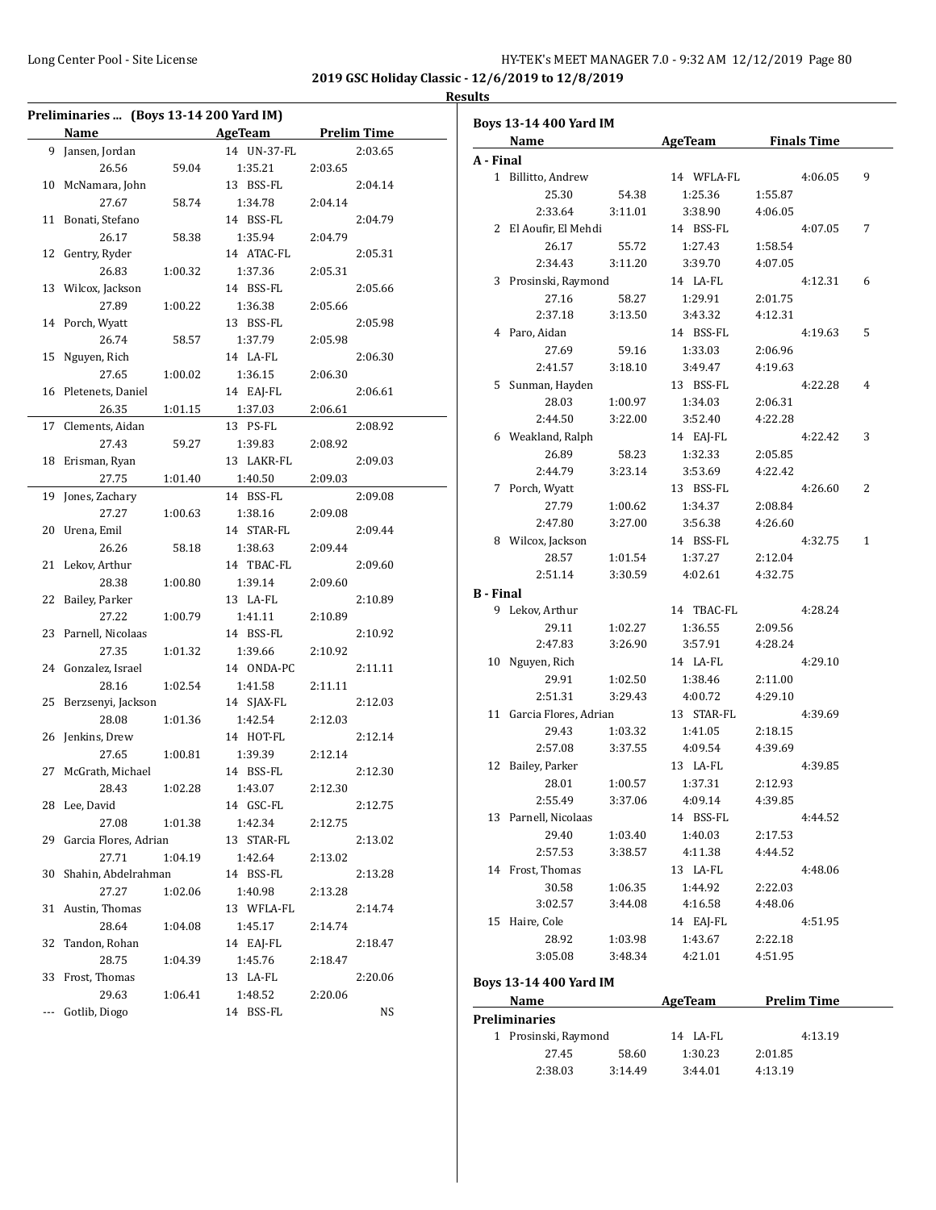**2019 GSC Holiday Classic - 12/6/2019 to 12/8/2019**

**Results**

### Preliminaries ... (Boys 13-14 200 Yard IM)

| | Name | Age | Team | Prelim Time |
|---|---|---|---|---|
| 9 | Jansen, Jordan | 14 | UN-37-FL | 2:03.65 |
| | 26.56 / 59.04 / 1:35.21 / 2:03.65 | | | |
| 10 | McNamara, John | 13 | BSS-FL | 2:04.14 |
| | 27.67 / 58.74 / 1:34.78 / 2:04.14 | | | |
| 11 | Bonati, Stefano | 14 | BSS-FL | 2:04.79 |
| | 26.17 / 58.38 / 1:35.94 / 2:04.79 | | | |
| 12 | Gentry, Ryder | 14 | ATAC-FL | 2:05.31 |
| | 26.83 / 1:00.32 / 1:37.36 / 2:05.31 | | | |
| 13 | Wilcox, Jackson | 14 | BSS-FL | 2:05.66 |
| | 27.89 / 1:00.22 / 1:36.38 / 2:05.66 | | | |
| 14 | Porch, Wyatt | 13 | BSS-FL | 2:05.98 |
| | 26.74 / 58.57 / 1:37.79 / 2:05.98 | | | |
| 15 | Nguyen, Rich | 14 | LA-FL | 2:06.30 |
| | 27.65 / 1:00.02 / 1:36.15 / 2:06.30 | | | |
| 16 | Pletenets, Daniel | 14 | EAJ-FL | 2:06.61 |
| | 26.35 / 1:01.15 / 1:37.03 / 2:06.61 | | | |
| 17 | Clements, Aidan | 13 | PS-FL | 2:08.92 |
| | 27.43 / 59.27 / 1:39.83 / 2:08.92 | | | |
| 18 | Erisman, Ryan | 13 | LAKR-FL | 2:09.03 |
| | 27.75 / 1:01.40 / 1:40.50 / 2:09.03 | | | |
| 19 | Jones, Zachary | 14 | BSS-FL | 2:09.08 |
| | 27.27 / 1:00.63 / 1:38.16 / 2:09.08 | | | |
| 20 | Urena, Emil | 14 | STAR-FL | 2:09.44 |
| | 26.26 / 58.18 / 1:38.63 / 2:09.44 | | | |
| 21 | Lekov, Arthur | 14 | TBAC-FL | 2:09.60 |
| | 28.38 / 1:00.80 / 1:39.14 / 2:09.60 | | | |
| 22 | Bailey, Parker | 13 | LA-FL | 2:10.89 |
| | 27.22 / 1:00.79 / 1:41.11 / 2:10.89 | | | |
| 23 | Parnell, Nicolaas | 14 | BSS-FL | 2:10.92 |
| | 27.35 / 1:01.32 / 1:39.66 / 2:10.92 | | | |
| 24 | Gonzalez, Israel | 14 | ONDA-PC | 2:11.11 |
| | 28.16 / 1:02.54 / 1:41.58 / 2:11.11 | | | |
| 25 | Berzsenyi, Jackson | 14 | SJAX-FL | 2:12.03 |
| | 28.08 / 1:01.36 / 1:42.54 / 2:12.03 | | | |
| 26 | Jenkins, Drew | 14 | HOT-FL | 2:12.14 |
| | 27.65 / 1:00.81 / 1:39.39 / 2:12.14 | | | |
| 27 | McGrath, Michael | 14 | BSS-FL | 2:12.30 |
| | 28.43 / 1:02.28 / 1:43.07 / 2:12.30 | | | |
| 28 | Lee, David | 14 | GSC-FL | 2:12.75 |
| | 27.08 / 1:01.38 / 1:42.34 / 2:12.75 | | | |
| 29 | Garcia Flores, Adrian | 13 | STAR-FL | 2:13.02 |
| | 27.71 / 1:04.19 / 1:42.64 / 2:13.02 | | | |
| 30 | Shahin, Abdelrahman | 14 | BSS-FL | 2:13.28 |
| | 27.27 / 1:02.06 / 1:40.98 / 2:13.28 | | | |
| 31 | Austin, Thomas | 13 | WFLA-FL | 2:14.74 |
| | 28.64 / 1:04.08 / 1:45.17 / 2:14.74 | | | |
| 32 | Tandon, Rohan | 14 | EAJ-FL | 2:18.47 |
| | 28.75 / 1:04.39 / 1:45.76 / 2:18.47 | | | |
| 33 | Frost, Thomas | 13 | LA-FL | 2:20.06 |
| | 29.63 / 1:06.41 / 1:48.52 / 2:20.06 | | | |
| --- | Gotlib, Diogo | 14 | BSS-FL | NS |

### Boys 13-14 400 Yard IM

| | Name | Age | Team | Finals Time | Points |
|---|---|---|---|---|---|
| **A - Final** | | | | | |
| 1 | Billitto, Andrew | 14 | WFLA-FL | 4:06.05 | 9 |
| | 25.30 / 54.38 / 1:25.36 / 1:55.87 / 2:33.64 / 3:11.01 / 3:38.90 / 4:06.05 | | | | |
| 2 | El Aoufir, El Mehdi | 14 | BSS-FL | 4:07.05 | 7 |
| | 26.17 / 55.72 / 1:27.43 / 1:58.54 / 2:34.43 / 3:11.20 / 3:39.70 / 4:07.05 | | | | |
| 3 | Prosinski, Raymond | 14 | LA-FL | 4:12.31 | 6 |
| | 27.16 / 58.27 / 1:29.91 / 2:01.75 / 2:37.18 / 3:13.50 / 3:43.32 / 4:12.31 | | | | |
| 4 | Paro, Aidan | 14 | BSS-FL | 4:19.63 | 5 |
| | 27.69 / 59.16 / 1:33.03 / 2:06.96 / 2:41.57 / 3:18.10 / 3:49.47 / 4:19.63 | | | | |
| 5 | Sunman, Hayden | 13 | BSS-FL | 4:22.28 | 4 |
| | 28.03 / 1:00.97 / 1:34.03 / 2:06.31 / 2:44.50 / 3:22.00 / 3:52.40 / 4:22.28 | | | | |
| 6 | Weakland, Ralph | 14 | EAJ-FL | 4:22.42 | 3 |
| | 26.89 / 58.23 / 1:32.33 / 2:05.85 / 2:44.79 / 3:23.14 / 3:53.69 / 4:22.42 | | | | |
| 7 | Porch, Wyatt | 13 | BSS-FL | 4:26.60 | 2 |
| | 27.79 / 1:00.62 / 1:34.37 / 2:08.84 / 2:47.80 / 3:27.00 / 3:56.38 / 4:26.60 | | | | |
| 8 | Wilcox, Jackson | 14 | BSS-FL | 4:32.75 | 1 |
| | 28.57 / 1:01.54 / 1:37.27 / 2:12.04 / 2:51.14 / 3:30.59 / 4:02.61 / 4:32.75 | | | | |
| **B - Final** | | | | | |
| 9 | Lekov, Arthur | 14 | TBAC-FL | 4:28.24 | |
| | 29.11 / 1:02.27 / 1:36.55 / 2:09.56 / 2:47.83 / 3:26.90 / 3:57.91 / 4:28.24 | | | | |
| 10 | Nguyen, Rich | 14 | LA-FL | 4:29.10 | |
| | 29.91 / 1:02.50 / 1:38.46 / 2:11.00 / 2:51.31 / 3:29.43 / 4:00.72 / 4:29.10 | | | | |
| 11 | Garcia Flores, Adrian | 13 | STAR-FL | 4:39.69 | |
| | 29.43 / 1:03.32 / 1:41.05 / 2:18.15 / 2:57.08 / 3:37.55 / 4:09.54 / 4:39.69 | | | | |
| 12 | Bailey, Parker | 13 | LA-FL | 4:39.85 | |
| | 28.01 / 1:00.57 / 1:37.31 / 2:12.93 / 2:55.49 / 3:37.06 / 4:09.14 / 4:39.85 | | | | |
| 13 | Parnell, Nicolaas | 14 | BSS-FL | 4:44.52 | |
| | 29.40 / 1:03.40 / 1:40.03 / 2:17.53 / 2:57.53 / 3:38.57 / 4:11.38 / 4:44.52 | | | | |
| 14 | Frost, Thomas | 13 | LA-FL | 4:48.06 | |
| | 30.58 / 1:06.35 / 1:44.92 / 2:22.03 / 3:02.57 / 3:44.08 / 4:16.58 / 4:48.06 | | | | |
| 15 | Haire, Cole | 14 | EAJ-FL | 4:51.95 | |
| | 28.92 / 1:03.98 / 1:43.67 / 2:22.18 / 3:05.08 / 3:48.34 / 4:21.01 / 4:51.95 | | | | |

### Boys 13-14 400 Yard IM

| | Name | Age | Team | Prelim Time |
|---|---|---|---|---|
| **Preliminaries** | | | | |
| 1 | Prosinski, Raymond | 14 | LA-FL | 4:13.19 |
| | 27.45 / 58.60 / 1:30.23 / 2:01.85 / 2:38.03 / 3:14.49 / 3:44.01 / 4:13.19 | | | |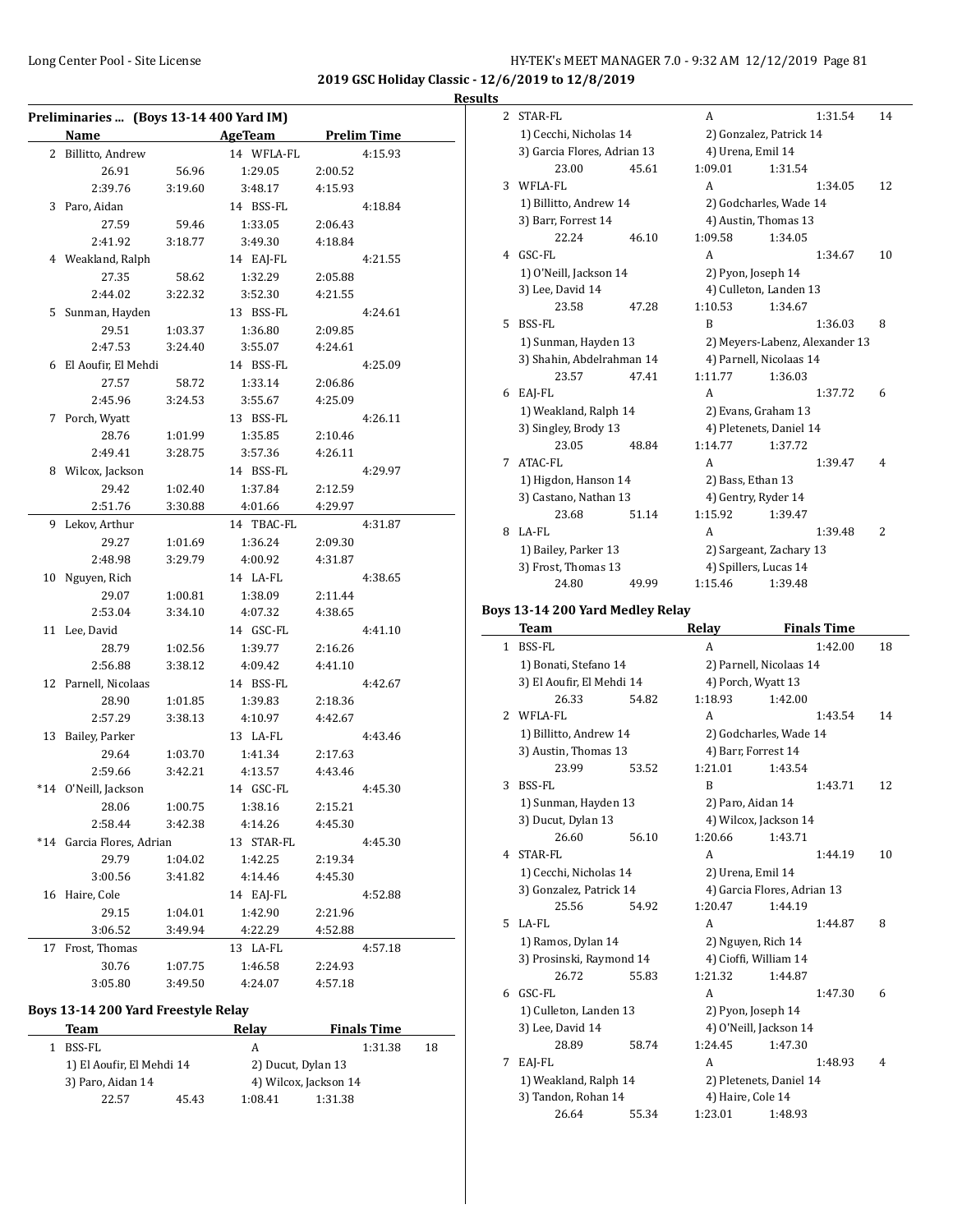**2019 GSC Holiday Classic - 12/6/2019 to 12/8/2019**

**Results**

### Preliminaries ... (Boys 13-14 400 Yard IM)

| | Name | AgeTeam | Prelim Time |
|---|---|---|---|
| 2 | Billitto, Andrew | 14 WFLA-FL | 4:15.93 |
| | 26.91 / 56.96 / 1:29.05 / 2:00.52 / 2:39.76 / 3:19.60 / 3:48.17 / 4:15.93 | | |
| 3 | Paro, Aidan | 14 BSS-FL | 4:18.84 |
| | 27.59 / 59.46 / 1:33.05 / 2:06.43 / 2:41.92 / 3:18.77 / 3:49.30 / 4:18.84 | | |
| 4 | Weakland, Ralph | 14 EAJ-FL | 4:21.55 |
| | 27.35 / 58.62 / 1:32.29 / 2:05.88 / 2:44.02 / 3:22.32 / 3:52.30 / 4:21.55 | | |
| 5 | Sunman, Hayden | 13 BSS-FL | 4:24.61 |
| | 29.51 / 1:03.37 / 1:36.80 / 2:09.85 / 2:47.53 / 3:24.40 / 3:55.07 / 4:24.61 | | |
| 6 | El Aoufir, El Mehdi | 14 BSS-FL | 4:25.09 |
| | 27.57 / 58.72 / 1:33.14 / 2:06.86 / 2:45.96 / 3:24.53 / 3:55.67 / 4:25.09 | | |
| 7 | Porch, Wyatt | 13 BSS-FL | 4:26.11 |
| | 28.76 / 1:01.99 / 1:35.85 / 2:10.46 / 2:49.41 / 3:28.75 / 3:57.36 / 4:26.11 | | |
| 8 | Wilcox, Jackson | 14 BSS-FL | 4:29.97 |
| | 29.42 / 1:02.40 / 1:37.84 / 2:12.59 / 2:51.76 / 3:30.88 / 4:01.66 / 4:29.97 | | |
| 9 | Lekov, Arthur | 14 TBAC-FL | 4:31.87 |
| | 29.27 / 1:01.69 / 1:36.24 / 2:09.30 / 2:48.98 / 3:29.79 / 4:00.92 / 4:31.87 | | |
| 10 | Nguyen, Rich | 14 LA-FL | 4:38.65 |
| | 29.07 / 1:00.81 / 1:38.09 / 2:11.44 / 2:53.04 / 3:34.10 / 4:07.32 / 4:38.65 | | |
| 11 | Lee, David | 14 GSC-FL | 4:41.10 |
| | 28.79 / 1:02.56 / 1:39.77 / 2:16.26 / 2:56.88 / 3:38.12 / 4:09.42 / 4:41.10 | | |
| 12 | Parnell, Nicolaas | 14 BSS-FL | 4:42.67 |
| | 28.90 / 1:01.85 / 1:39.83 / 2:18.36 / 2:57.29 / 3:38.13 / 4:10.97 / 4:42.67 | | |
| 13 | Bailey, Parker | 13 LA-FL | 4:43.46 |
| | 29.64 / 1:03.70 / 1:41.34 / 2:17.63 / 2:59.66 / 3:42.21 / 4:13.57 / 4:43.46 | | |
| *14 | O'Neill, Jackson | 14 GSC-FL | 4:45.30 |
| | 28.06 / 1:00.75 / 1:38.16 / 2:15.21 / 2:58.44 / 3:42.38 / 4:14.26 / 4:45.30 | | |
| *14 | Garcia Flores, Adrian | 13 STAR-FL | 4:45.30 |
| | 29.79 / 1:04.02 / 1:42.25 / 2:19.34 / 3:00.56 / 3:41.82 / 4:14.46 / 4:45.30 | | |
| 16 | Haire, Cole | 14 EAJ-FL | 4:52.88 |
| | 29.15 / 1:04.01 / 1:42.90 / 2:21.96 / 3:06.52 / 3:49.94 / 4:22.29 / 4:52.88 | | |
| 17 | Frost, Thomas | 13 LA-FL | 4:57.18 |
| | 30.76 / 1:07.75 / 1:46.58 / 2:24.93 / 3:05.80 / 3:49.50 / 4:24.07 / 4:57.18 | | |

### Boys 13-14 200 Yard Freestyle Relay

| | Team | Relay | Finals Time | Points |
|---|---|---|---|---|
| 1 | BSS-FL | A | 1:31.38 | 18 |
| | 1) El Aoufir, El Mehdi 14; 2) Ducut, Dylan 13; 3) Paro, Aidan 14; 4) Wilcox, Jackson 14 | | | |
| | 22.57 / 45.43 / 1:08.41 / 1:31.38 | | | |
| 2 | STAR-FL | A | 1:31.54 | 14 |
| | 1) Cecchi, Nicholas 14; 2) Gonzalez, Patrick 14; 3) Garcia Flores, Adrian 13; 4) Urena, Emil 14 | | | |
| | 23.00 / 45.61 / 1:09.01 / 1:31.54 | | | |
| 3 | WFLA-FL | A | 1:34.05 | 12 |
| | 1) Billitto, Andrew 14; 2) Godcharles, Wade 14; 3) Barr, Forrest 14; 4) Austin, Thomas 13 | | | |
| | 22.24 / 46.10 / 1:09.58 / 1:34.05 | | | |
| 4 | GSC-FL | A | 1:34.67 | 10 |
| | 1) O'Neill, Jackson 14; 2) Pyon, Joseph 14; 3) Lee, David 14; 4) Culleton, Landen 13 | | | |
| | 23.58 / 47.28 / 1:10.53 / 1:34.67 | | | |
| 5 | BSS-FL | B | 1:36.03 | 8 |
| | 1) Sunman, Hayden 13; 2) Meyers-Labenz, Alexander 13; 3) Shahin, Abdelrahman 14; 4) Parnell, Nicolaas 14 | | | |
| | 23.57 / 47.41 / 1:11.77 / 1:36.03 | | | |
| 6 | EAJ-FL | A | 1:37.72 | 6 |
| | 1) Weakland, Ralph 14; 2) Evans, Graham 13; 3) Singley, Brody 13; 4) Pletenets, Daniel 14 | | | |
| | 23.05 / 48.84 / 1:14.77 / 1:37.72 | | | |
| 7 | ATAC-FL | A | 1:39.47 | 4 |
| | 1) Higdon, Hanson 14; 2) Bass, Ethan 13; 3) Castano, Nathan 13; 4) Gentry, Ryder 14 | | | |
| | 23.68 / 51.14 / 1:15.92 / 1:39.47 | | | |
| 8 | LA-FL | A | 1:39.48 | 2 |
| | 1) Bailey, Parker 13; 2) Sargeant, Zachary 13; 3) Frost, Thomas 13; 4) Spillers, Lucas 14 | | | |
| | 24.80 / 49.99 / 1:15.46 / 1:39.48 | | | |

### Boys 13-14 200 Yard Medley Relay

| | Team | Relay | Finals Time | Points |
|---|---|---|---|---|
| 1 | BSS-FL | A | 1:42.00 | 18 |
| | 1) Bonati, Stefano 14; 2) Parnell, Nicolaas 14; 3) El Aoufir, El Mehdi 14; 4) Porch, Wyatt 13 | | | |
| | 26.33 / 54.82 / 1:18.93 / 1:42.00 | | | |
| 2 | WFLA-FL | A | 1:43.54 | 14 |
| | 1) Billitto, Andrew 14; 2) Godcharles, Wade 14; 3) Austin, Thomas 13; 4) Barr, Forrest 14 | | | |
| | 23.99 / 53.52 / 1:21.01 / 1:43.54 | | | |
| 3 | BSS-FL | B | 1:43.71 | 12 |
| | 1) Sunman, Hayden 13; 2) Paro, Aidan 14; 3) Ducut, Dylan 13; 4) Wilcox, Jackson 14 | | | |
| | 26.60 / 56.10 / 1:20.66 / 1:43.71 | | | |
| 4 | STAR-FL | A | 1:44.19 | 10 |
| | 1) Cecchi, Nicholas 14; 2) Urena, Emil 14; 3) Gonzalez, Patrick 14; 4) Garcia Flores, Adrian 13 | | | |
| | 25.56 / 54.92 / 1:20.47 / 1:44.19 | | | |
| 5 | LA-FL | A | 1:44.87 | 8 |
| | 1) Ramos, Dylan 14; 2) Nguyen, Rich 14; 3) Prosinski, Raymond 14; 4) Cioffi, William 14 | | | |
| | 26.72 / 55.83 / 1:21.32 / 1:44.87 | | | |
| 6 | GSC-FL | A | 1:47.30 | 6 |
| | 1) Culleton, Landen 13; 2) Pyon, Joseph 14; 3) Lee, David 14; 4) O'Neill, Jackson 14 | | | |
| | 28.89 / 58.74 / 1:24.45 / 1:47.30 | | | |
| 7 | EAJ-FL | A | 1:48.93 | 4 |
| | 1) Weakland, Ralph 14; 2) Pletenets, Daniel 14; 3) Tandon, Rohan 14; 4) Haire, Cole 14 | | | |
| | 26.64 / 55.34 / 1:23.01 / 1:48.93 | | | |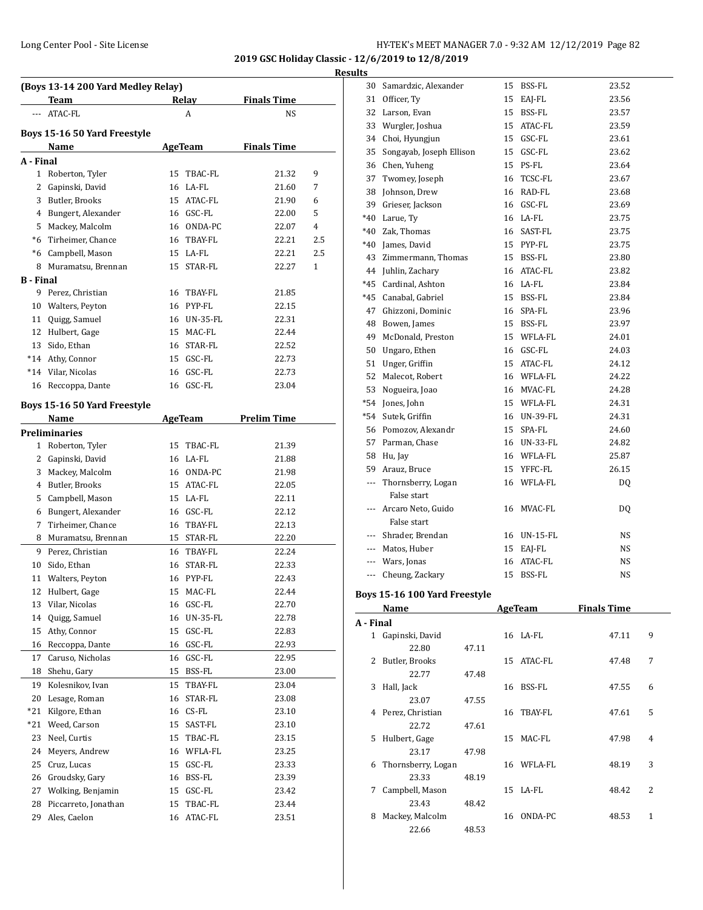**2019 GSC Holiday Classic - 12/6/2019 to 12/8/2019**

**Results**

### (Boys 13-14 200 Yard Medley Relay)

| | Team | Relay | Finals Time |
|---|---|---|---|
| --- | ATAC-FL | A | NS |

### Boys 15-16 50 Yard Freestyle

| | Name | Age | Team | Finals Time | |
|---|---|---|---|---|---|
| **A - Final** | | | | | |
| 1 | Roberton, Tyler | 15 | TBAC-FL | 21.32 | 9 |
| 2 | Gapinski, David | 16 | LA-FL | 21.60 | 7 |
| 3 | Butler, Brooks | 15 | ATAC-FL | 21.90 | 6 |
| 4 | Bungert, Alexander | 16 | GSC-FL | 22.00 | 5 |
| 5 | Mackey, Malcolm | 16 | ONDA-PC | 22.07 | 4 |
| *6 | Tirheimer, Chance | 16 | TBAY-FL | 22.21 | 2.5 |
| *6 | Campbell, Mason | 15 | LA-FL | 22.21 | 2.5 |
| 8 | Muramatsu, Brennan | 15 | STAR-FL | 22.27 | 1 |
| **B - Final** | | | | | |
| 9 | Perez, Christian | 16 | TBAY-FL | 21.85 | |
| 10 | Walters, Peyton | 16 | PYP-FL | 22.15 | |
| 11 | Quigg, Samuel | 16 | UN-35-FL | 22.31 | |
| 12 | Hulbert, Gage | 15 | MAC-FL | 22.44 | |
| 13 | Sido, Ethan | 16 | STAR-FL | 22.52 | |
| *14 | Athy, Connor | 15 | GSC-FL | 22.73 | |
| *14 | Vilar, Nicolas | 16 | GSC-FL | 22.73 | |
| 16 | Reccoppa, Dante | 16 | GSC-FL | 23.04 | |

### Boys 15-16 50 Yard Freestyle

| | Name | Age | Team | Prelim Time |
|---|---|---|---|---|
| **Preliminaries** | | | | |
| 1 | Roberton, Tyler | 15 | TBAC-FL | 21.39 |
| 2 | Gapinski, David | 16 | LA-FL | 21.88 |
| 3 | Mackey, Malcolm | 16 | ONDA-PC | 21.98 |
| 4 | Butler, Brooks | 15 | ATAC-FL | 22.05 |
| 5 | Campbell, Mason | 15 | LA-FL | 22.11 |
| 6 | Bungert, Alexander | 16 | GSC-FL | 22.12 |
| 7 | Tirheimer, Chance | 16 | TBAY-FL | 22.13 |
| 8 | Muramatsu, Brennan | 15 | STAR-FL | 22.20 |
| 9 | Perez, Christian | 16 | TBAY-FL | 22.24 |
| 10 | Sido, Ethan | 16 | STAR-FL | 22.33 |
| 11 | Walters, Peyton | 16 | PYP-FL | 22.43 |
| 12 | Hulbert, Gage | 15 | MAC-FL | 22.44 |
| 13 | Vilar, Nicolas | 16 | GSC-FL | 22.70 |
| 14 | Quigg, Samuel | 16 | UN-35-FL | 22.78 |
| 15 | Athy, Connor | 15 | GSC-FL | 22.83 |
| 16 | Reccoppa, Dante | 16 | GSC-FL | 22.93 |
| 17 | Caruso, Nicholas | 16 | GSC-FL | 22.95 |
| 18 | Shehu, Gary | 15 | BSS-FL | 23.00 |
| 19 | Kolesnikov, Ivan | 15 | TBAY-FL | 23.04 |
| 20 | Lesage, Roman | 16 | STAR-FL | 23.08 |
| *21 | Kilgore, Ethan | 16 | CS-FL | 23.10 |
| *21 | Weed, Carson | 15 | SAST-FL | 23.10 |
| 23 | Neel, Curtis | 15 | TBAC-FL | 23.15 |
| 24 | Meyers, Andrew | 16 | WFLA-FL | 23.25 |
| 25 | Cruz, Lucas | 15 | GSC-FL | 23.33 |
| 26 | Groudsky, Gary | 16 | BSS-FL | 23.39 |
| 27 | Wolking, Benjamin | 15 | GSC-FL | 23.42 |
| 28 | Piccarreto, Jonathan | 15 | TBAC-FL | 23.44 |
| 29 | Ales, Caelon | 16 | ATAC-FL | 23.51 |
| 30 | Samardzic, Alexander | 15 | BSS-FL | 23.52 |
| 31 | Officer, Ty | 15 | EAJ-FL | 23.56 |
| 32 | Larson, Evan | 15 | BSS-FL | 23.57 |
| 33 | Wurgler, Joshua | 15 | ATAC-FL | 23.59 |
| 34 | Choi, Hyungjun | 15 | GSC-FL | 23.61 |
| 35 | Songayab, Joseph Ellison | 15 | GSC-FL | 23.62 |
| 36 | Chen, Yuheng | 15 | PS-FL | 23.64 |
| 37 | Twomey, Joseph | 16 | TCSC-FL | 23.67 |
| 38 | Johnson, Drew | 16 | RAD-FL | 23.68 |
| 39 | Grieser, Jackson | 16 | GSC-FL | 23.69 |
| *40 | Larue, Ty | 16 | LA-FL | 23.75 |
| *40 | Zak, Thomas | 16 | SAST-FL | 23.75 |
| *40 | James, David | 15 | PYP-FL | 23.75 |
| 43 | Zimmermann, Thomas | 15 | BSS-FL | 23.80 |
| 44 | Juhlin, Zachary | 16 | ATAC-FL | 23.82 |
| *45 | Cardinal, Ashton | 16 | LA-FL | 23.84 |
| *45 | Canabal, Gabriel | 15 | BSS-FL | 23.84 |
| 47 | Ghizzoni, Dominic | 16 | SPA-FL | 23.96 |
| 48 | Bowen, James | 15 | BSS-FL | 23.97 |
| 49 | McDonald, Preston | 15 | WFLA-FL | 24.01 |
| 50 | Ungaro, Ethen | 16 | GSC-FL | 24.03 |
| 51 | Unger, Griffin | 15 | ATAC-FL | 24.12 |
| 52 | Malecot, Robert | 16 | WFLA-FL | 24.22 |
| 53 | Nogueira, Joao | 16 | MVAC-FL | 24.28 |
| *54 | Jones, John | 15 | WFLA-FL | 24.31 |
| *54 | Sutek, Griffin | 16 | UN-39-FL | 24.31 |
| 56 | Pomozov, Alexandr | 15 | SPA-FL | 24.60 |
| 57 | Parman, Chase | 16 | UN-33-FL | 24.82 |
| 58 | Hu, Jay | 16 | WFLA-FL | 25.87 |
| 59 | Arauz, Bruce | 15 | YFFC-FL | 26.15 |
| --- | Thornsberry, Logan<br>False start | 16 | WFLA-FL | DQ |
| --- | Arcaro Neto, Guido<br>False start | 16 | MVAC-FL | DQ |
| --- | Shrader, Brendan | 16 | UN-15-FL | NS |
| --- | Matos, Huber | 15 | EAJ-FL | NS |
| --- | Wars, Jonas | 16 | ATAC-FL | NS |
| --- | Cheung, Zackary | 15 | BSS-FL | NS |

### Boys 15-16 100 Yard Freestyle

| | Name | | Age | Team | Finals Time | |
|---|---|---|---|---|---|---|
| **A - Final** | | | | | | |
| 1 | Gapinski, David | | 16 | LA-FL | 47.11 | 9 |
| | 22.80 | 47.11 | | | | |
| 2 | Butler, Brooks | | 15 | ATAC-FL | 47.48 | 7 |
| | 22.77 | 47.48 | | | | |
| 3 | Hall, Jack | | 16 | BSS-FL | 47.55 | 6 |
| | 23.07 | 47.55 | | | | |
| 4 | Perez, Christian | | 16 | TBAY-FL | 47.61 | 5 |
| | 22.72 | 47.61 | | | | |
| 5 | Hulbert, Gage | | 15 | MAC-FL | 47.98 | 4 |
| | 23.17 | 47.98 | | | | |
| 6 | Thornsberry, Logan | | 16 | WFLA-FL | 48.19 | 3 |
| | 23.33 | 48.19 | | | | |
| 7 | Campbell, Mason | | 15 | LA-FL | 48.42 | 2 |
| | 23.43 | 48.42 | | | | |
| 8 | Mackey, Malcolm | | 16 | ONDA-PC | 48.53 | 1 |
| | 22.66 | 48.53 | | | | |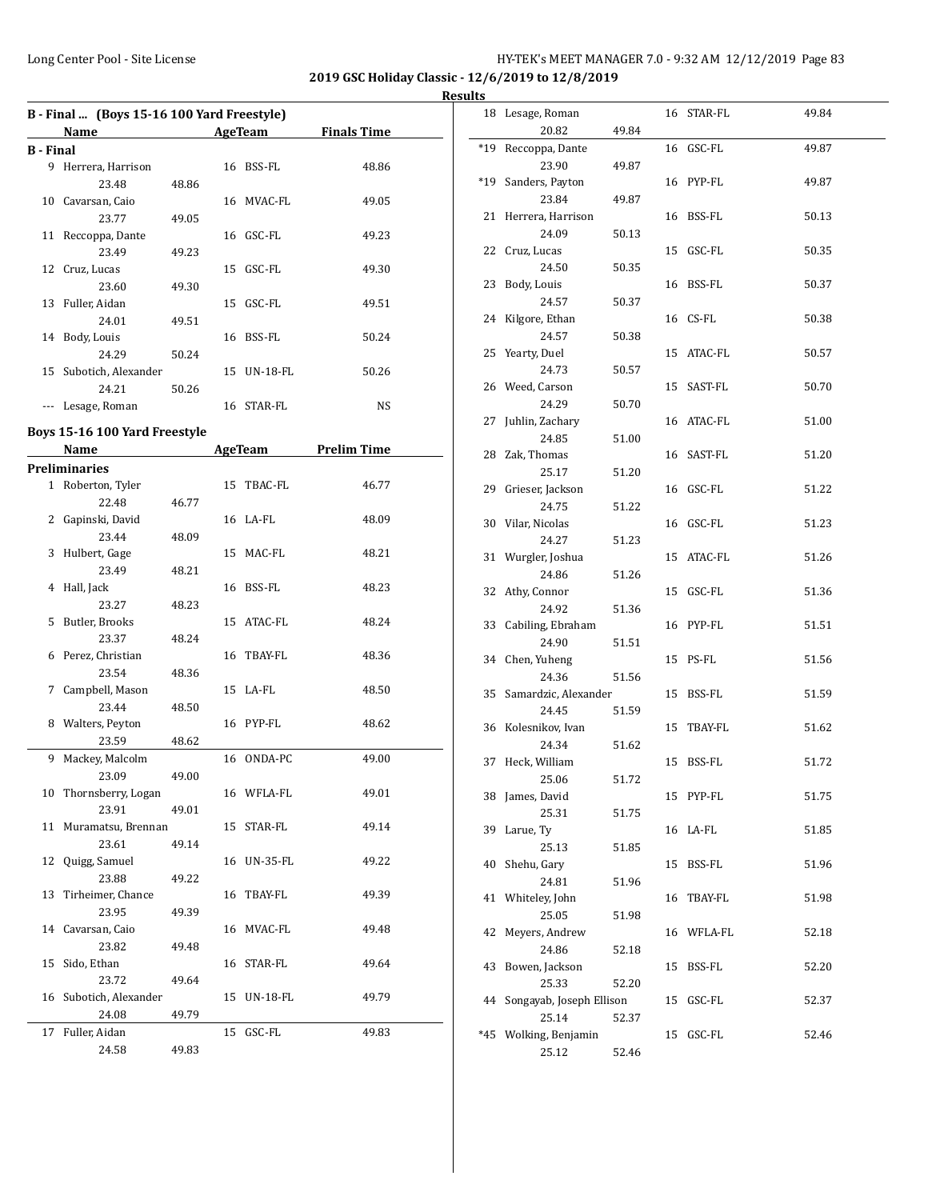## 2019 GSC Holiday Classic - 12/6/2019 to 12/8/2019

### Results

### B - Final ... (Boys 15-16 100 Yard Freestyle)

| | Name | | Age | Team | Finals Time |
|---|---|---|---|---|---|
| **B - Final** | | | | | |
| 9 | Herrera, Harrison | | 16 | BSS-FL | 48.86 |
| | 23.48 | 48.86 | | | |
| 10 | Cavarsan, Caio | | 16 | MVAC-FL | 49.05 |
| | 23.77 | 49.05 | | | |
| 11 | Reccoppa, Dante | | 16 | GSC-FL | 49.23 |
| | 23.49 | 49.23 | | | |
| 12 | Cruz, Lucas | | 15 | GSC-FL | 49.30 |
| | 23.60 | 49.30 | | | |
| 13 | Fuller, Aidan | | 15 | GSC-FL | 49.51 |
| | 24.01 | 49.51 | | | |
| 14 | Body, Louis | | 16 | BSS-FL | 50.24 |
| | 24.29 | 50.24 | | | |
| 15 | Subotich, Alexander | | 15 | UN-18-FL | 50.26 |
| | 24.21 | 50.26 | | | |
| --- | Lesage, Roman | | 16 | STAR-FL | NS |

### Boys 15-16 100 Yard Freestyle

| | Name | | Age | Team | Prelim Time |
|---|---|---|---|---|---|
| **Preliminaries** | | | | | |
| 1 | Roberton, Tyler | | 15 | TBAC-FL | 46.77 |
| | 22.48 | 46.77 | | | |
| 2 | Gapinski, David | | 16 | LA-FL | 48.09 |
| | 23.44 | 48.09 | | | |
| 3 | Hulbert, Gage | | 15 | MAC-FL | 48.21 |
| | 23.49 | 48.21 | | | |
| 4 | Hall, Jack | | 16 | BSS-FL | 48.23 |
| | 23.27 | 48.23 | | | |
| 5 | Butler, Brooks | | 15 | ATAC-FL | 48.24 |
| | 23.37 | 48.24 | | | |
| 6 | Perez, Christian | | 16 | TBAY-FL | 48.36 |
| | 23.54 | 48.36 | | | |
| 7 | Campbell, Mason | | 15 | LA-FL | 48.50 |
| | 23.44 | 48.50 | | | |
| 8 | Walters, Peyton | | 16 | PYP-FL | 48.62 |
| | 23.59 | 48.62 | | | |
| 9 | Mackey, Malcolm | | 16 | ONDA-PC | 49.00 |
| | 23.09 | 49.00 | | | |
| 10 | Thornsberry, Logan | | 16 | WFLA-FL | 49.01 |
| | 23.91 | 49.01 | | | |
| 11 | Muramatsu, Brennan | | 15 | STAR-FL | 49.14 |
| | 23.61 | 49.14 | | | |
| 12 | Quigg, Samuel | | 16 | UN-35-FL | 49.22 |
| | 23.88 | 49.22 | | | |
| 13 | Tirheimer, Chance | | 16 | TBAY-FL | 49.39 |
| | 23.95 | 49.39 | | | |
| 14 | Cavarsan, Caio | | 16 | MVAC-FL | 49.48 |
| | 23.82 | 49.48 | | | |
| 15 | Sido, Ethan | | 16 | STAR-FL | 49.64 |
| | 23.72 | 49.64 | | | |
| 16 | Subotich, Alexander | | 15 | UN-18-FL | 49.79 |
| | 24.08 | 49.79 | | | |
| 17 | Fuller, Aidan | | 15 | GSC-FL | 49.83 |
| | 24.58 | 49.83 | | | |
| 18 | Lesage, Roman | | 16 | STAR-FL | 49.84 |
| | 20.82 | 49.84 | | | |
| *19 | Reccoppa, Dante | | 16 | GSC-FL | 49.87 |
| | 23.90 | 49.87 | | | |
| *19 | Sanders, Payton | | 16 | PYP-FL | 49.87 |
| | 23.84 | 49.87 | | | |
| 21 | Herrera, Harrison | | 16 | BSS-FL | 50.13 |
| | 24.09 | 50.13 | | | |
| 22 | Cruz, Lucas | | 15 | GSC-FL | 50.35 |
| | 24.50 | 50.35 | | | |
| 23 | Body, Louis | | 16 | BSS-FL | 50.37 |
| | 24.57 | 50.37 | | | |
| 24 | Kilgore, Ethan | | 16 | CS-FL | 50.38 |
| | 24.57 | 50.38 | | | |
| 25 | Yearty, Duel | | 15 | ATAC-FL | 50.57 |
| | 24.73 | 50.57 | | | |
| 26 | Weed, Carson | | 15 | SAST-FL | 50.70 |
| | 24.29 | 50.70 | | | |
| 27 | Juhlin, Zachary | | 16 | ATAC-FL | 51.00 |
| | 24.85 | 51.00 | | | |
| 28 | Zak, Thomas | | 16 | SAST-FL | 51.20 |
| | 25.17 | 51.20 | | | |
| 29 | Grieser, Jackson | | 16 | GSC-FL | 51.22 |
| | 24.75 | 51.22 | | | |
| 30 | Vilar, Nicolas | | 16 | GSC-FL | 51.23 |
| | 24.27 | 51.23 | | | |
| 31 | Wurgler, Joshua | | 15 | ATAC-FL | 51.26 |
| | 24.86 | 51.26 | | | |
| 32 | Athy, Connor | | 15 | GSC-FL | 51.36 |
| | 24.92 | 51.36 | | | |
| 33 | Cabiling, Ebraham | | 16 | PYP-FL | 51.51 |
| | 24.90 | 51.51 | | | |
| 34 | Chen, Yuheng | | 15 | PS-FL | 51.56 |
| | 24.36 | 51.56 | | | |
| 35 | Samardzic, Alexander | | 15 | BSS-FL | 51.59 |
| | 24.45 | 51.59 | | | |
| 36 | Kolesnikov, Ivan | | 15 | TBAY-FL | 51.62 |
| | 24.34 | 51.62 | | | |
| 37 | Heck, William | | 15 | BSS-FL | 51.72 |
| | 25.06 | 51.72 | | | |
| 38 | James, David | | 15 | PYP-FL | 51.75 |
| | 25.31 | 51.75 | | | |
| 39 | Larue, Ty | | 16 | LA-FL | 51.85 |
| | 25.13 | 51.85 | | | |
| 40 | Shehu, Gary | | 15 | BSS-FL | 51.96 |
| | 24.81 | 51.96 | | | |
| 41 | Whiteley, John | | 16 | TBAY-FL | 51.98 |
| | 25.05 | 51.98 | | | |
| 42 | Meyers, Andrew | | 16 | WFLA-FL | 52.18 |
| | 24.86 | 52.18 | | | |
| 43 | Bowen, Jackson | | 15 | BSS-FL | 52.20 |
| | 25.33 | 52.20 | | | |
| 44 | Songayab, Joseph Ellison | | 15 | GSC-FL | 52.37 |
| | 25.14 | 52.37 | | | |
| *45 | Wolking, Benjamin | | 15 | GSC-FL | 52.46 |
| | 25.12 | 52.46 | | | |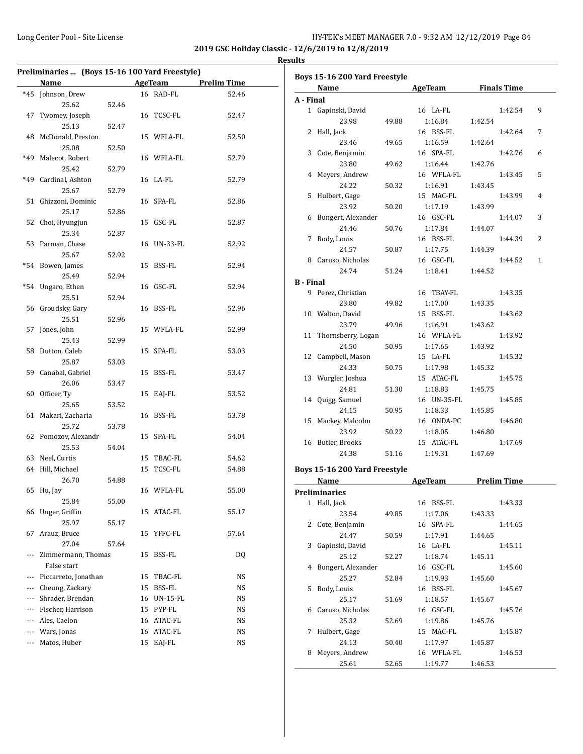## 2019 GSC Holiday Classic - 12/6/2019 to 12/8/2019

### Results

#### Preliminaries ... (Boys 15-16 100 Yard Freestyle)

| | Name | | AgeTeam | Prelim Time |
|---|---|---|---|---|
| *45 | Johnson, Drew | | 16 RAD-FL | 52.46 |
| | 25.62 | 52.46 | | |
| 47 | Twomey, Joseph | | 16 TCSC-FL | 52.47 |
| | 25.13 | 52.47 | | |
| 48 | McDonald, Preston | | 15 WFLA-FL | 52.50 |
| | 25.08 | 52.50 | | |
| *49 | Malecot, Robert | | 16 WFLA-FL | 52.79 |
| | 25.42 | 52.79 | | |
| *49 | Cardinal, Ashton | | 16 LA-FL | 52.79 |
| | 25.67 | 52.79 | | |
| 51 | Ghizzoni, Dominic | | 16 SPA-FL | 52.86 |
| | 25.17 | 52.86 | | |
| 52 | Choi, Hyungjun | | 15 GSC-FL | 52.87 |
| | 25.34 | 52.87 | | |
| 53 | Parman, Chase | | 16 UN-33-FL | 52.92 |
| | 25.67 | 52.92 | | |
| *54 | Bowen, James | | 15 BSS-FL | 52.94 |
| | 25.49 | 52.94 | | |
| *54 | Ungaro, Ethen | | 16 GSC-FL | 52.94 |
| | 25.51 | 52.94 | | |
| 56 | Groudsky, Gary | | 16 BSS-FL | 52.96 |
| | 25.51 | 52.96 | | |
| 57 | Jones, John | | 15 WFLA-FL | 52.99 |
| | 25.43 | 52.99 | | |
| 58 | Dutton, Caleb | | 15 SPA-FL | 53.03 |
| | 25.87 | 53.03 | | |
| 59 | Canabal, Gabriel | | 15 BSS-FL | 53.47 |
| | 26.06 | 53.47 | | |
| 60 | Officer, Ty | | 15 EAJ-FL | 53.52 |
| | 25.65 | 53.52 | | |
| 61 | Makari, Zacharia | | 16 BSS-FL | 53.78 |
| | 25.72 | 53.78 | | |
| 62 | Pomozov, Alexandr | | 15 SPA-FL | 54.04 |
| | 25.53 | 54.04 | | |
| 63 | Neel, Curtis | | 15 TBAC-FL | 54.62 |
| 64 | Hill, Michael | | 15 TCSC-FL | 54.88 |
| | 26.70 | 54.88 | | |
| 65 | Hu, Jay | | 16 WFLA-FL | 55.00 |
| | 25.84 | 55.00 | | |
| 66 | Unger, Griffin | | 15 ATAC-FL | 55.17 |
| | 25.97 | 55.17 | | |
| 67 | Arauz, Bruce | | 15 YFFC-FL | 57.64 |
| | 27.04 | 57.64 | | |
| --- | Zimmermann, Thomas | | 15 BSS-FL | DQ |
| | False start | | | |
| --- | Piccarreto, Jonathan | | 15 TBAC-FL | NS |
| --- | Cheung, Zackary | | 15 BSS-FL | NS |
| --- | Shrader, Brendan | | 16 UN-15-FL | NS |
| --- | Fischer, Harrison | | 15 PYP-FL | NS |
| --- | Ales, Caelon | | 16 ATAC-FL | NS |
| --- | Wars, Jonas | | 16 ATAC-FL | NS |
| --- | Matos, Huber | | 15 EAJ-FL | NS |

#### Boys 15-16 200 Yard Freestyle

| | Name | | AgeTeam | | Finals Time | |
|---|---|---|---|---|---|---|
| **A - Final** | | | | | | |
| 1 | Gapinski, David | | 16 LA-FL | | 1:42.54 | 9 |
| | 23.98 | 49.88 | 1:16.84 | 1:42.54 | | |
| 2 | Hall, Jack | | 16 BSS-FL | | 1:42.64 | 7 |
| | 23.46 | 49.65 | 1:16.59 | 1:42.64 | | |
| 3 | Cote, Benjamin | | 16 SPA-FL | | 1:42.76 | 6 |
| | 23.80 | 49.62 | 1:16.44 | 1:42.76 | | |
| 4 | Meyers, Andrew | | 16 WFLA-FL | | 1:43.45 | 5 |
| | 24.22 | 50.32 | 1:16.91 | 1:43.45 | | |
| 5 | Hulbert, Gage | | 15 MAC-FL | | 1:43.99 | 4 |
| | 23.92 | 50.20 | 1:17.19 | 1:43.99 | | |
| 6 | Bungert, Alexander | | 16 GSC-FL | | 1:44.07 | 3 |
| | 24.46 | 50.76 | 1:17.84 | 1:44.07 | | |
| 7 | Body, Louis | | 16 BSS-FL | | 1:44.39 | 2 |
| | 24.57 | 50.87 | 1:17.75 | 1:44.39 | | |
| 8 | Caruso, Nicholas | | 16 GSC-FL | | 1:44.52 | 1 |
| | 24.74 | 51.24 | 1:18.41 | 1:44.52 | | |
| **B - Final** | | | | | | |
| 9 | Perez, Christian | | 16 TBAY-FL | | 1:43.35 | |
| | 23.80 | 49.82 | 1:17.00 | 1:43.35 | | |
| 10 | Walton, David | | 15 BSS-FL | | 1:43.62 | |
| | 23.79 | 49.96 | 1:16.91 | 1:43.62 | | |
| 11 | Thornsberry, Logan | | 16 WFLA-FL | | 1:43.92 | |
| | 24.50 | 50.95 | 1:17.65 | 1:43.92 | | |
| 12 | Campbell, Mason | | 15 LA-FL | | 1:45.32 | |
| | 24.33 | 50.75 | 1:17.98 | 1:45.32 | | |
| 13 | Wurgler, Joshua | | 15 ATAC-FL | | 1:45.75 | |
| | 24.81 | 51.30 | 1:18.83 | 1:45.75 | | |
| 14 | Quigg, Samuel | | 16 UN-35-FL | | 1:45.85 | |
| | 24.15 | 50.95 | 1:18.33 | 1:45.85 | | |
| 15 | Mackey, Malcolm | | 16 ONDA-PC | | 1:46.80 | |
| | 23.92 | 50.22 | 1:18.05 | 1:46.80 | | |
| 16 | Butler, Brooks | | 15 ATAC-FL | | 1:47.69 | |
| | 24.38 | 51.16 | 1:19.31 | 1:47.69 | | |

#### Boys 15-16 200 Yard Freestyle

| | Name | | AgeTeam | | Prelim Time |
|---|---|---|---|---|---|
| **Preliminaries** | | | | | |
| 1 | Hall, Jack | | 16 BSS-FL | | 1:43.33 |
| | 23.54 | 49.85 | 1:17.06 | 1:43.33 | |
| 2 | Cote, Benjamin | | 16 SPA-FL | | 1:44.65 |
| | 24.47 | 50.59 | 1:17.91 | 1:44.65 | |
| 3 | Gapinski, David | | 16 LA-FL | | 1:45.11 |
| | 25.12 | 52.27 | 1:18.74 | 1:45.11 | |
| 4 | Bungert, Alexander | | 16 GSC-FL | | 1:45.60 |
| | 25.27 | 52.84 | 1:19.93 | 1:45.60 | |
| 5 | Body, Louis | | 16 BSS-FL | | 1:45.67 |
| | 25.17 | 51.69 | 1:18.57 | 1:45.67 | |
| 6 | Caruso, Nicholas | | 16 GSC-FL | | 1:45.76 |
| | 25.32 | 52.69 | 1:19.86 | 1:45.76 | |
| 7 | Hulbert, Gage | | 15 MAC-FL | | 1:45.87 |
| | 24.13 | 50.40 | 1:17.97 | 1:45.87 | |
| 8 | Meyers, Andrew | | 16 WFLA-FL | | 1:46.53 |
| | 25.61 | 52.65 | 1:19.77 | 1:46.53 | |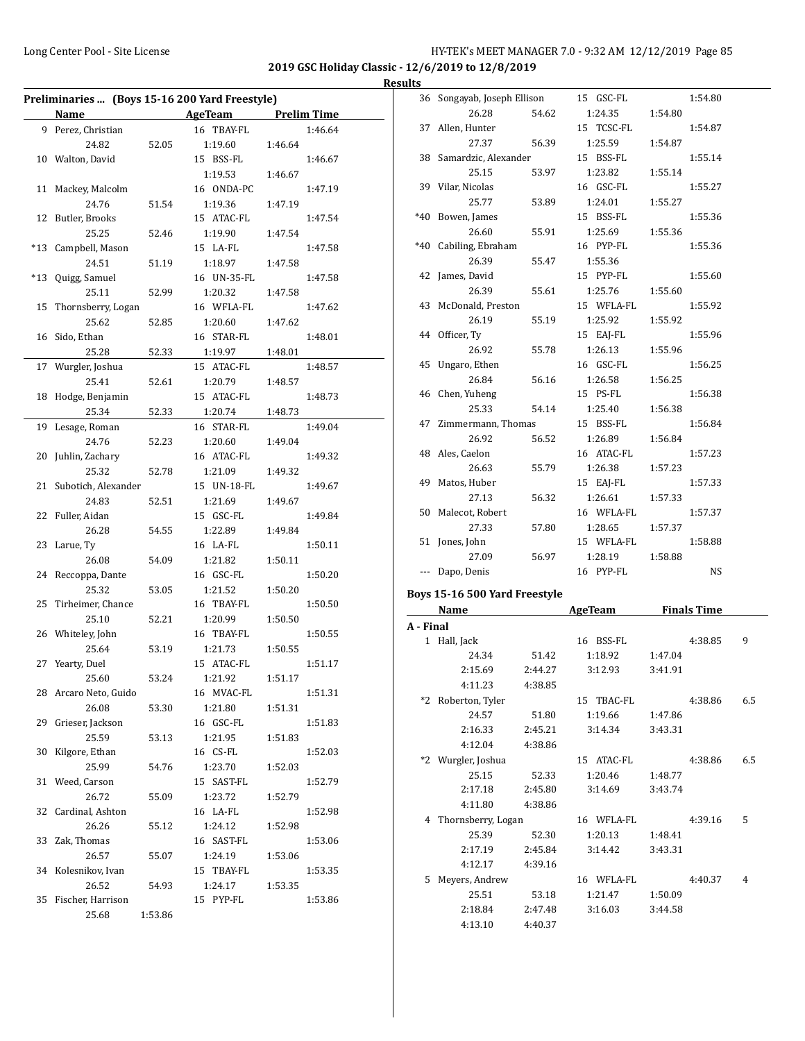**2019 GSC Holiday Classic - 12/6/2019 to 12/8/2019**

**Results**

### Preliminaries ... (Boys 15-16 200 Yard Freestyle)

| | Name | AgeTeam | Prelim Time |
|---|---|---|---|
| 9 | Perez, Christian | 16 TBAY-FL | 1:46.64 |
| | 24.82 52.05 1:19.60 1:46.64 | | |
| 10 | Walton, David | 15 BSS-FL | 1:46.67 |
| | 1:19.53 1:46.67 | | |
| 11 | Mackey, Malcolm | 16 ONDA-PC | 1:47.19 |
| | 24.76 51.54 1:19.36 1:47.19 | | |
| 12 | Butler, Brooks | 15 ATAC-FL | 1:47.54 |
| | 25.25 52.46 1:19.90 1:47.54 | | |
| *13 | Campbell, Mason | 15 LA-FL | 1:47.58 |
| | 24.51 51.19 1:18.97 1:47.58 | | |
| *13 | Quigg, Samuel | 16 UN-35-FL | 1:47.58 |
| | 25.11 52.99 1:20.32 1:47.58 | | |
| 15 | Thornsberry, Logan | 16 WFLA-FL | 1:47.62 |
| | 25.62 52.85 1:20.60 1:47.62 | | |
| 16 | Sido, Ethan | 16 STAR-FL | 1:48.01 |
| | 25.28 52.33 1:19.97 1:48.01 | | |
| 17 | Wurgler, Joshua | 15 ATAC-FL | 1:48.57 |
| | 25.41 52.61 1:20.79 1:48.57 | | |
| 18 | Hodge, Benjamin | 15 ATAC-FL | 1:48.73 |
| | 25.34 52.33 1:20.74 1:48.73 | | |
| 19 | Lesage, Roman | 16 STAR-FL | 1:49.04 |
| | 24.76 52.23 1:20.60 1:49.04 | | |
| 20 | Juhlin, Zachary | 16 ATAC-FL | 1:49.32 |
| | 25.32 52.78 1:21.09 1:49.32 | | |
| 21 | Subotich, Alexander | 15 UN-18-FL | 1:49.67 |
| | 24.83 52.51 1:21.69 1:49.67 | | |
| 22 | Fuller, Aidan | 15 GSC-FL | 1:49.84 |
| | 26.28 54.55 1:22.89 1:49.84 | | |
| 23 | Larue, Ty | 16 LA-FL | 1:50.11 |
| | 26.08 54.09 1:21.82 1:50.11 | | |
| 24 | Reccoppa, Dante | 16 GSC-FL | 1:50.20 |
| | 25.32 53.05 1:21.52 1:50.20 | | |
| 25 | Tirheimer, Chance | 16 TBAY-FL | 1:50.50 |
| | 25.10 52.21 1:20.99 1:50.50 | | |
| 26 | Whiteley, John | 16 TBAY-FL | 1:50.55 |
| | 25.64 53.19 1:21.73 1:50.55 | | |
| 27 | Yearty, Duel | 15 ATAC-FL | 1:51.17 |
| | 25.60 53.24 1:21.92 1:51.17 | | |
| 28 | Arcaro Neto, Guido | 16 MVAC-FL | 1:51.31 |
| | 26.08 53.30 1:21.80 1:51.31 | | |
| 29 | Grieser, Jackson | 16 GSC-FL | 1:51.83 |
| | 25.59 53.13 1:21.95 1:51.83 | | |
| 30 | Kilgore, Ethan | 16 CS-FL | 1:52.03 |
| | 25.99 54.76 1:23.70 1:52.03 | | |
| 31 | Weed, Carson | 15 SAST-FL | 1:52.79 |
| | 26.72 55.09 1:23.72 1:52.79 | | |
| 32 | Cardinal, Ashton | 16 LA-FL | 1:52.98 |
| | 26.26 55.12 1:24.12 1:52.98 | | |
| 33 | Zak, Thomas | 16 SAST-FL | 1:53.06 |
| | 26.57 55.07 1:24.19 1:53.06 | | |
| 34 | Kolesnikov, Ivan | 15 TBAY-FL | 1:53.35 |
| | 26.52 54.93 1:24.17 1:53.35 | | |
| 35 | Fischer, Harrison | 15 PYP-FL | 1:53.86 |
| | 25.68 1:53.86 | | |
| 36 | Songayab, Joseph Ellison | 15 GSC-FL | 1:54.80 |
| | 26.28 54.62 1:24.35 1:54.80 | | |
| 37 | Allen, Hunter | 15 TCSC-FL | 1:54.87 |
| | 27.37 56.39 1:25.59 1:54.87 | | |
| 38 | Samardzic, Alexander | 15 BSS-FL | 1:55.14 |
| | 25.15 53.97 1:23.82 1:55.14 | | |
| 39 | Vilar, Nicolas | 16 GSC-FL | 1:55.27 |
| | 25.77 53.89 1:24.01 1:55.27 | | |
| *40 | Bowen, James | 15 BSS-FL | 1:55.36 |
| | 26.60 55.91 1:25.69 1:55.36 | | |
| *40 | Cabiling, Ebraham | 16 PYP-FL | 1:55.36 |
| | 26.39 55.47 1:55.36 | | |
| 42 | James, David | 15 PYP-FL | 1:55.60 |
| | 26.39 55.61 1:25.76 1:55.60 | | |
| 43 | McDonald, Preston | 15 WFLA-FL | 1:55.92 |
| | 26.19 55.19 1:25.92 1:55.92 | | |
| 44 | Officer, Ty | 15 EAJ-FL | 1:55.96 |
| | 26.92 55.78 1:26.13 1:55.96 | | |
| 45 | Ungaro, Ethen | 16 GSC-FL | 1:56.25 |
| | 26.84 56.16 1:26.58 1:56.25 | | |
| 46 | Chen, Yuheng | 15 PS-FL | 1:56.38 |
| | 25.33 54.14 1:25.40 1:56.38 | | |
| 47 | Zimmermann, Thomas | 15 BSS-FL | 1:56.84 |
| | 26.92 56.52 1:26.89 1:56.84 | | |
| 48 | Ales, Caelon | 16 ATAC-FL | 1:57.23 |
| | 26.63 55.79 1:26.38 1:57.23 | | |
| 49 | Matos, Huber | 15 EAJ-FL | 1:57.33 |
| | 27.13 56.32 1:26.61 1:57.33 | | |
| 50 | Malecot, Robert | 16 WFLA-FL | 1:57.37 |
| | 27.33 57.80 1:28.65 1:57.37 | | |
| 51 | Jones, John | 15 WFLA-FL | 1:58.88 |
| | 27.09 56.97 1:28.19 1:58.88 | | |
| --- | Dapo, Denis | 16 PYP-FL | NS |

### Boys 15-16 500 Yard Freestyle

| | Name | AgeTeam | Finals Time | Points |
|---|---|---|---|---|
| **A - Final** | | | | |
| 1 | Hall, Jack | 16 BSS-FL | 4:38.85 | 9 |
| | 24.34 51.42 1:18.92 1:47.04 2:15.69 2:44.27 3:12.93 3:41.91 4:11.23 4:38.85 | | | |
| *2 | Roberton, Tyler | 15 TBAC-FL | 4:38.86 | 6.5 |
| | 24.57 51.80 1:19.66 1:47.86 2:16.33 2:45.21 3:14.34 3:43.31 4:12.04 4:38.86 | | | |
| *2 | Wurgler, Joshua | 15 ATAC-FL | 4:38.86 | 6.5 |
| | 25.15 52.33 1:20.46 1:48.77 2:17.18 2:45.80 3:14.69 3:43.74 4:11.80 4:38.86 | | | |
| 4 | Thornsberry, Logan | 16 WFLA-FL | 4:39.16 | 5 |
| | 25.39 52.30 1:20.13 1:48.41 2:17.19 2:45.84 3:14.42 3:43.31 4:12.17 4:39.16 | | | |
| 5 | Meyers, Andrew | 16 WFLA-FL | 4:40.37 | 4 |
| | 25.51 53.18 1:21.47 1:50.09 2:18.84 2:47.48 3:16.03 3:44.58 4:13.10 4:40.37 | | | |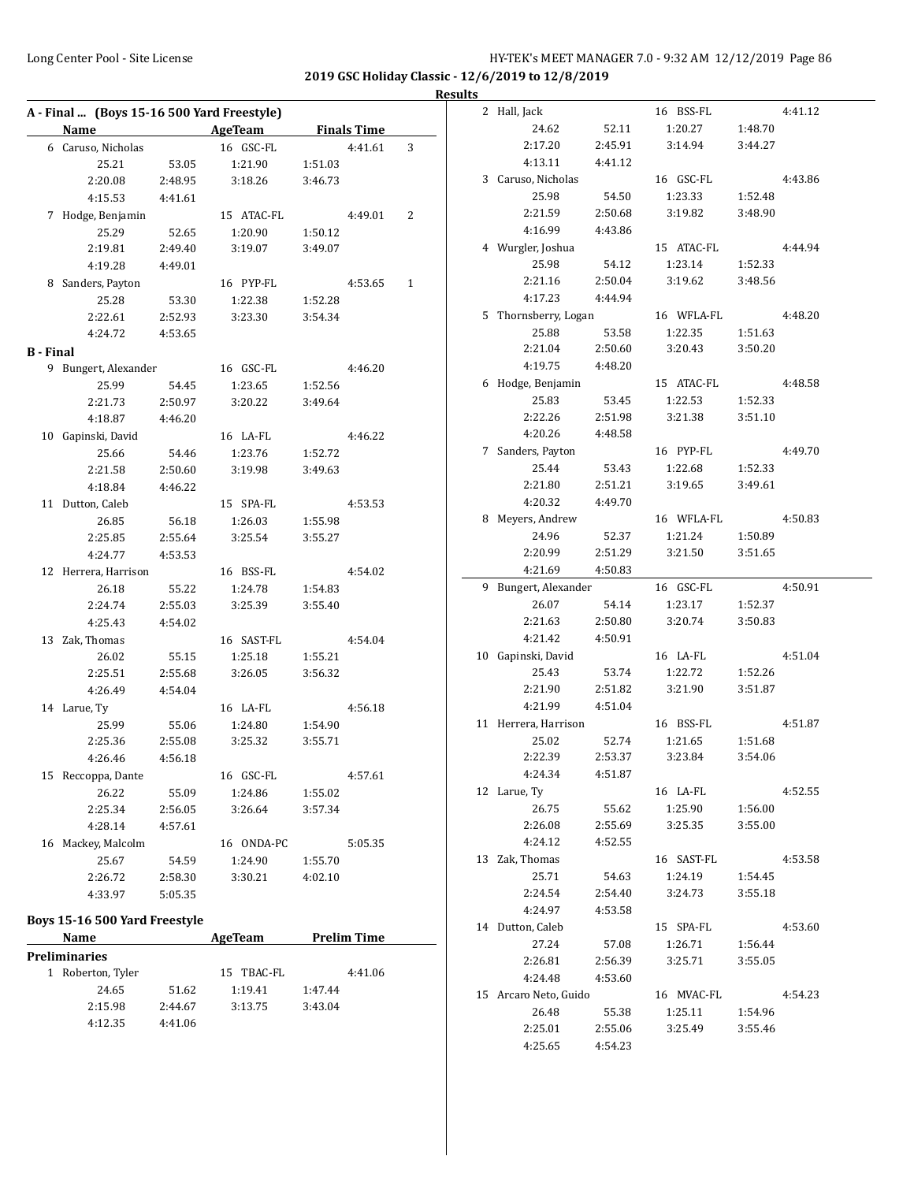2019 GSC Holiday Classic - 12/6/2019 to 12/8/2019

**Results**

### A - Final ... (Boys 15-16 500 Yard Freestyle)

| Name | | AgeTeam | | Finals Time | |
|---|---|---|---|---|---|
| 6 Caruso, Nicholas | | 16 GSC-FL | | 4:41.61 | 3 |
| 25.21 | 53.05 | 1:21.90 | 1:51.03 | | |
| 2:20.08 | 2:48.95 | 3:18.26 | 3:46.73 | | |
| 4:15.53 | 4:41.61 | | | | |
| 7 Hodge, Benjamin | | 15 ATAC-FL | | 4:49.01 | 2 |
| 25.29 | 52.65 | 1:20.90 | 1:50.12 | | |
| 2:19.81 | 2:49.40 | 3:19.07 | 3:49.07 | | |
| 4:19.28 | 4:49.01 | | | | |
| 8 Sanders, Payton | | 16 PYP-FL | | 4:53.65 | 1 |
| 25.28 | 53.30 | 1:22.38 | 1:52.28 | | |
| 2:22.61 | 2:52.93 | 3:23.30 | 3:54.34 | | |
| 4:24.72 | 4:53.65 | | | | |

### B - Final

| Name | | AgeTeam | | Finals Time |
|---|---|---|---|---|
| 9 Bungert, Alexander | | 16 GSC-FL | | 4:46.20 |
| 25.99 | 54.45 | 1:23.65 | 1:52.56 | |
| 2:21.73 | 2:50.97 | 3:20.22 | 3:49.64 | |
| 4:18.87 | 4:46.20 | | | |
| 10 Gapinski, David | | 16 LA-FL | | 4:46.22 |
| 25.66 | 54.46 | 1:23.76 | 1:52.72 | |
| 2:21.58 | 2:50.60 | 3:19.98 | 3:49.63 | |
| 4:18.84 | 4:46.22 | | | |
| 11 Dutton, Caleb | | 15 SPA-FL | | 4:53.53 |
| 26.85 | 56.18 | 1:26.03 | 1:55.98 | |
| 2:25.85 | 2:55.64 | 3:25.54 | 3:55.27 | |
| 4:24.77 | 4:53.53 | | | |
| 12 Herrera, Harrison | | 16 BSS-FL | | 4:54.02 |
| 26.18 | 55.22 | 1:24.78 | 1:54.83 | |
| 2:24.74 | 2:55.03 | 3:25.39 | 3:55.40 | |
| 4:25.43 | 4:54.02 | | | |
| 13 Zak, Thomas | | 16 SAST-FL | | 4:54.04 |
| 26.02 | 55.15 | 1:25.18 | 1:55.21 | |
| 2:25.51 | 2:55.68 | 3:26.05 | 3:56.32 | |
| 4:26.49 | 4:54.04 | | | |
| 14 Larue, Ty | | 16 LA-FL | | 4:56.18 |
| 25.99 | 55.06 | 1:24.80 | 1:54.90 | |
| 2:25.36 | 2:55.08 | 3:25.32 | 3:55.71 | |
| 4:26.46 | 4:56.18 | | | |
| 15 Reccoppa, Dante | | 16 GSC-FL | | 4:57.61 |
| 26.22 | 55.09 | 1:24.86 | 1:55.02 | |
| 2:25.34 | 2:56.05 | 3:26.64 | 3:57.34 | |
| 4:28.14 | 4:57.61 | | | |
| 16 Mackey, Malcolm | | 16 ONDA-PC | | 5:05.35 |
| 25.67 | 54.59 | 1:24.90 | 1:55.70 | |
| 2:26.72 | 2:58.30 | 3:30.21 | 4:02.10 | |
| 4:33.97 | 5:05.35 | | | |

### Boys 15-16 500 Yard Freestyle

**Preliminaries**

| Name | | AgeTeam | | Prelim Time |
|---|---|---|---|---|
| 1 Roberton, Tyler | | 15 TBAC-FL | | 4:41.06 |
| 24.65 | 51.62 | 1:19.41 | 1:47.44 | |
| 2:15.98 | 2:44.67 | 3:13.75 | 3:43.04 | |
| 4:12.35 | 4:41.06 | | | |
| 2 Hall, Jack | | 16 BSS-FL | | 4:41.12 |
| 24.62 | 52.11 | 1:20.27 | 1:48.70 | |
| 2:17.20 | 2:45.91 | 3:14.94 | 3:44.27 | |
| 4:13.11 | 4:41.12 | | | |
| 3 Caruso, Nicholas | | 16 GSC-FL | | 4:43.86 |
| 25.98 | 54.50 | 1:23.33 | 1:52.48 | |
| 2:21.59 | 2:50.68 | 3:19.82 | 3:48.90 | |
| 4:16.99 | 4:43.86 | | | |
| 4 Wurgler, Joshua | | 15 ATAC-FL | | 4:44.94 |
| 25.98 | 54.12 | 1:23.14 | 1:52.33 | |
| 2:21.16 | 2:50.04 | 3:19.62 | 3:48.56 | |
| 4:17.23 | 4:44.94 | | | |
| 5 Thornsberry, Logan | | 16 WFLA-FL | | 4:48.20 |
| 25.88 | 53.58 | 1:22.35 | 1:51.63 | |
| 2:21.04 | 2:50.60 | 3:20.43 | 3:50.20 | |
| 4:19.75 | 4:48.20 | | | |
| 6 Hodge, Benjamin | | 15 ATAC-FL | | 4:48.58 |
| 25.83 | 53.45 | 1:22.53 | 1:52.33 | |
| 2:22.26 | 2:51.98 | 3:21.38 | 3:51.10 | |
| 4:20.26 | 4:48.58 | | | |
| 7 Sanders, Payton | | 16 PYP-FL | | 4:49.70 |
| 25.44 | 53.43 | 1:22.68 | 1:52.33 | |
| 2:21.80 | 2:51.21 | 3:19.65 | 3:49.61 | |
| 4:20.32 | 4:49.70 | | | |
| 8 Meyers, Andrew | | 16 WFLA-FL | | 4:50.83 |
| 24.96 | 52.37 | 1:21.24 | 1:50.89 | |
| 2:20.99 | 2:51.29 | 3:21.50 | 3:51.65 | |
| 4:21.69 | 4:50.83 | | | |
| 9 Bungert, Alexander | | 16 GSC-FL | | 4:50.91 |
| 26.07 | 54.14 | 1:23.17 | 1:52.37 | |
| 2:21.63 | 2:50.80 | 3:20.74 | 3:50.83 | |
| 4:21.42 | 4:50.91 | | | |
| 10 Gapinski, David | | 16 LA-FL | | 4:51.04 |
| 25.43 | 53.74 | 1:22.72 | 1:52.26 | |
| 2:21.90 | 2:51.82 | 3:21.90 | 3:51.87 | |
| 4:21.99 | 4:51.04 | | | |
| 11 Herrera, Harrison | | 16 BSS-FL | | 4:51.87 |
| 25.02 | 52.74 | 1:21.65 | 1:51.68 | |
| 2:22.39 | 2:53.37 | 3:23.84 | 3:54.06 | |
| 4:24.34 | 4:51.87 | | | |
| 12 Larue, Ty | | 16 LA-FL | | 4:52.55 |
| 26.75 | 55.62 | 1:25.90 | 1:56.00 | |
| 2:26.08 | 2:55.69 | 3:25.35 | 3:55.00 | |
| 4:24.12 | 4:52.55 | | | |
| 13 Zak, Thomas | | 16 SAST-FL | | 4:53.58 |
| 25.71 | 54.63 | 1:24.19 | 1:54.45 | |
| 2:24.54 | 2:54.40 | 3:24.73 | 3:55.18 | |
| 4:24.97 | 4:53.58 | | | |
| 14 Dutton, Caleb | | 15 SPA-FL | | 4:53.60 |
| 27.24 | 57.08 | 1:26.71 | 1:56.44 | |
| 2:26.81 | 2:56.39 | 3:25.71 | 3:55.05 | |
| 4:24.48 | 4:53.60 | | | |
| 15 Arcaro Neto, Guido | | 16 MVAC-FL | | 4:54.23 |
| 26.48 | 55.38 | 1:25.11 | 1:54.96 | |
| 2:25.01 | 2:55.06 | 3:25.49 | 3:55.46 | |
| 4:25.65 | 4:54.23 | | | |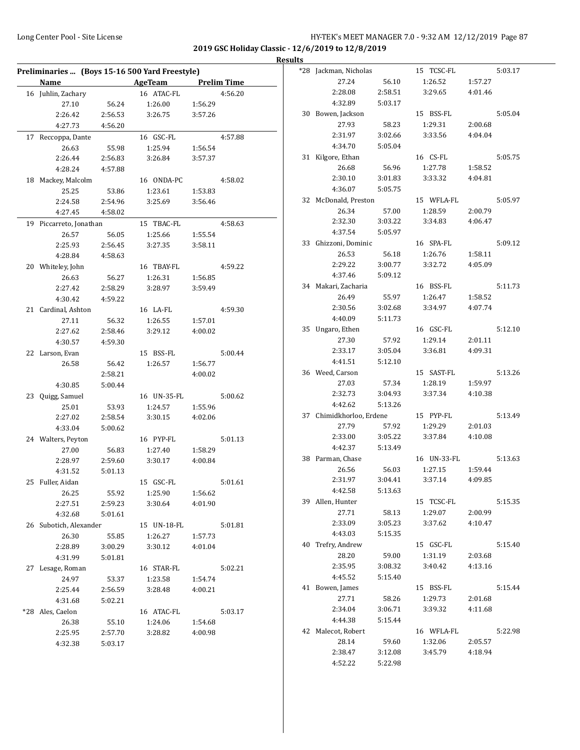**2019 GSC Holiday Classic - 12/6/2019 to 12/8/2019**

**Results**

## Preliminaries ... (Boys 15-16 500 Yard Freestyle)

| Name | | AgeTeam | | Prelim Time |
|---|---|---|---|---|
| 16 Juhlin, Zachary | | 16 ATAC-FL | | 4:56.20 |
| 27.10 | 56.24 | 1:26.00 | 1:56.29 | |
| 2:26.42 | 2:56.53 | 3:26.75 | 3:57.26 | |
| 4:27.73 | 4:56.20 | | | |
| 17 Reccoppa, Dante | | 16 GSC-FL | | 4:57.88 |
| 26.63 | 55.98 | 1:25.94 | 1:56.54 | |
| 2:26.44 | 2:56.83 | 3:26.84 | 3:57.37 | |
| 4:28.24 | 4:57.88 | | | |
| 18 Mackey, Malcolm | | 16 ONDA-PC | | 4:58.02 |
| 25.25 | 53.86 | 1:23.61 | 1:53.83 | |
| 2:24.58 | 2:54.96 | 3:25.69 | 3:56.46 | |
| 4:27.45 | 4:58.02 | | | |
| 19 Piccarreto, Jonathan | | 15 TBAC-FL | | 4:58.63 |
| 26.57 | 56.05 | 1:25.66 | 1:55.54 | |
| 2:25.93 | 2:56.45 | 3:27.35 | 3:58.11 | |
| 4:28.84 | 4:58.63 | | | |
| 20 Whiteley, John | | 16 TBAY-FL | | 4:59.22 |
| 26.63 | 56.27 | 1:26.31 | 1:56.85 | |
| 2:27.42 | 2:58.29 | 3:28.97 | 3:59.49 | |
| 4:30.42 | 4:59.22 | | | |
| 21 Cardinal, Ashton | | 16 LA-FL | | 4:59.30 |
| 27.11 | 56.32 | 1:26.55 | 1:57.01 | |
| 2:27.62 | 2:58.46 | 3:29.12 | 4:00.02 | |
| 4:30.57 | 4:59.30 | | | |
| 22 Larson, Evan | | 15 BSS-FL | | 5:00.44 |
| 26.58 | 56.42 | 1:26.57 | 1:56.77 | |
| | 2:58.21 | | 4:00.02 | |
| 4:30.85 | 5:00.44 | | | |
| 23 Quigg, Samuel | | 16 UN-35-FL | | 5:00.62 |
| 25.01 | 53.93 | 1:24.57 | 1:55.96 | |
| 2:27.02 | 2:58.54 | 3:30.15 | 4:02.06 | |
| 4:33.04 | 5:00.62 | | | |
| 24 Walters, Peyton | | 16 PYP-FL | | 5:01.13 |
| 27.00 | 56.83 | 1:27.40 | 1:58.29 | |
| 2:28.97 | 2:59.60 | 3:30.17 | 4:00.84 | |
| 4:31.52 | 5:01.13 | | | |
| 25 Fuller, Aidan | | 15 GSC-FL | | 5:01.61 |
| 26.25 | 55.92 | 1:25.90 | 1:56.62 | |
| 2:27.51 | 2:59.23 | 3:30.64 | 4:01.90 | |
| 4:32.68 | 5:01.61 | | | |
| 26 Subotich, Alexander | | 15 UN-18-FL | | 5:01.81 |
| 26.30 | 55.85 | 1:26.27 | 1:57.73 | |
| 2:28.89 | 3:00.29 | 3:30.12 | 4:01.04 | |
| 4:31.99 | 5:01.81 | | | |
| 27 Lesage, Roman | | 16 STAR-FL | | 5:02.21 |
| 24.97 | 53.37 | 1:23.58 | 1:54.74 | |
| 2:25.44 | 2:56.59 | 3:28.48 | 4:00.21 | |
| 4:31.68 | 5:02.21 | | | |
| *28 Ales, Caelon | | 16 ATAC-FL | | 5:03.17 |
| 26.38 | 55.10 | 1:24.06 | 1:54.68 | |
| 2:25.95 | 2:57.70 | 3:28.82 | 4:00.98 | |
| 4:32.38 | 5:03.17 | | | |
| *28 Jackman, Nicholas | | 15 TCSC-FL | | 5:03.17 |
| 27.24 | 56.10 | 1:26.52 | 1:57.27 | |
| 2:28.08 | 2:58.51 | 3:29.65 | 4:01.46 | |
| 4:32.89 | 5:03.17 | | | |
| 30 Bowen, Jackson | | 15 BSS-FL | | 5:05.04 |
| 27.93 | 58.23 | 1:29.31 | 2:00.68 | |
| 2:31.97 | 3:02.66 | 3:33.56 | 4:04.04 | |
| 4:34.70 | 5:05.04 | | | |
| 31 Kilgore, Ethan | | 16 CS-FL | | 5:05.75 |
| 26.68 | 56.96 | 1:27.78 | 1:58.52 | |
| 2:30.10 | 3:01.83 | 3:33.32 | 4:04.81 | |
| 4:36.07 | 5:05.75 | | | |
| 32 McDonald, Preston | | 15 WFLA-FL | | 5:05.97 |
| 26.34 | 57.00 | 1:28.59 | 2:00.79 | |
| 2:32.30 | 3:03.22 | 3:34.83 | 4:06.47 | |
| 4:37.54 | 5:05.97 | | | |
| 33 Ghizzoni, Dominic | | 16 SPA-FL | | 5:09.12 |
| 26.53 | 56.18 | 1:26.76 | 1:58.11 | |
| 2:29.22 | 3:00.77 | 3:32.72 | 4:05.09 | |
| 4:37.46 | 5:09.12 | | | |
| 34 Makari, Zacharia | | 16 BSS-FL | | 5:11.73 |
| 26.49 | 55.97 | 1:26.47 | 1:58.52 | |
| 2:30.56 | 3:02.68 | 3:34.97 | 4:07.74 | |
| 4:40.09 | 5:11.73 | | | |
| 35 Ungaro, Ethen | | 16 GSC-FL | | 5:12.10 |
| 27.30 | 57.92 | 1:29.14 | 2:01.11 | |
| 2:33.17 | 3:05.04 | 3:36.81 | 4:09.31 | |
| 4:41.51 | 5:12.10 | | | |
| 36 Weed, Carson | | 15 SAST-FL | | 5:13.26 |
| 27.03 | 57.34 | 1:28.19 | 1:59.97 | |
| 2:32.73 | 3:04.93 | 3:37.34 | 4:10.38 | |
| 4:42.62 | 5:13.26 | | | |
| 37 Chimidkhorloo, Erdene | | 15 PYP-FL | | 5:13.49 |
| 27.79 | 57.92 | 1:29.29 | 2:01.03 | |
| 2:33.00 | 3:05.22 | 3:37.84 | 4:10.08 | |
| 4:42.37 | 5:13.49 | | | |
| 38 Parman, Chase | | 16 UN-33-FL | | 5:13.63 |
| 26.56 | 56.03 | 1:27.15 | 1:59.44 | |
| 2:31.97 | 3:04.41 | 3:37.14 | 4:09.85 | |
| 4:42.58 | 5:13.63 | | | |
| 39 Allen, Hunter | | 15 TCSC-FL | | 5:15.35 |
| 27.71 | 58.13 | 1:29.07 | 2:00.99 | |
| 2:33.09 | 3:05.23 | 3:37.62 | 4:10.47 | |
| 4:43.03 | 5:15.35 | | | |
| 40 Trefry, Andrew | | 15 GSC-FL | | 5:15.40 |
| 28.20 | 59.00 | 1:31.19 | 2:03.68 | |
| 2:35.95 | 3:08.32 | 3:40.42 | 4:13.16 | |
| 4:45.52 | 5:15.40 | | | |
| 41 Bowen, James | | 15 BSS-FL | | 5:15.44 |
| 27.71 | 58.26 | 1:29.73 | 2:01.68 | |
| 2:34.04 | 3:06.71 | 3:39.32 | 4:11.68 | |
| 4:44.38 | 5:15.44 | | | |
| 42 Malecot, Robert | | 16 WFLA-FL | | 5:22.98 |
| 28.14 | 59.60 | 1:32.06 | 2:05.57 | |
| 2:38.47 | 3:12.08 | 3:45.79 | 4:18.94 | |
| 4:52.22 | 5:22.98 | | | |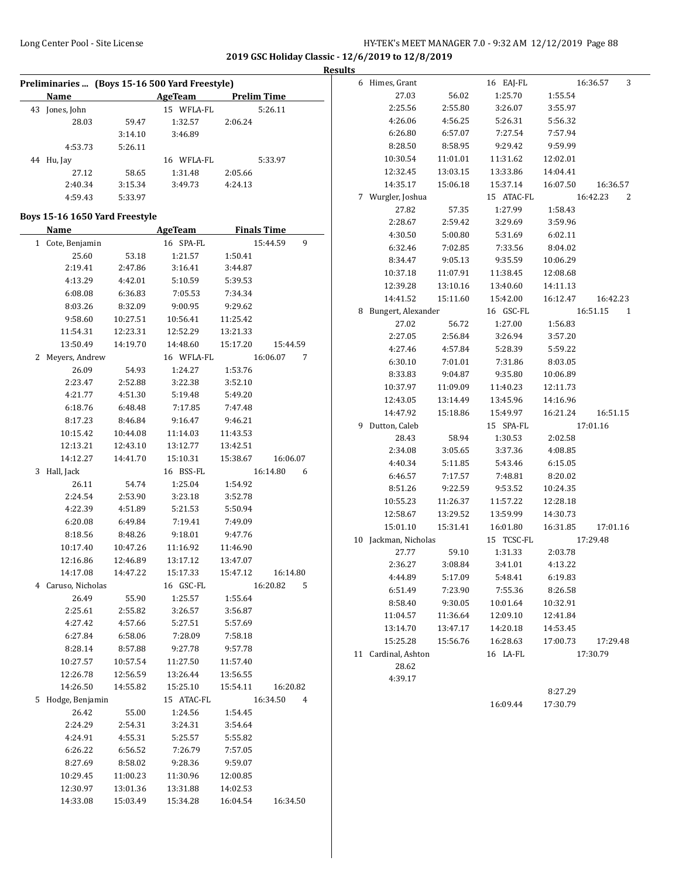## 2019 GSC Holiday Classic - 12/6/2019 to 12/8/2019

### Results

**Preliminaries ... (Boys 15-16 500 Yard Freestyle)**

| Name | AgeTeam | Prelim Time |
|---|---|---|
| 43 Jones, John | 15 WFLA-FL | 5:26.11 |
| 28.03 59.47 1:32.57 2:06.24 | | |
| 3:14.10 3:46.89 | | |
| 4:53.73 5:26.11 | | |
| 44 Hu, Jay | 16 WFLA-FL | 5:33.97 |
| 27.12 58.65 1:31.48 2:05.66 | | |
| 2:40.34 3:15.34 3:49.73 4:24.13 | | |
| 4:59.43 5:33.97 | | |

**Boys 15-16 1650 Yard Freestyle**

| Name | AgeTeam | Finals Time | Points |
|---|---|---|---|
| 1 Cote, Benjamin | 16 SPA-FL | 15:44.59 | 9 |
| 25.60 53.18 1:21.57 1:50.41 | | | |
| 2:19.41 2:47.86 3:16.41 3:44.87 | | | |
| 4:13.29 4:42.01 5:10.59 5:39.53 | | | |
| 6:08.08 6:36.83 7:05.53 7:34.34 | | | |
| 8:03.26 8:32.09 9:00.95 9:29.62 | | | |
| 9:58.60 10:27.51 10:56.41 11:25.42 | | | |
| 11:54.31 12:23.31 12:52.29 13:21.33 | | | |
| 13:50.49 14:19.70 14:48.60 15:17.20 15:44.59 | | | |
| 2 Meyers, Andrew | 16 WFLA-FL | 16:06.07 | 7 |
| 26.09 54.93 1:24.27 1:53.76 | | | |
| 2:23.47 2:52.88 3:22.38 3:52.10 | | | |
| 4:21.77 4:51.30 5:19.48 5:49.20 | | | |
| 6:18.76 6:48.48 7:17.85 7:47.48 | | | |
| 8:17.23 8:46.84 9:16.47 9:46.21 | | | |
| 10:15.42 10:44.08 11:14.03 11:43.53 | | | |
| 12:13.21 12:43.10 13:12.77 13:42.51 | | | |
| 14:12.27 14:41.70 15:10.31 15:38.67 16:06.07 | | | |
| 3 Hall, Jack | 16 BSS-FL | 16:14.80 | 6 |
| 26.11 54.74 1:25.04 1:54.92 | | | |
| 2:24.54 2:53.90 3:23.18 3:52.78 | | | |
| 4:22.39 4:51.89 5:21.53 5:50.94 | | | |
| 6:20.08 6:49.84 7:19.41 7:49.09 | | | |
| 8:18.56 8:48.26 9:18.01 9:47.76 | | | |
| 10:17.40 10:47.26 11:16.92 11:46.90 | | | |
| 12:16.86 12:46.89 13:17.12 13:47.07 | | | |
| 14:17.08 14:47.22 15:17.33 15:47.12 16:14.80 | | | |
| 4 Caruso, Nicholas | 16 GSC-FL | 16:20.82 | 5 |
| 26.49 55.90 1:25.57 1:55.64 | | | |
| 2:25.61 2:55.82 3:26.57 3:56.87 | | | |
| 4:27.42 4:57.66 5:27.51 5:57.69 | | | |
| 6:27.84 6:58.06 7:28.09 7:58.18 | | | |
| 8:28.14 8:57.88 9:27.78 9:57.78 | | | |
| 10:27.57 10:57.54 11:27.50 11:57.40 | | | |
| 12:26.78 12:56.59 13:26.44 13:56.55 | | | |
| 14:26.50 14:55.82 15:25.10 15:54.11 16:20.82 | | | |
| 5 Hodge, Benjamin | 15 ATAC-FL | 16:34.50 | 4 |
| 26.42 55.00 1:24.56 1:54.45 | | | |
| 2:24.29 2:54.31 3:24.31 3:54.64 | | | |
| 4:24.91 4:55.31 5:25.57 5:55.82 | | | |
| 6:26.22 6:56.52 7:26.79 7:57.05 | | | |
| 8:27.69 8:58.02 9:28.36 9:59.07 | | | |
| 10:29.45 11:00.23 11:30.96 12:00.85 | | | |
| 12:30.97 13:01.36 13:31.88 14:02.53 | | | |
| 14:33.08 15:03.49 15:34.28 16:04.54 16:34.50 | | | |
| 6 Himes, Grant | 16 EAJ-FL | 16:36.57 | 3 |
| 27.03 56.02 1:25.70 1:55.54 | | | |
| 2:25.56 2:55.80 3:26.07 3:55.97 | | | |
| 4:26.06 4:56.25 5:26.31 5:56.32 | | | |
| 6:26.80 6:57.07 7:27.54 7:57.94 | | | |
| 8:28.50 8:58.95 9:29.42 9:59.99 | | | |
| 10:30.54 11:01.01 11:31.62 12:02.01 | | | |
| 12:32.45 13:03.15 13:33.86 14:04.41 | | | |
| 14:35.17 15:06.18 15:37.14 16:07.50 16:36.57 | | | |
| 7 Wurgler, Joshua | 15 ATAC-FL | 16:42.23 | 2 |
| 27.82 57.35 1:27.99 1:58.43 | | | |
| 2:28.67 2:59.42 3:29.69 3:59.96 | | | |
| 4:30.50 5:00.80 5:31.69 6:02.11 | | | |
| 6:32.46 7:02.85 7:33.56 8:04.02 | | | |
| 8:34.47 9:05.13 9:35.59 10:06.29 | | | |
| 10:37.18 11:07.91 11:38.45 12:08.68 | | | |
| 12:39.28 13:10.16 13:40.60 14:11.13 | | | |
| 14:41.52 15:11.60 15:42.00 16:12.47 16:42.23 | | | |
| 8 Bungert, Alexander | 16 GSC-FL | 16:51.15 | 1 |
| 27.02 56.72 1:27.00 1:56.83 | | | |
| 2:27.05 2:56.84 3:26.94 3:57.20 | | | |
| 4:27.46 4:57.84 5:28.39 5:59.22 | | | |
| 6:30.10 7:01.01 7:31.86 8:03.05 | | | |
| 8:33.83 9:04.87 9:35.80 10:06.89 | | | |
| 10:37.97 11:09.09 11:40.23 12:11.73 | | | |
| 12:43.05 13:14.49 13:45.96 14:16.96 | | | |
| 14:47.92 15:18.86 15:49.97 16:21.24 16:51.15 | | | |
| 9 Dutton, Caleb | 15 SPA-FL | 17:01.16 | |
| 28.43 58.94 1:30.53 2:02.58 | | | |
| 2:34.08 3:05.65 3:37.36 4:08.85 | | | |
| 4:40.34 5:11.85 5:43.46 6:15.05 | | | |
| 6:46.57 7:17.57 7:48.81 8:20.02 | | | |
| 8:51.26 9:22.59 9:53.52 10:24.35 | | | |
| 10:55.23 11:26.37 11:57.22 12:28.18 | | | |
| 12:58.67 13:29.52 13:59.99 14:30.73 | | | |
| 15:01.10 15:31.41 16:01.80 16:31.85 17:01.16 | | | |
| 10 Jackman, Nicholas | 15 TCSC-FL | 17:29.48 | |
| 27.77 59.10 1:31.33 2:03.78 | | | |
| 2:36.27 3:08.84 3:41.01 4:13.22 | | | |
| 4:44.89 5:17.09 5:48.41 6:19.83 | | | |
| 6:51.49 7:23.90 7:55.36 8:26.58 | | | |
| 8:58.40 9:30.05 10:01.64 10:32.91 | | | |
| 11:04.57 11:36.64 12:09.10 12:41.84 | | | |
| 13:14.70 13:47.17 14:20.18 14:53.45 | | | |
| 15:25.28 15:56.76 16:28.63 17:00.73 17:29.48 | | | |
| 11 Cardinal, Ashton | 16 LA-FL | 17:30.79 | |
| 28.62 | | | |
| 4:39.17 | | | |
| 8:27.29 | | | |
| 16:09.44 17:30.79 | | | |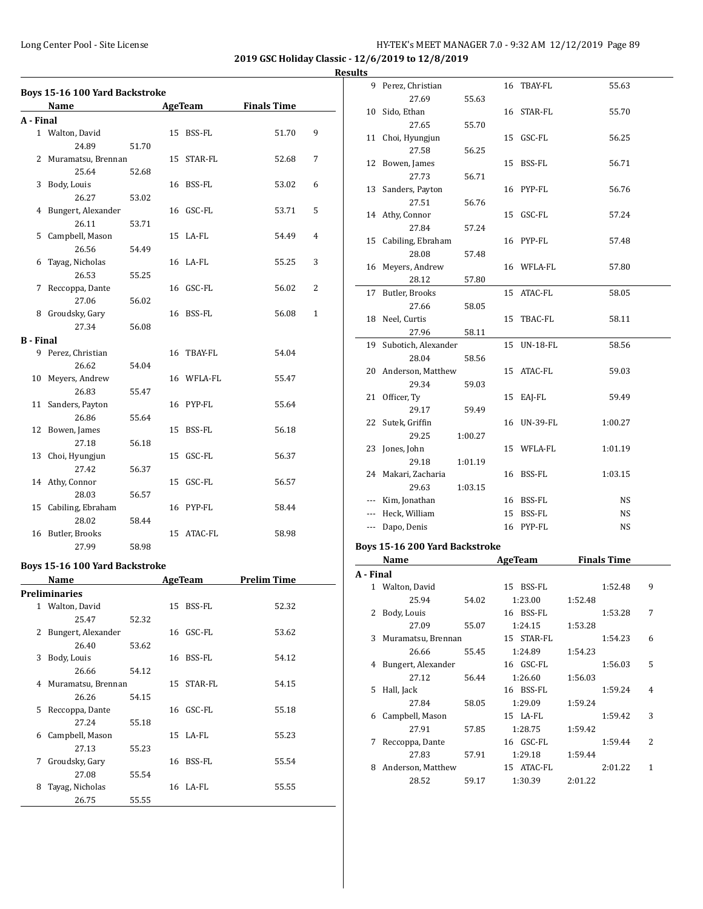**2019 GSC Holiday Classic - 12/6/2019 to 12/8/2019**

**Results**

### Boys 15-16 100 Yard Backstroke

| | Name | Age | Team | Finals Time | Points |
|---|---|---|---|---|---|
| **A - Final** | | | | | |
| 1 | Walton, David | 15 | BSS-FL | 51.70 | 9 |
| | 24.89 51.70 | | | | |
| 2 | Muramatsu, Brennan | 15 | STAR-FL | 52.68 | 7 |
| | 25.64 52.68 | | | | |
| 3 | Body, Louis | 16 | BSS-FL | 53.02 | 6 |
| | 26.27 53.02 | | | | |
| 4 | Bungert, Alexander | 16 | GSC-FL | 53.71 | 5 |
| | 26.11 53.71 | | | | |
| 5 | Campbell, Mason | 15 | LA-FL | 54.49 | 4 |
| | 26.56 54.49 | | | | |
| 6 | Tayag, Nicholas | 16 | LA-FL | 55.25 | 3 |
| | 26.53 55.25 | | | | |
| 7 | Reccoppa, Dante | 16 | GSC-FL | 56.02 | 2 |
| | 27.06 56.02 | | | | |
| 8 | Groudsky, Gary | 16 | BSS-FL | 56.08 | 1 |
| | 27.34 56.08 | | | | |
| **B - Final** | | | | | |
| 9 | Perez, Christian | 16 | TBAY-FL | 54.04 | |
| | 26.62 54.04 | | | | |
| 10 | Meyers, Andrew | 16 | WFLA-FL | 55.47 | |
| | 26.83 55.47 | | | | |
| 11 | Sanders, Payton | 16 | PYP-FL | 55.64 | |
| | 26.86 55.64 | | | | |
| 12 | Bowen, James | 15 | BSS-FL | 56.18 | |
| | 27.18 56.18 | | | | |
| 13 | Choi, Hyungjun | 15 | GSC-FL | 56.37 | |
| | 27.42 56.37 | | | | |
| 14 | Athy, Connor | 15 | GSC-FL | 56.57 | |
| | 28.03 56.57 | | | | |
| 15 | Cabiling, Ebraham | 16 | PYP-FL | 58.44 | |
| | 28.02 58.44 | | | | |
| 16 | Butler, Brooks | 15 | ATAC-FL | 58.98 | |
| | 27.99 58.98 | | | | |

### Boys 15-16 100 Yard Backstroke

| | Name | Age | Team | Prelim Time |
|---|---|---|---|---|
| **Preliminaries** | | | | |
| 1 | Walton, David | 15 | BSS-FL | 52.32 |
| | 25.47 52.32 | | | |
| 2 | Bungert, Alexander | 16 | GSC-FL | 53.62 |
| | 26.40 53.62 | | | |
| 3 | Body, Louis | 16 | BSS-FL | 54.12 |
| | 26.66 54.12 | | | |
| 4 | Muramatsu, Brennan | 15 | STAR-FL | 54.15 |
| | 26.26 54.15 | | | |
| 5 | Reccoppa, Dante | 16 | GSC-FL | 55.18 |
| | 27.24 55.18 | | | |
| 6 | Campbell, Mason | 15 | LA-FL | 55.23 |
| | 27.13 55.23 | | | |
| 7 | Groudsky, Gary | 16 | BSS-FL | 55.54 |
| | 27.08 55.54 | | | |
| 8 | Tayag, Nicholas | 16 | LA-FL | 55.55 |
| | 26.75 55.55 | | | |
| 9 | Perez, Christian | 16 | TBAY-FL | 55.63 |
| | 27.69 55.63 | | | |
| 10 | Sido, Ethan | 16 | STAR-FL | 55.70 |
| | 27.65 55.70 | | | |
| 11 | Choi, Hyungjun | 15 | GSC-FL | 56.25 |
| | 27.58 56.25 | | | |
| 12 | Bowen, James | 15 | BSS-FL | 56.71 |
| | 27.73 56.71 | | | |
| 13 | Sanders, Payton | 16 | PYP-FL | 56.76 |
| | 27.51 56.76 | | | |
| 14 | Athy, Connor | 15 | GSC-FL | 57.24 |
| | 27.84 57.24 | | | |
| 15 | Cabiling, Ebraham | 16 | PYP-FL | 57.48 |
| | 28.08 57.48 | | | |
| 16 | Meyers, Andrew | 16 | WFLA-FL | 57.80 |
| | 28.12 57.80 | | | |
| 17 | Butler, Brooks | 15 | ATAC-FL | 58.05 |
| | 27.66 58.05 | | | |
| 18 | Neel, Curtis | 15 | TBAC-FL | 58.11 |
| | 27.96 58.11 | | | |
| 19 | Subotich, Alexander | 15 | UN-18-FL | 58.56 |
| | 28.04 58.56 | | | |
| 20 | Anderson, Matthew | 15 | ATAC-FL | 59.03 |
| | 29.34 59.03 | | | |
| 21 | Officer, Ty | 15 | EAJ-FL | 59.49 |
| | 29.17 59.49 | | | |
| 22 | Sutek, Griffin | 16 | UN-39-FL | 1:00.27 |
| | 29.25 1:00.27 | | | |
| 23 | Jones, John | 15 | WFLA-FL | 1:01.19 |
| | 29.18 1:01.19 | | | |
| 24 | Makari, Zacharia | 16 | BSS-FL | 1:03.15 |
| | 29.63 1:03.15 | | | |
| --- | Kim, Jonathan | 16 | BSS-FL | NS |
| --- | Heck, William | 15 | BSS-FL | NS |
| --- | Dapo, Denis | 16 | PYP-FL | NS |

### Boys 15-16 200 Yard Backstroke

| | Name | Age | Team | Finals Time | Points |
|---|---|---|---|---|---|
| **A - Final** | | | | | |
| 1 | Walton, David | 15 | BSS-FL | 1:52.48 | 9 |
| | 25.94 54.02 1:23.00 1:52.48 | | | | |
| 2 | Body, Louis | 16 | BSS-FL | 1:53.28 | 7 |
| | 27.09 55.07 1:24.15 1:53.28 | | | | |
| 3 | Muramatsu, Brennan | 15 | STAR-FL | 1:54.23 | 6 |
| | 26.66 55.45 1:24.89 1:54.23 | | | | |
| 4 | Bungert, Alexander | 16 | GSC-FL | 1:56.03 | 5 |
| | 27.12 56.44 1:26.60 1:56.03 | | | | |
| 5 | Hall, Jack | 16 | BSS-FL | 1:59.24 | 4 |
| | 27.84 58.05 1:29.09 1:59.24 | | | | |
| 6 | Campbell, Mason | 15 | LA-FL | 1:59.42 | 3 |
| | 27.91 57.85 1:28.75 1:59.42 | | | | |
| 7 | Reccoppa, Dante | 16 | GSC-FL | 1:59.44 | 2 |
| | 27.83 57.91 1:29.18 1:59.44 | | | | |
| 8 | Anderson, Matthew | 15 | ATAC-FL | 2:01.22 | 1 |
| | 28.52 59.17 1:30.39 2:01.22 | | | | |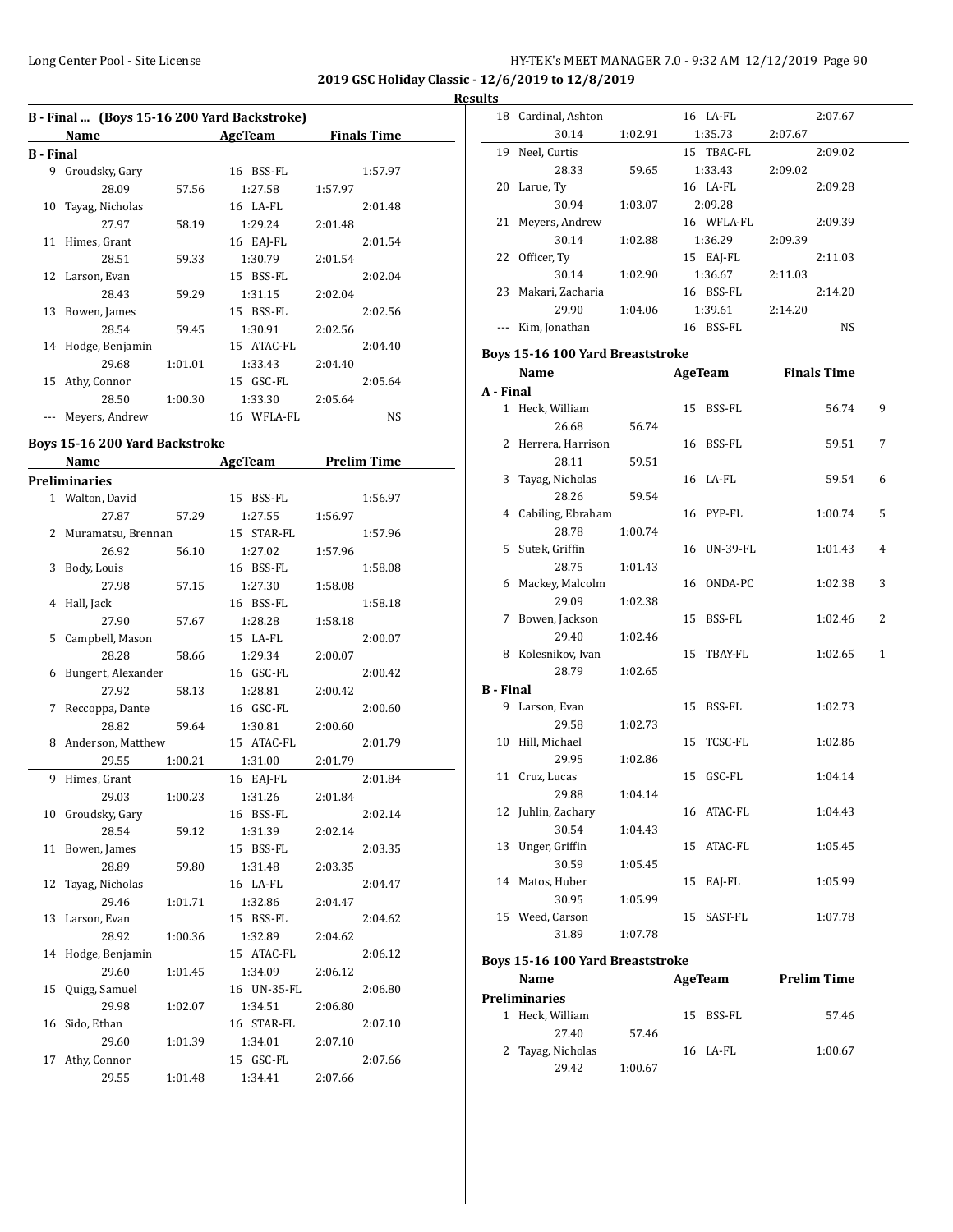**2019 GSC Holiday Classic - 12/6/2019 to 12/8/2019**

**Results**

### B - Final ... (Boys 15-16 200 Yard Backstroke)

| | Name | AgeTeam | | Finals Time |
|---|---|---|---|---|
| **B - Final** | | | | |
| 9 | Groudsky, Gary | 16 BSS-FL | | 1:57.97 |
| | 28.09 | 57.56 | 1:27.58 | 1:57.97 |
| 10 | Tayag, Nicholas | 16 LA-FL | | 2:01.48 |
| | 27.97 | 58.19 | 1:29.24 | 2:01.48 |
| 11 | Himes, Grant | 16 EAJ-FL | | 2:01.54 |
| | 28.51 | 59.33 | 1:30.79 | 2:01.54 |
| 12 | Larson, Evan | 15 BSS-FL | | 2:02.04 |
| | 28.43 | 59.29 | 1:31.15 | 2:02.04 |
| 13 | Bowen, James | 15 BSS-FL | | 2:02.56 |
| | 28.54 | 59.45 | 1:30.91 | 2:02.56 |
| 14 | Hodge, Benjamin | 15 ATAC-FL | | 2:04.40 |
| | 29.68 | 1:01.01 | 1:33.43 | 2:04.40 |
| 15 | Athy, Connor | 15 GSC-FL | | 2:05.64 |
| | 28.50 | 1:00.30 | 1:33.30 | 2:05.64 |
| --- | Meyers, Andrew | 16 WFLA-FL | | NS |

### Boys 15-16 200 Yard Backstroke

| | Name | AgeTeam | | Prelim Time |
|---|---|---|---|---|
| **Preliminaries** | | | | |
| 1 | Walton, David | 15 BSS-FL | | 1:56.97 |
| | 27.87 | 57.29 | 1:27.55 | 1:56.97 |
| 2 | Muramatsu, Brennan | 15 STAR-FL | | 1:57.96 |
| | 26.92 | 56.10 | 1:27.02 | 1:57.96 |
| 3 | Body, Louis | 16 BSS-FL | | 1:58.08 |
| | 27.98 | 57.15 | 1:27.30 | 1:58.08 |
| 4 | Hall, Jack | 16 BSS-FL | | 1:58.18 |
| | 27.90 | 57.67 | 1:28.28 | 1:58.18 |
| 5 | Campbell, Mason | 15 LA-FL | | 2:00.07 |
| | 28.28 | 58.66 | 1:29.34 | 2:00.07 |
| 6 | Bungert, Alexander | 16 GSC-FL | | 2:00.42 |
| | 27.92 | 58.13 | 1:28.81 | 2:00.42 |
| 7 | Reccoppa, Dante | 16 GSC-FL | | 2:00.60 |
| | 28.82 | 59.64 | 1:30.81 | 2:00.60 |
| 8 | Anderson, Matthew | 15 ATAC-FL | | 2:01.79 |
| | 29.55 | 1:00.21 | 1:31.00 | 2:01.79 |
| 9 | Himes, Grant | 16 EAJ-FL | | 2:01.84 |
| | 29.03 | 1:00.23 | 1:31.26 | 2:01.84 |
| 10 | Groudsky, Gary | 16 BSS-FL | | 2:02.14 |
| | 28.54 | 59.12 | 1:31.39 | 2:02.14 |
| 11 | Bowen, James | 15 BSS-FL | | 2:03.35 |
| | 28.89 | 59.80 | 1:31.48 | 2:03.35 |
| 12 | Tayag, Nicholas | 16 LA-FL | | 2:04.47 |
| | 29.46 | 1:01.71 | 1:32.86 | 2:04.47 |
| 13 | Larson, Evan | 15 BSS-FL | | 2:04.62 |
| | 28.92 | 1:00.36 | 1:32.89 | 2:04.62 |
| 14 | Hodge, Benjamin | 15 ATAC-FL | | 2:06.12 |
| | 29.60 | 1:01.45 | 1:34.09 | 2:06.12 |
| 15 | Quigg, Samuel | 16 UN-35-FL | | 2:06.80 |
| | 29.98 | 1:02.07 | 1:34.51 | 2:06.80 |
| 16 | Sido, Ethan | 16 STAR-FL | | 2:07.10 |
| | 29.60 | 1:01.39 | 1:34.01 | 2:07.10 |
| 17 | Athy, Connor | 15 GSC-FL | | 2:07.66 |
| | 29.55 | 1:01.48 | 1:34.41 | 2:07.66 |
| 18 | Cardinal, Ashton | 16 LA-FL | | 2:07.67 |
| | 30.14 | 1:02.91 | 1:35.73 | 2:07.67 |
| 19 | Neel, Curtis | 15 TBAC-FL | | 2:09.02 |
| | 28.33 | 59.65 | 1:33.43 | 2:09.02 |
| 20 | Larue, Ty | 16 LA-FL | | 2:09.28 |
| | 30.94 | 1:03.07 | 2:09.28 | |
| 21 | Meyers, Andrew | 16 WFLA-FL | | 2:09.39 |
| | 30.14 | 1:02.88 | 1:36.29 | 2:09.39 |
| 22 | Officer, Ty | 15 EAJ-FL | | 2:11.03 |
| | 30.14 | 1:02.90 | 1:36.67 | 2:11.03 |
| 23 | Makari, Zacharia | 16 BSS-FL | | 2:14.20 |
| | 29.90 | 1:04.06 | 1:39.61 | 2:14.20 |
| --- | Kim, Jonathan | 16 BSS-FL | | NS |

### Boys 15-16 100 Yard Breaststroke

| | Name | | AgeTeam | Finals Time | |
|---|---|---|---|---|---|
| **A - Final** | | | | | |
| 1 | Heck, William | | 15 BSS-FL | 56.74 | 9 |
| | 26.68 | 56.74 | | | |
| 2 | Herrera, Harrison | | 16 BSS-FL | 59.51 | 7 |
| | 28.11 | 59.51 | | | |
| 3 | Tayag, Nicholas | | 16 LA-FL | 59.54 | 6 |
| | 28.26 | 59.54 | | | |
| 4 | Cabiling, Ebraham | | 16 PYP-FL | 1:00.74 | 5 |
| | 28.78 | 1:00.74 | | | |
| 5 | Sutek, Griffin | | 16 UN-39-FL | 1:01.43 | 4 |
| | 28.75 | 1:01.43 | | | |
| 6 | Mackey, Malcolm | | 16 ONDA-PC | 1:02.38 | 3 |
| | 29.09 | 1:02.38 | | | |
| 7 | Bowen, Jackson | | 15 BSS-FL | 1:02.46 | 2 |
| | 29.40 | 1:02.46 | | | |
| 8 | Kolesnikov, Ivan | | 15 TBAY-FL | 1:02.65 | 1 |
| | 28.79 | 1:02.65 | | | |
| **B - Final** | | | | | |
| 9 | Larson, Evan | | 15 BSS-FL | 1:02.73 | |
| | 29.58 | 1:02.73 | | | |
| 10 | Hill, Michael | | 15 TCSC-FL | 1:02.86 | |
| | 29.95 | 1:02.86 | | | |
| 11 | Cruz, Lucas | | 15 GSC-FL | 1:04.14 | |
| | 29.88 | 1:04.14 | | | |
| 12 | Juhlin, Zachary | | 16 ATAC-FL | 1:04.43 | |
| | 30.54 | 1:04.43 | | | |
| 13 | Unger, Griffin | | 15 ATAC-FL | 1:05.45 | |
| | 30.59 | 1:05.45 | | | |
| 14 | Matos, Huber | | 15 EAJ-FL | 1:05.99 | |
| | 30.95 | 1:05.99 | | | |
| 15 | Weed, Carson | | 15 SAST-FL | 1:07.78 | |
| | 31.89 | 1:07.78 | | | |

### Boys 15-16 100 Yard Breaststroke

| | Name | | AgeTeam | Prelim Time |
|---|---|---|---|---|
| **Preliminaries** | | | | |
| 1 | Heck, William | | 15 BSS-FL | 57.46 |
| | 27.40 | 57.46 | | |
| 2 | Tayag, Nicholas | | 16 LA-FL | 1:00.67 |
| | 29.42 | 1:00.67 | | |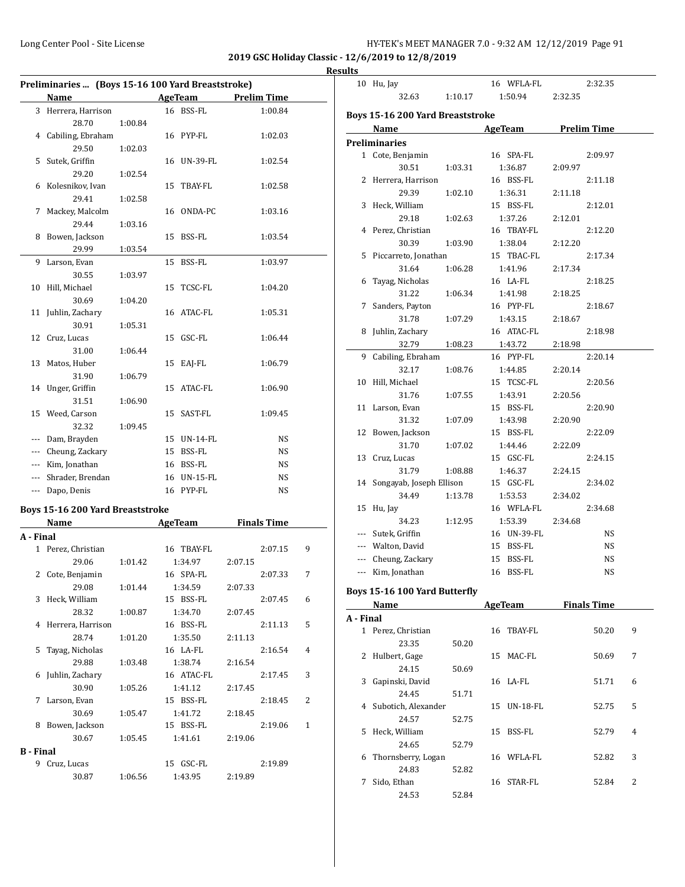## 2019 GSC Holiday Classic - 12/6/2019 to 12/8/2019

### Results

**Preliminares ... (Boys 15-16 100 Yard Breaststroke)**

| | Name | Age | Team | Prelim Time |
|---|---|---|---|---|
| 3 | Herrera, Harrison | 16 | BSS-FL | 1:00.84 |
| | 28.70 1:00.84 | | | |
| 4 | Cabiling, Ebraham | 16 | PYP-FL | 1:02.03 |
| | 29.50 1:02.03 | | | |
| 5 | Sutek, Griffin | 16 | UN-39-FL | 1:02.54 |
| | 29.20 1:02.54 | | | |
| 6 | Kolesnikov, Ivan | 15 | TBAY-FL | 1:02.58 |
| | 29.41 1:02.58 | | | |
| 7 | Mackey, Malcolm | 16 | ONDA-PC | 1:03.16 |
| | 29.44 1:03.16 | | | |
| 8 | Bowen, Jackson | 15 | BSS-FL | 1:03.54 |
| | 29.99 1:03.54 | | | |
| 9 | Larson, Evan | 15 | BSS-FL | 1:03.97 |
| | 30.55 1:03.97 | | | |
| 10 | Hill, Michael | 15 | TCSC-FL | 1:04.20 |
| | 30.69 1:04.20 | | | |
| 11 | Juhlin, Zachary | 16 | ATAC-FL | 1:05.31 |
| | 30.91 1:05.31 | | | |
| 12 | Cruz, Lucas | 15 | GSC-FL | 1:06.44 |
| | 31.00 1:06.44 | | | |
| 13 | Matos, Huber | 15 | EAJ-FL | 1:06.79 |
| | 31.90 1:06.79 | | | |
| 14 | Unger, Griffin | 15 | ATAC-FL | 1:06.90 |
| | 31.51 1:06.90 | | | |
| 15 | Weed, Carson | 15 | SAST-FL | 1:09.45 |
| | 32.32 1:09.45 | | | |
| --- | Dam, Brayden | 15 | UN-14-FL | NS |
| --- | Cheung, Zackary | 15 | BSS-FL | NS |
| --- | Kim, Jonathan | 16 | BSS-FL | NS |
| --- | Shrader, Brendan | 16 | UN-15-FL | NS |
| --- | Dapo, Denis | 16 | PYP-FL | NS |

**Boys 15-16 200 Yard Breaststroke**

| | Name | Age | Team | Finals Time | Points |
|---|---|---|---|---|---|
| **A - Final** | | | | | |
| 1 | Perez, Christian | 16 | TBAY-FL | 2:07.15 | 9 |
| | 29.06 1:01.42 1:34.97 2:07.15 | | | | |
| 2 | Cote, Benjamin | 16 | SPA-FL | 2:07.33 | 7 |
| | 29.08 1:01.44 1:34.59 2:07.33 | | | | |
| 3 | Heck, William | 15 | BSS-FL | 2:07.45 | 6 |
| | 28.32 1:00.87 1:34.70 2:07.45 | | | | |
| 4 | Herrera, Harrison | 16 | BSS-FL | 2:11.13 | 5 |
| | 28.74 1:01.20 1:35.50 2:11.13 | | | | |
| 5 | Tayag, Nicholas | 16 | LA-FL | 2:16.54 | 4 |
| | 29.88 1:03.48 1:38.74 2:16.54 | | | | |
| 6 | Juhlin, Zachary | 16 | ATAC-FL | 2:17.45 | 3 |
| | 30.90 1:05.26 1:41.12 2:17.45 | | | | |
| 7 | Larson, Evan | 15 | BSS-FL | 2:18.45 | 2 |
| | 30.69 1:05.47 1:41.72 2:18.45 | | | | |
| 8 | Bowen, Jackson | 15 | BSS-FL | 2:19.06 | 1 |
| | 30.67 1:05.45 1:41.61 2:19.06 | | | | |
| **B - Final** | | | | | |
| 9 | Cruz, Lucas | 15 | GSC-FL | 2:19.89 | |
| | 30.87 1:06.56 1:43.95 2:19.89 | | | | |
| 10 | Hu, Jay | 16 | WFLA-FL | 2:32.35 | |
| | 32.63 1:10.17 1:50.94 2:32.35 | | | | |

**Boys 15-16 200 Yard Breaststroke**

| | Name | Age | Team | Prelim Time |
|---|---|---|---|---|
| **Preliminaries** | | | | |
| 1 | Cote, Benjamin | 16 | SPA-FL | 2:09.97 |
| | 30.51 1:03.31 1:36.87 2:09.97 | | | |
| 2 | Herrera, Harrison | 16 | BSS-FL | 2:11.18 |
| | 29.39 1:02.10 1:36.31 2:11.18 | | | |
| 3 | Heck, William | 15 | BSS-FL | 2:12.01 |
| | 29.18 1:02.63 1:37.26 2:12.01 | | | |
| 4 | Perez, Christian | 16 | TBAY-FL | 2:12.20 |
| | 30.39 1:03.90 1:38.04 2:12.20 | | | |
| 5 | Piccarreto, Jonathan | 15 | TBAC-FL | 2:17.34 |
| | 31.64 1:06.28 1:41.96 2:17.34 | | | |
| 6 | Tayag, Nicholas | 16 | LA-FL | 2:18.25 |
| | 31.22 1:06.34 1:41.98 2:18.25 | | | |
| 7 | Sanders, Payton | 16 | PYP-FL | 2:18.67 |
| | 31.78 1:07.29 1:43.15 2:18.67 | | | |
| 8 | Juhlin, Zachary | 16 | ATAC-FL | 2:18.98 |
| | 32.79 1:08.23 1:43.72 2:18.98 | | | |
| 9 | Cabiling, Ebraham | 16 | PYP-FL | 2:20.14 |
| | 32.17 1:08.76 1:44.85 2:20.14 | | | |
| 10 | Hill, Michael | 15 | TCSC-FL | 2:20.56 |
| | 31.76 1:07.55 1:43.91 2:20.56 | | | |
| 11 | Larson, Evan | 15 | BSS-FL | 2:20.90 |
| | 31.32 1:07.09 1:43.98 2:20.90 | | | |
| 12 | Bowen, Jackson | 15 | BSS-FL | 2:22.09 |
| | 31.70 1:07.02 1:44.46 2:22.09 | | | |
| 13 | Cruz, Lucas | 15 | GSC-FL | 2:24.15 |
| | 31.79 1:08.88 1:46.37 2:24.15 | | | |
| 14 | Songayab, Joseph Ellison | 15 | GSC-FL | 2:34.02 |
| | 34.49 1:13.78 1:53.53 2:34.02 | | | |
| 15 | Hu, Jay | 16 | WFLA-FL | 2:34.68 |
| | 34.23 1:12.95 1:53.39 2:34.68 | | | |
| --- | Sutek, Griffin | 16 | UN-39-FL | NS |
| --- | Walton, David | 15 | BSS-FL | NS |
| --- | Cheung, Zackary | 15 | BSS-FL | NS |
| --- | Kim, Jonathan | 16 | BSS-FL | NS |

**Boys 15-16 100 Yard Butterfly**

| | Name | Age | Team | Finals Time | Points |
|---|---|---|---|---|---|
| **A - Final** | | | | | |
| 1 | Perez, Christian | 16 | TBAY-FL | 50.20 | 9 |
| | 23.35 50.20 | | | | |
| 2 | Hulbert, Gage | 15 | MAC-FL | 50.69 | 7 |
| | 24.15 50.69 | | | | |
| 3 | Gapinski, David | 16 | LA-FL | 51.71 | 6 |
| | 24.45 51.71 | | | | |
| 4 | Subotich, Alexander | 15 | UN-18-FL | 52.75 | 5 |
| | 24.57 52.75 | | | | |
| 5 | Heck, William | 15 | BSS-FL | 52.79 | 4 |
| | 24.65 52.79 | | | | |
| 6 | Thornsberry, Logan | 16 | WFLA-FL | 52.82 | 3 |
| | 24.83 52.82 | | | | |
| 7 | Sido, Ethan | 16 | STAR-FL | 52.84 | 2 |
| | 24.53 52.84 | | | | |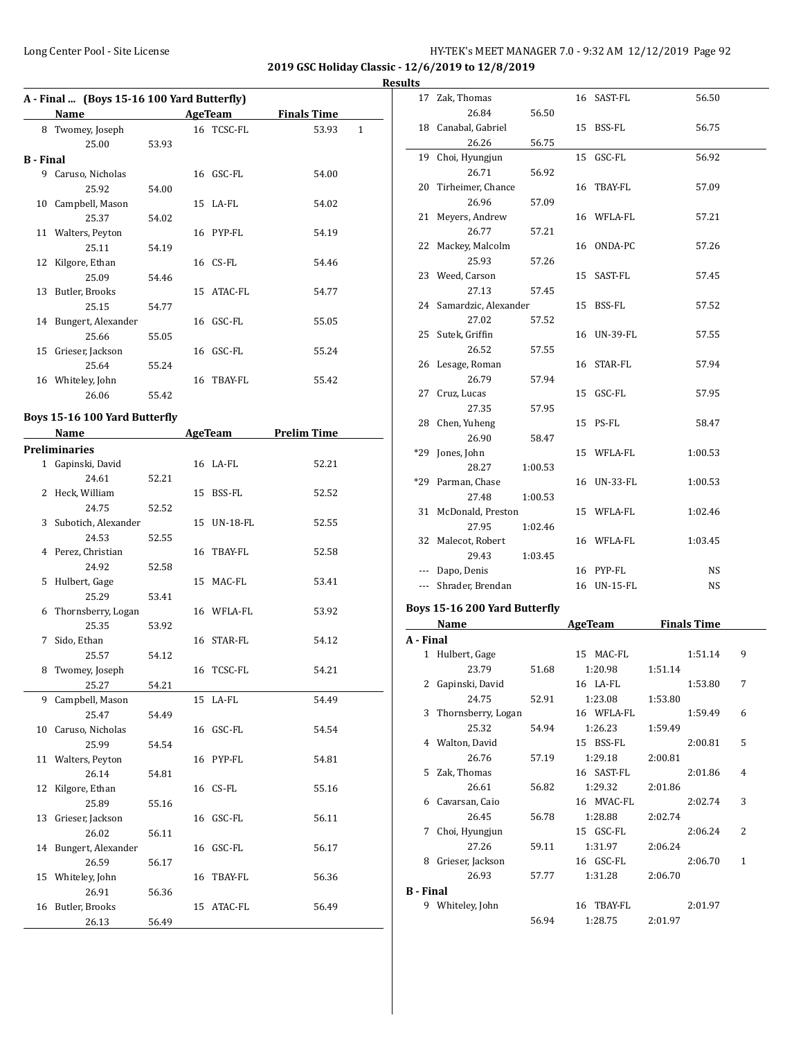**2019 GSC Holiday Classic - 12/6/2019 to 12/8/2019**

**Results**

### A - Final ... (Boys 15-16 100 Yard Butterfly)

| | Name | Age | Team | Finals Time | Points |
|---|---|---|---|---|---|
| 8 | Twomey, Joseph | 16 | TCSC-FL | 53.93 | 1 |
| | 25.00 53.93 | | | | |

**B - Final**

| | Name | Age | Team | Finals Time |
|---|---|---|---|---|
| 9 | Caruso, Nicholas | 16 | GSC-FL | 54.00 |
| | 25.92 54.00 | | | |
| 10 | Campbell, Mason | 15 | LA-FL | 54.02 |
| | 25.37 54.02 | | | |
| 11 | Walters, Peyton | 16 | PYP-FL | 54.19 |
| | 25.11 54.19 | | | |
| 12 | Kilgore, Ethan | 16 | CS-FL | 54.46 |
| | 25.09 54.46 | | | |
| 13 | Butler, Brooks | 15 | ATAC-FL | 54.77 |
| | 25.15 54.77 | | | |
| 14 | Bungert, Alexander | 16 | GSC-FL | 55.05 |
| | 25.66 55.05 | | | |
| 15 | Grieser, Jackson | 16 | GSC-FL | 55.24 |
| | 25.64 55.24 | | | |
| 16 | Whiteley, John | 16 | TBAY-FL | 55.42 |
| | 26.06 55.42 | | | |

### Boys 15-16 100 Yard Butterfly

**Preliminaries**

| | Name | Age | Team | Prelim Time |
|---|---|---|---|---|
| 1 | Gapinski, David | 16 | LA-FL | 52.21 |
| | 24.61 52.21 | | | |
| 2 | Heck, William | 15 | BSS-FL | 52.52 |
| | 24.75 52.52 | | | |
| 3 | Subotich, Alexander | 15 | UN-18-FL | 52.55 |
| | 24.53 52.55 | | | |
| 4 | Perez, Christian | 16 | TBAY-FL | 52.58 |
| | 24.92 52.58 | | | |
| 5 | Hulbert, Gage | 15 | MAC-FL | 53.41 |
| | 25.29 53.41 | | | |
| 6 | Thornsberry, Logan | 16 | WFLA-FL | 53.92 |
| | 25.35 53.92 | | | |
| 7 | Sido, Ethan | 16 | STAR-FL | 54.12 |
| | 25.57 54.12 | | | |
| 8 | Twomey, Joseph | 16 | TCSC-FL | 54.21 |
| | 25.27 54.21 | | | |
| 9 | Campbell, Mason | 15 | LA-FL | 54.49 |
| | 25.47 54.49 | | | |
| 10 | Caruso, Nicholas | 16 | GSC-FL | 54.54 |
| | 25.99 54.54 | | | |
| 11 | Walters, Peyton | 16 | PYP-FL | 54.81 |
| | 26.14 54.81 | | | |
| 12 | Kilgore, Ethan | 16 | CS-FL | 55.16 |
| | 25.89 55.16 | | | |
| 13 | Grieser, Jackson | 16 | GSC-FL | 56.11 |
| | 26.02 56.11 | | | |
| 14 | Bungert, Alexander | 16 | GSC-FL | 56.17 |
| | 26.59 56.17 | | | |
| 15 | Whiteley, John | 16 | TBAY-FL | 56.36 |
| | 26.91 56.36 | | | |
| 16 | Butler, Brooks | 15 | ATAC-FL | 56.49 |
| | 26.13 56.49 | | | |
| 17 | Zak, Thomas | 16 | SAST-FL | 56.50 |
| | 26.84 56.50 | | | |
| 18 | Canabal, Gabriel | 15 | BSS-FL | 56.75 |
| | 26.26 56.75 | | | |
| 19 | Choi, Hyungjun | 15 | GSC-FL | 56.92 |
| | 26.71 56.92 | | | |
| 20 | Tirheimer, Chance | 16 | TBAY-FL | 57.09 |
| | 26.96 57.09 | | | |
| 21 | Meyers, Andrew | 16 | WFLA-FL | 57.21 |
| | 26.77 57.21 | | | |
| 22 | Mackey, Malcolm | 16 | ONDA-PC | 57.26 |
| | 25.93 57.26 | | | |
| 23 | Weed, Carson | 15 | SAST-FL | 57.45 |
| | 27.13 57.45 | | | |
| 24 | Samardzic, Alexander | 15 | BSS-FL | 57.52 |
| | 27.02 57.52 | | | |
| 25 | Sutek, Griffin | 16 | UN-39-FL | 57.55 |
| | 26.52 57.55 | | | |
| 26 | Lesage, Roman | 16 | STAR-FL | 57.94 |
| | 26.79 57.94 | | | |
| 27 | Cruz, Lucas | 15 | GSC-FL | 57.95 |
| | 27.35 57.95 | | | |
| 28 | Chen, Yuheng | 15 | PS-FL | 58.47 |
| | 26.90 58.47 | | | |
| *29 | Jones, John | 15 | WFLA-FL | 1:00.53 |
| | 28.27 1:00.53 | | | |
| *29 | Parman, Chase | 16 | UN-33-FL | 1:00.53 |
| | 27.48 1:00.53 | | | |
| 31 | McDonald, Preston | 15 | WFLA-FL | 1:02.46 |
| | 27.95 1:02.46 | | | |
| 32 | Malecot, Robert | 16 | WFLA-FL | 1:03.45 |
| | 29.43 1:03.45 | | | |
| --- | Dapo, Denis | 16 | PYP-FL | NS |
| --- | Shrader, Brendan | 16 | UN-15-FL | NS |

### Boys 15-16 200 Yard Butterfly

**A - Final**

| | Name | Age | Team | Finals Time | Points |
|---|---|---|---|---|---|
| 1 | Hulbert, Gage | 15 | MAC-FL | 1:51.14 | 9 |
| | 23.79 51.68 1:20.98 1:51.14 | | | | |
| 2 | Gapinski, David | 16 | LA-FL | 1:53.80 | 7 |
| | 24.75 52.91 1:23.08 1:53.80 | | | | |
| 3 | Thornsberry, Logan | 16 | WFLA-FL | 1:59.49 | 6 |
| | 25.32 54.94 1:26.23 1:59.49 | | | | |
| 4 | Walton, David | 15 | BSS-FL | 2:00.81 | 5 |
| | 26.76 57.19 1:29.18 2:00.81 | | | | |
| 5 | Zak, Thomas | 16 | SAST-FL | 2:01.86 | 4 |
| | 26.61 56.82 1:29.32 2:01.86 | | | | |
| 6 | Cavarsan, Caio | 16 | MVAC-FL | 2:02.74 | 3 |
| | 26.45 56.78 1:28.88 2:02.74 | | | | |
| 7 | Choi, Hyungjun | 15 | GSC-FL | 2:06.24 | 2 |
| | 27.26 59.11 1:31.97 2:06.24 | | | | |
| 8 | Grieser, Jackson | 16 | GSC-FL | 2:06.70 | 1 |
| | 26.93 57.77 1:31.28 2:06.70 | | | | |

**B - Final**

| | Name | Age | Team | Finals Time |
|---|---|---|---|---|
| 9 | Whiteley, John | 16 | TBAY-FL | 2:01.97 |
| | 56.94 1:28.75 2:01.97 | | | |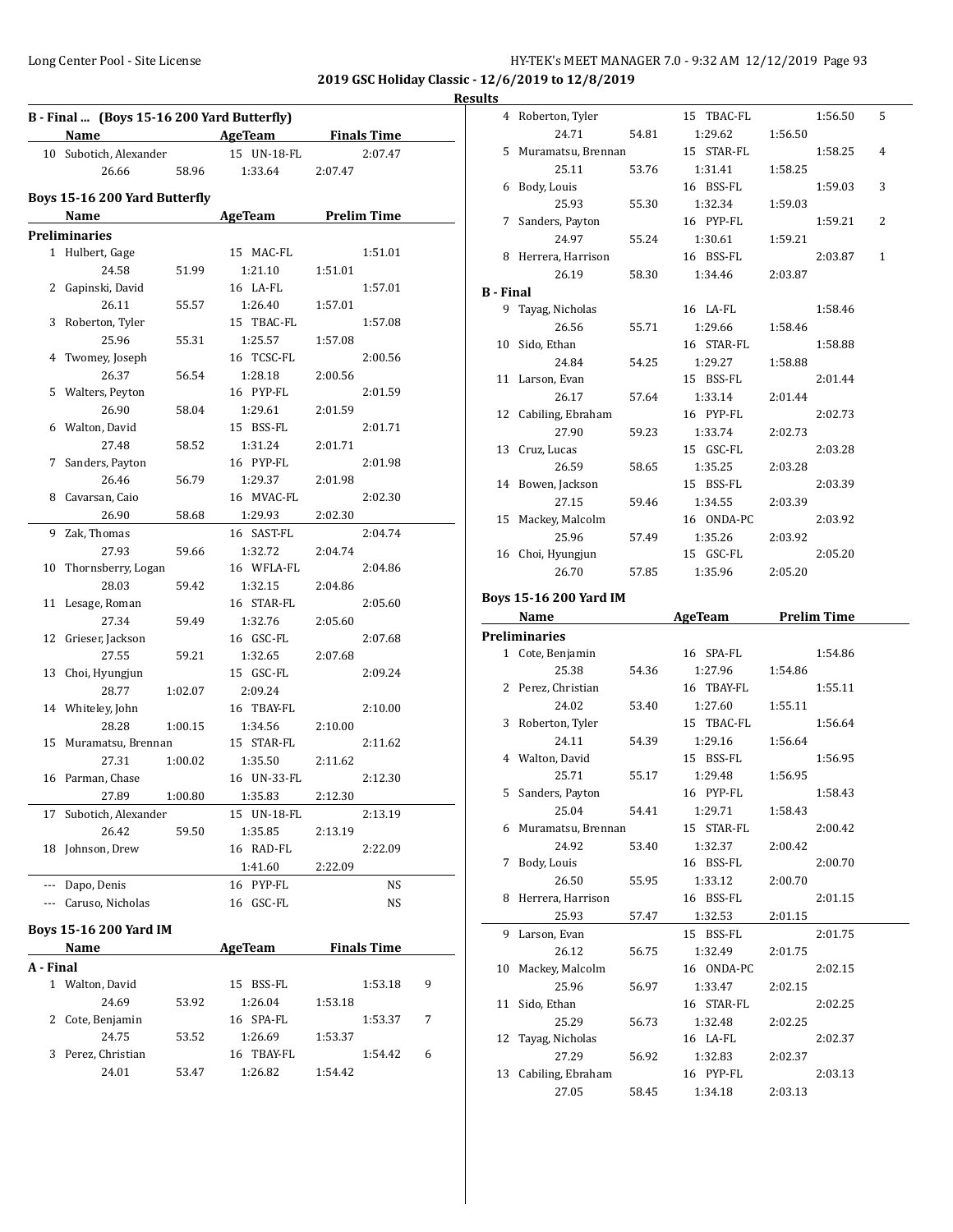**2019 GSC Holiday Classic - 12/6/2019 to 12/8/2019**

**Results**

## B - Final ... (Boys 15-16 200 Yard Butterfly)

| | Name | AgeTeam | | Finals Time |
|---|---|---|---|---|
| 10 | Subotich, Alexander | 15 UN-18-FL | | 2:07.47 |
| | 26.66 | 58.96 | 1:33.64 | 2:07.47 |

## Boys 15-16 200 Yard Butterfly

| | Name | AgeTeam | | Prelim Time |
|---|---|---|---|---|
| **Preliminaries** | | | | |
| 1 | Hulbert, Gage | 15 MAC-FL | | 1:51.01 |
| | 24.58 | 51.99 | 1:21.10 | 1:51.01 |
| 2 | Gapinski, David | 16 LA-FL | | 1:57.01 |
| | 26.11 | 55.57 | 1:26.40 | 1:57.01 |
| 3 | Roberton, Tyler | 15 TBAC-FL | | 1:57.08 |
| | 25.96 | 55.31 | 1:25.57 | 1:57.08 |
| 4 | Twomey, Joseph | 16 TCSC-FL | | 2:00.56 |
| | 26.37 | 56.54 | 1:28.18 | 2:00.56 |
| 5 | Walters, Peyton | 16 PYP-FL | | 2:01.59 |
| | 26.90 | 58.04 | 1:29.61 | 2:01.59 |
| 6 | Walton, David | 15 BSS-FL | | 2:01.71 |
| | 27.48 | 58.52 | 1:31.24 | 2:01.71 |
| 7 | Sanders, Payton | 16 PYP-FL | | 2:01.98 |
| | 26.46 | 56.79 | 1:29.37 | 2:01.98 |
| 8 | Cavarsan, Caio | 16 MVAC-FL | | 2:02.30 |
| | 26.90 | 58.68 | 1:29.93 | 2:02.30 |
| 9 | Zak, Thomas | 16 SAST-FL | | 2:04.74 |
| | 27.93 | 59.66 | 1:32.72 | 2:04.74 |
| 10 | Thornsberry, Logan | 16 WFLA-FL | | 2:04.86 |
| | 28.03 | 59.42 | 1:32.15 | 2:04.86 |
| 11 | Lesage, Roman | 16 STAR-FL | | 2:05.60 |
| | 27.34 | 59.49 | 1:32.76 | 2:05.60 |
| 12 | Grieser, Jackson | 16 GSC-FL | | 2:07.68 |
| | 27.55 | 59.21 | 1:32.65 | 2:07.68 |
| 13 | Choi, Hyungjun | 15 GSC-FL | | 2:09.24 |
| | 28.77 | 1:02.07 | 2:09.24 | |
| 14 | Whiteley, John | 16 TBAY-FL | | 2:10.00 |
| | 28.28 | 1:00.15 | 1:34.56 | 2:10.00 |
| 15 | Muramatsu, Brennan | 15 STAR-FL | | 2:11.62 |
| | 27.31 | 1:00.02 | 1:35.50 | 2:11.62 |
| 16 | Parman, Chase | 16 UN-33-FL | | 2:12.30 |
| | 27.89 | 1:00.80 | 1:35.83 | 2:12.30 |
| 17 | Subotich, Alexander | 15 UN-18-FL | | 2:13.19 |
| | 26.42 | 59.50 | 1:35.85 | 2:13.19 |
| 18 | Johnson, Drew | 16 RAD-FL | | 2:22.09 |
| | | | 1:41.60 | 2:22.09 |
| --- | Dapo, Denis | 16 PYP-FL | | NS |
| --- | Caruso, Nicholas | 16 GSC-FL | | NS |

## Boys 15-16 200 Yard IM

| | Name | AgeTeam | | Finals Time | |
|---|---|---|---|---|---|
| **A - Final** | | | | | |
| 1 | Walton, David | 15 BSS-FL | | 1:53.18 | 9 |
| | 24.69 | 53.92 | 1:26.04 | 1:53.18 | |
| 2 | Cote, Benjamin | 16 SPA-FL | | 1:53.37 | 7 |
| | 24.75 | 53.52 | 1:26.69 | 1:53.37 | |
| 3 | Perez, Christian | 16 TBAY-FL | | 1:54.42 | 6 |
| | 24.01 | 53.47 | 1:26.82 | 1:54.42 | |
| 4 | Roberton, Tyler | 15 TBAC-FL | | 1:56.50 | 5 |
| | 24.71 | 54.81 | 1:29.62 | 1:56.50 | |
| 5 | Muramatsu, Brennan | 15 STAR-FL | | 1:58.25 | 4 |
| | 25.11 | 53.76 | 1:31.41 | 1:58.25 | |
| 6 | Body, Louis | 16 BSS-FL | | 1:59.03 | 3 |
| | 25.93 | 55.30 | 1:32.34 | 1:59.03 | |
| 7 | Sanders, Payton | 16 PYP-FL | | 1:59.21 | 2 |
| | 24.97 | 55.24 | 1:30.61 | 1:59.21 | |
| 8 | Herrera, Harrison | 16 BSS-FL | | 2:03.87 | 1 |
| | 26.19 | 58.30 | 1:34.46 | 2:03.87 | |
| **B - Final** | | | | | |
| 9 | Tayag, Nicholas | 16 LA-FL | | 1:58.46 | |
| | 26.56 | 55.71 | 1:29.66 | 1:58.46 | |
| 10 | Sido, Ethan | 16 STAR-FL | | 1:58.88 | |
| | 24.84 | 54.25 | 1:29.27 | 1:58.88 | |
| 11 | Larson, Evan | 15 BSS-FL | | 2:01.44 | |
| | 26.17 | 57.64 | 1:33.14 | 2:01.44 | |
| 12 | Cabiling, Ebraham | 16 PYP-FL | | 2:02.73 | |
| | 27.90 | 59.23 | 1:33.74 | 2:02.73 | |
| 13 | Cruz, Lucas | 15 GSC-FL | | 2:03.28 | |
| | 26.59 | 58.65 | 1:35.25 | 2:03.28 | |
| 14 | Bowen, Jackson | 15 BSS-FL | | 2:03.39 | |
| | 27.15 | 59.46 | 1:34.55 | 2:03.39 | |
| 15 | Mackey, Malcolm | 16 ONDA-PC | | 2:03.92 | |
| | 25.96 | 57.49 | 1:35.26 | 2:03.92 | |
| 16 | Choi, Hyungjun | 15 GSC-FL | | 2:05.20 | |
| | 26.70 | 57.85 | 1:35.96 | 2:05.20 | |

## Boys 15-16 200 Yard IM

| | Name | AgeTeam | | Prelim Time |
|---|---|---|---|---|
| **Preliminaries** | | | | |
| 1 | Cote, Benjamin | 16 SPA-FL | | 1:54.86 |
| | 25.38 | 54.36 | 1:27.96 | 1:54.86 |
| 2 | Perez, Christian | 16 TBAY-FL | | 1:55.11 |
| | 24.02 | 53.40 | 1:27.60 | 1:55.11 |
| 3 | Roberton, Tyler | 15 TBAC-FL | | 1:56.64 |
| | 24.11 | 54.39 | 1:29.16 | 1:56.64 |
| 4 | Walton, David | 15 BSS-FL | | 1:56.95 |
| | 25.71 | 55.17 | 1:29.48 | 1:56.95 |
| 5 | Sanders, Payton | 16 PYP-FL | | 1:58.43 |
| | 25.04 | 54.41 | 1:29.71 | 1:58.43 |
| 6 | Muramatsu, Brennan | 15 STAR-FL | | 2:00.42 |
| | 24.92 | 53.40 | 1:32.37 | 2:00.42 |
| 7 | Body, Louis | 16 BSS-FL | | 2:00.70 |
| | 26.50 | 55.95 | 1:33.12 | 2:00.70 |
| 8 | Herrera, Harrison | 16 BSS-FL | | 2:01.15 |
| | 25.93 | 57.47 | 1:32.53 | 2:01.15 |
| 9 | Larson, Evan | 15 BSS-FL | | 2:01.75 |
| | 26.12 | 56.75 | 1:32.49 | 2:01.75 |
| 10 | Mackey, Malcolm | 16 ONDA-PC | | 2:02.15 |
| | 25.96 | 56.97 | 1:33.47 | 2:02.15 |
| 11 | Sido, Ethan | 16 STAR-FL | | 2:02.25 |
| | 25.29 | 56.73 | 1:32.48 | 2:02.25 |
| 12 | Tayag, Nicholas | 16 LA-FL | | 2:02.37 |
| | 27.29 | 56.92 | 1:32.83 | 2:02.37 |
| 13 | Cabiling, Ebraham | 16 PYP-FL | | 2:03.13 |
| | 27.05 | 58.45 | 1:34.18 | 2:03.13 |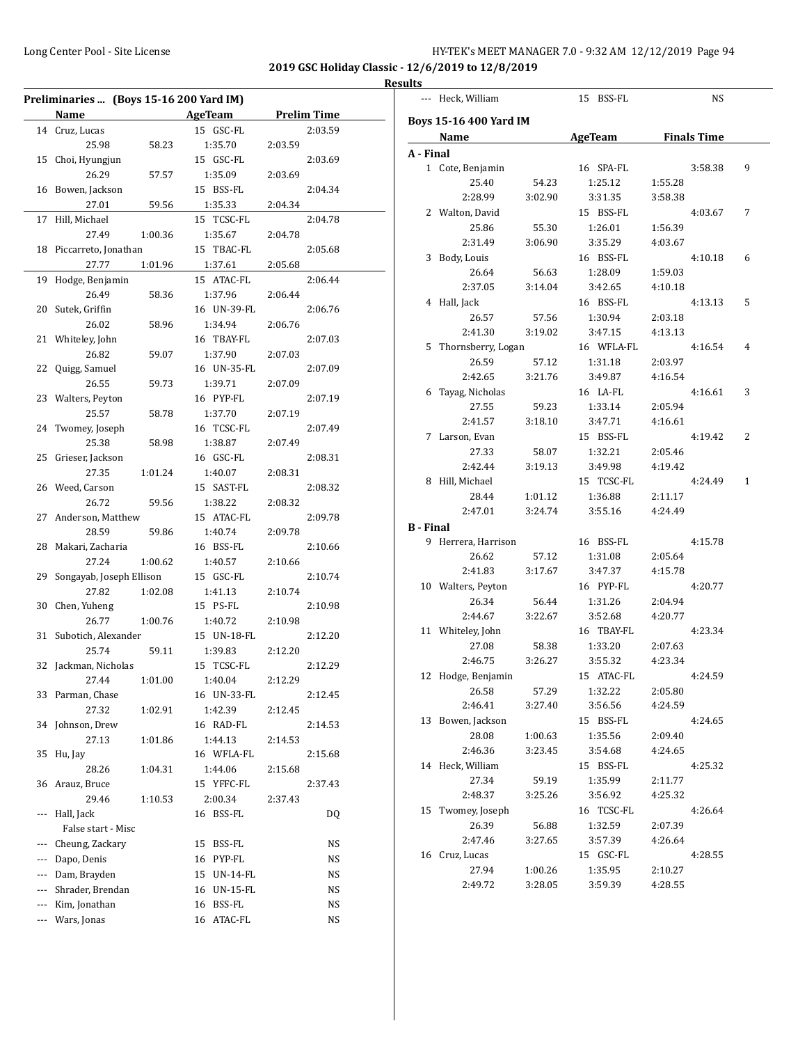2019 GSC Holiday Classic - 12/6/2019 to 12/8/2019

Results

## Preliminaries ... (Boys 15-16 200 Yard IM)

| | Name | AgeTeam | Prelim Time |
|---|---|---|---|
| 14 | Cruz, Lucas | 15 GSC-FL | 2:03.59 |
| | 25.98 58.23 | 1:35.70 | 2:03.59 |
| 15 | Choi, Hyungjun | 15 GSC-FL | 2:03.69 |
| | 26.29 57.57 | 1:35.09 | 2:03.69 |
| 16 | Bowen, Jackson | 15 BSS-FL | 2:04.34 |
| | 27.01 59.56 | 1:35.33 | 2:04.34 |
| 17 | Hill, Michael | 15 TCSC-FL | 2:04.78 |
| | 27.49 1:00.36 | 1:35.67 | 2:04.78 |
| 18 | Piccarreto, Jonathan | 15 TBAC-FL | 2:05.68 |
| | 27.77 1:01.96 | 1:37.61 | 2:05.68 |
| 19 | Hodge, Benjamin | 15 ATAC-FL | 2:06.44 |
| | 26.49 58.36 | 1:37.96 | 2:06.44 |
| 20 | Sutek, Griffin | 16 UN-39-FL | 2:06.76 |
| | 26.02 58.96 | 1:34.94 | 2:06.76 |
| 21 | Whiteley, John | 16 TBAY-FL | 2:07.03 |
| | 26.82 59.07 | 1:37.90 | 2:07.03 |
| 22 | Quigg, Samuel | 16 UN-35-FL | 2:07.09 |
| | 26.55 59.73 | 1:39.71 | 2:07.09 |
| 23 | Walters, Peyton | 16 PYP-FL | 2:07.19 |
| | 25.57 58.78 | 1:37.70 | 2:07.19 |
| 24 | Twomey, Joseph | 16 TCSC-FL | 2:07.49 |
| | 25.38 58.98 | 1:38.87 | 2:07.49 |
| 25 | Grieser, Jackson | 16 GSC-FL | 2:08.31 |
| | 27.35 1:01.24 | 1:40.07 | 2:08.31 |
| 26 | Weed, Carson | 15 SAST-FL | 2:08.32 |
| | 26.72 59.56 | 1:38.22 | 2:08.32 |
| 27 | Anderson, Matthew | 15 ATAC-FL | 2:09.78 |
| | 28.59 59.86 | 1:40.74 | 2:09.78 |
| 28 | Makari, Zacharia | 16 BSS-FL | 2:10.66 |
| | 27.24 1:00.62 | 1:40.57 | 2:10.66 |
| 29 | Songayab, Joseph Ellison | 15 GSC-FL | 2:10.74 |
| | 27.82 1:02.08 | 1:41.13 | 2:10.74 |
| 30 | Chen, Yuheng | 15 PS-FL | 2:10.98 |
| | 26.77 1:00.76 | 1:40.72 | 2:10.98 |
| 31 | Subotich, Alexander | 15 UN-18-FL | 2:12.20 |
| | 25.74 59.11 | 1:39.83 | 2:12.20 |
| 32 | Jackman, Nicholas | 15 TCSC-FL | 2:12.29 |
| | 27.44 1:01.00 | 1:40.04 | 2:12.29 |
| 33 | Parman, Chase | 16 UN-33-FL | 2:12.45 |
| | 27.32 1:02.91 | 1:42.39 | 2:12.45 |
| 34 | Johnson, Drew | 16 RAD-FL | 2:14.53 |
| | 27.13 1:01.86 | 1:44.13 | 2:14.53 |
| 35 | Hu, Jay | 16 WFLA-FL | 2:15.68 |
| | 28.26 1:04.31 | 1:44.06 | 2:15.68 |
| 36 | Arauz, Bruce | 15 YFFC-FL | 2:37.43 |
| | 29.46 1:10.53 | 2:00.34 | 2:37.43 |
| --- | Hall, Jack | 16 BSS-FL | DQ |
| | False start - Misc | | |
| --- | Cheung, Zackary | 15 BSS-FL | NS |
| --- | Dapo, Denis | 16 PYP-FL | NS |
| --- | Dam, Brayden | 15 UN-14-FL | NS |
| --- | Shrader, Brendan | 16 UN-15-FL | NS |
| --- | Kim, Jonathan | 16 BSS-FL | NS |
| --- | Wars, Jonas | 16 ATAC-FL | NS |
| --- | Heck, William | 15 BSS-FL | NS |

## Boys 15-16 400 Yard IM

| | Name | AgeTeam | Finals Time | Points |
|---|---|---|---|---|
| **A - Final** | | | | |
| 1 | Cote, Benjamin | 16 SPA-FL | 3:58.38 | 9 |
| | 25.40 54.23 | 1:25.12 | 1:55.28 | |
| | 2:28.99 3:02.90 | 3:31.35 | 3:58.38 | |
| 2 | Walton, David | 15 BSS-FL | 4:03.67 | 7 |
| | 25.86 55.30 | 1:26.01 | 1:56.39 | |
| | 2:31.49 3:06.90 | 3:35.29 | 4:03.67 | |
| 3 | Body, Louis | 16 BSS-FL | 4:10.18 | 6 |
| | 26.64 56.63 | 1:28.09 | 1:59.03 | |
| | 2:37.05 3:14.04 | 3:42.65 | 4:10.18 | |
| 4 | Hall, Jack | 16 BSS-FL | 4:13.13 | 5 |
| | 26.57 57.56 | 1:30.94 | 2:03.18 | |
| | 2:41.30 3:19.02 | 3:47.15 | 4:13.13 | |
| 5 | Thornsberry, Logan | 16 WFLA-FL | 4:16.54 | 4 |
| | 26.59 57.12 | 1:31.18 | 2:03.97 | |
| | 2:42.65 3:21.76 | 3:49.87 | 4:16.54 | |
| 6 | Tayag, Nicholas | 16 LA-FL | 4:16.61 | 3 |
| | 27.55 59.23 | 1:33.14 | 2:05.94 | |
| | 2:41.57 3:18.10 | 3:47.71 | 4:16.61 | |
| 7 | Larson, Evan | 15 BSS-FL | 4:19.42 | 2 |
| | 27.33 58.07 | 1:32.21 | 2:05.46 | |
| | 2:42.44 3:19.13 | 3:49.98 | 4:19.42 | |
| 8 | Hill, Michael | 15 TCSC-FL | 4:24.49 | 1 |
| | 28.44 1:01.12 | 1:36.88 | 2:11.17 | |
| | 2:47.01 3:24.74 | 3:55.16 | 4:24.49 | |
| **B - Final** | | | | |
| 9 | Herrera, Harrison | 16 BSS-FL | 4:15.78 | |
| | 26.62 57.12 | 1:31.08 | 2:05.64 | |
| | 2:41.83 3:17.67 | 3:47.37 | 4:15.78 | |
| 10 | Walters, Peyton | 16 PYP-FL | 4:20.77 | |
| | 26.34 56.44 | 1:31.26 | 2:04.94 | |
| | 2:44.67 3:22.67 | 3:52.68 | 4:20.77 | |
| 11 | Whiteley, John | 16 TBAY-FL | 4:23.34 | |
| | 27.08 58.38 | 1:33.20 | 2:07.63 | |
| | 2:46.75 3:26.27 | 3:55.32 | 4:23.34 | |
| 12 | Hodge, Benjamin | 15 ATAC-FL | 4:24.59 | |
| | 26.58 57.29 | 1:32.22 | 2:05.80 | |
| | 2:46.41 3:27.40 | 3:56.56 | 4:24.59 | |
| 13 | Bowen, Jackson | 15 BSS-FL | 4:24.65 | |
| | 28.08 1:00.63 | 1:35.56 | 2:09.40 | |
| | 2:46.36 3:23.45 | 3:54.68 | 4:24.65 | |
| 14 | Heck, William | 15 BSS-FL | 4:25.32 | |
| | 27.34 59.19 | 1:35.99 | 2:11.77 | |
| | 2:48.37 3:25.26 | 3:56.92 | 4:25.32 | |
| 15 | Twomey, Joseph | 16 TCSC-FL | 4:26.64 | |
| | 26.39 56.88 | 1:32.59 | 2:07.39 | |
| | 2:47.46 3:27.65 | 3:57.39 | 4:26.64 | |
| 16 | Cruz, Lucas | 15 GSC-FL | 4:28.55 | |
| | 27.94 1:00.26 | 1:35.95 | 2:10.27 | |
| | 2:49.72 3:28.05 | 3:59.39 | 4:28.55 | |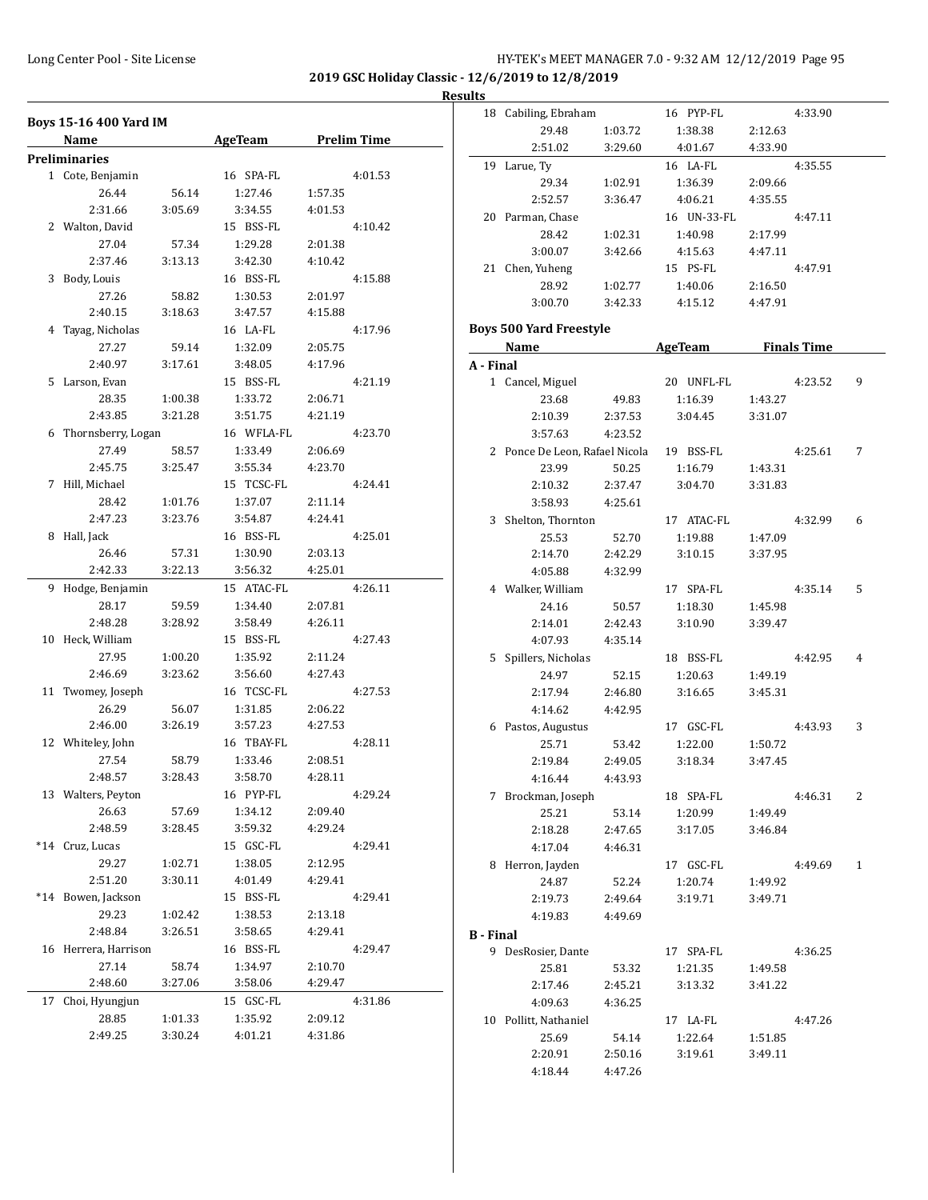**2019 GSC Holiday Classic - 12/6/2019 to 12/8/2019**

**Results**

## Boys 15-16 400 Yard IM

| Name | | AgeTeam | Prelim Time | |
|---|---|---|---|---|
| **Preliminaries** | | | | |
| 1 Cote, Benjamin | | 16 SPA-FL | 4:01.53 | |
| 26.44 | 56.14 | 1:27.46 | 1:57.35 | |
| 2:31.66 | 3:05.69 | 3:34.55 | 4:01.53 | |
| 2 Walton, David | | 15 BSS-FL | 4:10.42 | |
| 27.04 | 57.34 | 1:29.28 | 2:01.38 | |
| 2:37.46 | 3:13.13 | 3:42.30 | 4:10.42 | |
| 3 Body, Louis | | 16 BSS-FL | 4:15.88 | |
| 27.26 | 58.82 | 1:30.53 | 2:01.97 | |
| 2:40.15 | 3:18.63 | 3:47.57 | 4:15.88 | |
| 4 Tayag, Nicholas | | 16 LA-FL | 4:17.96 | |
| 27.27 | 59.14 | 1:32.09 | 2:05.75 | |
| 2:40.97 | 3:17.61 | 3:48.05 | 4:17.96 | |
| 5 Larson, Evan | | 15 BSS-FL | 4:21.19 | |
| 28.35 | 1:00.38 | 1:33.72 | 2:06.71 | |
| 2:43.85 | 3:21.28 | 3:51.75 | 4:21.19 | |
| 6 Thornsberry, Logan | | 16 WFLA-FL | 4:23.70 | |
| 27.49 | 58.57 | 1:33.49 | 2:06.69 | |
| 2:45.75 | 3:25.47 | 3:55.34 | 4:23.70 | |
| 7 Hill, Michael | | 15 TCSC-FL | 4:24.41 | |
| 28.42 | 1:01.76 | 1:37.07 | 2:11.14 | |
| 2:47.23 | 3:23.76 | 3:54.87 | 4:24.41 | |
| 8 Hall, Jack | | 16 BSS-FL | 4:25.01 | |
| 26.46 | 57.31 | 1:30.90 | 2:03.13 | |
| 2:42.33 | 3:22.13 | 3:56.32 | 4:25.01 | |
| 9 Hodge, Benjamin | | 15 ATAC-FL | 4:26.11 | |
| 28.17 | 59.59 | 1:34.40 | 2:07.81 | |
| 2:48.28 | 3:28.92 | 3:58.49 | 4:26.11 | |
| 10 Heck, William | | 15 BSS-FL | 4:27.43 | |
| 27.95 | 1:00.20 | 1:35.92 | 2:11.24 | |
| 2:46.69 | 3:23.62 | 3:56.60 | 4:27.43 | |
| 11 Twomey, Joseph | | 16 TCSC-FL | 4:27.53 | |
| 26.29 | 56.07 | 1:31.85 | 2:06.22 | |
| 2:46.00 | 3:26.19 | 3:57.23 | 4:27.53 | |
| 12 Whiteley, John | | 16 TBAY-FL | 4:28.11 | |
| 27.54 | 58.79 | 1:33.46 | 2:08.51 | |
| 2:48.57 | 3:28.43 | 3:58.70 | 4:28.11 | |
| 13 Walters, Peyton | | 16 PYP-FL | 4:29.24 | |
| 26.63 | 57.69 | 1:34.12 | 2:09.40 | |
| 2:48.59 | 3:28.45 | 3:59.32 | 4:29.24 | |
| *14 Cruz, Lucas | | 15 GSC-FL | 4:29.41 | |
| 29.27 | 1:02.71 | 1:38.05 | 2:12.95 | |
| 2:51.20 | 3:30.11 | 4:01.49 | 4:29.41 | |
| *14 Bowen, Jackson | | 15 BSS-FL | 4:29.41 | |
| 29.23 | 1:02.42 | 1:38.53 | 2:13.18 | |
| 2:48.84 | 3:26.51 | 3:58.65 | 4:29.41 | |
| 16 Herrera, Harrison | | 16 BSS-FL | 4:29.47 | |
| 27.14 | 58.74 | 1:34.97 | 2:10.70 | |
| 2:48.60 | 3:27.06 | 3:58.06 | 4:29.47 | |
| 17 Choi, Hyungjun | | 15 GSC-FL | 4:31.86 | |
| 28.85 | 1:01.33 | 1:35.92 | 2:09.12 | |
| 2:49.25 | 3:30.24 | 4:01.21 | 4:31.86 | |
| 18 Cabiling, Ebraham | | 16 PYP-FL | 4:33.90 | |
| 29.48 | 1:03.72 | 1:38.38 | 2:12.63 | |
| 2:51.02 | 3:29.60 | 4:01.67 | 4:33.90 | |
| 19 Larue, Ty | | 16 LA-FL | 4:35.55 | |
| 29.34 | 1:02.91 | 1:36.39 | 2:09.66 | |
| 2:52.57 | 3:36.47 | 4:06.21 | 4:35.55 | |
| 20 Parman, Chase | | 16 UN-33-FL | 4:47.11 | |
| 28.42 | 1:02.31 | 1:40.98 | 2:17.99 | |
| 3:00.07 | 3:42.66 | 4:15.63 | 4:47.11 | |
| 21 Chen, Yuheng | | 15 PS-FL | 4:47.91 | |
| 28.92 | 1:02.77 | 1:40.06 | 2:16.50 | |
| 3:00.70 | 3:42.33 | 4:15.12 | 4:47.91 | |

## Boys 500 Yard Freestyle

| Name | | AgeTeam | Finals Time | |
|---|---|---|---|---|
| **A - Final** | | | | |
| 1 Cancel, Miguel | | 20 UNFL-FL | 4:23.52 | 9 |
| 23.68 | 49.83 | 1:16.39 | 1:43.27 | |
| 2:10.39 | 2:37.53 | 3:04.45 | 3:31.07 | |
| 3:57.63 | 4:23.52 | | | |
| 2 Ponce De Leon, Rafael Nicola | | 19 BSS-FL | 4:25.61 | 7 |
| 23.99 | 50.25 | 1:16.79 | 1:43.31 | |
| 2:10.32 | 2:37.47 | 3:04.70 | 3:31.83 | |
| 3:58.93 | 4:25.61 | | | |
| 3 Shelton, Thornton | | 17 ATAC-FL | 4:32.99 | 6 |
| 25.53 | 52.70 | 1:19.88 | 1:47.09 | |
| 2:14.70 | 2:42.29 | 3:10.15 | 3:37.95 | |
| 4:05.88 | 4:32.99 | | | |
| 4 Walker, William | | 17 SPA-FL | 4:35.14 | 5 |
| 24.16 | 50.57 | 1:18.30 | 1:45.98 | |
| 2:14.01 | 2:42.43 | 3:10.90 | 3:39.47 | |
| 4:07.93 | 4:35.14 | | | |
| 5 Spillers, Nicholas | | 18 BSS-FL | 4:42.95 | 4 |
| 24.97 | 52.15 | 1:20.63 | 1:49.19 | |
| 2:17.94 | 2:46.80 | 3:16.65 | 3:45.31 | |
| 4:14.62 | 4:42.95 | | | |
| 6 Pastos, Augustus | | 17 GSC-FL | 4:43.93 | 3 |
| 25.71 | 53.42 | 1:22.00 | 1:50.72 | |
| 2:19.84 | 2:49.05 | 3:18.34 | 3:47.45 | |
| 4:16.44 | 4:43.93 | | | |
| 7 Brockman, Joseph | | 18 SPA-FL | 4:46.31 | 2 |
| 25.21 | 53.14 | 1:20.99 | 1:49.49 | |
| 2:18.28 | 2:47.65 | 3:17.05 | 3:46.84 | |
| 4:17.04 | 4:46.31 | | | |
| 8 Herron, Jayden | | 17 GSC-FL | 4:49.69 | 1 |
| 24.87 | 52.24 | 1:20.74 | 1:49.92 | |
| 2:19.73 | 2:49.64 | 3:19.71 | 3:49.71 | |
| 4:19.83 | 4:49.69 | | | |
| **B - Final** | | | | |
| 9 DesRosier, Dante | | 17 SPA-FL | 4:36.25 | |
| 25.81 | 53.32 | 1:21.35 | 1:49.58 | |
| 2:17.46 | 2:45.21 | 3:13.32 | 3:41.22 | |
| 4:09.63 | 4:36.25 | | | |
| 10 Pollitt, Nathaniel | | 17 LA-FL | 4:47.26 | |
| 25.69 | 54.14 | 1:22.64 | 1:51.85 | |
| 2:20.91 | 2:50.16 | 3:19.61 | 3:49.11 | |
| 4:18.44 | 4:47.26 | | | |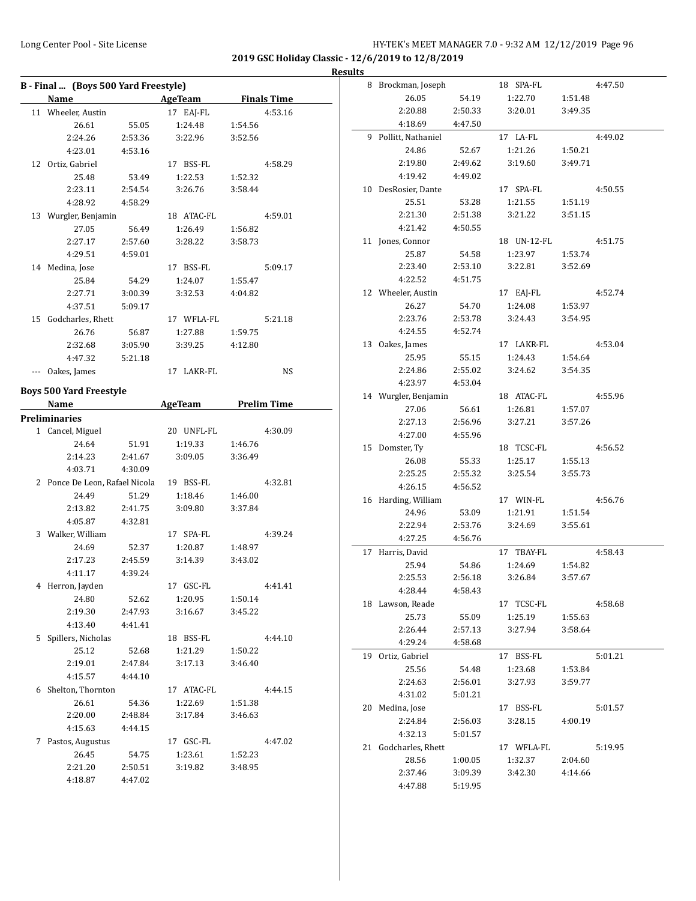**2019 GSC Holiday Classic - 12/6/2019 to 12/8/2019**

**Results**

### B - Final ... (Boys 500 Yard Freestyle)

| | Name | AgeTeam | Finals Time |
|---|---|---|---|
| 11 | Wheeler, Austin | 17 EAJ-FL | 4:53.16 |
| | 26.61 / 55.05 / 1:24.48 / 1:54.56 / 2:24.26 / 2:53.36 / 3:22.96 / 3:52.56 / 4:23.01 / 4:53.16 | | |
| 12 | Ortiz, Gabriel | 17 BSS-FL | 4:58.29 |
| | 25.48 / 53.49 / 1:22.53 / 1:52.32 / 2:23.11 / 2:54.54 / 3:26.76 / 3:58.44 / 4:28.92 / 4:58.29 | | |
| 13 | Wurgler, Benjamin | 18 ATAC-FL | 4:59.01 |
| | 27.05 / 56.49 / 1:26.49 / 1:56.82 / 2:27.17 / 2:57.60 / 3:28.22 / 3:58.73 / 4:29.51 / 4:59.01 | | |
| 14 | Medina, Jose | 17 BSS-FL | 5:09.17 |
| | 25.84 / 54.29 / 1:24.07 / 1:55.47 / 2:27.71 / 3:00.39 / 3:32.53 / 4:04.82 / 4:37.51 / 5:09.17 | | |
| 15 | Godcharles, Rhett | 17 WFLA-FL | 5:21.18 |
| | 26.76 / 56.87 / 1:27.88 / 1:59.75 / 2:32.68 / 3:05.90 / 3:39.25 / 4:12.80 / 4:47.32 / 5:21.18 | | |
| --- | Oakes, James | 17 LAKR-FL | NS |

### Boys 500 Yard Freestyle

**Preliminaries**

| | Name | AgeTeam | Prelim Time |
|---|---|---|---|
| 1 | Cancel, Miguel | 20 UNFL-FL | 4:30.09 |
| | 24.64 / 51.91 / 1:19.33 / 1:46.76 / 2:14.23 / 2:41.67 / 3:09.05 / 3:36.49 / 4:03.71 / 4:30.09 | | |
| 2 | Ponce De Leon, Rafael Nicola | 19 BSS-FL | 4:32.81 |
| | 24.49 / 51.29 / 1:18.46 / 1:46.00 / 2:13.82 / 2:41.75 / 3:09.80 / 3:37.84 / 4:05.87 / 4:32.81 | | |
| 3 | Walker, William | 17 SPA-FL | 4:39.24 |
| | 24.69 / 52.37 / 1:20.87 / 1:48.97 / 2:17.23 / 2:45.59 / 3:14.39 / 3:43.02 / 4:11.17 / 4:39.24 | | |
| 4 | Herron, Jayden | 17 GSC-FL | 4:41.41 |
| | 24.80 / 52.62 / 1:20.95 / 1:50.14 / 2:19.30 / 2:47.93 / 3:16.67 / 3:45.22 / 4:13.40 / 4:41.41 | | |
| 5 | Spillers, Nicholas | 18 BSS-FL | 4:44.10 |
| | 25.12 / 52.68 / 1:21.29 / 1:50.22 / 2:19.01 / 2:47.84 / 3:17.13 / 3:46.40 / 4:15.57 / 4:44.10 | | |
| 6 | Shelton, Thornton | 17 ATAC-FL | 4:44.15 |
| | 26.61 / 54.36 / 1:22.69 / 1:51.38 / 2:20.00 / 2:48.84 / 3:17.84 / 3:46.63 / 4:15.63 / 4:44.15 | | |
| 7 | Pastos, Augustus | 17 GSC-FL | 4:47.02 |
| | 26.45 / 54.75 / 1:23.61 / 1:52.23 / 2:21.20 / 2:50.51 / 3:19.82 / 3:48.95 / 4:18.87 / 4:47.02 | | |
| 8 | Brockman, Joseph | 18 SPA-FL | 4:47.50 |
| | 26.05 / 54.19 / 1:22.70 / 1:51.48 / 2:20.88 / 2:50.33 / 3:20.01 / 3:49.35 / 4:18.69 / 4:47.50 | | |
| 9 | Pollitt, Nathaniel | 17 LA-FL | 4:49.02 |
| | 24.86 / 52.67 / 1:21.26 / 1:50.21 / 2:19.80 / 2:49.62 / 3:19.60 / 3:49.71 / 4:19.42 / 4:49.02 | | |
| 10 | DesRosier, Dante | 17 SPA-FL | 4:50.55 |
| | 25.51 / 53.28 / 1:21.55 / 1:51.19 / 2:21.30 / 2:51.38 / 3:21.22 / 3:51.15 / 4:21.42 / 4:50.55 | | |
| 11 | Jones, Connor | 18 UN-12-FL | 4:51.75 |
| | 25.87 / 54.58 / 1:23.97 / 1:53.74 / 2:23.40 / 2:53.10 / 3:22.81 / 3:52.69 / 4:22.52 / 4:51.75 | | |
| 12 | Wheeler, Austin | 17 EAJ-FL | 4:52.74 |
| | 26.27 / 54.70 / 1:24.08 / 1:53.97 / 2:23.76 / 2:53.78 / 3:24.43 / 3:54.95 / 4:24.55 / 4:52.74 | | |
| 13 | Oakes, James | 17 LAKR-FL | 4:53.04 |
| | 25.95 / 55.15 / 1:24.43 / 1:54.64 / 2:24.86 / 2:55.02 / 3:24.62 / 3:54.35 / 4:23.97 / 4:53.04 | | |
| 14 | Wurgler, Benjamin | 18 ATAC-FL | 4:55.96 |
| | 27.06 / 56.61 / 1:26.81 / 1:57.07 / 2:27.13 / 2:56.96 / 3:27.21 / 3:57.26 / 4:27.00 / 4:55.96 | | |
| 15 | Domster, Ty | 18 TCSC-FL | 4:56.52 |
| | 26.08 / 55.33 / 1:25.17 / 1:55.13 / 2:25.25 / 2:55.32 / 3:25.54 / 3:55.73 / 4:26.15 / 4:56.52 | | |
| 16 | Harding, William | 17 WIN-FL | 4:56.76 |
| | 24.96 / 53.09 / 1:21.91 / 1:51.54 / 2:22.94 / 2:53.76 / 3:24.69 / 3:55.61 / 4:27.25 / 4:56.76 | | |
| 17 | Harris, David | 17 TBAY-FL | 4:58.43 |
| | 25.94 / 54.86 / 1:24.69 / 1:54.82 / 2:25.53 / 2:56.18 / 3:26.84 / 3:57.67 / 4:28.44 / 4:58.43 | | |
| 18 | Lawson, Reade | 17 TCSC-FL | 4:58.68 |
| | 25.73 / 55.09 / 1:25.19 / 1:55.63 / 2:26.44 / 2:57.13 / 3:27.94 / 3:58.64 / 4:29.24 / 4:58.68 | | |
| 19 | Ortiz, Gabriel | 17 BSS-FL | 5:01.21 |
| | 25.56 / 54.48 / 1:23.68 / 1:53.84 / 2:24.63 / 2:56.01 / 3:27.93 / 3:59.77 / 4:31.02 / 5:01.21 | | |
| 20 | Medina, Jose | 17 BSS-FL | 5:01.57 |
| | 2:24.84 / 2:56.03 / 3:28.15 / 4:00.19 / 4:32.13 / 5:01.57 | | |
| 21 | Godcharles, Rhett | 17 WFLA-FL | 5:19.95 |
| | 28.56 / 1:00.05 / 1:32.37 / 2:04.60 / 2:37.46 / 3:09.39 / 3:42.30 / 4:14.66 / 4:47.88 / 5:19.95 | | |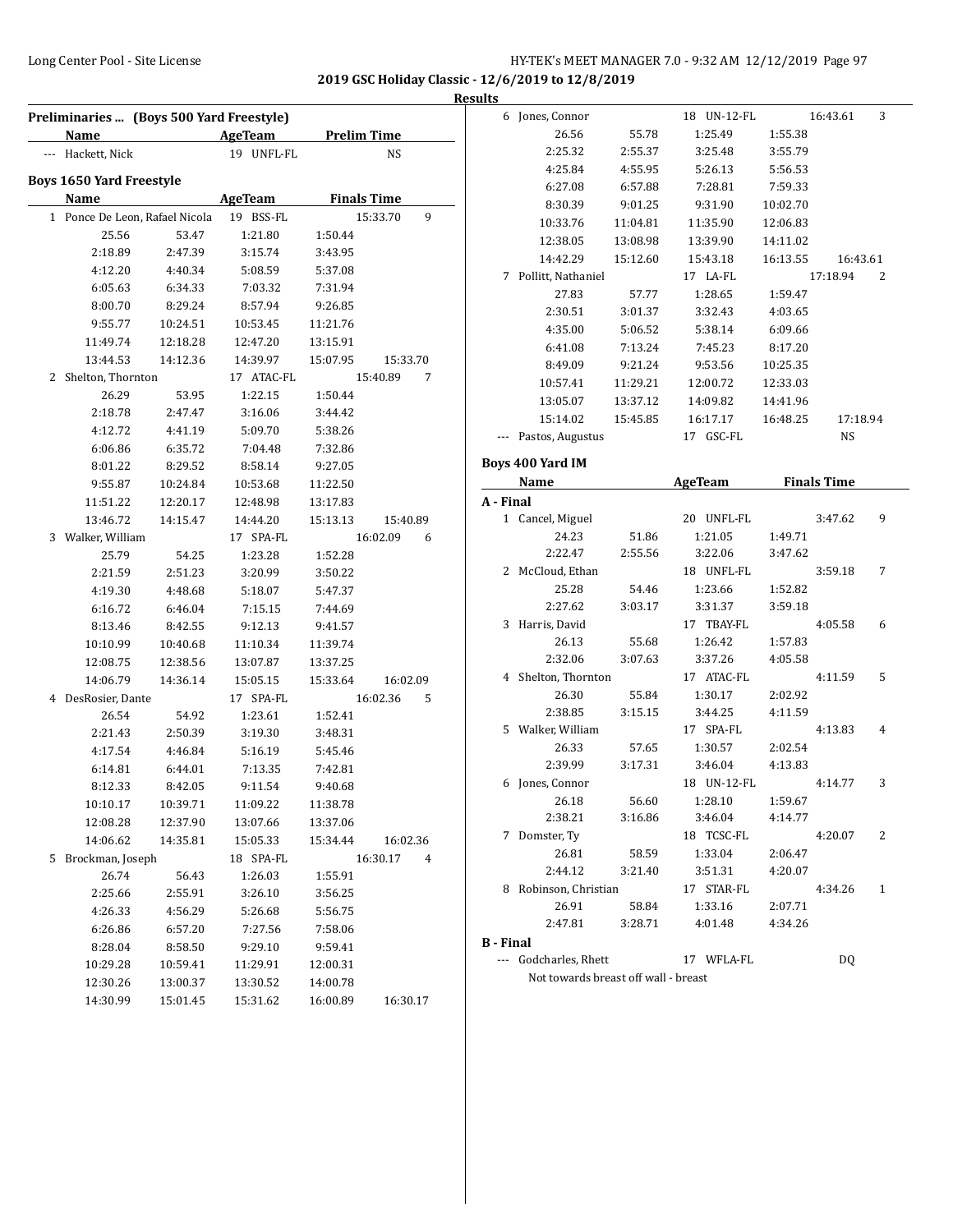2019 GSC Holiday Classic - 12/6/2019 to 12/8/2019

**Results**

**Preliminaries ... (Boys 500 Yard Freestyle)**

| | Name | AgeTeam | Prelim Time |
|---|---|---|---|
| --- | Hackett, Nick | 19 UNFL-FL | NS |

**Boys 1650 Yard Freestyle**

| | Name | AgeTeam | Finals Time | Points |
|---|---|---|---|---|
| 1 | Ponce De Leon, Rafael Nicola | 19 BSS-FL | 15:33.70 | 9 |

25.56 53.47 1:21.80 1:50.44
2:18.89 2:47.39 3:15.74 3:43.95
4:12.20 4:40.34 5:08.59 5:37.08
6:05.63 6:34.33 7:03.32 7:31.94
8:00.70 8:29.24 8:57.94 9:26.85
9:55.77 10:24.51 10:53.45 11:21.76
11:49.74 12:18.28 12:47.20 13:15.91
13:44.53 14:12.36 14:39.97 15:07.95 15:33.70

| | Name | AgeTeam | Finals Time | Points |
|---|---|---|---|---|
| 2 | Shelton, Thornton | 17 ATAC-FL | 15:40.89 | 7 |

26.29 53.95 1:22.15 1:50.44
2:18.78 2:47.47 3:16.06 3:44.42
4:12.72 4:41.19 5:09.70 5:38.26
6:06.86 6:35.72 7:04.48 7:32.86
8:01.22 8:29.52 8:58.14 9:27.05
9:55.87 10:24.84 10:53.68 11:22.50
11:51.22 12:20.17 12:48.98 13:17.83
13:46.72 14:15.47 14:44.20 15:13.13 15:40.89

| | Name | AgeTeam | Finals Time | Points |
|---|---|---|---|---|
| 3 | Walker, William | 17 SPA-FL | 16:02.09 | 6 |

25.79 54.25 1:23.28 1:52.28
2:21.59 2:51.23 3:20.99 3:50.22
4:19.30 4:48.68 5:18.07 5:47.37
6:16.72 6:46.04 7:15.15 7:44.69
8:13.46 8:42.55 9:12.13 9:41.57
10:10.99 10:40.68 11:10.34 11:39.74
12:08.75 12:38.56 13:07.87 13:37.25
14:06.79 14:36.14 15:05.15 15:33.64 16:02.09

| | Name | AgeTeam | Finals Time | Points |
|---|---|---|---|---|
| 4 | DesRosier, Dante | 17 SPA-FL | 16:02.36 | 5 |

26.54 54.92 1:23.61 1:52.41
2:21.43 2:50.39 3:19.30 3:48.31
4:17.54 4:46.84 5:16.19 5:45.46
6:14.81 6:44.01 7:13.35 7:42.81
8:12.33 8:42.05 9:11.54 9:40.68
10:10.17 10:39.71 11:09.22 11:38.78
12:08.28 12:37.90 13:07.66 13:37.06
14:06.62 14:35.81 15:05.33 15:34.44 16:02.36

| | Name | AgeTeam | Finals Time | Points |
|---|---|---|---|---|
| 5 | Brockman, Joseph | 18 SPA-FL | 16:30.17 | 4 |

26.74 56.43 1:26.03 1:55.91
2:25.66 2:55.91 3:26.10 3:56.25
4:26.33 4:56.29 5:26.68 5:56.75
6:26.86 6:57.20 7:27.56 7:58.06
8:28.04 8:58.50 9:29.10 9:59.41
10:29.28 10:59.41 11:29.91 12:00.31
12:30.26 13:00.37 13:30.52 14:00.78
14:30.99 15:01.45 15:31.62 16:00.89 16:30.17

| | Name | AgeTeam | Finals Time | Points |
|---|---|---|---|---|
| 6 | Jones, Connor | 18 UN-12-FL | 16:43.61 | 3 |

26.56 55.78 1:25.49 1:55.38
2:25.32 2:55.37 3:25.48 3:55.79
4:25.84 4:55.95 5:26.13 5:56.53
6:27.08 6:57.88 7:28.81 7:59.33
8:30.39 9:01.25 9:31.90 10:02.70
10:33.76 11:04.81 11:35.90 12:06.83
12:38.05 13:08.98 13:39.90 14:11.02
14:42.29 15:12.60 15:43.18 16:13.55 16:43.61

| | Name | AgeTeam | Finals Time | Points |
|---|---|---|---|---|
| 7 | Pollitt, Nathaniel | 17 LA-FL | 17:18.94 | 2 |

27.83 57.77 1:28.65 1:59.47
2:30.51 3:01.37 3:32.43 4:03.65
4:35.00 5:06.52 5:38.14 6:09.66
6:41.08 7:13.24 7:45.23 8:17.20
8:49.09 9:21.24 9:53.56 10:25.35
10:57.41 11:29.21 12:00.72 12:33.03
13:05.07 13:37.12 14:09.82 14:41.96
15:14.02 15:45.85 16:17.17 16:48.25 17:18.94

| | Name | AgeTeam | Finals Time | Points |
|---|---|---|---|---|
| --- | Pastos, Augustus | 17 GSC-FL | NS | |

**Boys 400 Yard IM**

**A - Final**

| | Name | AgeTeam | Finals Time | Points |
|---|---|---|---|---|
| 1 | Cancel, Miguel | 20 UNFL-FL | 3:47.62 | 9 |

24.23 51.86 1:21.05 1:49.71
2:22.47 2:55.56 3:22.06 3:47.62

| | Name | AgeTeam | Finals Time | Points |
|---|---|---|---|---|
| 2 | McCloud, Ethan | 18 UNFL-FL | 3:59.18 | 7 |

25.28 54.46 1:23.66 1:52.82
2:27.62 3:03.17 3:31.37 3:59.18

| | Name | AgeTeam | Finals Time | Points |
|---|---|---|---|---|
| 3 | Harris, David | 17 TBAY-FL | 4:05.58 | 6 |

26.13 55.68 1:26.42 1:57.83
2:32.06 3:07.63 3:37.26 4:05.58

| | Name | AgeTeam | Finals Time | Points |
|---|---|---|---|---|
| 4 | Shelton, Thornton | 17 ATAC-FL | 4:11.59 | 5 |

26.30 55.84 1:30.17 2:02.92
2:38.85 3:15.15 3:44.25 4:11.59

| | Name | AgeTeam | Finals Time | Points |
|---|---|---|---|---|
| 5 | Walker, William | 17 SPA-FL | 4:13.83 | 4 |

26.33 57.65 1:30.57 2:02.54
2:39.99 3:17.31 3:46.04 4:13.83

| | Name | AgeTeam | Finals Time | Points |
|---|---|---|---|---|
| 6 | Jones, Connor | 18 UN-12-FL | 4:14.77 | 3 |

26.18 56.60 1:28.10 1:59.67
2:38.21 3:16.86 3:46.04 4:14.77

| | Name | AgeTeam | Finals Time | Points |
|---|---|---|---|---|
| 7 | Domster, Ty | 18 TCSC-FL | 4:20.07 | 2 |

26.81 58.59 1:33.04 2:06.47
2:44.12 3:21.40 3:51.31 4:20.07

| | Name | AgeTeam | Finals Time | Points |
|---|---|---|---|---|
| 8 | Robinson, Christian | 17 STAR-FL | 4:34.26 | 1 |

26.91 58.84 1:33.16 2:07.71
2:47.81 3:28.71 4:01.48 4:34.26

**B - Final**

| | Name | AgeTeam | Finals Time |
|---|---|---|---|
| --- | Godcharles, Rhett | 17 WFLA-FL | DQ |

Not towards breast off wall - breast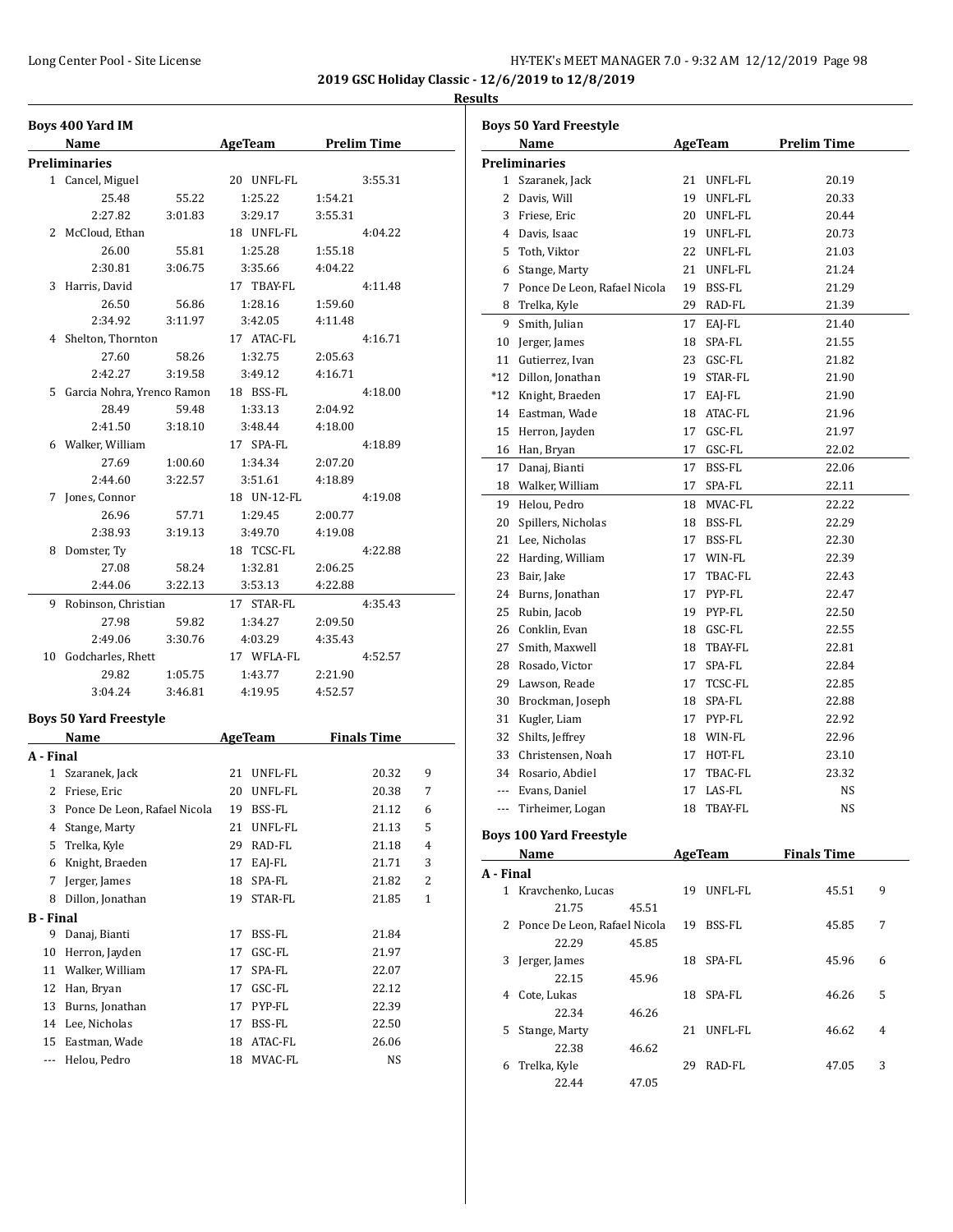**2019 GSC Holiday Classic - 12/6/2019 to 12/8/2019**

**Results**

## Boys 400 Yard IM

| | Name | Age | Team | Prelim Time |
|---|---|---|---|---|
| **Preliminaries** | | | | |
| 1 | Cancel, Miguel | 20 | UNFL-FL | 3:55.31 |
| | 25.48 / 55.22 / 1:25.22 / 1:54.21 | | | |
| | 2:27.82 / 3:01.83 / 3:29.17 / 3:55.31 | | | |
| 2 | McCloud, Ethan | 18 | UNFL-FL | 4:04.22 |
| | 26.00 / 55.81 / 1:25.28 / 1:55.18 | | | |
| | 2:30.81 / 3:06.75 / 3:35.66 / 4:04.22 | | | |
| 3 | Harris, David | 17 | TBAY-FL | 4:11.48 |
| | 26.50 / 56.86 / 1:28.16 / 1:59.60 | | | |
| | 2:34.92 / 3:11.97 / 3:42.05 / 4:11.48 | | | |
| 4 | Shelton, Thornton | 17 | ATAC-FL | 4:16.71 |
| | 27.60 / 58.26 / 1:32.75 / 2:05.63 | | | |
| | 2:42.27 / 3:19.58 / 3:49.12 / 4:16.71 | | | |
| 5 | Garcia Nohra, Yrenco Ramon | 18 | BSS-FL | 4:18.00 |
| | 28.49 / 59.48 / 1:33.13 / 2:04.92 | | | |
| | 2:41.50 / 3:18.10 / 3:48.44 / 4:18.00 | | | |
| 6 | Walker, William | 17 | SPA-FL | 4:18.89 |
| | 27.69 / 1:00.60 / 1:34.34 / 2:07.20 | | | |
| | 2:44.60 / 3:22.57 / 3:51.61 / 4:18.89 | | | |
| 7 | Jones, Connor | 18 | UN-12-FL | 4:19.08 |
| | 26.96 / 57.71 / 1:29.45 / 2:00.77 | | | |
| | 2:38.93 / 3:19.13 / 3:49.70 / 4:19.08 | | | |
| 8 | Domster, Ty | 18 | TCSC-FL | 4:22.88 |
| | 27.08 / 58.24 / 1:32.81 / 2:06.25 | | | |
| | 2:44.06 / 3:22.13 / 3:53.13 / 4:22.88 | | | |
| 9 | Robinson, Christian | 17 | STAR-FL | 4:35.43 |
| | 27.98 / 59.82 / 1:34.27 / 2:09.50 | | | |
| | 2:49.06 / 3:30.76 / 4:03.29 / 4:35.43 | | | |
| 10 | Godcharles, Rhett | 17 | WFLA-FL | 4:52.57 |
| | 29.82 / 1:05.75 / 1:43.77 / 2:21.90 | | | |
| | 3:04.24 / 3:46.81 / 4:19.95 / 4:52.57 | | | |

## Boys 50 Yard Freestyle

| | Name | Age | Team | Finals Time | Points |
|---|---|---|---|---|---|
| **A - Final** | | | | | |
| 1 | Szaranek, Jack | 21 | UNFL-FL | 20.32 | 9 |
| 2 | Friese, Eric | 20 | UNFL-FL | 20.38 | 7 |
| 3 | Ponce De Leon, Rafael Nicola | 19 | BSS-FL | 21.12 | 6 |
| 4 | Stange, Marty | 21 | UNFL-FL | 21.13 | 5 |
| 5 | Trelka, Kyle | 29 | RAD-FL | 21.18 | 4 |
| 6 | Knight, Braeden | 17 | EAJ-FL | 21.71 | 3 |
| 7 | Jerger, James | 18 | SPA-FL | 21.82 | 2 |
| 8 | Dillon, Jonathan | 19 | STAR-FL | 21.85 | 1 |
| **B - Final** | | | | | |
| 9 | Danaj, Bianti | 17 | BSS-FL | 21.84 | |
| 10 | Herron, Jayden | 17 | GSC-FL | 21.97 | |
| 11 | Walker, William | 17 | SPA-FL | 22.07 | |
| 12 | Han, Bryan | 17 | GSC-FL | 22.12 | |
| 13 | Burns, Jonathan | 17 | PYP-FL | 22.39 | |
| 14 | Lee, Nicholas | 17 | BSS-FL | 22.50 | |
| 15 | Eastman, Wade | 18 | ATAC-FL | 26.06 | |
| --- | Helou, Pedro | 18 | MVAC-FL | NS | |

## Boys 50 Yard Freestyle

| | Name | Age | Team | Prelim Time |
|---|---|---|---|---|
| **Preliminaries** | | | | |
| 1 | Szaranek, Jack | 21 | UNFL-FL | 20.19 |
| 2 | Davis, Will | 19 | UNFL-FL | 20.33 |
| 3 | Friese, Eric | 20 | UNFL-FL | 20.44 |
| 4 | Davis, Isaac | 19 | UNFL-FL | 20.73 |
| 5 | Toth, Viktor | 22 | UNFL-FL | 21.03 |
| 6 | Stange, Marty | 21 | UNFL-FL | 21.24 |
| 7 | Ponce De Leon, Rafael Nicola | 19 | BSS-FL | 21.29 |
| 8 | Trelka, Kyle | 29 | RAD-FL | 21.39 |
| 9 | Smith, Julian | 17 | EAJ-FL | 21.40 |
| 10 | Jerger, James | 18 | SPA-FL | 21.55 |
| 11 | Gutierrez, Ivan | 23 | GSC-FL | 21.82 |
| *12 | Dillon, Jonathan | 19 | STAR-FL | 21.90 |
| *12 | Knight, Braeden | 17 | EAJ-FL | 21.90 |
| 14 | Eastman, Wade | 18 | ATAC-FL | 21.96 |
| 15 | Herron, Jayden | 17 | GSC-FL | 21.97 |
| 16 | Han, Bryan | 17 | GSC-FL | 22.02 |
| 17 | Danaj, Bianti | 17 | BSS-FL | 22.06 |
| 18 | Walker, William | 17 | SPA-FL | 22.11 |
| 19 | Helou, Pedro | 18 | MVAC-FL | 22.22 |
| 20 | Spillers, Nicholas | 18 | BSS-FL | 22.29 |
| 21 | Lee, Nicholas | 17 | BSS-FL | 22.30 |
| 22 | Harding, William | 17 | WIN-FL | 22.39 |
| 23 | Bair, Jake | 17 | TBAC-FL | 22.43 |
| 24 | Burns, Jonathan | 17 | PYP-FL | 22.47 |
| 25 | Rubin, Jacob | 19 | PYP-FL | 22.50 |
| 26 | Conklin, Evan | 18 | GSC-FL | 22.55 |
| 27 | Smith, Maxwell | 18 | TBAY-FL | 22.81 |
| 28 | Rosado, Victor | 17 | SPA-FL | 22.84 |
| 29 | Lawson, Reade | 17 | TCSC-FL | 22.85 |
| 30 | Brockman, Joseph | 18 | SPA-FL | 22.88 |
| 31 | Kugler, Liam | 17 | PYP-FL | 22.92 |
| 32 | Shilts, Jeffrey | 18 | WIN-FL | 22.96 |
| 33 | Christensen, Noah | 17 | HOT-FL | 23.10 |
| 34 | Rosario, Abdiel | 17 | TBAC-FL | 23.32 |
| --- | Evans, Daniel | 17 | LAS-FL | NS |
| --- | Tirheimer, Logan | 18 | TBAY-FL | NS |

## Boys 100 Yard Freestyle

| | Name | Age | Team | Finals Time | Points |
|---|---|---|---|---|---|
| **A - Final** | | | | | |
| 1 | Kravchenko, Lucas | 19 | UNFL-FL | 45.51 | 9 |
| | 21.75 / 45.51 | | | | |
| 2 | Ponce De Leon, Rafael Nicola | 19 | BSS-FL | 45.85 | 7 |
| | 22.29 / 45.85 | | | | |
| 3 | Jerger, James | 18 | SPA-FL | 45.96 | 6 |
| | 22.15 / 45.96 | | | | |
| 4 | Cote, Lukas | 18 | SPA-FL | 46.26 | 5 |
| | 22.34 / 46.26 | | | | |
| 5 | Stange, Marty | 21 | UNFL-FL | 46.62 | 4 |
| | 22.38 / 46.62 | | | | |
| 6 | Trelka, Kyle | 29 | RAD-FL | 47.05 | 3 |
| | 22.44 / 47.05 | | | | |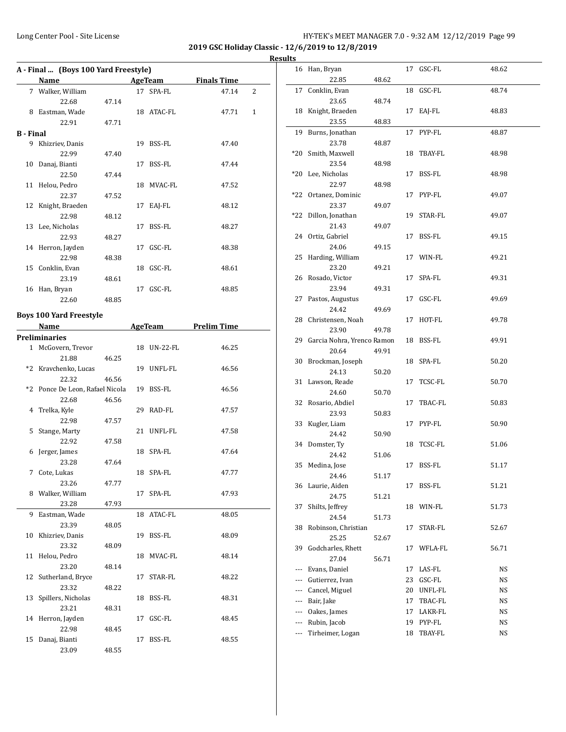## 2019 GSC Holiday Classic - 12/6/2019 to 12/8/2019

### Results

### A - Final ... (Boys 100 Yard Freestyle)

| | Name | Age | Team | Finals Time | Points |
|---|---|---|---|---|---|
| 7 | Walker, William | 17 | SPA-FL | 47.14 | 2 |
| | 22.68 47.14 | | | | |
| 8 | Eastman, Wade | 18 | ATAC-FL | 47.71 | 1 |
| | 22.91 47.71 | | | | |

### B - Final

| | Name | Age | Team | Finals Time |
|---|---|---|---|---|
| 9 | Khizriev, Danis | 19 | BSS-FL | 47.40 |
| | 22.99 47.40 | | | |
| 10 | Danaj, Bianti | 17 | BSS-FL | 47.44 |
| | 22.50 47.44 | | | |
| 11 | Helou, Pedro | 18 | MVAC-FL | 47.52 |
| | 22.37 47.52 | | | |
| 12 | Knight, Braeden | 17 | EAJ-FL | 48.12 |
| | 22.98 48.12 | | | |
| 13 | Lee, Nicholas | 17 | BSS-FL | 48.27 |
| | 22.93 48.27 | | | |
| 14 | Herron, Jayden | 17 | GSC-FL | 48.38 |
| | 22.98 48.38 | | | |
| 15 | Conklin, Evan | 18 | GSC-FL | 48.61 |
| | 23.19 48.61 | | | |
| 16 | Han, Bryan | 17 | GSC-FL | 48.85 |
| | 22.60 48.85 | | | |

### Boys 100 Yard Freestyle

### Preliminaries

| | Name | Age | Team | Prelim Time |
|---|---|---|---|---|
| 1 | McGovern, Trevor | 18 | UN-22-FL | 46.25 |
| | 21.88 46.25 | | | |
| *2 | Kravchenko, Lucas | 19 | UNFL-FL | 46.56 |
| | 22.32 46.56 | | | |
| *2 | Ponce De Leon, Rafael Nicola | 19 | BSS-FL | 46.56 |
| | 22.68 46.56 | | | |
| 4 | Trelka, Kyle | 29 | RAD-FL | 47.57 |
| | 22.98 47.57 | | | |
| 5 | Stange, Marty | 21 | UNFL-FL | 47.58 |
| | 22.92 47.58 | | | |
| 6 | Jerger, James | 18 | SPA-FL | 47.64 |
| | 23.28 47.64 | | | |
| 7 | Cote, Lukas | 18 | SPA-FL | 47.77 |
| | 23.26 47.77 | | | |
| 8 | Walker, William | 17 | SPA-FL | 47.93 |
| | 23.28 47.93 | | | |
| 9 | Eastman, Wade | 18 | ATAC-FL | 48.05 |
| | 23.39 48.05 | | | |
| 10 | Khizriev, Danis | 19 | BSS-FL | 48.09 |
| | 23.32 48.09 | | | |
| 11 | Helou, Pedro | 18 | MVAC-FL | 48.14 |
| | 23.20 48.14 | | | |
| 12 | Sutherland, Bryce | 17 | STAR-FL | 48.22 |
| | 23.32 48.22 | | | |
| 13 | Spillers, Nicholas | 18 | BSS-FL | 48.31 |
| | 23.21 48.31 | | | |
| 14 | Herron, Jayden | 17 | GSC-FL | 48.45 |
| | 22.98 48.45 | | | |
| 15 | Danaj, Bianti | 17 | BSS-FL | 48.55 |
| | 23.09 48.55 | | | |
| 16 | Han, Bryan | 17 | GSC-FL | 48.62 |
| | 22.85 48.62 | | | |
| 17 | Conklin, Evan | 18 | GSC-FL | 48.74 |
| | 23.65 48.74 | | | |
| 18 | Knight, Braeden | 17 | EAJ-FL | 48.83 |
| | 23.55 48.83 | | | |
| 19 | Burns, Jonathan | 17 | PYP-FL | 48.87 |
| | 23.78 48.87 | | | |
| *20 | Smith, Maxwell | 18 | TBAY-FL | 48.98 |
| | 23.54 48.98 | | | |
| *20 | Lee, Nicholas | 17 | BSS-FL | 48.98 |
| | 22.97 48.98 | | | |
| *22 | Ortanez, Dominic | 17 | PYP-FL | 49.07 |
| | 23.37 49.07 | | | |
| *22 | Dillon, Jonathan | 19 | STAR-FL | 49.07 |
| | 21.43 49.07 | | | |
| 24 | Ortiz, Gabriel | 17 | BSS-FL | 49.15 |
| | 24.06 49.15 | | | |
| 25 | Harding, William | 17 | WIN-FL | 49.21 |
| | 23.20 49.21 | | | |
| 26 | Rosado, Victor | 17 | SPA-FL | 49.31 |
| | 23.94 49.31 | | | |
| 27 | Pastos, Augustus | 17 | GSC-FL | 49.69 |
| | 24.42 49.69 | | | |
| 28 | Christensen, Noah | 17 | HOT-FL | 49.78 |
| | 23.90 49.78 | | | |
| 29 | Garcia Nohra, Yrenco Ramon | 18 | BSS-FL | 49.91 |
| | 20.64 49.91 | | | |
| 30 | Brockman, Joseph | 18 | SPA-FL | 50.20 |
| | 24.13 50.20 | | | |
| 31 | Lawson, Reade | 17 | TCSC-FL | 50.70 |
| | 24.60 50.70 | | | |
| 32 | Rosario, Abdiel | 17 | TBAC-FL | 50.83 |
| | 23.93 50.83 | | | |
| 33 | Kugler, Liam | 17 | PYP-FL | 50.90 |
| | 24.42 50.90 | | | |
| 34 | Domster, Ty | 18 | TCSC-FL | 51.06 |
| | 24.42 51.06 | | | |
| 35 | Medina, Jose | 17 | BSS-FL | 51.17 |
| | 24.46 51.17 | | | |
| 36 | Laurie, Aiden | 17 | BSS-FL | 51.21 |
| | 24.75 51.21 | | | |
| 37 | Shilts, Jeffrey | 18 | WIN-FL | 51.73 |
| | 24.54 51.73 | | | |
| 38 | Robinson, Christian | 17 | STAR-FL | 52.67 |
| | 25.25 52.67 | | | |
| 39 | Godcharles, Rhett | 17 | WFLA-FL | 56.71 |
| | 27.04 56.71 | | | |
| --- | Evans, Daniel | 17 | LAS-FL | NS |
| --- | Gutierrez, Ivan | 23 | GSC-FL | NS |
| --- | Cancel, Miguel | 20 | UNFL-FL | NS |
| --- | Bair, Jake | 17 | TBAC-FL | NS |
| --- | Oakes, James | 17 | LAKR-FL | NS |
| --- | Rubin, Jacob | 19 | PYP-FL | NS |
| --- | Tirheimer, Logan | 18 | TBAY-FL | NS |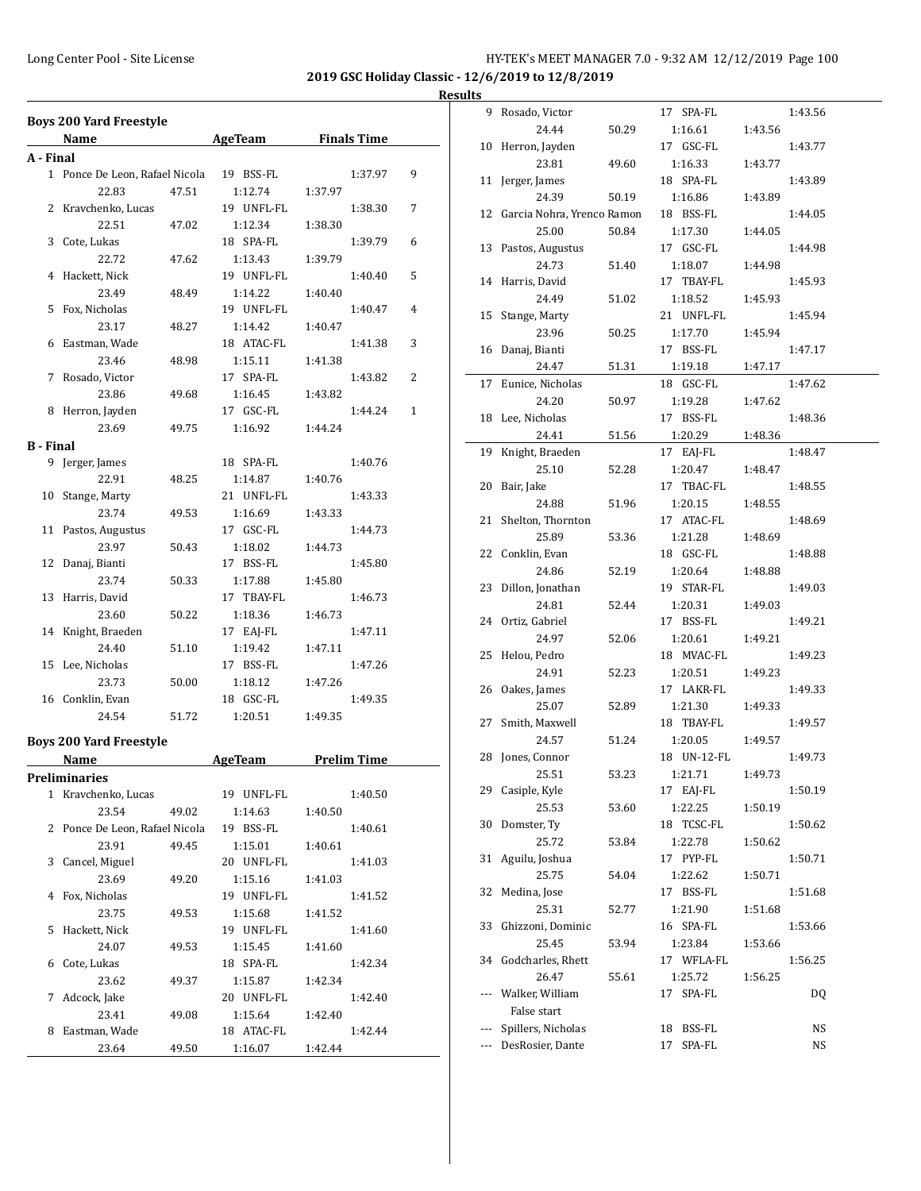**2019 GSC Holiday Classic - 12/6/2019 to 12/8/2019**

**Results**

## Boys 200 Yard Freestyle

| | Name | AgeTeam | Finals Time | |
|---|---|---|---|---|
| **A - Final** | | | | |
| 1 | Ponce De Leon, Rafael Nicola | 19 BSS-FL | 1:37.97 | 9 |
| | 22.83 / 47.51 / 1:12.74 / 1:37.97 | | | |
| 2 | Kravchenko, Lucas | 19 UNFL-FL | 1:38.30 | 7 |
| | 22.51 / 47.02 / 1:12.34 / 1:38.30 | | | |
| 3 | Cote, Lukas | 18 SPA-FL | 1:39.79 | 6 |
| | 22.72 / 47.62 / 1:13.43 / 1:39.79 | | | |
| 4 | Hackett, Nick | 19 UNFL-FL | 1:40.40 | 5 |
| | 23.49 / 48.49 / 1:14.22 / 1:40.40 | | | |
| 5 | Fox, Nicholas | 19 UNFL-FL | 1:40.47 | 4 |
| | 23.17 / 48.27 / 1:14.42 / 1:40.47 | | | |
| 6 | Eastman, Wade | 18 ATAC-FL | 1:41.38 | 3 |
| | 23.46 / 48.98 / 1:15.11 / 1:41.38 | | | |
| 7 | Rosado, Victor | 17 SPA-FL | 1:43.82 | 2 |
| | 23.86 / 49.68 / 1:16.45 / 1:43.82 | | | |
| 8 | Herron, Jayden | 17 GSC-FL | 1:44.24 | 1 |
| | 23.69 / 49.75 / 1:16.92 / 1:44.24 | | | |
| **B - Final** | | | | |
| 9 | Jerger, James | 18 SPA-FL | 1:40.76 | |
| | 22.91 / 48.25 / 1:14.87 / 1:40.76 | | | |
| 10 | Stange, Marty | 21 UNFL-FL | 1:43.33 | |
| | 23.74 / 49.53 / 1:16.69 / 1:43.33 | | | |
| 11 | Pastos, Augustus | 17 GSC-FL | 1:44.73 | |
| | 23.97 / 50.43 / 1:18.02 / 1:44.73 | | | |
| 12 | Danaj, Bianti | 17 BSS-FL | 1:45.80 | |
| | 23.74 / 50.33 / 1:17.88 / 1:45.80 | | | |
| 13 | Harris, David | 17 TBAY-FL | 1:46.73 | |
| | 23.60 / 50.22 / 1:18.36 / 1:46.73 | | | |
| 14 | Knight, Braeden | 17 EAJ-FL | 1:47.11 | |
| | 24.40 / 51.10 / 1:19.42 / 1:47.11 | | | |
| 15 | Lee, Nicholas | 17 BSS-FL | 1:47.26 | |
| | 23.73 / 50.00 / 1:18.12 / 1:47.26 | | | |
| 16 | Conklin, Evan | 18 GSC-FL | 1:49.35 | |
| | 24.54 / 51.72 / 1:20.51 / 1:49.35 | | | |

## Boys 200 Yard Freestyle

| | Name | AgeTeam | Prelim Time |
|---|---|---|---|
| **Preliminaries** | | | |
| 1 | Kravchenko, Lucas | 19 UNFL-FL | 1:40.50 |
| | 23.54 / 49.02 / 1:14.63 / 1:40.50 | | |
| 2 | Ponce De Leon, Rafael Nicola | 19 BSS-FL | 1:40.61 |
| | 23.91 / 49.45 / 1:15.01 / 1:40.61 | | |
| 3 | Cancel, Miguel | 20 UNFL-FL | 1:41.03 |
| | 23.69 / 49.20 / 1:15.16 / 1:41.03 | | |
| 4 | Fox, Nicholas | 19 UNFL-FL | 1:41.52 |
| | 23.75 / 49.53 / 1:15.68 / 1:41.52 | | |
| 5 | Hackett, Nick | 19 UNFL-FL | 1:41.60 |
| | 24.07 / 49.53 / 1:15.45 / 1:41.60 | | |
| 6 | Cote, Lukas | 18 SPA-FL | 1:42.34 |
| | 23.62 / 49.37 / 1:15.87 / 1:42.34 | | |
| 7 | Adcock, Jake | 20 UNFL-FL | 1:42.40 |
| | 23.41 / 49.08 / 1:15.64 / 1:42.40 | | |
| 8 | Eastman, Wade | 18 ATAC-FL | 1:42.44 |
| | 23.64 / 49.50 / 1:16.07 / 1:42.44 | | |
| 9 | Rosado, Victor | 17 SPA-FL | 1:43.56 |
| | 24.44 / 50.29 / 1:16.61 / 1:43.56 | | |
| 10 | Herron, Jayden | 17 GSC-FL | 1:43.77 |
| | 23.81 / 49.60 / 1:16.33 / 1:43.77 | | |
| 11 | Jerger, James | 18 SPA-FL | 1:43.89 |
| | 24.39 / 50.19 / 1:16.86 / 1:43.89 | | |
| 12 | Garcia Nohra, Yrenco Ramon | 18 BSS-FL | 1:44.05 |
| | 25.00 / 50.84 / 1:17.30 / 1:44.05 | | |
| 13 | Pastos, Augustus | 17 GSC-FL | 1:44.98 |
| | 24.73 / 51.40 / 1:18.07 / 1:44.98 | | |
| 14 | Harris, David | 17 TBAY-FL | 1:45.93 |
| | 24.49 / 51.02 / 1:18.52 / 1:45.93 | | |
| 15 | Stange, Marty | 21 UNFL-FL | 1:45.94 |
| | 23.96 / 50.25 / 1:17.70 / 1:45.94 | | |
| 16 | Danaj, Bianti | 17 BSS-FL | 1:47.17 |
| | 24.47 / 51.31 / 1:19.18 / 1:47.17 | | |
| 17 | Eunice, Nicholas | 18 GSC-FL | 1:47.62 |
| | 24.20 / 50.97 / 1:19.28 / 1:47.62 | | |
| 18 | Lee, Nicholas | 17 BSS-FL | 1:48.36 |
| | 24.41 / 51.56 / 1:20.29 / 1:48.36 | | |
| 19 | Knight, Braeden | 17 EAJ-FL | 1:48.47 |
| | 25.10 / 52.28 / 1:20.47 / 1:48.47 | | |
| 20 | Bair, Jake | 17 TBAC-FL | 1:48.55 |
| | 24.88 / 51.96 / 1:20.15 / 1:48.55 | | |
| 21 | Shelton, Thornton | 17 ATAC-FL | 1:48.69 |
| | 25.89 / 53.36 / 1:21.28 / 1:48.69 | | |
| 22 | Conklin, Evan | 18 GSC-FL | 1:48.88 |
| | 24.86 / 52.19 / 1:20.64 / 1:48.88 | | |
| 23 | Dillon, Jonathan | 19 STAR-FL | 1:49.03 |
| | 24.81 / 52.44 / 1:20.31 / 1:49.03 | | |
| 24 | Ortiz, Gabriel | 17 BSS-FL | 1:49.21 |
| | 24.97 / 52.06 / 1:20.61 / 1:49.21 | | |
| 25 | Helou, Pedro | 18 MVAC-FL | 1:49.23 |
| | 24.91 / 52.23 / 1:20.51 / 1:49.23 | | |
| 26 | Oakes, James | 17 LAKR-FL | 1:49.33 |
| | 25.07 / 52.89 / 1:21.30 / 1:49.33 | | |
| 27 | Smith, Maxwell | 18 TBAY-FL | 1:49.57 |
| | 24.57 / 51.24 / 1:20.05 / 1:49.57 | | |
| 28 | Jones, Connor | 18 UN-12-FL | 1:49.73 |
| | 25.51 / 53.23 / 1:21.71 / 1:49.73 | | |
| 29 | Casiple, Kyle | 17 EAJ-FL | 1:50.19 |
| | 25.53 / 53.60 / 1:22.25 / 1:50.19 | | |
| 30 | Domster, Ty | 18 TCSC-FL | 1:50.62 |
| | 25.72 / 53.84 / 1:22.78 / 1:50.62 | | |
| 31 | Aguilu, Joshua | 17 PYP-FL | 1:50.71 |
| | 25.75 / 54.04 / 1:22.62 / 1:50.71 | | |
| 32 | Medina, Jose | 17 BSS-FL | 1:51.68 |
| | 25.31 / 52.77 / 1:21.90 / 1:51.68 | | |
| 33 | Ghizzoni, Dominic | 16 SPA-FL | 1:53.66 |
| | 25.45 / 53.94 / 1:23.84 / 1:53.66 | | |
| 34 | Godcharles, Rhett | 17 WFLA-FL | 1:56.25 |
| | 26.47 / 55.61 / 1:25.72 / 1:56.25 | | |
| --- | Walker, William | 17 SPA-FL | DQ |
| | False start | | |
| --- | Spillers, Nicholas | 18 BSS-FL | NS |
| --- | DesRosier, Dante | 17 SPA-FL | NS |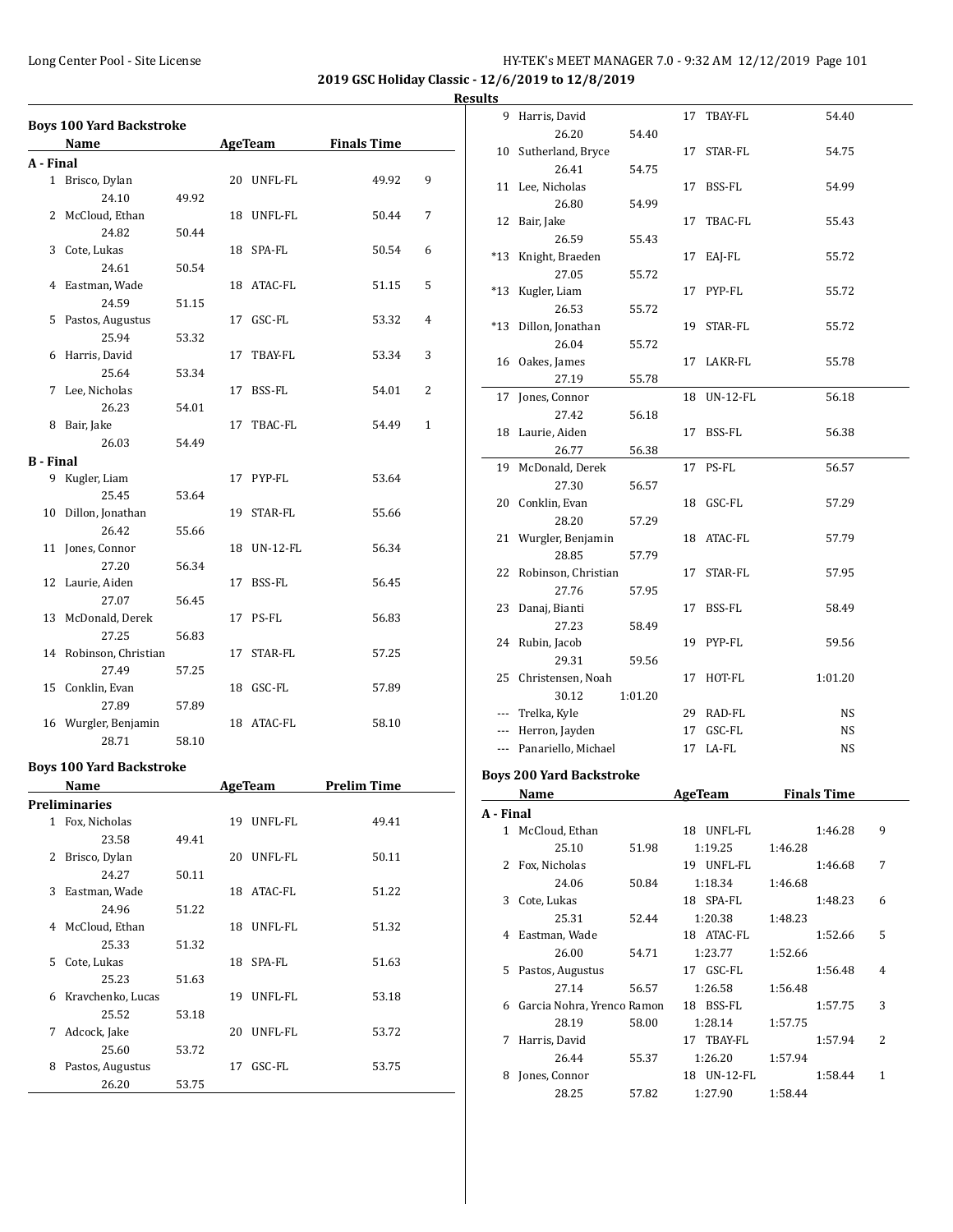**2019 GSC Holiday Classic - 12/6/2019 to 12/8/2019**

**Results**

### Boys 100 Yard Backstroke

| | Name | Age | Team | Finals Time | Points |
|---|---|---|---|---|---|
| **A - Final** | | | | | |
| 1 | Brisco, Dylan | 20 | UNFL-FL | 49.92 | 9 |
| | 24.10 49.92 | | | | |
| 2 | McCloud, Ethan | 18 | UNFL-FL | 50.44 | 7 |
| | 24.82 50.44 | | | | |
| 3 | Cote, Lukas | 18 | SPA-FL | 50.54 | 6 |
| | 24.61 50.54 | | | | |
| 4 | Eastman, Wade | 18 | ATAC-FL | 51.15 | 5 |
| | 24.59 51.15 | | | | |
| 5 | Pastos, Augustus | 17 | GSC-FL | 53.32 | 4 |
| | 25.94 53.32 | | | | |
| 6 | Harris, David | 17 | TBAY-FL | 53.34 | 3 |
| | 25.64 53.34 | | | | |
| 7 | Lee, Nicholas | 17 | BSS-FL | 54.01 | 2 |
| | 26.23 54.01 | | | | |
| 8 | Bair, Jake | 17 | TBAC-FL | 54.49 | 1 |
| | 26.03 54.49 | | | | |
| **B - Final** | | | | | |
| 9 | Kugler, Liam | 17 | PYP-FL | 53.64 | |
| | 25.45 53.64 | | | | |
| 10 | Dillon, Jonathan | 19 | STAR-FL | 55.66 | |
| | 26.42 55.66 | | | | |
| 11 | Jones, Connor | 18 | UN-12-FL | 56.34 | |
| | 27.20 56.34 | | | | |
| 12 | Laurie, Aiden | 17 | BSS-FL | 56.45 | |
| | 27.07 56.45 | | | | |
| 13 | McDonald, Derek | 17 | PS-FL | 56.83 | |
| | 27.25 56.83 | | | | |
| 14 | Robinson, Christian | 17 | STAR-FL | 57.25 | |
| | 27.49 57.25 | | | | |
| 15 | Conklin, Evan | 18 | GSC-FL | 57.89 | |
| | 27.89 57.89 | | | | |
| 16 | Wurgler, Benjamin | 18 | ATAC-FL | 58.10 | |
| | 28.71 58.10 | | | | |

### Boys 100 Yard Backstroke

| | Name | Age | Team | Prelim Time |
|---|---|---|---|---|
| **Preliminaries** | | | | |
| 1 | Fox, Nicholas | 19 | UNFL-FL | 49.41 |
| | 23.58 49.41 | | | |
| 2 | Brisco, Dylan | 20 | UNFL-FL | 50.11 |
| | 24.27 50.11 | | | |
| 3 | Eastman, Wade | 18 | ATAC-FL | 51.22 |
| | 24.96 51.22 | | | |
| 4 | McCloud, Ethan | 18 | UNFL-FL | 51.32 |
| | 25.33 51.32 | | | |
| 5 | Cote, Lukas | 18 | SPA-FL | 51.63 |
| | 25.23 51.63 | | | |
| 6 | Kravchenko, Lucas | 19 | UNFL-FL | 53.18 |
| | 25.52 53.18 | | | |
| 7 | Adcock, Jake | 20 | UNFL-FL | 53.72 |
| | 25.60 53.72 | | | |
| 8 | Pastos, Augustus | 17 | GSC-FL | 53.75 |
| | 26.20 53.75 | | | |
| 9 | Harris, David | 17 | TBAY-FL | 54.40 |
| | 26.20 54.40 | | | |
| 10 | Sutherland, Bryce | 17 | STAR-FL | 54.75 |
| | 26.41 54.75 | | | |
| 11 | Lee, Nicholas | 17 | BSS-FL | 54.99 |
| | 26.80 54.99 | | | |
| 12 | Bair, Jake | 17 | TBAC-FL | 55.43 |
| | 26.59 55.43 | | | |
| *13 | Knight, Braeden | 17 | EAJ-FL | 55.72 |
| | 27.05 55.72 | | | |
| *13 | Kugler, Liam | 17 | PYP-FL | 55.72 |
| | 26.53 55.72 | | | |
| *13 | Dillon, Jonathan | 19 | STAR-FL | 55.72 |
| | 26.04 55.72 | | | |
| 16 | Oakes, James | 17 | LAKR-FL | 55.78 |
| | 27.19 55.78 | | | |
| 17 | Jones, Connor | 18 | UN-12-FL | 56.18 |
| | 27.42 56.18 | | | |
| 18 | Laurie, Aiden | 17 | BSS-FL | 56.38 |
| | 26.77 56.38 | | | |
| 19 | McDonald, Derek | 17 | PS-FL | 56.57 |
| | 27.30 56.57 | | | |
| 20 | Conklin, Evan | 18 | GSC-FL | 57.29 |
| | 28.20 57.29 | | | |
| 21 | Wurgler, Benjamin | 18 | ATAC-FL | 57.79 |
| | 28.85 57.79 | | | |
| 22 | Robinson, Christian | 17 | STAR-FL | 57.95 |
| | 27.76 57.95 | | | |
| 23 | Danaj, Bianti | 17 | BSS-FL | 58.49 |
| | 27.23 58.49 | | | |
| 24 | Rubin, Jacob | 19 | PYP-FL | 59.56 |
| | 29.31 59.56 | | | |
| 25 | Christensen, Noah | 17 | HOT-FL | 1:01.20 |
| | 30.12 1:01.20 | | | |
| --- | Trelka, Kyle | 29 | RAD-FL | NS |
| --- | Herron, Jayden | 17 | GSC-FL | NS |
| --- | Panariello, Michael | 17 | LA-FL | NS |

### Boys 200 Yard Backstroke

| | Name | Age | Team | Finals Time | Points |
|---|---|---|---|---|---|
| **A - Final** | | | | | |
| 1 | McCloud, Ethan | 18 | UNFL-FL | 1:46.28 | 9 |
| | 25.10 51.98 1:19.25 1:46.28 | | | | |
| 2 | Fox, Nicholas | 19 | UNFL-FL | 1:46.68 | 7 |
| | 24.06 50.84 1:18.34 1:46.68 | | | | |
| 3 | Cote, Lukas | 18 | SPA-FL | 1:48.23 | 6 |
| | 25.31 52.44 1:20.38 1:48.23 | | | | |
| 4 | Eastman, Wade | 18 | ATAC-FL | 1:52.66 | 5 |
| | 26.00 54.71 1:23.77 1:52.66 | | | | |
| 5 | Pastos, Augustus | 17 | GSC-FL | 1:56.48 | 4 |
| | 27.14 56.57 1:26.58 1:56.48 | | | | |
| 6 | Garcia Nohra, Yrenco Ramon | 18 | BSS-FL | 1:57.75 | 3 |
| | 28.19 58.00 1:28.14 1:57.75 | | | | |
| 7 | Harris, David | 17 | TBAY-FL | 1:57.94 | 2 |
| | 26.44 55.37 1:26.20 1:57.94 | | | | |
| 8 | Jones, Connor | 18 | UN-12-FL | 1:58.44 | 1 |
| | 28.25 57.82 1:27.90 1:58.44 | | | | |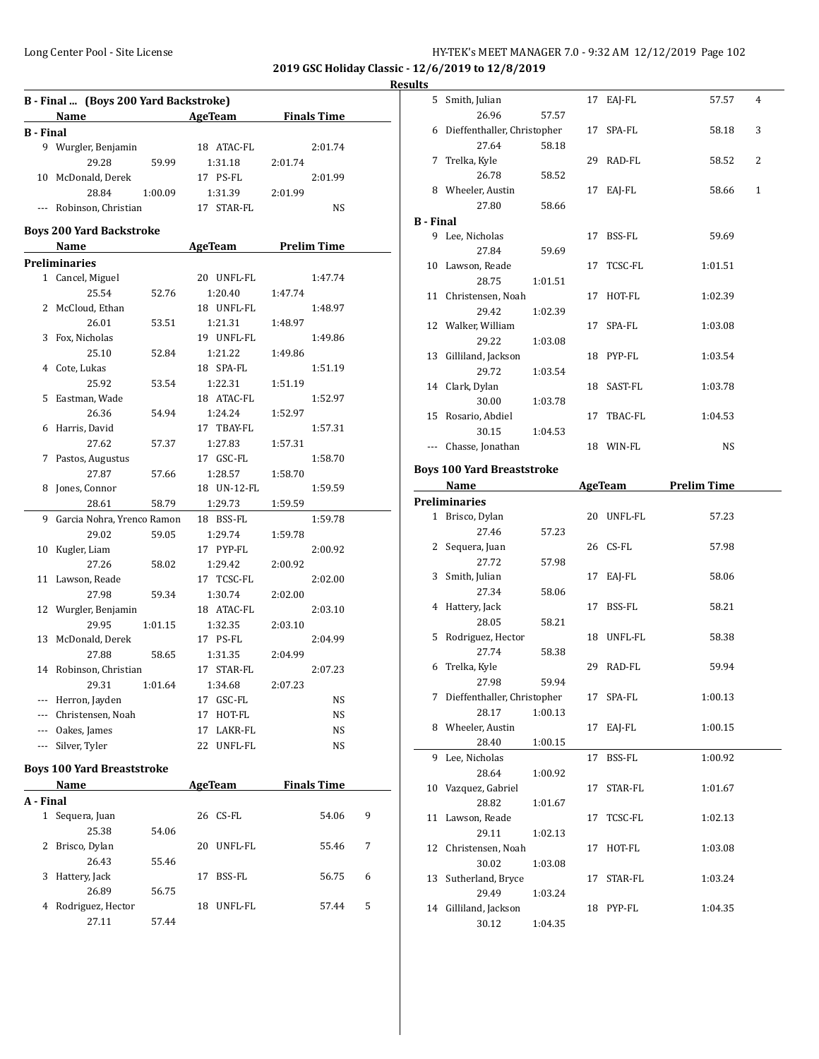## 2019 GSC Holiday Classic - 12/6/2019 to 12/8/2019

### Results

#### B - Final ... (Boys 200 Yard Backstroke)

| | Name | Age | Team | Finals Time |
|---|---|---|---|---|
| **B - Final** | | | | |
| 9 | Wurgler, Benjamin | 18 | ATAC-FL | 2:01.74 |
| | 29.28 / 59.99 / 1:31.18 / 2:01.74 | | | |
| 10 | McDonald, Derek | 17 | PS-FL | 2:01.99 |
| | 28.84 / 1:00.09 / 1:31.39 / 2:01.99 | | | |
| --- | Robinson, Christian | 17 | STAR-FL | NS |

#### Boys 200 Yard Backstroke

| | Name | Age | Team | Prelim Time |
|---|---|---|---|---|
| **Preliminaries** | | | | |
| 1 | Cancel, Miguel | 20 | UNFL-FL | 1:47.74 |
| | 25.54 / 52.76 / 1:20.40 / 1:47.74 | | | |
| 2 | McCloud, Ethan | 18 | UNFL-FL | 1:48.97 |
| | 26.01 / 53.51 / 1:21.31 / 1:48.97 | | | |
| 3 | Fox, Nicholas | 19 | UNFL-FL | 1:49.86 |
| | 25.10 / 52.84 / 1:21.22 / 1:49.86 | | | |
| 4 | Cote, Lukas | 18 | SPA-FL | 1:51.19 |
| | 25.92 / 53.54 / 1:22.31 / 1:51.19 | | | |
| 5 | Eastman, Wade | 18 | ATAC-FL | 1:52.97 |
| | 26.36 / 54.94 / 1:24.24 / 1:52.97 | | | |
| 6 | Harris, David | 17 | TBAY-FL | 1:57.31 |
| | 27.62 / 57.37 / 1:27.83 / 1:57.31 | | | |
| 7 | Pastos, Augustus | 17 | GSC-FL | 1:58.70 |
| | 27.87 / 57.66 / 1:28.57 / 1:58.70 | | | |
| 8 | Jones, Connor | 18 | UN-12-FL | 1:59.59 |
| | 28.61 / 58.79 / 1:29.73 / 1:59.59 | | | |
| 9 | Garcia Nohra, Yrenco Ramon | 18 | BSS-FL | 1:59.78 |
| | 29.02 / 59.05 / 1:29.74 / 1:59.78 | | | |
| 10 | Kugler, Liam | 17 | PYP-FL | 2:00.92 |
| | 27.26 / 58.02 / 1:29.42 / 2:00.92 | | | |
| 11 | Lawson, Reade | 17 | TCSC-FL | 2:02.00 |
| | 27.98 / 59.34 / 1:30.74 / 2:02.00 | | | |
| 12 | Wurgler, Benjamin | 18 | ATAC-FL | 2:03.10 |
| | 29.95 / 1:01.15 / 1:32.35 / 2:03.10 | | | |
| 13 | McDonald, Derek | 17 | PS-FL | 2:04.99 |
| | 27.88 / 58.65 / 1:31.35 / 2:04.99 | | | |
| 14 | Robinson, Christian | 17 | STAR-FL | 2:07.23 |
| | 29.31 / 1:01.64 / 1:34.68 / 2:07.23 | | | |
| --- | Herron, Jayden | 17 | GSC-FL | NS |
| --- | Christensen, Noah | 17 | HOT-FL | NS |
| --- | Oakes, James | 17 | LAKR-FL | NS |
| --- | Silver, Tyler | 22 | UNFL-FL | NS |

#### Boys 100 Yard Breaststroke

| | Name | Age | Team | Finals Time | Points |
|---|---|---|---|---|---|
| **A - Final** | | | | | |
| 1 | Sequera, Juan | 26 | CS-FL | 54.06 | 9 |
| | 25.38 / 54.06 | | | | |
| 2 | Brisco, Dylan | 20 | UNFL-FL | 55.46 | 7 |
| | 26.43 / 55.46 | | | | |
| 3 | Hattery, Jack | 17 | BSS-FL | 56.75 | 6 |
| | 26.89 / 56.75 | | | | |
| 4 | Rodriguez, Hector | 18 | UNFL-FL | 57.44 | 5 |
| | 27.11 / 57.44 | | | | |
| 5 | Smith, Julian | 17 | EAJ-FL | 57.57 | 4 |
| | 26.96 / 57.57 | | | | |
| 6 | Dieffenthaller, Christopher | 17 | SPA-FL | 58.18 | 3 |
| | 27.64 / 58.18 | | | | |
| 7 | Trelka, Kyle | 29 | RAD-FL | 58.52 | 2 |
| | 26.78 / 58.52 | | | | |
| 8 | Wheeler, Austin | 17 | EAJ-FL | 58.66 | 1 |
| | 27.80 / 58.66 | | | | |
| **B - Final** | | | | | |
| 9 | Lee, Nicholas | 17 | BSS-FL | 59.69 | |
| | 27.84 / 59.69 | | | | |
| 10 | Lawson, Reade | 17 | TCSC-FL | 1:01.51 | |
| | 28.75 / 1:01.51 | | | | |
| 11 | Christensen, Noah | 17 | HOT-FL | 1:02.39 | |
| | 29.42 / 1:02.39 | | | | |
| 12 | Walker, William | 17 | SPA-FL | 1:03.08 | |
| | 29.22 / 1:03.08 | | | | |
| 13 | Gilliland, Jackson | 18 | PYP-FL | 1:03.54 | |
| | 29.72 / 1:03.54 | | | | |
| 14 | Clark, Dylan | 18 | SAST-FL | 1:03.78 | |
| | 30.00 / 1:03.78 | | | | |
| 15 | Rosario, Abdiel | 17 | TBAC-FL | 1:04.53 | |
| | 30.15 / 1:04.53 | | | | |
| --- | Chasse, Jonathan | 18 | WIN-FL | NS | |

#### Boys 100 Yard Breaststroke

| | Name | Age | Team | Prelim Time |
|---|---|---|---|---|
| **Preliminaries** | | | | |
| 1 | Brisco, Dylan | 20 | UNFL-FL | 57.23 |
| | 27.46 / 57.23 | | | |
| 2 | Sequera, Juan | 26 | CS-FL | 57.98 |
| | 27.72 / 57.98 | | | |
| 3 | Smith, Julian | 17 | EAJ-FL | 58.06 |
| | 27.34 / 58.06 | | | |
| 4 | Hattery, Jack | 17 | BSS-FL | 58.21 |
| | 28.05 / 58.21 | | | |
| 5 | Rodriguez, Hector | 18 | UNFL-FL | 58.38 |
| | 27.74 / 58.38 | | | |
| 6 | Trelka, Kyle | 29 | RAD-FL | 59.94 |
| | 27.98 / 59.94 | | | |
| 7 | Dieffenthaller, Christopher | 17 | SPA-FL | 1:00.13 |
| | 28.17 / 1:00.13 | | | |
| 8 | Wheeler, Austin | 17 | EAJ-FL | 1:00.15 |
| | 28.40 / 1:00.15 | | | |
| 9 | Lee, Nicholas | 17 | BSS-FL | 1:00.92 |
| | 28.64 / 1:00.92 | | | |
| 10 | Vazquez, Gabriel | 17 | STAR-FL | 1:01.67 |
| | 28.82 / 1:01.67 | | | |
| 11 | Lawson, Reade | 17 | TCSC-FL | 1:02.13 |
| | 29.11 / 1:02.13 | | | |
| 12 | Christensen, Noah | 17 | HOT-FL | 1:03.08 |
| | 30.02 / 1:03.08 | | | |
| 13 | Sutherland, Bryce | 17 | STAR-FL | 1:03.24 |
| | 29.49 / 1:03.24 | | | |
| 14 | Gilliland, Jackson | 18 | PYP-FL | 1:04.35 |
| | 30.12 / 1:04.35 | | | |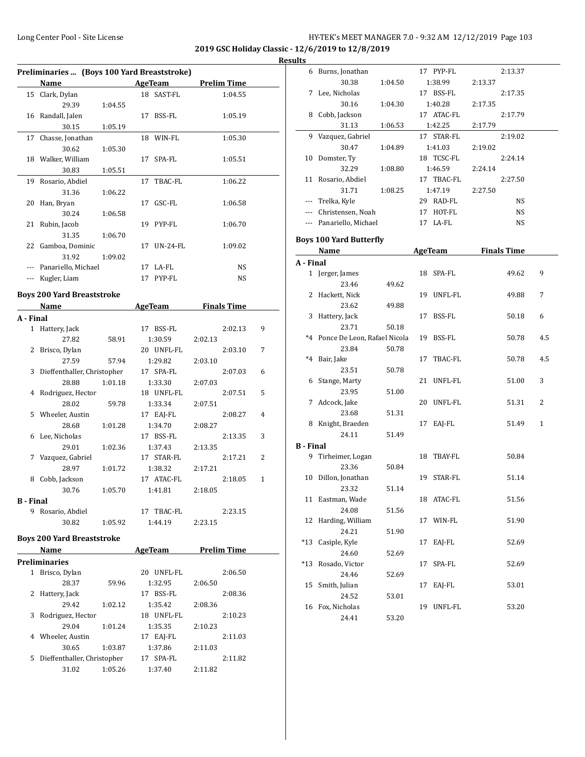## 2019 GSC Holiday Classic - 12/6/2019 to 12/8/2019

### Results

### Preliminaries ... (Boys 100 Yard Breaststroke)

| | Name | | AgeTeam | | Prelim Time |
|---|---|---|---|---|---|
| 15 | Clark, Dylan | | 18 | SAST-FL | 1:04.55 |
| | 29.39 | 1:04.55 | | | |
| 16 | Randall, Jalen | | 17 | BSS-FL | 1:05.19 |
| | 30.15 | 1:05.19 | | | |
| 17 | Chasse, Jonathan | | 18 | WIN-FL | 1:05.30 |
| | 30.62 | 1:05.30 | | | |
| 18 | Walker, William | | 17 | SPA-FL | 1:05.51 |
| | 30.83 | 1:05.51 | | | |
| 19 | Rosario, Abdiel | | 17 | TBAC-FL | 1:06.22 |
| | 31.36 | 1:06.22 | | | |
| 20 | Han, Bryan | | 17 | GSC-FL | 1:06.58 |
| | 30.24 | 1:06.58 | | | |
| 21 | Rubin, Jacob | | 19 | PYP-FL | 1:06.70 |
| | 31.35 | 1:06.70 | | | |
| 22 | Gamboa, Dominic | | 17 | UN-24-FL | 1:09.02 |
| | 31.92 | 1:09.02 | | | |
| --- | Panariello, Michael | | 17 | LA-FL | NS |
| --- | Kugler, Liam | | 17 | PYP-FL | NS |

### Boys 200 Yard Breaststroke

| | Name | | AgeTeam | | Finals Time | |
|---|---|---|---|---|---|---|
| **A - Final** | | | | | | |
| 1 | Hattery, Jack | | 17 BSS-FL | | 2:02.13 | 9 |
| | 27.82 | 58.91 | 1:30.59 | 2:02.13 | | |
| 2 | Brisco, Dylan | | 20 UNFL-FL | | 2:03.10 | 7 |
| | 27.59 | 57.94 | 1:29.82 | 2:03.10 | | |
| 3 | Dieffenthaller, Christopher | | 17 SPA-FL | | 2:07.03 | 6 |
| | 28.88 | 1:01.18 | 1:33.30 | 2:07.03 | | |
| 4 | Rodriguez, Hector | | 18 UNFL-FL | | 2:07.51 | 5 |
| | 28.02 | 59.78 | 1:33.34 | 2:07.51 | | |
| 5 | Wheeler, Austin | | 17 EAJ-FL | | 2:08.27 | 4 |
| | 28.68 | 1:01.28 | 1:34.70 | 2:08.27 | | |
| 6 | Lee, Nicholas | | 17 BSS-FL | | 2:13.35 | 3 |
| | 29.01 | 1:02.36 | 1:37.43 | 2:13.35 | | |
| 7 | Vazquez, Gabriel | | 17 STAR-FL | | 2:17.21 | 2 |
| | 28.97 | 1:01.72 | 1:38.32 | 2:17.21 | | |
| 8 | Cobb, Jackson | | 17 ATAC-FL | | 2:18.05 | 1 |
| | 30.76 | 1:05.70 | 1:41.81 | 2:18.05 | | |
| **B - Final** | | | | | | |
| 9 | Rosario, Abdiel | | 17 TBAC-FL | | 2:23.15 | |
| | 30.82 | 1:05.92 | 1:44.19 | 2:23.15 | | |

### Boys 200 Yard Breaststroke

| | Name | | AgeTeam | | Prelim Time |
|---|---|---|---|---|---|
| **Preliminaries** | | | | | |
| 1 | Brisco, Dylan | | 20 UNFL-FL | | 2:06.50 |
| | 28.37 | 59.96 | 1:32.95 | 2:06.50 | |
| 2 | Hattery, Jack | | 17 BSS-FL | | 2:08.36 |
| | 29.42 | 1:02.12 | 1:35.42 | 2:08.36 | |
| 3 | Rodriguez, Hector | | 18 UNFL-FL | | 2:10.23 |
| | 29.04 | 1:01.24 | 1:35.35 | 2:10.23 | |
| 4 | Wheeler, Austin | | 17 EAJ-FL | | 2:11.03 |
| | 30.65 | 1:03.87 | 1:37.86 | 2:11.03 | |
| 5 | Dieffenthaller, Christopher | | 17 SPA-FL | | 2:11.82 |
| | 31.02 | 1:05.26 | 1:37.40 | 2:11.82 | |
| 6 | Burns, Jonathan | | 17 PYP-FL | | 2:13.37 |
| | 30.38 | 1:04.50 | 1:38.99 | 2:13.37 | |
| 7 | Lee, Nicholas | | 17 BSS-FL | | 2:17.35 |
| | 30.16 | 1:04.30 | 1:40.28 | 2:17.35 | |
| 8 | Cobb, Jackson | | 17 ATAC-FL | | 2:17.79 |
| | 31.13 | 1:06.53 | 1:42.25 | 2:17.79 | |
| 9 | Vazquez, Gabriel | | 17 STAR-FL | | 2:19.02 |
| | 30.47 | 1:04.89 | 1:41.03 | 2:19.02 | |
| 10 | Domster, Ty | | 18 TCSC-FL | | 2:24.14 |
| | 32.29 | 1:08.80 | 1:46.59 | 2:24.14 | |
| 11 | Rosario, Abdiel | | 17 TBAC-FL | | 2:27.50 |
| | 31.71 | 1:08.25 | 1:47.19 | 2:27.50 | |
| --- | Trelka, Kyle | | 29 RAD-FL | | NS |
| --- | Christensen, Noah | | 17 HOT-FL | | NS |
| --- | Panariello, Michael | | 17 LA-FL | | NS |

### Boys 100 Yard Butterfly

| | Name | | AgeTeam | | Finals Time | |
|---|---|---|---|---|---|---|
| **A - Final** | | | | | | |
| 1 | Jerger, James | | 18 | SPA-FL | 49.62 | 9 |
| | 23.46 | 49.62 | | | | |
| 2 | Hackett, Nick | | 19 | UNFL-FL | 49.88 | 7 |
| | 23.62 | 49.88 | | | | |
| 3 | Hattery, Jack | | 17 | BSS-FL | 50.18 | 6 |
| | 23.71 | 50.18 | | | | |
| *4 | Ponce De Leon, Rafael Nicola | | 19 | BSS-FL | 50.78 | 4.5 |
| | 23.84 | 50.78 | | | | |
| *4 | Bair, Jake | | 17 | TBAC-FL | 50.78 | 4.5 |
| | 23.51 | 50.78 | | | | |
| 6 | Stange, Marty | | 21 | UNFL-FL | 51.00 | 3 |
| | 23.95 | 51.00 | | | | |
| 7 | Adcock, Jake | | 20 | UNFL-FL | 51.31 | 2 |
| | 23.68 | 51.31 | | | | |
| 8 | Knight, Braeden | | 17 | EAJ-FL | 51.49 | 1 |
| | 24.11 | 51.49 | | | | |
| **B - Final** | | | | | | |
| 9 | Tirheimer, Logan | | 18 | TBAY-FL | 50.84 | |
| | 23.36 | 50.84 | | | | |
| 10 | Dillon, Jonathan | | 19 | STAR-FL | 51.14 | |
| | 23.32 | 51.14 | | | | |
| 11 | Eastman, Wade | | 18 | ATAC-FL | 51.56 | |
| | 24.08 | 51.56 | | | | |
| 12 | Harding, William | | 17 | WIN-FL | 51.90 | |
| | 24.21 | 51.90 | | | | |
| *13 | Casiple, Kyle | | 17 | EAJ-FL | 52.69 | |
| | 24.60 | 52.69 | | | | |
| *13 | Rosado, Victor | | 17 | SPA-FL | 52.69 | |
| | 24.46 | 52.69 | | | | |
| 15 | Smith, Julian | | 17 | EAJ-FL | 53.01 | |
| | 24.52 | 53.01 | | | | |
| 16 | Fox, Nicholas | | 19 | UNFL-FL | 53.20 | |
| | 24.41 | 53.20 | | | | |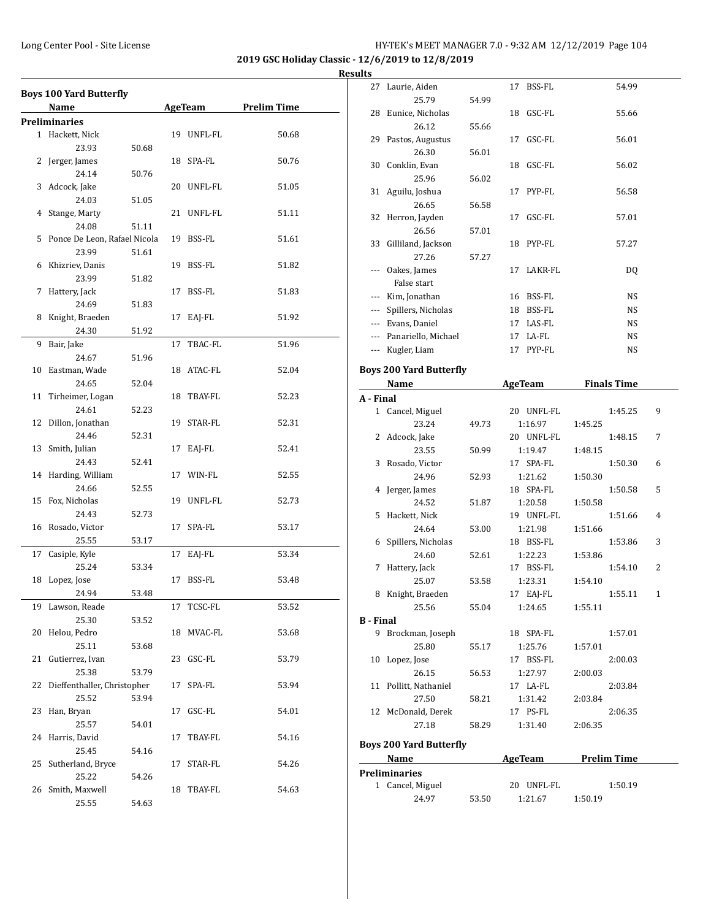2019 GSC Holiday Classic - 12/6/2019 to 12/8/2019

**Results**

## Boys 100 Yard Butterfly

| | Name | Age | Team | Prelim Time |
|---|---|---|---|---|
| **Preliminaries** | | | | |
| 1 | Hackett, Nick | 19 | UNFL-FL | 50.68 |
| | 23.93 50.68 | | | |
| 2 | Jerger, James | 18 | SPA-FL | 50.76 |
| | 24.14 50.76 | | | |
| 3 | Adcock, Jake | 20 | UNFL-FL | 51.05 |
| | 24.03 51.05 | | | |
| 4 | Stange, Marty | 21 | UNFL-FL | 51.11 |
| | 24.08 51.11 | | | |
| 5 | Ponce De Leon, Rafael Nicola | 19 | BSS-FL | 51.61 |
| | 23.99 51.61 | | | |
| 6 | Khizriev, Danis | 19 | BSS-FL | 51.82 |
| | 23.99 51.82 | | | |
| 7 | Hattery, Jack | 17 | BSS-FL | 51.83 |
| | 24.69 51.83 | | | |
| 8 | Knight, Braeden | 17 | EAJ-FL | 51.92 |
| | 24.30 51.92 | | | |
| 9 | Bair, Jake | 17 | TBAC-FL | 51.96 |
| | 24.67 51.96 | | | |
| 10 | Eastman, Wade | 18 | ATAC-FL | 52.04 |
| | 24.65 52.04 | | | |
| 11 | Tirheimer, Logan | 18 | TBAY-FL | 52.23 |
| | 24.61 52.23 | | | |
| 12 | Dillon, Jonathan | 19 | STAR-FL | 52.31 |
| | 24.46 52.31 | | | |
| 13 | Smith, Julian | 17 | EAJ-FL | 52.41 |
| | 24.43 52.41 | | | |
| 14 | Harding, William | 17 | WIN-FL | 52.55 |
| | 24.66 52.55 | | | |
| 15 | Fox, Nicholas | 19 | UNFL-FL | 52.73 |
| | 24.43 52.73 | | | |
| 16 | Rosado, Victor | 17 | SPA-FL | 53.17 |
| | 25.55 53.17 | | | |
| 17 | Casiple, Kyle | 17 | EAJ-FL | 53.34 |
| | 25.24 53.34 | | | |
| 18 | Lopez, Jose | 17 | BSS-FL | 53.48 |
| | 24.94 53.48 | | | |
| 19 | Lawson, Reade | 17 | TCSC-FL | 53.52 |
| | 25.30 53.52 | | | |
| 20 | Helou, Pedro | 18 | MVAC-FL | 53.68 |
| | 25.11 53.68 | | | |
| 21 | Gutierrez, Ivan | 23 | GSC-FL | 53.79 |
| | 25.38 53.79 | | | |
| 22 | Dieffenthaller, Christopher | 17 | SPA-FL | 53.94 |
| | 25.52 53.94 | | | |
| 23 | Han, Bryan | 17 | GSC-FL | 54.01 |
| | 25.57 54.01 | | | |
| 24 | Harris, David | 17 | TBAY-FL | 54.16 |
| | 25.45 54.16 | | | |
| 25 | Sutherland, Bryce | 17 | STAR-FL | 54.26 |
| | 25.22 54.26 | | | |
| 26 | Smith, Maxwell | 18 | TBAY-FL | 54.63 |
| | 25.55 54.63 | | | |
| 27 | Laurie, Aiden | 17 | BSS-FL | 54.99 |
| | 25.79 54.99 | | | |
| 28 | Eunice, Nicholas | 18 | GSC-FL | 55.66 |
| | 26.12 55.66 | | | |
| 29 | Pastos, Augustus | 17 | GSC-FL | 56.01 |
| | 26.30 56.01 | | | |
| 30 | Conklin, Evan | 18 | GSC-FL | 56.02 |
| | 25.96 56.02 | | | |
| 31 | Aguilu, Joshua | 17 | PYP-FL | 56.58 |
| | 26.65 56.58 | | | |
| 32 | Herron, Jayden | 17 | GSC-FL | 57.01 |
| | 26.56 57.01 | | | |
| 33 | Gilliland, Jackson | 18 | PYP-FL | 57.27 |
| | 27.26 57.27 | | | |
| --- | Oakes, James | 17 | LAKR-FL | DQ |
| | False start | | | |
| --- | Kim, Jonathan | 16 | BSS-FL | NS |
| --- | Spillers, Nicholas | 18 | BSS-FL | NS |
| --- | Evans, Daniel | 17 | LAS-FL | NS |
| --- | Panariello, Michael | 17 | LA-FL | NS |
| --- | Kugler, Liam | 17 | PYP-FL | NS |

## Boys 200 Yard Butterfly

| | Name | Age | Team | Finals Time | Points |
|---|---|---|---|---|---|
| **A - Final** | | | | | |
| 1 | Cancel, Miguel | 20 | UNFL-FL | 1:45.25 | 9 |
| | 23.24 49.73 1:16.97 1:45.25 | | | | |
| 2 | Adcock, Jake | 20 | UNFL-FL | 1:48.15 | 7 |
| | 23.55 50.99 1:19.47 1:48.15 | | | | |
| 3 | Rosado, Victor | 17 | SPA-FL | 1:50.30 | 6 |
| | 24.96 52.93 1:21.62 1:50.30 | | | | |
| 4 | Jerger, James | 18 | SPA-FL | 1:50.58 | 5 |
| | 24.52 51.87 1:20.58 1:50.58 | | | | |
| 5 | Hackett, Nick | 19 | UNFL-FL | 1:51.66 | 4 |
| | 24.64 53.00 1:21.98 1:51.66 | | | | |
| 6 | Spillers, Nicholas | 18 | BSS-FL | 1:53.86 | 3 |
| | 24.60 52.61 1:22.23 1:53.86 | | | | |
| 7 | Hattery, Jack | 17 | BSS-FL | 1:54.10 | 2 |
| | 25.07 53.58 1:23.31 1:54.10 | | | | |
| 8 | Knight, Braeden | 17 | EAJ-FL | 1:55.11 | 1 |
| | 25.56 55.04 1:24.65 1:55.11 | | | | |
| **B - Final** | | | | | |
| 9 | Brockman, Joseph | 18 | SPA-FL | 1:57.01 | |
| | 25.80 55.17 1:25.76 1:57.01 | | | | |
| 10 | Lopez, Jose | 17 | BSS-FL | 2:00.03 | |
| | 26.15 56.53 1:27.97 2:00.03 | | | | |
| 11 | Pollitt, Nathaniel | 17 | LA-FL | 2:03.84 | |
| | 27.50 58.21 1:31.42 2:03.84 | | | | |
| 12 | McDonald, Derek | 17 | PS-FL | 2:06.35 | |
| | 27.18 58.29 1:31.40 2:06.35 | | | | |

## Boys 200 Yard Butterfly

| | Name | Age | Team | Prelim Time |
|---|---|---|---|---|
| **Preliminaries** | | | | |
| 1 | Cancel, Miguel | 20 | UNFL-FL | 1:50.19 |
| | 24.97 53.50 1:21.67 1:50.19 | | | |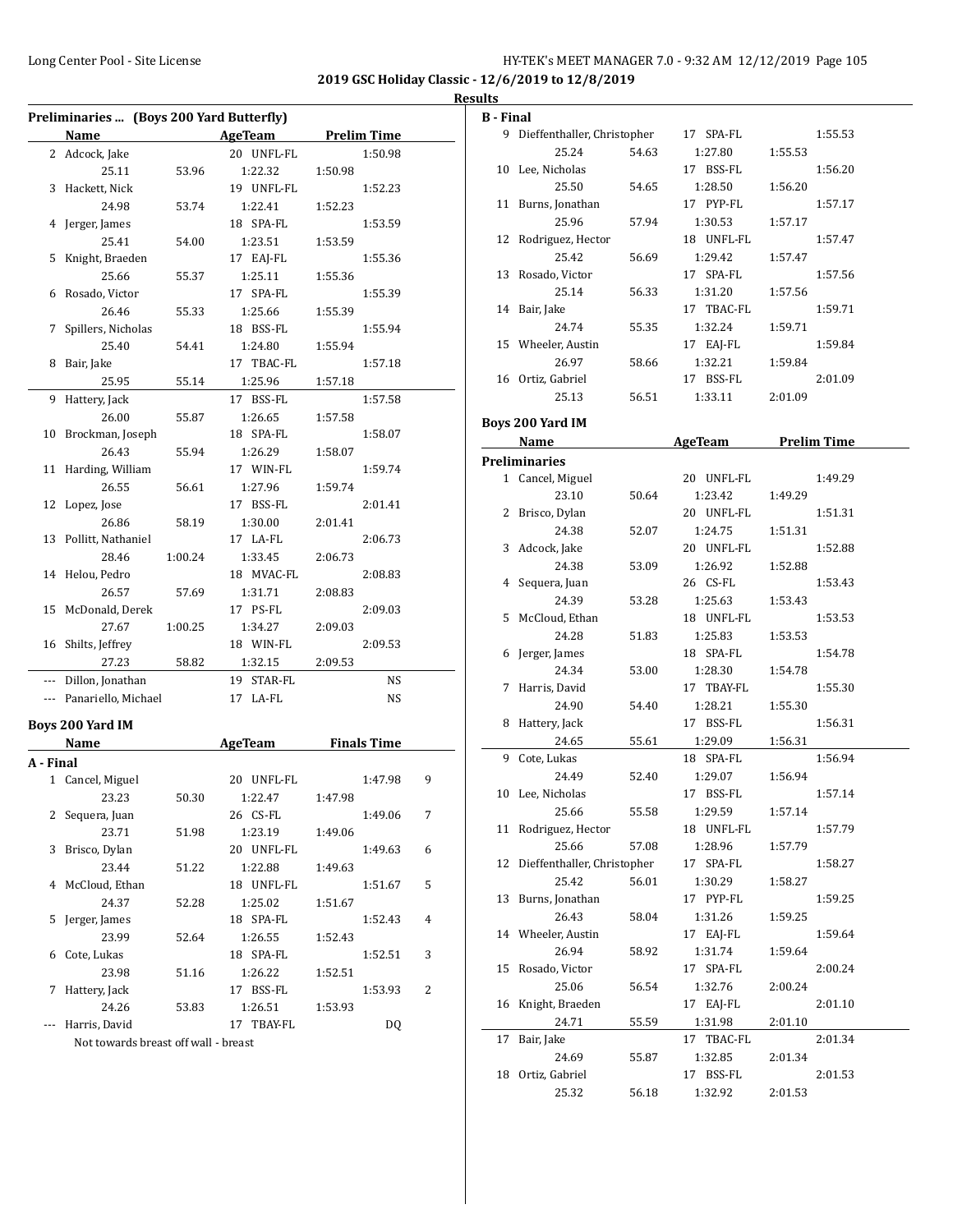**2019 GSC Holiday Classic - 12/6/2019 to 12/8/2019**

**Results**

### Preliminaries ... (Boys 200 Yard Butterfly)

| | Name | | AgeTeam | | Prelim Time |
|---|---|---|---|---|---|
| 2 | Adcock, Jake | | 20 UNFL-FL | | 1:50.98 |
| | 25.11 | 53.96 | 1:22.32 | 1:50.98 | |
| 3 | Hackett, Nick | | 19 UNFL-FL | | 1:52.23 |
| | 24.98 | 53.74 | 1:22.41 | 1:52.23 | |
| 4 | Jerger, James | | 18 SPA-FL | | 1:53.59 |
| | 25.41 | 54.00 | 1:23.51 | 1:53.59 | |
| 5 | Knight, Braeden | | 17 EAJ-FL | | 1:55.36 |
| | 25.66 | 55.37 | 1:25.11 | 1:55.36 | |
| 6 | Rosado, Victor | | 17 SPA-FL | | 1:55.39 |
| | 26.46 | 55.33 | 1:25.66 | 1:55.39 | |
| 7 | Spillers, Nicholas | | 18 BSS-FL | | 1:55.94 |
| | 25.40 | 54.41 | 1:24.80 | 1:55.94 | |
| 8 | Bair, Jake | | 17 TBAC-FL | | 1:57.18 |
| | 25.95 | 55.14 | 1:25.96 | 1:57.18 | |
| 9 | Hattery, Jack | | 17 BSS-FL | | 1:57.58 |
| | 26.00 | 55.87 | 1:26.65 | 1:57.58 | |
| 10 | Brockman, Joseph | | 18 SPA-FL | | 1:58.07 |
| | 26.43 | 55.94 | 1:26.29 | 1:58.07 | |
| 11 | Harding, William | | 17 WIN-FL | | 1:59.74 |
| | 26.55 | 56.61 | 1:27.96 | 1:59.74 | |
| 12 | Lopez, Jose | | 17 BSS-FL | | 2:01.41 |
| | 26.86 | 58.19 | 1:30.00 | 2:01.41 | |
| 13 | Pollitt, Nathaniel | | 17 LA-FL | | 2:06.73 |
| | 28.46 | 1:00.24 | 1:33.45 | 2:06.73 | |
| 14 | Helou, Pedro | | 18 MVAC-FL | | 2:08.83 |
| | 26.57 | 57.69 | 1:31.71 | 2:08.83 | |
| 15 | McDonald, Derek | | 17 PS-FL | | 2:09.03 |
| | 27.67 | 1:00.25 | 1:34.27 | 2:09.03 | |
| 16 | Shilts, Jeffrey | | 18 WIN-FL | | 2:09.53 |
| | 27.23 | 58.82 | 1:32.15 | 2:09.53 | |
| --- | Dillon, Jonathan | | 19 STAR-FL | | NS |
| --- | Panariello, Michael | | 17 LA-FL | | NS |

### Boys 200 Yard IM

**A - Final**

| | Name | | AgeTeam | | Finals Time | |
|---|---|---|---|---|---|---|
| 1 | Cancel, Miguel | | 20 UNFL-FL | | 1:47.98 | 9 |
| | 23.23 | 50.30 | 1:22.47 | 1:47.98 | | |
| 2 | Sequera, Juan | | 26 CS-FL | | 1:49.06 | 7 |
| | 23.71 | 51.98 | 1:23.19 | 1:49.06 | | |
| 3 | Brisco, Dylan | | 20 UNFL-FL | | 1:49.63 | 6 |
| | 23.44 | 51.22 | 1:22.88 | 1:49.63 | | |
| 4 | McCloud, Ethan | | 18 UNFL-FL | | 1:51.67 | 5 |
| | 24.37 | 52.28 | 1:25.02 | 1:51.67 | | |
| 5 | Jerger, James | | 18 SPA-FL | | 1:52.43 | 4 |
| | 23.99 | 52.64 | 1:26.55 | 1:52.43 | | |
| 6 | Cote, Lukas | | 18 SPA-FL | | 1:52.51 | 3 |
| | 23.98 | 51.16 | 1:26.22 | 1:52.51 | | |
| 7 | Hattery, Jack | | 17 BSS-FL | | 1:53.93 | 2 |
| | 24.26 | 53.83 | 1:26.51 | 1:53.93 | | |
| --- | Harris, David | | 17 TBAY-FL | | DQ | |
| | Not towards breast off wall - breast | | | | | |

**B - Final**

| | Name | | AgeTeam | | Finals Time |
|---|---|---|---|---|---|
| 9 | Dieffenthaller, Christopher | | 17 SPA-FL | | 1:55.53 |
| | 25.24 | 54.63 | 1:27.80 | 1:55.53 | |
| 10 | Lee, Nicholas | | 17 BSS-FL | | 1:56.20 |
| | 25.50 | 54.65 | 1:28.50 | 1:56.20 | |
| 11 | Burns, Jonathan | | 17 PYP-FL | | 1:57.17 |
| | 25.96 | 57.94 | 1:30.53 | 1:57.17 | |
| 12 | Rodriguez, Hector | | 18 UNFL-FL | | 1:57.47 |
| | 25.42 | 56.69 | 1:29.42 | 1:57.47 | |
| 13 | Rosado, Victor | | 17 SPA-FL | | 1:57.56 |
| | 25.14 | 56.33 | 1:31.20 | 1:57.56 | |
| 14 | Bair, Jake | | 17 TBAC-FL | | 1:59.71 |
| | 24.74 | 55.35 | 1:32.24 | 1:59.71 | |
| 15 | Wheeler, Austin | | 17 EAJ-FL | | 1:59.84 |
| | 26.97 | 58.66 | 1:32.21 | 1:59.84 | |
| 16 | Ortiz, Gabriel | | 17 BSS-FL | | 2:01.09 |
| | 25.13 | 56.51 | 1:33.11 | 2:01.09 | |

### Boys 200 Yard IM

**Preliminaries**

| | Name | | AgeTeam | | Prelim Time |
|---|---|---|---|---|---|
| 1 | Cancel, Miguel | | 20 UNFL-FL | | 1:49.29 |
| | 23.10 | 50.64 | 1:23.42 | 1:49.29 | |
| 2 | Brisco, Dylan | | 20 UNFL-FL | | 1:51.31 |
| | 24.38 | 52.07 | 1:24.75 | 1:51.31 | |
| 3 | Adcock, Jake | | 20 UNFL-FL | | 1:52.88 |
| | 24.38 | 53.09 | 1:26.92 | 1:52.88 | |
| 4 | Sequera, Juan | | 26 CS-FL | | 1:53.43 |
| | 24.39 | 53.28 | 1:25.63 | 1:53.43 | |
| 5 | McCloud, Ethan | | 18 UNFL-FL | | 1:53.53 |
| | 24.28 | 51.83 | 1:25.83 | 1:53.53 | |
| 6 | Jerger, James | | 18 SPA-FL | | 1:54.78 |
| | 24.34 | 53.00 | 1:28.30 | 1:54.78 | |
| 7 | Harris, David | | 17 TBAY-FL | | 1:55.30 |
| | 24.90 | 54.40 | 1:28.21 | 1:55.30 | |
| 8 | Hattery, Jack | | 17 BSS-FL | | 1:56.31 |
| | 24.65 | 55.61 | 1:29.09 | 1:56.31 | |
| 9 | Cote, Lukas | | 18 SPA-FL | | 1:56.94 |
| | 24.49 | 52.40 | 1:29.07 | 1:56.94 | |
| 10 | Lee, Nicholas | | 17 BSS-FL | | 1:57.14 |
| | 25.66 | 55.58 | 1:29.59 | 1:57.14 | |
| 11 | Rodriguez, Hector | | 18 UNFL-FL | | 1:57.79 |
| | 25.66 | 57.08 | 1:28.96 | 1:57.79 | |
| 12 | Dieffenthaller, Christopher | | 17 SPA-FL | | 1:58.27 |
| | 25.42 | 56.01 | 1:30.29 | 1:58.27 | |
| 13 | Burns, Jonathan | | 17 PYP-FL | | 1:59.25 |
| | 26.43 | 58.04 | 1:31.26 | 1:59.25 | |
| 14 | Wheeler, Austin | | 17 EAJ-FL | | 1:59.64 |
| | 26.94 | 58.92 | 1:31.74 | 1:59.64 | |
| 15 | Rosado, Victor | | 17 SPA-FL | | 2:00.24 |
| | 25.06 | 56.54 | 1:32.76 | 2:00.24 | |
| 16 | Knight, Braeden | | 17 EAJ-FL | | 2:01.10 |
| | 24.71 | 55.59 | 1:31.98 | 2:01.10 | |
| 17 | Bair, Jake | | 17 TBAC-FL | | 2:01.34 |
| | 24.69 | 55.87 | 1:32.85 | 2:01.34 | |
| 18 | Ortiz, Gabriel | | 17 BSS-FL | | 2:01.53 |
| | 25.32 | 56.18 | 1:32.92 | 2:01.53 | |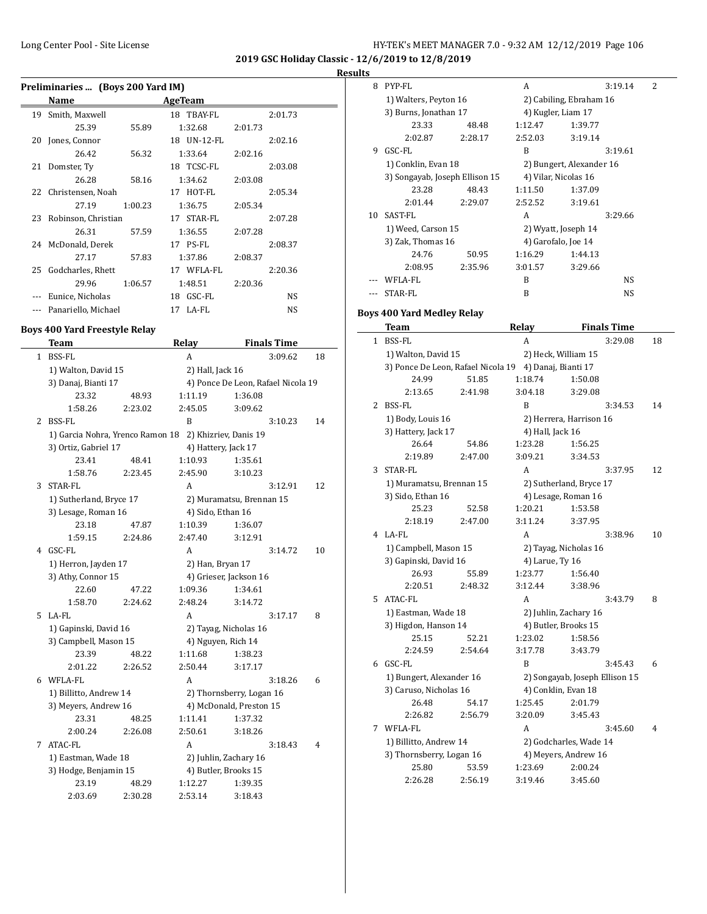2019 GSC Holiday Classic - 12/6/2019 to 12/8/2019

**Results**

### Preliminaries ... (Boys 200 Yard IM)

| | Name | Age | Team | | Finals Time |
|---|---|---|---|---|---|
| 19 | Smith, Maxwell | 18 | TBAY-FL | | 2:01.73 |
| | 25.39 | 55.89 | 1:32.68 | 2:01.73 | |
| 20 | Jones, Connor | 18 | UN-12-FL | | 2:02.16 |
| | 26.42 | 56.32 | 1:33.64 | 2:02.16 | |
| 21 | Domster, Ty | 18 | TCSC-FL | | 2:03.08 |
| | 26.28 | 58.16 | 1:34.62 | 2:03.08 | |
| 22 | Christensen, Noah | 17 | HOT-FL | | 2:05.34 |
| | 27.19 | 1:00.23 | 1:36.75 | 2:05.34 | |
| 23 | Robinson, Christian | 17 | STAR-FL | | 2:07.28 |
| | 26.31 | 57.59 | 1:36.55 | 2:07.28 | |
| 24 | McDonald, Derek | 17 | PS-FL | | 2:08.37 |
| | 27.17 | 57.83 | 1:37.86 | 2:08.37 | |
| 25 | Godcharles, Rhett | 17 | WFLA-FL | | 2:20.36 |
| | 29.96 | 1:06.57 | 1:48.51 | 2:20.36 | |
| --- | Eunice, Nicholas | 18 | GSC-FL | | NS |
| --- | Panariello, Michael | 17 | LA-FL | | NS |

### Boys 400 Yard Freestyle Relay

| | Team | Relay | Finals Time | Points |
|---|---|---|---|---|
| 1 | BSS-FL | A | 3:09.62 | 18 |
| | 1) Walton, David 15 | 2) Hall, Jack 16 | | |
| | 3) Danaj, Bianti 17 | 4) Ponce De Leon, Rafael Nicola 19 | | |
| | 23.32 / 48.93 / 1:11.19 / 1:36.08 | | | |
| | 1:58.26 / 2:23.02 / 2:45.05 / 3:09.62 | | | |
| 2 | BSS-FL | B | 3:10.23 | 14 |
| | 1) Garcia Nohra, Yrenco Ramon 18 | 2) Khizriev, Danis 19 | | |
| | 3) Ortiz, Gabriel 17 | 4) Hattery, Jack 17 | | |
| | 23.41 / 48.41 / 1:10.93 / 1:35.61 | | | |
| | 1:58.76 / 2:23.45 / 2:45.90 / 3:10.23 | | | |
| 3 | STAR-FL | A | 3:12.91 | 12 |
| | 1) Sutherland, Bryce 17 | 2) Muramatsu, Brennan 15 | | |
| | 3) Lesage, Roman 16 | 4) Sido, Ethan 16 | | |
| | 23.18 / 47.87 / 1:10.39 / 1:36.07 | | | |
| | 1:59.15 / 2:24.86 / 2:47.40 / 3:12.91 | | | |
| 4 | GSC-FL | A | 3:14.72 | 10 |
| | 1) Herron, Jayden 17 | 2) Han, Bryan 17 | | |
| | 3) Athy, Connor 15 | 4) Grieser, Jackson 16 | | |
| | 22.60 / 47.22 / 1:09.36 / 1:34.61 | | | |
| | 1:58.70 / 2:24.62 / 2:48.24 / 3:14.72 | | | |
| 5 | LA-FL | A | 3:17.17 | 8 |
| | 1) Gapinski, David 16 | 2) Tayag, Nicholas 16 | | |
| | 3) Campbell, Mason 15 | 4) Nguyen, Rich 14 | | |
| | 23.39 / 48.22 / 1:11.68 / 1:38.23 | | | |
| | 2:01.22 / 2:26.52 / 2:50.44 / 3:17.17 | | | |
| 6 | WFLA-FL | A | 3:18.26 | 6 |
| | 1) Billitto, Andrew 14 | 2) Thornsberry, Logan 16 | | |
| | 3) Meyers, Andrew 16 | 4) McDonald, Preston 15 | | |
| | 23.31 / 48.25 / 1:11.41 / 1:37.32 | | | |
| | 2:00.24 / 2:26.08 / 2:50.61 / 3:18.26 | | | |
| 7 | ATAC-FL | A | 3:18.43 | 4 |
| | 1) Eastman, Wade 18 | 2) Juhlin, Zachary 16 | | |
| | 3) Hodge, Benjamin 15 | 4) Butler, Brooks 15 | | |
| | 23.19 / 48.29 / 1:12.27 / 1:39.35 | | | |
| | 2:03.69 / 2:30.28 / 2:53.14 / 3:18.43 | | | |
| 8 | PYP-FL | A | 3:19.14 | 2 |
| | 1) Walters, Peyton 16 | 2) Cabiling, Ebraham 16 | | |
| | 3) Burns, Jonathan 17 | 4) Kugler, Liam 17 | | |
| | 23.33 / 48.48 / 1:12.47 / 1:39.77 | | | |
| | 2:02.87 / 2:28.17 / 2:52.03 / 3:19.14 | | | |
| 9 | GSC-FL | B | 3:19.61 | |
| | 1) Conklin, Evan 18 | 2) Bungert, Alexander 16 | | |
| | 3) Songayab, Joseph Ellison 15 | 4) Vilar, Nicolas 16 | | |
| | 23.28 / 48.43 / 1:11.50 / 1:37.09 | | | |
| | 2:01.44 / 2:29.07 / 2:52.52 / 3:19.61 | | | |
| 10 | SAST-FL | A | 3:29.66 | |
| | 1) Weed, Carson 15 | 2) Wyatt, Joseph 14 | | |
| | 3) Zak, Thomas 16 | 4) Garofalo, Joe 14 | | |
| | 24.76 / 50.95 / 1:16.29 / 1:44.13 | | | |
| | 2:08.95 / 2:35.96 / 3:01.57 / 3:29.66 | | | |
| --- | WFLA-FL | B | NS | |
| --- | STAR-FL | B | NS | |

### Boys 400 Yard Medley Relay

| | Team | Relay | Finals Time | Points |
|---|---|---|---|---|
| 1 | BSS-FL | A | 3:29.08 | 18 |
| | 1) Walton, David 15 | 2) Heck, William 15 | | |
| | 3) Ponce De Leon, Rafael Nicola 19 | 4) Danaj, Bianti 17 | | |
| | 24.99 / 51.85 / 1:18.74 / 1:50.08 | | | |
| | 2:13.65 / 2:41.98 / 3:04.18 / 3:29.08 | | | |
| 2 | BSS-FL | B | 3:34.53 | 14 |
| | 1) Body, Louis 16 | 2) Herrera, Harrison 16 | | |
| | 3) Hattery, Jack 17 | 4) Hall, Jack 16 | | |
| | 26.64 / 54.86 / 1:23.28 / 1:56.25 | | | |
| | 2:19.89 / 2:47.00 / 3:09.21 / 3:34.53 | | | |
| 3 | STAR-FL | A | 3:37.95 | 12 |
| | 1) Muramatsu, Brennan 15 | 2) Sutherland, Bryce 17 | | |
| | 3) Sido, Ethan 16 | 4) Lesage, Roman 16 | | |
| | 25.23 / 52.58 / 1:20.21 / 1:53.58 | | | |
| | 2:18.19 / 2:47.00 / 3:11.24 / 3:37.95 | | | |
| 4 | LA-FL | A | 3:38.96 | 10 |
| | 1) Campbell, Mason 15 | 2) Tayag, Nicholas 16 | | |
| | 3) Gapinski, David 16 | 4) Larue, Ty 16 | | |
| | 26.93 / 55.89 / 1:23.77 / 1:56.40 | | | |
| | 2:20.51 / 2:48.32 / 3:12.44 / 3:38.96 | | | |
| 5 | ATAC-FL | A | 3:43.79 | 8 |
| | 1) Eastman, Wade 18 | 2) Juhlin, Zachary 16 | | |
| | 3) Higdon, Hanson 14 | 4) Butler, Brooks 15 | | |
| | 25.15 / 52.21 / 1:23.02 / 1:58.56 | | | |
| | 2:24.59 / 2:54.64 / 3:17.78 / 3:43.79 | | | |
| 6 | GSC-FL | B | 3:45.43 | 6 |
| | 1) Bungert, Alexander 16 | 2) Songayab, Joseph Ellison 15 | | |
| | 3) Caruso, Nicholas 16 | 4) Conklin, Evan 18 | | |
| | 26.48 / 54.17 / 1:25.45 / 2:01.79 | | | |
| | 2:26.82 / 2:56.79 / 3:20.09 / 3:45.43 | | | |
| 7 | WFLA-FL | A | 3:45.60 | 4 |
| | 1) Billitto, Andrew 14 | 2) Godcharles, Wade 14 | | |
| | 3) Thornsberry, Logan 16 | 4) Meyers, Andrew 16 | | |
| | 25.80 / 53.59 / 1:23.69 / 2:00.24 | | | |
| | 2:26.28 / 2:56.19 / 3:19.46 / 3:45.60 | | | |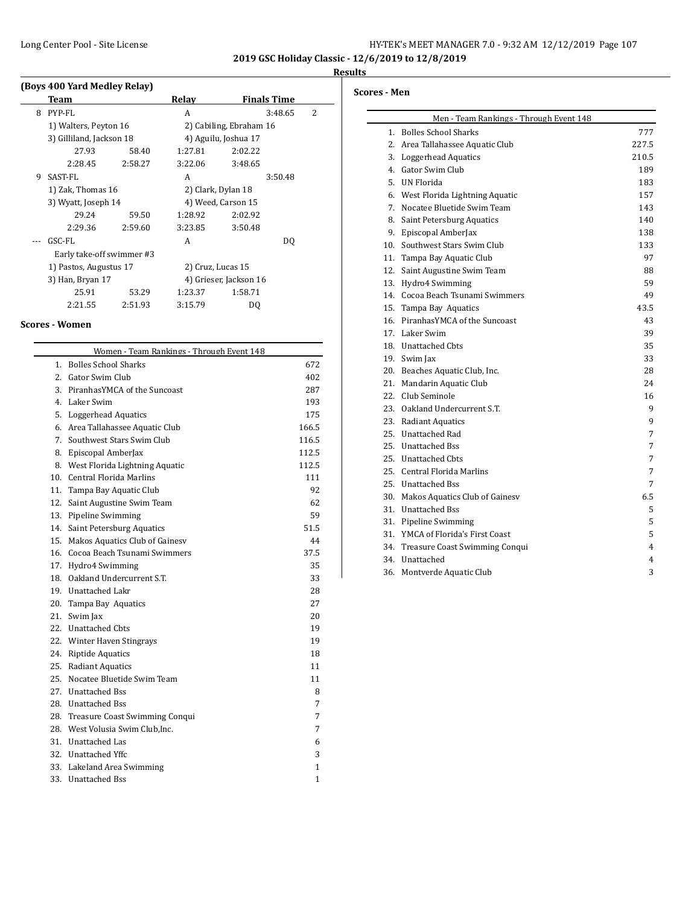2019 GSC Holiday Classic - 12/6/2019 to 12/8/2019

**Results**

### (Boys 400 Yard Medley Relay)

| | Team | Relay | Finals Time | |
|---|---|---|---|---|
| 8 | PYP-FL | A | 3:48.65 | 2 |

1) Walters, Peyton 16 — 2) Cabiling, Ebraham 16
3) Gilliland, Jackson 18 — 4) Aguilu, Joshua 17

27.93 58.40 1:27.81 2:02.22
2:28.45 2:58.27 3:22.06 3:48.65

| | Team | Relay | Finals Time | |
|---|---|---|---|---|
| 9 | SAST-FL | A | 3:50.48 | |

1) Zak, Thomas 16 — 2) Clark, Dylan 18
3) Wyatt, Joseph 14 — 4) Weed, Carson 15

29.24 59.50 1:28.92 2:02.92
2:29.36 2:59.60 3:23.85 3:50.48

| | Team | Relay | Finals Time | |
|---|---|---|---|---|
| --- | GSC-FL | A | DQ | |

Early take-off swimmer #3

1) Pastos, Augustus 17 — 2) Cruz, Lucas 15
3) Han, Bryan 17 — 4) Grieser, Jackson 16

25.91 53.29 1:23.37 1:58.71
2:21.55 2:51.93 3:15.79 DQ

### Scores - Women

| | Women - Team Rankings - Through Event 148 | |
|---|---|---|
| 1. | Bolles School Sharks | 672 |
| 2. | Gator Swim Club | 402 |
| 3. | PiranhasYMCA of the Suncoast | 287 |
| 4. | Laker Swim | 193 |
| 5. | Loggerhead Aquatics | 175 |
| 6. | Area Tallahassee Aquatic Club | 166.5 |
| 7. | Southwest Stars Swim Club | 116.5 |
| 8. | Episcopal AmberJax | 112.5 |
| 8. | West Florida Lightning Aquatic | 112.5 |
| 10. | Central Florida Marlins | 111 |
| 11. | Tampa Bay Aquatic Club | 92 |
| 12. | Saint Augustine Swim Team | 62 |
| 13. | Pipeline Swimming | 59 |
| 14. | Saint Petersburg Aquatics | 51.5 |
| 15. | Makos Aquatics Club of Gainesv | 44 |
| 16. | Cocoa Beach Tsunami Swimmers | 37.5 |
| 17. | Hydro4 Swimming | 35 |
| 18. | Oakland Undercurrent S.T. | 33 |
| 19. | Unattached Lakr | 28 |
| 20. | Tampa Bay Aquatics | 27 |
| 21. | Swim Jax | 20 |
| 22. | Unattached Cbts | 19 |
| 22. | Winter Haven Stingrays | 19 |
| 24. | Riptide Aquatics | 18 |
| 25. | Radiant Aquatics | 11 |
| 25. | Nocatee Bluetide Swim Team | 11 |
| 27. | Unattached Bss | 8 |
| 28. | Unattached Bss | 7 |
| 28. | Treasure Coast Swimming Conqui | 7 |
| 28. | West Volusia Swim Club,Inc. | 7 |
| 31. | Unattached Las | 6 |
| 32. | Unattached Yffc | 3 |
| 33. | Lakeland Area Swimming | 1 |
| 33. | Unattached Bss | 1 |

### Scores - Men

| | Men - Team Rankings - Through Event 148 | |
|---|---|---|
| 1. | Bolles School Sharks | 777 |
| 2. | Area Tallahassee Aquatic Club | 227.5 |
| 3. | Loggerhead Aquatics | 210.5 |
| 4. | Gator Swim Club | 189 |
| 5. | UN Florida | 183 |
| 6. | West Florida Lightning Aquatic | 157 |
| 7. | Nocatee Bluetide Swim Team | 143 |
| 8. | Saint Petersburg Aquatics | 140 |
| 9. | Episcopal AmberJax | 138 |
| 10. | Southwest Stars Swim Club | 133 |
| 11. | Tampa Bay Aquatic Club | 97 |
| 12. | Saint Augustine Swim Team | 88 |
| 13. | Hydro4 Swimming | 59 |
| 14. | Cocoa Beach Tsunami Swimmers | 49 |
| 15. | Tampa Bay Aquatics | 43.5 |
| 16. | PiranhasYMCA of the Suncoast | 43 |
| 17. | Laker Swim | 39 |
| 18. | Unattached Cbts | 35 |
| 19. | Swim Jax | 33 |
| 20. | Beaches Aquatic Club, Inc. | 28 |
| 21. | Mandarin Aquatic Club | 24 |
| 22. | Club Seminole | 16 |
| 23. | Oakland Undercurrent S.T. | 9 |
| 23. | Radiant Aquatics | 9 |
| 25. | Unattached Rad | 7 |
| 25. | Unattached Bss | 7 |
| 25. | Unattached Cbts | 7 |
| 25. | Central Florida Marlins | 7 |
| 25. | Unattached Bss | 7 |
| 30. | Makos Aquatics Club of Gainesv | 6.5 |
| 31. | Unattached Bss | 5 |
| 31. | Pipeline Swimming | 5 |
| 31. | YMCA of Florida's First Coast | 5 |
| 34. | Treasure Coast Swimming Conqui | 4 |
| 34. | Unattached | 4 |
| 36. | Montverde Aquatic Club | 3 |